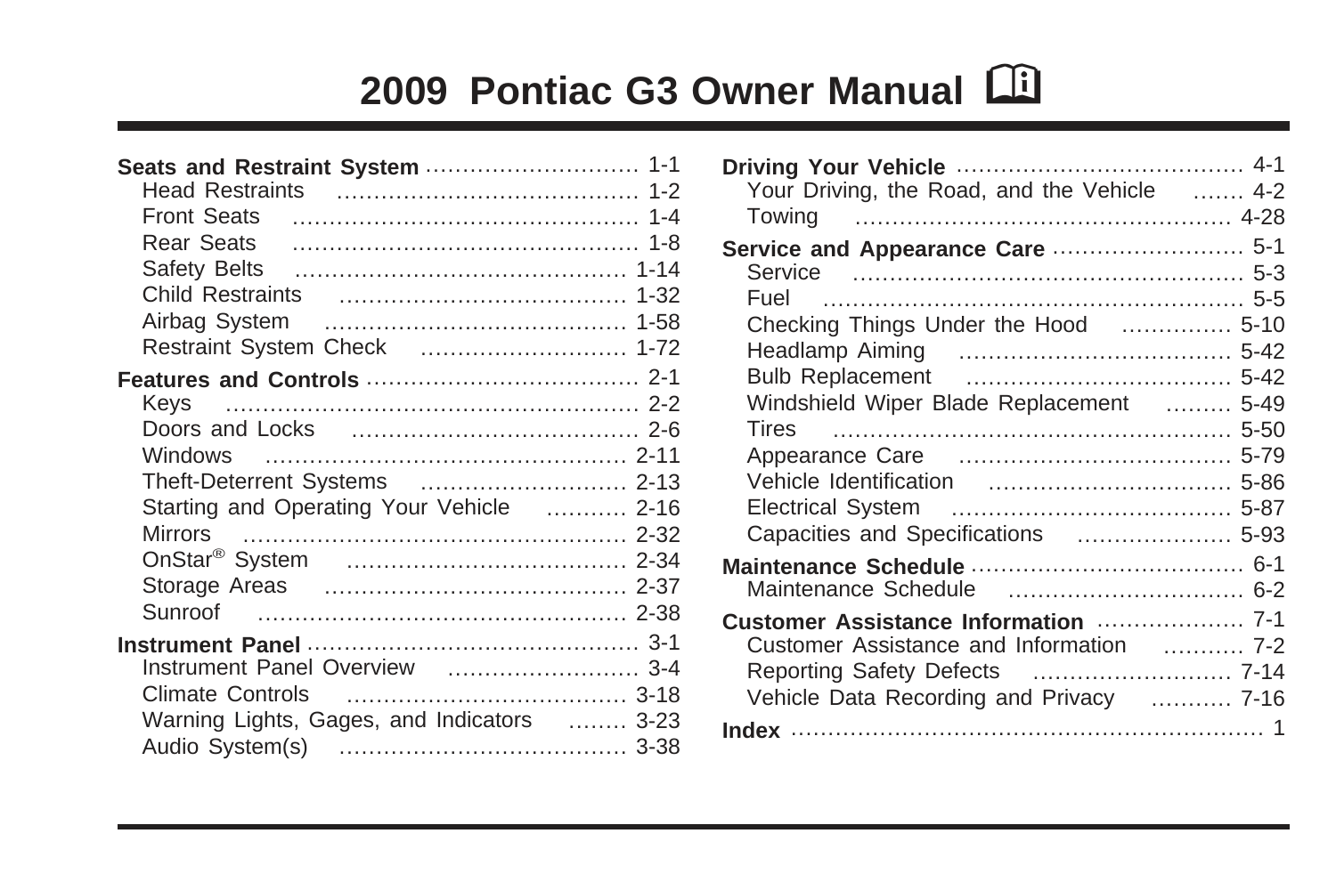# 2009 Pontiac G3 Owner Manual

**Seats and Restraint System** ............................ 1-1
- Head Restraints ........................................ 1-2
- Front Seats .............................................. 1-4
- Rear Seats .............................................. 1-8
- Safety Belts ............................................ 1-14
- Child Restraints ...................................... 1-32
- Airbag System ........................................ 1-58
- Restraint System Check ........................... 1-72

**Features and Controls** .................................... 2-1
- Keys ....................................................... 2-2
- Doors and Locks ...................................... 2-6
- Windows ................................................ 2-11
- Theft-Deterrent Systems ........................... 2-13
- Starting and Operating Your Vehicle ........... 2-16
- Mirrors ................................................... 2-32
- OnStar® System ..................................... 2-34
- Storage Areas ........................................ 2-37
- Sunroof ................................................. 2-38

**Instrument Panel** ............................................ 3-1
- Instrument Panel Overview ......................... 3-4
- Climate Controls ..................................... 3-18
- Warning Lights, Gages, and Indicators ........ 3-23
- Audio System(s) ...................................... 3-38

**Driving Your Vehicle** ...................................... 4-1
- Your Driving, the Road, and the Vehicle ....... 4-2
- Towing .................................................. 4-28

**Service and Appearance Care** .......................... 5-1
- Service ..................................................... 5-3
- Fuel ........................................................ 5-5
- Checking Things Under the Hood .............. 5-10
- Headlamp Aiming .................................... 5-42
- Bulb Replacement ................................... 5-42
- Windshield Wiper Blade Replacement ......... 5-49
- Tires ..................................................... 5-50
- Appearance Care .................................... 5-79
- Vehicle Identification ................................ 5-86
- Electrical System ..................................... 5-87
- Capacities and Specifications ..................... 5-93

**Maintenance Schedule** ..................................... 6-1
- Maintenance Schedule ............................... 6-2

**Customer Assistance Information** .................... 7-1
- Customer Assistance and Information ........... 7-2
- Reporting Safety Defects ........................... 7-14
- Vehicle Data Recording and Privacy ........... 7-16

**Index** ................................................................ 1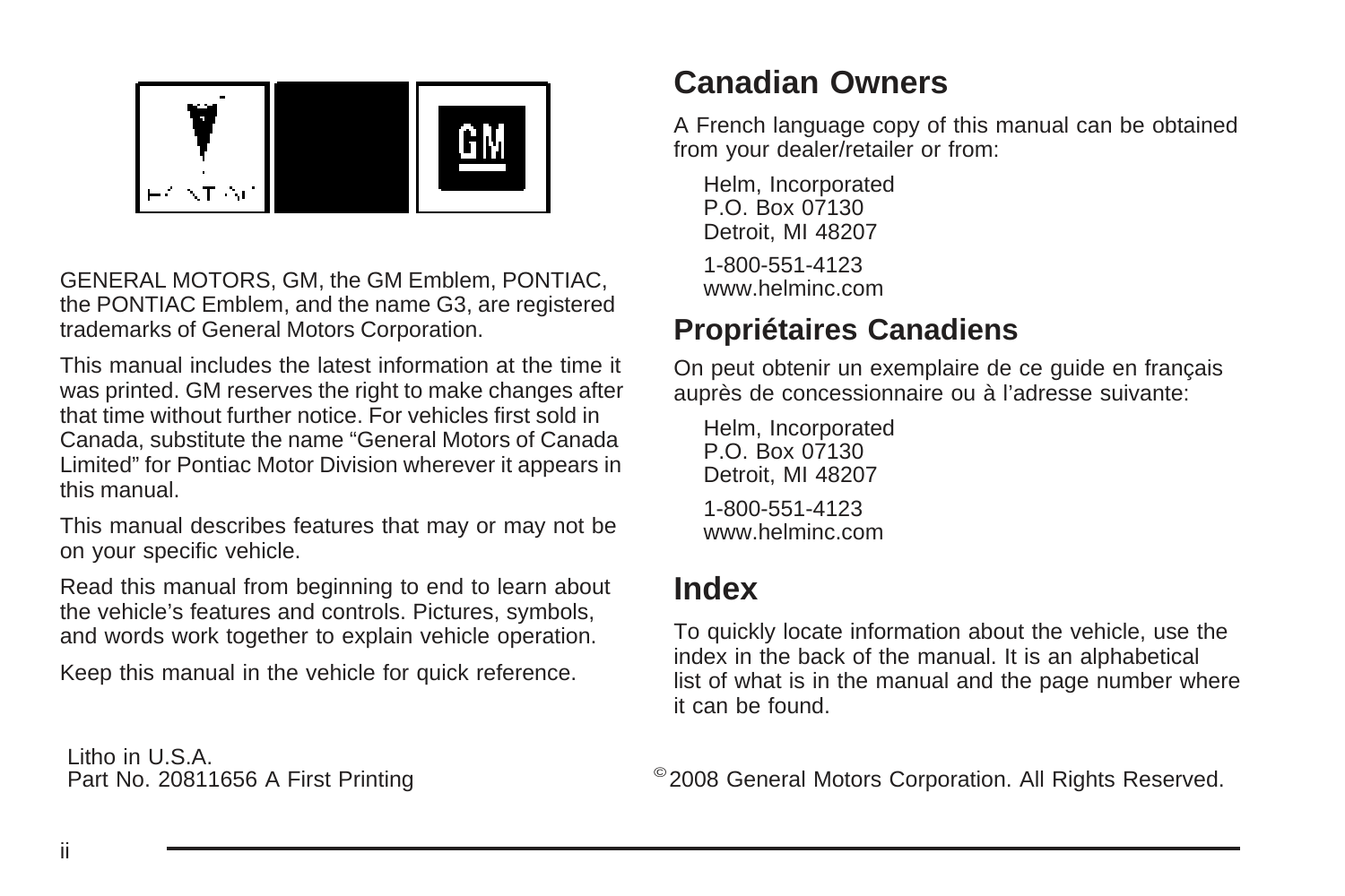GENERAL MOTORS, GM, the GM Emblem, PONTIAC, the PONTIAC Emblem, and the name G3, are registered trademarks of General Motors Corporation.

This manual includes the latest information at the time it was printed. GM reserves the right to make changes after that time without further notice. For vehicles first sold in Canada, substitute the name "General Motors of Canada Limited" for Pontiac Motor Division wherever it appears in this manual.

This manual describes features that may or may not be on your specific vehicle.

Read this manual from beginning to end to learn about the vehicle's features and controls. Pictures, symbols, and words work together to explain vehicle operation.

Keep this manual in the vehicle for quick reference.

## Canadian Owners

A French language copy of this manual can be obtained from your dealer/retailer or from:

Helm, Incorporated
P.O. Box 07130
Detroit, MI 48207

1-800-551-4123
www.helminc.com

## Propriétaires Canadiens

On peut obtenir un exemplaire de ce guide en français auprès de concessionnaire ou à l'adresse suivante:

Helm, Incorporated
P.O. Box 07130
Detroit, MI 48207

1-800-551-4123
www.helminc.com

## Index

To quickly locate information about the vehicle, use the index in the back of the manual. It is an alphabetical list of what is in the manual and the page number where it can be found.

Litho in U.S.A.
Part No. 20811656 A First Printing

© 2008 General Motors Corporation. All Rights Reserved.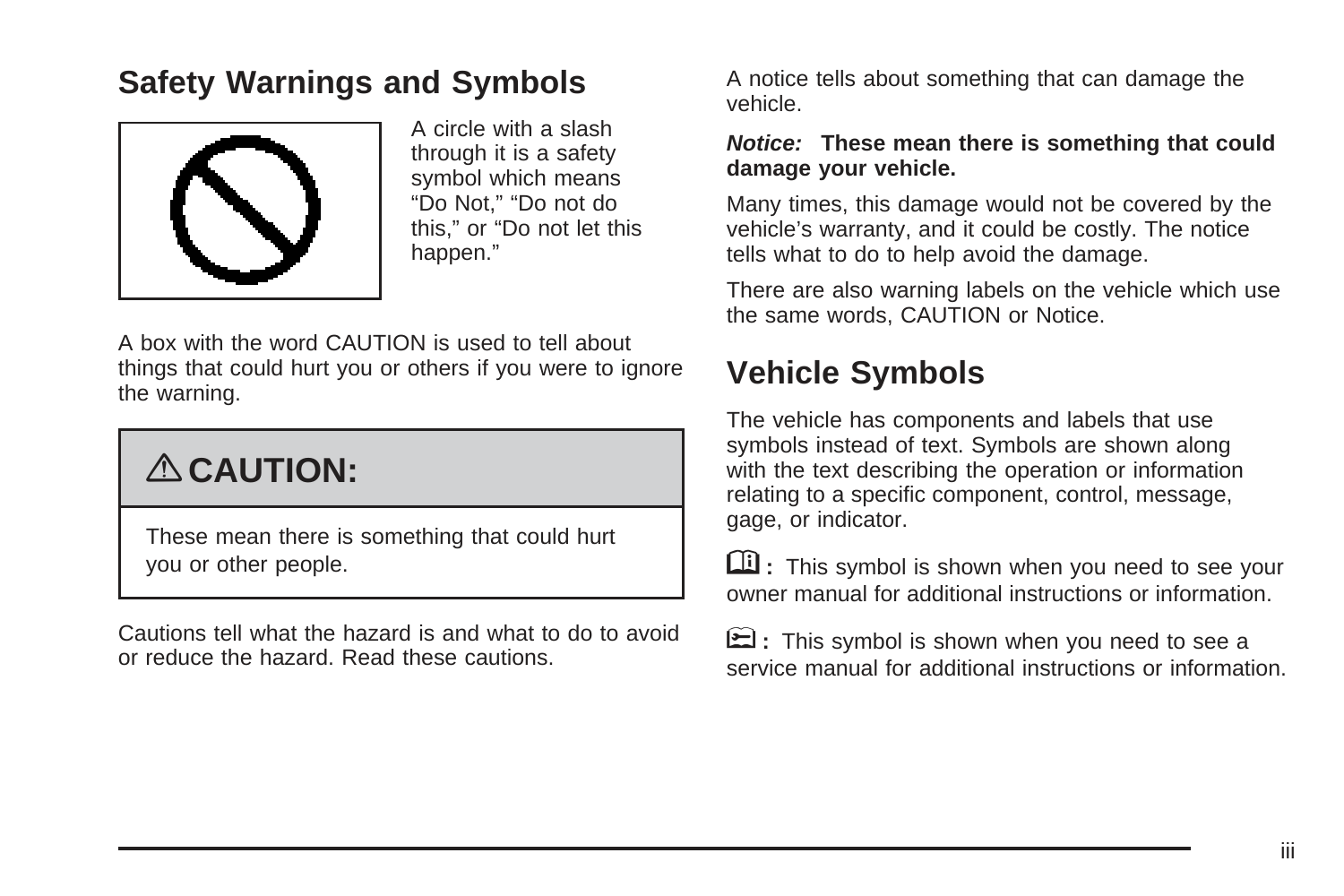## Safety Warnings and Symbols

A circle with a slash through it is a safety symbol which means "Do Not," "Do not do this," or "Do not let this happen."

A box with the word CAUTION is used to tell about things that could hurt you or others if you were to ignore the warning.

> **⚠ CAUTION:**
>
> These mean there is something that could hurt you or other people.

Cautions tell what the hazard is and what to do to avoid or reduce the hazard. Read these cautions.

A notice tells about something that can damage the vehicle.

***Notice:*** **These mean there is something that could damage your vehicle.**

Many times, this damage would not be covered by the vehicle's warranty, and it could be costly. The notice tells what to do to help avoid the damage.

There are also warning labels on the vehicle which use the same words, CAUTION or Notice.

## Vehicle Symbols

The vehicle has components and labels that use symbols instead of text. Symbols are shown along with the text describing the operation or information relating to a specific component, control, message, gage, or indicator.

**:** This symbol is shown when you need to see your owner manual for additional instructions or information.

**:** This symbol is shown when you need to see a service manual for additional instructions or information.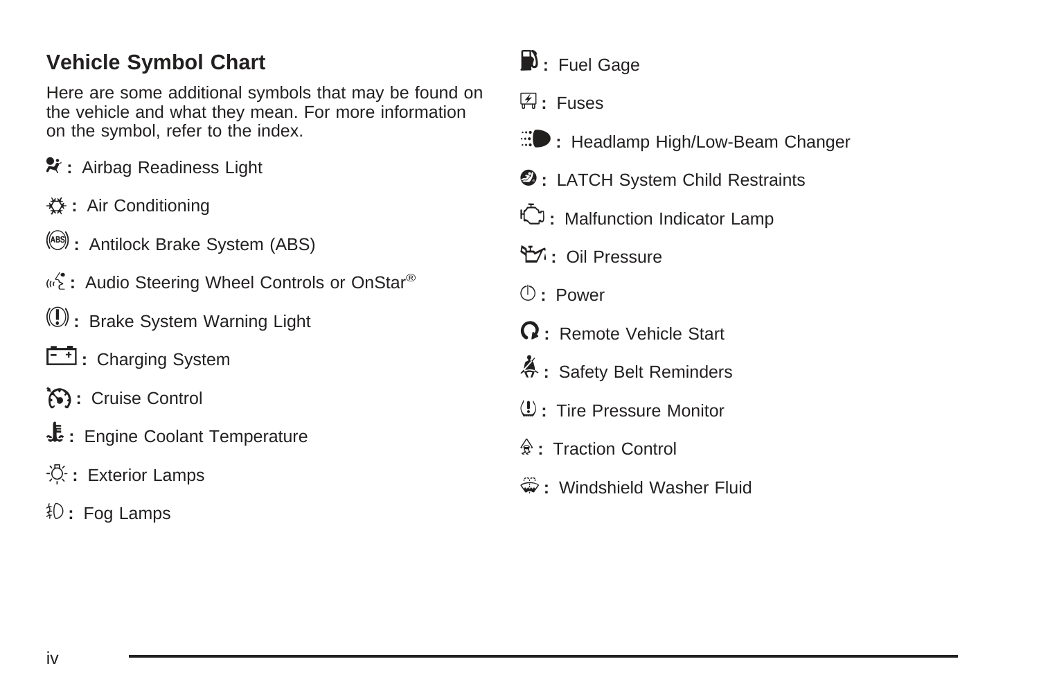## Vehicle Symbol Chart

Here are some additional symbols that may be found on the vehicle and what they mean. For more information on the symbol, refer to the index.

: Airbag Readiness Light

: Air Conditioning

: Antilock Brake System (ABS)

: Audio Steering Wheel Controls or OnStar®

: Brake System Warning Light

: Charging System

: Cruise Control

: Engine Coolant Temperature

: Exterior Lamps

: Fog Lamps

: Fuel Gage

: Fuses

: Headlamp High/Low-Beam Changer

: LATCH System Child Restraints

: Malfunction Indicator Lamp

: Oil Pressure

: Power

: Remote Vehicle Start

: Safety Belt Reminders

: Tire Pressure Monitor

: Traction Control

: Windshield Washer Fluid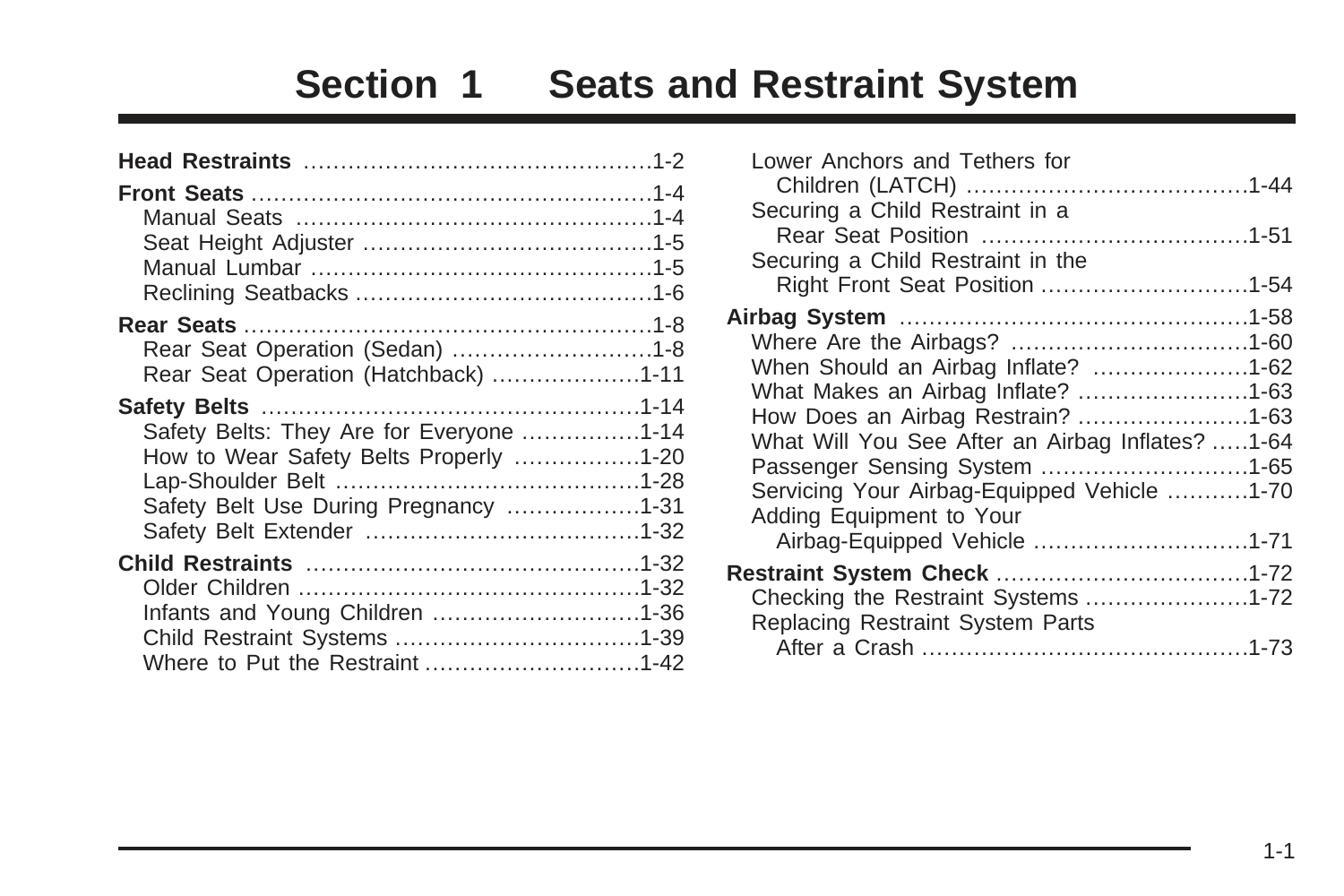# Section 1 Seats and Restraint System

**Head Restraints** ............................................. 1-2

**Front Seats** ................................................... 1-4
- Manual Seats ............................................... 1-4
- Seat Height Adjuster ..................................... 1-5
- Manual Lumbar ............................................. 1-5
- Reclining Seatbacks ...................................... 1-6

**Rear Seats** .................................................... 1-8
- Rear Seat Operation (Sedan) .......................... 1-8
- Rear Seat Operation (Hatchback) ................... 1-11

**Safety Belts** .................................................. 1-14
- Safety Belts: They Are for Everyone ............... 1-14
- How to Wear Safety Belts Properly ................ 1-20
- Lap-Shoulder Belt ........................................ 1-28
- Safety Belt Use During Pregnancy ................. 1-31
- Safety Belt Extender .................................... 1-32

**Child Restraints** ........................................... 1-32
- Older Children ............................................. 1-32
- Infants and Young Children ........................... 1-36
- Child Restraint Systems ................................ 1-39
- Where to Put the Restraint ............................ 1-42
- Lower Anchors and Tethers for Children (LATCH) ..................................... 1-44
- Securing a Child Restraint in a Rear Seat Position ................................... 1-51
- Securing a Child Restraint in the Right Front Seat Position ........................... 1-54

**Airbag System** .............................................. 1-58
- Where Are the Airbags? ............................... 1-60
- When Should an Airbag Inflate? ..................... 1-62
- What Makes an Airbag Inflate? ...................... 1-63
- How Does an Airbag Restrain? ...................... 1-63
- What Will You See After an Airbag Inflates? ..... 1-64
- Passenger Sensing System ........................... 1-65
- Servicing Your Airbag-Equipped Vehicle .......... 1-70
- Adding Equipment to Your Airbag-Equipped Vehicle ............................ 1-71

**Restraint System Check** ................................. 1-72
- Checking the Restraint Systems ..................... 1-72
- Replacing Restraint System Parts After a Crash ........................................... 1-73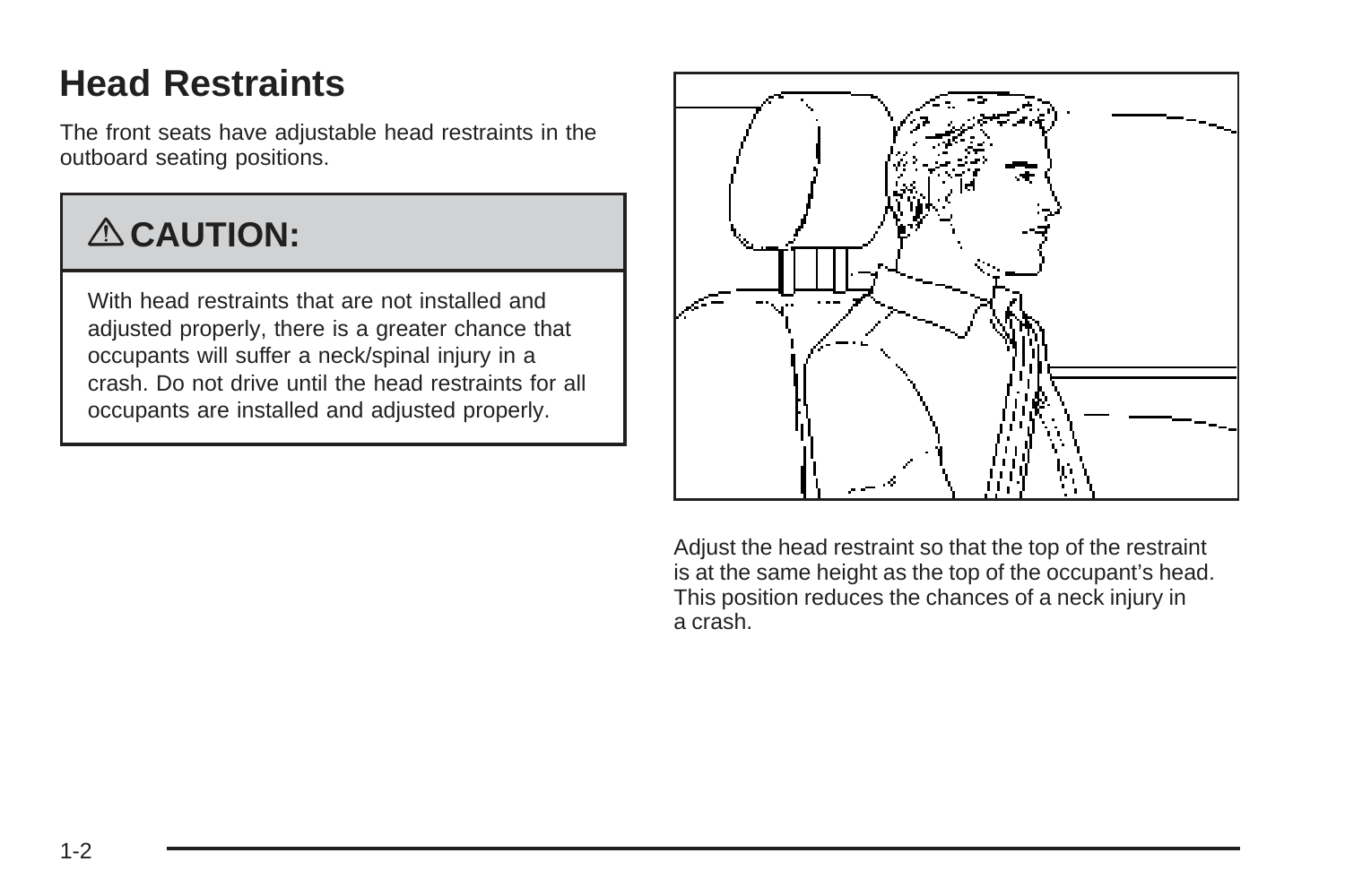# Head Restraints

The front seats have adjustable head restraints in the outboard seating positions.

> **⚠ CAUTION:**
>
> With head restraints that are not installed and adjusted properly, there is a greater chance that occupants will suffer a neck/spinal injury in a crash. Do not drive until the head restraints for all occupants are installed and adjusted properly.

Adjust the head restraint so that the top of the restraint is at the same height as the top of the occupant's head. This position reduces the chances of a neck injury in a crash.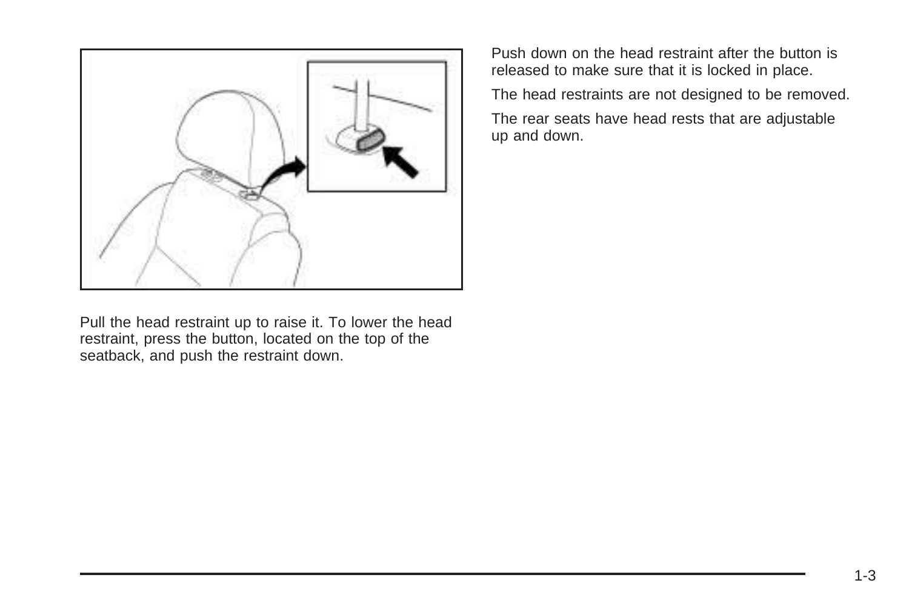Pull the head restraint up to raise it. To lower the head restraint, press the button, located on the top of the seatback, and push the restraint down.

Push down on the head restraint after the button is released to make sure that it is locked in place.

The head restraints are not designed to be removed.

The rear seats have head rests that are adjustable up and down.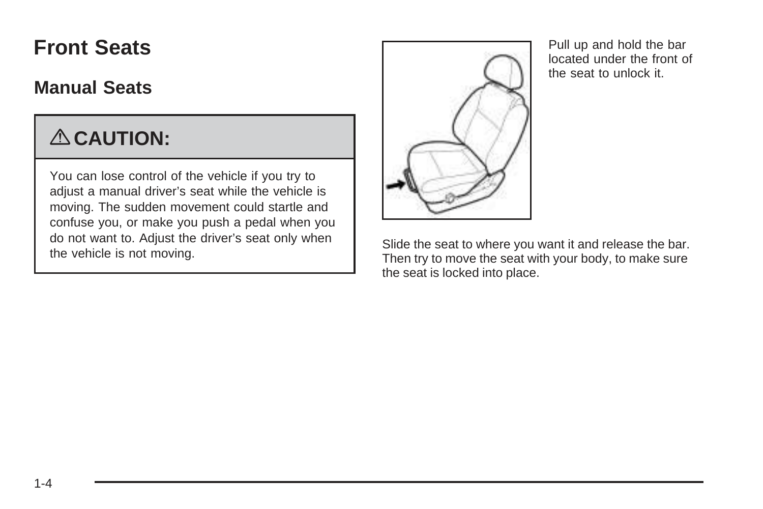# Front Seats

## Manual Seats

> **⚠ CAUTION:**
>
> You can lose control of the vehicle if you try to adjust a manual driver's seat while the vehicle is moving. The sudden movement could startle and confuse you, or make you push a pedal when you do not want to. Adjust the driver's seat only when the vehicle is not moving.

Pull up and hold the bar located under the front of the seat to unlock it.

Slide the seat to where you want it and release the bar. Then try to move the seat with your body, to make sure the seat is locked into place.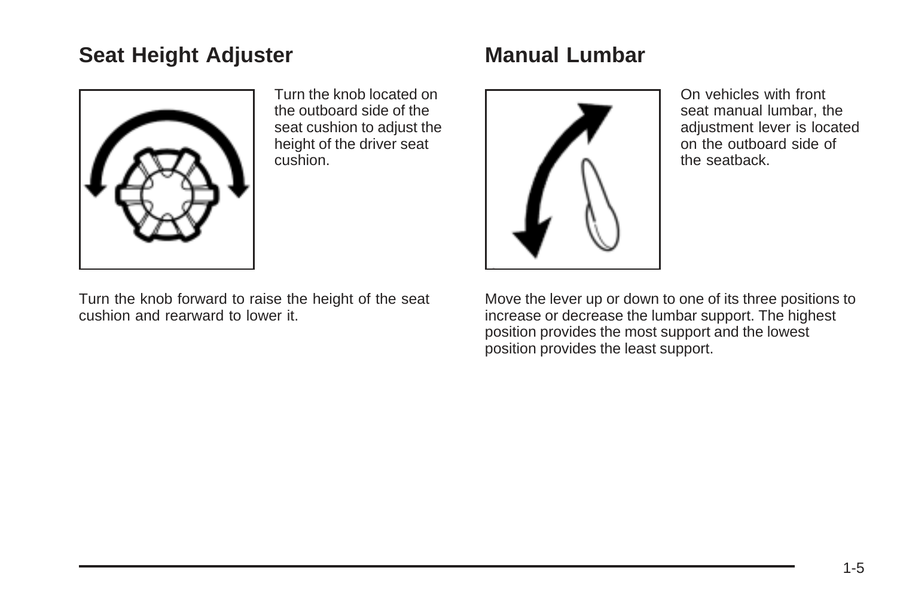## Seat Height Adjuster

Turn the knob located on the outboard side of the seat cushion to adjust the height of the driver seat cushion.

Turn the knob forward to raise the height of the seat cushion and rearward to lower it.

## Manual Lumbar

On vehicles with front seat manual lumbar, the adjustment lever is located on the outboard side of the seatback.

Move the lever up or down to one of its three positions to increase or decrease the lumbar support. The highest position provides the most support and the lowest position provides the least support.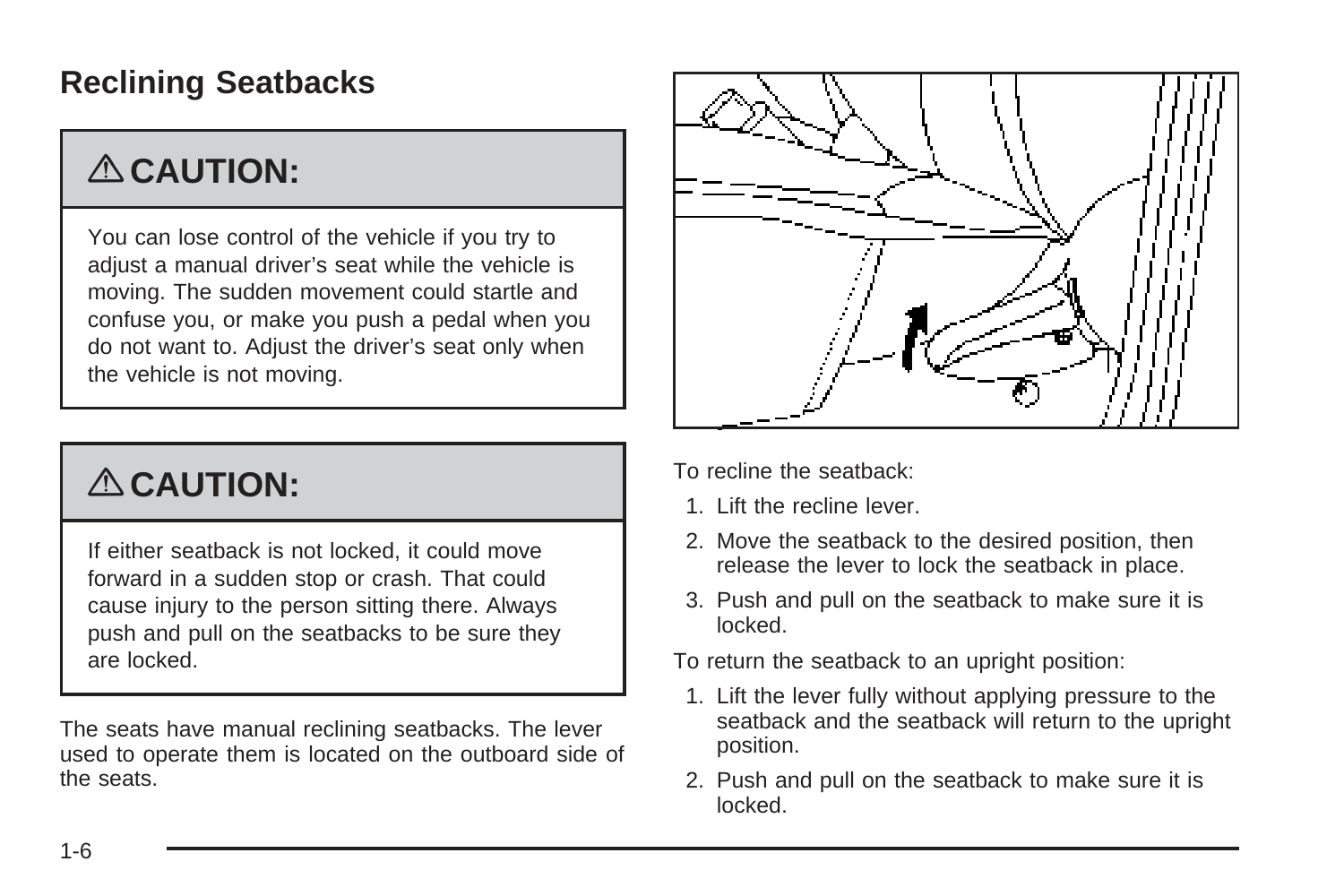## Reclining Seatbacks

### ⚠ CAUTION:

You can lose control of the vehicle if you try to adjust a manual driver's seat while the vehicle is moving. The sudden movement could startle and confuse you, or make you push a pedal when you do not want to. Adjust the driver's seat only when the vehicle is not moving.

### ⚠ CAUTION:

If either seatback is not locked, it could move forward in a sudden stop or crash. That could cause injury to the person sitting there. Always push and pull on the seatbacks to be sure they are locked.

The seats have manual reclining seatbacks. The lever used to operate them is located on the outboard side of the seats.

To recline the seatback:

1. Lift the recline lever.
2. Move the seatback to the desired position, then release the lever to lock the seatback in place.
3. Push and pull on the seatback to make sure it is locked.

To return the seatback to an upright position:

1. Lift the lever fully without applying pressure to the seatback and the seatback will return to the upright position.
2. Push and pull on the seatback to make sure it is locked.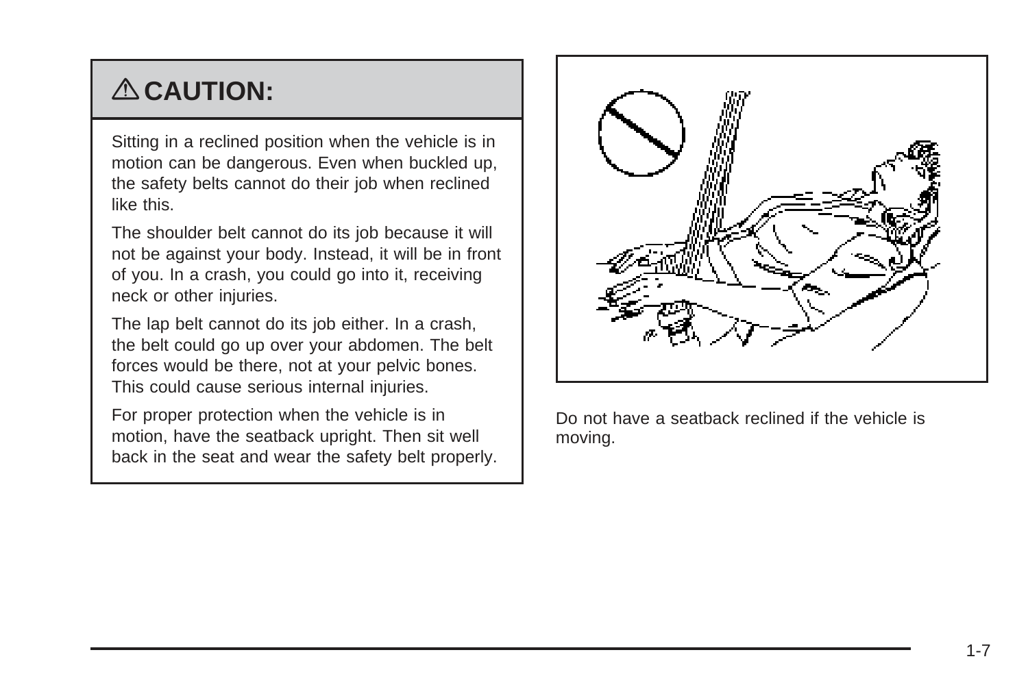## ⚠ CAUTION:

Sitting in a reclined position when the vehicle is in motion can be dangerous. Even when buckled up, the safety belts cannot do their job when reclined like this.

The shoulder belt cannot do its job because it will not be against your body. Instead, it will be in front of you. In a crash, you could go into it, receiving neck or other injuries.

The lap belt cannot do its job either. In a crash, the belt could go up over your abdomen. The belt forces would be there, not at your pelvic bones. This could cause serious internal injuries.

For proper protection when the vehicle is in motion, have the seatback upright. Then sit well back in the seat and wear the safety belt properly.

Do not have a seatback reclined if the vehicle is moving.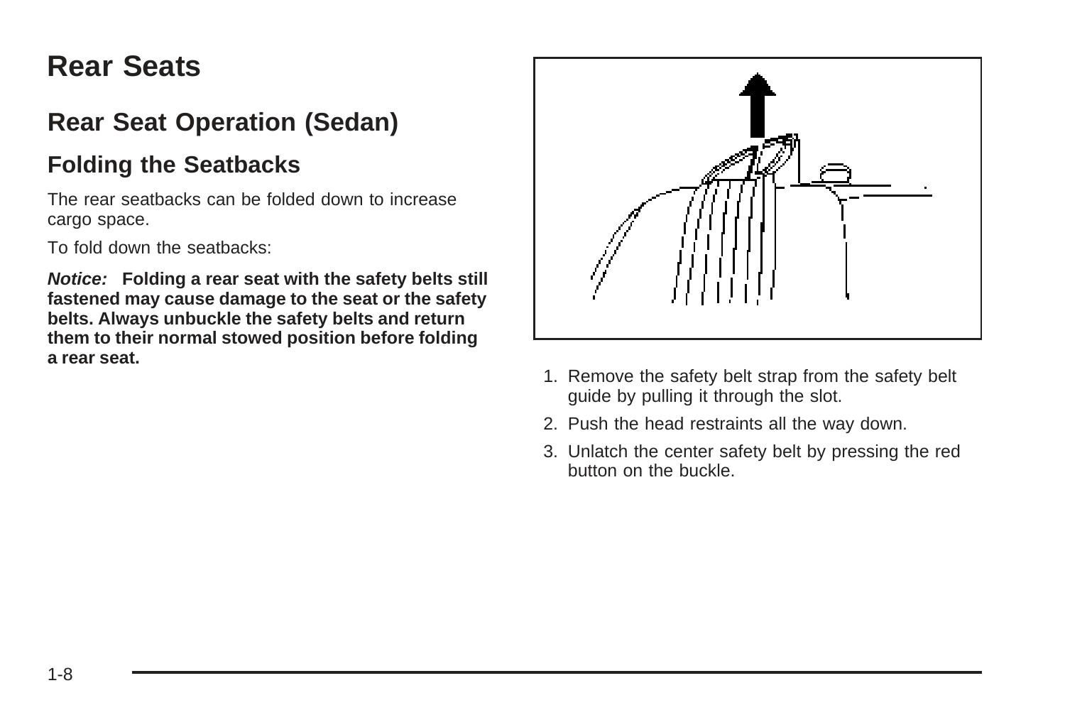# Rear Seats

## Rear Seat Operation (Sedan)

### Folding the Seatbacks

The rear seatbacks can be folded down to increase cargo space.

To fold down the seatbacks:

***Notice:*** **Folding a rear seat with the safety belts still fastened may cause damage to the seat or the safety belts. Always unbuckle the safety belts and return them to their normal stowed position before folding a rear seat.**

1. Remove the safety belt strap from the safety belt guide by pulling it through the slot.
2. Push the head restraints all the way down.
3. Unlatch the center safety belt by pressing the red button on the buckle.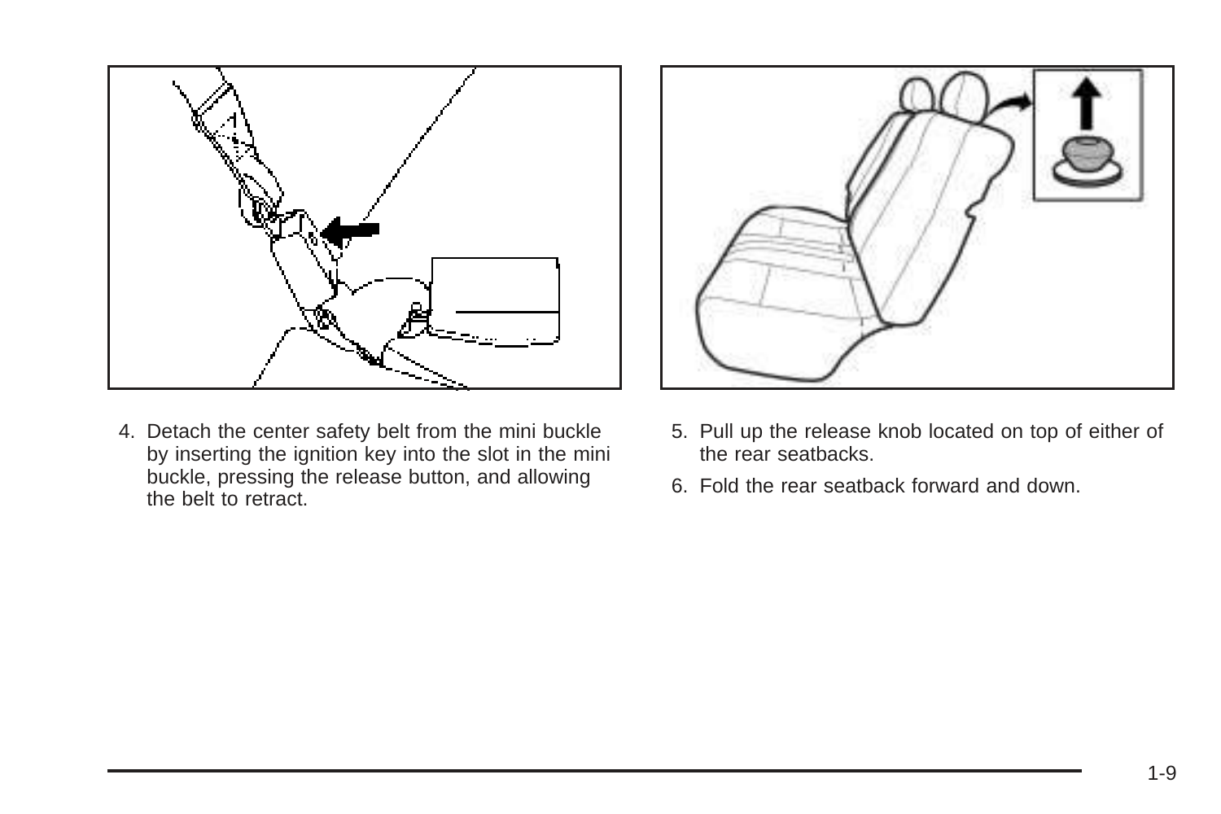4. Detach the center safety belt from the mini buckle by inserting the ignition key into the slot in the mini buckle, pressing the release button, and allowing the belt to retract.

5. Pull up the release knob located on top of either of the rear seatbacks.

6. Fold the rear seatback forward and down.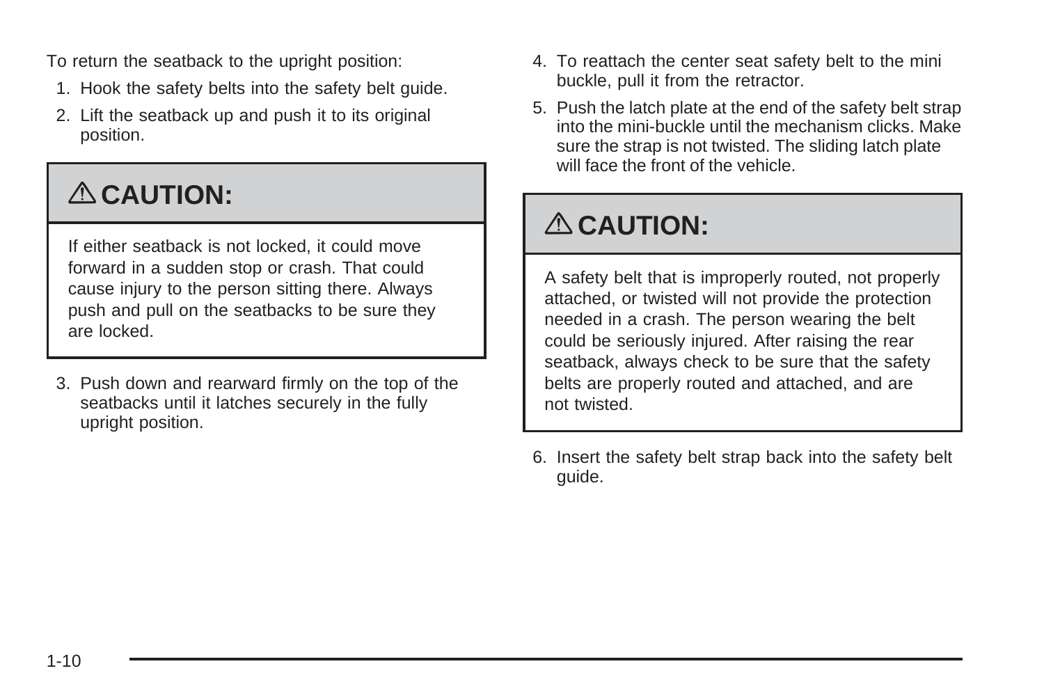To return the seatback to the upright position:

1. Hook the safety belts into the safety belt guide.
2. Lift the seatback up and push it to its original position.

> **⚠ CAUTION:**
>
> If either seatback is not locked, it could move forward in a sudden stop or crash. That could cause injury to the person sitting there. Always push and pull on the seatbacks to be sure they are locked.

3. Push down and rearward firmly on the top of the seatbacks until it latches securely in the fully upright position.
4. To reattach the center seat safety belt to the mini buckle, pull it from the retractor.
5. Push the latch plate at the end of the safety belt strap into the mini-buckle until the mechanism clicks. Make sure the strap is not twisted. The sliding latch plate will face the front of the vehicle.

> **⚠ CAUTION:**
>
> A safety belt that is improperly routed, not properly attached, or twisted will not provide the protection needed in a crash. The person wearing the belt could be seriously injured. After raising the rear seatback, always check to be sure that the safety belts are properly routed and attached, and are not twisted.

6. Insert the safety belt strap back into the safety belt guide.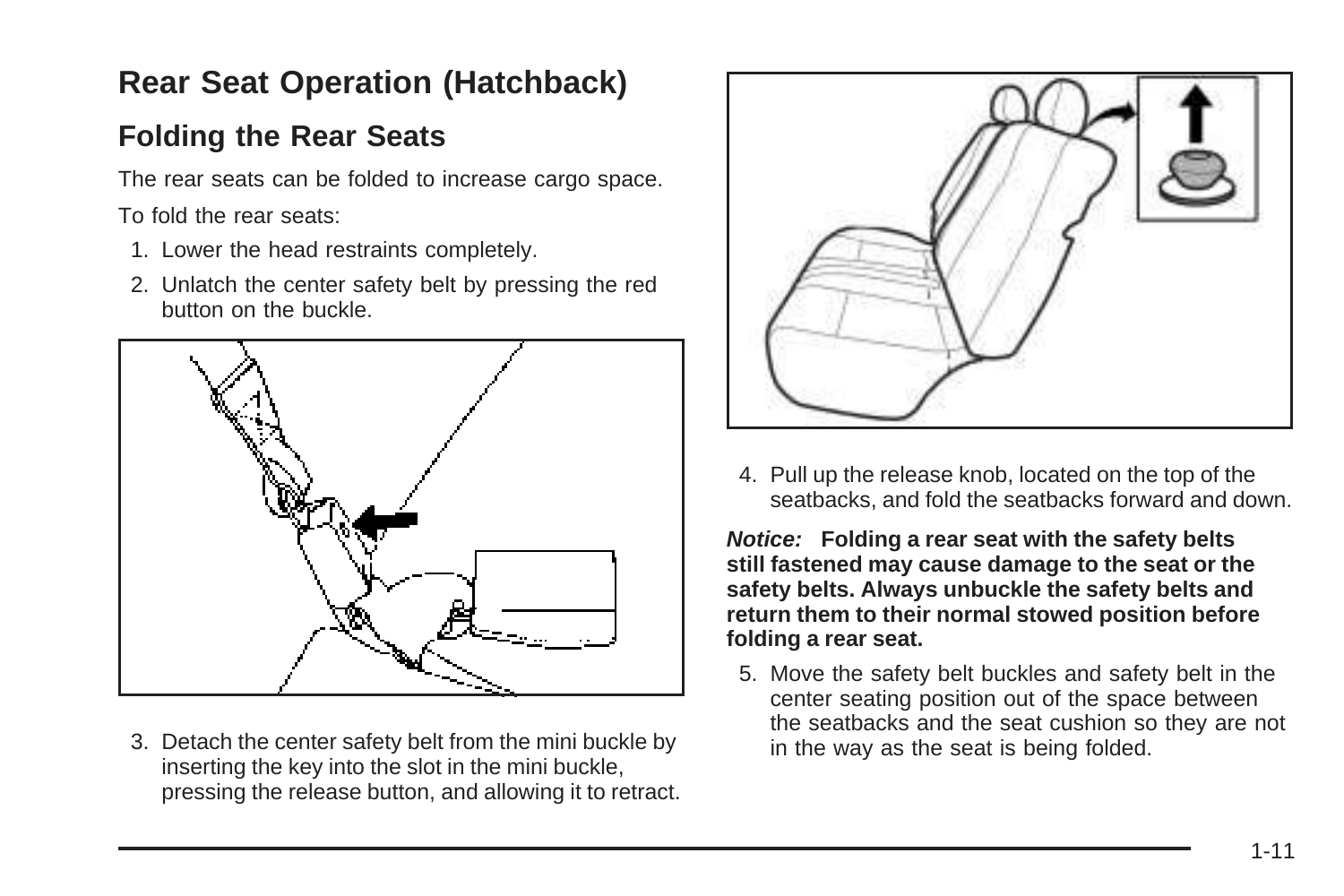# Rear Seat Operation (Hatchback)

## Folding the Rear Seats

The rear seats can be folded to increase cargo space.

To fold the rear seats:

1. Lower the head restraints completely.
2. Unlatch the center safety belt by pressing the red button on the buckle.
3. Detach the center safety belt from the mini buckle by inserting the key into the slot in the mini buckle, pressing the release button, and allowing it to retract.
4. Pull up the release knob, located on the top of the seatbacks, and fold the seatbacks forward and down.

***Notice:*** **Folding a rear seat with the safety belts still fastened may cause damage to the seat or the safety belts. Always unbuckle the safety belts and return them to their normal stowed position before folding a rear seat.**

5. Move the safety belt buckles and safety belt in the center seating position out of the space between the seatbacks and the seat cushion so they are not in the way as the seat is being folded.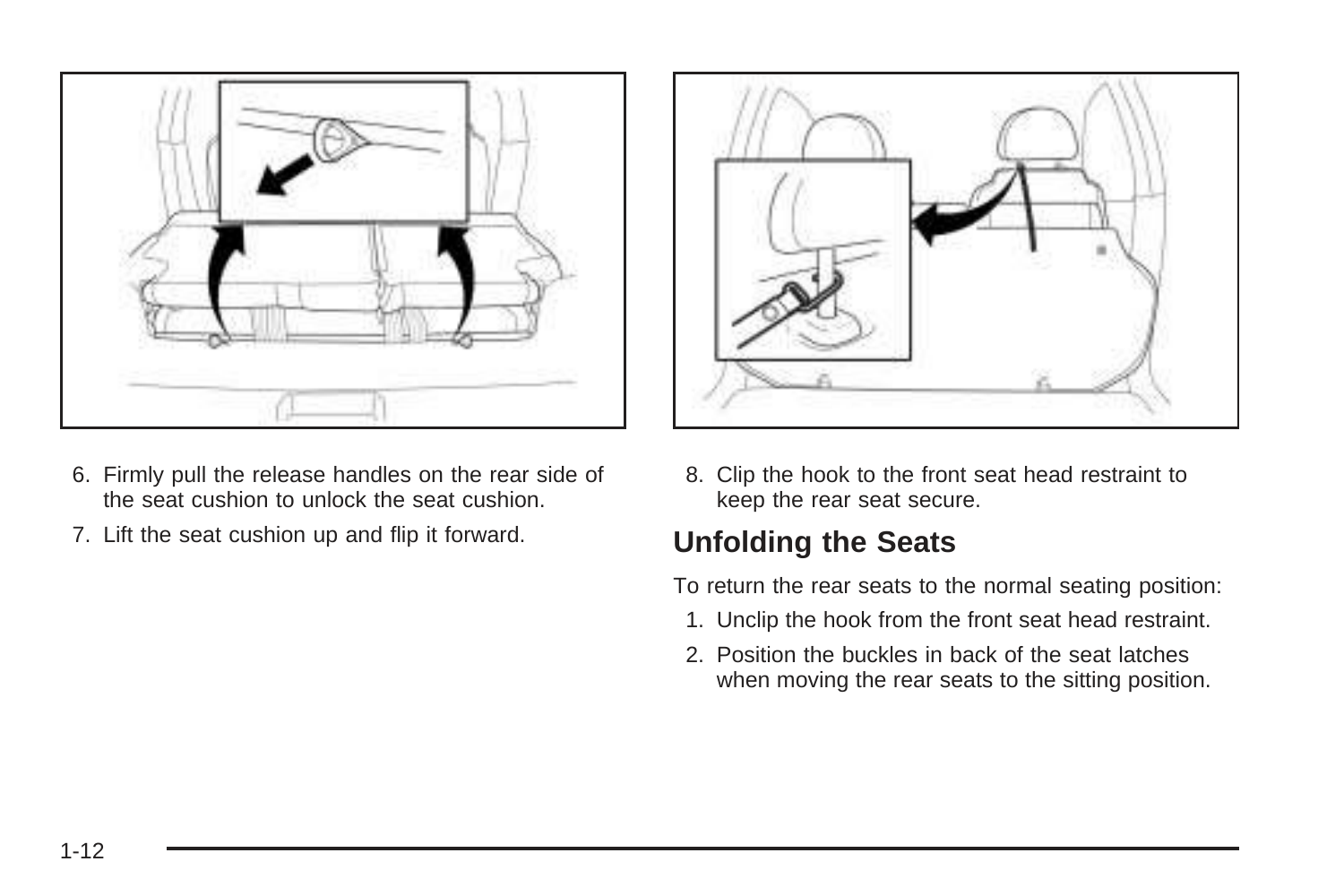6. Firmly pull the release handles on the rear side of the seat cushion to unlock the seat cushion.
7. Lift the seat cushion up and flip it forward.
8. Clip the hook to the front seat head restraint to keep the rear seat secure.

## Unfolding the Seats

To return the rear seats to the normal seating position:

1. Unclip the hook from the front seat head restraint.
2. Position the buckles in back of the seat latches when moving the rear seats to the sitting position.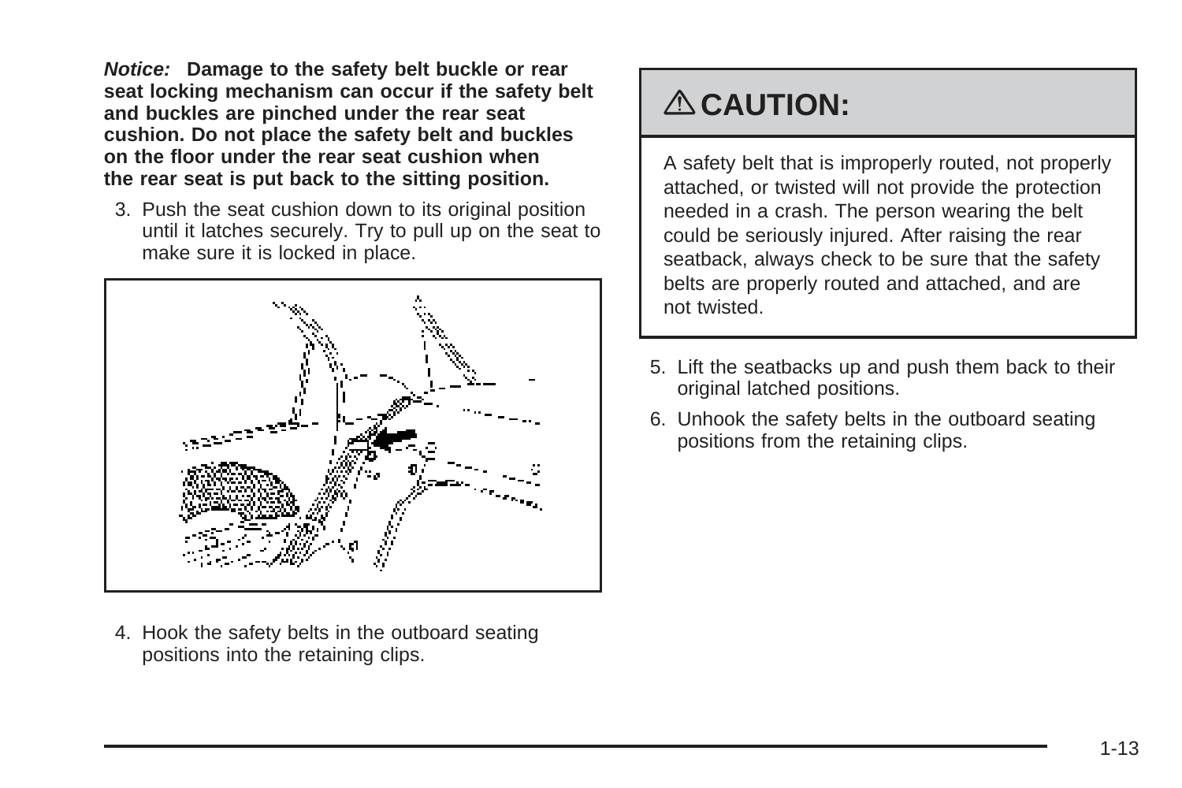***Notice:*** **Damage to the safety belt buckle or rear seat locking mechanism can occur if the safety belt and buckles are pinched under the rear seat cushion. Do not place the safety belt and buckles on the floor under the rear seat cushion when the rear seat is put back to the sitting position.**

3. Push the seat cushion down to its original position until it latches securely. Try to pull up on the seat to make sure it is locked in place.

4. Hook the safety belts in the outboard seating positions into the retaining clips.

## ⚠ CAUTION:

A safety belt that is improperly routed, not properly attached, or twisted will not provide the protection needed in a crash. The person wearing the belt could be seriously injured. After raising the rear seatback, always check to be sure that the safety belts are properly routed and attached, and are not twisted.

5. Lift the seatbacks up and push them back to their original latched positions.

6. Unhook the safety belts in the outboard seating positions from the retaining clips.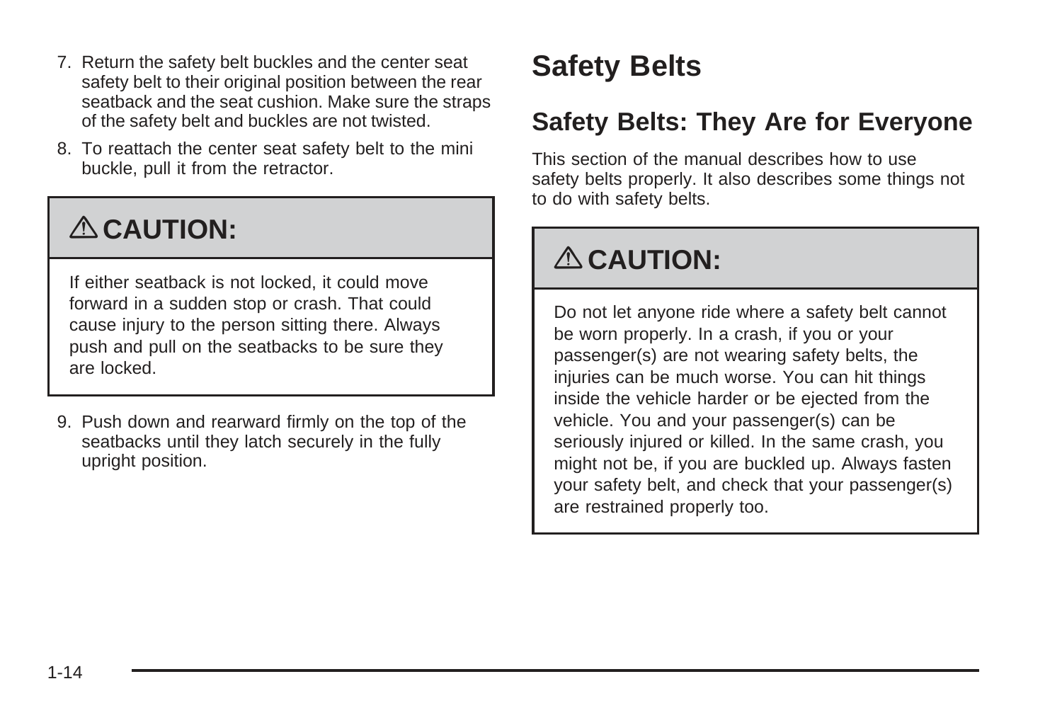7. Return the safety belt buckles and the center seat safety belt to their original position between the rear seatback and the seat cushion. Make sure the straps of the safety belt and buckles are not twisted.
8. To reattach the center seat safety belt to the mini buckle, pull it from the retractor.

> **⚠ CAUTION:**
>
> If either seatback is not locked, it could move forward in a sudden stop or crash. That could cause injury to the person sitting there. Always push and pull on the seatbacks to be sure they are locked.

9. Push down and rearward firmly on the top of the seatbacks until they latch securely in the fully upright position.

# Safety Belts

## Safety Belts: They Are for Everyone

This section of the manual describes how to use safety belts properly. It also describes some things not to do with safety belts.

> **⚠ CAUTION:**
>
> Do not let anyone ride where a safety belt cannot be worn properly. In a crash, if you or your passenger(s) are not wearing safety belts, the injuries can be much worse. You can hit things inside the vehicle harder or be ejected from the vehicle. You and your passenger(s) can be seriously injured or killed. In the same crash, you might not be, if you are buckled up. Always fasten your safety belt, and check that your passenger(s) are restrained properly too.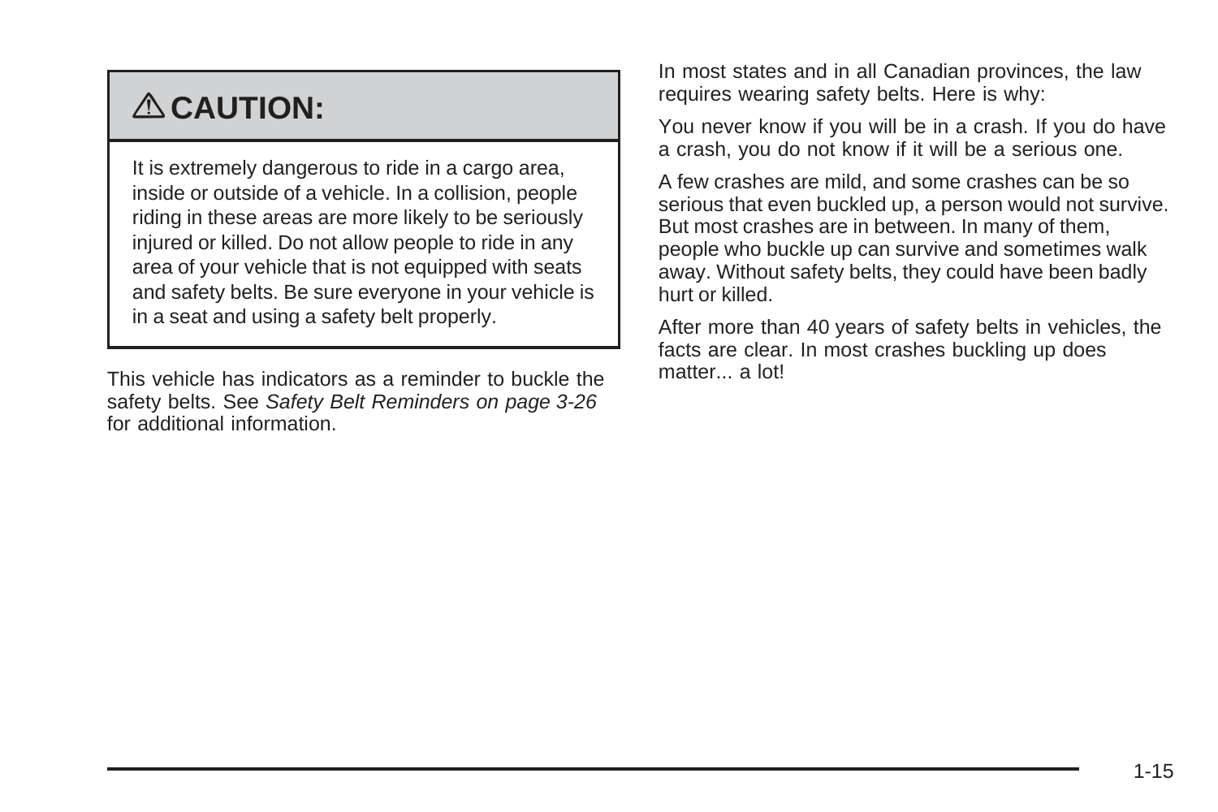## ⚠ CAUTION:

It is extremely dangerous to ride in a cargo area, inside or outside of a vehicle. In a collision, people riding in these areas are more likely to be seriously injured or killed. Do not allow people to ride in any area of your vehicle that is not equipped with seats and safety belts. Be sure everyone in your vehicle is in a seat and using a safety belt properly.

This vehicle has indicators as a reminder to buckle the safety belts. See *Safety Belt Reminders on page 3-26* for additional information.

In most states and in all Canadian provinces, the law requires wearing safety belts. Here is why:

You never know if you will be in a crash. If you do have a crash, you do not know if it will be a serious one.

A few crashes are mild, and some crashes can be so serious that even buckled up, a person would not survive. But most crashes are in between. In many of them, people who buckle up can survive and sometimes walk away. Without safety belts, they could have been badly hurt or killed.

After more than 40 years of safety belts in vehicles, the facts are clear. In most crashes buckling up does matter... a lot!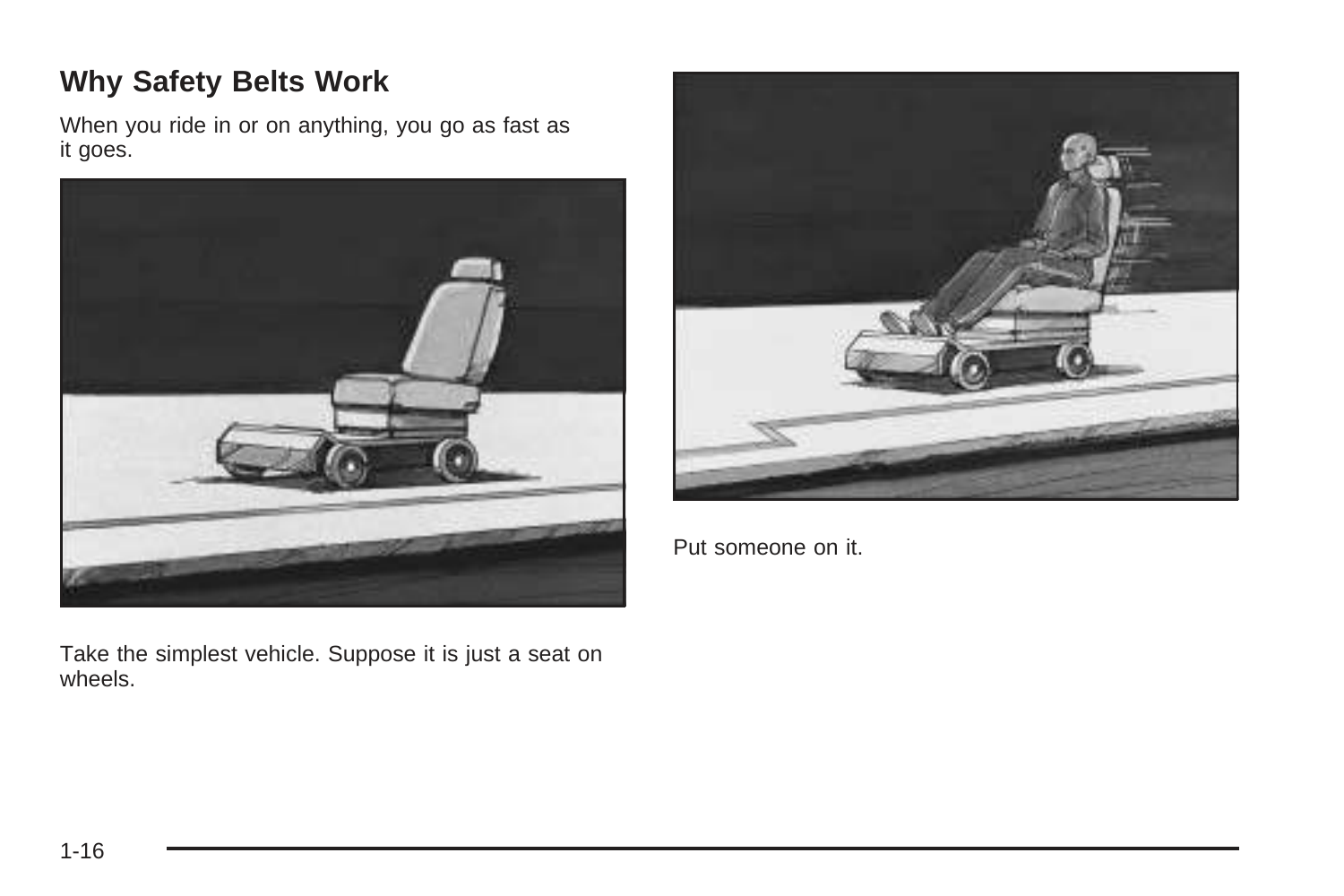## Why Safety Belts Work

When you ride in or on anything, you go as fast as it goes.

Take the simplest vehicle. Suppose it is just a seat on wheels.

Put someone on it.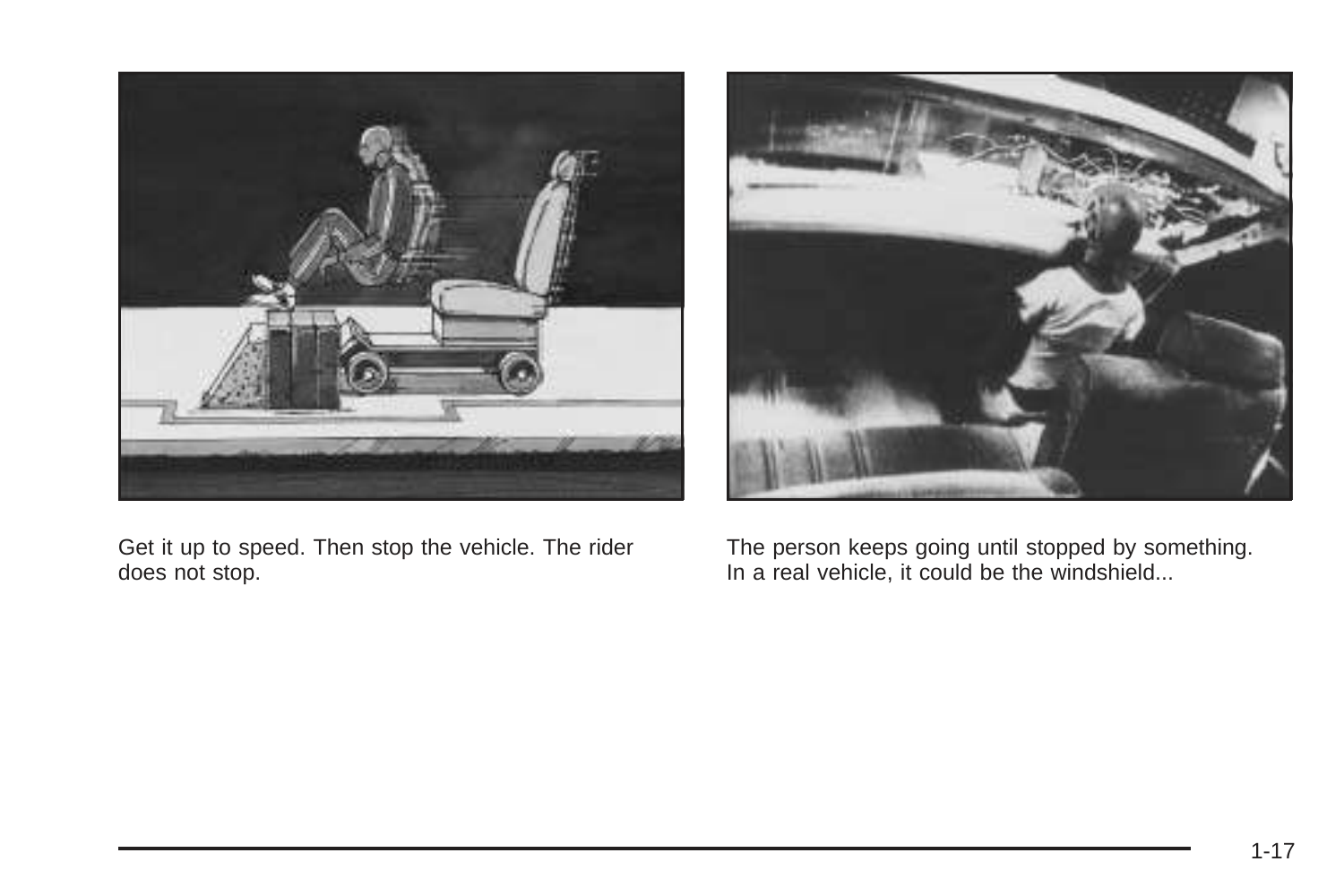Get it up to speed. Then stop the vehicle. The rider does not stop.

The person keeps going until stopped by something. In a real vehicle, it could be the windshield...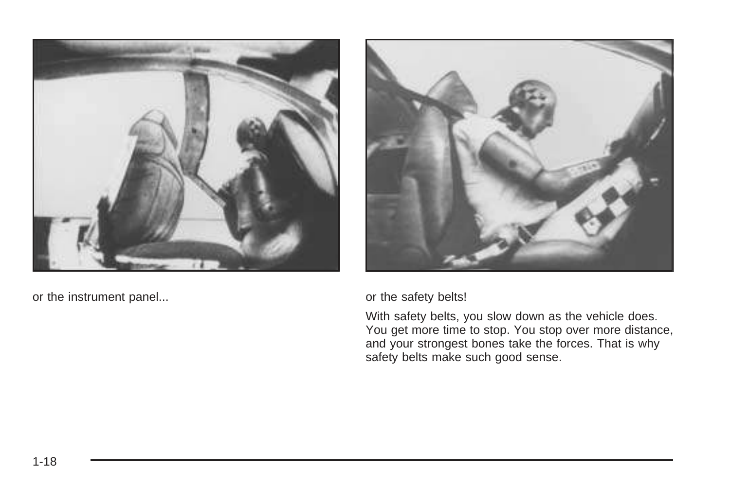or the instrument panel...

or the safety belts!

With safety belts, you slow down as the vehicle does. You get more time to stop. You stop over more distance, and your strongest bones take the forces. That is why safety belts make such good sense.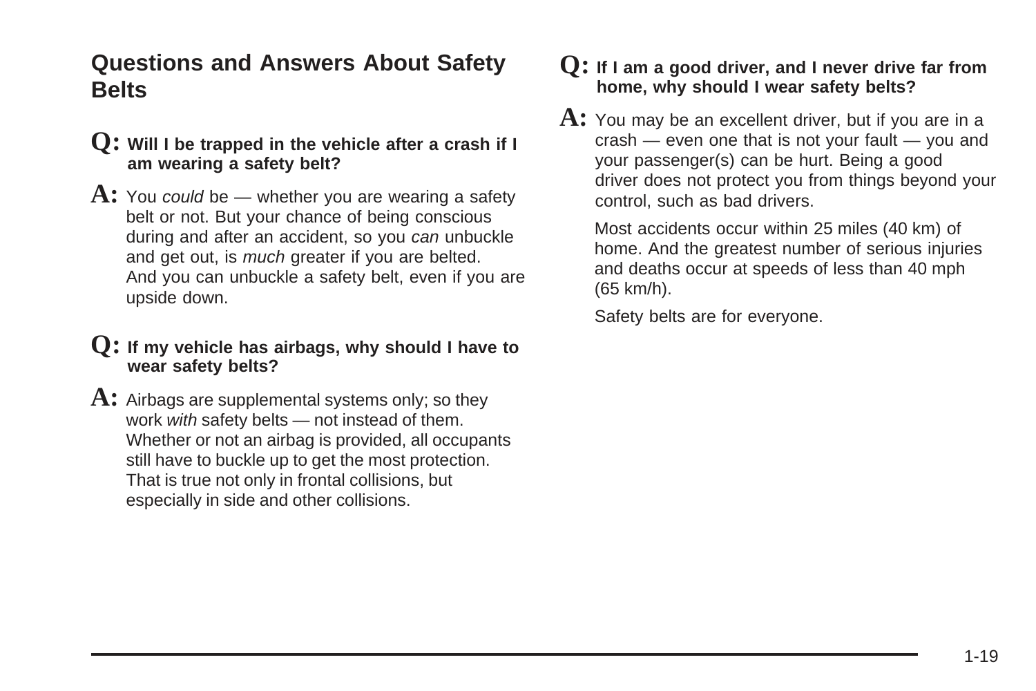## Questions and Answers About Safety Belts

**Q: Will I be trapped in the vehicle after a crash if I am wearing a safety belt?**

**A:** You *could* be — whether you are wearing a safety belt or not. But your chance of being conscious during and after an accident, so you *can* unbuckle and get out, is *much* greater if you are belted. And you can unbuckle a safety belt, even if you are upside down.

**Q: If my vehicle has airbags, why should I have to wear safety belts?**

**A:** Airbags are supplemental systems only; so they work *with* safety belts — not instead of them. Whether or not an airbag is provided, all occupants still have to buckle up to get the most protection. That is true not only in frontal collisions, but especially in side and other collisions.

**Q: If I am a good driver, and I never drive far from home, why should I wear safety belts?**

**A:** You may be an excellent driver, but if you are in a crash — even one that is not your fault — you and your passenger(s) can be hurt. Being a good driver does not protect you from things beyond your control, such as bad drivers.

Most accidents occur within 25 miles (40 km) of home. And the greatest number of serious injuries and deaths occur at speeds of less than 40 mph (65 km/h).

Safety belts are for everyone.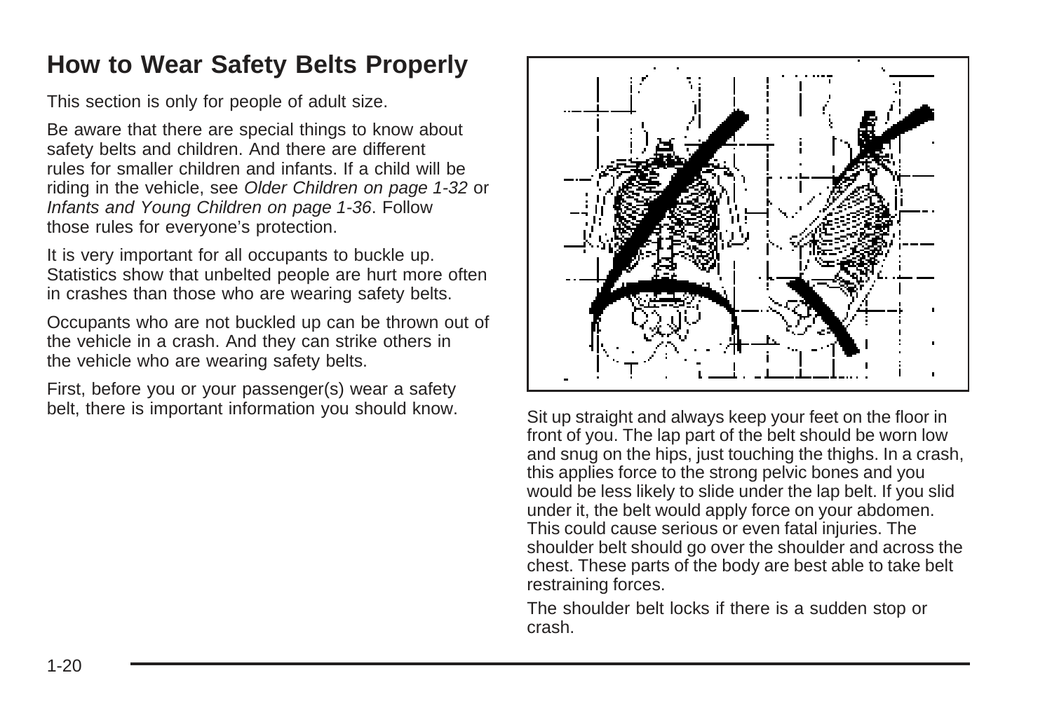## How to Wear Safety Belts Properly

This section is only for people of adult size.

Be aware that there are special things to know about safety belts and children. And there are different rules for smaller children and infants. If a child will be riding in the vehicle, see *Older Children on page 1-32* or *Infants and Young Children on page 1-36*. Follow those rules for everyone's protection.

It is very important for all occupants to buckle up. Statistics show that unbelted people are hurt more often in crashes than those who are wearing safety belts.

Occupants who are not buckled up can be thrown out of the vehicle in a crash. And they can strike others in the vehicle who are wearing safety belts.

First, before you or your passenger(s) wear a safety belt, there is important information you should know.

Sit up straight and always keep your feet on the floor in front of you. The lap part of the belt should be worn low and snug on the hips, just touching the thighs. In a crash, this applies force to the strong pelvic bones and you would be less likely to slide under the lap belt. If you slid under it, the belt would apply force on your abdomen. This could cause serious or even fatal injuries. The shoulder belt should go over the shoulder and across the chest. These parts of the body are best able to take belt restraining forces.

The shoulder belt locks if there is a sudden stop or crash.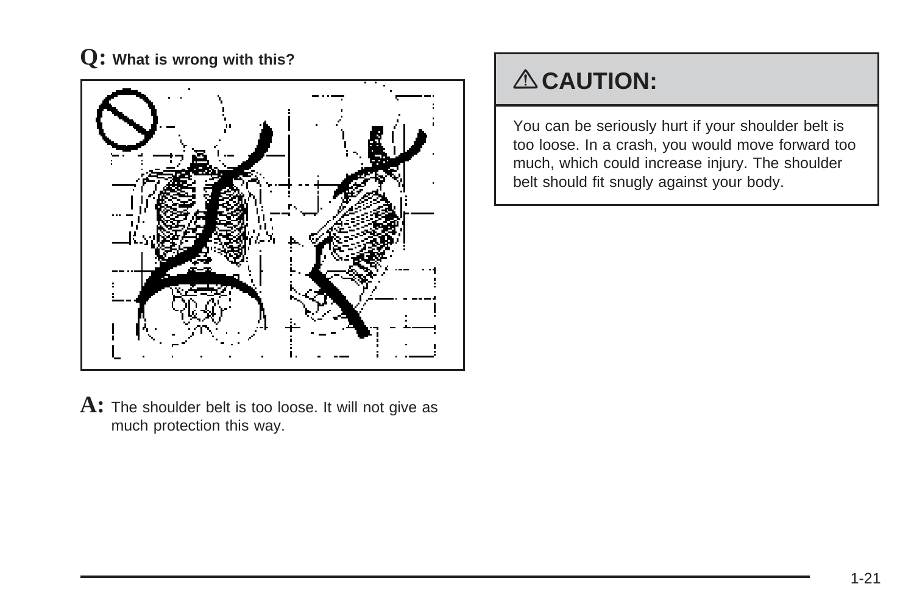**Q:** **What is wrong with this?**

**A:** The shoulder belt is too loose. It will not give as much protection this way.

## ⚠ CAUTION:

You can be seriously hurt if your shoulder belt is too loose. In a crash, you would move forward too much, which could increase injury. The shoulder belt should fit snugly against your body.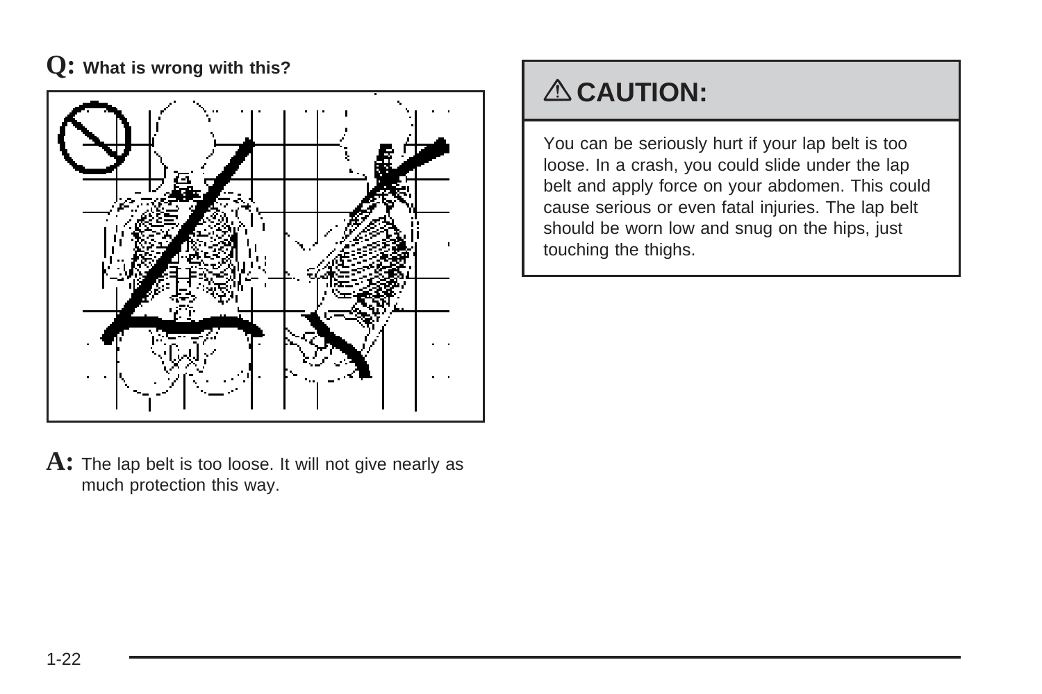**Q:** **What is wrong with this?**

**A:** The lap belt is too loose. It will not give nearly as much protection this way.

## ⚠ CAUTION:

You can be seriously hurt if your lap belt is too loose. In a crash, you could slide under the lap belt and apply force on your abdomen. This could cause serious or even fatal injuries. The lap belt should be worn low and snug on the hips, just touching the thighs.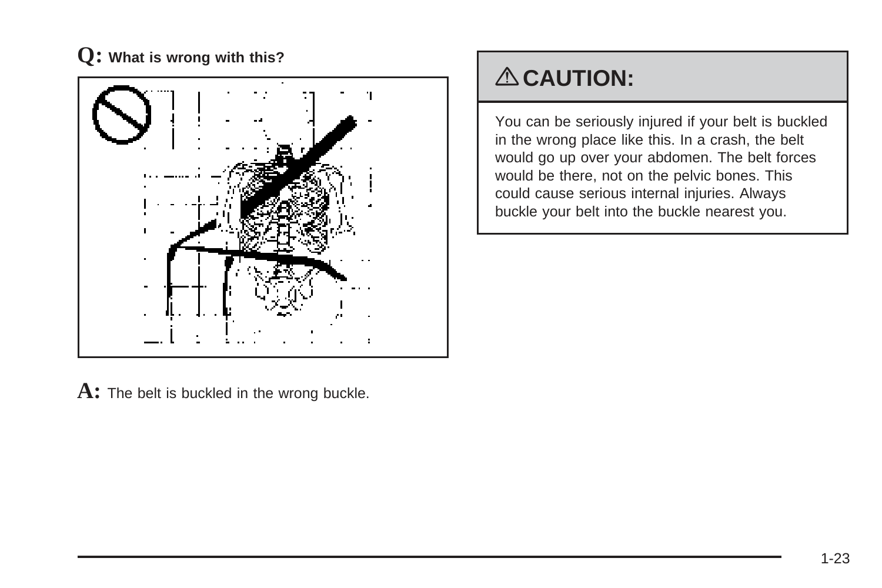**Q:** **What is wrong with this?**

**A:** The belt is buckled in the wrong buckle.

## ⚠ CAUTION:

You can be seriously injured if your belt is buckled in the wrong place like this. In a crash, the belt would go up over your abdomen. The belt forces would be there, not on the pelvic bones. This could cause serious internal injuries. Always buckle your belt into the buckle nearest you.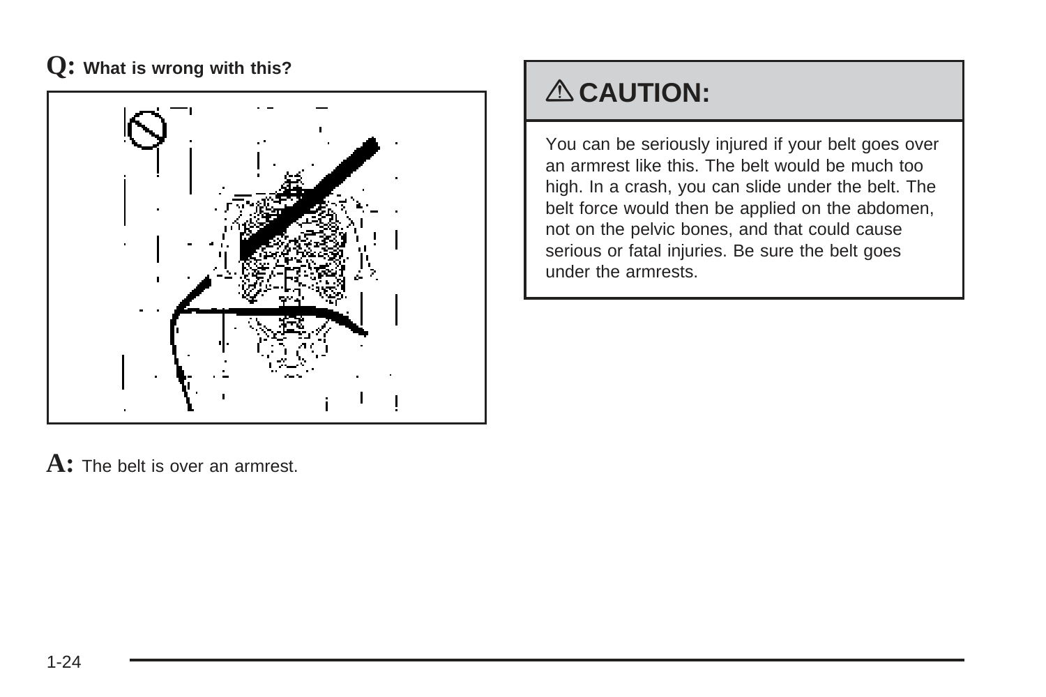**Q:** **What is wrong with this?**

**A:** The belt is over an armrest.

## ⚠ CAUTION:

You can be seriously injured if your belt goes over an armrest like this. The belt would be much too high. In a crash, you can slide under the belt. The belt force would then be applied on the abdomen, not on the pelvic bones, and that could cause serious or fatal injuries. Be sure the belt goes under the armrests.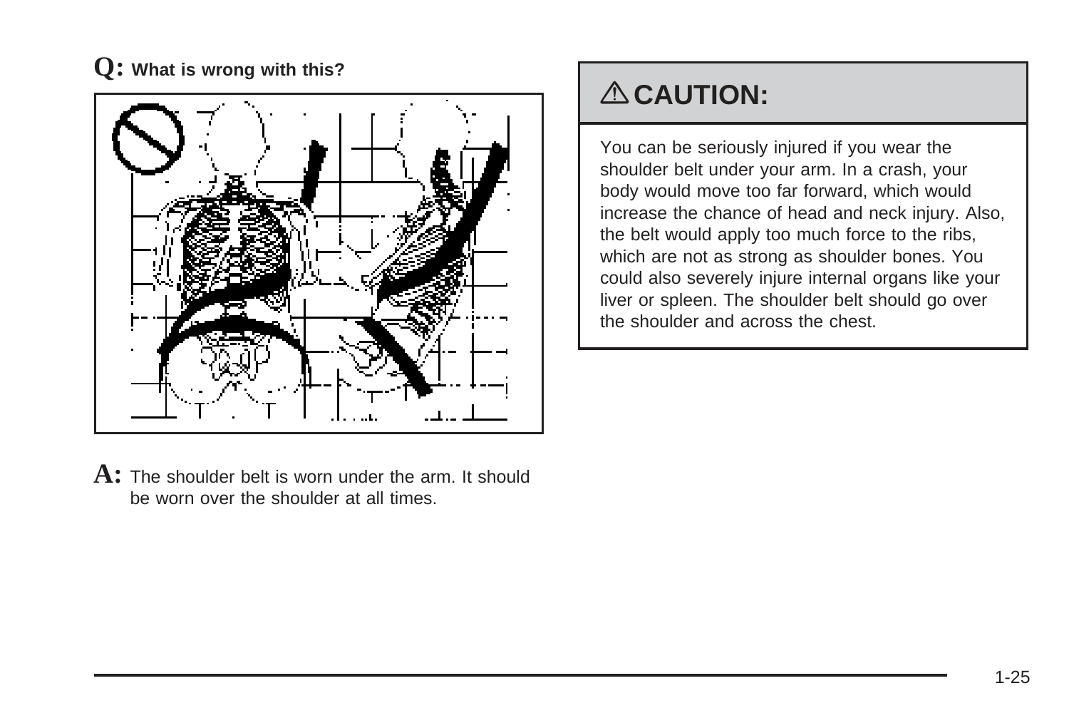**Q:** **What is wrong with this?**

**A:** The shoulder belt is worn under the arm. It should be worn over the shoulder at all times.

## ⚠ CAUTION:

You can be seriously injured if you wear the shoulder belt under your arm. In a crash, your body would move too far forward, which would increase the chance of head and neck injury. Also, the belt would apply too much force to the ribs, which are not as strong as shoulder bones. You could also severely injure internal organs like your liver or spleen. The shoulder belt should go over the shoulder and across the chest.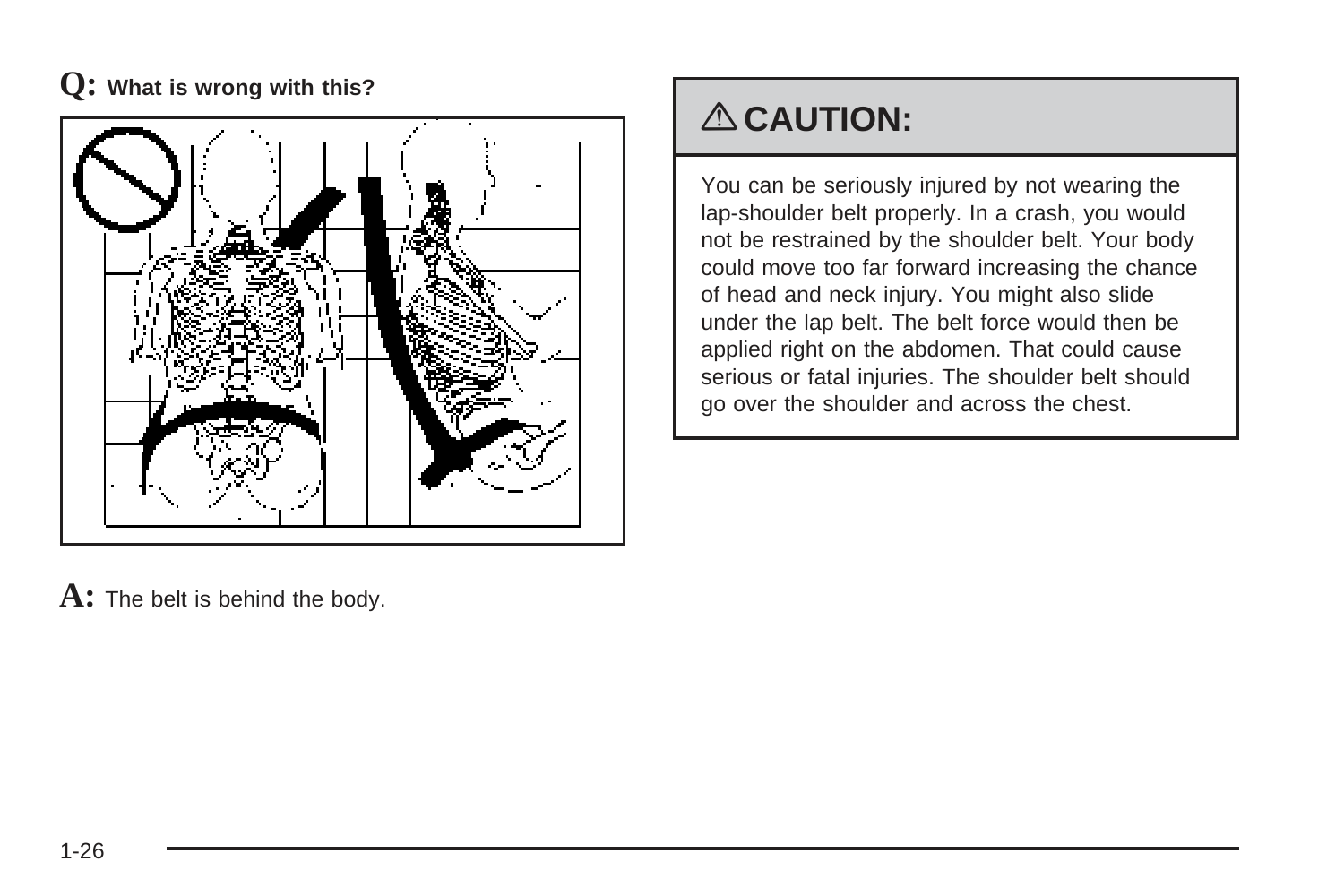**Q:** **What is wrong with this?**

**A:** The belt is behind the body.

## ⚠ CAUTION:

You can be seriously injured by not wearing the lap-shoulder belt properly. In a crash, you would not be restrained by the shoulder belt. Your body could move too far forward increasing the chance of head and neck injury. You might also slide under the lap belt. The belt force would then be applied right on the abdomen. That could cause serious or fatal injuries. The shoulder belt should go over the shoulder and across the chest.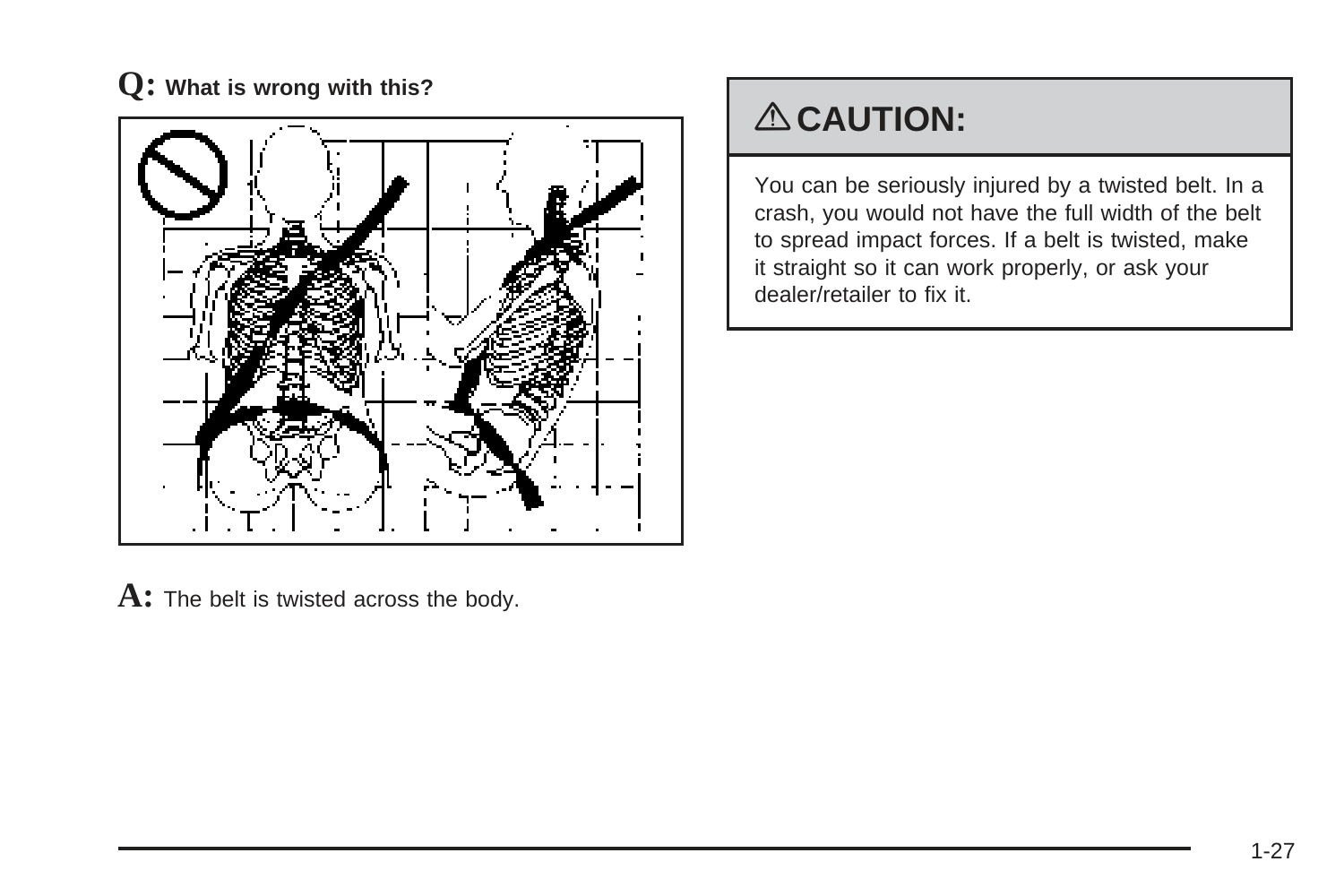**Q:** **What is wrong with this?**

**A:** The belt is twisted across the body.

## ⚠ CAUTION:

You can be seriously injured by a twisted belt. In a crash, you would not have the full width of the belt to spread impact forces. If a belt is twisted, make it straight so it can work properly, or ask your dealer/retailer to fix it.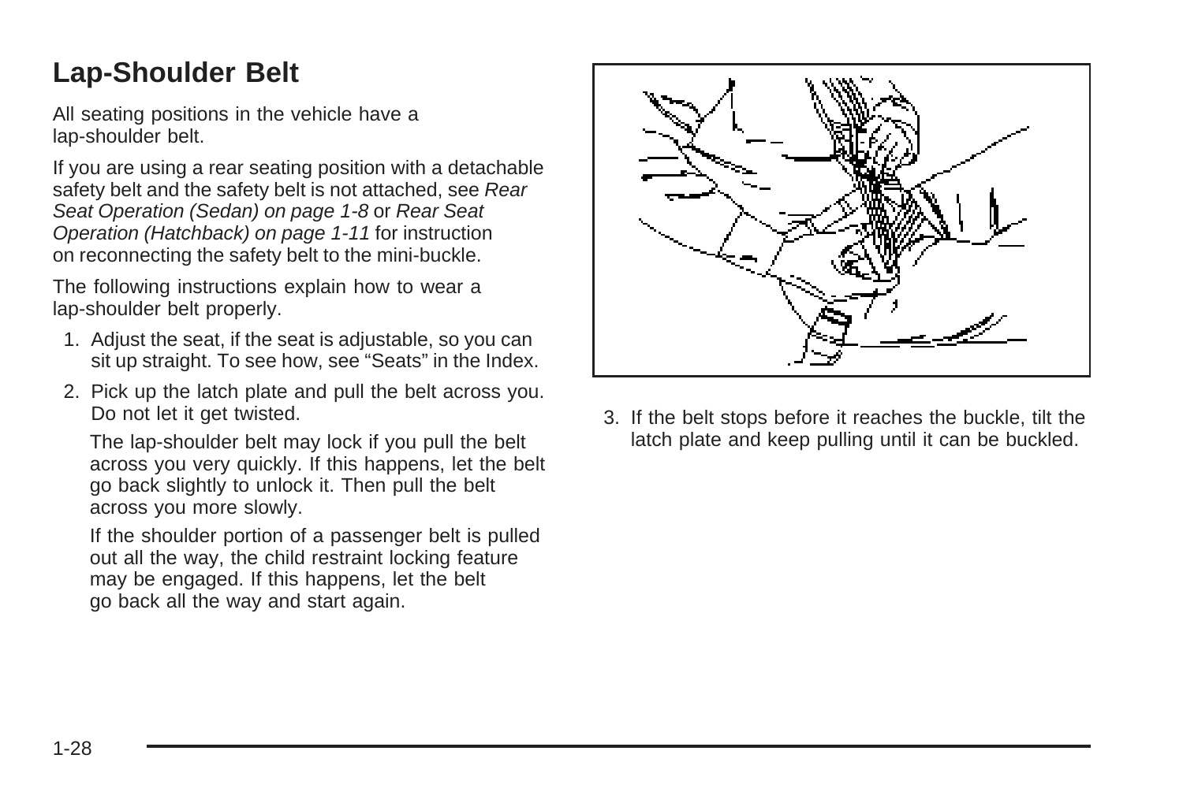## Lap-Shoulder Belt

All seating positions in the vehicle have a lap-shoulder belt.

If you are using a rear seating position with a detachable safety belt and the safety belt is not attached, see *Rear Seat Operation (Sedan) on page 1-8* or *Rear Seat Operation (Hatchback) on page 1-11* for instruction on reconnecting the safety belt to the mini-buckle.

The following instructions explain how to wear a lap-shoulder belt properly.

1. Adjust the seat, if the seat is adjustable, so you can sit up straight. To see how, see "Seats" in the Index.
2. Pick up the latch plate and pull the belt across you. Do not let it get twisted.

   The lap-shoulder belt may lock if you pull the belt across you very quickly. If this happens, let the belt go back slightly to unlock it. Then pull the belt across you more slowly.

   If the shoulder portion of a passenger belt is pulled out all the way, the child restraint locking feature may be engaged. If this happens, let the belt go back all the way and start again.

3. If the belt stops before it reaches the buckle, tilt the latch plate and keep pulling until it can be buckled.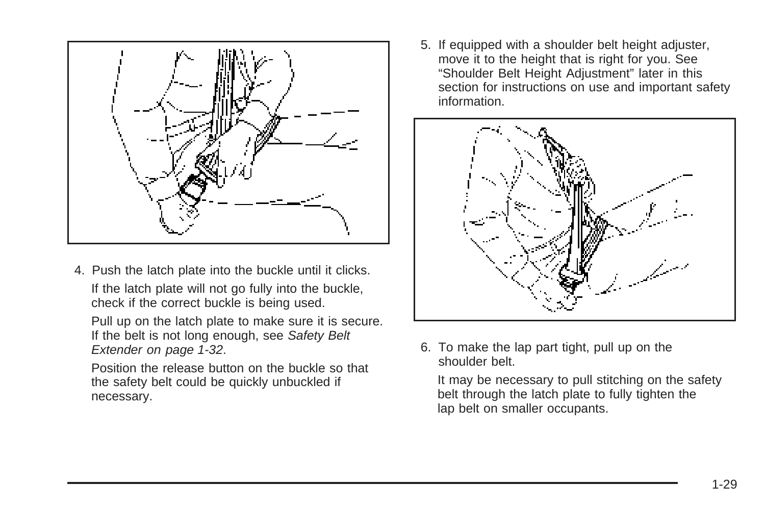4. Push the latch plate into the buckle until it clicks.

   If the latch plate will not go fully into the buckle, check if the correct buckle is being used.

   Pull up on the latch plate to make sure it is secure. If the belt is not long enough, see *Safety Belt Extender on page 1-32*.

   Position the release button on the buckle so that the safety belt could be quickly unbuckled if necessary.

5. If equipped with a shoulder belt height adjuster, move it to the height that is right for you. See "Shoulder Belt Height Adjustment" later in this section for instructions on use and important safety information.

6. To make the lap part tight, pull up on the shoulder belt.

   It may be necessary to pull stitching on the safety belt through the latch plate to fully tighten the lap belt on smaller occupants.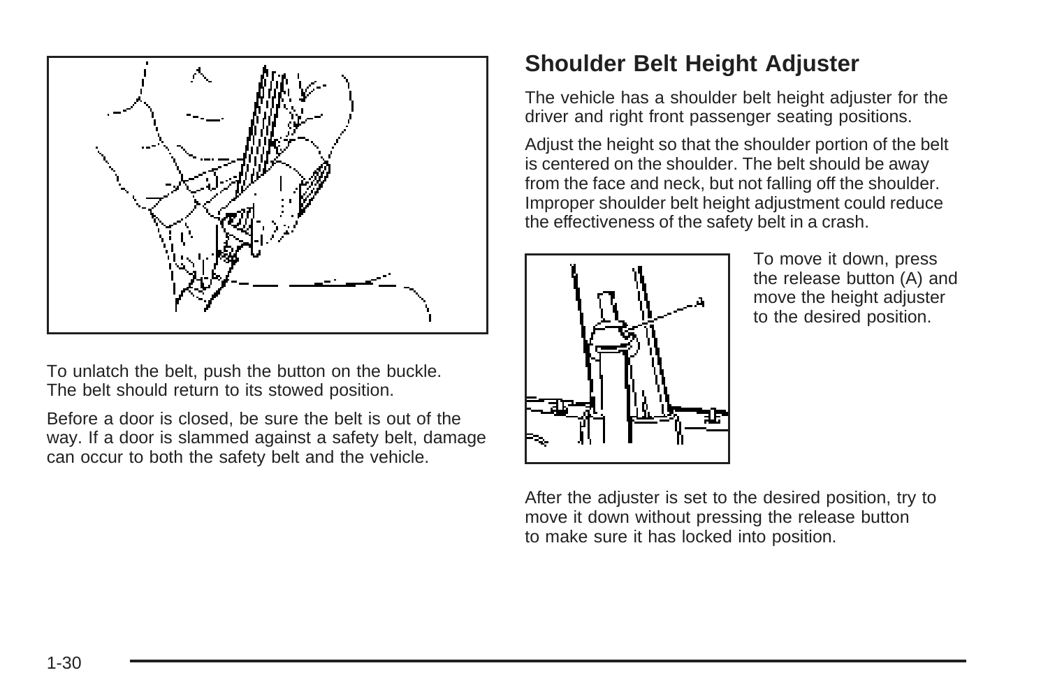To unlatch the belt, push the button on the buckle. The belt should return to its stowed position.

Before a door is closed, be sure the belt is out of the way. If a door is slammed against a safety belt, damage can occur to both the safety belt and the vehicle.

## Shoulder Belt Height Adjuster

The vehicle has a shoulder belt height adjuster for the driver and right front passenger seating positions.

Adjust the height so that the shoulder portion of the belt is centered on the shoulder. The belt should be away from the face and neck, but not falling off the shoulder. Improper shoulder belt height adjustment could reduce the effectiveness of the safety belt in a crash.

To move it down, press the release button (A) and move the height adjuster to the desired position.

After the adjuster is set to the desired position, try to move it down without pressing the release button to make sure it has locked into position.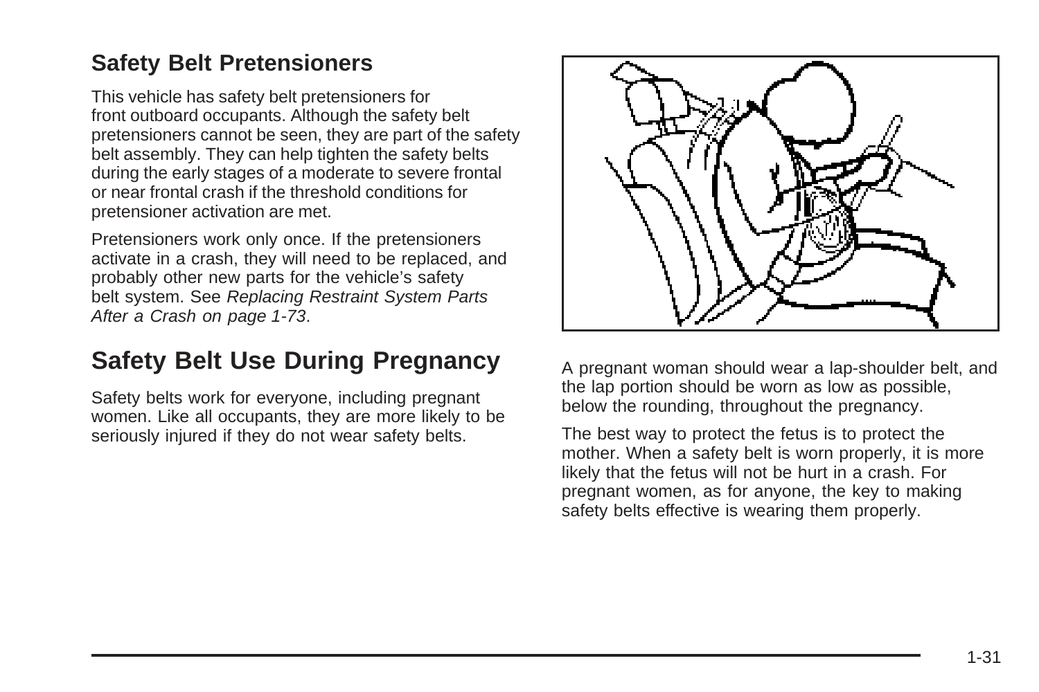### Safety Belt Pretensioners

This vehicle has safety belt pretensioners for front outboard occupants. Although the safety belt pretensioners cannot be seen, they are part of the safety belt assembly. They can help tighten the safety belts during the early stages of a moderate to severe frontal or near frontal crash if the threshold conditions for pretensioner activation are met.

Pretensioners work only once. If the pretensioners activate in a crash, they will need to be replaced, and probably other new parts for the vehicle's safety belt system. See *Replacing Restraint System Parts After a Crash on page 1-73*.

## Safety Belt Use During Pregnancy

Safety belts work for everyone, including pregnant women. Like all occupants, they are more likely to be seriously injured if they do not wear safety belts.

A pregnant woman should wear a lap-shoulder belt, and the lap portion should be worn as low as possible, below the rounding, throughout the pregnancy.

The best way to protect the fetus is to protect the mother. When a safety belt is worn properly, it is more likely that the fetus will not be hurt in a crash. For pregnant women, as for anyone, the key to making safety belts effective is wearing them properly.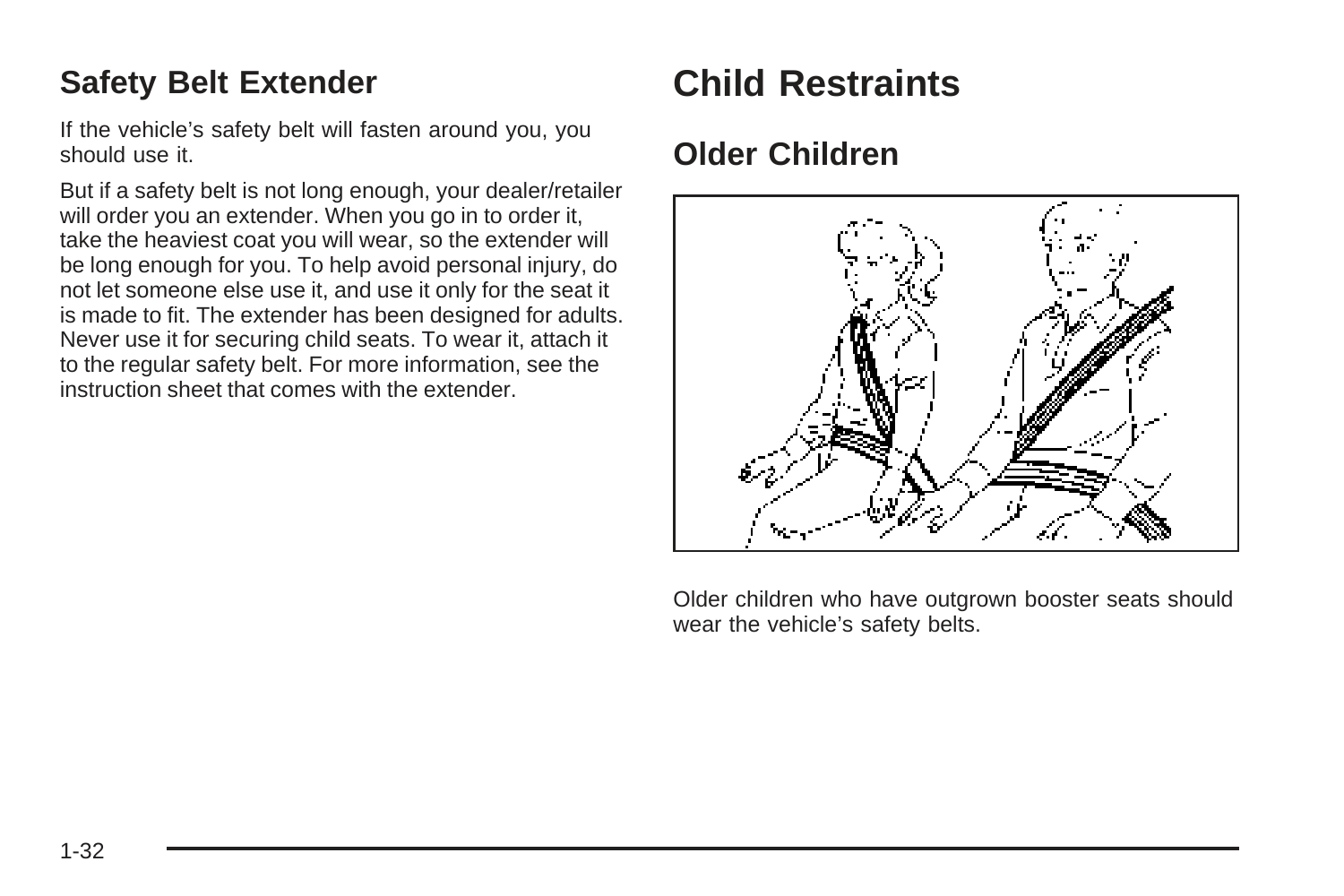## Safety Belt Extender

If the vehicle's safety belt will fasten around you, you should use it.

But if a safety belt is not long enough, your dealer/retailer will order you an extender. When you go in to order it, take the heaviest coat you will wear, so the extender will be long enough for you. To help avoid personal injury, do not let someone else use it, and use it only for the seat it is made to fit. The extender has been designed for adults. Never use it for securing child seats. To wear it, attach it to the regular safety belt. For more information, see the instruction sheet that comes with the extender.

# Child Restraints

## Older Children

Older children who have outgrown booster seats should wear the vehicle's safety belts.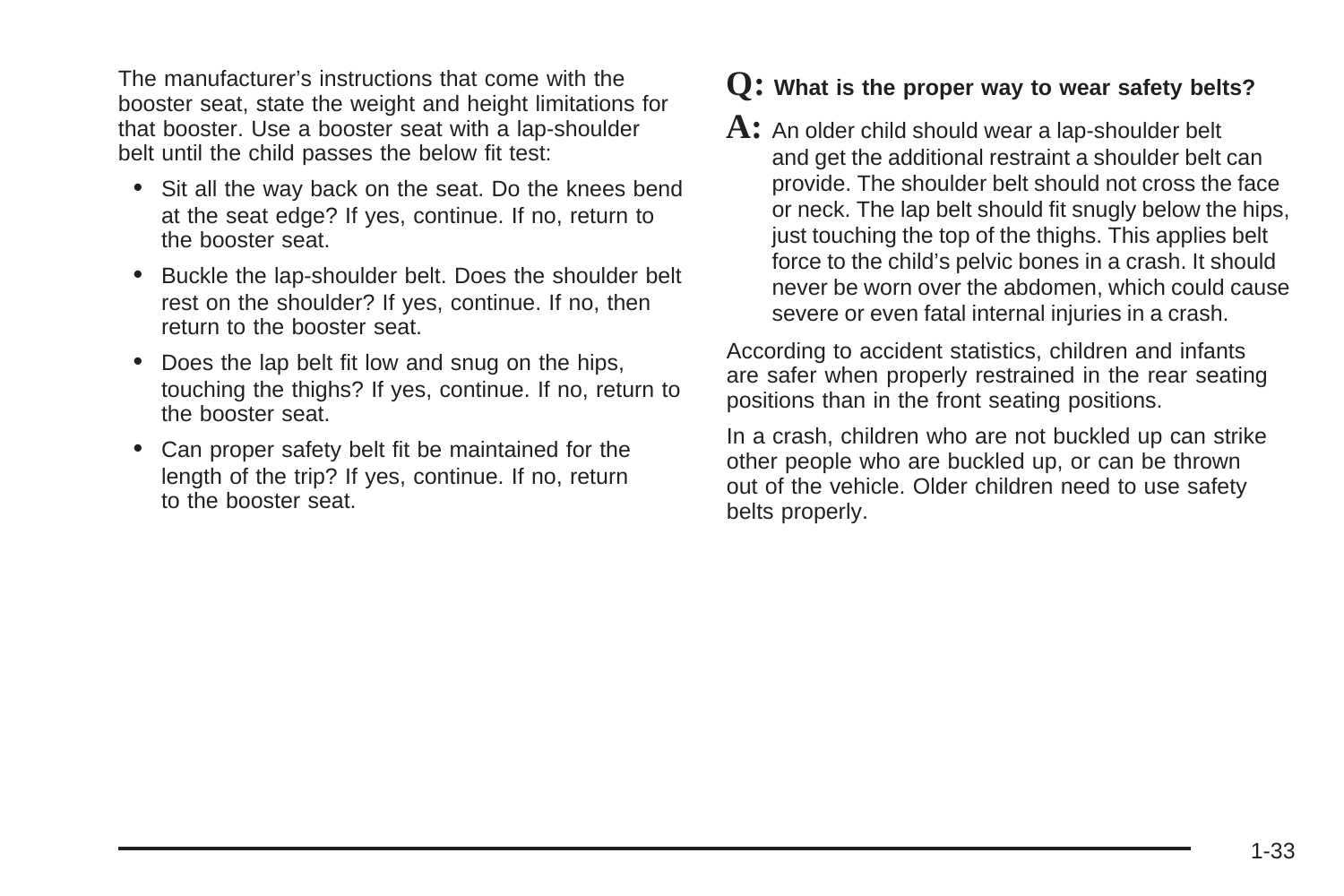The manufacturer's instructions that come with the booster seat, state the weight and height limitations for that booster. Use a booster seat with a lap-shoulder belt until the child passes the below fit test:

- Sit all the way back on the seat. Do the knees bend at the seat edge? If yes, continue. If no, return to the booster seat.
- Buckle the lap-shoulder belt. Does the shoulder belt rest on the shoulder? If yes, continue. If no, then return to the booster seat.
- Does the lap belt fit low and snug on the hips, touching the thighs? If yes, continue. If no, return to the booster seat.
- Can proper safety belt fit be maintained for the length of the trip? If yes, continue. If no, return to the booster seat.

**Q: What is the proper way to wear safety belts?**

**A:** An older child should wear a lap-shoulder belt and get the additional restraint a shoulder belt can provide. The shoulder belt should not cross the face or neck. The lap belt should fit snugly below the hips, just touching the top of the thighs. This applies belt force to the child's pelvic bones in a crash. It should never be worn over the abdomen, which could cause severe or even fatal internal injuries in a crash.

According to accident statistics, children and infants are safer when properly restrained in the rear seating positions than in the front seating positions.

In a crash, children who are not buckled up can strike other people who are buckled up, or can be thrown out of the vehicle. Older children need to use safety belts properly.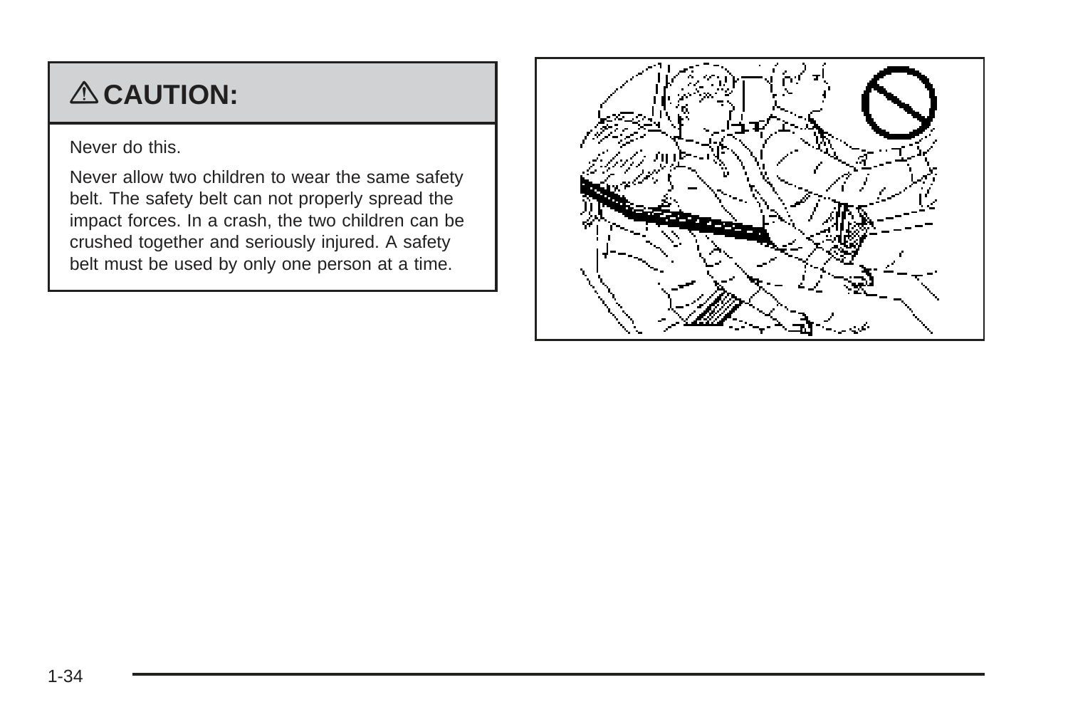## ⚠ CAUTION:

Never do this.

Never allow two children to wear the same safety belt. The safety belt can not properly spread the impact forces. In a crash, the two children can be crushed together and seriously injured. A safety belt must be used by only one person at a time.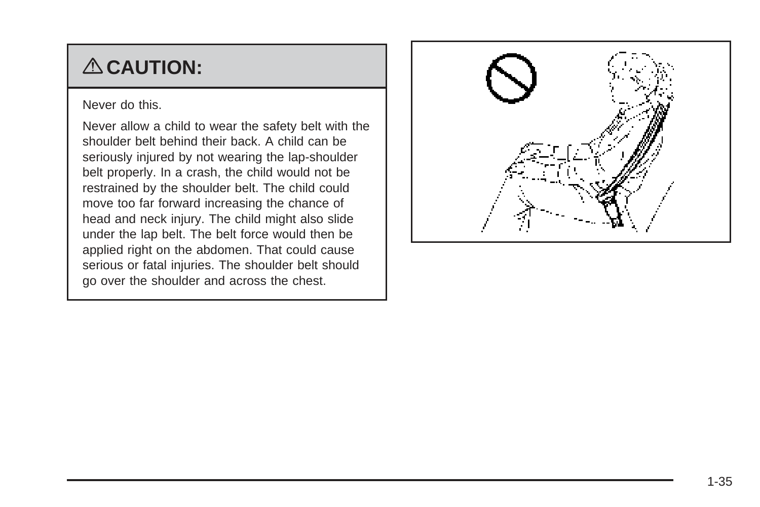## ⚠ CAUTION:

Never do this.

Never allow a child to wear the safety belt with the shoulder belt behind their back. A child can be seriously injured by not wearing the lap-shoulder belt properly. In a crash, the child would not be restrained by the shoulder belt. The child could move too far forward increasing the chance of head and neck injury. The child might also slide under the lap belt. The belt force would then be applied right on the abdomen. That could cause serious or fatal injuries. The shoulder belt should go over the shoulder and across the chest.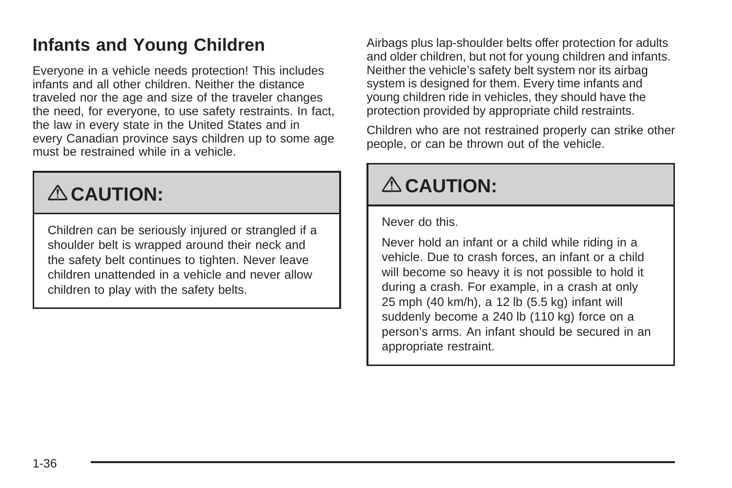## Infants and Young Children

Everyone in a vehicle needs protection! This includes infants and all other children. Neither the distance traveled nor the age and size of the traveler changes the need, for everyone, to use safety restraints. In fact, the law in every state in the United States and in every Canadian province says children up to some age must be restrained while in a vehicle.

> **⚠ CAUTION:**
>
> Children can be seriously injured or strangled if a shoulder belt is wrapped around their neck and the safety belt continues to tighten. Never leave children unattended in a vehicle and never allow children to play with the safety belts.

Airbags plus lap-shoulder belts offer protection for adults and older children, but not for young children and infants. Neither the vehicle's safety belt system nor its airbag system is designed for them. Every time infants and young children ride in vehicles, they should have the protection provided by appropriate child restraints.

Children who are not restrained properly can strike other people, or can be thrown out of the vehicle.

> **⚠ CAUTION:**
>
> Never do this.
>
> Never hold an infant or a child while riding in a vehicle. Due to crash forces, an infant or a child will become so heavy it is not possible to hold it during a crash. For example, in a crash at only 25 mph (40 km/h), a 12 lb (5.5 kg) infant will suddenly become a 240 lb (110 kg) force on a person's arms. An infant should be secured in an appropriate restraint.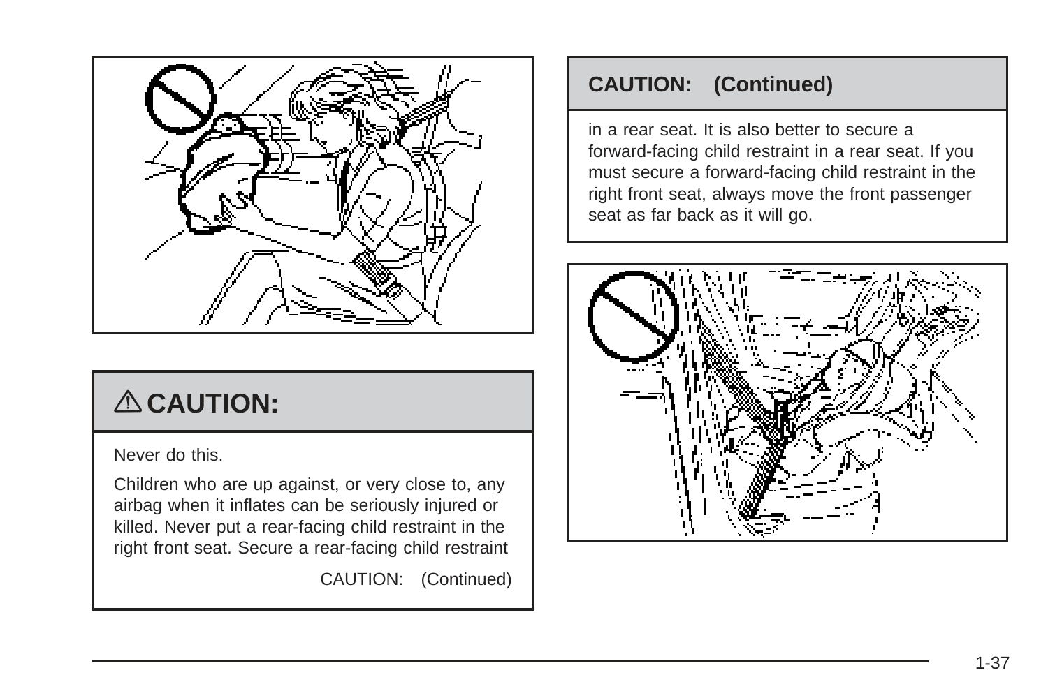## ⚠ CAUTION:

Never do this.

Children who are up against, or very close to, any airbag when it inflates can be seriously injured or killed. Never put a rear-facing child restraint in the right front seat. Secure a rear-facing child restraint

CAUTION: (Continued)

**CAUTION: (Continued)**

in a rear seat. It is also better to secure a forward-facing child restraint in a rear seat. If you must secure a forward-facing child restraint in the right front seat, always move the front passenger seat as far back as it will go.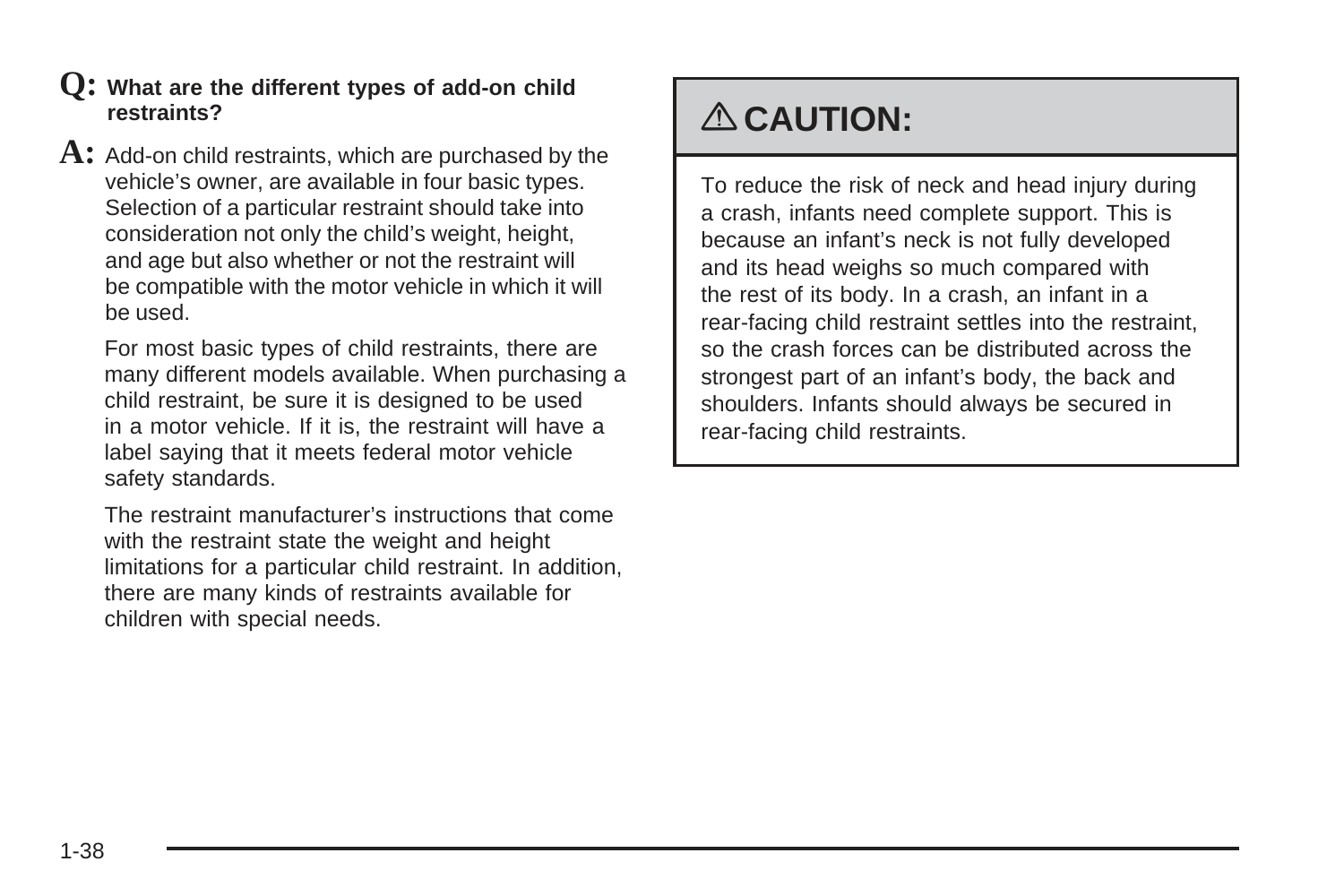**Q:** **What are the different types of add-on child restraints?**

**A:** Add-on child restraints, which are purchased by the vehicle's owner, are available in four basic types. Selection of a particular restraint should take into consideration not only the child's weight, height, and age but also whether or not the restraint will be compatible with the motor vehicle in which it will be used.

For most basic types of child restraints, there are many different models available. When purchasing a child restraint, be sure it is designed to be used in a motor vehicle. If it is, the restraint will have a label saying that it meets federal motor vehicle safety standards.

The restraint manufacturer's instructions that come with the restraint state the weight and height limitations for a particular child restraint. In addition, there are many kinds of restraints available for children with special needs.

## ⚠ CAUTION:

To reduce the risk of neck and head injury during a crash, infants need complete support. This is because an infant's neck is not fully developed and its head weighs so much compared with the rest of its body. In a crash, an infant in a rear-facing child restraint settles into the restraint, so the crash forces can be distributed across the strongest part of an infant's body, the back and shoulders. Infants should always be secured in rear-facing child restraints.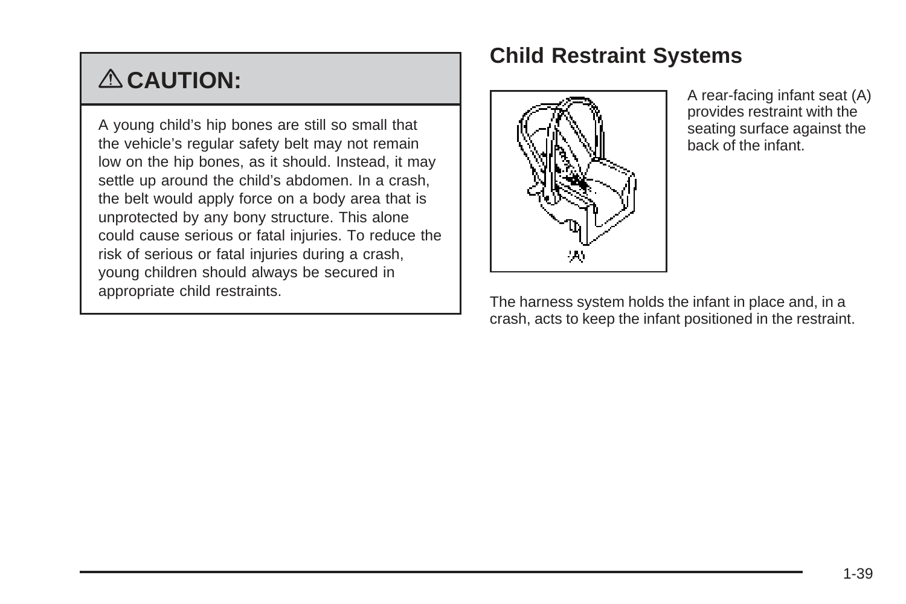## ⚠ CAUTION:

A young child's hip bones are still so small that the vehicle's regular safety belt may not remain low on the hip bones, as it should. Instead, it may settle up around the child's abdomen. In a crash, the belt would apply force on a body area that is unprotected by any bony structure. This alone could cause serious or fatal injuries. To reduce the risk of serious or fatal injuries during a crash, young children should always be secured in appropriate child restraints.

## Child Restraint Systems

A rear-facing infant seat (A) provides restraint with the seating surface against the back of the infant.

The harness system holds the infant in place and, in a crash, acts to keep the infant positioned in the restraint.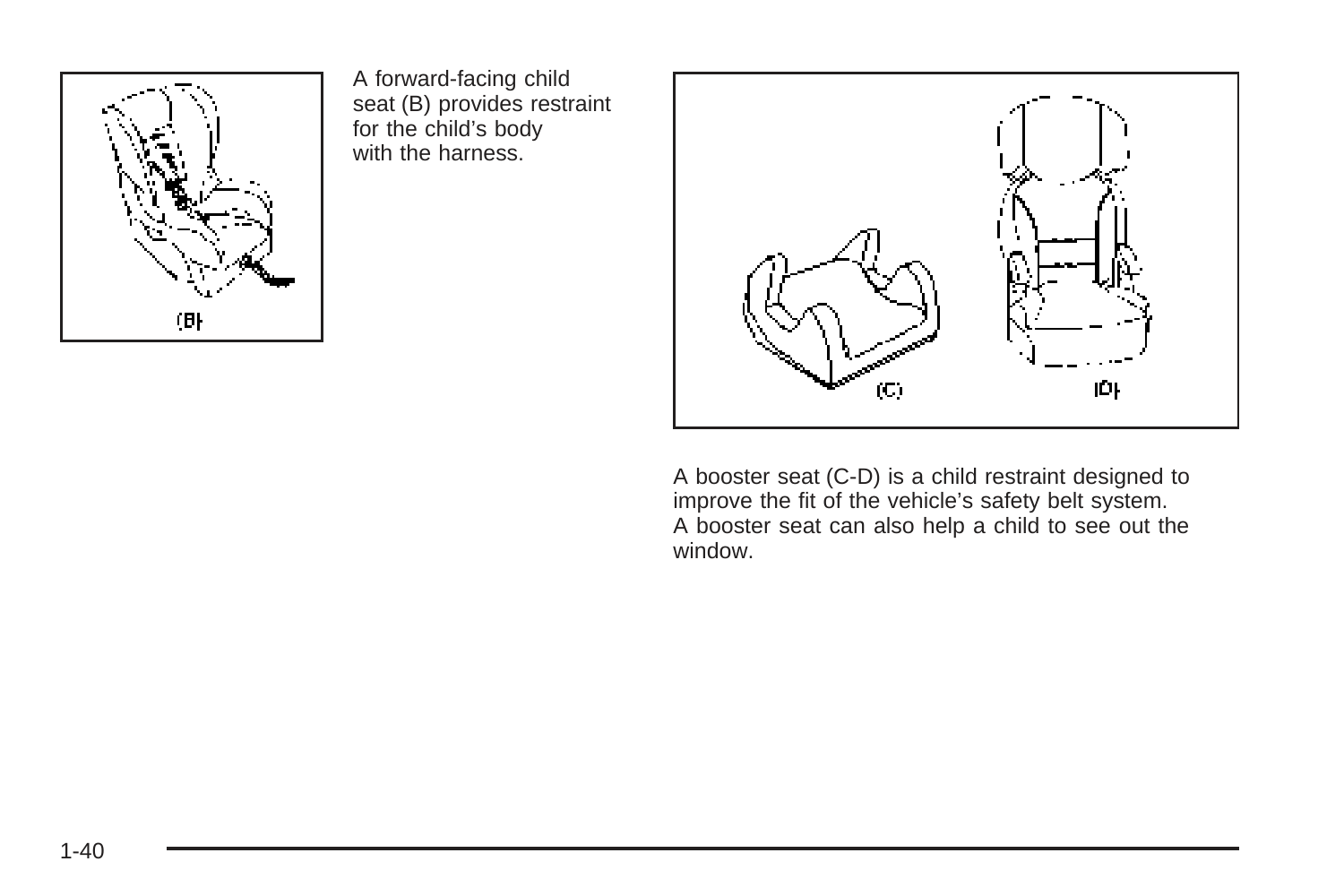A forward-facing child seat (B) provides restraint for the child's body with the harness.

A booster seat (C-D) is a child restraint designed to improve the fit of the vehicle's safety belt system. A booster seat can also help a child to see out the window.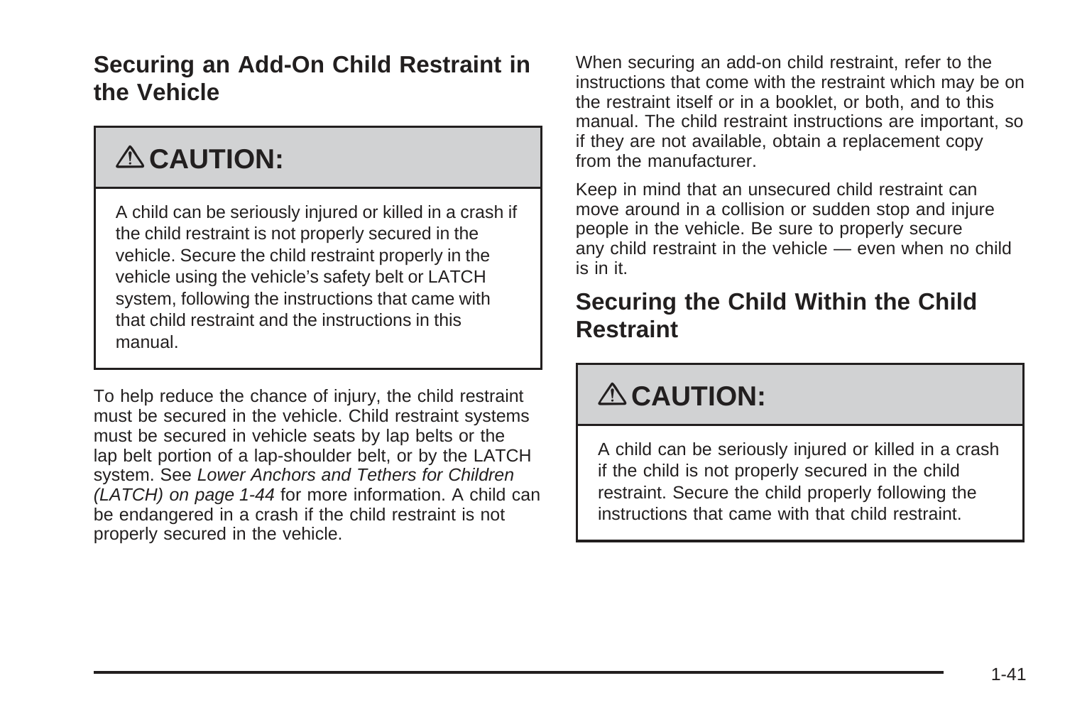## Securing an Add-On Child Restraint in the Vehicle

> **⚠ CAUTION:**
>
> A child can be seriously injured or killed in a crash if the child restraint is not properly secured in the vehicle. Secure the child restraint properly in the vehicle using the vehicle's safety belt or LATCH system, following the instructions that came with that child restraint and the instructions in this manual.

To help reduce the chance of injury, the child restraint must be secured in the vehicle. Child restraint systems must be secured in vehicle seats by lap belts or the lap belt portion of a lap-shoulder belt, or by the LATCH system. See *Lower Anchors and Tethers for Children (LATCH) on page 1-44* for more information. A child can be endangered in a crash if the child restraint is not properly secured in the vehicle.

When securing an add-on child restraint, refer to the instructions that come with the restraint which may be on the restraint itself or in a booklet, or both, and to this manual. The child restraint instructions are important, so if they are not available, obtain a replacement copy from the manufacturer.

Keep in mind that an unsecured child restraint can move around in a collision or sudden stop and injure people in the vehicle. Be sure to properly secure any child restraint in the vehicle — even when no child is in it.

## Securing the Child Within the Child Restraint

> **⚠ CAUTION:**
>
> A child can be seriously injured or killed in a crash if the child is not properly secured in the child restraint. Secure the child properly following the instructions that came with that child restraint.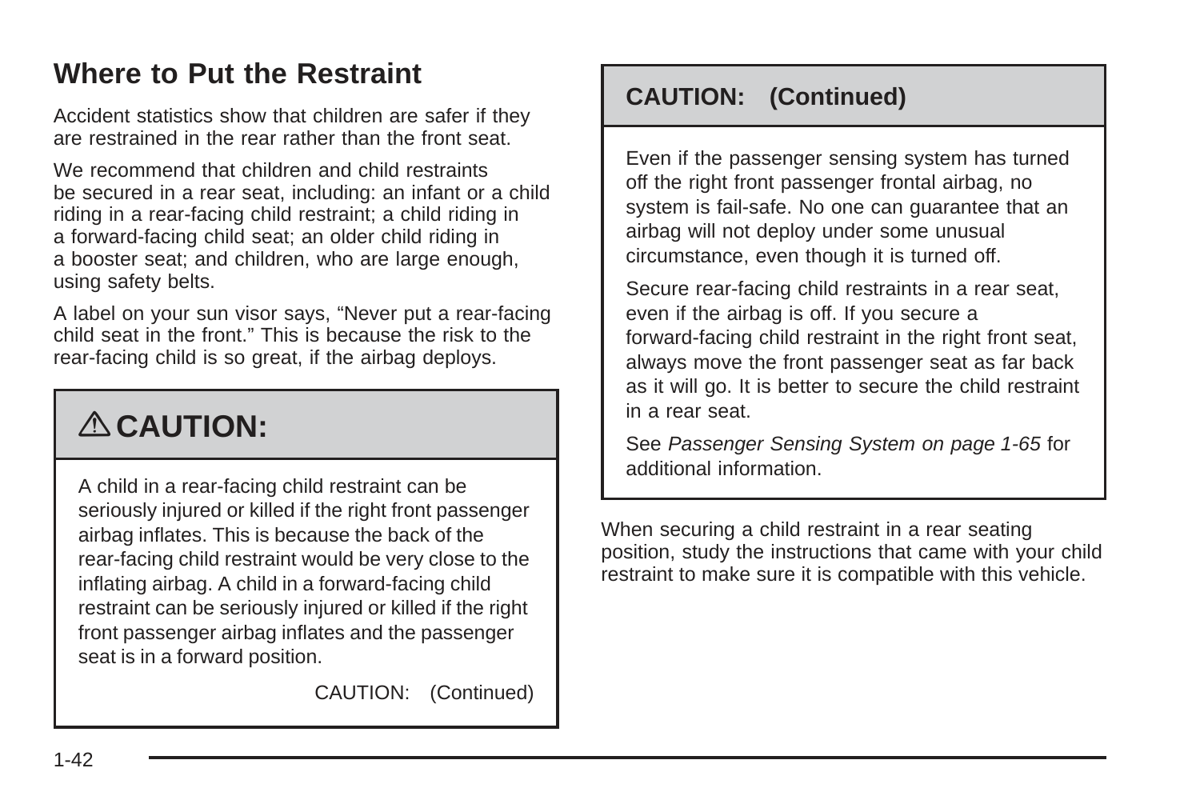## Where to Put the Restraint

Accident statistics show that children are safer if they are restrained in the rear rather than the front seat.

We recommend that children and child restraints be secured in a rear seat, including: an infant or a child riding in a rear-facing child restraint; a child riding in a forward-facing child seat; an older child riding in a booster seat; and children, who are large enough, using safety belts.

A label on your sun visor says, "Never put a rear-facing child seat in the front." This is because the risk to the rear-facing child is so great, if the airbag deploys.

> **⚠ CAUTION:**
>
> A child in a rear-facing child restraint can be seriously injured or killed if the right front passenger airbag inflates. This is because the back of the rear-facing child restraint would be very close to the inflating airbag. A child in a forward-facing child restraint can be seriously injured or killed if the right front passenger airbag inflates and the passenger seat is in a forward position.
>
> Even if the passenger sensing system has turned off the right front passenger frontal airbag, no system is fail-safe. No one can guarantee that an airbag will not deploy under some unusual circumstance, even though it is turned off.
>
> Secure rear-facing child restraints in a rear seat, even if the airbag is off. If you secure a forward-facing child restraint in the right front seat, always move the front passenger seat as far back as it will go. It is better to secure the child restraint in a rear seat.
>
> See *Passenger Sensing System on page 1-65* for additional information.

When securing a child restraint in a rear seating position, study the instructions that came with your child restraint to make sure it is compatible with this vehicle.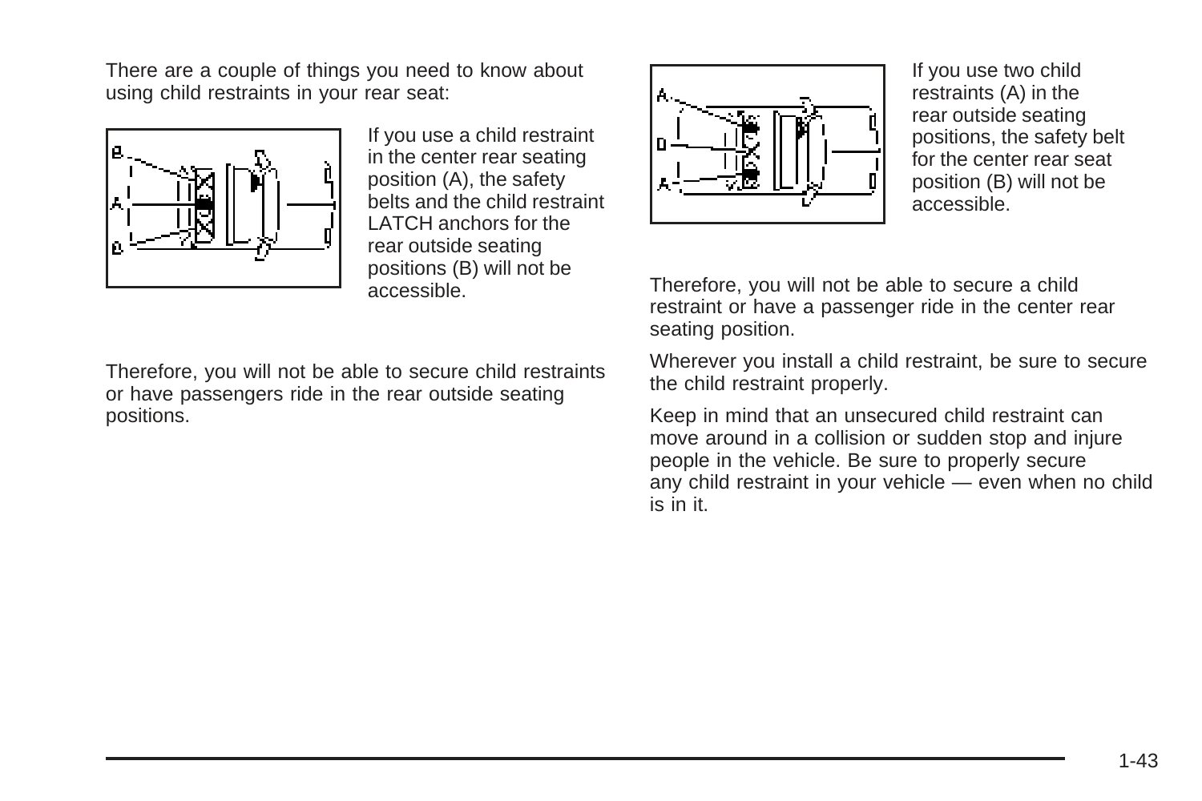There are a couple of things you need to know about using child restraints in your rear seat:

If you use a child restraint in the center rear seating position (A), the safety belts and the child restraint LATCH anchors for the rear outside seating positions (B) will not be accessible.

Therefore, you will not be able to secure child restraints or have passengers ride in the rear outside seating positions.

If you use two child restraints (A) in the rear outside seating positions, the safety belt for the center rear seat position (B) will not be accessible.

Therefore, you will not be able to secure a child restraint or have a passenger ride in the center rear seating position.

Wherever you install a child restraint, be sure to secure the child restraint properly.

Keep in mind that an unsecured child restraint can move around in a collision or sudden stop and injure people in the vehicle. Be sure to properly secure any child restraint in your vehicle — even when no child is in it.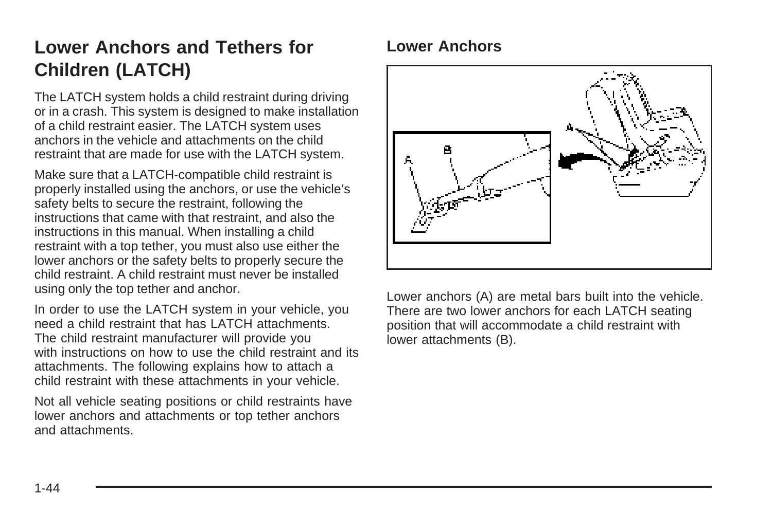# Lower Anchors and Tethers for Children (LATCH)

The LATCH system holds a child restraint during driving or in a crash. This system is designed to make installation of a child restraint easier. The LATCH system uses anchors in the vehicle and attachments on the child restraint that are made for use with the LATCH system.

Make sure that a LATCH-compatible child restraint is properly installed using the anchors, or use the vehicle's safety belts to secure the restraint, following the instructions that came with that restraint, and also the instructions in this manual. When installing a child restraint with a top tether, you must also use either the lower anchors or the safety belts to properly secure the child restraint. A child restraint must never be installed using only the top tether and anchor.

In order to use the LATCH system in your vehicle, you need a child restraint that has LATCH attachments. The child restraint manufacturer will provide you with instructions on how to use the child restraint and its attachments. The following explains how to attach a child restraint with these attachments in your vehicle.

Not all vehicle seating positions or child restraints have lower anchors and attachments or top tether anchors and attachments.

## Lower Anchors

Lower anchors (A) are metal bars built into the vehicle. There are two lower anchors for each LATCH seating position that will accommodate a child restraint with lower attachments (B).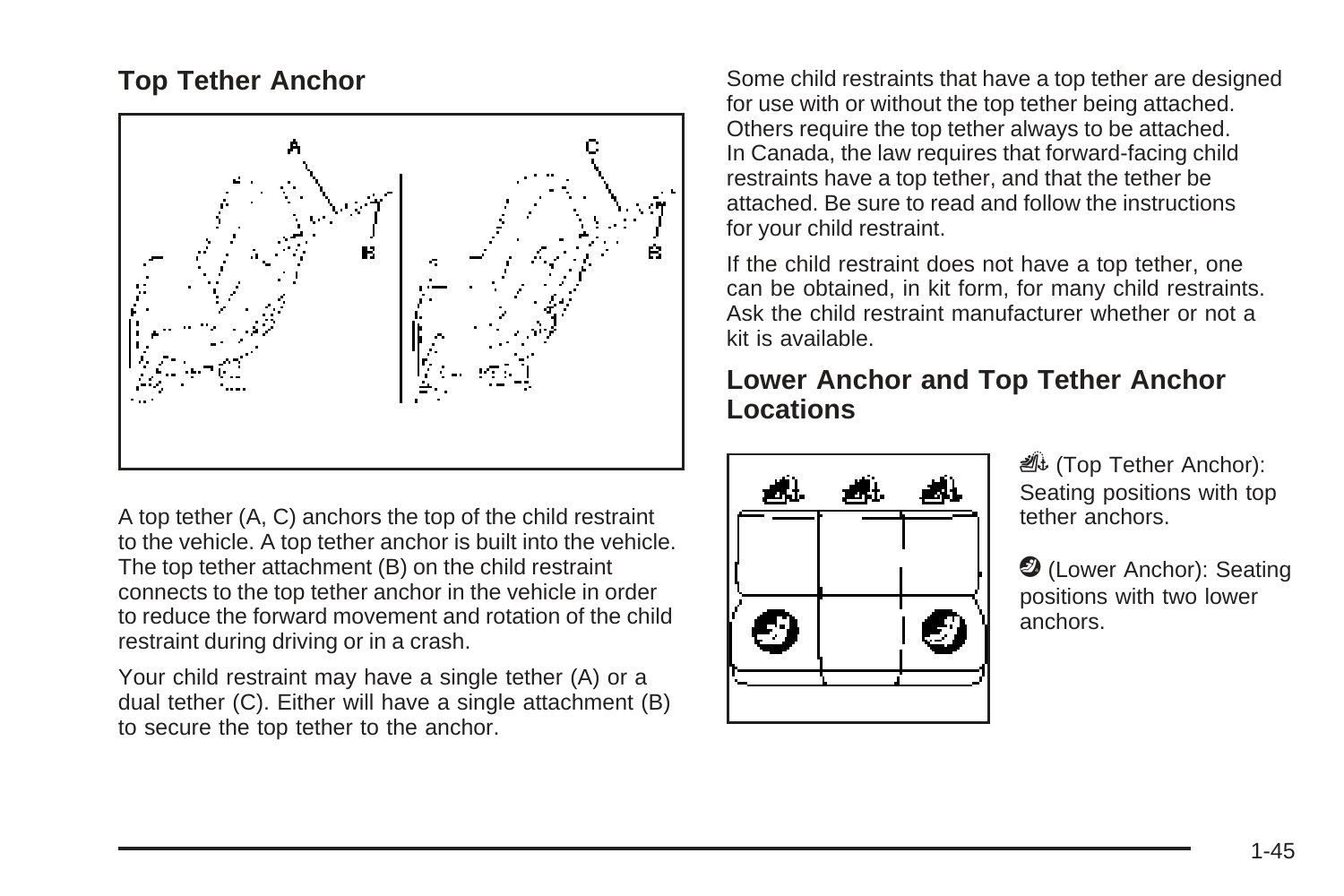## Top Tether Anchor

A top tether (A, C) anchors the top of the child restraint to the vehicle. A top tether anchor is built into the vehicle. The top tether attachment (B) on the child restraint connects to the top tether anchor in the vehicle in order to reduce the forward movement and rotation of the child restraint during driving or in a crash.

Your child restraint may have a single tether (A) or a dual tether (C). Either will have a single attachment (B) to secure the top tether to the anchor.

Some child restraints that have a top tether are designed for use with or without the top tether being attached. Others require the top tether always to be attached. In Canada, the law requires that forward-facing child restraints have a top tether, and that the tether be attached. Be sure to read and follow the instructions for your child restraint.

If the child restraint does not have a top tether, one can be obtained, in kit form, for many child restraints. Ask the child restraint manufacturer whether or not a kit is available.

## Lower Anchor and Top Tether Anchor Locations

(Top Tether Anchor): Seating positions with top tether anchors.

(Lower Anchor): Seating positions with two lower anchors.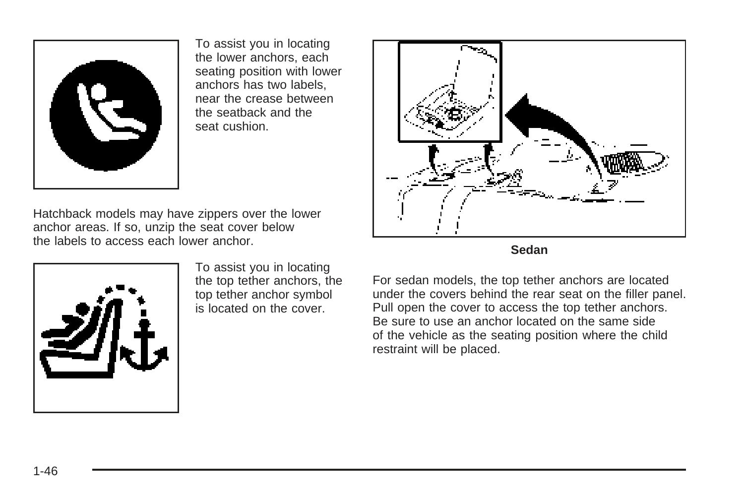To assist you in locating the lower anchors, each seating position with lower anchors has two labels, near the crease between the seatback and the seat cushion.

Hatchback models may have zippers over the lower anchor areas. If so, unzip the seat cover below the labels to access each lower anchor.

To assist you in locating the top tether anchors, the top tether anchor symbol is located on the cover.

**Sedan**

For sedan models, the top tether anchors are located under the covers behind the rear seat on the filler panel. Pull open the cover to access the top tether anchors. Be sure to use an anchor located on the same side of the vehicle as the seating position where the child restraint will be placed.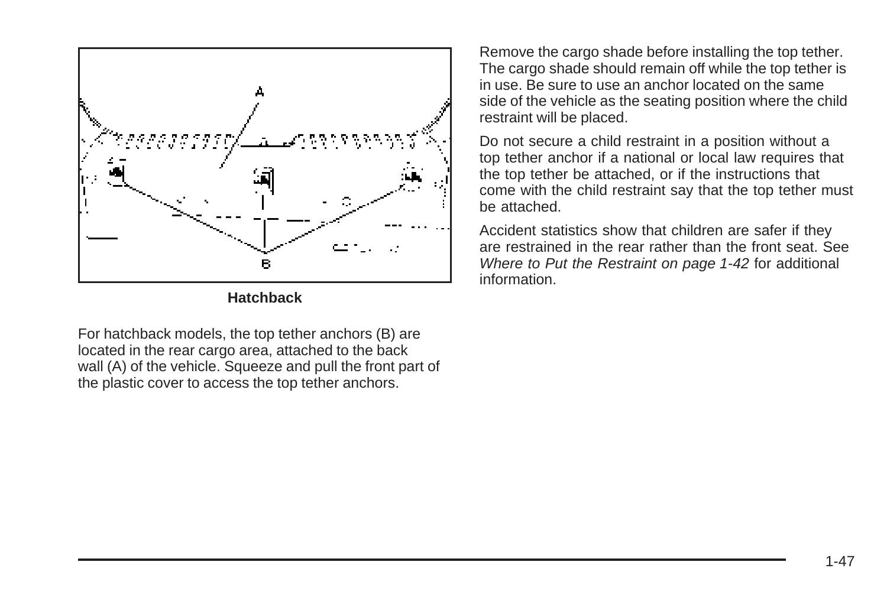**Hatchback**

For hatchback models, the top tether anchors (B) are located in the rear cargo area, attached to the back wall (A) of the vehicle. Squeeze and pull the front part of the plastic cover to access the top tether anchors.

Remove the cargo shade before installing the top tether. The cargo shade should remain off while the top tether is in use. Be sure to use an anchor located on the same side of the vehicle as the seating position where the child restraint will be placed.

Do not secure a child restraint in a position without a top tether anchor if a national or local law requires that the top tether be attached, or if the instructions that come with the child restraint say that the top tether must be attached.

Accident statistics show that children are safer if they are restrained in the rear rather than the front seat. See *Where to Put the Restraint on page 1-42* for additional information.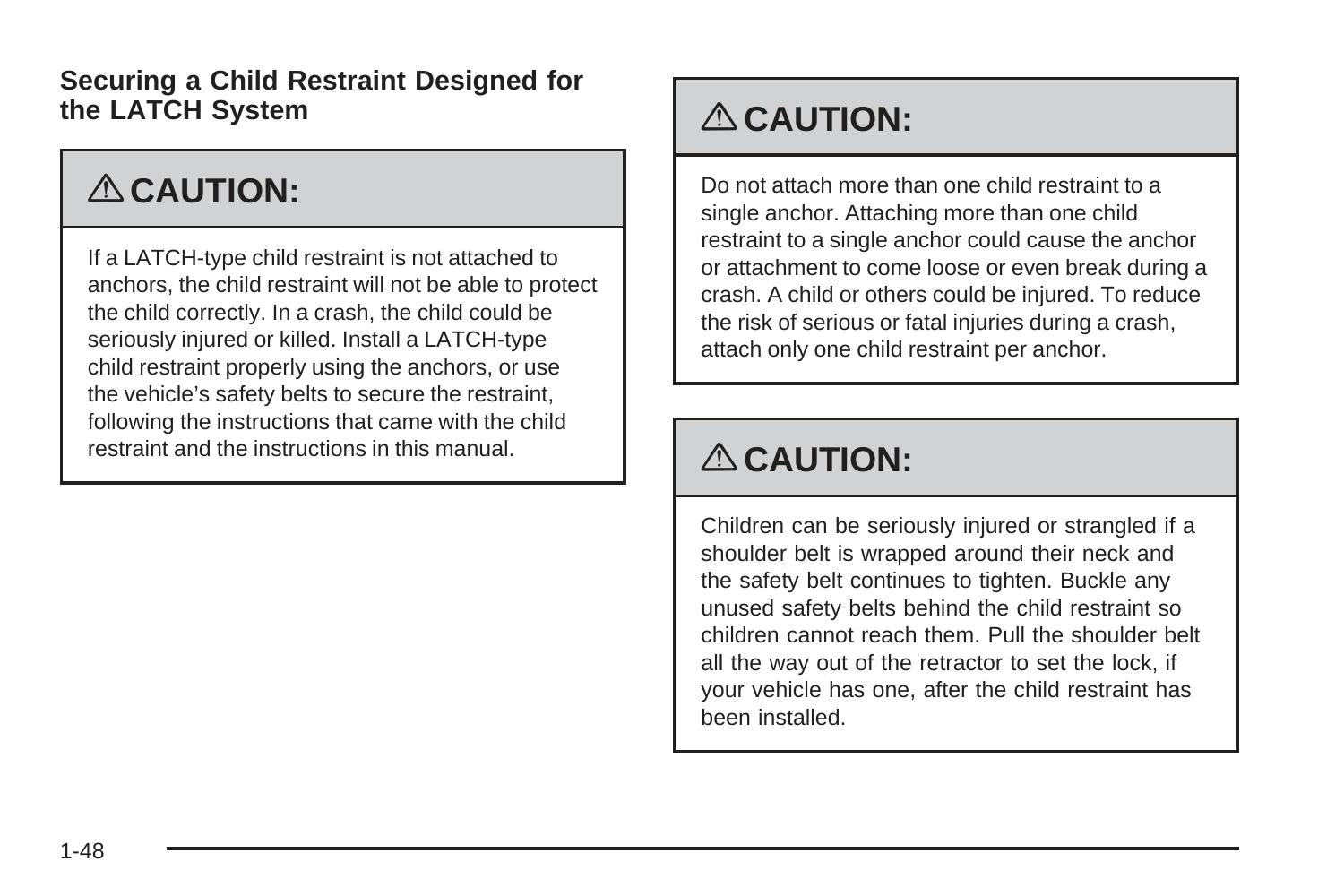### Securing a Child Restraint Designed for the LATCH System

**⚠ CAUTION:**

If a LATCH-type child restraint is not attached to anchors, the child restraint will not be able to protect the child correctly. In a crash, the child could be seriously injured or killed. Install a LATCH-type child restraint properly using the anchors, or use the vehicle's safety belts to secure the restraint, following the instructions that came with the child restraint and the instructions in this manual.

**⚠ CAUTION:**

Do not attach more than one child restraint to a single anchor. Attaching more than one child restraint to a single anchor could cause the anchor or attachment to come loose or even break during a crash. A child or others could be injured. To reduce the risk of serious or fatal injuries during a crash, attach only one child restraint per anchor.

**⚠ CAUTION:**

Children can be seriously injured or strangled if a shoulder belt is wrapped around their neck and the safety belt continues to tighten. Buckle any unused safety belts behind the child restraint so children cannot reach them. Pull the shoulder belt all the way out of the retractor to set the lock, if your vehicle has one, after the child restraint has been installed.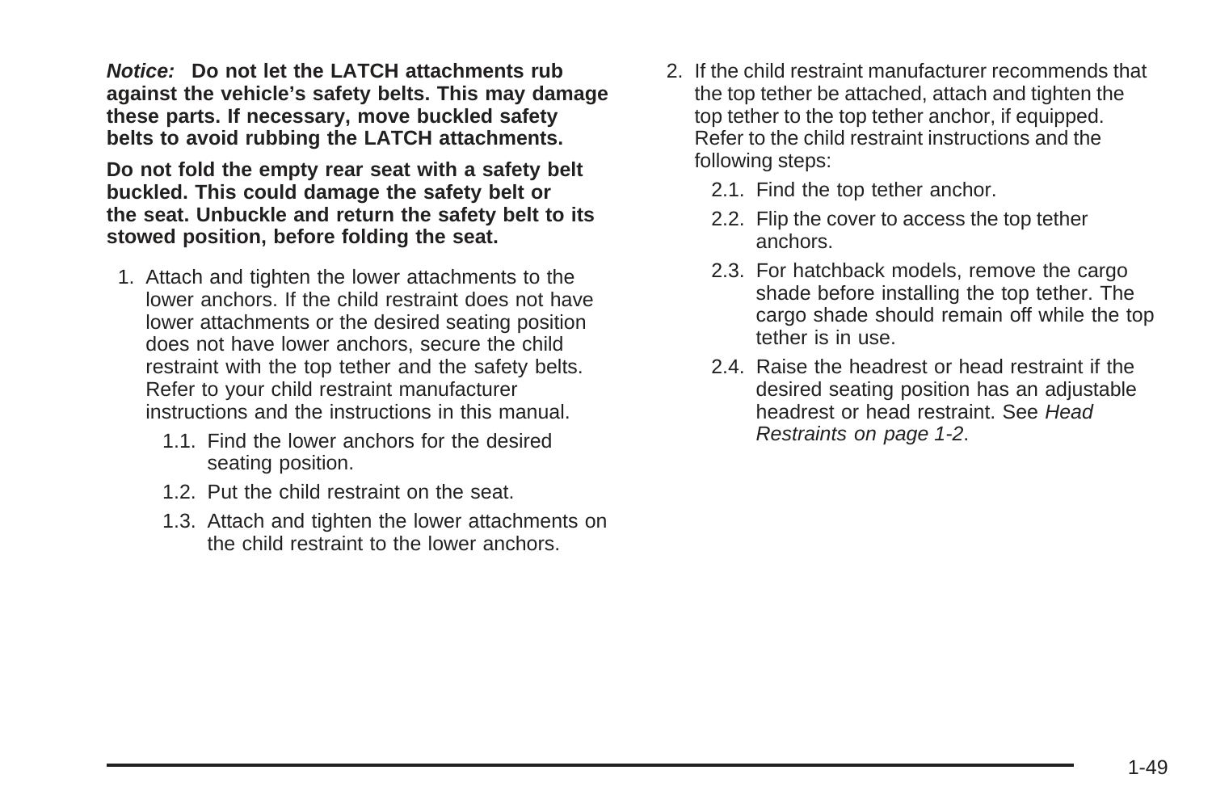***Notice:*** **Do not let the LATCH attachments rub against the vehicle's safety belts. This may damage these parts. If necessary, move buckled safety belts to avoid rubbing the LATCH attachments.**

**Do not fold the empty rear seat with a safety belt buckled. This could damage the safety belt or the seat. Unbuckle and return the safety belt to its stowed position, before folding the seat.**

1. Attach and tighten the lower attachments to the lower anchors. If the child restraint does not have lower attachments or the desired seating position does not have lower anchors, secure the child restraint with the top tether and the safety belts. Refer to your child restraint manufacturer instructions and the instructions in this manual.

   1.1. Find the lower anchors for the desired seating position.

   1.2. Put the child restraint on the seat.

   1.3. Attach and tighten the lower attachments on the child restraint to the lower anchors.

2. If the child restraint manufacturer recommends that the top tether be attached, attach and tighten the top tether to the top tether anchor, if equipped. Refer to the child restraint instructions and the following steps:

   2.1. Find the top tether anchor.

   2.2. Flip the cover to access the top tether anchors.

   2.3. For hatchback models, remove the cargo shade before installing the top tether. The cargo shade should remain off while the top tether is in use.

   2.4. Raise the headrest or head restraint if the desired seating position has an adjustable headrest or head restraint. See *Head Restraints on page 1-2*.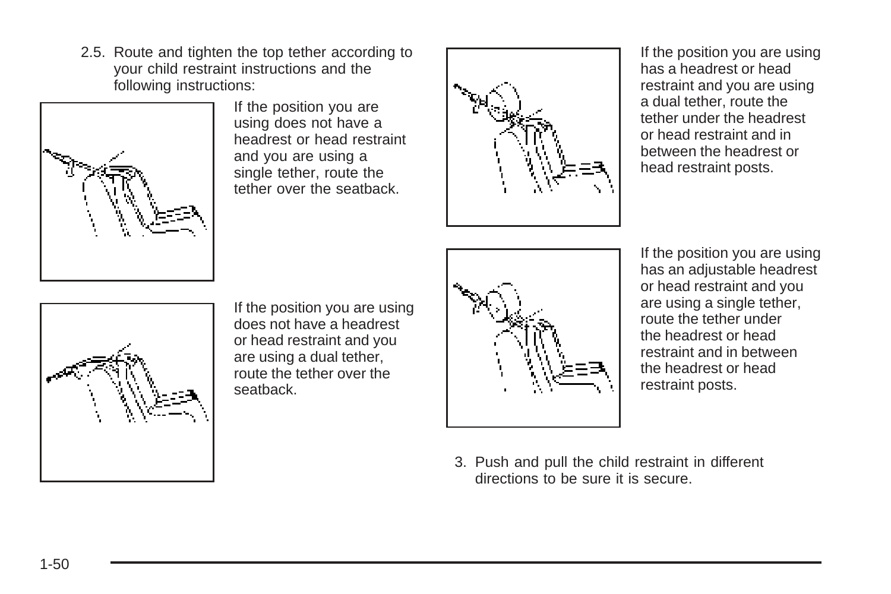2.5. Route and tighten the top tether according to your child restraint instructions and the following instructions:

If the position you are using does not have a headrest or head restraint and you are using a single tether, route the tether over the seatback.

If the position you are using does not have a headrest or head restraint and you are using a dual tether, route the tether over the seatback.

If the position you are using has a headrest or head restraint and you are using a dual tether, route the tether under the headrest or head restraint and in between the headrest or head restraint posts.

If the position you are using has an adjustable headrest or head restraint and you are using a single tether, route the tether under the headrest or head restraint and in between the headrest or head restraint posts.

3. Push and pull the child restraint in different directions to be sure it is secure.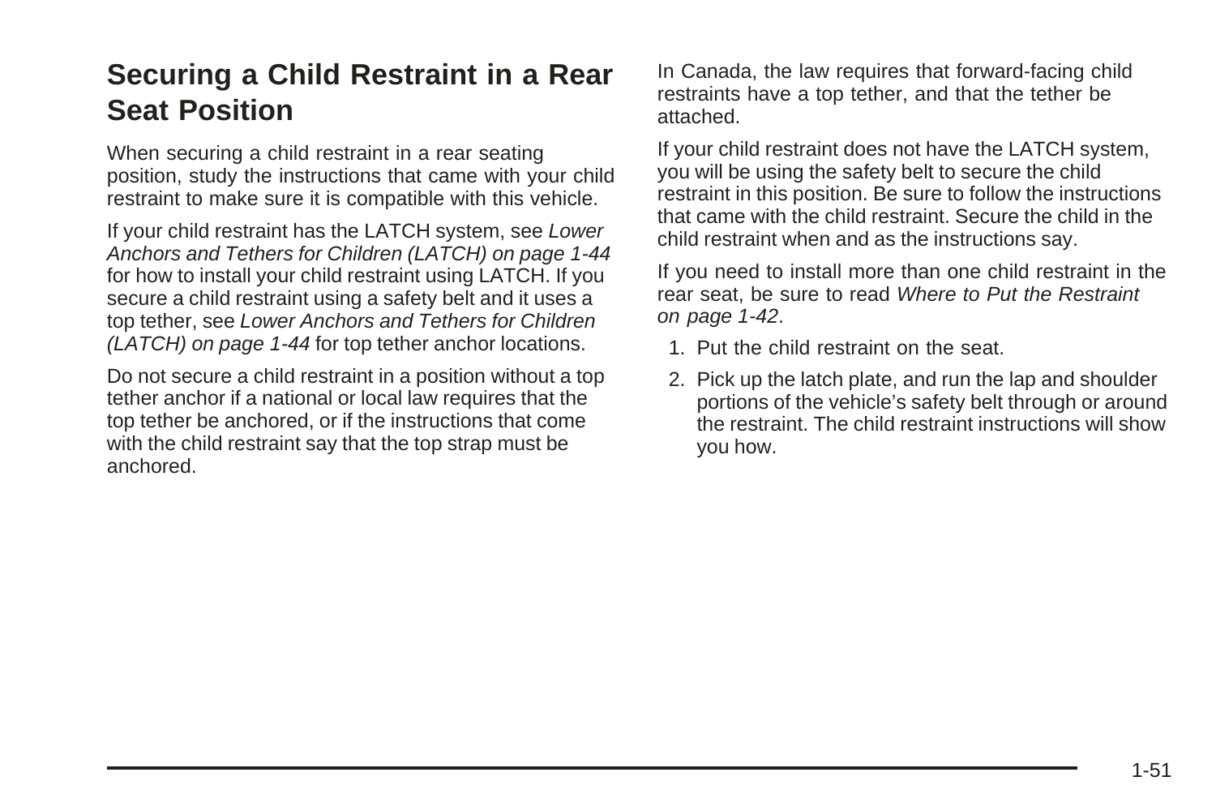## Securing a Child Restraint in a Rear Seat Position

When securing a child restraint in a rear seating position, study the instructions that came with your child restraint to make sure it is compatible with this vehicle.

If your child restraint has the LATCH system, see *Lower Anchors and Tethers for Children (LATCH) on page 1-44* for how to install your child restraint using LATCH. If you secure a child restraint using a safety belt and it uses a top tether, see *Lower Anchors and Tethers for Children (LATCH) on page 1-44* for top tether anchor locations.

Do not secure a child restraint in a position without a top tether anchor if a national or local law requires that the top tether be anchored, or if the instructions that come with the child restraint say that the top strap must be anchored.

In Canada, the law requires that forward-facing child restraints have a top tether, and that the tether be attached.

If your child restraint does not have the LATCH system, you will be using the safety belt to secure the child restraint in this position. Be sure to follow the instructions that came with the child restraint. Secure the child in the child restraint when and as the instructions say.

If you need to install more than one child restraint in the rear seat, be sure to read *Where to Put the Restraint on page 1-42*.

1. Put the child restraint on the seat.
2. Pick up the latch plate, and run the lap and shoulder portions of the vehicle's safety belt through or around the restraint. The child restraint instructions will show you how.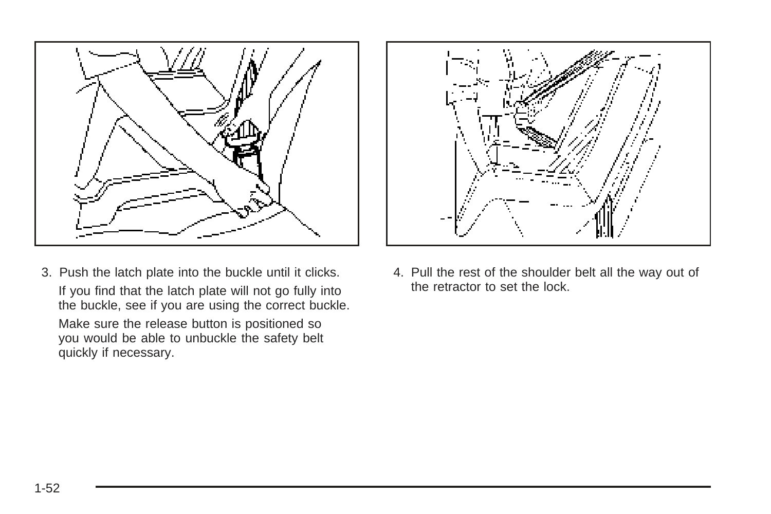3. Push the latch plate into the buckle until it clicks.

   If you find that the latch plate will not go fully into the buckle, see if you are using the correct buckle.

   Make sure the release button is positioned so you would be able to unbuckle the safety belt quickly if necessary.

4. Pull the rest of the shoulder belt all the way out of the retractor to set the lock.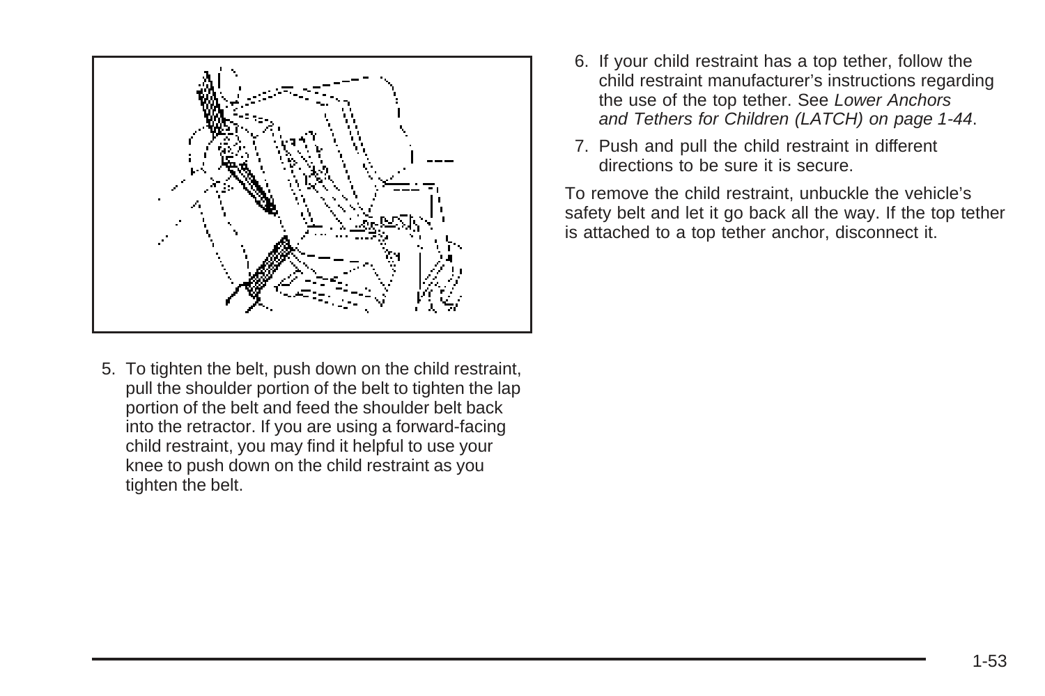5. To tighten the belt, push down on the child restraint, pull the shoulder portion of the belt to tighten the lap portion of the belt and feed the shoulder belt back into the retractor. If you are using a forward-facing child restraint, you may find it helpful to use your knee to push down on the child restraint as you tighten the belt.

6. If your child restraint has a top tether, follow the child restraint manufacturer's instructions regarding the use of the top tether. See *Lower Anchors and Tethers for Children (LATCH) on page 1-44*.

7. Push and pull the child restraint in different directions to be sure it is secure.

To remove the child restraint, unbuckle the vehicle's safety belt and let it go back all the way. If the top tether is attached to a top tether anchor, disconnect it.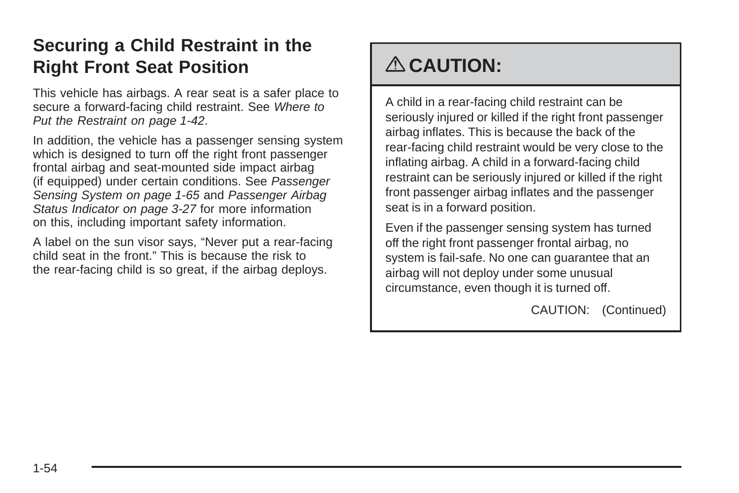## Securing a Child Restraint in the Right Front Seat Position

This vehicle has airbags. A rear seat is a safer place to secure a forward-facing child restraint. See *Where to Put the Restraint on page 1-42*.

In addition, the vehicle has a passenger sensing system which is designed to turn off the right front passenger frontal airbag and seat-mounted side impact airbag (if equipped) under certain conditions. See *Passenger Sensing System on page 1-65* and *Passenger Airbag Status Indicator on page 3-27* for more information on this, including important safety information.

A label on the sun visor says, “Never put a rear-facing child seat in the front.” This is because the risk to the rear-facing child is so great, if the airbag deploys.

### ⚠ CAUTION:

A child in a rear-facing child restraint can be seriously injured or killed if the right front passenger airbag inflates. This is because the back of the rear-facing child restraint would be very close to the inflating airbag. A child in a forward-facing child restraint can be seriously injured or killed if the right front passenger airbag inflates and the passenger seat is in a forward position.

Even if the passenger sensing system has turned off the right front passenger frontal airbag, no system is fail-safe. No one can guarantee that an airbag will not deploy under some unusual circumstance, even though it is turned off.

CAUTION: (Continued)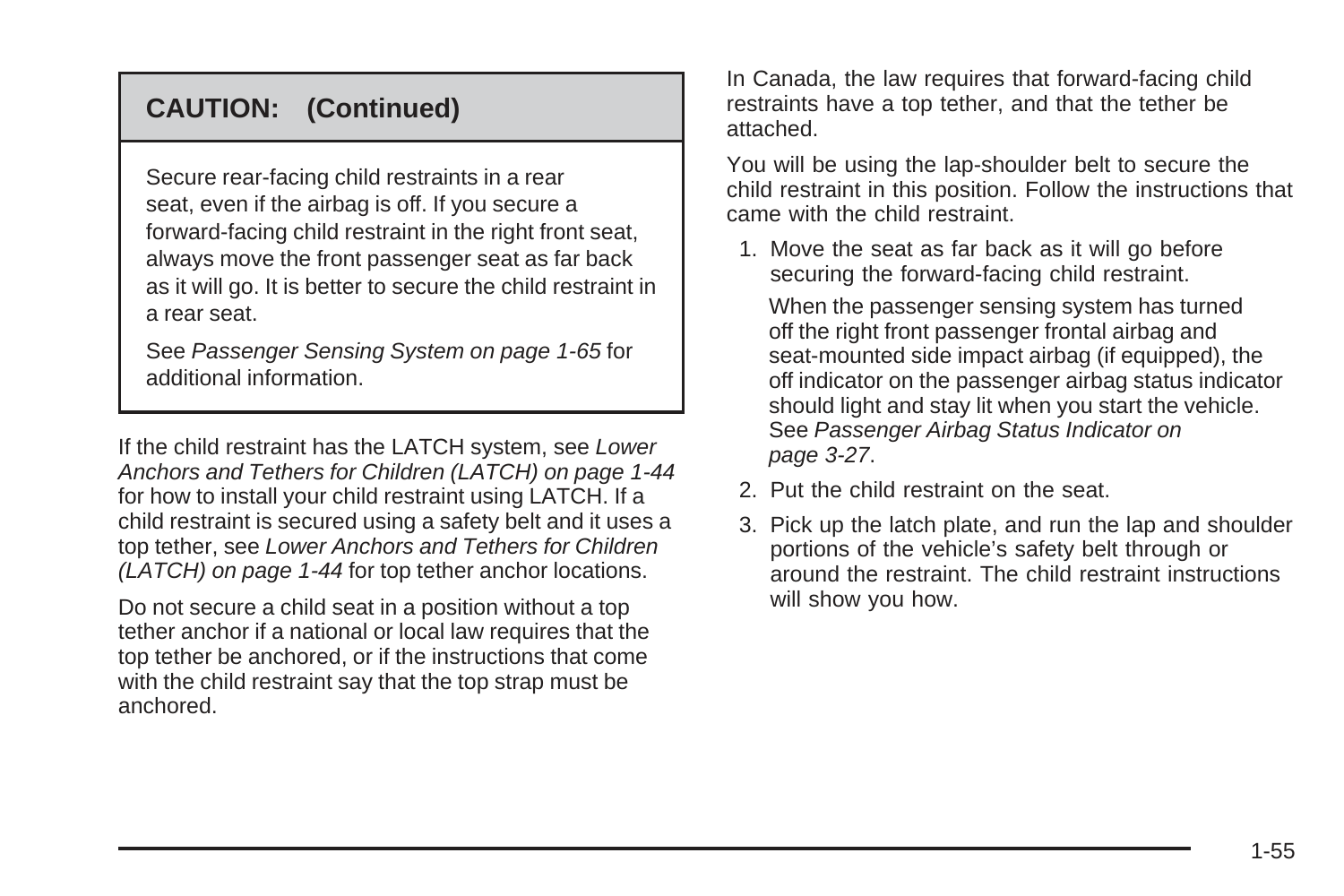**CAUTION: (Continued)**

Secure rear-facing child restraints in a rear seat, even if the airbag is off. If you secure a forward-facing child restraint in the right front seat, always move the front passenger seat as far back as it will go. It is better to secure the child restraint in a rear seat.

See *Passenger Sensing System on page 1-65* for additional information.

If the child restraint has the LATCH system, see *Lower Anchors and Tethers for Children (LATCH) on page 1-44* for how to install your child restraint using LATCH. If a child restraint is secured using a safety belt and it uses a top tether, see *Lower Anchors and Tethers for Children (LATCH) on page 1-44* for top tether anchor locations.

Do not secure a child seat in a position without a top tether anchor if a national or local law requires that the top tether be anchored, or if the instructions that come with the child restraint say that the top strap must be anchored.

In Canada, the law requires that forward-facing child restraints have a top tether, and that the tether be attached.

You will be using the lap-shoulder belt to secure the child restraint in this position. Follow the instructions that came with the child restraint.

1. Move the seat as far back as it will go before securing the forward-facing child restraint.

   When the passenger sensing system has turned off the right front passenger frontal airbag and seat-mounted side impact airbag (if equipped), the off indicator on the passenger airbag status indicator should light and stay lit when you start the vehicle. See *Passenger Airbag Status Indicator on page 3-27*.

2. Put the child restraint on the seat.
3. Pick up the latch plate, and run the lap and shoulder portions of the vehicle's safety belt through or around the restraint. The child restraint instructions will show you how.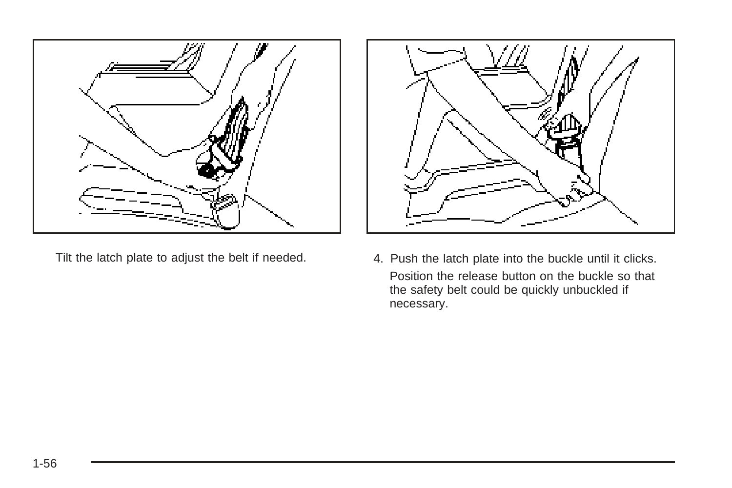Tilt the latch plate to adjust the belt if needed.

4. Push the latch plate into the buckle until it clicks.

   Position the release button on the buckle so that the safety belt could be quickly unbuckled if necessary.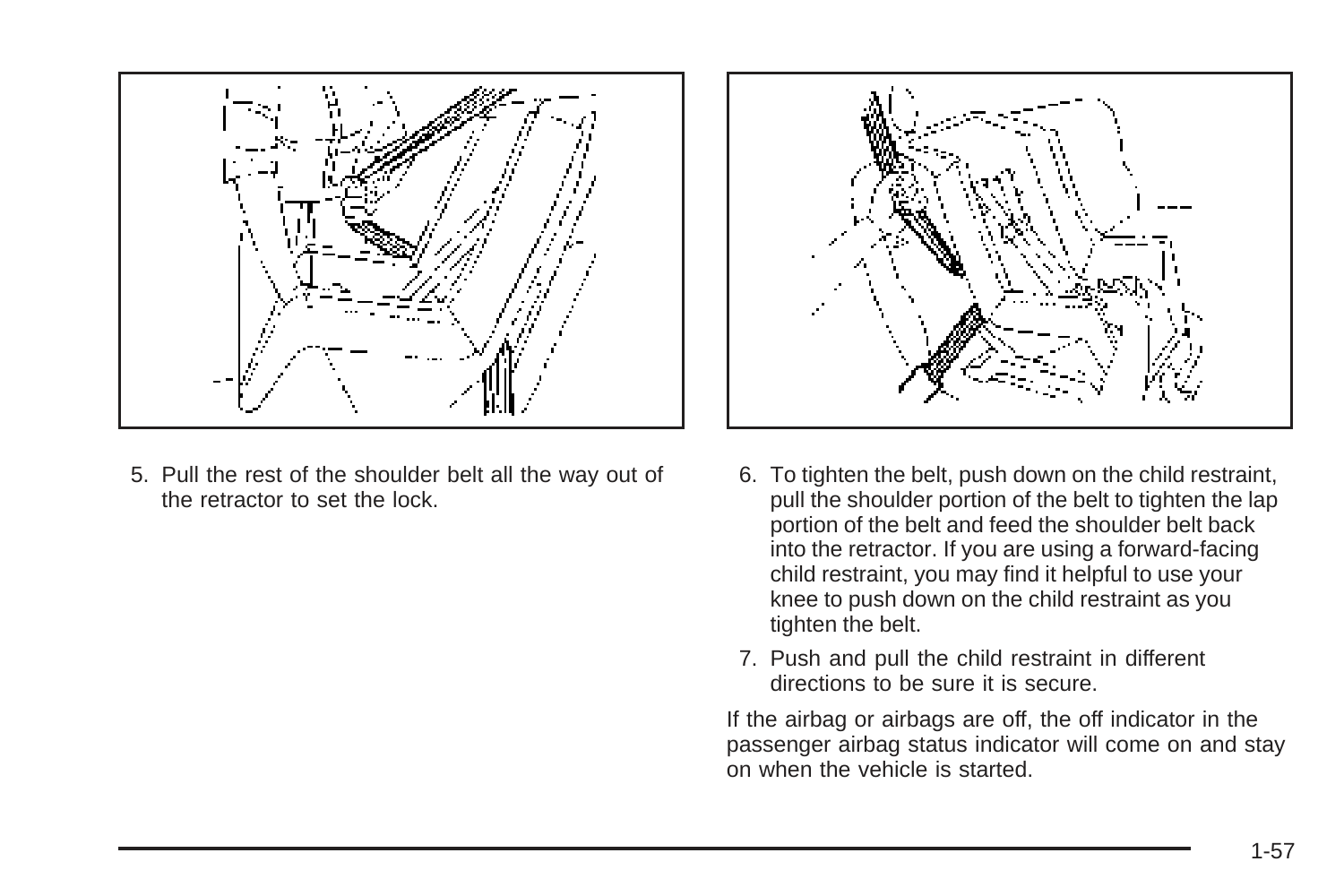5. Pull the rest of the shoulder belt all the way out of the retractor to set the lock.

6. To tighten the belt, push down on the child restraint, pull the shoulder portion of the belt to tighten the lap portion of the belt and feed the shoulder belt back into the retractor. If you are using a forward-facing child restraint, you may find it helpful to use your knee to push down on the child restraint as you tighten the belt.

7. Push and pull the child restraint in different directions to be sure it is secure.

If the airbag or airbags are off, the off indicator in the passenger airbag status indicator will come on and stay on when the vehicle is started.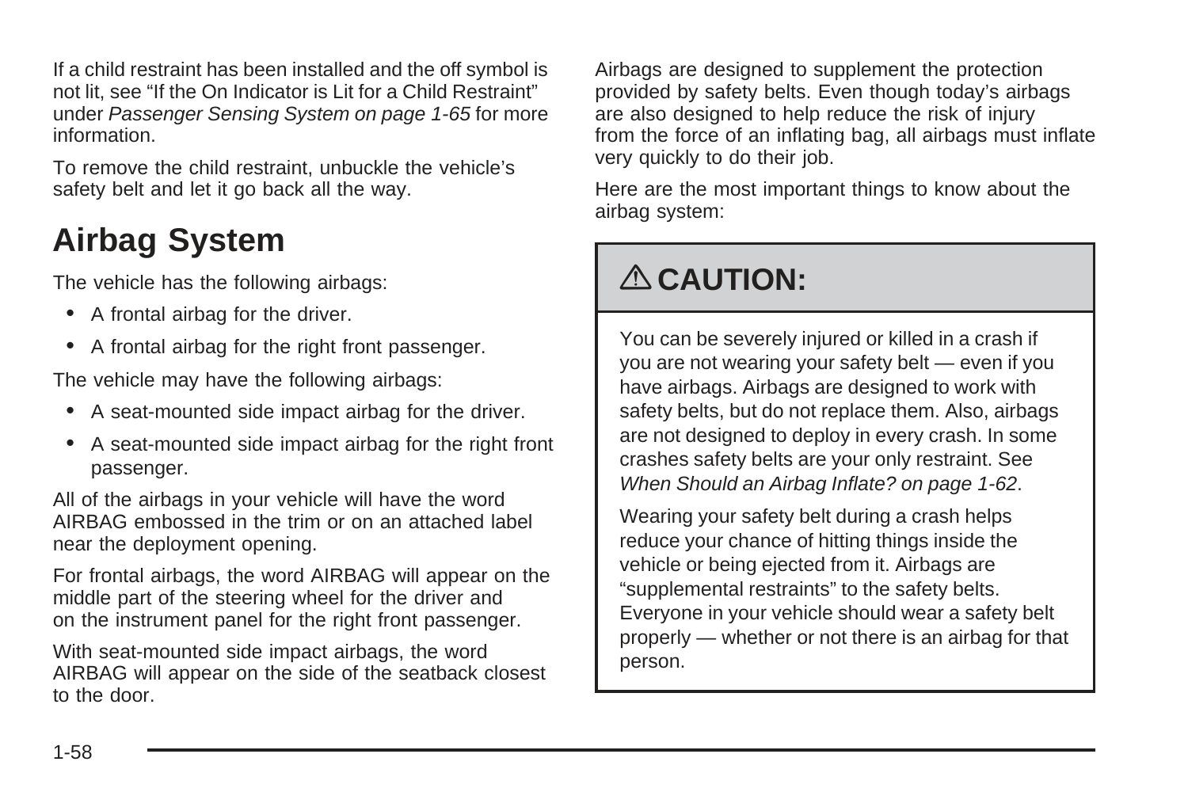If a child restraint has been installed and the off symbol is not lit, see "If the On Indicator is Lit for a Child Restraint" under *Passenger Sensing System on page 1-65* for more information.

To remove the child restraint, unbuckle the vehicle's safety belt and let it go back all the way.

# Airbag System

The vehicle has the following airbags:

- A frontal airbag for the driver.
- A frontal airbag for the right front passenger.

The vehicle may have the following airbags:

- A seat-mounted side impact airbag for the driver.
- A seat-mounted side impact airbag for the right front passenger.

All of the airbags in your vehicle will have the word AIRBAG embossed in the trim or on an attached label near the deployment opening.

For frontal airbags, the word AIRBAG will appear on the middle part of the steering wheel for the driver and on the instrument panel for the right front passenger.

With seat-mounted side impact airbags, the word AIRBAG will appear on the side of the seatback closest to the door.

Airbags are designed to supplement the protection provided by safety belts. Even though today's airbags are also designed to help reduce the risk of injury from the force of an inflating bag, all airbags must inflate very quickly to do their job.

Here are the most important things to know about the airbag system:

> **⚠ CAUTION:**
>
> You can be severely injured or killed in a crash if you are not wearing your safety belt — even if you have airbags. Airbags are designed to work with safety belts, but do not replace them. Also, airbags are not designed to deploy in every crash. In some crashes safety belts are your only restraint. See *When Should an Airbag Inflate? on page 1-62*.
>
> Wearing your safety belt during a crash helps reduce your chance of hitting things inside the vehicle or being ejected from it. Airbags are "supplemental restraints" to the safety belts. Everyone in your vehicle should wear a safety belt properly — whether or not there is an airbag for that person.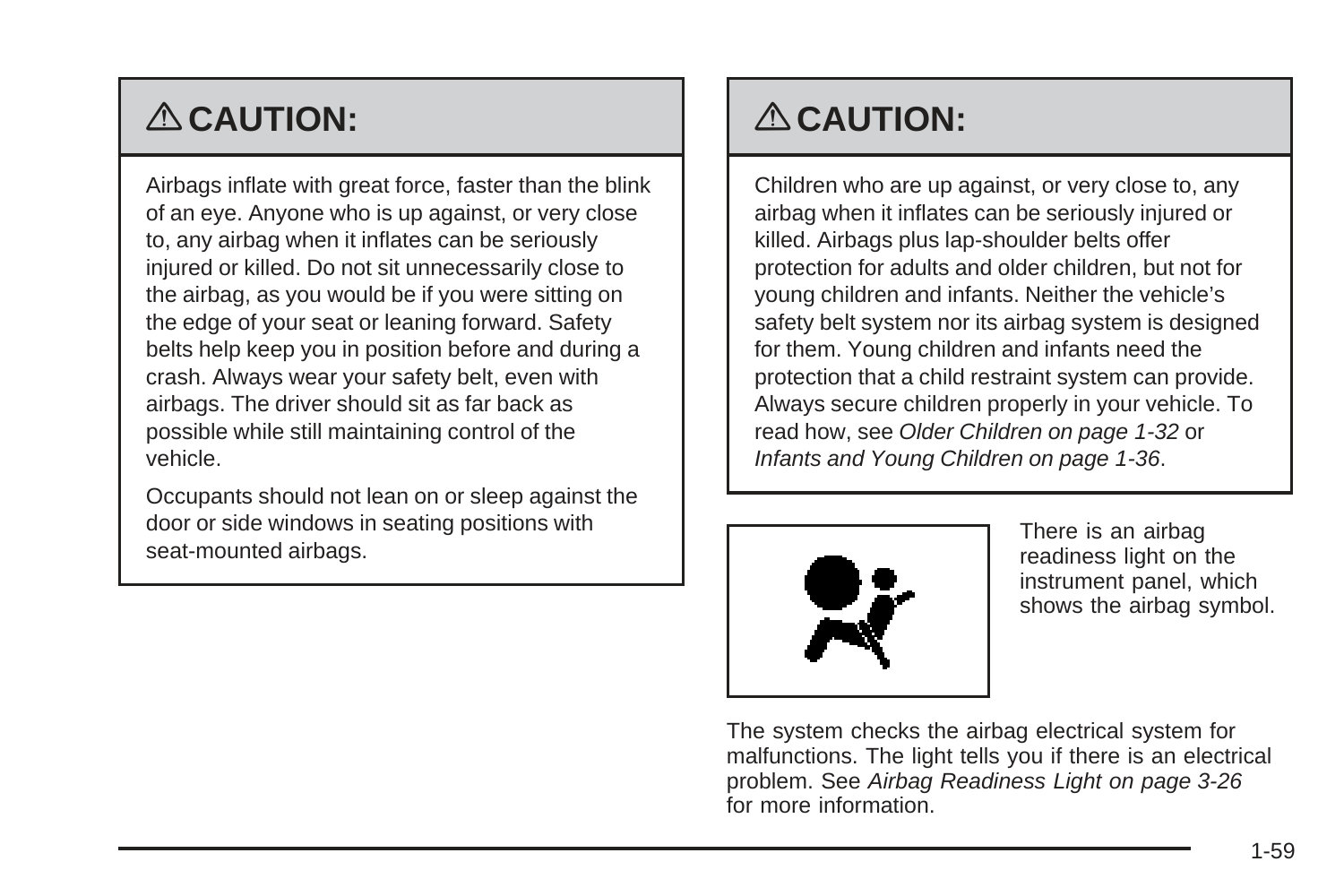## ⚠ CAUTION:

Airbags inflate with great force, faster than the blink of an eye. Anyone who is up against, or very close to, any airbag when it inflates can be seriously injured or killed. Do not sit unnecessarily close to the airbag, as you would be if you were sitting on the edge of your seat or leaning forward. Safety belts help keep you in position before and during a crash. Always wear your safety belt, even with airbags. The driver should sit as far back as possible while still maintaining control of the vehicle.

Occupants should not lean on or sleep against the door or side windows in seating positions with seat-mounted airbags.

## ⚠ CAUTION:

Children who are up against, or very close to, any airbag when it inflates can be seriously injured or killed. Airbags plus lap-shoulder belts offer protection for adults and older children, but not for young children and infants. Neither the vehicle's safety belt system nor its airbag system is designed for them. Young children and infants need the protection that a child restraint system can provide. Always secure children properly in your vehicle. To read how, see *Older Children on page 1-32* or *Infants and Young Children on page 1-36*.

There is an airbag readiness light on the instrument panel, which shows the airbag symbol.

The system checks the airbag electrical system for malfunctions. The light tells you if there is an electrical problem. See *Airbag Readiness Light on page 3-26* for more information.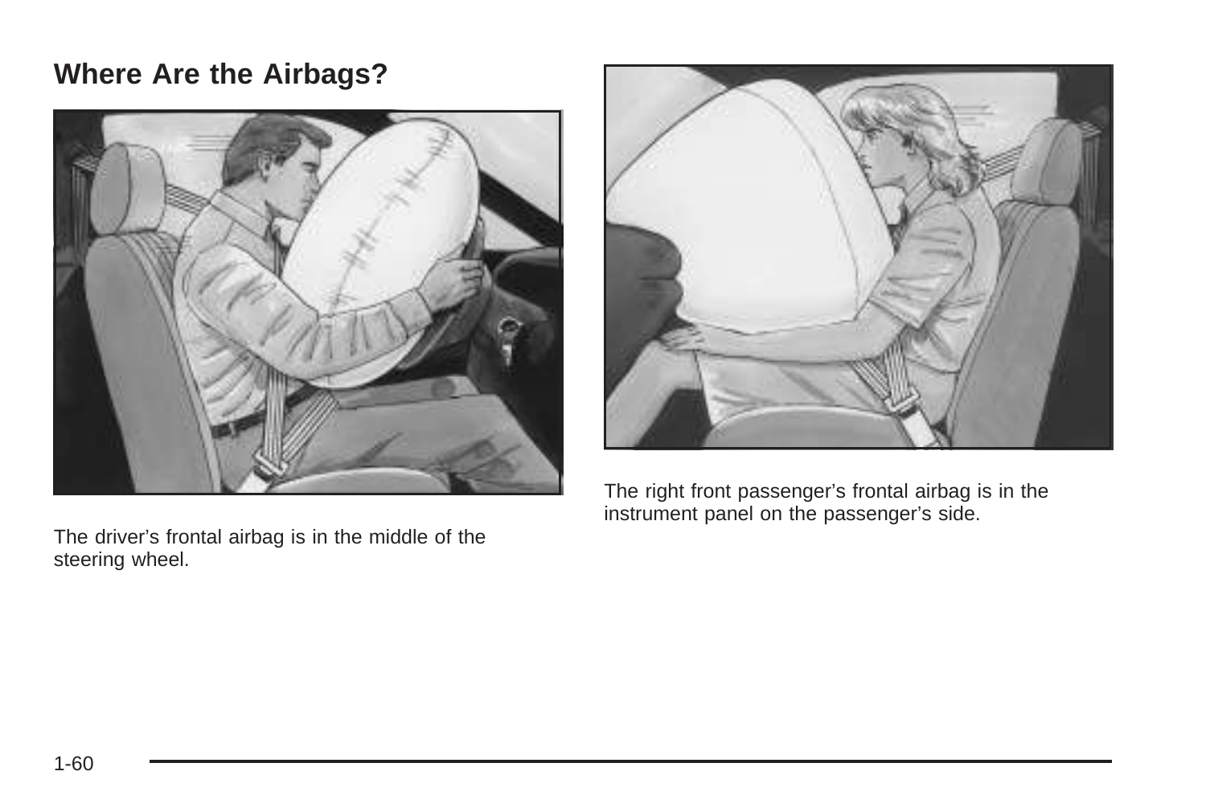## Where Are the Airbags?

The driver's frontal airbag is in the middle of the steering wheel.

The right front passenger's frontal airbag is in the instrument panel on the passenger's side.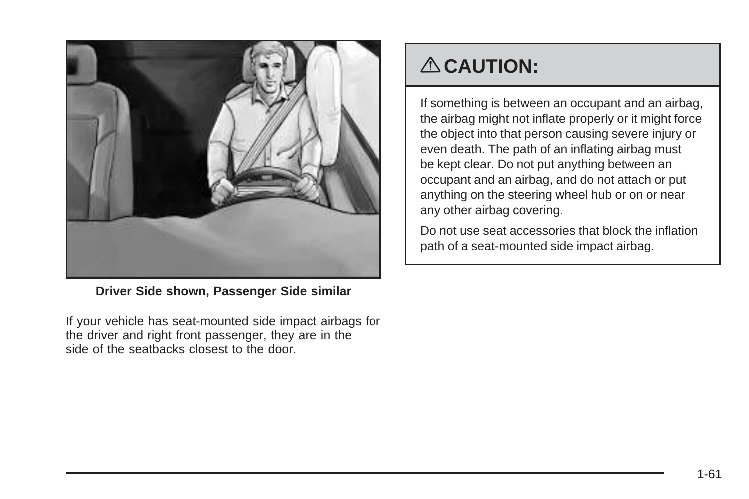Driver Side shown, Passenger Side similar

If your vehicle has seat-mounted side impact airbags for the driver and right front passenger, they are in the side of the seatbacks closest to the door.

## ⚠ CAUTION:

If something is between an occupant and an airbag, the airbag might not inflate properly or it might force the object into that person causing severe injury or even death. The path of an inflating airbag must be kept clear. Do not put anything between an occupant and an airbag, and do not attach or put anything on the steering wheel hub or on or near any other airbag covering.

Do not use seat accessories that block the inflation path of a seat-mounted side impact airbag.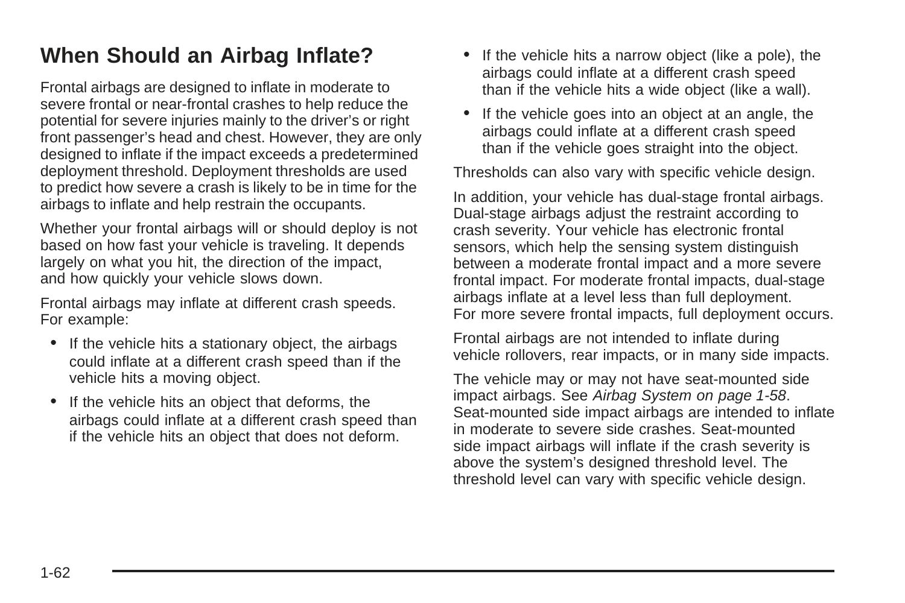## When Should an Airbag Inflate?

Frontal airbags are designed to inflate in moderate to severe frontal or near-frontal crashes to help reduce the potential for severe injuries mainly to the driver's or right front passenger's head and chest. However, they are only designed to inflate if the impact exceeds a predetermined deployment threshold. Deployment thresholds are used to predict how severe a crash is likely to be in time for the airbags to inflate and help restrain the occupants.

Whether your frontal airbags will or should deploy is not based on how fast your vehicle is traveling. It depends largely on what you hit, the direction of the impact, and how quickly your vehicle slows down.

Frontal airbags may inflate at different crash speeds. For example:

- If the vehicle hits a stationary object, the airbags could inflate at a different crash speed than if the vehicle hits a moving object.
- If the vehicle hits an object that deforms, the airbags could inflate at a different crash speed than if the vehicle hits an object that does not deform.
- If the vehicle hits a narrow object (like a pole), the airbags could inflate at a different crash speed than if the vehicle hits a wide object (like a wall).
- If the vehicle goes into an object at an angle, the airbags could inflate at a different crash speed than if the vehicle goes straight into the object.

Thresholds can also vary with specific vehicle design.

In addition, your vehicle has dual-stage frontal airbags. Dual-stage airbags adjust the restraint according to crash severity. Your vehicle has electronic frontal sensors, which help the sensing system distinguish between a moderate frontal impact and a more severe frontal impact. For moderate frontal impacts, dual-stage airbags inflate at a level less than full deployment. For more severe frontal impacts, full deployment occurs.

Frontal airbags are not intended to inflate during vehicle rollovers, rear impacts, or in many side impacts.

The vehicle may or may not have seat-mounted side impact airbags. See *Airbag System on page 1-58*. Seat-mounted side impact airbags are intended to inflate in moderate to severe side crashes. Seat-mounted side impact airbags will inflate if the crash severity is above the system's designed threshold level. The threshold level can vary with specific vehicle design.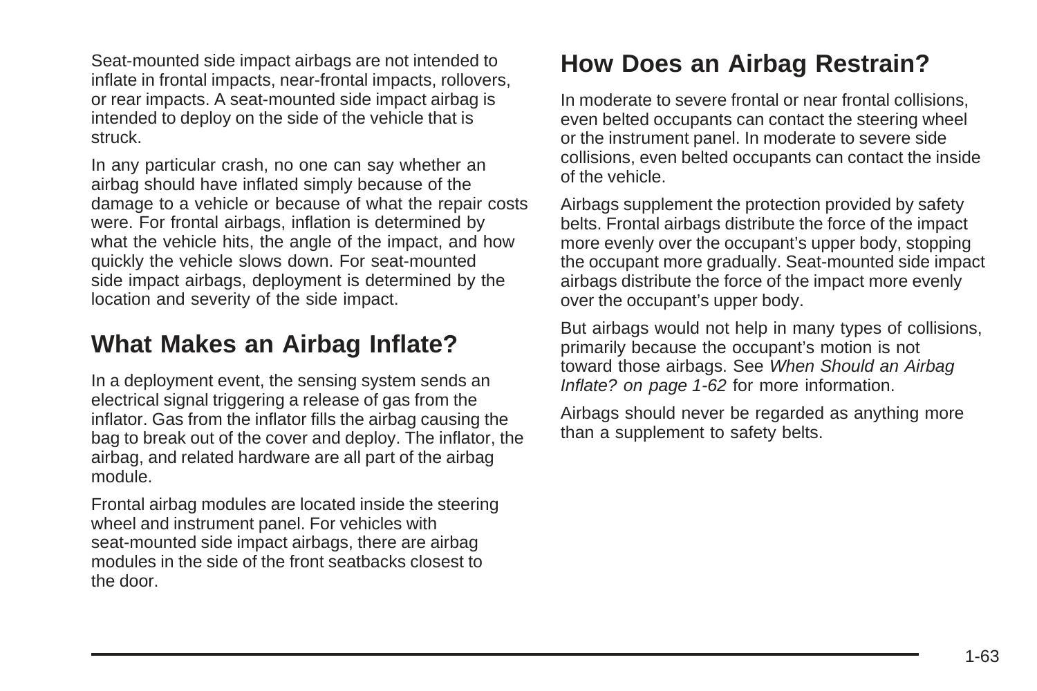Seat-mounted side impact airbags are not intended to inflate in frontal impacts, near-frontal impacts, rollovers, or rear impacts. A seat-mounted side impact airbag is intended to deploy on the side of the vehicle that is struck.

In any particular crash, no one can say whether an airbag should have inflated simply because of the damage to a vehicle or because of what the repair costs were. For frontal airbags, inflation is determined by what the vehicle hits, the angle of the impact, and how quickly the vehicle slows down. For seat-mounted side impact airbags, deployment is determined by the location and severity of the side impact.

## What Makes an Airbag Inflate?

In a deployment event, the sensing system sends an electrical signal triggering a release of gas from the inflator. Gas from the inflator fills the airbag causing the bag to break out of the cover and deploy. The inflator, the airbag, and related hardware are all part of the airbag module.

Frontal airbag modules are located inside the steering wheel and instrument panel. For vehicles with seat-mounted side impact airbags, there are airbag modules in the side of the front seatbacks closest to the door.

## How Does an Airbag Restrain?

In moderate to severe frontal or near frontal collisions, even belted occupants can contact the steering wheel or the instrument panel. In moderate to severe side collisions, even belted occupants can contact the inside of the vehicle.

Airbags supplement the protection provided by safety belts. Frontal airbags distribute the force of the impact more evenly over the occupant's upper body, stopping the occupant more gradually. Seat-mounted side impact airbags distribute the force of the impact more evenly over the occupant's upper body.

But airbags would not help in many types of collisions, primarily because the occupant's motion is not toward those airbags. See *When Should an Airbag Inflate? on page 1-62* for more information.

Airbags should never be regarded as anything more than a supplement to safety belts.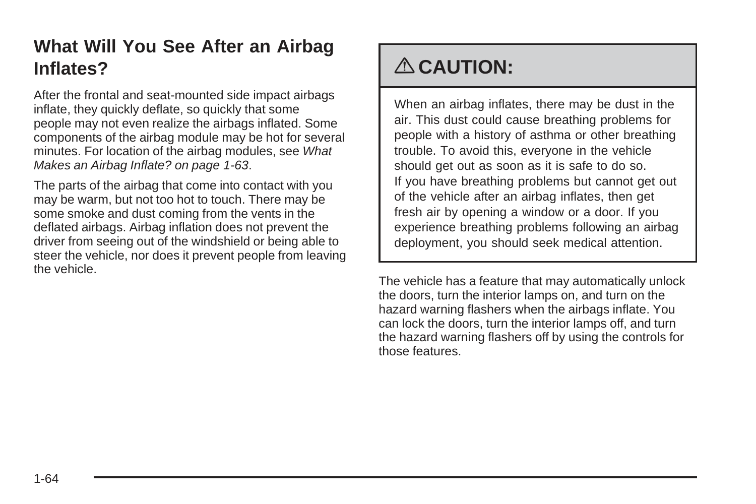## What Will You See After an Airbag Inflates?

After the frontal and seat-mounted side impact airbags inflate, they quickly deflate, so quickly that some people may not even realize the airbags inflated. Some components of the airbag module may be hot for several minutes. For location of the airbag modules, see *What Makes an Airbag Inflate? on page 1-63*.

The parts of the airbag that come into contact with you may be warm, but not too hot to touch. There may be some smoke and dust coming from the vents in the deflated airbags. Airbag inflation does not prevent the driver from seeing out of the windshield or being able to steer the vehicle, nor does it prevent people from leaving the vehicle.

> **⚠ CAUTION:**
>
> When an airbag inflates, there may be dust in the air. This dust could cause breathing problems for people with a history of asthma or other breathing trouble. To avoid this, everyone in the vehicle should get out as soon as it is safe to do so. If you have breathing problems but cannot get out of the vehicle after an airbag inflates, then get fresh air by opening a window or a door. If you experience breathing problems following an airbag deployment, you should seek medical attention.

The vehicle has a feature that may automatically unlock the doors, turn the interior lamps on, and turn on the hazard warning flashers when the airbags inflate. You can lock the doors, turn the interior lamps off, and turn the hazard warning flashers off by using the controls for those features.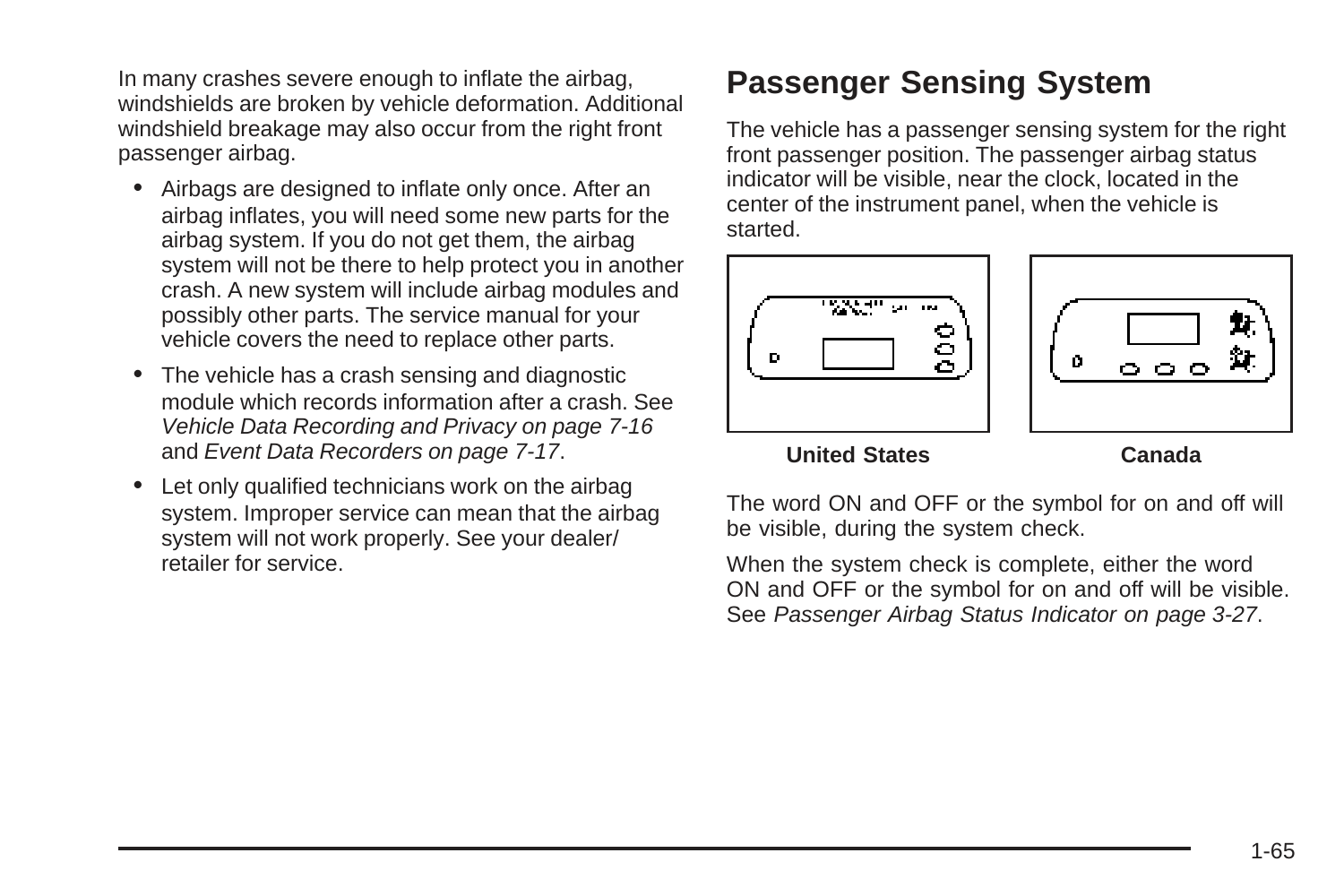In many crashes severe enough to inflate the airbag, windshields are broken by vehicle deformation. Additional windshield breakage may also occur from the right front passenger airbag.

- Airbags are designed to inflate only once. After an airbag inflates, you will need some new parts for the airbag system. If you do not get them, the airbag system will not be there to help protect you in another crash. A new system will include airbag modules and possibly other parts. The service manual for your vehicle covers the need to replace other parts.
- The vehicle has a crash sensing and diagnostic module which records information after a crash. See *Vehicle Data Recording and Privacy on page 7-16* and *Event Data Recorders on page 7-17*.
- Let only qualified technicians work on the airbag system. Improper service can mean that the airbag system will not work properly. See your dealer/retailer for service.

## Passenger Sensing System

The vehicle has a passenger sensing system for the right front passenger position. The passenger airbag status indicator will be visible, near the clock, located in the center of the instrument panel, when the vehicle is started.

**United States** **Canada**

The word ON and OFF or the symbol for on and off will be visible, during the system check.

When the system check is complete, either the word ON and OFF or the symbol for on and off will be visible. See *Passenger Airbag Status Indicator on page 3-27*.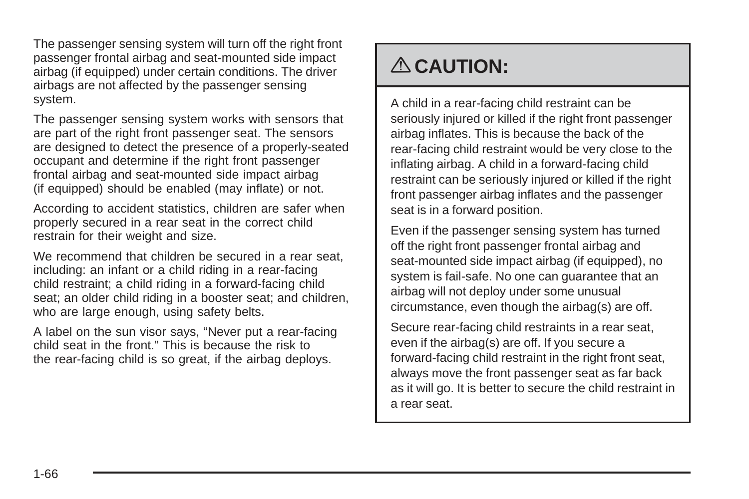The passenger sensing system will turn off the right front passenger frontal airbag and seat-mounted side impact airbag (if equipped) under certain conditions. The driver airbags are not affected by the passenger sensing system.

The passenger sensing system works with sensors that are part of the right front passenger seat. The sensors are designed to detect the presence of a properly-seated occupant and determine if the right front passenger frontal airbag and seat-mounted side impact airbag (if equipped) should be enabled (may inflate) or not.

According to accident statistics, children are safer when properly secured in a rear seat in the correct child restrain for their weight and size.

We recommend that children be secured in a rear seat, including: an infant or a child riding in a rear-facing child restraint; a child riding in a forward-facing child seat; an older child riding in a booster seat; and children, who are large enough, using safety belts.

A label on the sun visor says, “Never put a rear-facing child seat in the front.” This is because the risk to the rear-facing child is so great, if the airbag deploys.

## ⚠ CAUTION:

A child in a rear-facing child restraint can be seriously injured or killed if the right front passenger airbag inflates. This is because the back of the rear-facing child restraint would be very close to the inflating airbag. A child in a forward-facing child restraint can be seriously injured or killed if the right front passenger airbag inflates and the passenger seat is in a forward position.

Even if the passenger sensing system has turned off the right front passenger frontal airbag and seat-mounted side impact airbag (if equipped), no system is fail-safe. No one can guarantee that an airbag will not deploy under some unusual circumstance, even though the airbag(s) are off.

Secure rear-facing child restraints in a rear seat, even if the airbag(s) are off. If you secure a forward-facing child restraint in the right front seat, always move the front passenger seat as far back as it will go. It is better to secure the child restraint in a rear seat.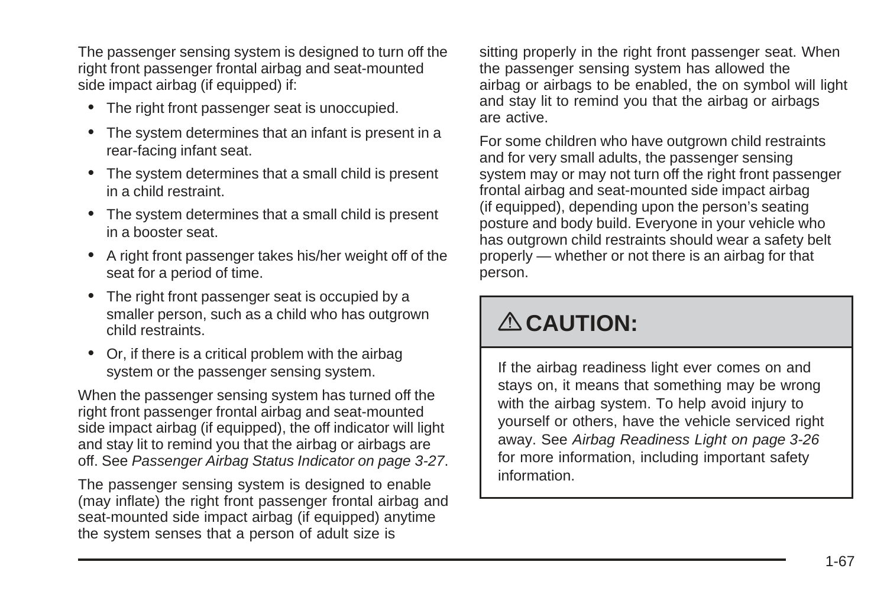The passenger sensing system is designed to turn off the right front passenger frontal airbag and seat-mounted side impact airbag (if equipped) if:

- The right front passenger seat is unoccupied.
- The system determines that an infant is present in a rear-facing infant seat.
- The system determines that a small child is present in a child restraint.
- The system determines that a small child is present in a booster seat.
- A right front passenger takes his/her weight off of the seat for a period of time.
- The right front passenger seat is occupied by a smaller person, such as a child who has outgrown child restraints.
- Or, if there is a critical problem with the airbag system or the passenger sensing system.

When the passenger sensing system has turned off the right front passenger frontal airbag and seat-mounted side impact airbag (if equipped), the off indicator will light and stay lit to remind you that the airbag or airbags are off. See *Passenger Airbag Status Indicator on page 3-27*.

The passenger sensing system is designed to enable (may inflate) the right front passenger frontal airbag and seat-mounted side impact airbag (if equipped) anytime the system senses that a person of adult size is sitting properly in the right front passenger seat. When the passenger sensing system has allowed the airbag or airbags to be enabled, the on symbol will light and stay lit to remind you that the airbag or airbags are active.

For some children who have outgrown child restraints and for very small adults, the passenger sensing system may or may not turn off the right front passenger frontal airbag and seat-mounted side impact airbag (if equipped), depending upon the person's seating posture and body build. Everyone in your vehicle who has outgrown child restraints should wear a safety belt properly — whether or not there is an airbag for that person.

**⚠ CAUTION:**

If the airbag readiness light ever comes on and stays on, it means that something may be wrong with the airbag system. To help avoid injury to yourself or others, have the vehicle serviced right away. See *Airbag Readiness Light on page 3-26* for more information, including important safety information.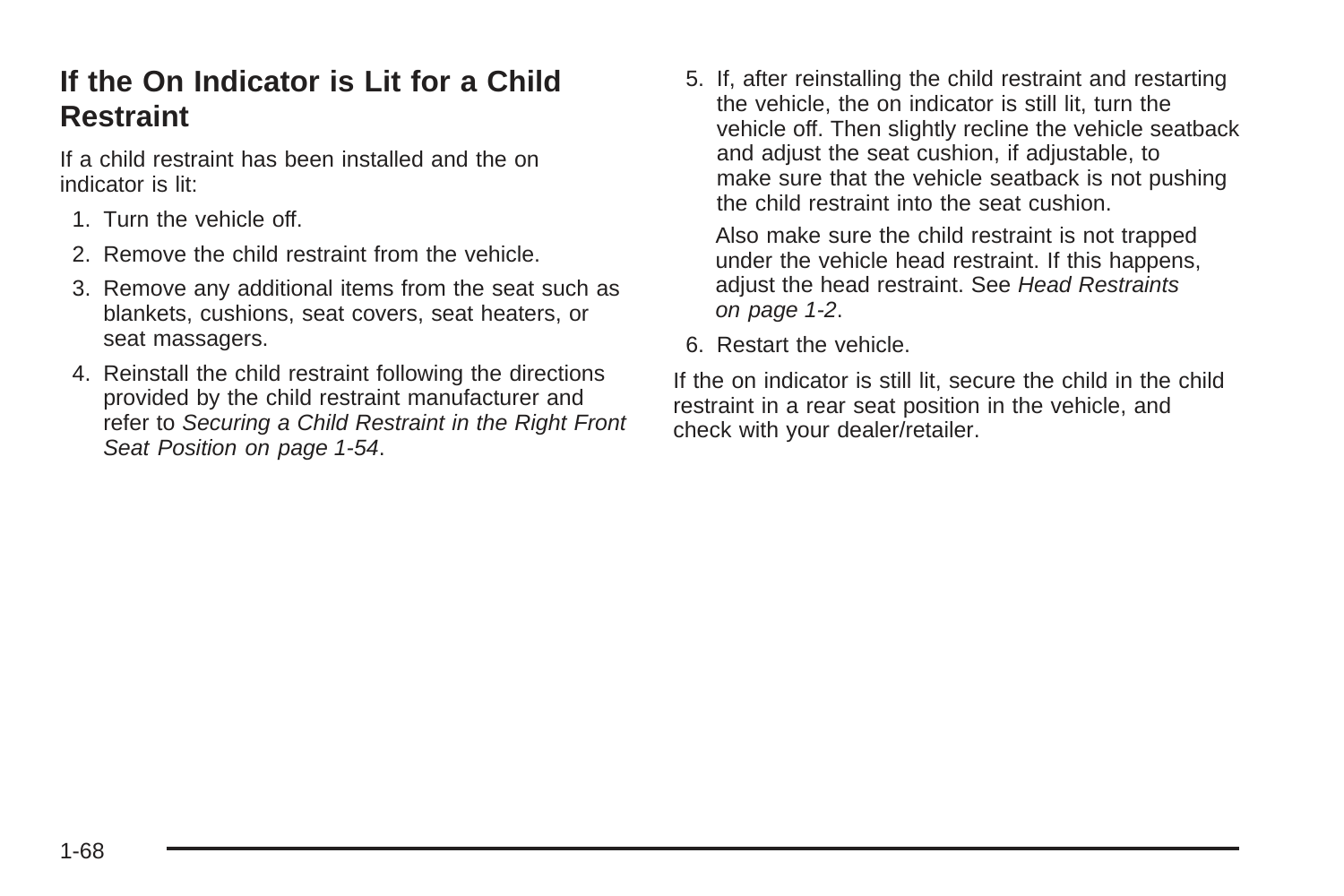## If the On Indicator is Lit for a Child Restraint

If a child restraint has been installed and the on indicator is lit:

1. Turn the vehicle off.
2. Remove the child restraint from the vehicle.
3. Remove any additional items from the seat such as blankets, cushions, seat covers, seat heaters, or seat massagers.
4. Reinstall the child restraint following the directions provided by the child restraint manufacturer and refer to *Securing a Child Restraint in the Right Front Seat Position on page 1-54*.
5. If, after reinstalling the child restraint and restarting the vehicle, the on indicator is still lit, turn the vehicle off. Then slightly recline the vehicle seatback and adjust the seat cushion, if adjustable, to make sure that the vehicle seatback is not pushing the child restraint into the seat cushion.

   Also make sure the child restraint is not trapped under the vehicle head restraint. If this happens, adjust the head restraint. See *Head Restraints on page 1-2*.
6. Restart the vehicle.

If the on indicator is still lit, secure the child in the child restraint in a rear seat position in the vehicle, and check with your dealer/retailer.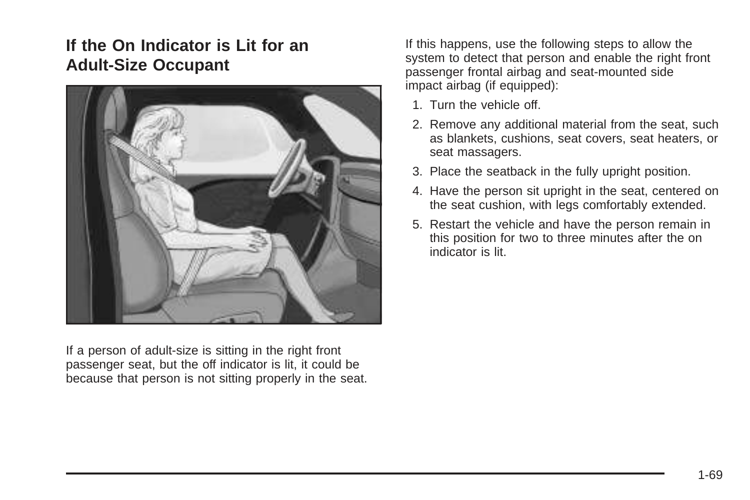## If the On Indicator is Lit for an Adult-Size Occupant

If a person of adult-size is sitting in the right front passenger seat, but the off indicator is lit, it could be because that person is not sitting properly in the seat.

If this happens, use the following steps to allow the system to detect that person and enable the right front passenger frontal airbag and seat-mounted side impact airbag (if equipped):

1. Turn the vehicle off.
2. Remove any additional material from the seat, such as blankets, cushions, seat covers, seat heaters, or seat massagers.
3. Place the seatback in the fully upright position.
4. Have the person sit upright in the seat, centered on the seat cushion, with legs comfortably extended.
5. Restart the vehicle and have the person remain in this position for two to three minutes after the on indicator is lit.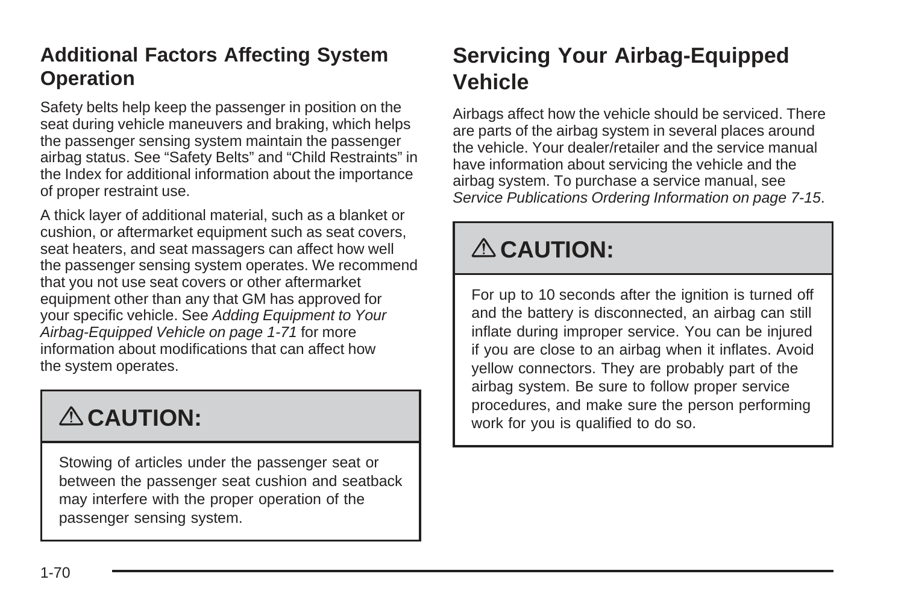### Additional Factors Affecting System Operation

Safety belts help keep the passenger in position on the seat during vehicle maneuvers and braking, which helps the passenger sensing system maintain the passenger airbag status. See “Safety Belts” and “Child Restraints” in the Index for additional information about the importance of proper restraint use.

A thick layer of additional material, such as a blanket or cushion, or aftermarket equipment such as seat covers, seat heaters, and seat massagers can affect how well the passenger sensing system operates. We recommend that you not use seat covers or other aftermarket equipment other than any that GM has approved for your specific vehicle. See *Adding Equipment to Your Airbag-Equipped Vehicle on page 1-71* for more information about modifications that can affect how the system operates.

> **⚠ CAUTION:**
>
> Stowing of articles under the passenger seat or between the passenger seat cushion and seatback may interfere with the proper operation of the passenger sensing system.

## Servicing Your Airbag-Equipped Vehicle

Airbags affect how the vehicle should be serviced. There are parts of the airbag system in several places around the vehicle. Your dealer/retailer and the service manual have information about servicing the vehicle and the airbag system. To purchase a service manual, see *Service Publications Ordering Information on page 7-15*.

> **⚠ CAUTION:**
>
> For up to 10 seconds after the ignition is turned off and the battery is disconnected, an airbag can still inflate during improper service. You can be injured if you are close to an airbag when it inflates. Avoid yellow connectors. They are probably part of the airbag system. Be sure to follow proper service procedures, and make sure the person performing work for you is qualified to do so.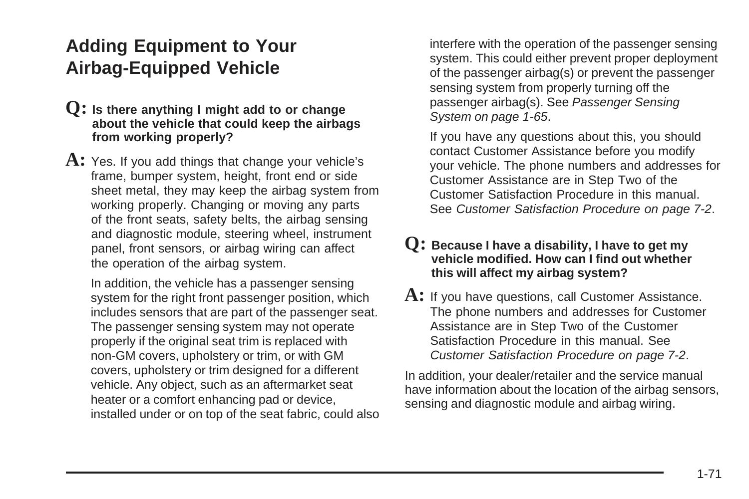## Adding Equipment to Your Airbag-Equipped Vehicle

**Q: Is there anything I might add to or change about the vehicle that could keep the airbags from working properly?**

**A:** Yes. If you add things that change your vehicle's frame, bumper system, height, front end or side sheet metal, they may keep the airbag system from working properly. Changing or moving any parts of the front seats, safety belts, the airbag sensing and diagnostic module, steering wheel, instrument panel, front sensors, or airbag wiring can affect the operation of the airbag system.

In addition, the vehicle has a passenger sensing system for the right front passenger position, which includes sensors that are part of the passenger seat. The passenger sensing system may not operate properly if the original seat trim is replaced with non-GM covers, upholstery or trim, or with GM covers, upholstery or trim designed for a different vehicle. Any object, such as an aftermarket seat heater or a comfort enhancing pad or device, installed under or on top of the seat fabric, could also interfere with the operation of the passenger sensing system. This could either prevent proper deployment of the passenger airbag(s) or prevent the passenger sensing system from properly turning off the passenger airbag(s). See *Passenger Sensing System on page 1-65*.

If you have any questions about this, you should contact Customer Assistance before you modify your vehicle. The phone numbers and addresses for Customer Assistance are in Step Two of the Customer Satisfaction Procedure in this manual. See *Customer Satisfaction Procedure on page 7-2*.

**Q: Because I have a disability, I have to get my vehicle modified. How can I find out whether this will affect my airbag system?**

**A:** If you have questions, call Customer Assistance. The phone numbers and addresses for Customer Assistance are in Step Two of the Customer Satisfaction Procedure in this manual. See *Customer Satisfaction Procedure on page 7-2*.

In addition, your dealer/retailer and the service manual have information about the location of the airbag sensors, sensing and diagnostic module and airbag wiring.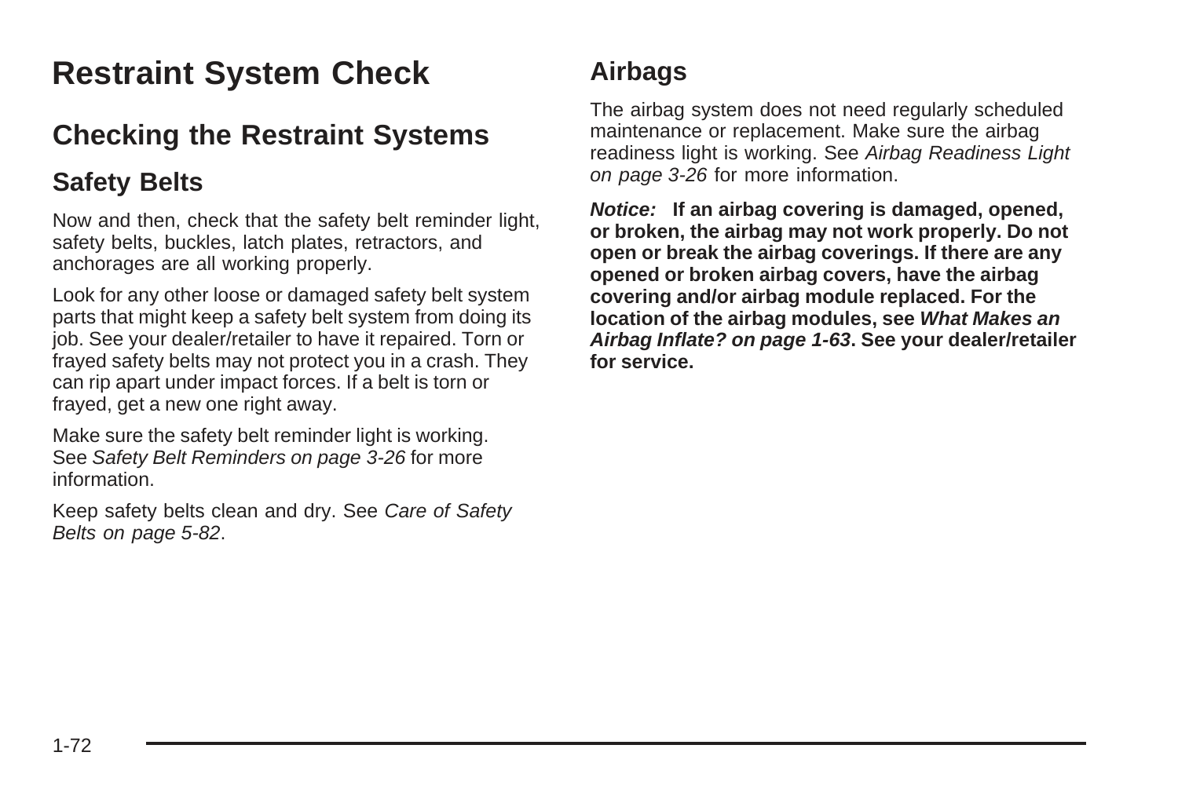# Restraint System Check

## Checking the Restraint Systems

### Safety Belts

Now and then, check that the safety belt reminder light, safety belts, buckles, latch plates, retractors, and anchorages are all working properly.

Look for any other loose or damaged safety belt system parts that might keep a safety belt system from doing its job. See your dealer/retailer to have it repaired. Torn or frayed safety belts may not protect you in a crash. They can rip apart under impact forces. If a belt is torn or frayed, get a new one right away.

Make sure the safety belt reminder light is working. See *Safety Belt Reminders on page 3-26* for more information.

Keep safety belts clean and dry. See *Care of Safety Belts on page 5-82*.

### Airbags

The airbag system does not need regularly scheduled maintenance or replacement. Make sure the airbag readiness light is working. See *Airbag Readiness Light on page 3-26* for more information.

***Notice:*** **If an airbag covering is damaged, opened, or broken, the airbag may not work properly. Do not open or break the airbag coverings. If there are any opened or broken airbag covers, have the airbag covering and/or airbag module replaced. For the location of the airbag modules, see *What Makes an Airbag Inflate? on page 1-63*. See your dealer/retailer for service.**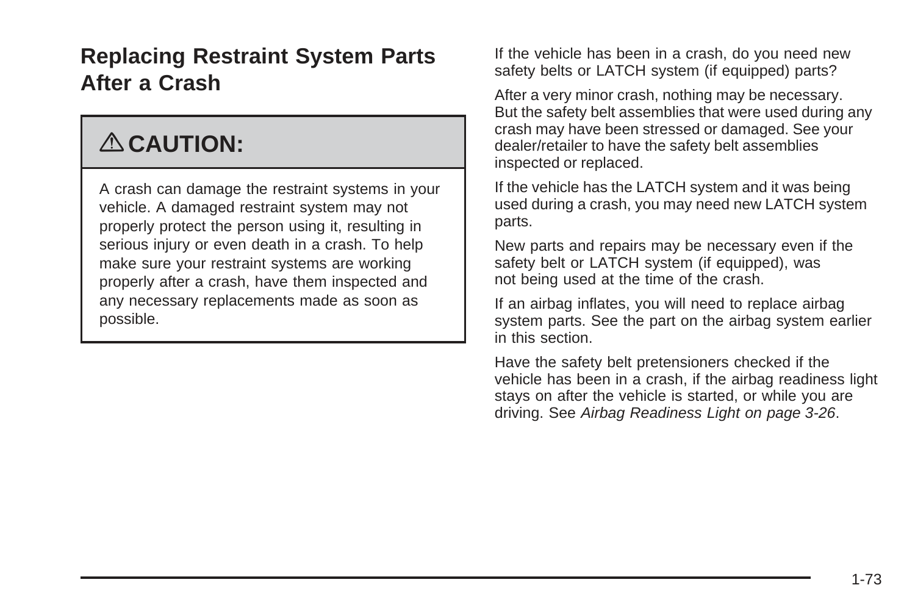## Replacing Restraint System Parts After a Crash

> ⚠ **CAUTION:**
>
> A crash can damage the restraint systems in your vehicle. A damaged restraint system may not properly protect the person using it, resulting in serious injury or even death in a crash. To help make sure your restraint systems are working properly after a crash, have them inspected and any necessary replacements made as soon as possible.

If the vehicle has been in a crash, do you need new safety belts or LATCH system (if equipped) parts?

After a very minor crash, nothing may be necessary. But the safety belt assemblies that were used during any crash may have been stressed or damaged. See your dealer/retailer to have the safety belt assemblies inspected or replaced.

If the vehicle has the LATCH system and it was being used during a crash, you may need new LATCH system parts.

New parts and repairs may be necessary even if the safety belt or LATCH system (if equipped), was not being used at the time of the crash.

If an airbag inflates, you will need to replace airbag system parts. See the part on the airbag system earlier in this section.

Have the safety belt pretensioners checked if the vehicle has been in a crash, if the airbag readiness light stays on after the vehicle is started, or while you are driving. See *Airbag Readiness Light on page 3-26*.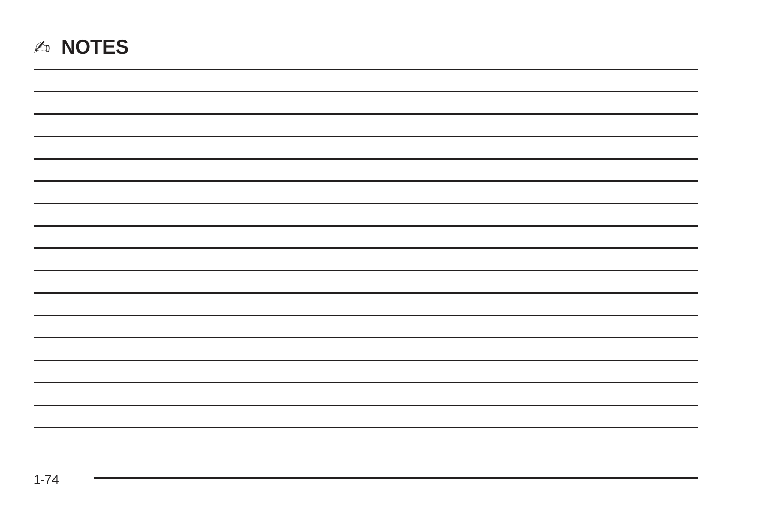# ✍ NOTES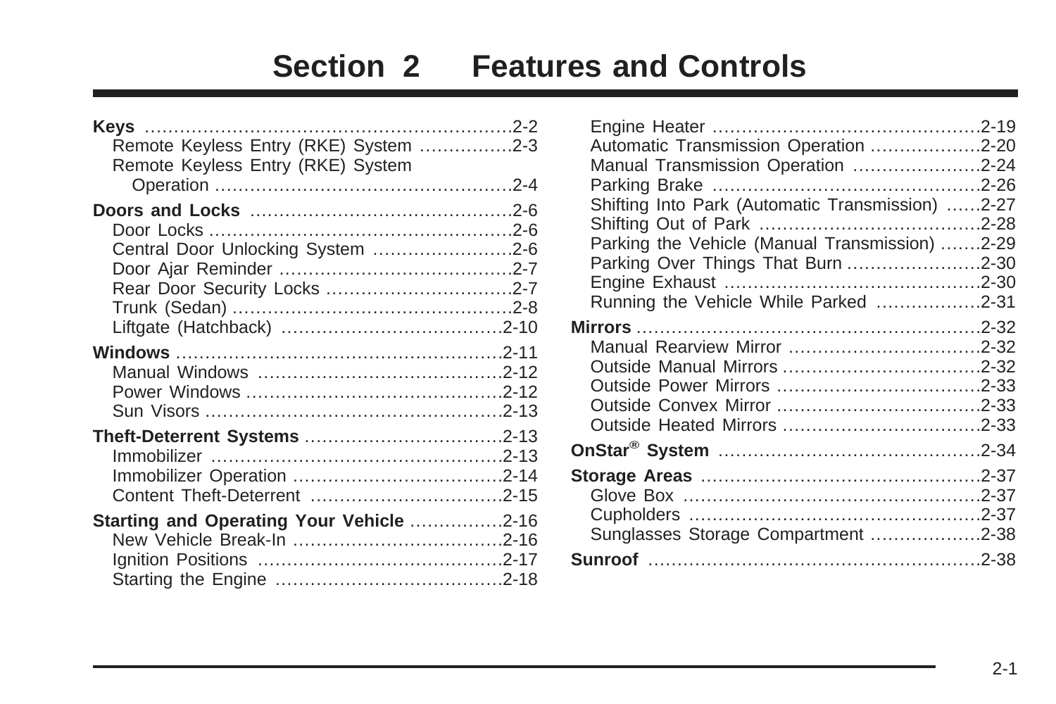# Section 2 Features and Controls

**Keys** .......................................................... 2-2
- Remote Keyless Entry (RKE) System ................ 2-3
- Remote Keyless Entry (RKE) System Operation .......................................... 2-4

**Doors and Locks** .......................................... 2-6
- Door Locks ....................................................... 2-6
- Central Door Unlocking System ........................ 2-6
- Door Ajar Reminder .......................................... 2-7
- Rear Door Security Locks ................................. 2-7
- Trunk (Sedan) ................................................... 2-8
- Liftgate (Hatchback) ......................................... 2-10

**Windows** ....................................................... 2-11
- Manual Windows ............................................. 2-12
- Power Windows ............................................... 2-12
- Sun Visors ....................................................... 2-13

**Theft-Deterrent Systems** .............................. 2-13
- Immobilizer ...................................................... 2-13
- Immobilizer Operation ...................................... 2-14
- Content Theft-Deterrent ................................... 2-15

**Starting and Operating Your Vehicle** ............ 2-16
- New Vehicle Break-In ....................................... 2-16
- Ignition Positions ............................................. 2-17
- Starting the Engine .......................................... 2-18
- Engine Heater .................................................. 2-19
- Automatic Transmission Operation ................... 2-20
- Manual Transmission Operation ....................... 2-24
- Parking Brake .................................................. 2-26
- Shifting Into Park (Automatic Transmission) ...... 2-27
- Shifting Out of Park ......................................... 2-28
- Parking the Vehicle (Manual Transmission) ....... 2-29
- Parking Over Things That Burn ........................ 2-30
- Engine Exhaust ................................................ 2-30
- Running the Vehicle While Parked ................... 2-31

**Mirrors** .......................................................... 2-32
- Manual Rearview Mirror ................................... 2-32
- Outside Manual Mirrors .................................... 2-32
- Outside Power Mirrors ..................................... 2-33
- Outside Convex Mirror ..................................... 2-33
- Outside Heated Mirrors .................................... 2-33

**OnStar® System** ............................................ 2-34

**Storage Areas** ............................................... 2-37
- Glove Box ........................................................ 2-37
- Cupholders ...................................................... 2-37
- Sunglasses Storage Compartment ................... 2-38

**Sunroof** ......................................................... 2-38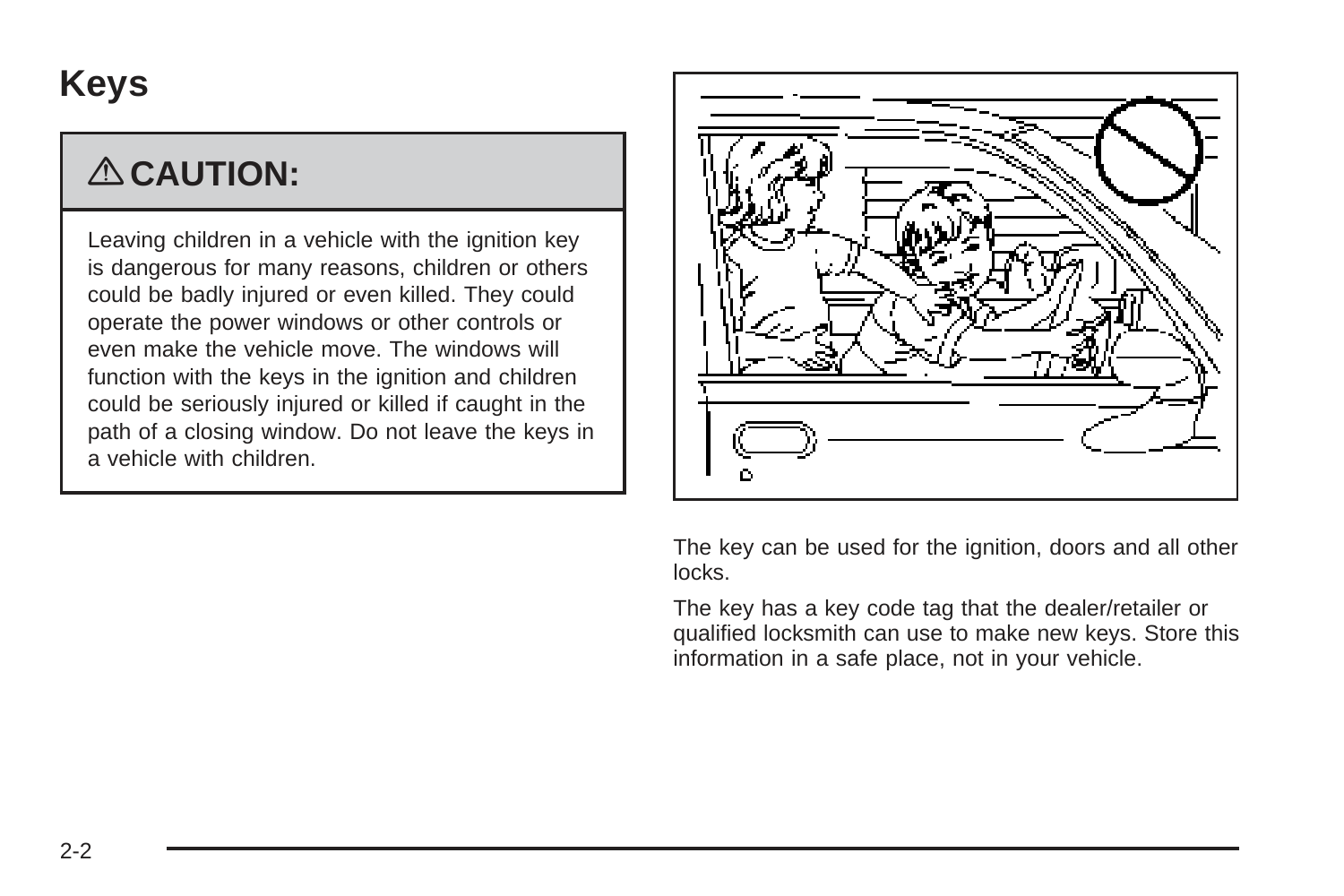# Keys

**⚠ CAUTION:**

Leaving children in a vehicle with the ignition key is dangerous for many reasons, children or others could be badly injured or even killed. They could operate the power windows or other controls or even make the vehicle move. The windows will function with the keys in the ignition and children could be seriously injured or killed if caught in the path of a closing window. Do not leave the keys in a vehicle with children.

The key can be used for the ignition, doors and all other locks.

The key has a key code tag that the dealer/retailer or qualified locksmith can use to make new keys. Store this information in a safe place, not in your vehicle.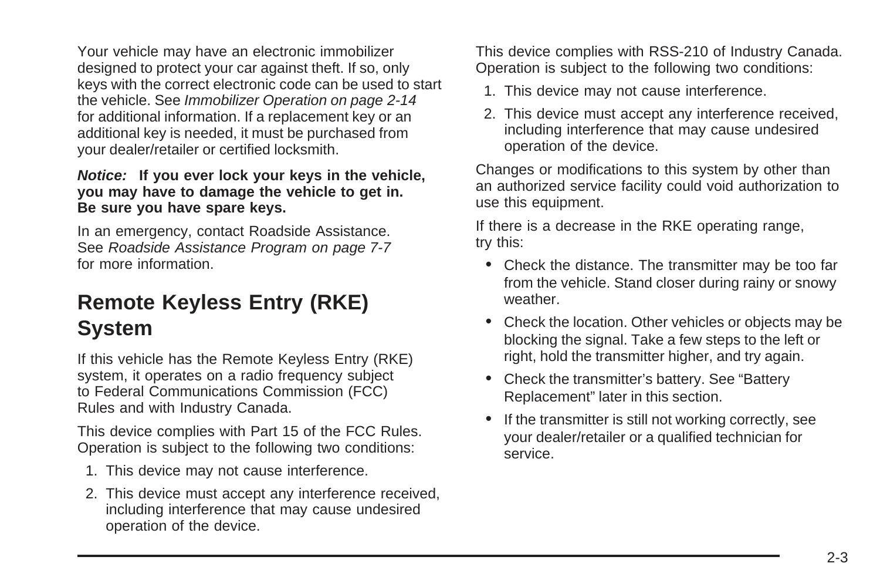Your vehicle may have an electronic immobilizer designed to protect your car against theft. If so, only keys with the correct electronic code can be used to start the vehicle. See *Immobilizer Operation on page 2-14* for additional information. If a replacement key or an additional key is needed, it must be purchased from your dealer/retailer or certified locksmith.

***Notice:*** **If you ever lock your keys in the vehicle, you may have to damage the vehicle to get in. Be sure you have spare keys.**

In an emergency, contact Roadside Assistance. See *Roadside Assistance Program on page 7-7* for more information.

## Remote Keyless Entry (RKE) System

If this vehicle has the Remote Keyless Entry (RKE) system, it operates on a radio frequency subject to Federal Communications Commission (FCC) Rules and with Industry Canada.

This device complies with Part 15 of the FCC Rules. Operation is subject to the following two conditions:

1. This device may not cause interference.
2. This device must accept any interference received, including interference that may cause undesired operation of the device.

This device complies with RSS-210 of Industry Canada. Operation is subject to the following two conditions:

1. This device may not cause interference.
2. This device must accept any interference received, including interference that may cause undesired operation of the device.

Changes or modifications to this system by other than an authorized service facility could void authorization to use this equipment.

If there is a decrease in the RKE operating range, try this:

- Check the distance. The transmitter may be too far from the vehicle. Stand closer during rainy or snowy weather.
- Check the location. Other vehicles or objects may be blocking the signal. Take a few steps to the left or right, hold the transmitter higher, and try again.
- Check the transmitter's battery. See "Battery Replacement" later in this section.
- If the transmitter is still not working correctly, see your dealer/retailer or a qualified technician for service.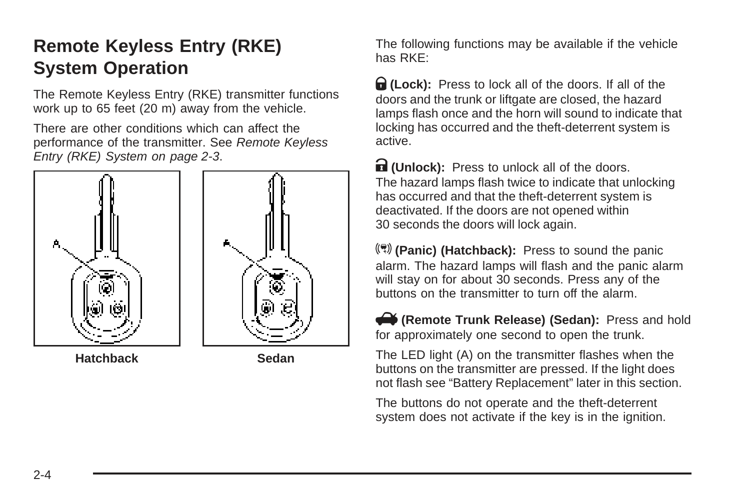## Remote Keyless Entry (RKE) System Operation

The Remote Keyless Entry (RKE) transmitter functions work up to 65 feet (20 m) away from the vehicle.

There are other conditions which can affect the performance of the transmitter. See *Remote Keyless Entry (RKE) System on page 2-3*.

**Hatchback** **Sedan**

The following functions may be available if the vehicle has RKE:

**(Lock):** Press to lock all of the doors. If all of the doors and the trunk or liftgate are closed, the hazard lamps flash once and the horn will sound to indicate that locking has occurred and the theft-deterrent system is active.

**(Unlock):** Press to unlock all of the doors. The hazard lamps flash twice to indicate that unlocking has occurred and that the theft-deterrent system is deactivated. If the doors are not opened within 30 seconds the doors will lock again.

**(Panic) (Hatchback):** Press to sound the panic alarm. The hazard lamps will flash and the panic alarm will stay on for about 30 seconds. Press any of the buttons on the transmitter to turn off the alarm.

**(Remote Trunk Release) (Sedan):** Press and hold for approximately one second to open the trunk.

The LED light (A) on the transmitter flashes when the buttons on the transmitter are pressed. If the light does not flash see “Battery Replacement” later in this section.

The buttons do not operate and the theft-deterrent system does not activate if the key is in the ignition.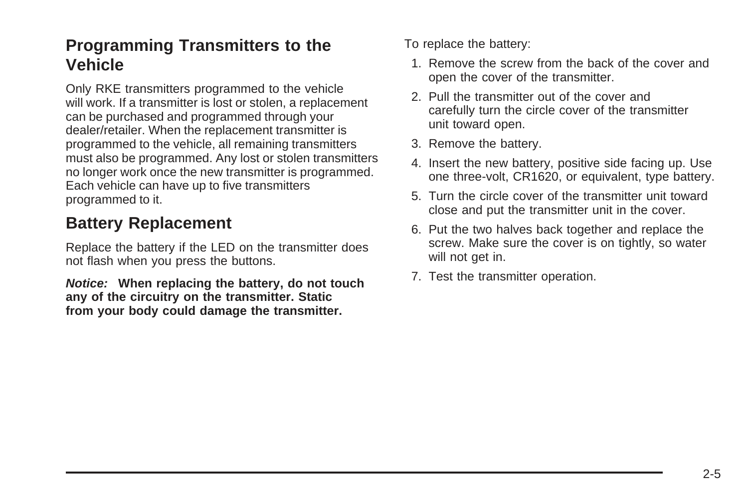## Programming Transmitters to the Vehicle

Only RKE transmitters programmed to the vehicle will work. If a transmitter is lost or stolen, a replacement can be purchased and programmed through your dealer/retailer. When the replacement transmitter is programmed to the vehicle, all remaining transmitters must also be programmed. Any lost or stolen transmitters no longer work once the new transmitter is programmed. Each vehicle can have up to five transmitters programmed to it.

## Battery Replacement

Replace the battery if the LED on the transmitter does not flash when you press the buttons.

***Notice:*** **When replacing the battery, do not touch any of the circuitry on the transmitter. Static from your body could damage the transmitter.**

To replace the battery:

1. Remove the screw from the back of the cover and open the cover of the transmitter.
2. Pull the transmitter out of the cover and carefully turn the circle cover of the transmitter unit toward open.
3. Remove the battery.
4. Insert the new battery, positive side facing up. Use one three-volt, CR1620, or equivalent, type battery.
5. Turn the circle cover of the transmitter unit toward close and put the transmitter unit in the cover.
6. Put the two halves back together and replace the screw. Make sure the cover is on tightly, so water will not get in.
7. Test the transmitter operation.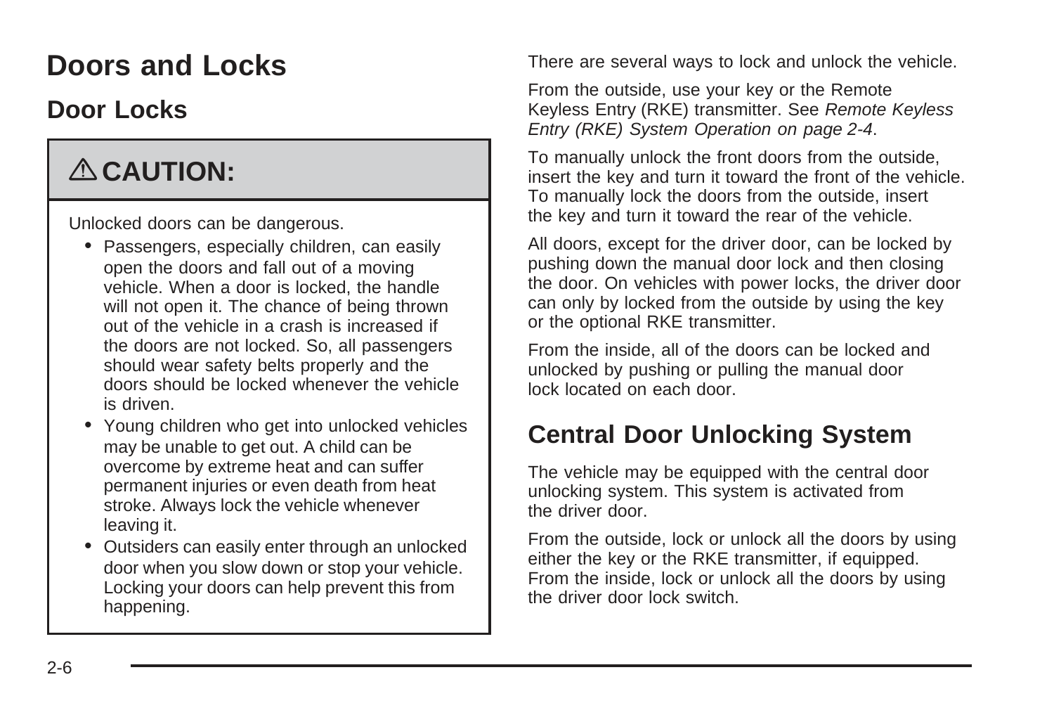# Doors and Locks

## Door Locks

### ⚠ CAUTION:

Unlocked doors can be dangerous.

- Passengers, especially children, can easily open the doors and fall out of a moving vehicle. When a door is locked, the handle will not open it. The chance of being thrown out of the vehicle in a crash is increased if the doors are not locked. So, all passengers should wear safety belts properly and the doors should be locked whenever the vehicle is driven.
- Young children who get into unlocked vehicles may be unable to get out. A child can be overcome by extreme heat and can suffer permanent injuries or even death from heat stroke. Always lock the vehicle whenever leaving it.
- Outsiders can easily enter through an unlocked door when you slow down or stop your vehicle. Locking your doors can help prevent this from happening.

There are several ways to lock and unlock the vehicle.

From the outside, use your key or the Remote Keyless Entry (RKE) transmitter. See *Remote Keyless Entry (RKE) System Operation on page 2-4*.

To manually unlock the front doors from the outside, insert the key and turn it toward the front of the vehicle. To manually lock the doors from the outside, insert the key and turn it toward the rear of the vehicle.

All doors, except for the driver door, can be locked by pushing down the manual door lock and then closing the door. On vehicles with power locks, the driver door can only by locked from the outside by using the key or the optional RKE transmitter.

From the inside, all of the doors can be locked and unlocked by pushing or pulling the manual door lock located on each door.

## Central Door Unlocking System

The vehicle may be equipped with the central door unlocking system. This system is activated from the driver door.

From the outside, lock or unlock all the doors by using either the key or the RKE transmitter, if equipped. From the inside, lock or unlock all the doors by using the driver door lock switch.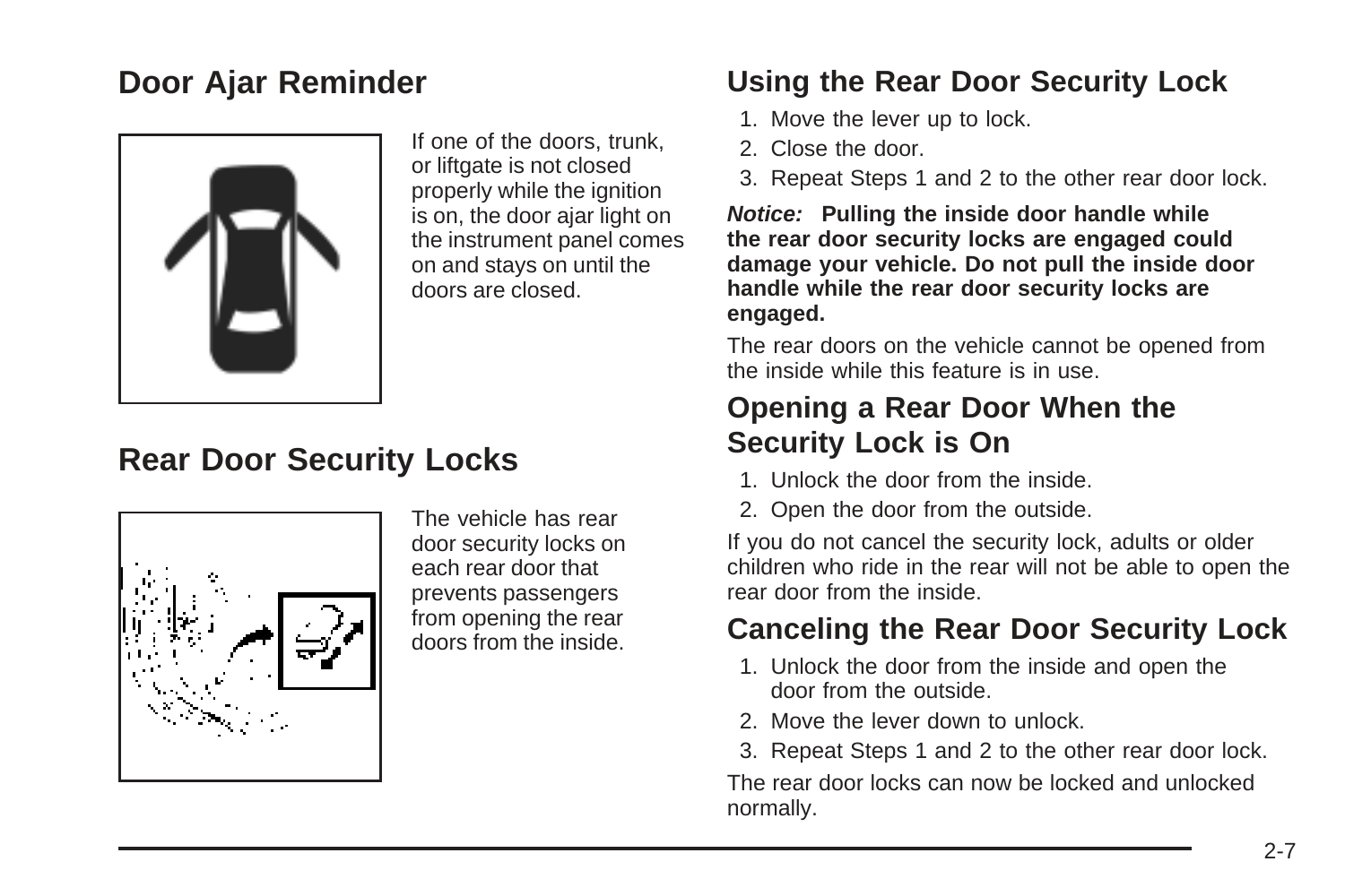## Door Ajar Reminder

If one of the doors, trunk, or liftgate is not closed properly while the ignition is on, the door ajar light on the instrument panel comes on and stays on until the doors are closed.

## Rear Door Security Locks

The vehicle has rear door security locks on each rear door that prevents passengers from opening the rear doors from the inside.

### Using the Rear Door Security Lock

1. Move the lever up to lock.
2. Close the door.
3. Repeat Steps 1 and 2 to the other rear door lock.

***Notice:*** **Pulling the inside door handle while the rear door security locks are engaged could damage your vehicle. Do not pull the inside door handle while the rear door security locks are engaged.**

The rear doors on the vehicle cannot be opened from the inside while this feature is in use.

### Opening a Rear Door When the Security Lock is On

1. Unlock the door from the inside.
2. Open the door from the outside.

If you do not cancel the security lock, adults or older children who ride in the rear will not be able to open the rear door from the inside.

### Canceling the Rear Door Security Lock

1. Unlock the door from the inside and open the door from the outside.
2. Move the lever down to unlock.
3. Repeat Steps 1 and 2 to the other rear door lock.

The rear door locks can now be locked and unlocked normally.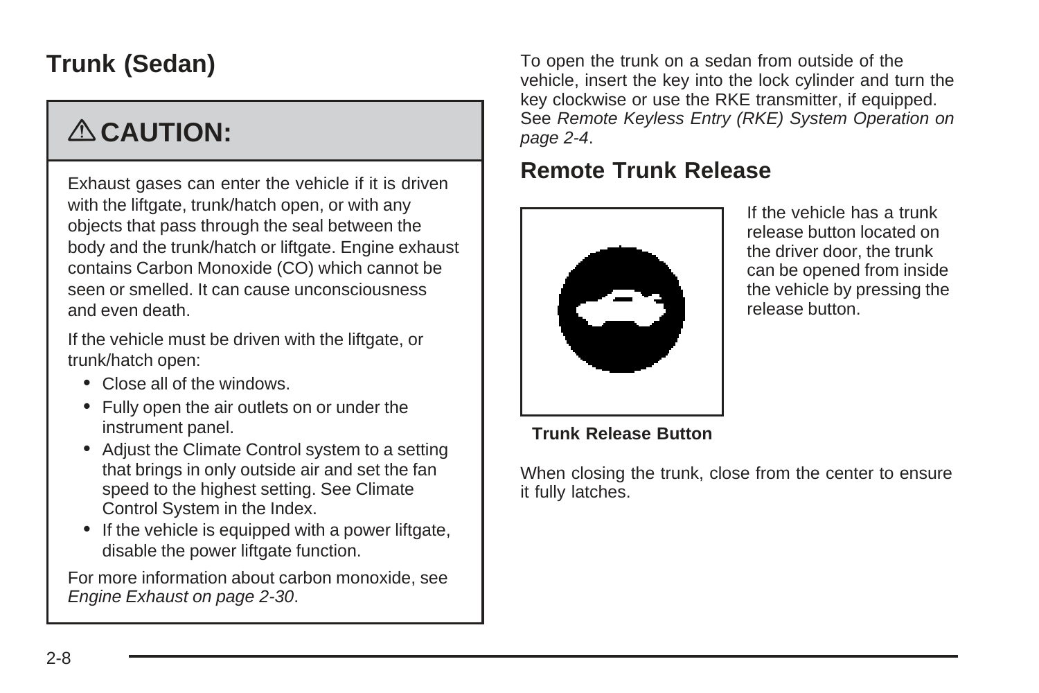## Trunk (Sedan)

### ⚠ CAUTION:

Exhaust gases can enter the vehicle if it is driven with the liftgate, trunk/hatch open, or with any objects that pass through the seal between the body and the trunk/hatch or liftgate. Engine exhaust contains Carbon Monoxide (CO) which cannot be seen or smelled. It can cause unconsciousness and even death.

If the vehicle must be driven with the liftgate, or trunk/hatch open:

- Close all of the windows.
- Fully open the air outlets on or under the instrument panel.
- Adjust the Climate Control system to a setting that brings in only outside air and set the fan speed to the highest setting. See Climate Control System in the Index.
- If the vehicle is equipped with a power liftgate, disable the power liftgate function.

For more information about carbon monoxide, see *Engine Exhaust on page 2-30*.

To open the trunk on a sedan from outside of the vehicle, insert the key into the lock cylinder and turn the key clockwise or use the RKE transmitter, if equipped. See *Remote Keyless Entry (RKE) System Operation on page 2-4*.

### Remote Trunk Release

**Trunk Release Button**

If the vehicle has a trunk release button located on the driver door, the trunk can be opened from inside the vehicle by pressing the release button.

When closing the trunk, close from the center to ensure it fully latches.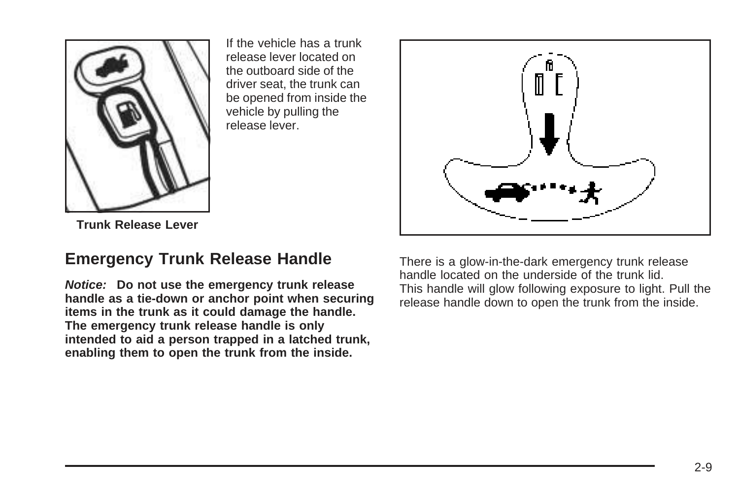Trunk Release Lever

If the vehicle has a trunk release lever located on the outboard side of the driver seat, the trunk can be opened from inside the vehicle by pulling the release lever.

## Emergency Trunk Release Handle

***Notice:*** **Do not use the emergency trunk release handle as a tie-down or anchor point when securing items in the trunk as it could damage the handle. The emergency trunk release handle is only intended to aid a person trapped in a latched trunk, enabling them to open the trunk from the inside.**

There is a glow-in-the-dark emergency trunk release handle located on the underside of the trunk lid. This handle will glow following exposure to light. Pull the release handle down to open the trunk from the inside.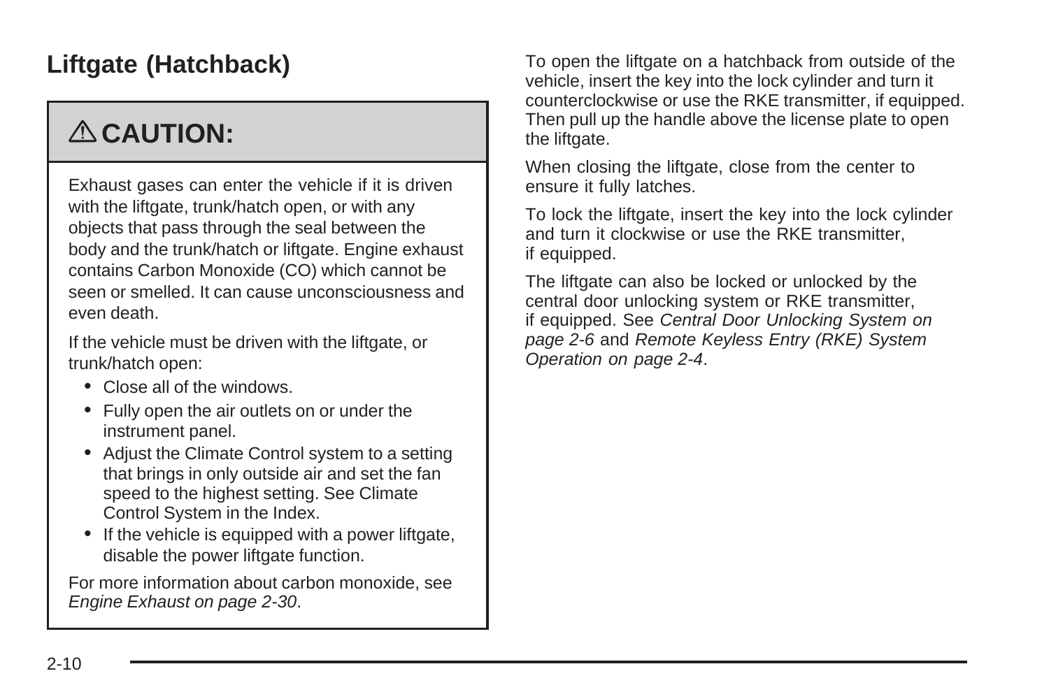## Liftgate (Hatchback)

> **⚠ CAUTION:**
>
> Exhaust gases can enter the vehicle if it is driven with the liftgate, trunk/hatch open, or with any objects that pass through the seal between the body and the trunk/hatch or liftgate. Engine exhaust contains Carbon Monoxide (CO) which cannot be seen or smelled. It can cause unconsciousness and even death.
>
> If the vehicle must be driven with the liftgate, or trunk/hatch open:
>
> - Close all of the windows.
> - Fully open the air outlets on or under the instrument panel.
> - Adjust the Climate Control system to a setting that brings in only outside air and set the fan speed to the highest setting. See Climate Control System in the Index.
> - If the vehicle is equipped with a power liftgate, disable the power liftgate function.
>
> For more information about carbon monoxide, see *Engine Exhaust on page 2-30*.

To open the liftgate on a hatchback from outside of the vehicle, insert the key into the lock cylinder and turn it counterclockwise or use the RKE transmitter, if equipped. Then pull up the handle above the license plate to open the liftgate.

When closing the liftgate, close from the center to ensure it fully latches.

To lock the liftgate, insert the key into the lock cylinder and turn it clockwise or use the RKE transmitter, if equipped.

The liftgate can also be locked or unlocked by the central door unlocking system or RKE transmitter, if equipped. See *Central Door Unlocking System on page 2-6* and *Remote Keyless Entry (RKE) System Operation on page 2-4*.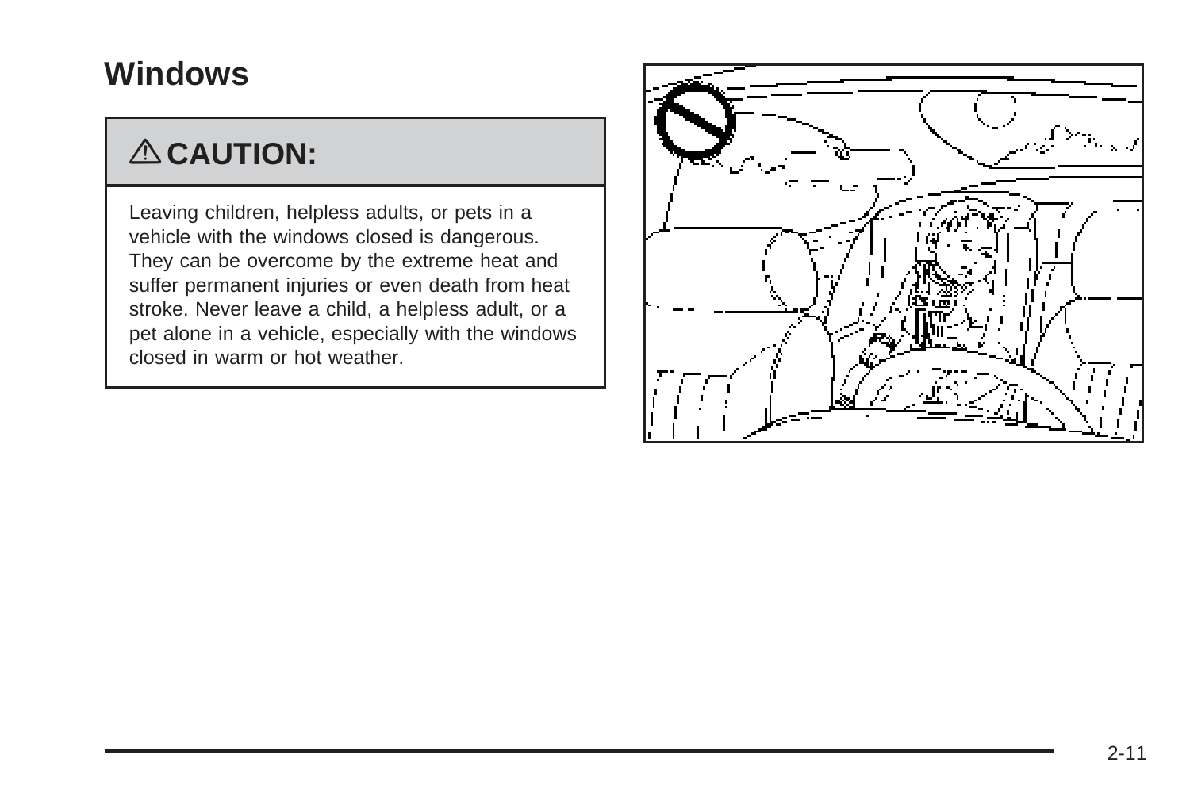## Windows

**⚠ CAUTION:**

Leaving children, helpless adults, or pets in a vehicle with the windows closed is dangerous. They can be overcome by the extreme heat and suffer permanent injuries or even death from heat stroke. Never leave a child, a helpless adult, or a pet alone in a vehicle, especially with the windows closed in warm or hot weather.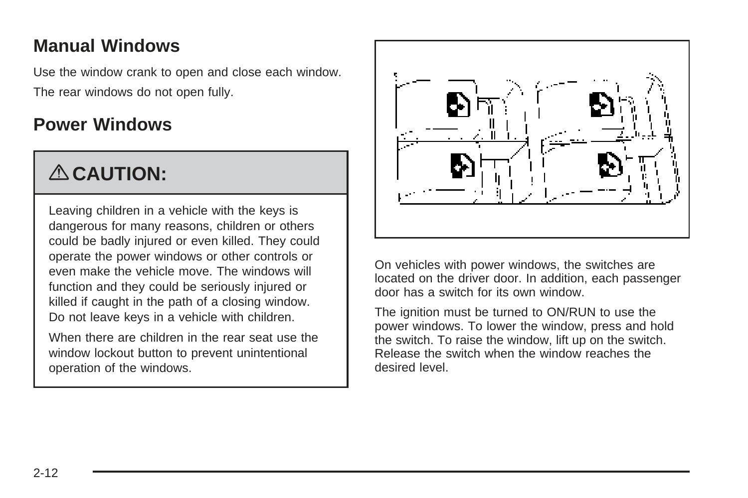## Manual Windows

Use the window crank to open and close each window.

The rear windows do not open fully.

## Power Windows

> **⚠ CAUTION:**
>
> Leaving children in a vehicle with the keys is dangerous for many reasons, children or others could be badly injured or even killed. They could operate the power windows or other controls or even make the vehicle move. The windows will function and they could be seriously injured or killed if caught in the path of a closing window. Do not leave keys in a vehicle with children.
>
> When there are children in the rear seat use the window lockout button to prevent unintentional operation of the windows.

On vehicles with power windows, the switches are located on the driver door. In addition, each passenger door has a switch for its own window.

The ignition must be turned to ON/RUN to use the power windows. To lower the window, press and hold the switch. To raise the window, lift up on the switch. Release the switch when the window reaches the desired level.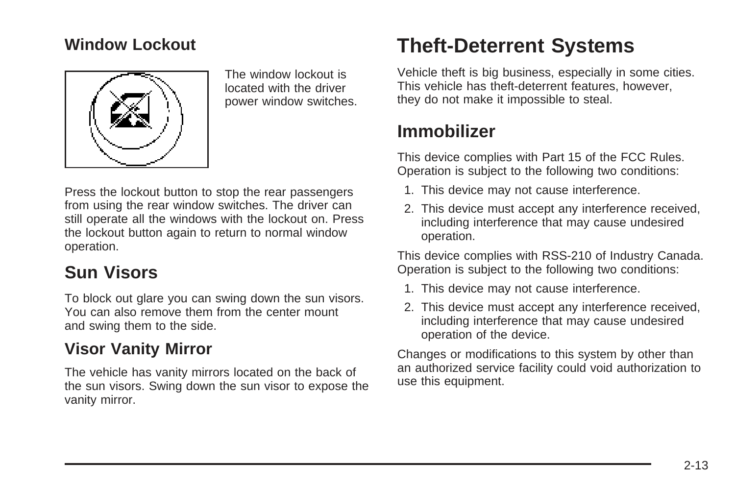### Window Lockout

The window lockout is located with the driver power window switches.

Press the lockout button to stop the rear passengers from using the rear window switches. The driver can still operate all the windows with the lockout on. Press the lockout button again to return to normal window operation.

## Sun Visors

To block out glare you can swing down the sun visors. You can also remove them from the center mount and swing them to the side.

### Visor Vanity Mirror

The vehicle has vanity mirrors located on the back of the sun visors. Swing down the sun visor to expose the vanity mirror.

# Theft-Deterrent Systems

Vehicle theft is big business, especially in some cities. This vehicle has theft-deterrent features, however, they do not make it impossible to steal.

## Immobilizer

This device complies with Part 15 of the FCC Rules. Operation is subject to the following two conditions:

1. This device may not cause interference.
2. This device must accept any interference received, including interference that may cause undesired operation.

This device complies with RSS-210 of Industry Canada. Operation is subject to the following two conditions:

1. This device may not cause interference.
2. This device must accept any interference received, including interference that may cause undesired operation of the device.

Changes or modifications to this system by other than an authorized service facility could void authorization to use this equipment.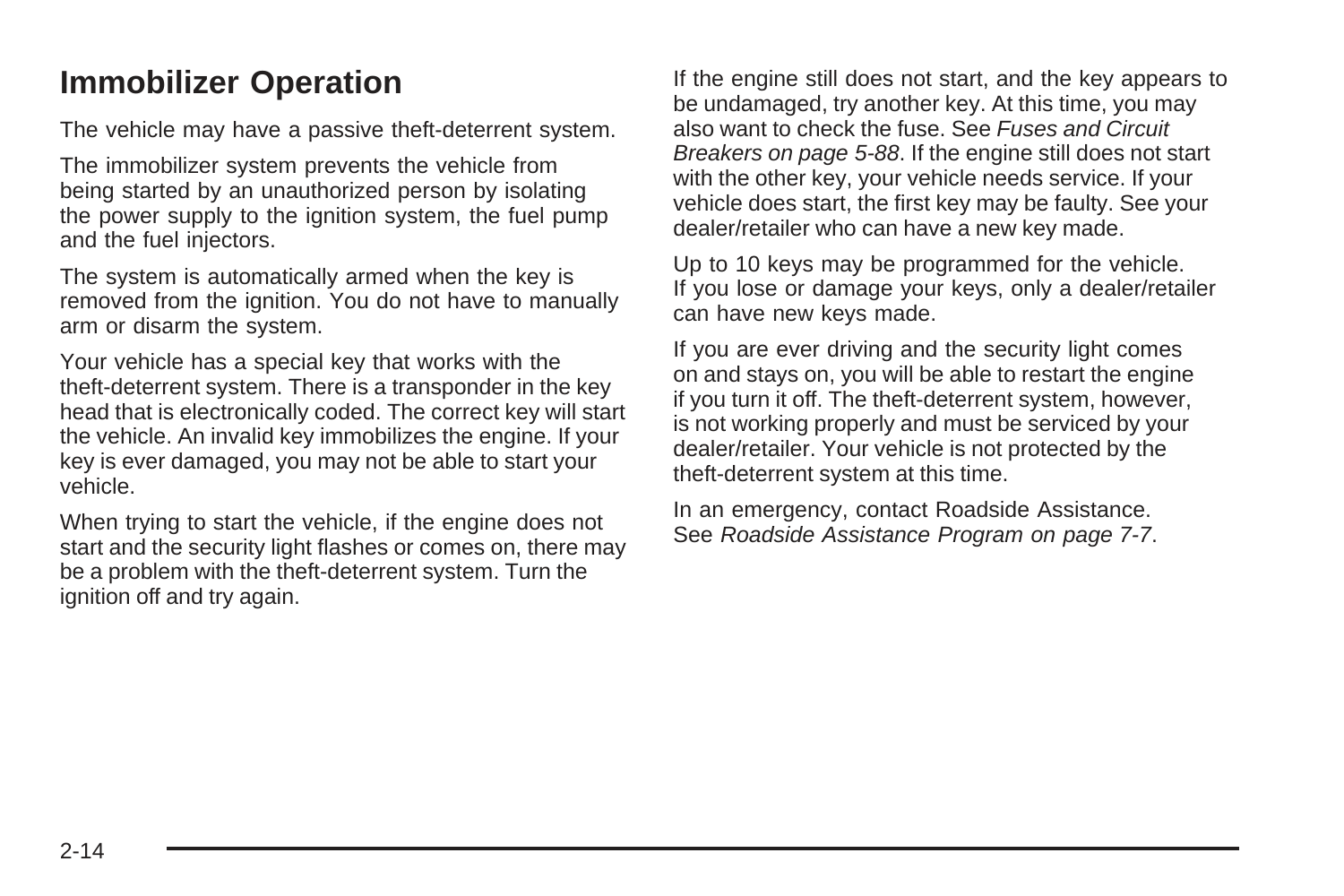## Immobilizer Operation

The vehicle may have a passive theft-deterrent system.

The immobilizer system prevents the vehicle from being started by an unauthorized person by isolating the power supply to the ignition system, the fuel pump and the fuel injectors.

The system is automatically armed when the key is removed from the ignition. You do not have to manually arm or disarm the system.

Your vehicle has a special key that works with the theft-deterrent system. There is a transponder in the key head that is electronically coded. The correct key will start the vehicle. An invalid key immobilizes the engine. If your key is ever damaged, you may not be able to start your vehicle.

When trying to start the vehicle, if the engine does not start and the security light flashes or comes on, there may be a problem with the theft-deterrent system. Turn the ignition off and try again.

If the engine still does not start, and the key appears to be undamaged, try another key. At this time, you may also want to check the fuse. See *Fuses and Circuit Breakers on page 5-88*. If the engine still does not start with the other key, your vehicle needs service. If your vehicle does start, the first key may be faulty. See your dealer/retailer who can have a new key made.

Up to 10 keys may be programmed for the vehicle. If you lose or damage your keys, only a dealer/retailer can have new keys made.

If you are ever driving and the security light comes on and stays on, you will be able to restart the engine if you turn it off. The theft-deterrent system, however, is not working properly and must be serviced by your dealer/retailer. Your vehicle is not protected by the theft-deterrent system at this time.

In an emergency, contact Roadside Assistance. See *Roadside Assistance Program on page 7-7*.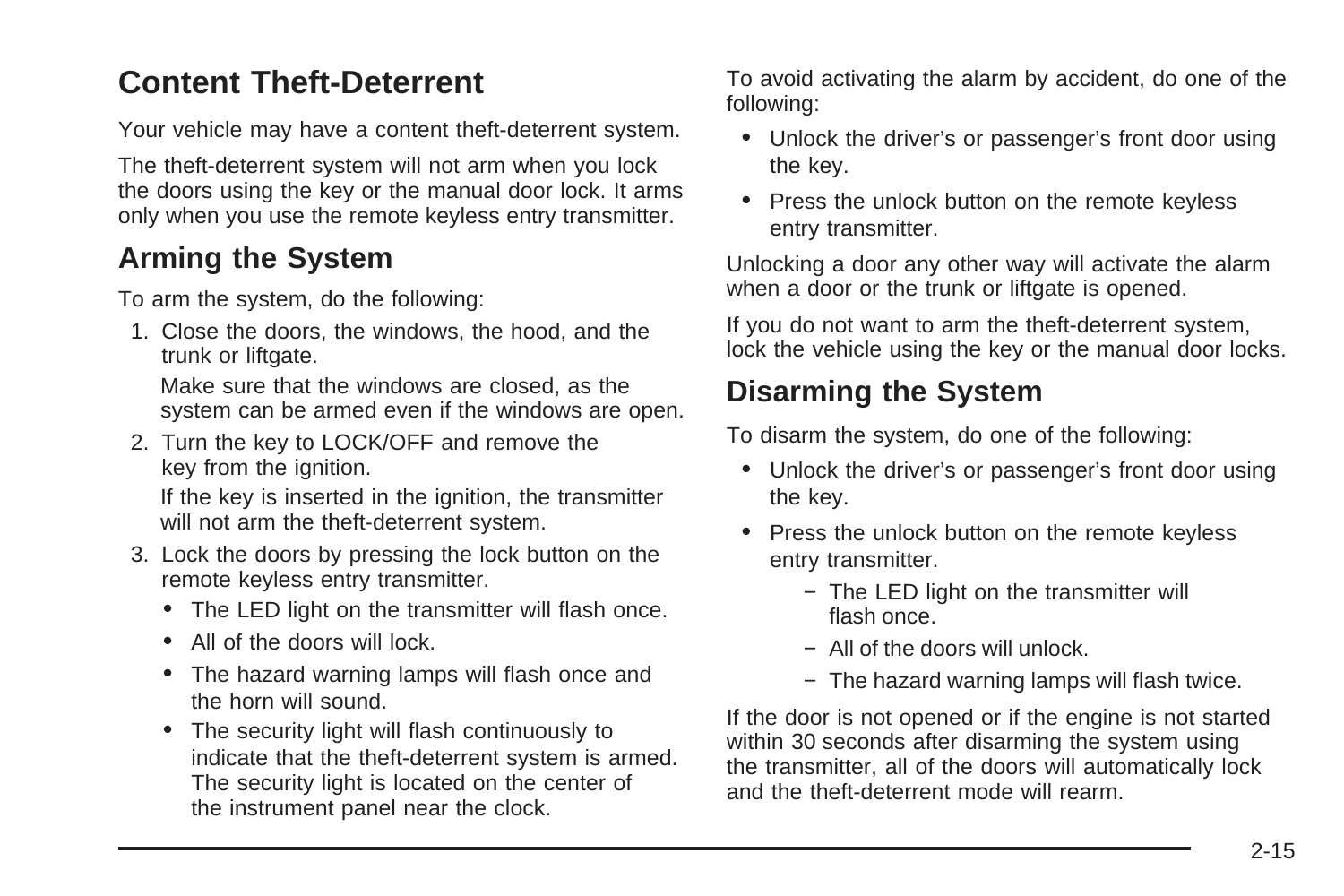## Content Theft-Deterrent

Your vehicle may have a content theft-deterrent system.

The theft-deterrent system will not arm when you lock the doors using the key or the manual door lock. It arms only when you use the remote keyless entry transmitter.

### Arming the System

To arm the system, do the following:

1. Close the doors, the windows, the hood, and the trunk or liftgate.

   Make sure that the windows are closed, as the system can be armed even if the windows are open.

2. Turn the key to LOCK/OFF and remove the key from the ignition.

   If the key is inserted in the ignition, the transmitter will not arm the theft-deterrent system.

3. Lock the doors by pressing the lock button on the remote keyless entry transmitter.

   - The LED light on the transmitter will flash once.
   - All of the doors will lock.
   - The hazard warning lamps will flash once and the horn will sound.
   - The security light will flash continuously to indicate that the theft-deterrent system is armed. The security light is located on the center of the instrument panel near the clock.

To avoid activating the alarm by accident, do one of the following:

- Unlock the driver's or passenger's front door using the key.
- Press the unlock button on the remote keyless entry transmitter.

Unlocking a door any other way will activate the alarm when a door or the trunk or liftgate is opened.

If you do not want to arm the theft-deterrent system, lock the vehicle using the key or the manual door locks.

### Disarming the System

To disarm the system, do one of the following:

- Unlock the driver's or passenger's front door using the key.
- Press the unlock button on the remote keyless entry transmitter.
  - The LED light on the transmitter will flash once.
  - All of the doors will unlock.
  - The hazard warning lamps will flash twice.

If the door is not opened or if the engine is not started within 30 seconds after disarming the system using the transmitter, all of the doors will automatically lock and the theft-deterrent mode will rearm.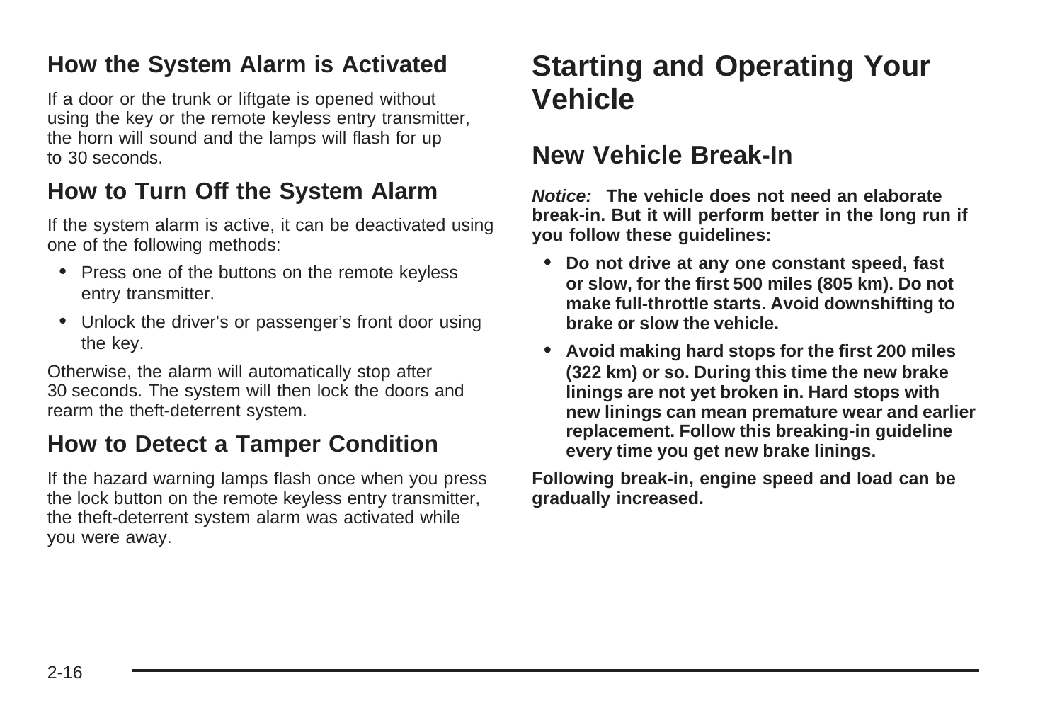### How the System Alarm is Activated

If a door or the trunk or liftgate is opened without using the key or the remote keyless entry transmitter, the horn will sound and the lamps will flash for up to 30 seconds.

### How to Turn Off the System Alarm

If the system alarm is active, it can be deactivated using one of the following methods:

- Press one of the buttons on the remote keyless entry transmitter.
- Unlock the driver's or passenger's front door using the key.

Otherwise, the alarm will automatically stop after 30 seconds. The system will then lock the doors and rearm the theft-deterrent system.

### How to Detect a Tamper Condition

If the hazard warning lamps flash once when you press the lock button on the remote keyless entry transmitter, the theft-deterrent system alarm was activated while you were away.

# Starting and Operating Your Vehicle

## New Vehicle Break-In

***Notice:*** **The vehicle does not need an elaborate break-in. But it will perform better in the long run if you follow these guidelines:**

- **Do not drive at any one constant speed, fast or slow, for the first 500 miles (805 km). Do not make full-throttle starts. Avoid downshifting to brake or slow the vehicle.**
- **Avoid making hard stops for the first 200 miles (322 km) or so. During this time the new brake linings are not yet broken in. Hard stops with new linings can mean premature wear and earlier replacement. Follow this breaking-in guideline every time you get new brake linings.**

**Following break-in, engine speed and load can be gradually increased.**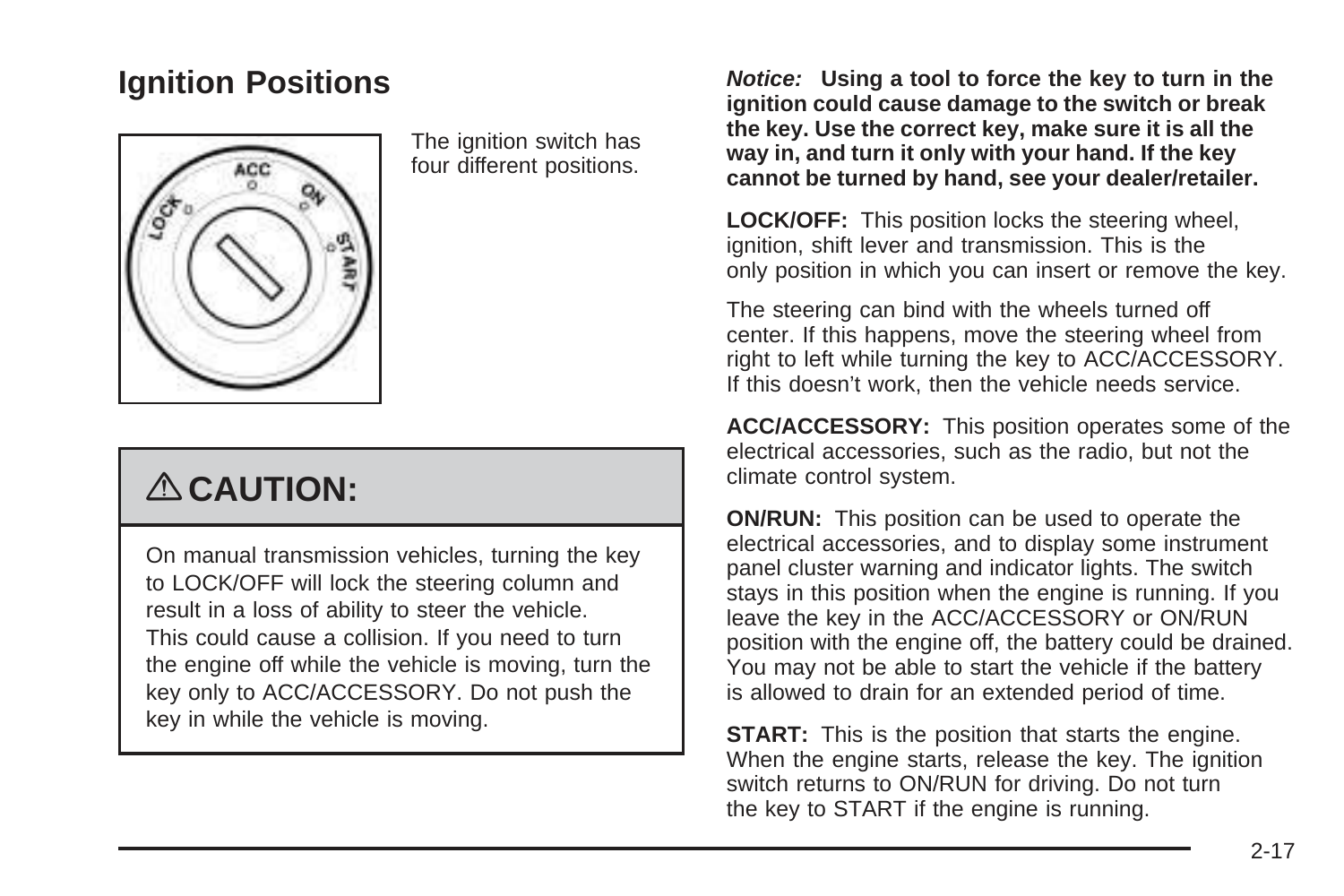## Ignition Positions

The ignition switch has four different positions.

> ⚠ **CAUTION:**
>
> On manual transmission vehicles, turning the key to LOCK/OFF will lock the steering column and result in a loss of ability to steer the vehicle. This could cause a collision. If you need to turn the engine off while the vehicle is moving, turn the key only to ACC/ACCESSORY. Do not push the key in while the vehicle is moving.

***Notice:*** **Using a tool to force the key to turn in the ignition could cause damage to the switch or break the key. Use the correct key, make sure it is all the way in, and turn it only with your hand. If the key cannot be turned by hand, see your dealer/retailer.**

**LOCK/OFF:** This position locks the steering wheel, ignition, shift lever and transmission. This is the only position in which you can insert or remove the key.

The steering can bind with the wheels turned off center. If this happens, move the steering wheel from right to left while turning the key to ACC/ACCESSORY. If this doesn't work, then the vehicle needs service.

**ACC/ACCESSORY:** This position operates some of the electrical accessories, such as the radio, but not the climate control system.

**ON/RUN:** This position can be used to operate the electrical accessories, and to display some instrument panel cluster warning and indicator lights. The switch stays in this position when the engine is running. If you leave the key in the ACC/ACCESSORY or ON/RUN position with the engine off, the battery could be drained. You may not be able to start the vehicle if the battery is allowed to drain for an extended period of time.

**START:** This is the position that starts the engine. When the engine starts, release the key. The ignition switch returns to ON/RUN for driving. Do not turn the key to START if the engine is running.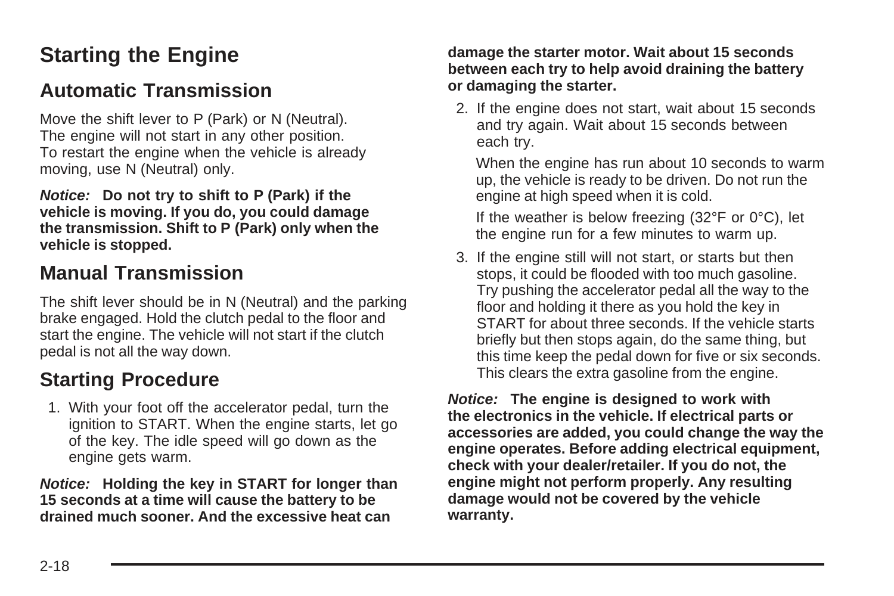# Starting the Engine

## Automatic Transmission

Move the shift lever to P (Park) or N (Neutral). The engine will not start in any other position. To restart the engine when the vehicle is already moving, use N (Neutral) only.

***Notice:*** **Do not try to shift to P (Park) if the vehicle is moving. If you do, you could damage the transmission. Shift to P (Park) only when the vehicle is stopped.**

## Manual Transmission

The shift lever should be in N (Neutral) and the parking brake engaged. Hold the clutch pedal to the floor and start the engine. The vehicle will not start if the clutch pedal is not all the way down.

## Starting Procedure

1. With your foot off the accelerator pedal, turn the ignition to START. When the engine starts, let go of the key. The idle speed will go down as the engine gets warm.

***Notice:*** **Holding the key in START for longer than 15 seconds at a time will cause the battery to be drained much sooner. And the excessive heat can damage the starter motor. Wait about 15 seconds between each try to help avoid draining the battery or damaging the starter.**

2. If the engine does not start, wait about 15 seconds and try again. Wait about 15 seconds between each try.

   When the engine has run about 10 seconds to warm up, the vehicle is ready to be driven. Do not run the engine at high speed when it is cold.

   If the weather is below freezing (32°F or 0°C), let the engine run for a few minutes to warm up.

3. If the engine still will not start, or starts but then stops, it could be flooded with too much gasoline. Try pushing the accelerator pedal all the way to the floor and holding it there as you hold the key in START for about three seconds. If the vehicle starts briefly but then stops again, do the same thing, but this time keep the pedal down for five or six seconds. This clears the extra gasoline from the engine.

***Notice:*** **The engine is designed to work with the electronics in the vehicle. If electrical parts or accessories are added, you could change the way the engine operates. Before adding electrical equipment, check with your dealer/retailer. If you do not, the engine might not perform properly. Any resulting damage would not be covered by the vehicle warranty.**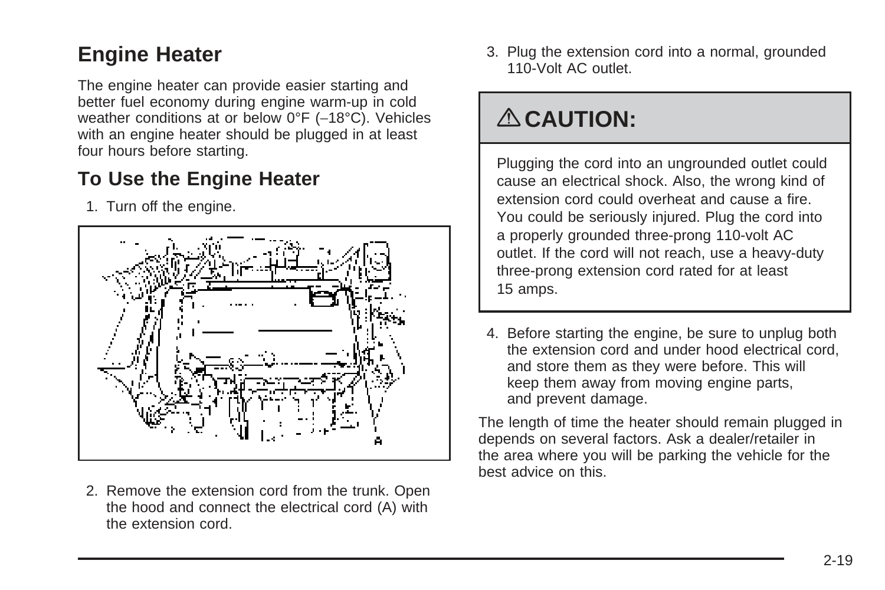## Engine Heater

The engine heater can provide easier starting and better fuel economy during engine warm-up in cold weather conditions at or below 0°F (−18°C). Vehicles with an engine heater should be plugged in at least four hours before starting.

### To Use the Engine Heater

1. Turn off the engine.

2. Remove the extension cord from the trunk. Open the hood and connect the electrical cord (A) with the extension cord.

3. Plug the extension cord into a normal, grounded 110-Volt AC outlet.

> **⚠ CAUTION:**
>
> Plugging the cord into an ungrounded outlet could cause an electrical shock. Also, the wrong kind of extension cord could overheat and cause a fire. You could be seriously injured. Plug the cord into a properly grounded three-prong 110-volt AC outlet. If the cord will not reach, use a heavy-duty three-prong extension cord rated for at least 15 amps.

4. Before starting the engine, be sure to unplug both the extension cord and under hood electrical cord, and store them as they were before. This will keep them away from moving engine parts, and prevent damage.

The length of time the heater should remain plugged in depends on several factors. Ask a dealer/retailer in the area where you will be parking the vehicle for the best advice on this.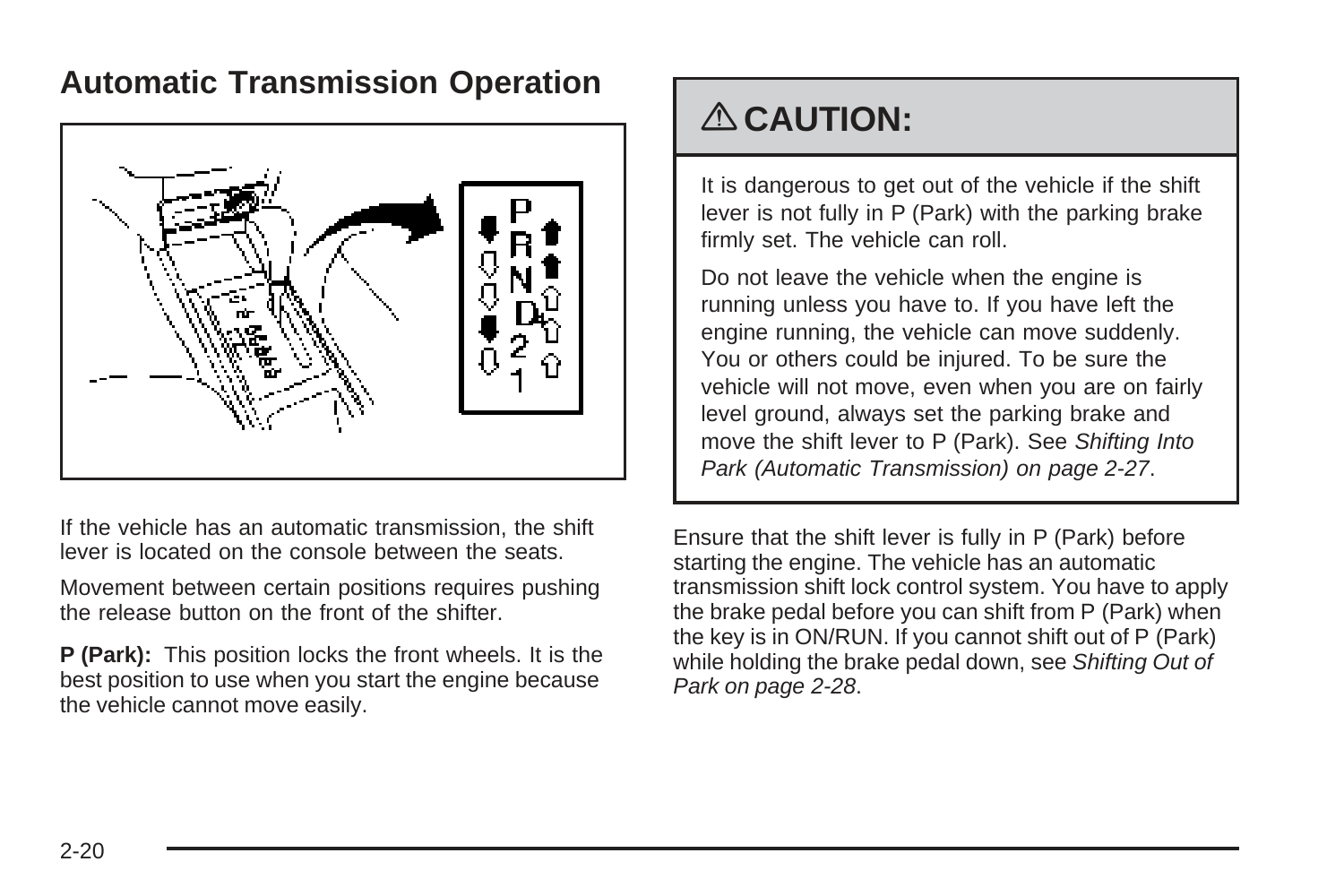## Automatic Transmission Operation

If the vehicle has an automatic transmission, the shift lever is located on the console between the seats.

Movement between certain positions requires pushing the release button on the front of the shifter.

**P (Park):** This position locks the front wheels. It is the best position to use when you start the engine because the vehicle cannot move easily.

> **⚠ CAUTION:**
>
> It is dangerous to get out of the vehicle if the shift lever is not fully in P (Park) with the parking brake firmly set. The vehicle can roll.
>
> Do not leave the vehicle when the engine is running unless you have to. If you have left the engine running, the vehicle can move suddenly. You or others could be injured. To be sure the vehicle will not move, even when you are on fairly level ground, always set the parking brake and move the shift lever to P (Park). See *Shifting Into Park (Automatic Transmission) on page 2-27*.

Ensure that the shift lever is fully in P (Park) before starting the engine. The vehicle has an automatic transmission shift lock control system. You have to apply the brake pedal before you can shift from P (Park) when the key is in ON/RUN. If you cannot shift out of P (Park) while holding the brake pedal down, see *Shifting Out of Park on page 2-28*.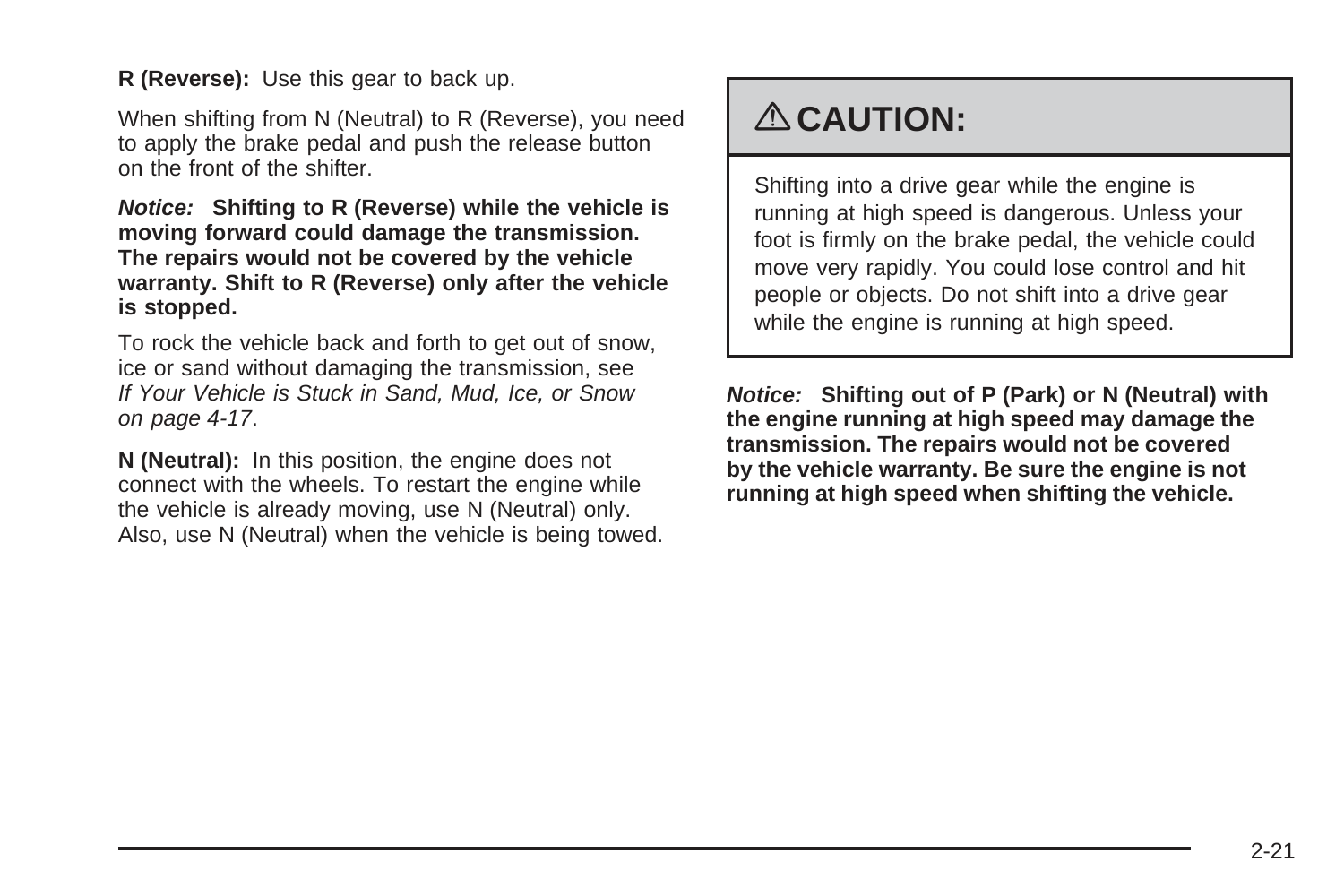**R (Reverse):** Use this gear to back up.

When shifting from N (Neutral) to R (Reverse), you need to apply the brake pedal and push the release button on the front of the shifter.

***Notice:*** **Shifting to R (Reverse) while the vehicle is moving forward could damage the transmission. The repairs would not be covered by the vehicle warranty. Shift to R (Reverse) only after the vehicle is stopped.**

To rock the vehicle back and forth to get out of snow, ice or sand without damaging the transmission, see *If Your Vehicle is Stuck in Sand, Mud, Ice, or Snow on page 4-17*.

**N (Neutral):** In this position, the engine does not connect with the wheels. To restart the engine while the vehicle is already moving, use N (Neutral) only. Also, use N (Neutral) when the vehicle is being towed.

## ⚠ CAUTION:

Shifting into a drive gear while the engine is running at high speed is dangerous. Unless your foot is firmly on the brake pedal, the vehicle could move very rapidly. You could lose control and hit people or objects. Do not shift into a drive gear while the engine is running at high speed.

***Notice:*** **Shifting out of P (Park) or N (Neutral) with the engine running at high speed may damage the transmission. The repairs would not be covered by the vehicle warranty. Be sure the engine is not running at high speed when shifting the vehicle.**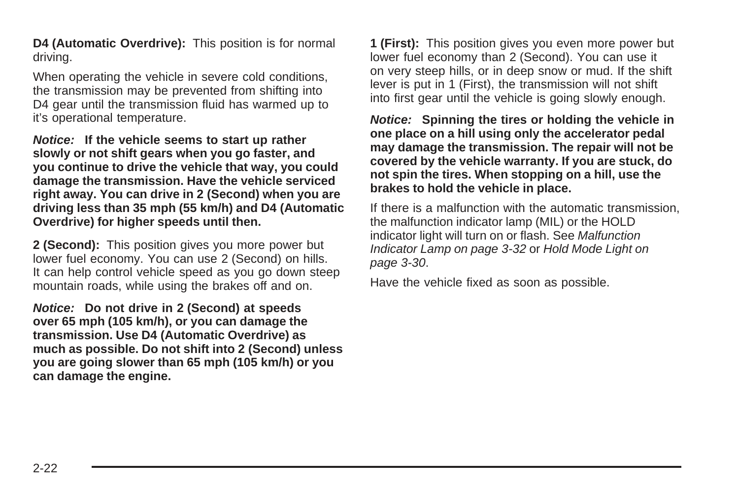**D4 (Automatic Overdrive):** This position is for normal driving.

When operating the vehicle in severe cold conditions, the transmission may be prevented from shifting into D4 gear until the transmission fluid has warmed up to it's operational temperature.

***Notice:*** **If the vehicle seems to start up rather slowly or not shift gears when you go faster, and you continue to drive the vehicle that way, you could damage the transmission. Have the vehicle serviced right away. You can drive in 2 (Second) when you are driving less than 35 mph (55 km/h) and D4 (Automatic Overdrive) for higher speeds until then.**

**2 (Second):** This position gives you more power but lower fuel economy. You can use 2 (Second) on hills. It can help control vehicle speed as you go down steep mountain roads, while using the brakes off and on.

***Notice:*** **Do not drive in 2 (Second) at speeds over 65 mph (105 km/h), or you can damage the transmission. Use D4 (Automatic Overdrive) as much as possible. Do not shift into 2 (Second) unless you are going slower than 65 mph (105 km/h) or you can damage the engine.**

**1 (First):** This position gives you even more power but lower fuel economy than 2 (Second). You can use it on very steep hills, or in deep snow or mud. If the shift lever is put in 1 (First), the transmission will not shift into first gear until the vehicle is going slowly enough.

***Notice:*** **Spinning the tires or holding the vehicle in one place on a hill using only the accelerator pedal may damage the transmission. The repair will not be covered by the vehicle warranty. If you are stuck, do not spin the tires. When stopping on a hill, use the brakes to hold the vehicle in place.**

If there is a malfunction with the automatic transmission, the malfunction indicator lamp (MIL) or the HOLD indicator light will turn on or flash. See *Malfunction Indicator Lamp on page 3-32* or *Hold Mode Light on page 3-30*.

Have the vehicle fixed as soon as possible.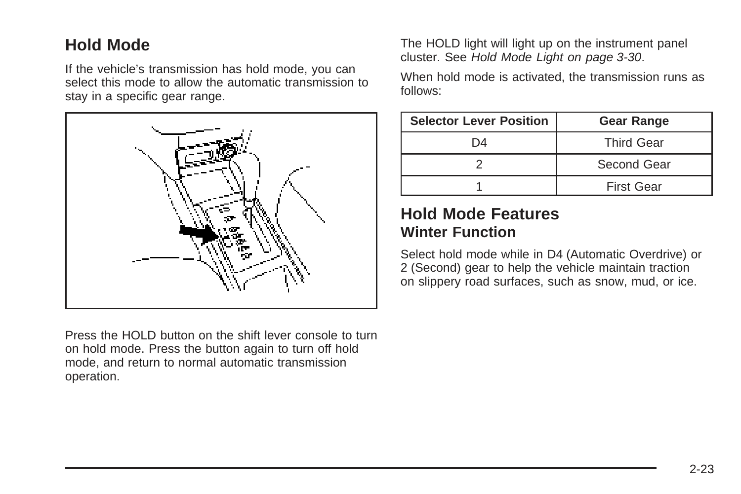## Hold Mode

If the vehicle's transmission has hold mode, you can select this mode to allow the automatic transmission to stay in a specific gear range.

Press the HOLD button on the shift lever console to turn on hold mode. Press the button again to turn off hold mode, and return to normal automatic transmission operation.

The HOLD light will light up on the instrument panel cluster. See *Hold Mode Light on page 3-30*.

When hold mode is activated, the transmission runs as follows:

| Selector Lever Position | Gear Range |
| --- | --- |
| D4 | Third Gear |
| 2 | Second Gear |
| 1 | First Gear |

## Hold Mode Features

### Winter Function

Select hold mode while in D4 (Automatic Overdrive) or 2 (Second) gear to help the vehicle maintain traction on slippery road surfaces, such as snow, mud, or ice.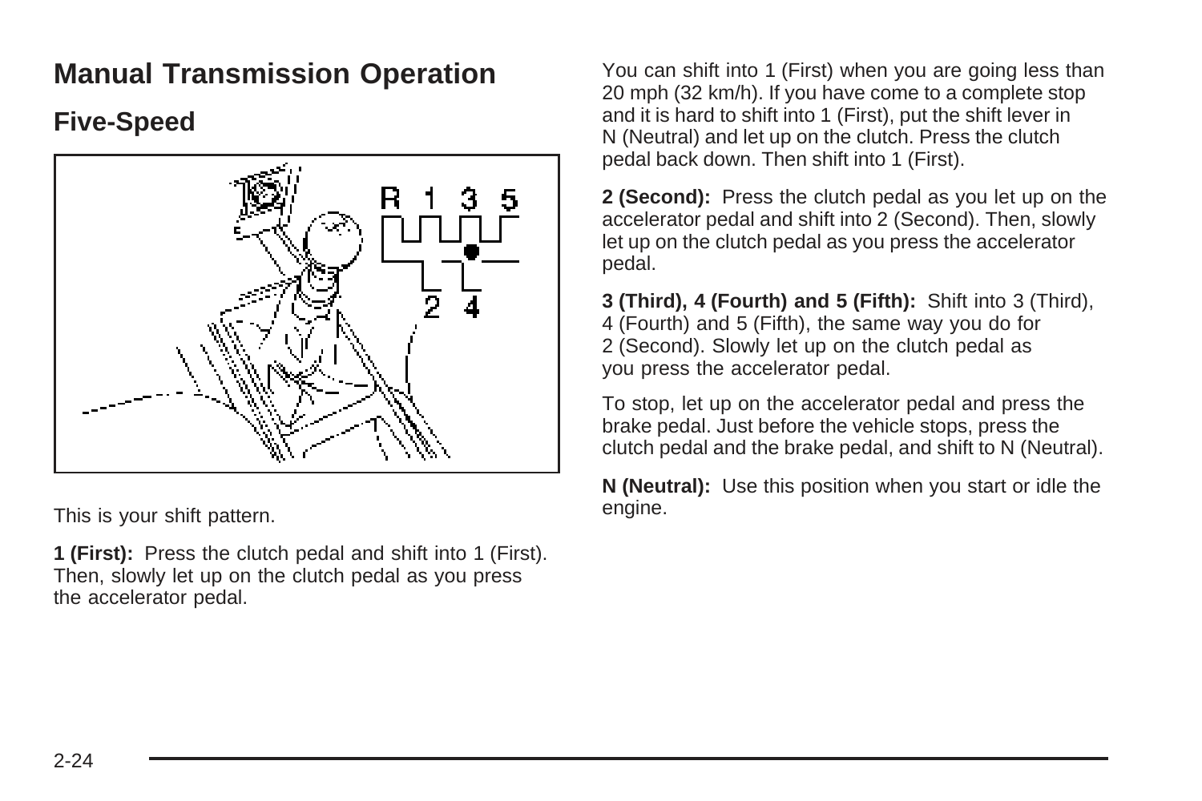# Manual Transmission Operation

## Five-Speed

This is your shift pattern.

**1 (First):** Press the clutch pedal and shift into 1 (First). Then, slowly let up on the clutch pedal as you press the accelerator pedal.

You can shift into 1 (First) when you are going less than 20 mph (32 km/h). If you have come to a complete stop and it is hard to shift into 1 (First), put the shift lever in N (Neutral) and let up on the clutch. Press the clutch pedal back down. Then shift into 1 (First).

**2 (Second):** Press the clutch pedal as you let up on the accelerator pedal and shift into 2 (Second). Then, slowly let up on the clutch pedal as you press the accelerator pedal.

**3 (Third), 4 (Fourth) and 5 (Fifth):** Shift into 3 (Third), 4 (Fourth) and 5 (Fifth), the same way you do for 2 (Second). Slowly let up on the clutch pedal as you press the accelerator pedal.

To stop, let up on the accelerator pedal and press the brake pedal. Just before the vehicle stops, press the clutch pedal and the brake pedal, and shift to N (Neutral).

**N (Neutral):** Use this position when you start or idle the engine.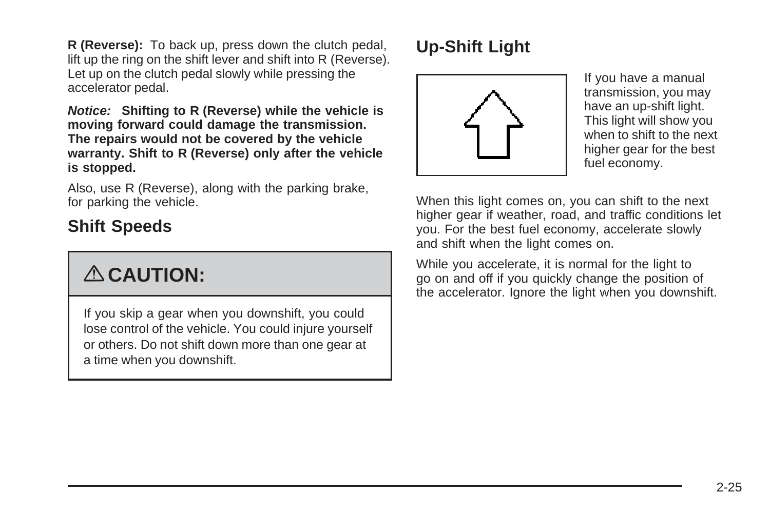**R (Reverse):** To back up, press down the clutch pedal, lift up the ring on the shift lever and shift into R (Reverse). Let up on the clutch pedal slowly while pressing the accelerator pedal.

***Notice:*** **Shifting to R (Reverse) while the vehicle is moving forward could damage the transmission. The repairs would not be covered by the vehicle warranty. Shift to R (Reverse) only after the vehicle is stopped.**

Also, use R (Reverse), along with the parking brake, for parking the vehicle.

## Shift Speeds

> **⚠ CAUTION:**
>
> If you skip a gear when you downshift, you could lose control of the vehicle. You could injure yourself or others. Do not shift down more than one gear at a time when you downshift.

## Up-Shift Light

If you have a manual transmission, you may have an up-shift light. This light will show you when to shift to the next higher gear for the best fuel economy.

When this light comes on, you can shift to the next higher gear if weather, road, and traffic conditions let you. For the best fuel economy, accelerate slowly and shift when the light comes on.

While you accelerate, it is normal for the light to go on and off if you quickly change the position of the accelerator. Ignore the light when you downshift.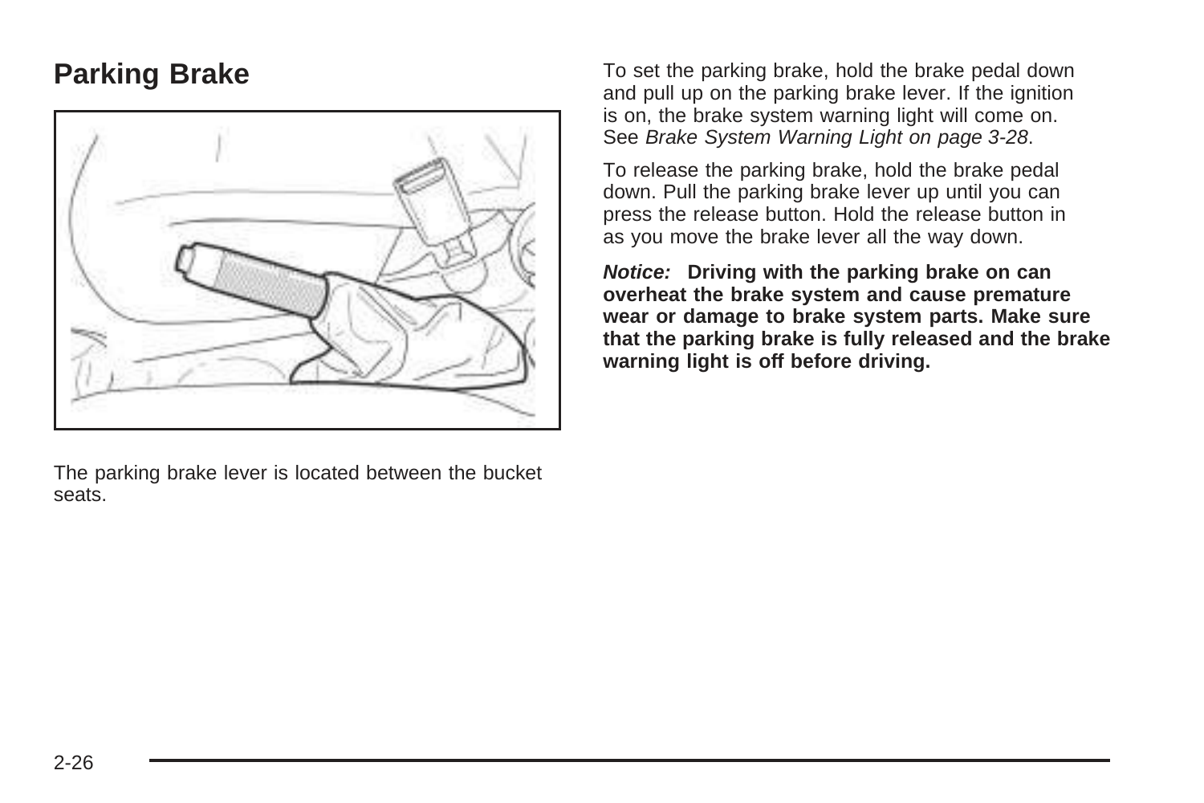## Parking Brake

The parking brake lever is located between the bucket seats.

To set the parking brake, hold the brake pedal down and pull up on the parking brake lever. If the ignition is on, the brake system warning light will come on. See *Brake System Warning Light on page 3-28*.

To release the parking brake, hold the brake pedal down. Pull the parking brake lever up until you can press the release button. Hold the release button in as you move the brake lever all the way down.

***Notice:*** **Driving with the parking brake on can overheat the brake system and cause premature wear or damage to brake system parts. Make sure that the parking brake is fully released and the brake warning light is off before driving.**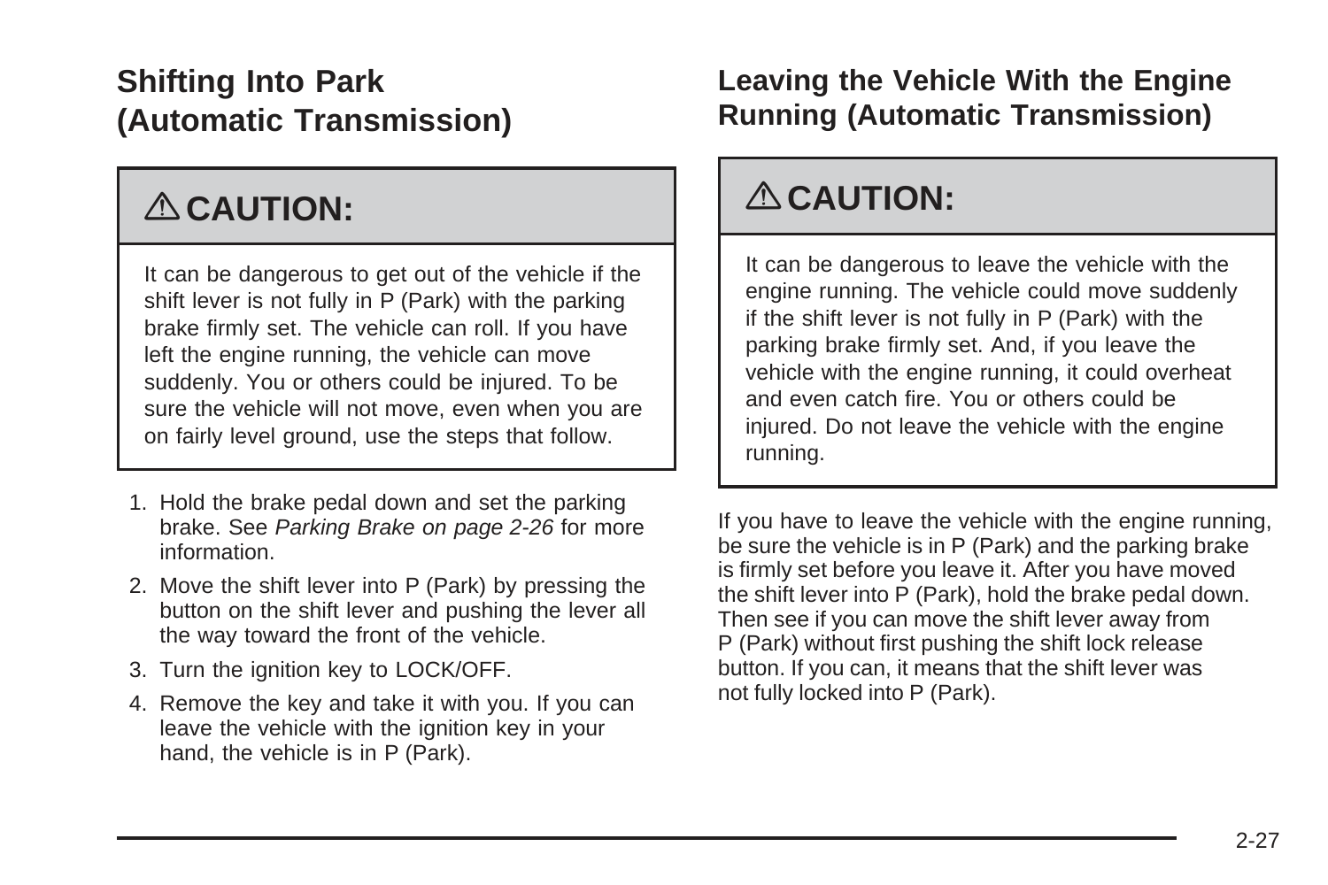## Shifting Into Park (Automatic Transmission)

> ⚠ **CAUTION:**
>
> It can be dangerous to get out of the vehicle if the shift lever is not fully in P (Park) with the parking brake firmly set. The vehicle can roll. If you have left the engine running, the vehicle can move suddenly. You or others could be injured. To be sure the vehicle will not move, even when you are on fairly level ground, use the steps that follow.

1. Hold the brake pedal down and set the parking brake. See *Parking Brake on page 2-26* for more information.
2. Move the shift lever into P (Park) by pressing the button on the shift lever and pushing the lever all the way toward the front of the vehicle.
3. Turn the ignition key to LOCK/OFF.
4. Remove the key and take it with you. If you can leave the vehicle with the ignition key in your hand, the vehicle is in P (Park).

## Leaving the Vehicle With the Engine Running (Automatic Transmission)

> ⚠ **CAUTION:**
>
> It can be dangerous to leave the vehicle with the engine running. The vehicle could move suddenly if the shift lever is not fully in P (Park) with the parking brake firmly set. And, if you leave the vehicle with the engine running, it could overheat and even catch fire. You or others could be injured. Do not leave the vehicle with the engine running.

If you have to leave the vehicle with the engine running, be sure the vehicle is in P (Park) and the parking brake is firmly set before you leave it. After you have moved the shift lever into P (Park), hold the brake pedal down. Then see if you can move the shift lever away from P (Park) without first pushing the shift lock release button. If you can, it means that the shift lever was not fully locked into P (Park).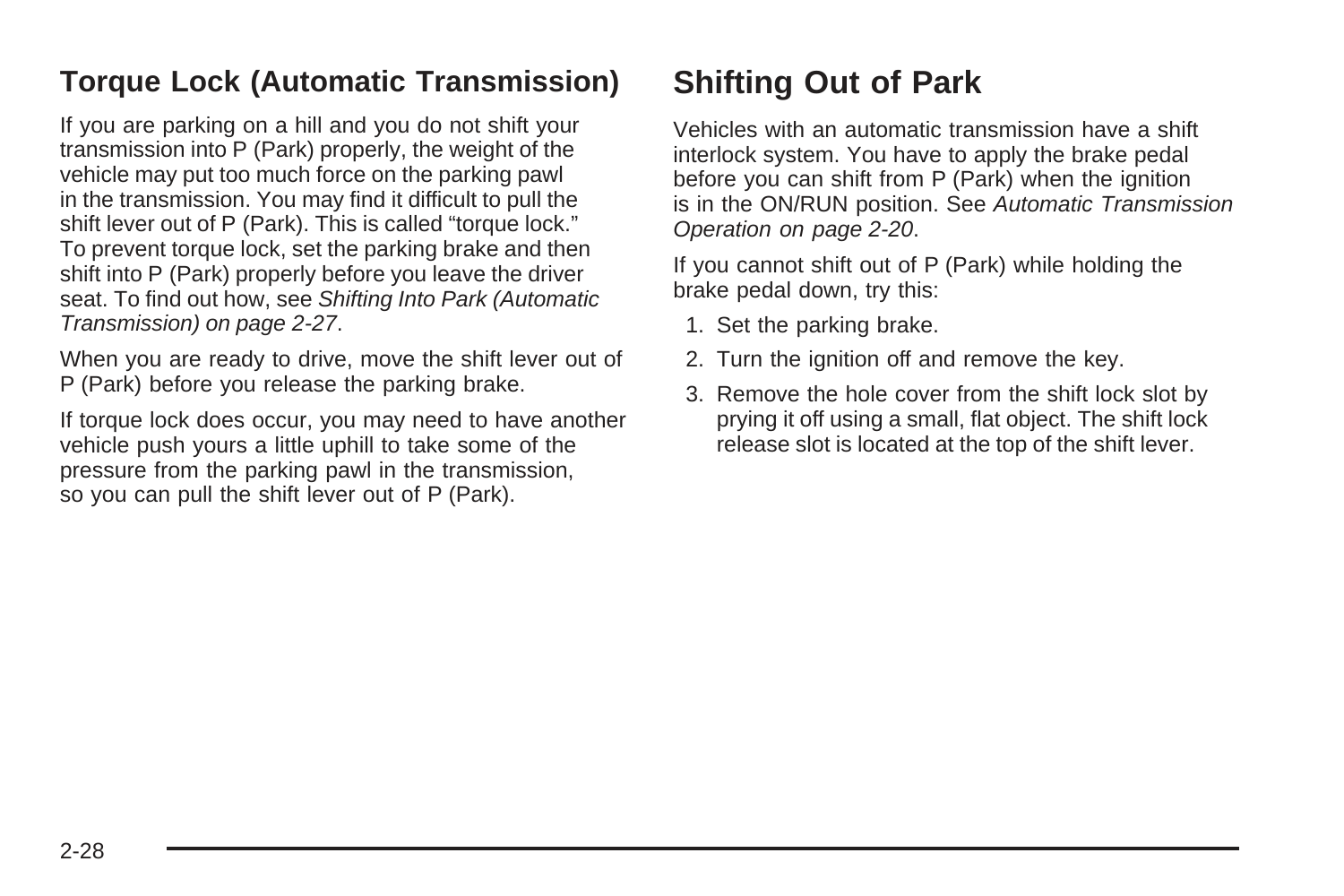### Torque Lock (Automatic Transmission)

If you are parking on a hill and you do not shift your transmission into P (Park) properly, the weight of the vehicle may put too much force on the parking pawl in the transmission. You may find it difficult to pull the shift lever out of P (Park). This is called "torque lock." To prevent torque lock, set the parking brake and then shift into P (Park) properly before you leave the driver seat. To find out how, see *Shifting Into Park (Automatic Transmission) on page 2-27*.

When you are ready to drive, move the shift lever out of P (Park) before you release the parking brake.

If torque lock does occur, you may need to have another vehicle push yours a little uphill to take some of the pressure from the parking pawl in the transmission, so you can pull the shift lever out of P (Park).

## Shifting Out of Park

Vehicles with an automatic transmission have a shift interlock system. You have to apply the brake pedal before you can shift from P (Park) when the ignition is in the ON/RUN position. See *Automatic Transmission Operation on page 2-20*.

If you cannot shift out of P (Park) while holding the brake pedal down, try this:

1. Set the parking brake.
2. Turn the ignition off and remove the key.
3. Remove the hole cover from the shift lock slot by prying it off using a small, flat object. The shift lock release slot is located at the top of the shift lever.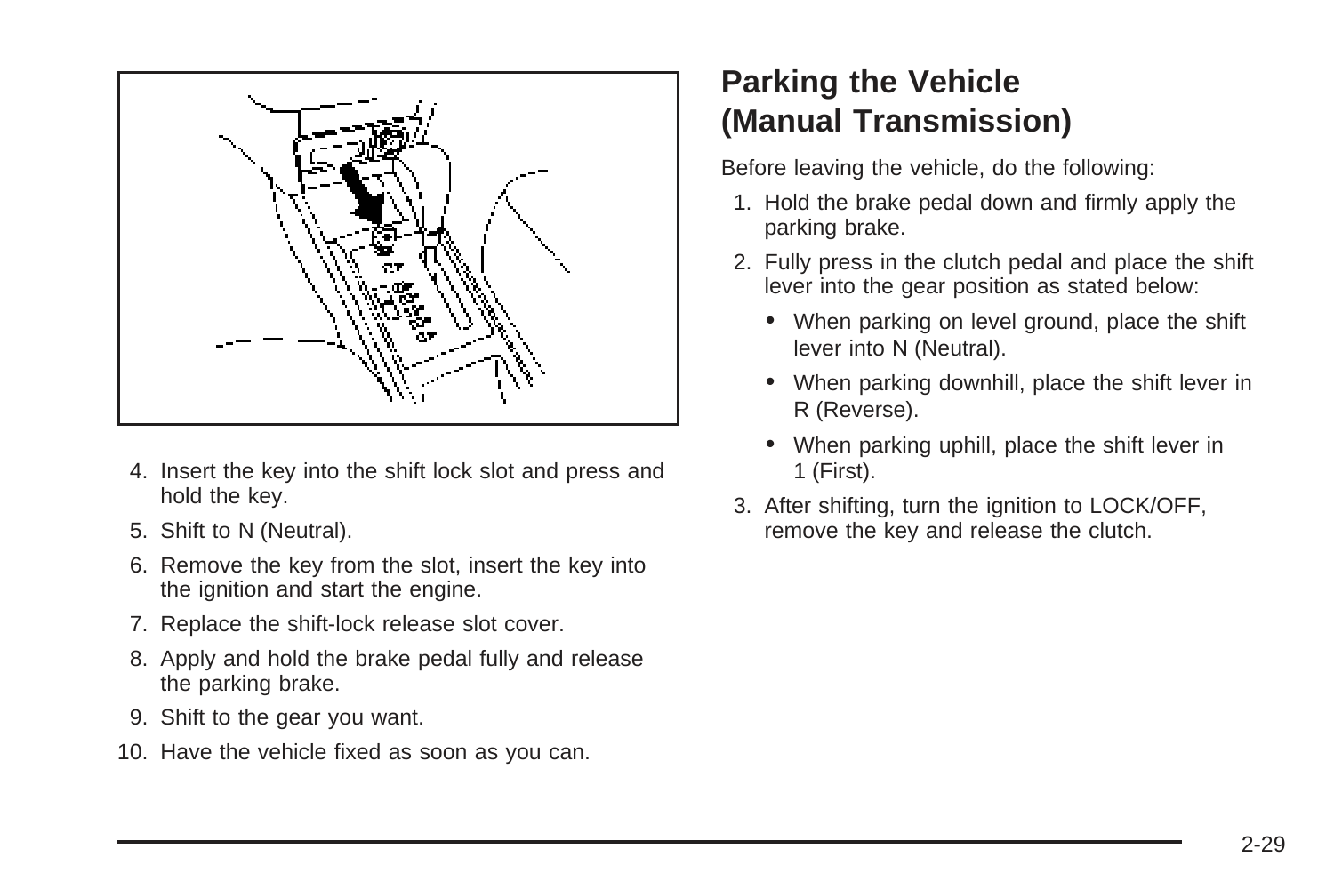4. Insert the key into the shift lock slot and press and hold the key.
5. Shift to N (Neutral).
6. Remove the key from the slot, insert the key into the ignition and start the engine.
7. Replace the shift-lock release slot cover.
8. Apply and hold the brake pedal fully and release the parking brake.
9. Shift to the gear you want.
10. Have the vehicle fixed as soon as you can.

## Parking the Vehicle (Manual Transmission)

Before leaving the vehicle, do the following:

1. Hold the brake pedal down and firmly apply the parking brake.
2. Fully press in the clutch pedal and place the shift lever into the gear position as stated below:
   - When parking on level ground, place the shift lever into N (Neutral).
   - When parking downhill, place the shift lever in R (Reverse).
   - When parking uphill, place the shift lever in 1 (First).
3. After shifting, turn the ignition to LOCK/OFF, remove the key and release the clutch.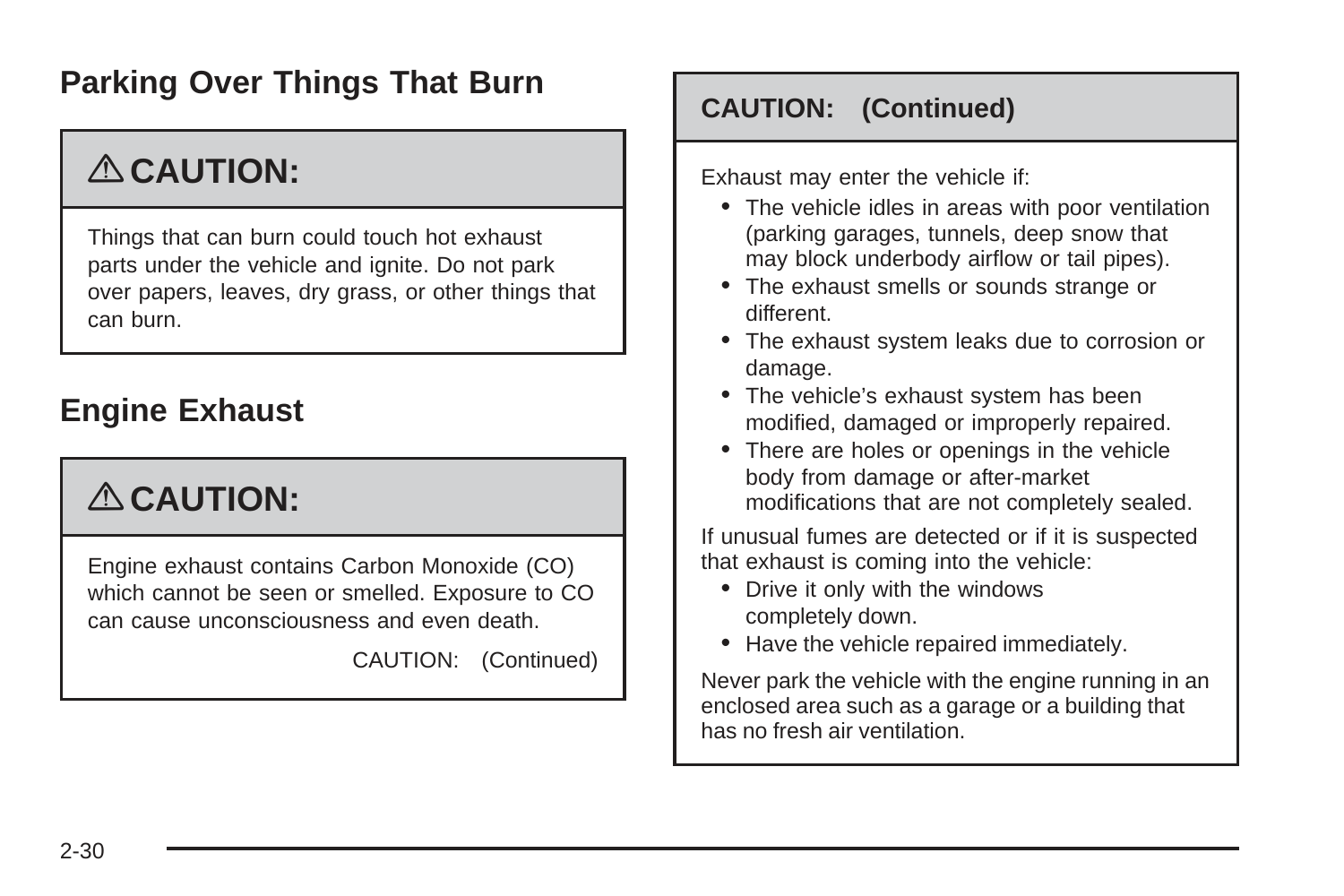## Parking Over Things That Burn

**⚠ CAUTION:**

Things that can burn could touch hot exhaust parts under the vehicle and ignite. Do not park over papers, leaves, dry grass, or other things that can burn.

## Engine Exhaust

**⚠ CAUTION:**

Engine exhaust contains Carbon Monoxide (CO) which cannot be seen or smelled. Exposure to CO can cause unconsciousness and even death.

CAUTION: (Continued)

**CAUTION: (Continued)**

Exhaust may enter the vehicle if:

- The vehicle idles in areas with poor ventilation (parking garages, tunnels, deep snow that may block underbody airflow or tail pipes).
- The exhaust smells or sounds strange or different.
- The exhaust system leaks due to corrosion or damage.
- The vehicle's exhaust system has been modified, damaged or improperly repaired.
- There are holes or openings in the vehicle body from damage or after-market modifications that are not completely sealed.

If unusual fumes are detected or if it is suspected that exhaust is coming into the vehicle:

- Drive it only with the windows completely down.
- Have the vehicle repaired immediately.

Never park the vehicle with the engine running in an enclosed area such as a garage or a building that has no fresh air ventilation.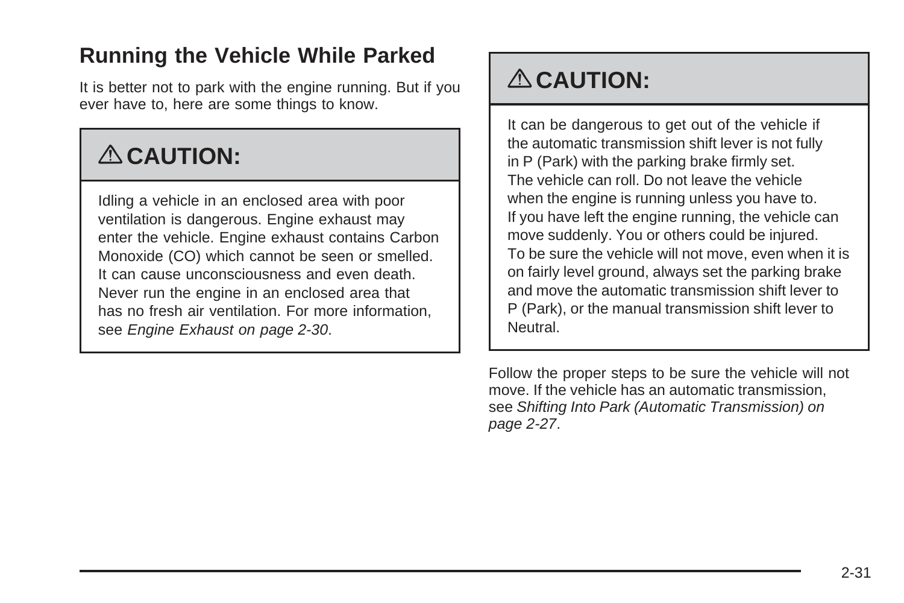## Running the Vehicle While Parked

It is better not to park with the engine running. But if you ever have to, here are some things to know.

> ⚠ **CAUTION:**
>
> Idling a vehicle in an enclosed area with poor ventilation is dangerous. Engine exhaust may enter the vehicle. Engine exhaust contains Carbon Monoxide (CO) which cannot be seen or smelled. It can cause unconsciousness and even death. Never run the engine in an enclosed area that has no fresh air ventilation. For more information, see *Engine Exhaust on page 2-30*.

> ⚠ **CAUTION:**
>
> It can be dangerous to get out of the vehicle if the automatic transmission shift lever is not fully in P (Park) with the parking brake firmly set. The vehicle can roll. Do not leave the vehicle when the engine is running unless you have to. If you have left the engine running, the vehicle can move suddenly. You or others could be injured. To be sure the vehicle will not move, even when it is on fairly level ground, always set the parking brake and move the automatic transmission shift lever to P (Park), or the manual transmission shift lever to Neutral.

Follow the proper steps to be sure the vehicle will not move. If the vehicle has an automatic transmission, see *Shifting Into Park (Automatic Transmission) on page 2-27*.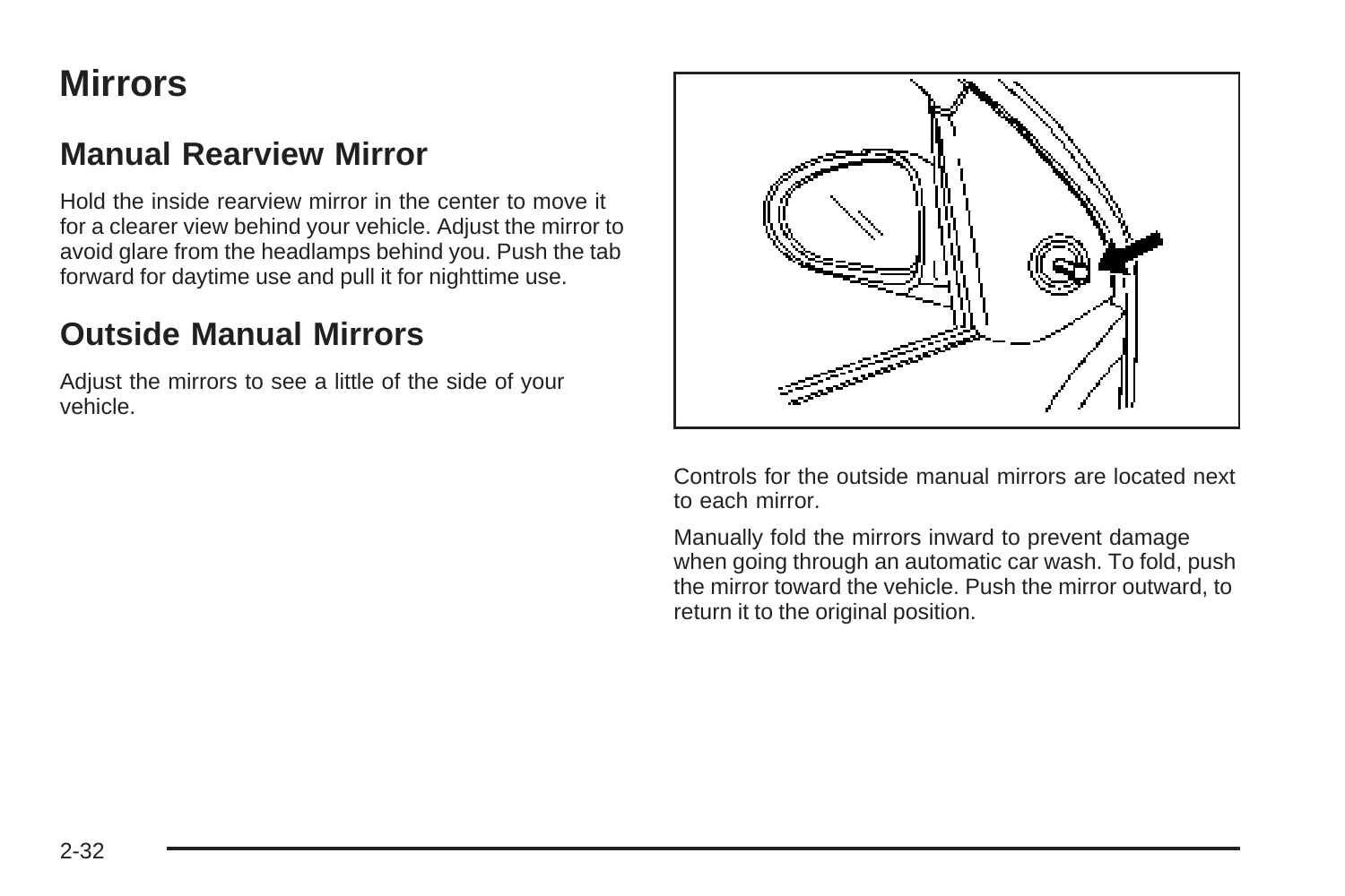# Mirrors

## Manual Rearview Mirror

Hold the inside rearview mirror in the center to move it for a clearer view behind your vehicle. Adjust the mirror to avoid glare from the headlamps behind you. Push the tab forward for daytime use and pull it for nighttime use.

## Outside Manual Mirrors

Adjust the mirrors to see a little of the side of your vehicle.

Controls for the outside manual mirrors are located next to each mirror.

Manually fold the mirrors inward to prevent damage when going through an automatic car wash. To fold, push the mirror toward the vehicle. Push the mirror outward, to return it to the original position.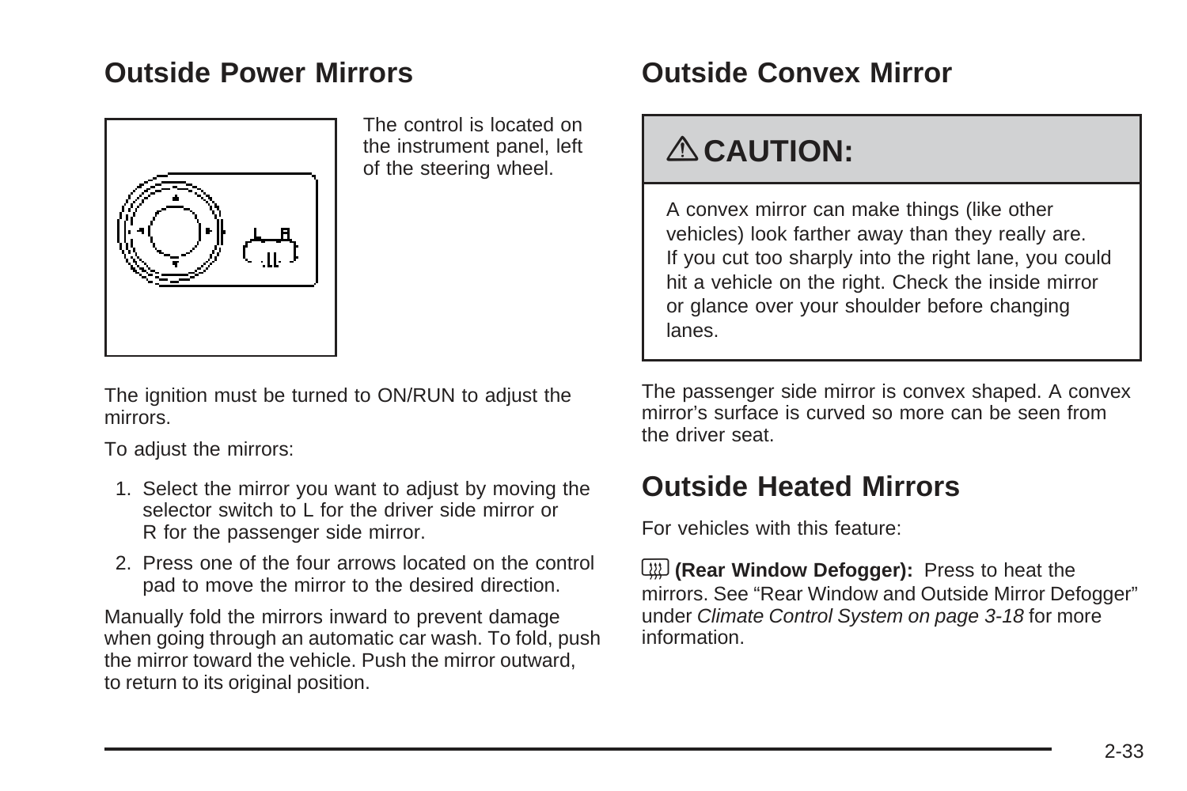## Outside Power Mirrors

The control is located on the instrument panel, left of the steering wheel.

The ignition must be turned to ON/RUN to adjust the mirrors.

To adjust the mirrors:

1. Select the mirror you want to adjust by moving the selector switch to L for the driver side mirror or R for the passenger side mirror.
2. Press one of the four arrows located on the control pad to move the mirror to the desired direction.

Manually fold the mirrors inward to prevent damage when going through an automatic car wash. To fold, push the mirror toward the vehicle. Push the mirror outward, to return to its original position.

## Outside Convex Mirror

**⚠ CAUTION:**

A convex mirror can make things (like other vehicles) look farther away than they really are. If you cut too sharply into the right lane, you could hit a vehicle on the right. Check the inside mirror or glance over your shoulder before changing lanes.

The passenger side mirror is convex shaped. A convex mirror's surface is curved so more can be seen from the driver seat.

## Outside Heated Mirrors

For vehicles with this feature:

**(Rear Window Defogger):** Press to heat the mirrors. See "Rear Window and Outside Mirror Defogger" under *Climate Control System on page 3-18* for more information.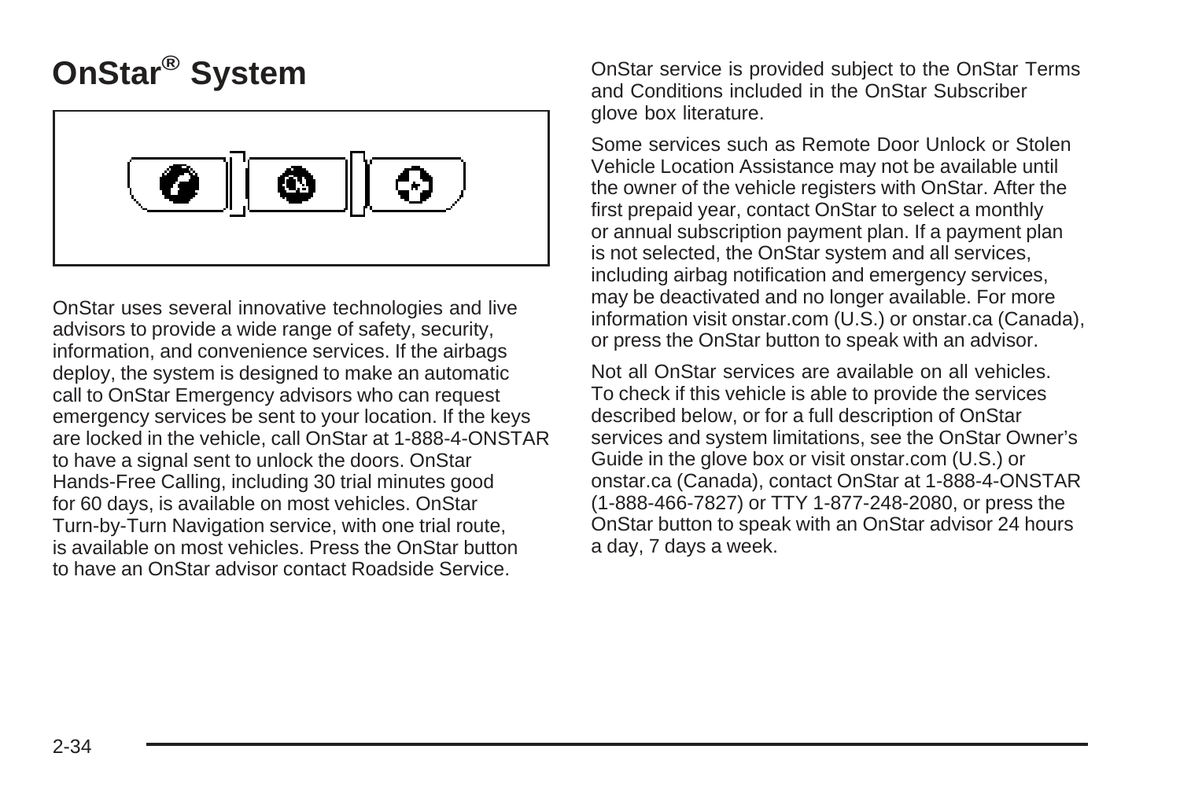# OnStar® System

OnStar uses several innovative technologies and live advisors to provide a wide range of safety, security, information, and convenience services. If the airbags deploy, the system is designed to make an automatic call to OnStar Emergency advisors who can request emergency services be sent to your location. If the keys are locked in the vehicle, call OnStar at 1-888-4-ONSTAR to have a signal sent to unlock the doors. OnStar Hands-Free Calling, including 30 trial minutes good for 60 days, is available on most vehicles. OnStar Turn-by-Turn Navigation service, with one trial route, is available on most vehicles. Press the OnStar button to have an OnStar advisor contact Roadside Service.

OnStar service is provided subject to the OnStar Terms and Conditions included in the OnStar Subscriber glove box literature.

Some services such as Remote Door Unlock or Stolen Vehicle Location Assistance may not be available until the owner of the vehicle registers with OnStar. After the first prepaid year, contact OnStar to select a monthly or annual subscription payment plan. If a payment plan is not selected, the OnStar system and all services, including airbag notification and emergency services, may be deactivated and no longer available. For more information visit onstar.com (U.S.) or onstar.ca (Canada), or press the OnStar button to speak with an advisor.

Not all OnStar services are available on all vehicles. To check if this vehicle is able to provide the services described below, or for a full description of OnStar services and system limitations, see the OnStar Owner's Guide in the glove box or visit onstar.com (U.S.) or onstar.ca (Canada), contact OnStar at 1-888-4-ONSTAR (1-888-466-7827) or TTY 1-877-248-2080, or press the OnStar button to speak with an OnStar advisor 24 hours a day, 7 days a week.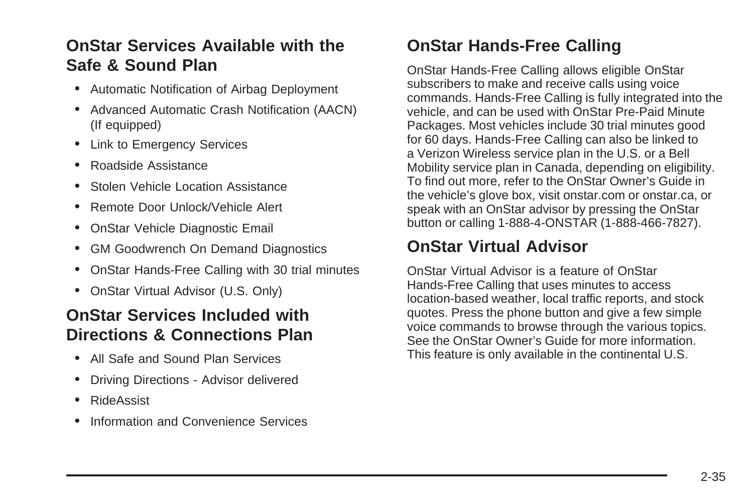## OnStar Services Available with the Safe & Sound Plan

- Automatic Notification of Airbag Deployment
- Advanced Automatic Crash Notification (AACN) (If equipped)
- Link to Emergency Services
- Roadside Assistance
- Stolen Vehicle Location Assistance
- Remote Door Unlock/Vehicle Alert
- OnStar Vehicle Diagnostic Email
- GM Goodwrench On Demand Diagnostics
- OnStar Hands-Free Calling with 30 trial minutes
- OnStar Virtual Advisor (U.S. Only)

## OnStar Services Included with Directions & Connections Plan

- All Safe and Sound Plan Services
- Driving Directions - Advisor delivered
- RideAssist
- Information and Convenience Services

## OnStar Hands-Free Calling

OnStar Hands-Free Calling allows eligible OnStar subscribers to make and receive calls using voice commands. Hands-Free Calling is fully integrated into the vehicle, and can be used with OnStar Pre-Paid Minute Packages. Most vehicles include 30 trial minutes good for 60 days. Hands-Free Calling can also be linked to a Verizon Wireless service plan in the U.S. or a Bell Mobility service plan in Canada, depending on eligibility. To find out more, refer to the OnStar Owner's Guide in the vehicle's glove box, visit onstar.com or onstar.ca, or speak with an OnStar advisor by pressing the OnStar button or calling 1-888-4-ONSTAR (1-888-466-7827).

## OnStar Virtual Advisor

OnStar Virtual Advisor is a feature of OnStar Hands-Free Calling that uses minutes to access location-based weather, local traffic reports, and stock quotes. Press the phone button and give a few simple voice commands to browse through the various topics. See the OnStar Owner's Guide for more information. This feature is only available in the continental U.S.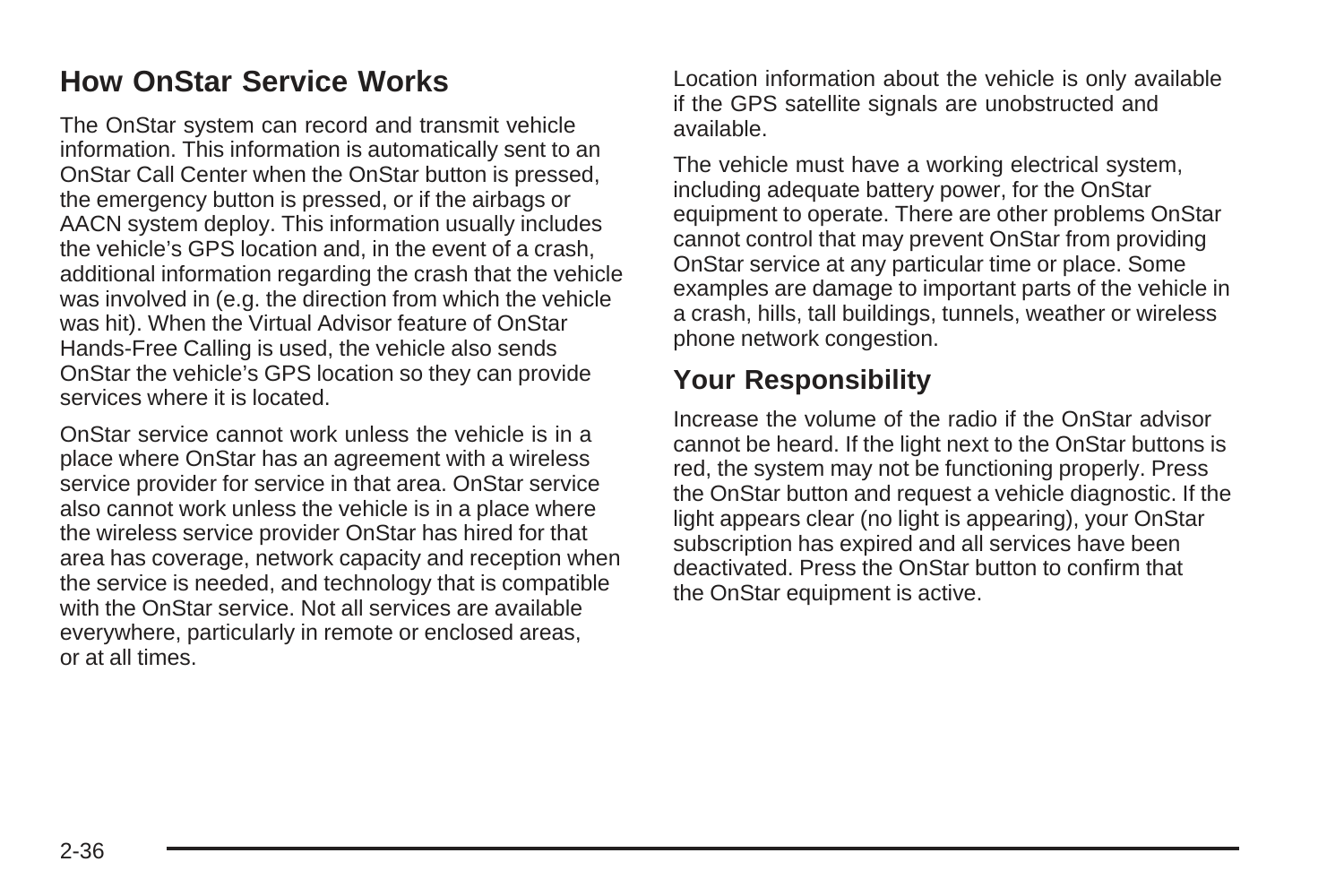## How OnStar Service Works

The OnStar system can record and transmit vehicle information. This information is automatically sent to an OnStar Call Center when the OnStar button is pressed, the emergency button is pressed, or if the airbags or AACN system deploy. This information usually includes the vehicle's GPS location and, in the event of a crash, additional information regarding the crash that the vehicle was involved in (e.g. the direction from which the vehicle was hit). When the Virtual Advisor feature of OnStar Hands-Free Calling is used, the vehicle also sends OnStar the vehicle's GPS location so they can provide services where it is located.

OnStar service cannot work unless the vehicle is in a place where OnStar has an agreement with a wireless service provider for service in that area. OnStar service also cannot work unless the vehicle is in a place where the wireless service provider OnStar has hired for that area has coverage, network capacity and reception when the service is needed, and technology that is compatible with the OnStar service. Not all services are available everywhere, particularly in remote or enclosed areas, or at all times.

Location information about the vehicle is only available if the GPS satellite signals are unobstructed and available.

The vehicle must have a working electrical system, including adequate battery power, for the OnStar equipment to operate. There are other problems OnStar cannot control that may prevent OnStar from providing OnStar service at any particular time or place. Some examples are damage to important parts of the vehicle in a crash, hills, tall buildings, tunnels, weather or wireless phone network congestion.

### Your Responsibility

Increase the volume of the radio if the OnStar advisor cannot be heard. If the light next to the OnStar buttons is red, the system may not be functioning properly. Press the OnStar button and request a vehicle diagnostic. If the light appears clear (no light is appearing), your OnStar subscription has expired and all services have been deactivated. Press the OnStar button to confirm that the OnStar equipment is active.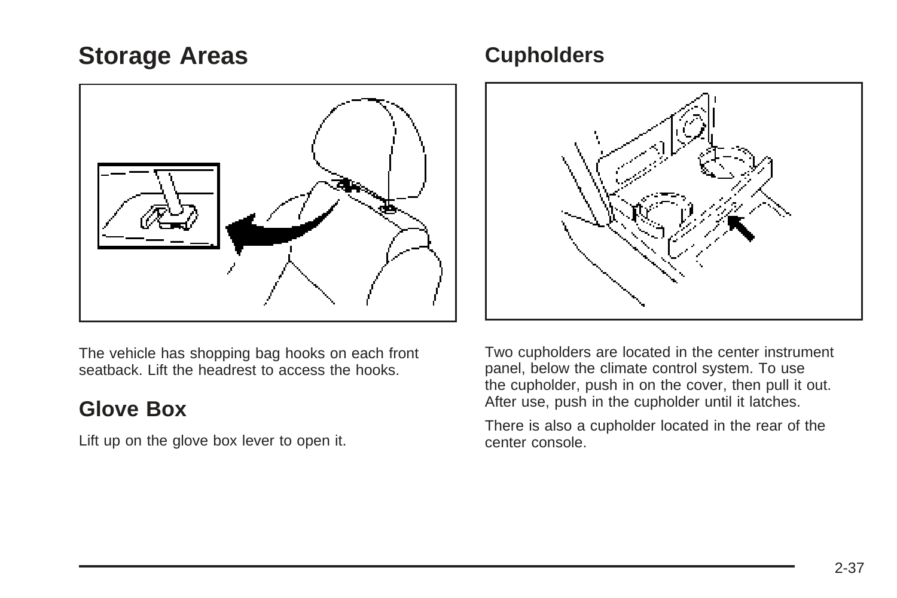## Storage Areas

The vehicle has shopping bag hooks on each front seatback. Lift the headrest to access the hooks.

## Glove Box

Lift up on the glove box lever to open it.

## Cupholders

Two cupholders are located in the center instrument panel, below the climate control system. To use the cupholder, push in on the cover, then pull it out. After use, push in the cupholder until it latches.

There is also a cupholder located in the rear of the center console.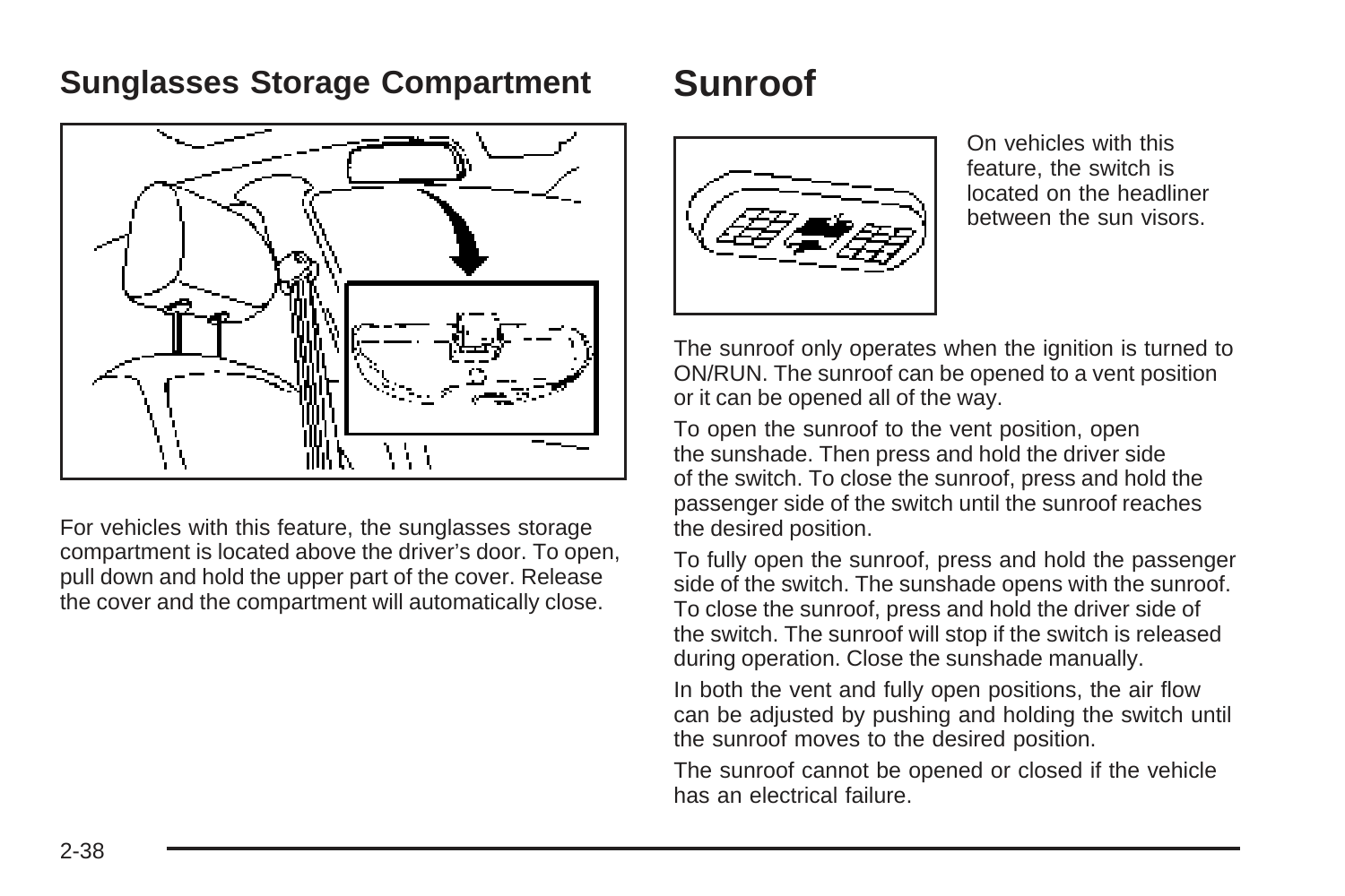## Sunglasses Storage Compartment

For vehicles with this feature, the sunglasses storage compartment is located above the driver's door. To open, pull down and hold the upper part of the cover. Release the cover and the compartment will automatically close.

# Sunroof

On vehicles with this feature, the switch is located on the headliner between the sun visors.

The sunroof only operates when the ignition is turned to ON/RUN. The sunroof can be opened to a vent position or it can be opened all of the way.

To open the sunroof to the vent position, open the sunshade. Then press and hold the driver side of the switch. To close the sunroof, press and hold the passenger side of the switch until the sunroof reaches the desired position.

To fully open the sunroof, press and hold the passenger side of the switch. The sunshade opens with the sunroof. To close the sunroof, press and hold the driver side of the switch. The sunroof will stop if the switch is released during operation. Close the sunshade manually.

In both the vent and fully open positions, the air flow can be adjusted by pushing and holding the switch until the sunroof moves to the desired position.

The sunroof cannot be opened or closed if the vehicle has an electrical failure.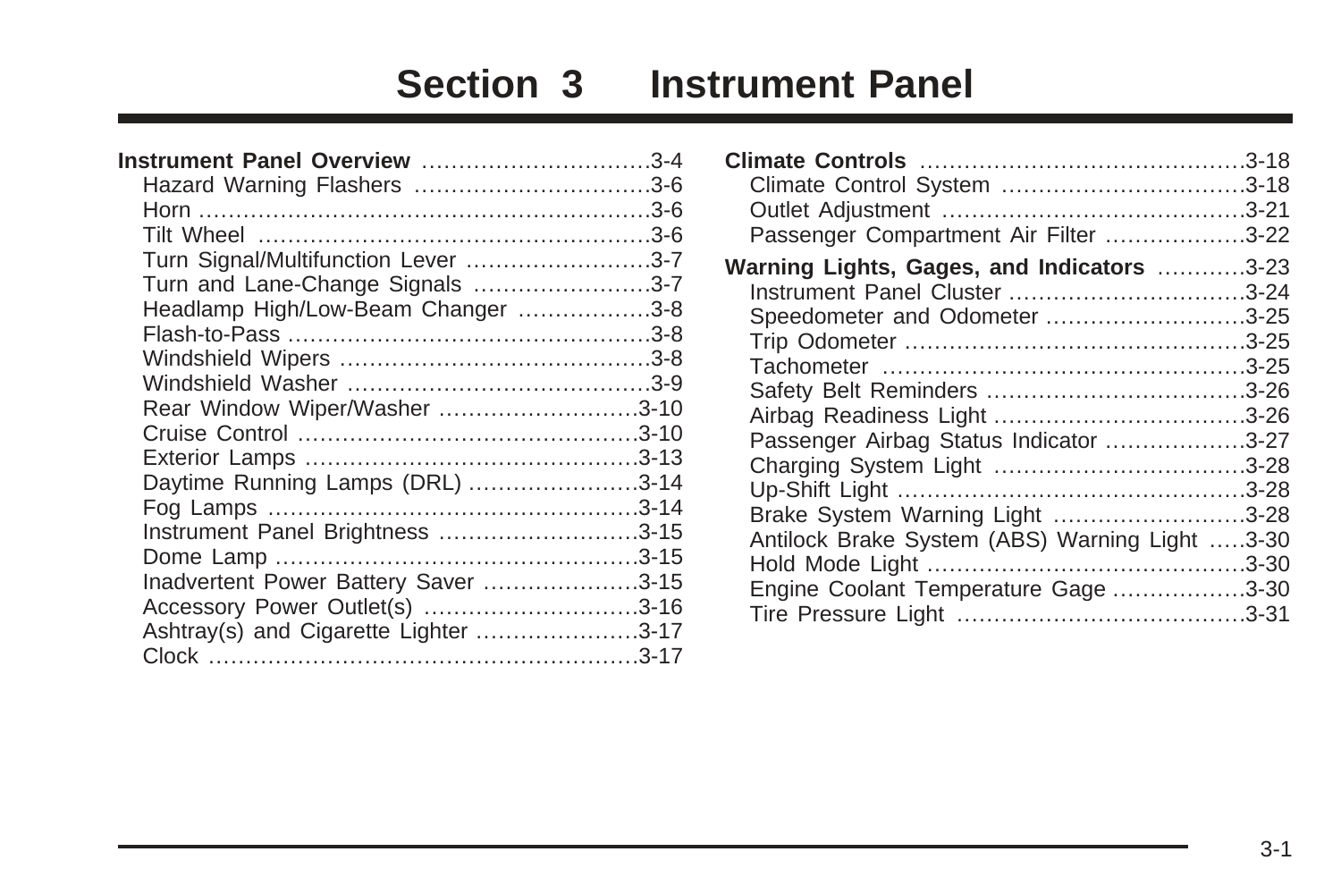# Section 3 Instrument Panel

**Instrument Panel Overview** ...3-4
- Hazard Warning Flashers ...3-6
- Horn ...3-6
- Tilt Wheel ...3-6
- Turn Signal/Multifunction Lever ...3-7
- Turn and Lane-Change Signals ...3-7
- Headlamp High/Low-Beam Changer ...3-8
- Flash-to-Pass ...3-8
- Windshield Wipers ...3-8
- Windshield Washer ...3-9
- Rear Window Wiper/Washer ...3-10
- Cruise Control ...3-10
- Exterior Lamps ...3-13
- Daytime Running Lamps (DRL) ...3-14
- Fog Lamps ...3-14
- Instrument Panel Brightness ...3-15
- Dome Lamp ...3-15
- Inadvertent Power Battery Saver ...3-15
- Accessory Power Outlet(s) ...3-16
- Ashtray(s) and Cigarette Lighter ...3-17
- Clock ...3-17

**Climate Controls** ...3-18
- Climate Control System ...3-18
- Outlet Adjustment ...3-21
- Passenger Compartment Air Filter ...3-22

**Warning Lights, Gages, and Indicators** ...3-23
- Instrument Panel Cluster ...3-24
- Speedometer and Odometer ...3-25
- Trip Odometer ...3-25
- Tachometer ...3-25
- Safety Belt Reminders ...3-26
- Airbag Readiness Light ...3-26
- Passenger Airbag Status Indicator ...3-27
- Charging System Light ...3-28
- Up-Shift Light ...3-28
- Brake System Warning Light ...3-28
- Antilock Brake System (ABS) Warning Light ...3-30
- Hold Mode Light ...3-30
- Engine Coolant Temperature Gage ...3-30
- Tire Pressure Light ...3-31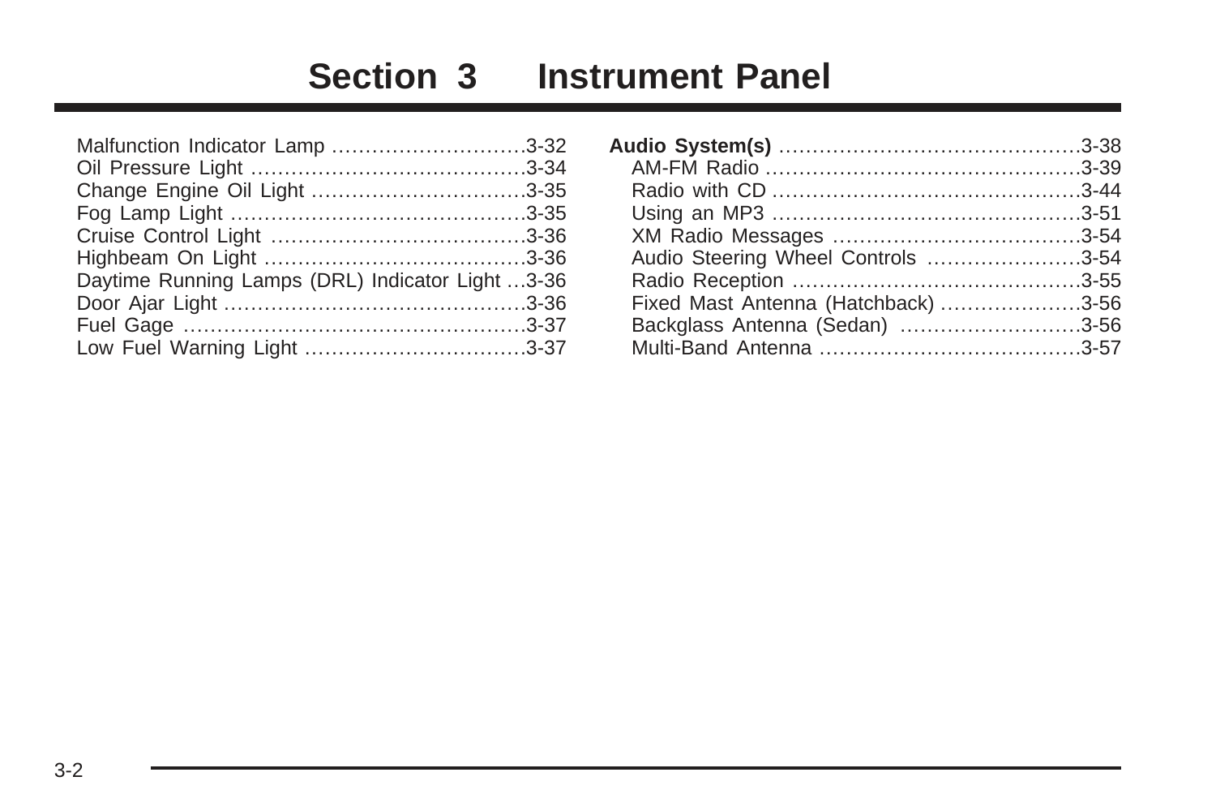# Section 3 Instrument Panel

Malfunction Indicator Lamp ............................3-32
Oil Pressure Light ........................................3-34
Change Engine Oil Light ...............................3-35
Fog Lamp Light ...........................................3-35
Cruise Control Light .....................................3-36
Highbeam On Light ......................................3-36
Daytime Running Lamps (DRL) Indicator Light ...3-36
Door Ajar Light ............................................3-36
Fuel Gage ..................................................3-37
Low Fuel Warning Light ................................3-37

**Audio System(s)** ............................................3-38
AM-FM Radio ..............................................3-39
Radio with CD .............................................3-44
Using an MP3 .............................................3-51
XM Radio Messages ....................................3-54
Audio Steering Wheel Controls .......................3-54
Radio Reception ..........................................3-55
Fixed Mast Antenna (Hatchback) ....................3-56
Backglass Antenna (Sedan) ..........................3-56
Multi-Band Antenna ......................................3-57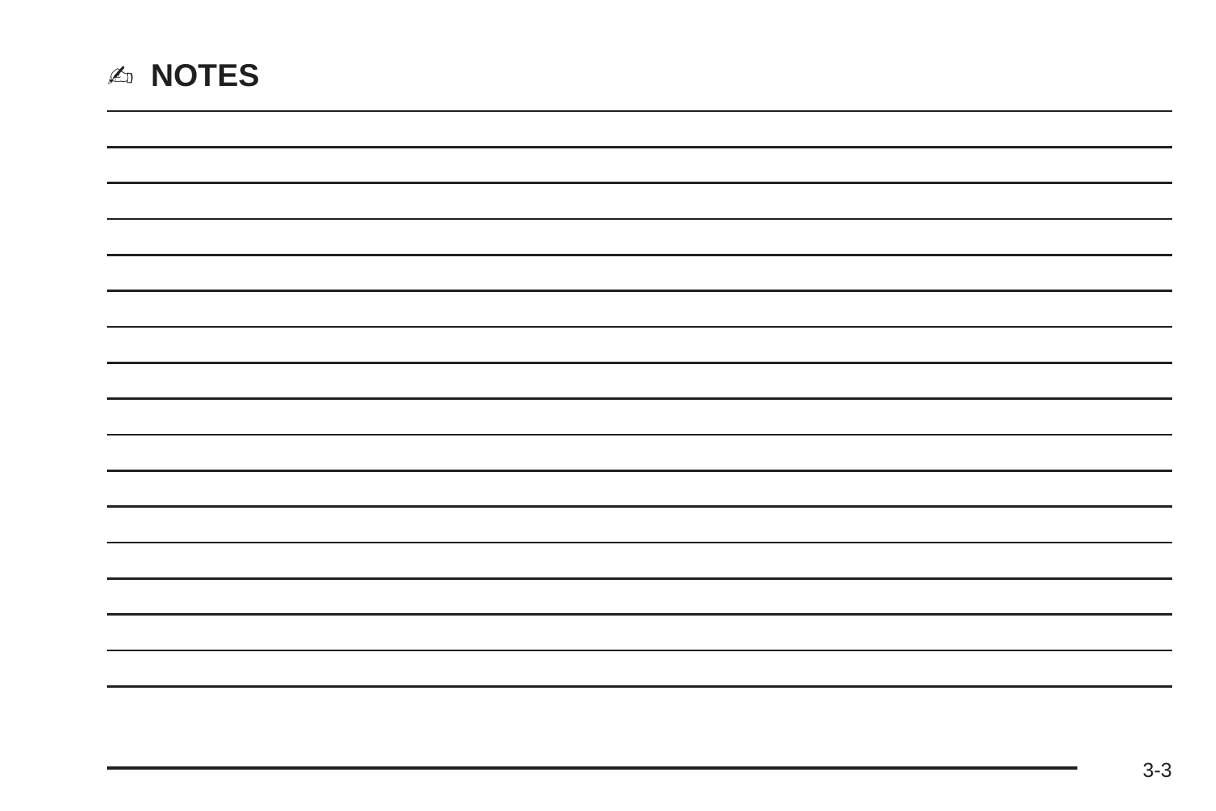# ✍ NOTES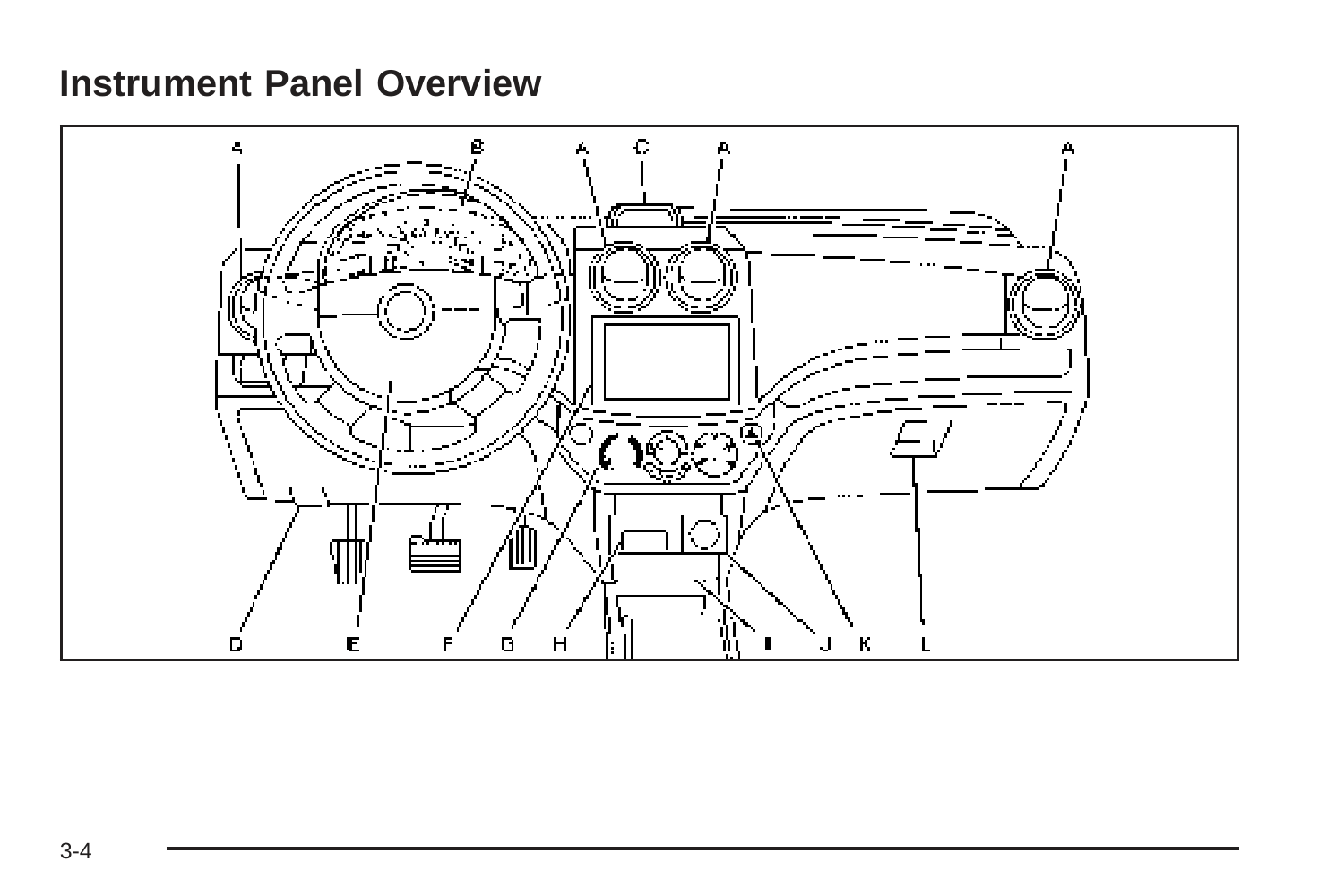# Instrument Panel Overview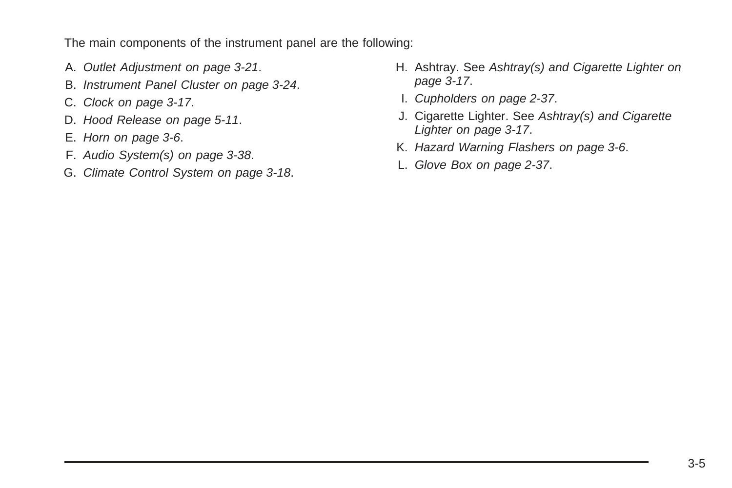The main components of the instrument panel are the following:

A. *Outlet Adjustment on page 3-21*.

B. *Instrument Panel Cluster on page 3-24*.

C. *Clock on page 3-17*.

D. *Hood Release on page 5-11*.

E. *Horn on page 3-6*.

F. *Audio System(s) on page 3-38*.

G. *Climate Control System on page 3-18*.

H. Ashtray. See *Ashtray(s) and Cigarette Lighter on page 3-17*.

I. *Cupholders on page 2-37*.

J. Cigarette Lighter. See *Ashtray(s) and Cigarette Lighter on page 3-17*.

K. *Hazard Warning Flashers on page 3-6*.

L. *Glove Box on page 2-37*.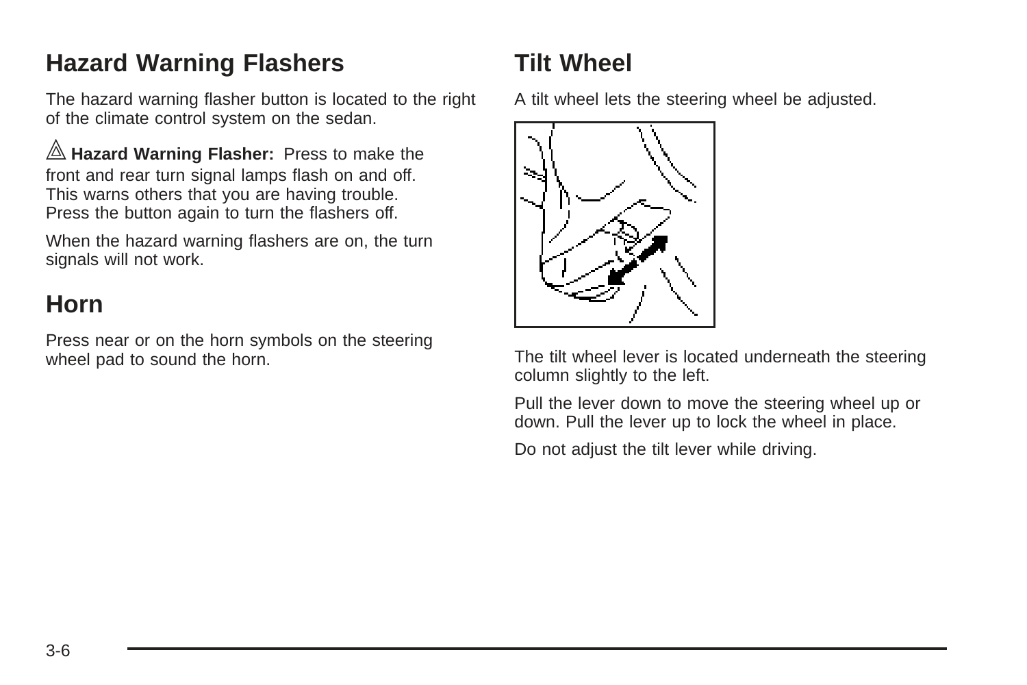# Hazard Warning Flashers

The hazard warning flasher button is located to the right of the climate control system on the sedan.

**Hazard Warning Flasher:** Press to make the front and rear turn signal lamps flash on and off. This warns others that you are having trouble. Press the button again to turn the flashers off.

When the hazard warning flashers are on, the turn signals will not work.

# Horn

Press near or on the horn symbols on the steering wheel pad to sound the horn.

# Tilt Wheel

A tilt wheel lets the steering wheel be adjusted.

The tilt wheel lever is located underneath the steering column slightly to the left.

Pull the lever down to move the steering wheel up or down. Pull the lever up to lock the wheel in place.

Do not adjust the tilt lever while driving.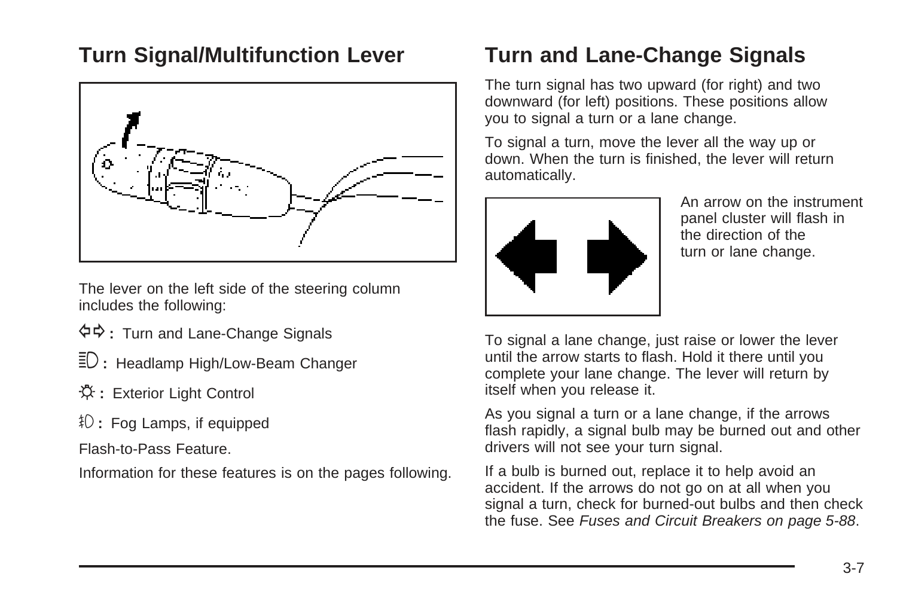## Turn Signal/Multifunction Lever

The lever on the left side of the steering column includes the following:

⇦⇨ **:** Turn and Lane-Change Signals

**:** Headlamp High/Low-Beam Changer

**:** Exterior Light Control

**:** Fog Lamps, if equipped

Flash-to-Pass Feature.

Information for these features is on the pages following.

## Turn and Lane-Change Signals

The turn signal has two upward (for right) and two downward (for left) positions. These positions allow you to signal a turn or a lane change.

To signal a turn, move the lever all the way up or down. When the turn is finished, the lever will return automatically.

An arrow on the instrument panel cluster will flash in the direction of the turn or lane change.

To signal a lane change, just raise or lower the lever until the arrow starts to flash. Hold it there until you complete your lane change. The lever will return by itself when you release it.

As you signal a turn or a lane change, if the arrows flash rapidly, a signal bulb may be burned out and other drivers will not see your turn signal.

If a bulb is burned out, replace it to help avoid an accident. If the arrows do not go on at all when you signal a turn, check for burned-out bulbs and then check the fuse. See *Fuses and Circuit Breakers on page 5-88*.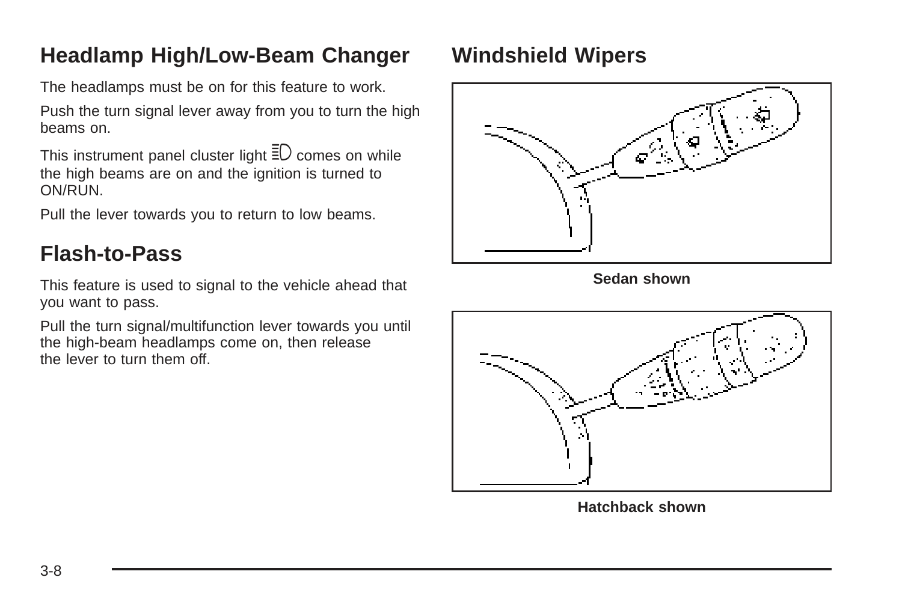## Headlamp High/Low-Beam Changer

The headlamps must be on for this feature to work.

Push the turn signal lever away from you to turn the high beams on.

This instrument panel cluster light ≣D comes on while the high beams are on and the ignition is turned to ON/RUN.

Pull the lever towards you to return to low beams.

## Flash-to-Pass

This feature is used to signal to the vehicle ahead that you want to pass.

Pull the turn signal/multifunction lever towards you until the high-beam headlamps come on, then release the lever to turn them off.

## Windshield Wipers

**Sedan shown**

**Hatchback shown**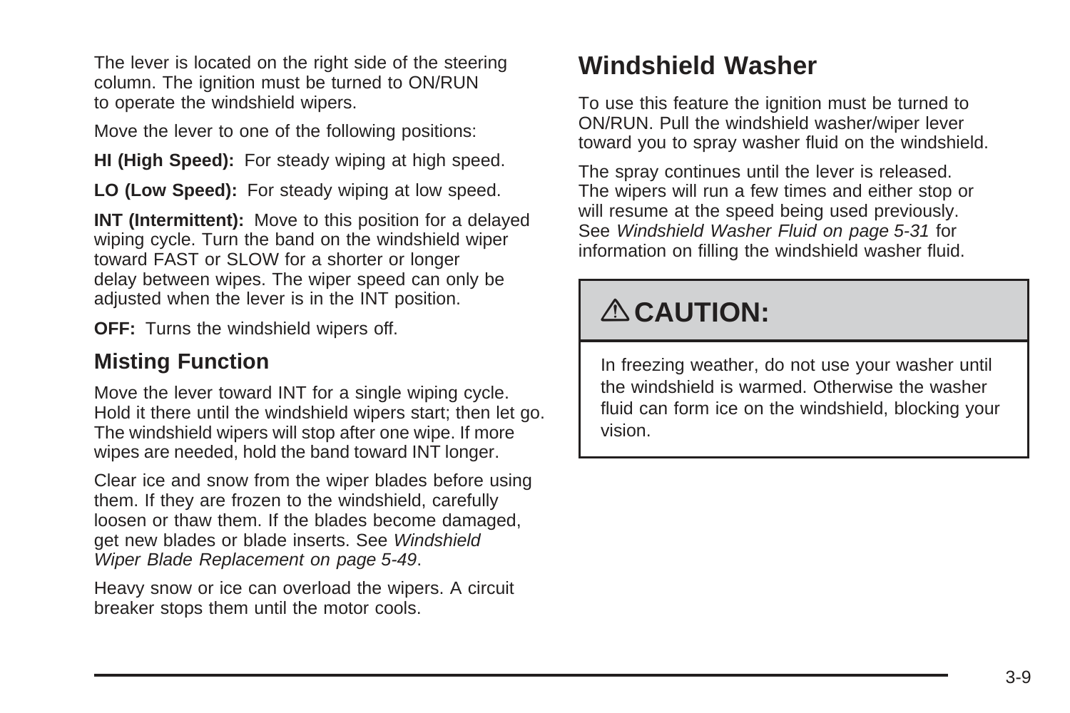The lever is located on the right side of the steering column. The ignition must be turned to ON/RUN to operate the windshield wipers.

Move the lever to one of the following positions:

**HI (High Speed):** For steady wiping at high speed.

**LO (Low Speed):** For steady wiping at low speed.

**INT (Intermittent):** Move to this position for a delayed wiping cycle. Turn the band on the windshield wiper toward FAST or SLOW for a shorter or longer delay between wipes. The wiper speed can only be adjusted when the lever is in the INT position.

**OFF:** Turns the windshield wipers off.

### Misting Function

Move the lever toward INT for a single wiping cycle. Hold it there until the windshield wipers start; then let go. The windshield wipers will stop after one wipe. If more wipes are needed, hold the band toward INT longer.

Clear ice and snow from the wiper blades before using them. If they are frozen to the windshield, carefully loosen or thaw them. If the blades become damaged, get new blades or blade inserts. See *Windshield Wiper Blade Replacement on page 5-49*.

Heavy snow or ice can overload the wipers. A circuit breaker stops them until the motor cools.

## Windshield Washer

To use this feature the ignition must be turned to ON/RUN. Pull the windshield washer/wiper lever toward you to spray washer fluid on the windshield.

The spray continues until the lever is released. The wipers will run a few times and either stop or will resume at the speed being used previously. See *Windshield Washer Fluid on page 5-31* for information on filling the windshield washer fluid.

**⚠ CAUTION:**

In freezing weather, do not use your washer until the windshield is warmed. Otherwise the washer fluid can form ice on the windshield, blocking your vision.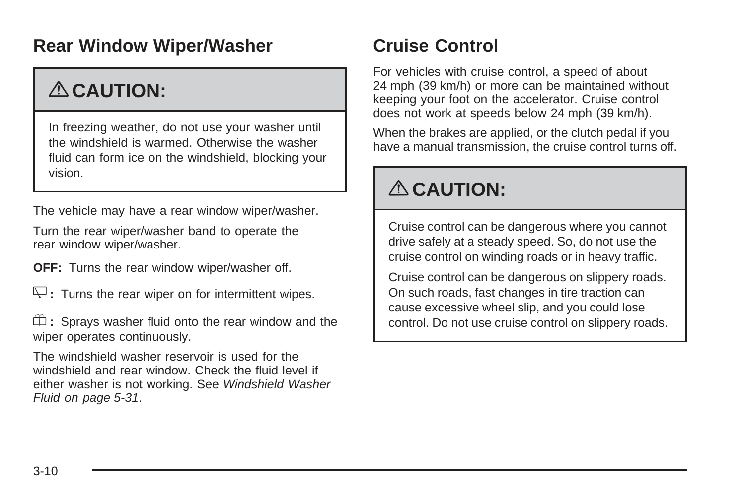## Rear Window Wiper/Washer

> ### ⚠ CAUTION:
>
> In freezing weather, do not use your washer until the windshield is warmed. Otherwise the washer fluid can form ice on the windshield, blocking your vision.

The vehicle may have a rear window wiper/washer.

Turn the rear wiper/washer band to operate the rear window wiper/washer.

**OFF:** Turns the rear window wiper/washer off.

**:** Turns the rear wiper on for intermittent wipes.

**:** Sprays washer fluid onto the rear window and the wiper operates continuously.

The windshield washer reservoir is used for the windshield and rear window. Check the fluid level if either washer is not working. See *Windshield Washer Fluid on page 5-31*.

## Cruise Control

For vehicles with cruise control, a speed of about 24 mph (39 km/h) or more can be maintained without keeping your foot on the accelerator. Cruise control does not work at speeds below 24 mph (39 km/h).

When the brakes are applied, or the clutch pedal if you have a manual transmission, the cruise control turns off.

> ### ⚠ CAUTION:
>
> Cruise control can be dangerous where you cannot drive safely at a steady speed. So, do not use the cruise control on winding roads or in heavy traffic.
>
> Cruise control can be dangerous on slippery roads. On such roads, fast changes in tire traction can cause excessive wheel slip, and you could lose control. Do not use cruise control on slippery roads.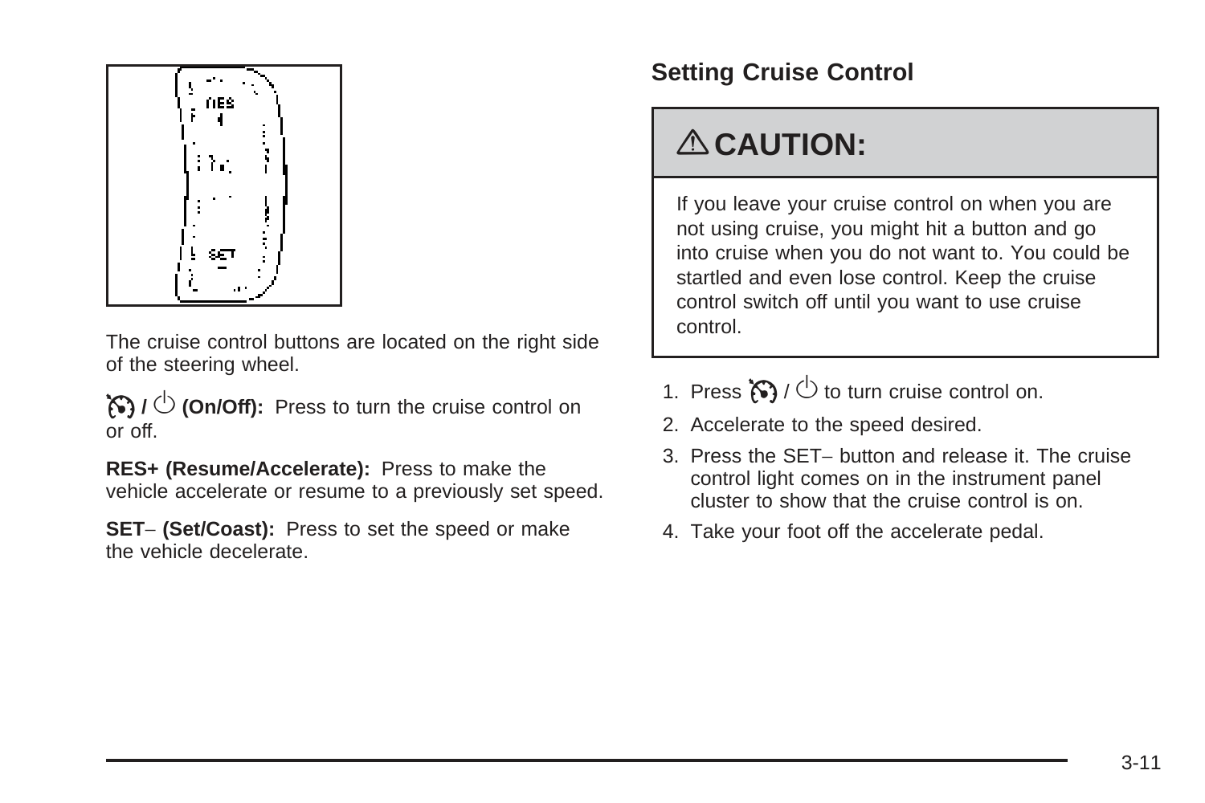The cruise control buttons are located on the right side of the steering wheel.

**/ (On/Off):** Press to turn the cruise control on or off.

**RES+ (Resume/Accelerate):** Press to make the vehicle accelerate or resume to a previously set speed.

**SET− (Set/Coast):** Press to set the speed or make the vehicle decelerate.

## Setting Cruise Control

> **⚠ CAUTION:**
>
> If you leave your cruise control on when you are not using cruise, you might hit a button and go into cruise when you do not want to. You could be startled and even lose control. Keep the cruise control switch off until you want to use cruise control.

1. Press / to turn cruise control on.
2. Accelerate to the speed desired.
3. Press the SET− button and release it. The cruise control light comes on in the instrument panel cluster to show that the cruise control is on.
4. Take your foot off the accelerate pedal.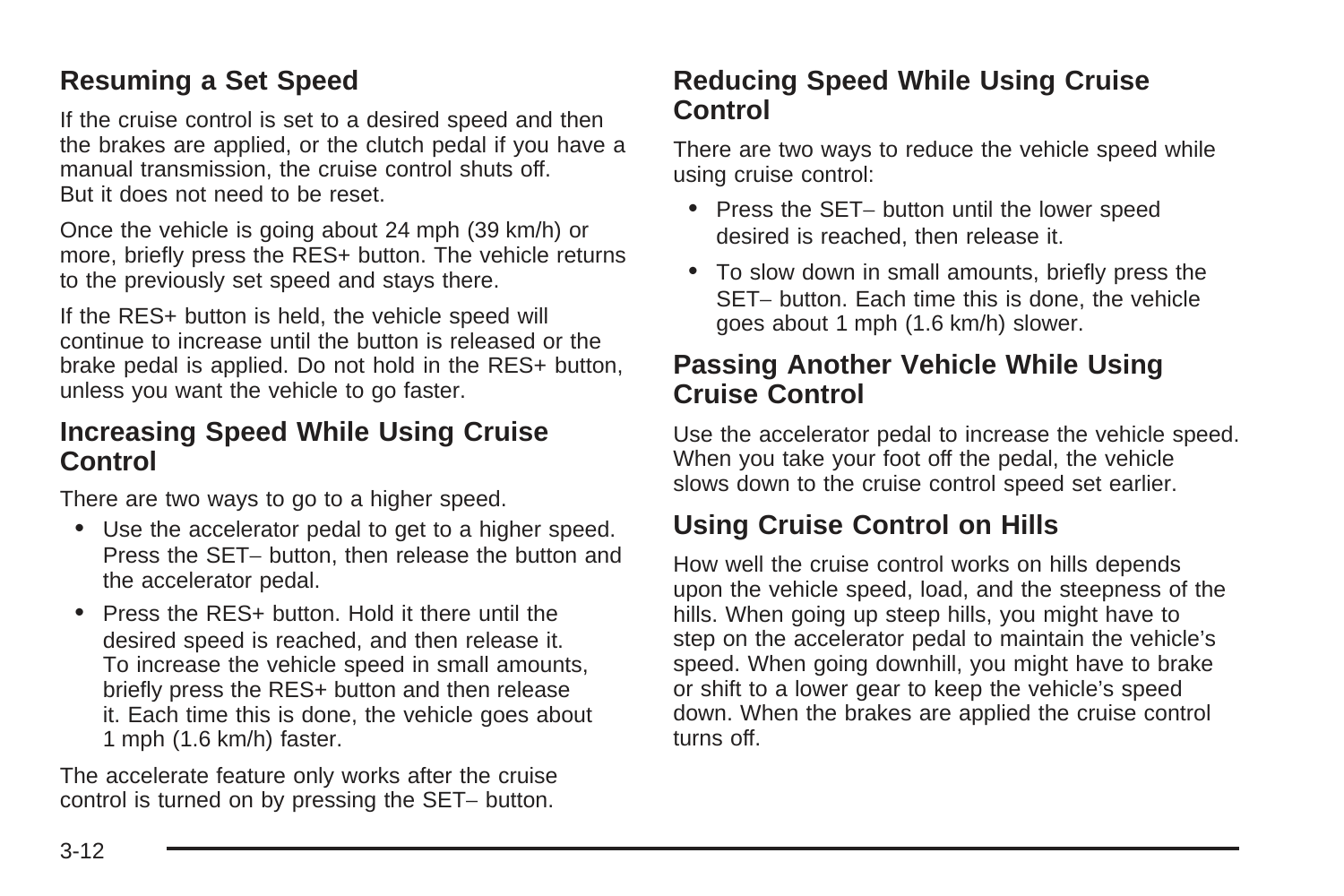### Resuming a Set Speed

If the cruise control is set to a desired speed and then the brakes are applied, or the clutch pedal if you have a manual transmission, the cruise control shuts off. But it does not need to be reset.

Once the vehicle is going about 24 mph (39 km/h) or more, briefly press the RES+ button. The vehicle returns to the previously set speed and stays there.

If the RES+ button is held, the vehicle speed will continue to increase until the button is released or the brake pedal is applied. Do not hold in the RES+ button, unless you want the vehicle to go faster.

### Increasing Speed While Using Cruise Control

There are two ways to go to a higher speed.

- Use the accelerator pedal to get to a higher speed. Press the SET– button, then release the button and the accelerator pedal.
- Press the RES+ button. Hold it there until the desired speed is reached, and then release it. To increase the vehicle speed in small amounts, briefly press the RES+ button and then release it. Each time this is done, the vehicle goes about 1 mph (1.6 km/h) faster.

The accelerate feature only works after the cruise control is turned on by pressing the SET– button.

### Reducing Speed While Using Cruise Control

There are two ways to reduce the vehicle speed while using cruise control:

- Press the SET– button until the lower speed desired is reached, then release it.
- To slow down in small amounts, briefly press the SET– button. Each time this is done, the vehicle goes about 1 mph (1.6 km/h) slower.

### Passing Another Vehicle While Using Cruise Control

Use the accelerator pedal to increase the vehicle speed. When you take your foot off the pedal, the vehicle slows down to the cruise control speed set earlier.

### Using Cruise Control on Hills

How well the cruise control works on hills depends upon the vehicle speed, load, and the steepness of the hills. When going up steep hills, you might have to step on the accelerator pedal to maintain the vehicle's speed. When going downhill, you might have to brake or shift to a lower gear to keep the vehicle's speed down. When the brakes are applied the cruise control turns off.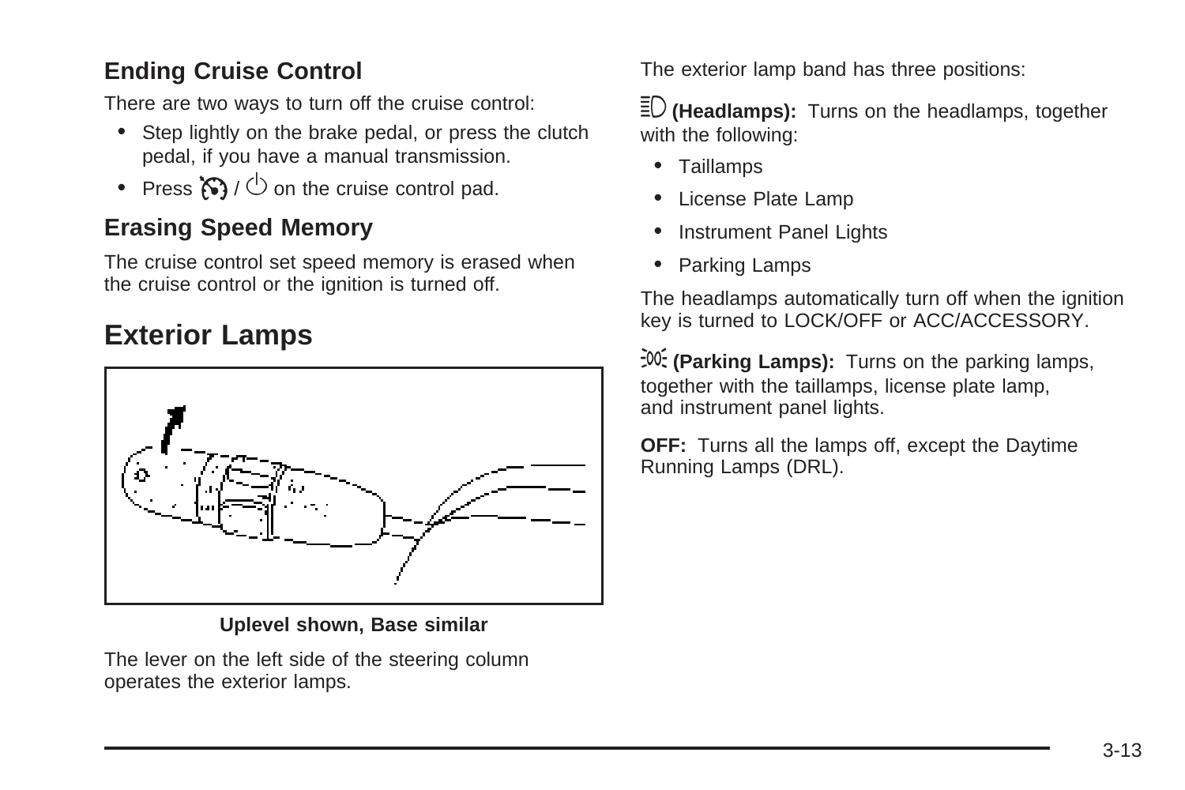## Ending Cruise Control

There are two ways to turn off the cruise control:

- Step lightly on the brake pedal, or press the clutch pedal, if you have a manual transmission.
- Press / on the cruise control pad.

## Erasing Speed Memory

The cruise control set speed memory is erased when the cruise control or the ignition is turned off.

# Exterior Lamps

**Uplevel shown, Base similar**

The lever on the left side of the steering column operates the exterior lamps.

The exterior lamp band has three positions:

**(Headlamps):** Turns on the headlamps, together with the following:

- Taillamps
- License Plate Lamp
- Instrument Panel Lights
- Parking Lamps

The headlamps automatically turn off when the ignition key is turned to LOCK/OFF or ACC/ACCESSORY.

**(Parking Lamps):** Turns on the parking lamps, together with the taillamps, license plate lamp, and instrument panel lights.

**OFF:** Turns all the lamps off, except the Daytime Running Lamps (DRL).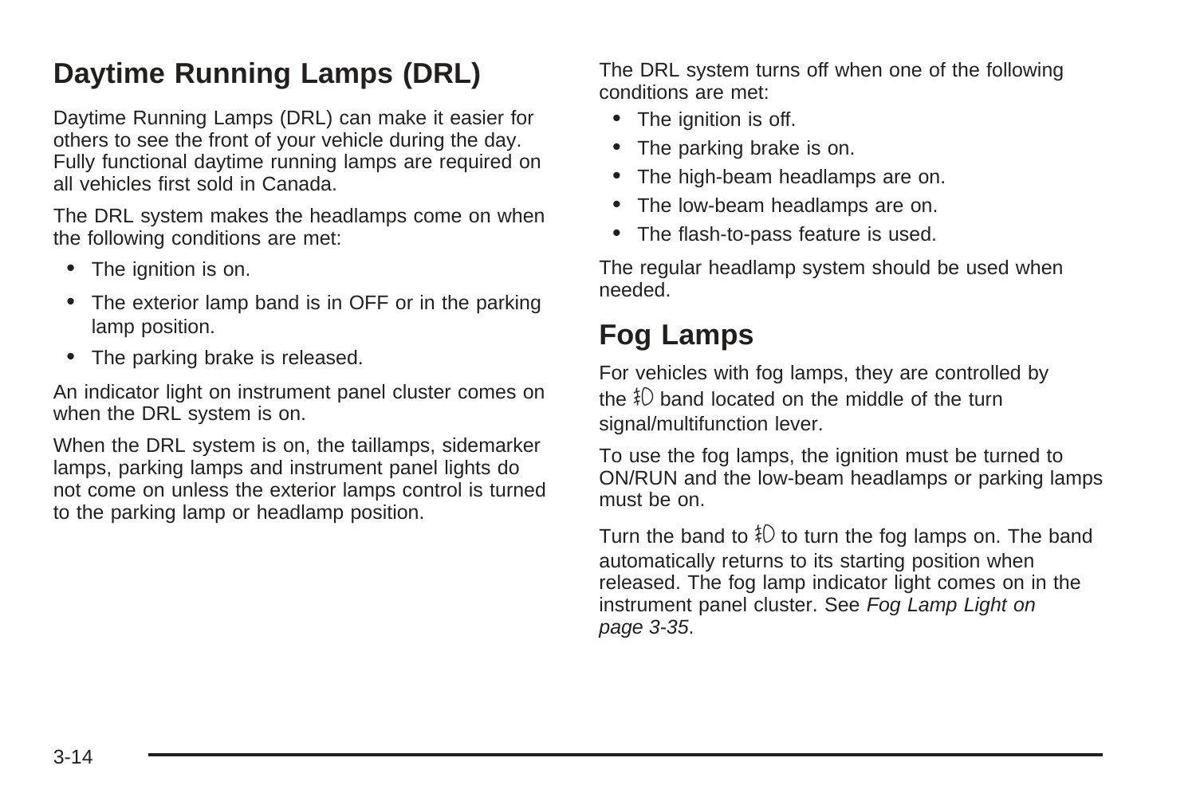## Daytime Running Lamps (DRL)

Daytime Running Lamps (DRL) can make it easier for others to see the front of your vehicle during the day. Fully functional daytime running lamps are required on all vehicles first sold in Canada.

The DRL system makes the headlamps come on when the following conditions are met:

- The ignition is on.
- The exterior lamp band is in OFF or in the parking lamp position.
- The parking brake is released.

An indicator light on instrument panel cluster comes on when the DRL system is on.

When the DRL system is on, the taillamps, sidemarker lamps, parking lamps and instrument panel lights do not come on unless the exterior lamps control is turned to the parking lamp or headlamp position.

The DRL system turns off when one of the following conditions are met:

- The ignition is off.
- The parking brake is on.
- The high-beam headlamps are on.
- The low-beam headlamps are on.
- The flash-to-pass feature is used.

The regular headlamp system should be used when needed.

## Fog Lamps

For vehicles with fog lamps, they are controlled by the fog lamp band located on the middle of the turn signal/multifunction lever.

To use the fog lamps, the ignition must be turned to ON/RUN and the low-beam headlamps or parking lamps must be on.

Turn the band to the fog lamp symbol to turn the fog lamps on. The band automatically returns to its starting position when released. The fog lamp indicator light comes on in the instrument panel cluster. See *Fog Lamp Light on page 3-35*.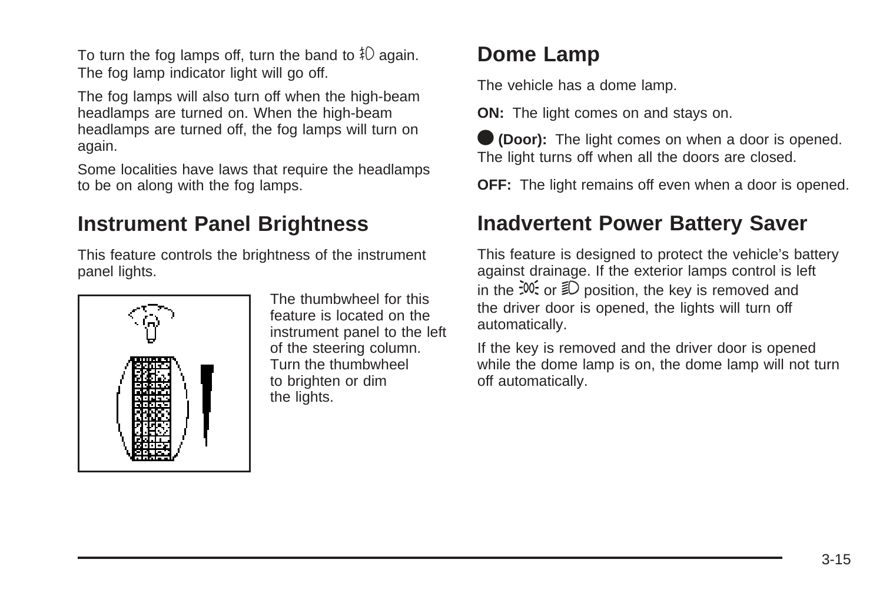To turn the fog lamps off, turn the band to ‡D again. The fog lamp indicator light will go off.

The fog lamps will also turn off when the high-beam headlamps are turned on. When the high-beam headlamps are turned off, the fog lamps will turn on again.

Some localities have laws that require the headlamps to be on along with the fog lamps.

## Instrument Panel Brightness

This feature controls the brightness of the instrument panel lights.

The thumbwheel for this feature is located on the instrument panel to the left of the steering column. Turn the thumbwheel to brighten or dim the lights.

## Dome Lamp

The vehicle has a dome lamp.

**ON:** The light comes on and stays on.

● **(Door):** The light comes on when a door is opened. The light turns off when all the doors are closed.

**OFF:** The light remains off even when a door is opened.

## Inadvertent Power Battery Saver

This feature is designed to protect the vehicle's battery against drainage. If the exterior lamps control is left in the ;00; or ≣D position, the key is removed and the driver door is opened, the lights will turn off automatically.

If the key is removed and the driver door is opened while the dome lamp is on, the dome lamp will not turn off automatically.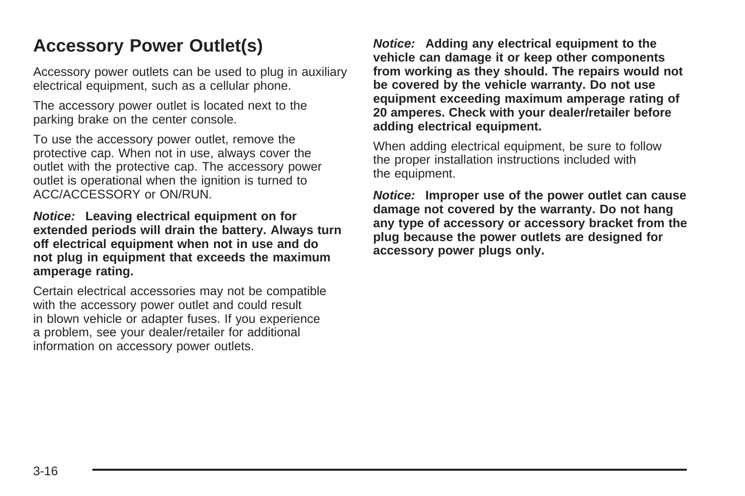## Accessory Power Outlet(s)

Accessory power outlets can be used to plug in auxiliary electrical equipment, such as a cellular phone.

The accessory power outlet is located next to the parking brake on the center console.

To use the accessory power outlet, remove the protective cap. When not in use, always cover the outlet with the protective cap. The accessory power outlet is operational when the ignition is turned to ACC/ACCESSORY or ON/RUN.

***Notice:*** **Leaving electrical equipment on for extended periods will drain the battery. Always turn off electrical equipment when not in use and do not plug in equipment that exceeds the maximum amperage rating.**

Certain electrical accessories may not be compatible with the accessory power outlet and could result in blown vehicle or adapter fuses. If you experience a problem, see your dealer/retailer for additional information on accessory power outlets.

***Notice:*** **Adding any electrical equipment to the vehicle can damage it or keep other components from working as they should. The repairs would not be covered by the vehicle warranty. Do not use equipment exceeding maximum amperage rating of 20 amperes. Check with your dealer/retailer before adding electrical equipment.**

When adding electrical equipment, be sure to follow the proper installation instructions included with the equipment.

***Notice:*** **Improper use of the power outlet can cause damage not covered by the warranty. Do not hang any type of accessory or accessory bracket from the plug because the power outlets are designed for accessory power plugs only.**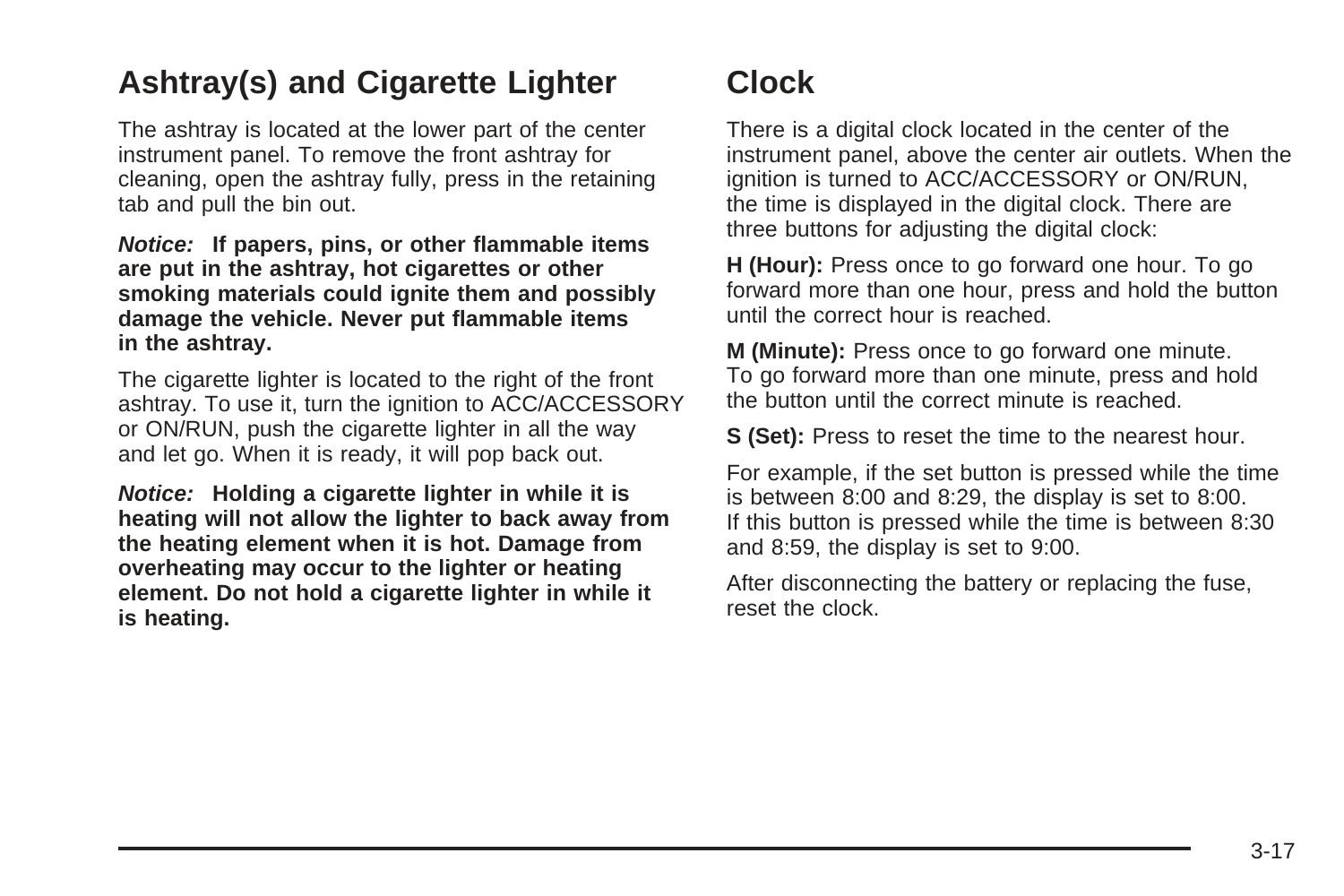## Ashtray(s) and Cigarette Lighter

The ashtray is located at the lower part of the center instrument panel. To remove the front ashtray for cleaning, open the ashtray fully, press in the retaining tab and pull the bin out.

***Notice:*** **If papers, pins, or other flammable items are put in the ashtray, hot cigarettes or other smoking materials could ignite them and possibly damage the vehicle. Never put flammable items in the ashtray.**

The cigarette lighter is located to the right of the front ashtray. To use it, turn the ignition to ACC/ACCESSORY or ON/RUN, push the cigarette lighter in all the way and let go. When it is ready, it will pop back out.

***Notice:*** **Holding a cigarette lighter in while it is heating will not allow the lighter to back away from the heating element when it is hot. Damage from overheating may occur to the lighter or heating element. Do not hold a cigarette lighter in while it is heating.**

## Clock

There is a digital clock located in the center of the instrument panel, above the center air outlets. When the ignition is turned to ACC/ACCESSORY or ON/RUN, the time is displayed in the digital clock. There are three buttons for adjusting the digital clock:

**H (Hour):** Press once to go forward one hour. To go forward more than one hour, press and hold the button until the correct hour is reached.

**M (Minute):** Press once to go forward one minute. To go forward more than one minute, press and hold the button until the correct minute is reached.

**S (Set):** Press to reset the time to the nearest hour.

For example, if the set button is pressed while the time is between 8:00 and 8:29, the display is set to 8:00. If this button is pressed while the time is between 8:30 and 8:59, the display is set to 9:00.

After disconnecting the battery or replacing the fuse, reset the clock.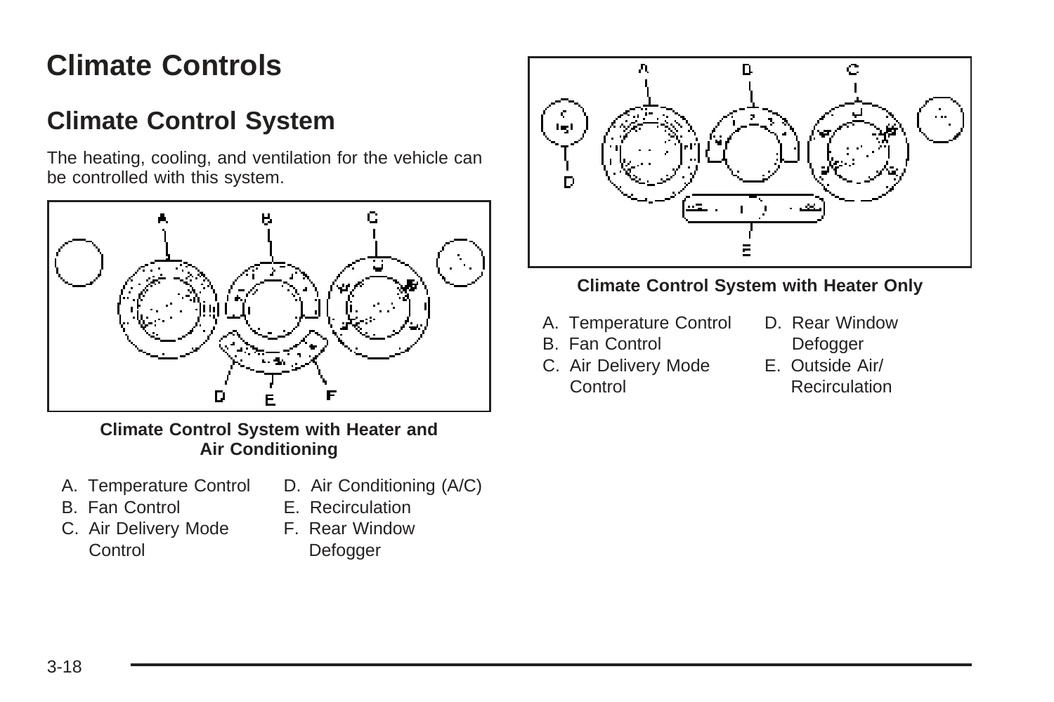# Climate Controls

## Climate Control System

The heating, cooling, and ventilation for the vehicle can be controlled with this system.

**Climate Control System with Heater and Air Conditioning**

A. Temperature Control
B. Fan Control
C. Air Delivery Mode Control
D. Air Conditioning (A/C)
E. Recirculation
F. Rear Window Defogger

**Climate Control System with Heater Only**

A. Temperature Control
B. Fan Control
C. Air Delivery Mode Control
D. Rear Window Defogger
E. Outside Air/ Recirculation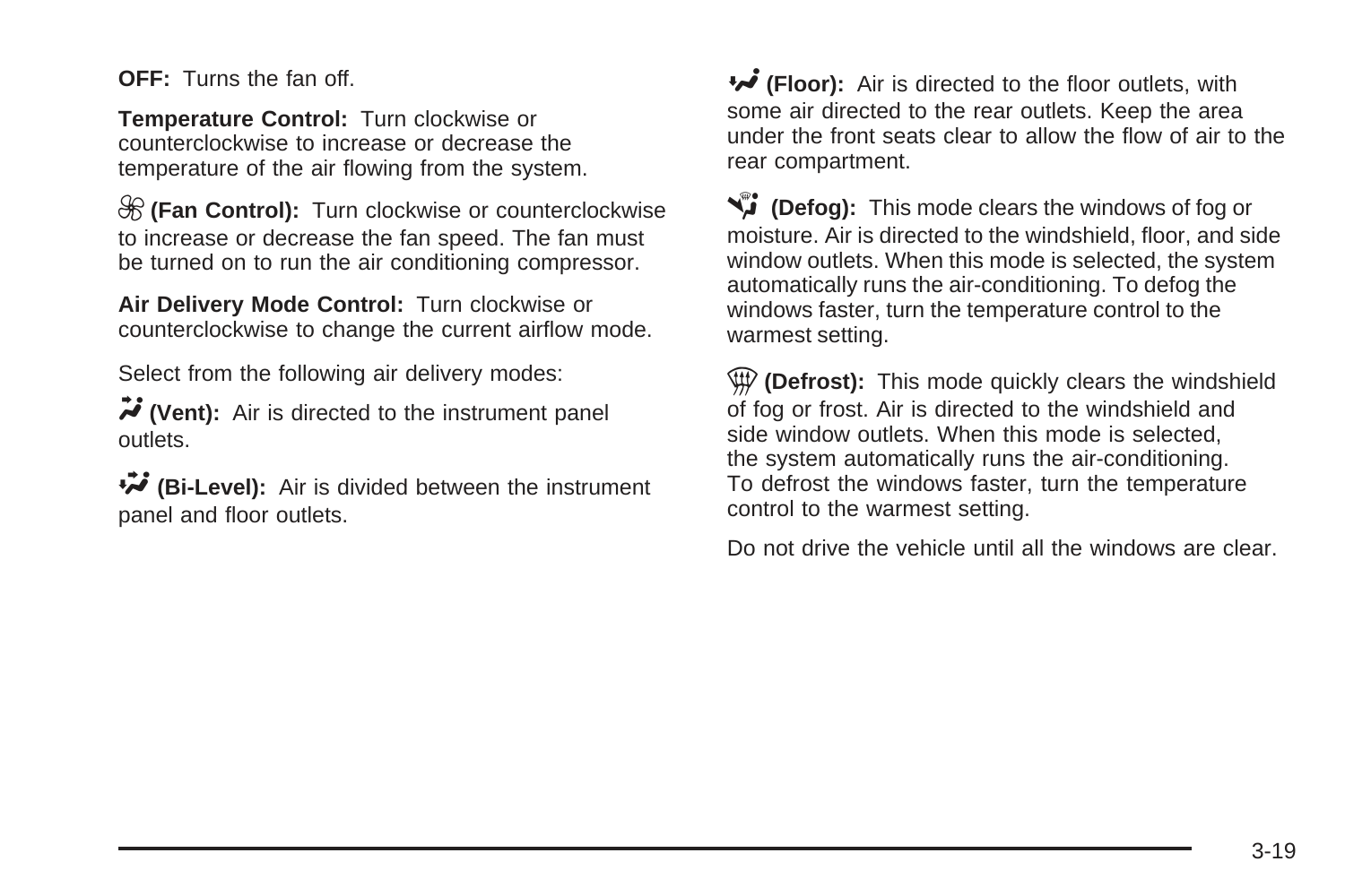**OFF:** Turns the fan off.

**Temperature Control:** Turn clockwise or counterclockwise to increase or decrease the temperature of the air flowing from the system.

**(Fan Control):** Turn clockwise or counterclockwise to increase or decrease the fan speed. The fan must be turned on to run the air conditioning compressor.

**Air Delivery Mode Control:** Turn clockwise or counterclockwise to change the current airflow mode.

Select from the following air delivery modes:

**(Vent):** Air is directed to the instrument panel outlets.

**(Bi-Level):** Air is divided between the instrument panel and floor outlets.

**(Floor):** Air is directed to the floor outlets, with some air directed to the rear outlets. Keep the area under the front seats clear to allow the flow of air to the rear compartment.

**(Defog):** This mode clears the windows of fog or moisture. Air is directed to the windshield, floor, and side window outlets. When this mode is selected, the system automatically runs the air-conditioning. To defog the windows faster, turn the temperature control to the warmest setting.

**(Defrost):** This mode quickly clears the windshield of fog or frost. Air is directed to the windshield and side window outlets. When this mode is selected, the system automatically runs the air-conditioning. To defrost the windows faster, turn the temperature control to the warmest setting.

Do not drive the vehicle until all the windows are clear.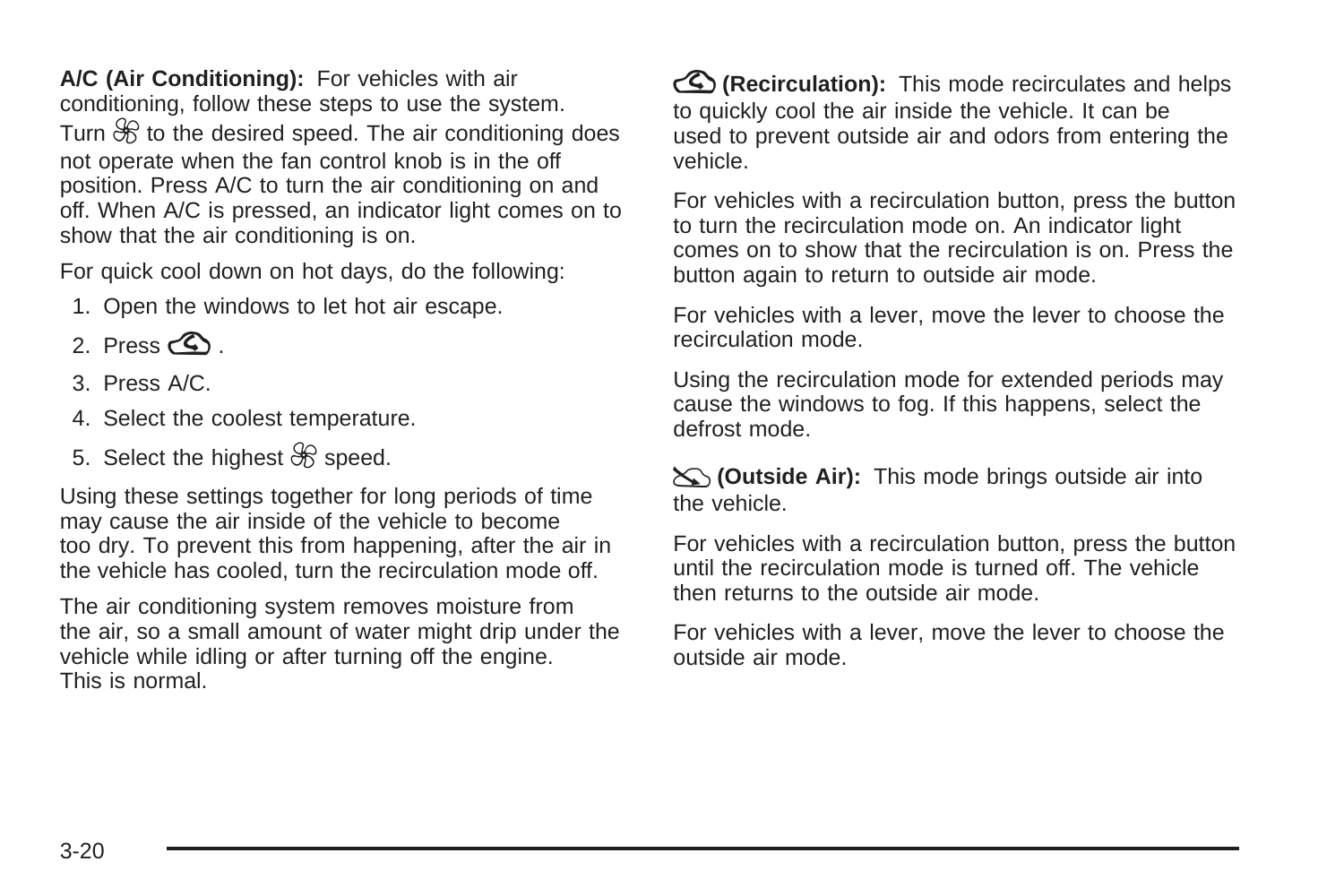**A/C (Air Conditioning):** For vehicles with air conditioning, follow these steps to use the system. Turn  to the desired speed. The air conditioning does not operate when the fan control knob is in the off position. Press A/C to turn the air conditioning on and off. When A/C is pressed, an indicator light comes on to show that the air conditioning is on.

For quick cool down on hot days, do the following:

1. Open the windows to let hot air escape.
2. Press  .
3. Press A/C.
4. Select the coolest temperature.
5. Select the highest  speed.

Using these settings together for long periods of time may cause the air inside of the vehicle to become too dry. To prevent this from happening, after the air in the vehicle has cooled, turn the recirculation mode off.

The air conditioning system removes moisture from the air, so a small amount of water might drip under the vehicle while idling or after turning off the engine. This is normal.

**(Recirculation):** This mode recirculates and helps to quickly cool the air inside the vehicle. It can be used to prevent outside air and odors from entering the vehicle.

For vehicles with a recirculation button, press the button to turn the recirculation mode on. An indicator light comes on to show that the recirculation is on. Press the button again to return to outside air mode.

For vehicles with a lever, move the lever to choose the recirculation mode.

Using the recirculation mode for extended periods may cause the windows to fog. If this happens, select the defrost mode.

**(Outside Air):** This mode brings outside air into the vehicle.

For vehicles with a recirculation button, press the button until the recirculation mode is turned off. The vehicle then returns to the outside air mode.

For vehicles with a lever, move the lever to choose the outside air mode.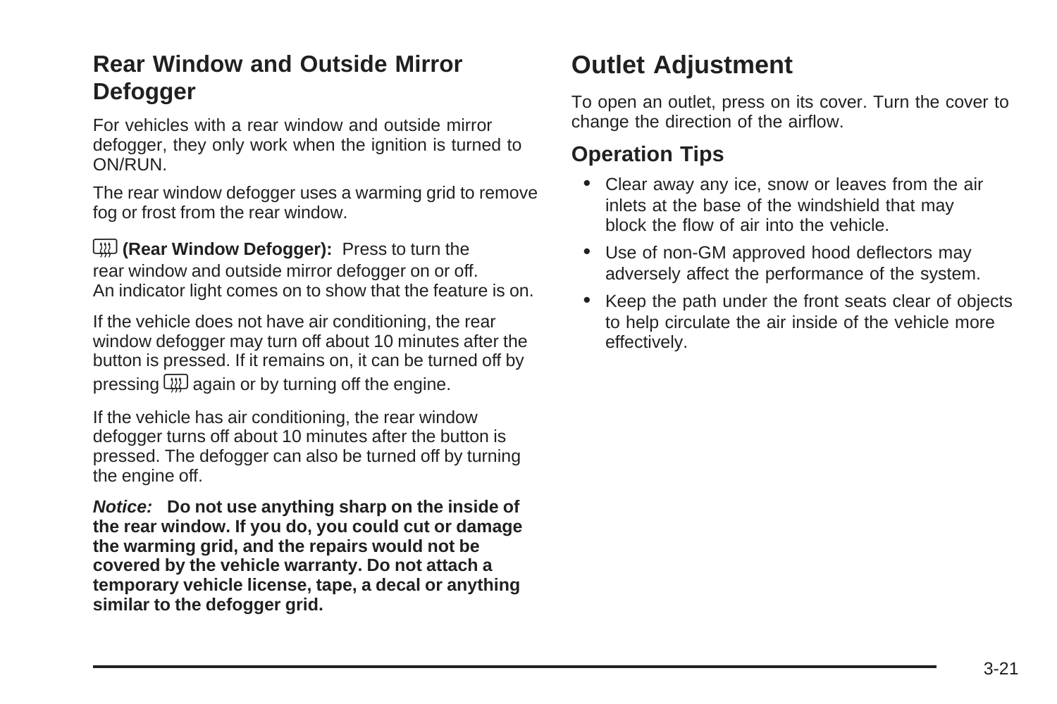## Rear Window and Outside Mirror Defogger

For vehicles with a rear window and outside mirror defogger, they only work when the ignition is turned to ON/RUN.

The rear window defogger uses a warming grid to remove fog or frost from the rear window.

**(Rear Window Defogger):** Press to turn the rear window and outside mirror defogger on or off. An indicator light comes on to show that the feature is on.

If the vehicle does not have air conditioning, the rear window defogger may turn off about 10 minutes after the button is pressed. If it remains on, it can be turned off by pressing again or by turning off the engine.

If the vehicle has air conditioning, the rear window defogger turns off about 10 minutes after the button is pressed. The defogger can also be turned off by turning the engine off.

***Notice:*** **Do not use anything sharp on the inside of the rear window. If you do, you could cut or damage the warming grid, and the repairs would not be covered by the vehicle warranty. Do not attach a temporary vehicle license, tape, a decal or anything similar to the defogger grid.**

# Outlet Adjustment

To open an outlet, press on its cover. Turn the cover to change the direction of the airflow.

## Operation Tips

- Clear away any ice, snow or leaves from the air inlets at the base of the windshield that may block the flow of air into the vehicle.
- Use of non-GM approved hood deflectors may adversely affect the performance of the system.
- Keep the path under the front seats clear of objects to help circulate the air inside of the vehicle more effectively.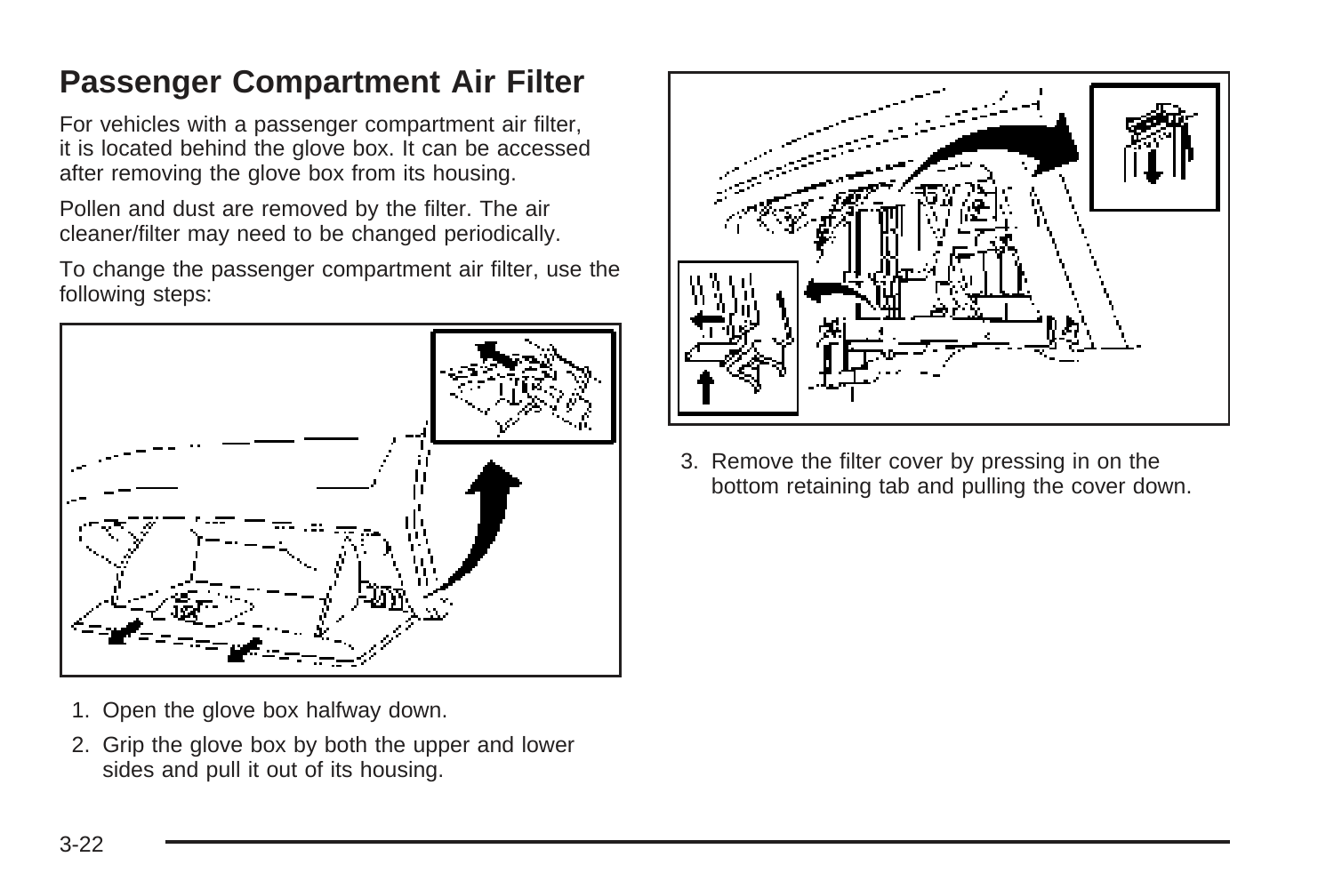## Passenger Compartment Air Filter

For vehicles with a passenger compartment air filter, it is located behind the glove box. It can be accessed after removing the glove box from its housing.

Pollen and dust are removed by the filter. The air cleaner/filter may need to be changed periodically.

To change the passenger compartment air filter, use the following steps:

1. Open the glove box halfway down.
2. Grip the glove box by both the upper and lower sides and pull it out of its housing.
3. Remove the filter cover by pressing in on the bottom retaining tab and pulling the cover down.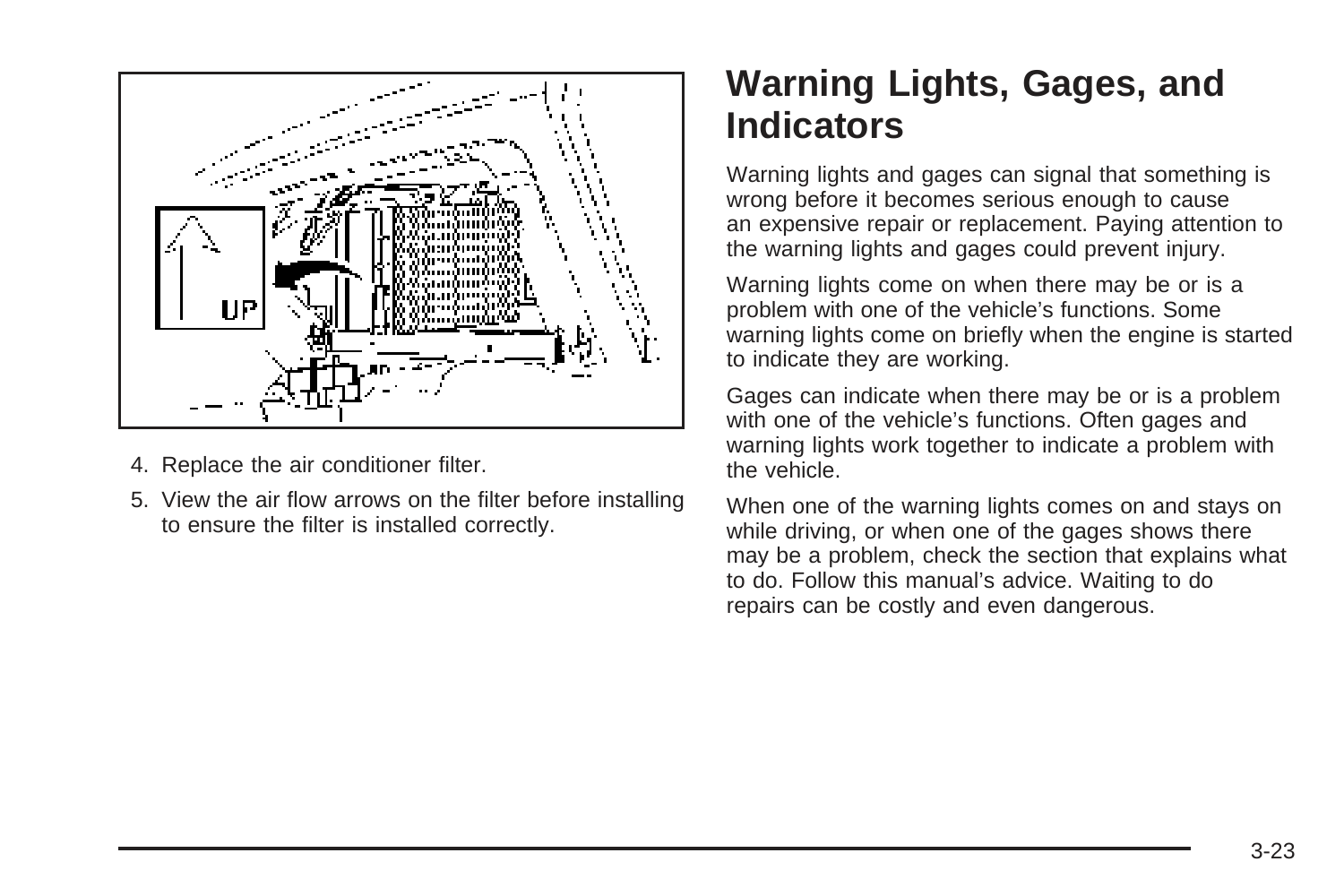4. Replace the air conditioner filter.
5. View the air flow arrows on the filter before installing to ensure the filter is installed correctly.

# Warning Lights, Gages, and Indicators

Warning lights and gages can signal that something is wrong before it becomes serious enough to cause an expensive repair or replacement. Paying attention to the warning lights and gages could prevent injury.

Warning lights come on when there may be or is a problem with one of the vehicle's functions. Some warning lights come on briefly when the engine is started to indicate they are working.

Gages can indicate when there may be or is a problem with one of the vehicle's functions. Often gages and warning lights work together to indicate a problem with the vehicle.

When one of the warning lights comes on and stays on while driving, or when one of the gages shows there may be a problem, check the section that explains what to do. Follow this manual's advice. Waiting to do repairs can be costly and even dangerous.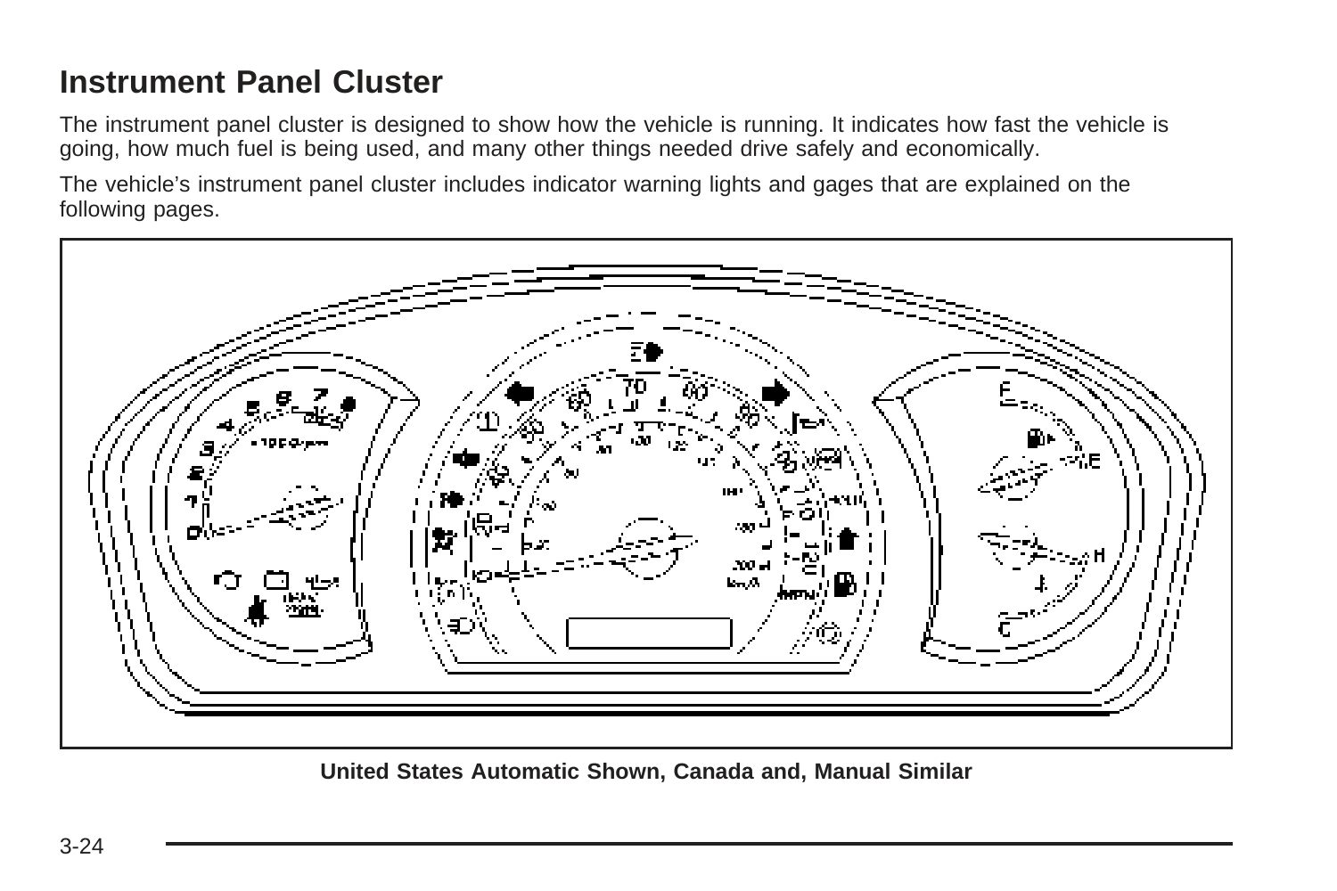# Instrument Panel Cluster

The instrument panel cluster is designed to show how the vehicle is running. It indicates how fast the vehicle is going, how much fuel is being used, and many other things needed drive safely and economically.

The vehicle's instrument panel cluster includes indicator warning lights and gages that are explained on the following pages.

**United States Automatic Shown, Canada and, Manual Similar**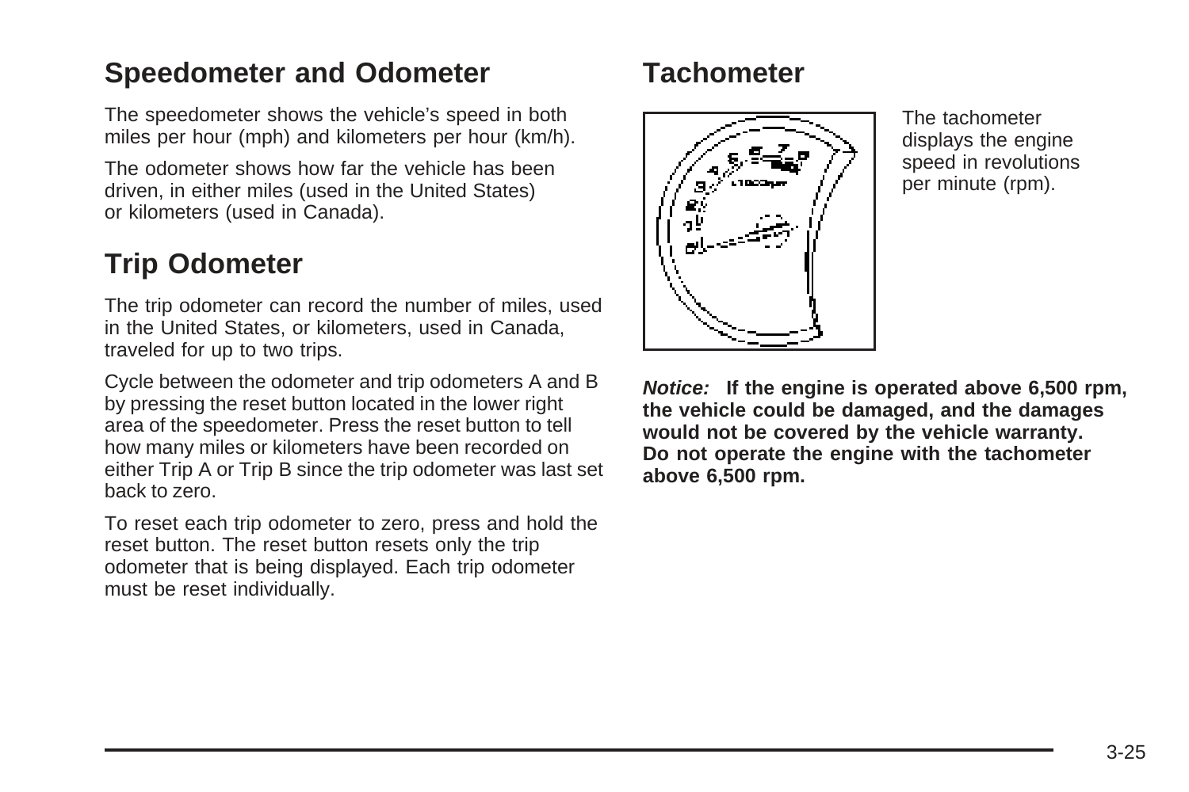## Speedometer and Odometer

The speedometer shows the vehicle's speed in both miles per hour (mph) and kilometers per hour (km/h).

The odometer shows how far the vehicle has been driven, in either miles (used in the United States) or kilometers (used in Canada).

## Trip Odometer

The trip odometer can record the number of miles, used in the United States, or kilometers, used in Canada, traveled for up to two trips.

Cycle between the odometer and trip odometers A and B by pressing the reset button located in the lower right area of the speedometer. Press the reset button to tell how many miles or kilometers have been recorded on either Trip A or Trip B since the trip odometer was last set back to zero.

To reset each trip odometer to zero, press and hold the reset button. The reset button resets only the trip odometer that is being displayed. Each trip odometer must be reset individually.

## Tachometer

The tachometer displays the engine speed in revolutions per minute (rpm).

***Notice:*** **If the engine is operated above 6,500 rpm, the vehicle could be damaged, and the damages would not be covered by the vehicle warranty. Do not operate the engine with the tachometer above 6,500 rpm.**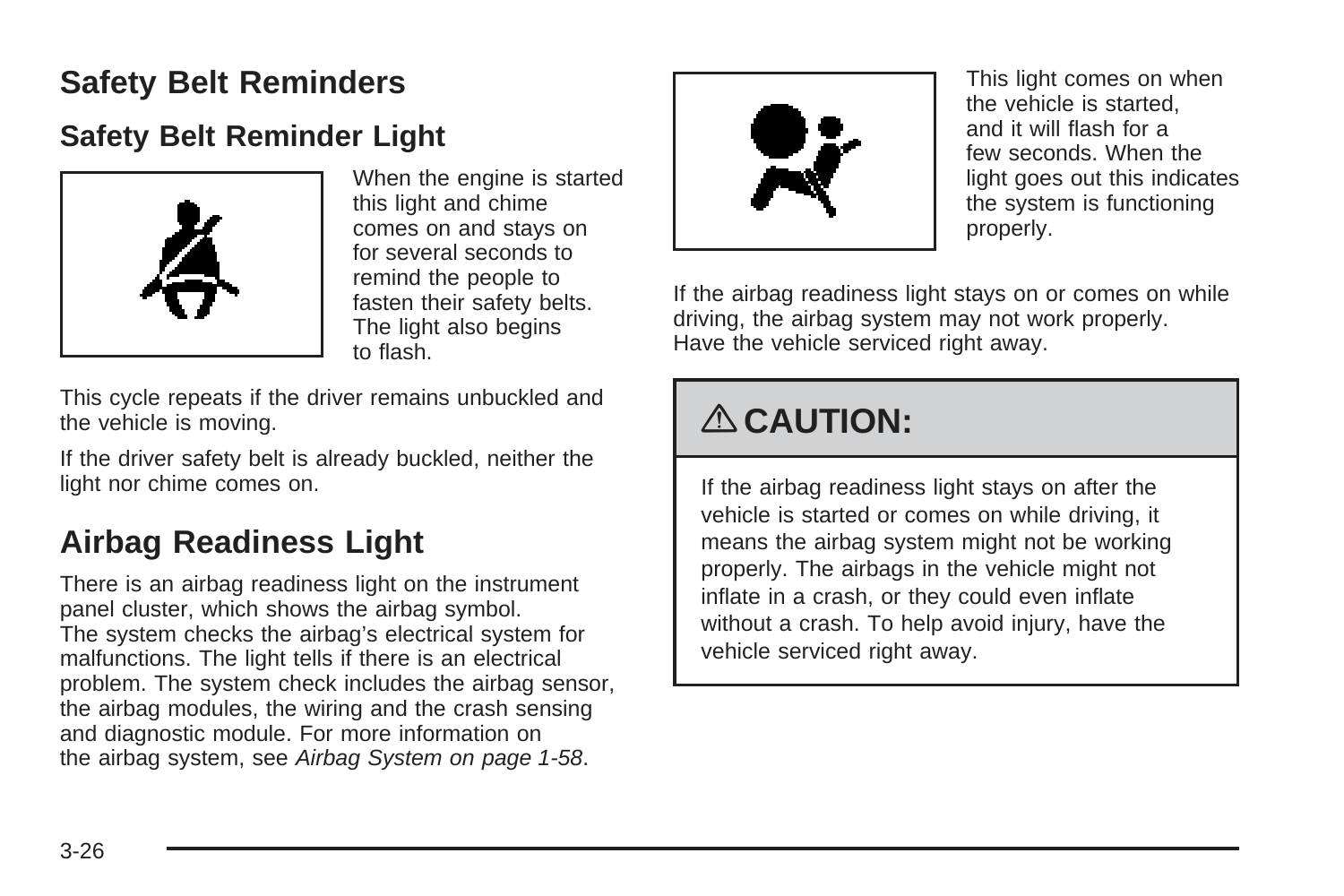## Safety Belt Reminders

### Safety Belt Reminder Light

When the engine is started this light and chime comes on and stays on for several seconds to remind the people to fasten their safety belts. The light also begins to flash.

This cycle repeats if the driver remains unbuckled and the vehicle is moving.

If the driver safety belt is already buckled, neither the light nor chime comes on.

## Airbag Readiness Light

There is an airbag readiness light on the instrument panel cluster, which shows the airbag symbol. The system checks the airbag's electrical system for malfunctions. The light tells if there is an electrical problem. The system check includes the airbag sensor, the airbag modules, the wiring and the crash sensing and diagnostic module. For more information on the airbag system, see *Airbag System on page 1-58*.

This light comes on when the vehicle is started, and it will flash for a few seconds. When the light goes out this indicates the system is functioning properly.

If the airbag readiness light stays on or comes on while driving, the airbag system may not work properly. Have the vehicle serviced right away.

> **⚠ CAUTION:**
>
> If the airbag readiness light stays on after the vehicle is started or comes on while driving, it means the airbag system might not be working properly. The airbags in the vehicle might not inflate in a crash, or they could even inflate without a crash. To help avoid injury, have the vehicle serviced right away.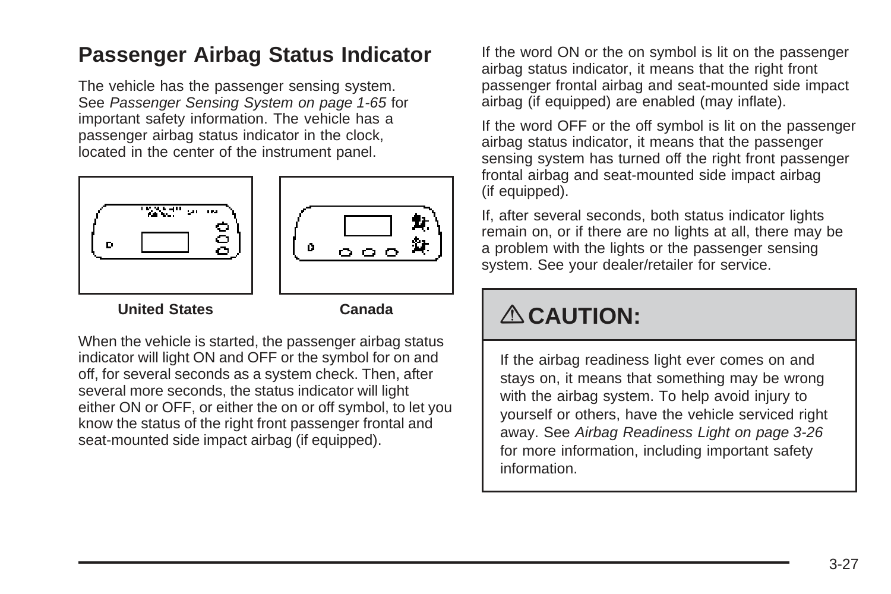## Passenger Airbag Status Indicator

The vehicle has the passenger sensing system. See *Passenger Sensing System on page 1-65* for important safety information. The vehicle has a passenger airbag status indicator in the clock, located in the center of the instrument panel.

**United States** **Canada**

When the vehicle is started, the passenger airbag status indicator will light ON and OFF or the symbol for on and off, for several seconds as a system check. Then, after several more seconds, the status indicator will light either ON or OFF, or either the on or off symbol, to let you know the status of the right front passenger frontal and seat-mounted side impact airbag (if equipped).

If the word ON or the on symbol is lit on the passenger airbag status indicator, it means that the right front passenger frontal airbag and seat-mounted side impact airbag (if equipped) are enabled (may inflate).

If the word OFF or the off symbol is lit on the passenger airbag status indicator, it means that the passenger sensing system has turned off the right front passenger frontal airbag and seat-mounted side impact airbag (if equipped).

If, after several seconds, both status indicator lights remain on, or if there are no lights at all, there may be a problem with the lights or the passenger sensing system. See your dealer/retailer for service.

**⚠ CAUTION:**

If the airbag readiness light ever comes on and stays on, it means that something may be wrong with the airbag system. To help avoid injury to yourself or others, have the vehicle serviced right away. See *Airbag Readiness Light on page 3-26* for more information, including important safety information.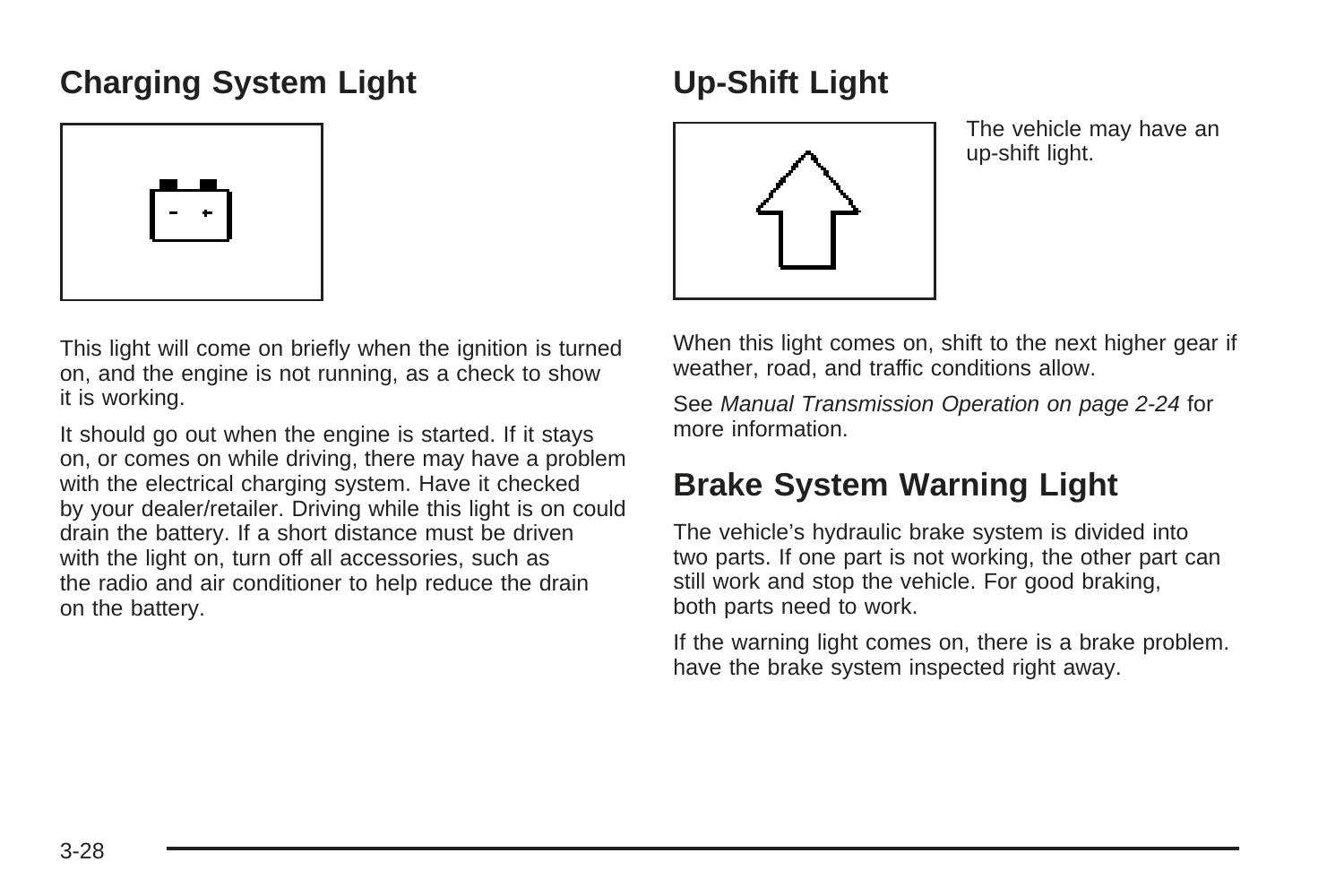## Charging System Light

This light will come on briefly when the ignition is turned on, and the engine is not running, as a check to show it is working.

It should go out when the engine is started. If it stays on, or comes on while driving, there may have a problem with the electrical charging system. Have it checked by your dealer/retailer. Driving while this light is on could drain the battery. If a short distance must be driven with the light on, turn off all accessories, such as the radio and air conditioner to help reduce the drain on the battery.

## Up-Shift Light

The vehicle may have an up-shift light.

When this light comes on, shift to the next higher gear if weather, road, and traffic conditions allow.

See *Manual Transmission Operation on page 2-24* for more information.

## Brake System Warning Light

The vehicle's hydraulic brake system is divided into two parts. If one part is not working, the other part can still work and stop the vehicle. For good braking, both parts need to work.

If the warning light comes on, there is a brake problem. have the brake system inspected right away.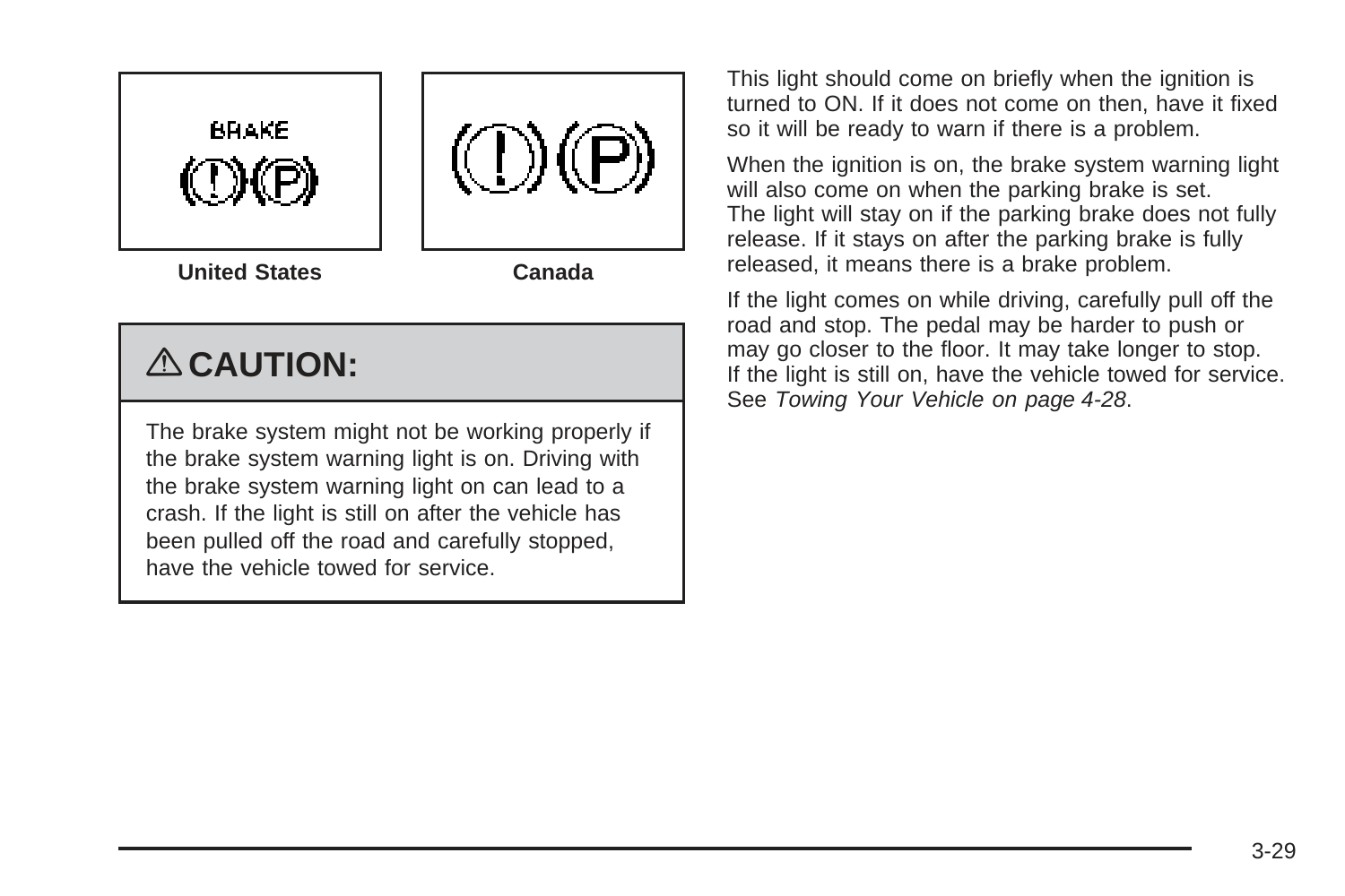United States

Canada

## ⚠ CAUTION:

The brake system might not be working properly if the brake system warning light is on. Driving with the brake system warning light on can lead to a crash. If the light is still on after the vehicle has been pulled off the road and carefully stopped, have the vehicle towed for service.

This light should come on briefly when the ignition is turned to ON. If it does not come on then, have it fixed so it will be ready to warn if there is a problem.

When the ignition is on, the brake system warning light will also come on when the parking brake is set. The light will stay on if the parking brake does not fully release. If it stays on after the parking brake is fully released, it means there is a brake problem.

If the light comes on while driving, carefully pull off the road and stop. The pedal may be harder to push or may go closer to the floor. It may take longer to stop. If the light is still on, have the vehicle towed for service. See *Towing Your Vehicle on page 4-28*.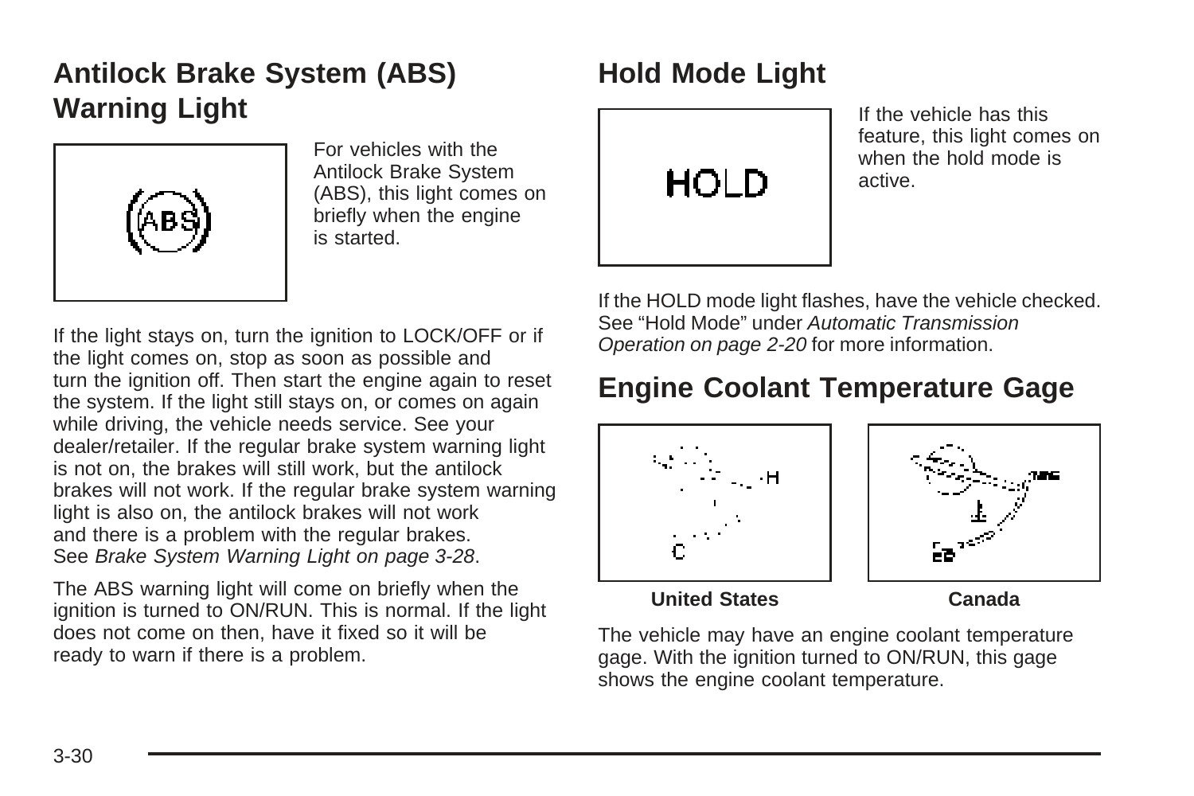## Antilock Brake System (ABS) Warning Light

For vehicles with the Antilock Brake System (ABS), this light comes on briefly when the engine is started.

If the light stays on, turn the ignition to LOCK/OFF or if the light comes on, stop as soon as possible and turn the ignition off. Then start the engine again to reset the system. If the light still stays on, or comes on again while driving, the vehicle needs service. See your dealer/retailer. If the regular brake system warning light is not on, the brakes will still work, but the antilock brakes will not work. If the regular brake system warning light is also on, the antilock brakes will not work and there is a problem with the regular brakes. See *Brake System Warning Light on page 3-28*.

The ABS warning light will come on briefly when the ignition is turned to ON/RUN. This is normal. If the light does not come on then, have it fixed so it will be ready to warn if there is a problem.

## Hold Mode Light

If the vehicle has this feature, this light comes on when the hold mode is active.

If the HOLD mode light flashes, have the vehicle checked. See “Hold Mode” under *Automatic Transmission Operation on page 2-20* for more information.

## Engine Coolant Temperature Gage

United States Canada

The vehicle may have an engine coolant temperature gage. With the ignition turned to ON/RUN, this gage shows the engine coolant temperature.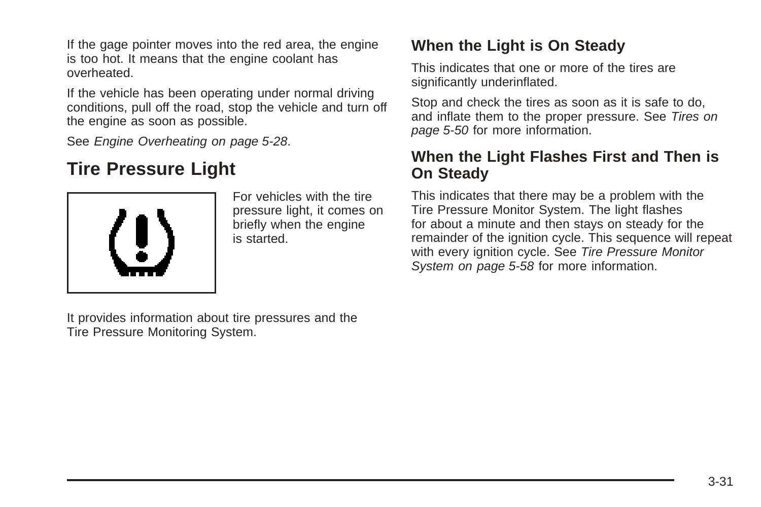If the gage pointer moves into the red area, the engine is too hot. It means that the engine coolant has overheated.

If the vehicle has been operating under normal driving conditions, pull off the road, stop the vehicle and turn off the engine as soon as possible.

See *Engine Overheating on page 5-28*.

## Tire Pressure Light

For vehicles with the tire pressure light, it comes on briefly when the engine is started.

It provides information about tire pressures and the Tire Pressure Monitoring System.

### When the Light is On Steady

This indicates that one or more of the tires are significantly underinflated.

Stop and check the tires as soon as it is safe to do, and inflate them to the proper pressure. See *Tires on page 5-50* for more information.

### When the Light Flashes First and Then is On Steady

This indicates that there may be a problem with the Tire Pressure Monitor System. The light flashes for about a minute and then stays on steady for the remainder of the ignition cycle. This sequence will repeat with every ignition cycle. See *Tire Pressure Monitor System on page 5-58* for more information.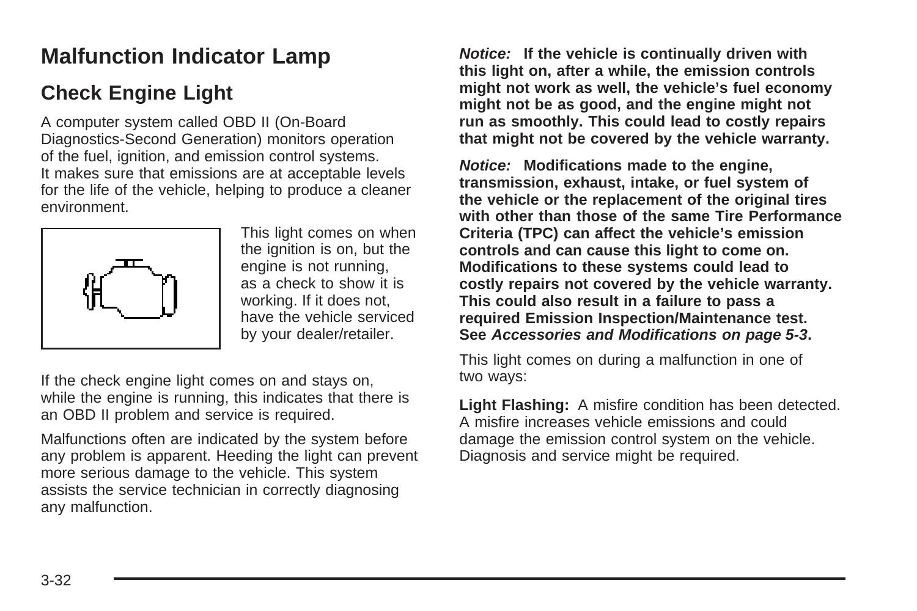# Malfunction Indicator Lamp

## Check Engine Light

A computer system called OBD II (On-Board Diagnostics-Second Generation) monitors operation of the fuel, ignition, and emission control systems. It makes sure that emissions are at acceptable levels for the life of the vehicle, helping to produce a cleaner environment.

This light comes on when the ignition is on, but the engine is not running, as a check to show it is working. If it does not, have the vehicle serviced by your dealer/retailer.

If the check engine light comes on and stays on, while the engine is running, this indicates that there is an OBD II problem and service is required.

Malfunctions often are indicated by the system before any problem is apparent. Heeding the light can prevent more serious damage to the vehicle. This system assists the service technician in correctly diagnosing any malfunction.

***Notice:*** **If the vehicle is continually driven with this light on, after a while, the emission controls might not work as well, the vehicle's fuel economy might not be as good, and the engine might not run as smoothly. This could lead to costly repairs that might not be covered by the vehicle warranty.**

***Notice:*** **Modifications made to the engine, transmission, exhaust, intake, or fuel system of the vehicle or the replacement of the original tires with other than those of the same Tire Performance Criteria (TPC) can affect the vehicle's emission controls and can cause this light to come on. Modifications to these systems could lead to costly repairs not covered by the vehicle warranty. This could also result in a failure to pass a required Emission Inspection/Maintenance test. See *Accessories and Modifications on page 5-3*.**

This light comes on during a malfunction in one of two ways:

**Light Flashing:** A misfire condition has been detected. A misfire increases vehicle emissions and could damage the emission control system on the vehicle. Diagnosis and service might be required.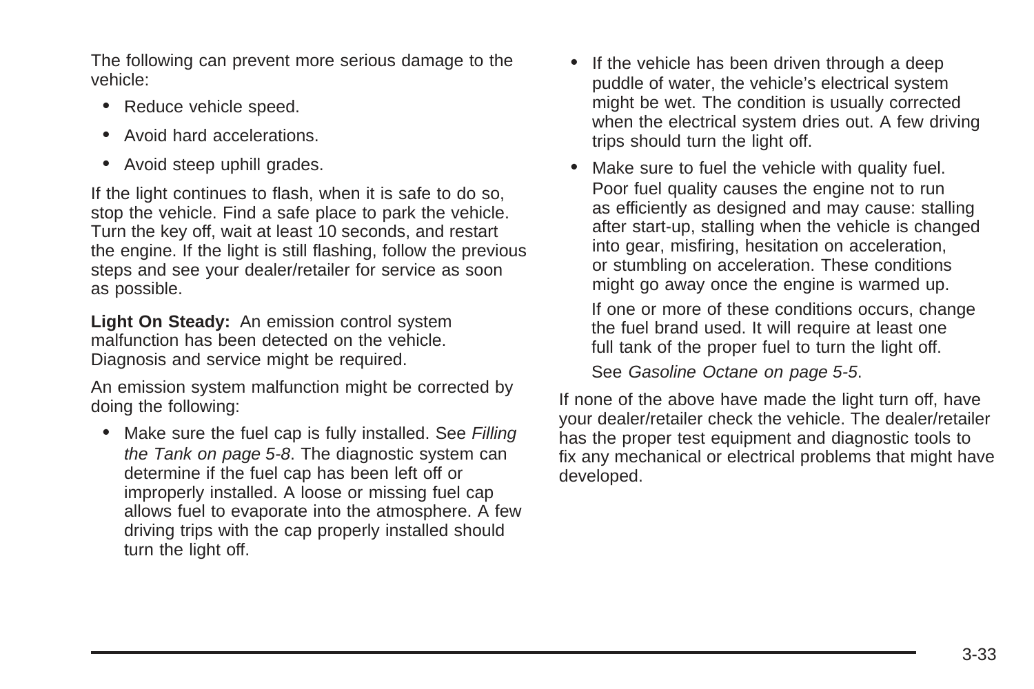The following can prevent more serious damage to the vehicle:

- Reduce vehicle speed.
- Avoid hard accelerations.
- Avoid steep uphill grades.

If the light continues to flash, when it is safe to do so, stop the vehicle. Find a safe place to park the vehicle. Turn the key off, wait at least 10 seconds, and restart the engine. If the light is still flashing, follow the previous steps and see your dealer/retailer for service as soon as possible.

**Light On Steady:** An emission control system malfunction has been detected on the vehicle. Diagnosis and service might be required.

An emission system malfunction might be corrected by doing the following:

- Make sure the fuel cap is fully installed. See *Filling the Tank on page 5-8*. The diagnostic system can determine if the fuel cap has been left off or improperly installed. A loose or missing fuel cap allows fuel to evaporate into the atmosphere. A few driving trips with the cap properly installed should turn the light off.
- If the vehicle has been driven through a deep puddle of water, the vehicle's electrical system might be wet. The condition is usually corrected when the electrical system dries out. A few driving trips should turn the light off.
- Make sure to fuel the vehicle with quality fuel. Poor fuel quality causes the engine not to run as efficiently as designed and may cause: stalling after start-up, stalling when the vehicle is changed into gear, misfiring, hesitation on acceleration, or stumbling on acceleration. These conditions might go away once the engine is warmed up.

  If one or more of these conditions occurs, change the fuel brand used. It will require at least one full tank of the proper fuel to turn the light off.

  See *Gasoline Octane on page 5-5*.

If none of the above have made the light turn off, have your dealer/retailer check the vehicle. The dealer/retailer has the proper test equipment and diagnostic tools to fix any mechanical or electrical problems that might have developed.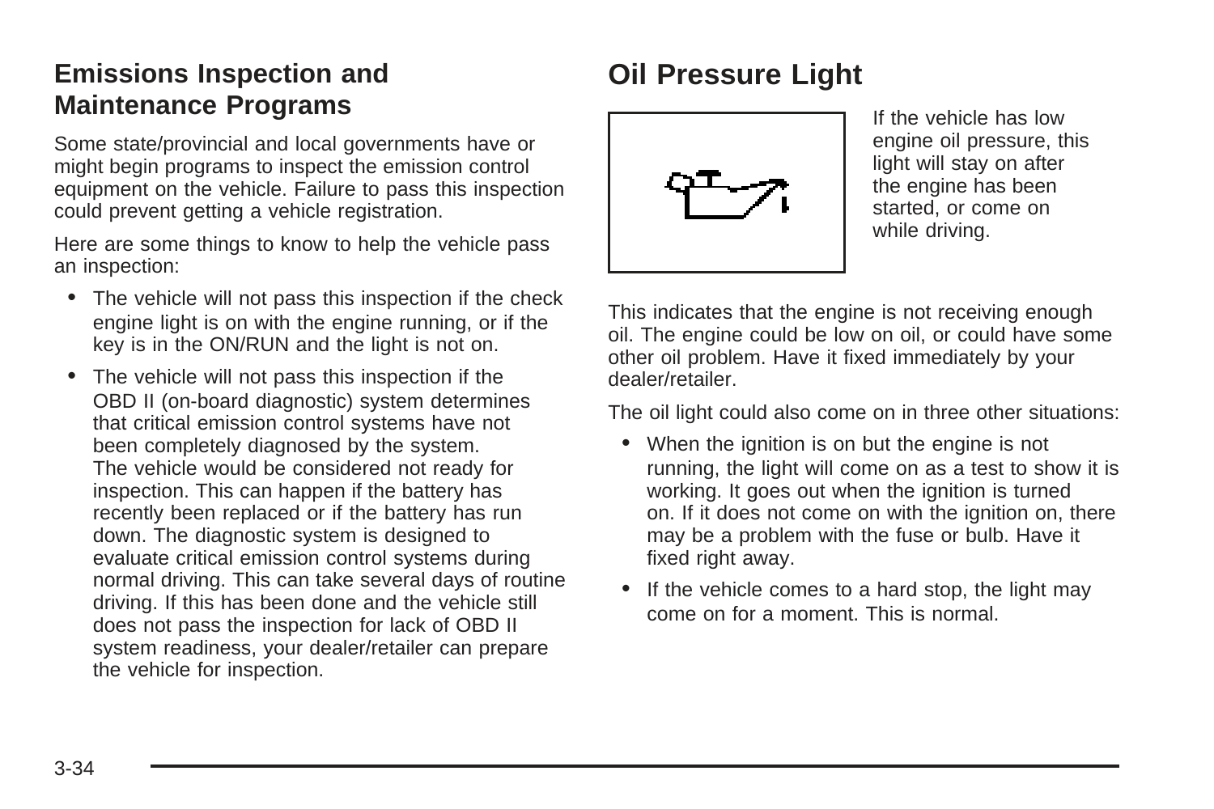### Emissions Inspection and Maintenance Programs

Some state/provincial and local governments have or might begin programs to inspect the emission control equipment on the vehicle. Failure to pass this inspection could prevent getting a vehicle registration.

Here are some things to know to help the vehicle pass an inspection:

- The vehicle will not pass this inspection if the check engine light is on with the engine running, or if the key is in the ON/RUN and the light is not on.
- The vehicle will not pass this inspection if the OBD II (on-board diagnostic) system determines that critical emission control systems have not been completely diagnosed by the system. The vehicle would be considered not ready for inspection. This can happen if the battery has recently been replaced or if the battery has run down. The diagnostic system is designed to evaluate critical emission control systems during normal driving. This can take several days of routine driving. If this has been done and the vehicle still does not pass the inspection for lack of OBD II system readiness, your dealer/retailer can prepare the vehicle for inspection.

## Oil Pressure Light

If the vehicle has low engine oil pressure, this light will stay on after the engine has been started, or come on while driving.

This indicates that the engine is not receiving enough oil. The engine could be low on oil, or could have some other oil problem. Have it fixed immediately by your dealer/retailer.

The oil light could also come on in three other situations:

- When the ignition is on but the engine is not running, the light will come on as a test to show it is working. It goes out when the ignition is turned on. If it does not come on with the ignition on, there may be a problem with the fuse or bulb. Have it fixed right away.
- If the vehicle comes to a hard stop, the light may come on for a moment. This is normal.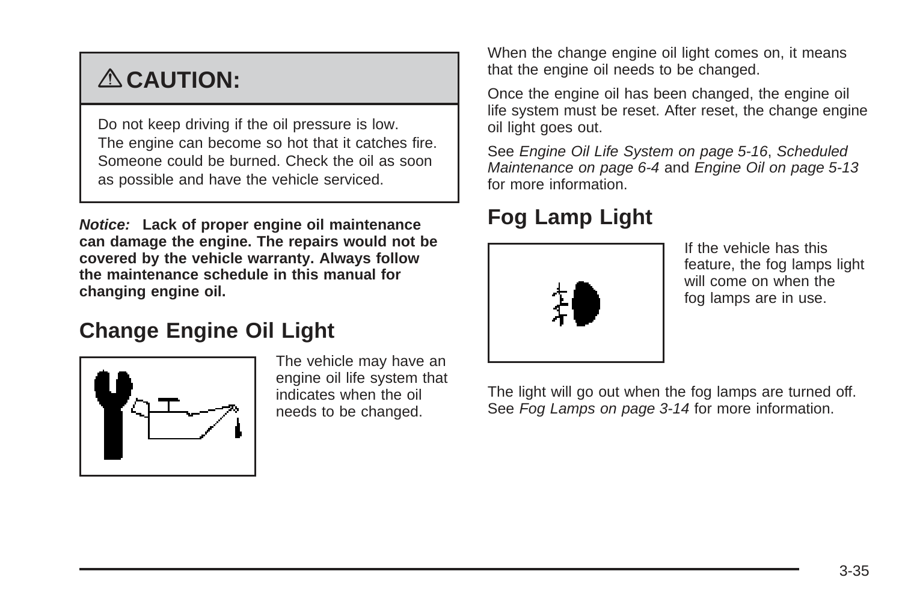**⚠ CAUTION:**

Do not keep driving if the oil pressure is low. The engine can become so hot that it catches fire. Someone could be burned. Check the oil as soon as possible and have the vehicle serviced.

***Notice:*** **Lack of proper engine oil maintenance can damage the engine. The repairs would not be covered by the vehicle warranty. Always follow the maintenance schedule in this manual for changing engine oil.**

## Change Engine Oil Light

The vehicle may have an engine oil life system that indicates when the oil needs to be changed.

When the change engine oil light comes on, it means that the engine oil needs to be changed.

Once the engine oil has been changed, the engine oil life system must be reset. After reset, the change engine oil light goes out.

See *Engine Oil Life System on page 5-16*, *Scheduled Maintenance on page 6-4* and *Engine Oil on page 5-13* for more information.

## Fog Lamp Light

If the vehicle has this feature, the fog lamps light will come on when the fog lamps are in use.

The light will go out when the fog lamps are turned off. See *Fog Lamps on page 3-14* for more information.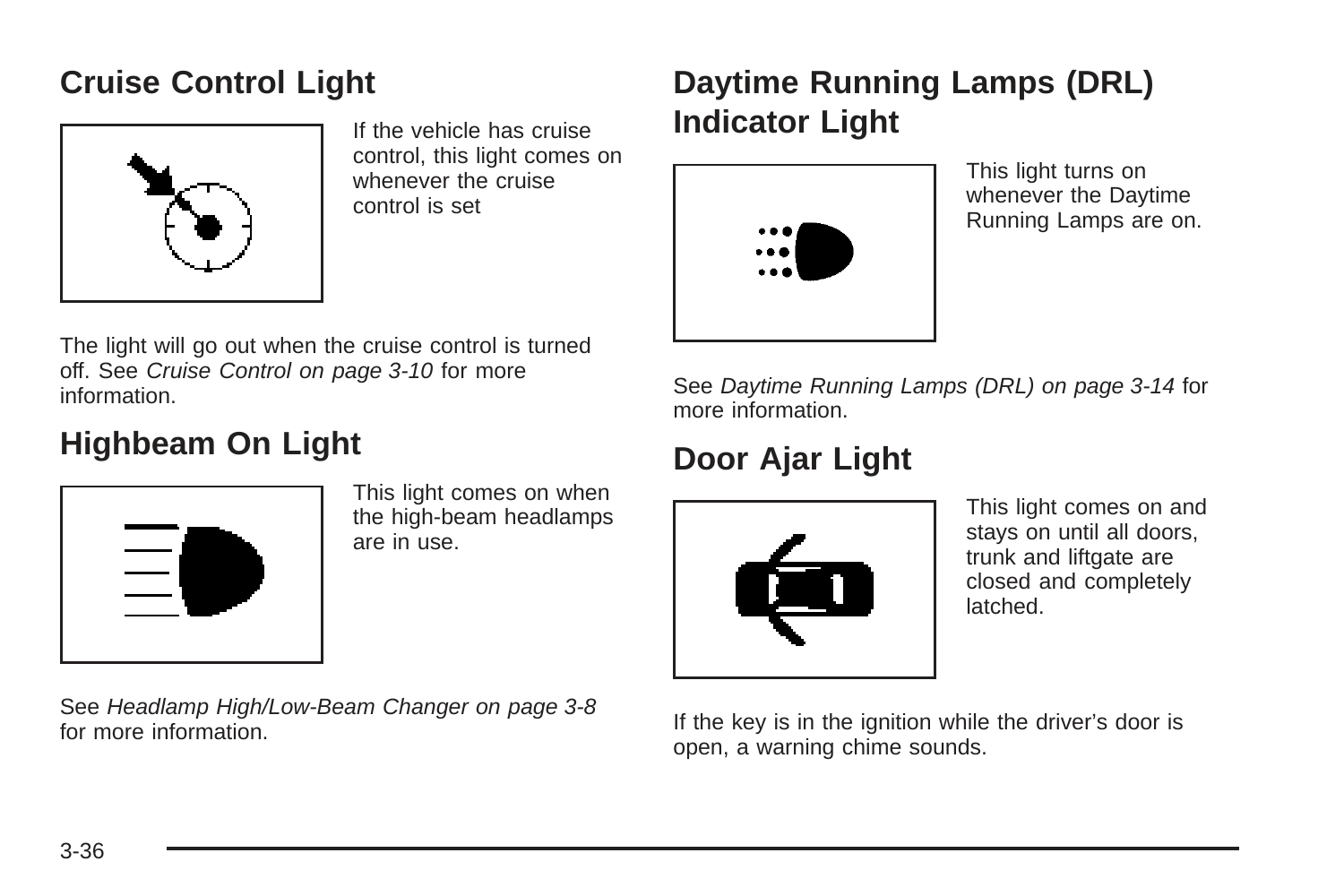## Cruise Control Light

If the vehicle has cruise control, this light comes on whenever the cruise control is set

The light will go out when the cruise control is turned off. See *Cruise Control on page 3-10* for more information.

## Highbeam On Light

This light comes on when the high-beam headlamps are in use.

See *Headlamp High/Low-Beam Changer on page 3-8* for more information.

## Daytime Running Lamps (DRL) Indicator Light

This light turns on whenever the Daytime Running Lamps are on.

See *Daytime Running Lamps (DRL) on page 3-14* for more information.

## Door Ajar Light

This light comes on and stays on until all doors, trunk and liftgate are closed and completely latched.

If the key is in the ignition while the driver's door is open, a warning chime sounds.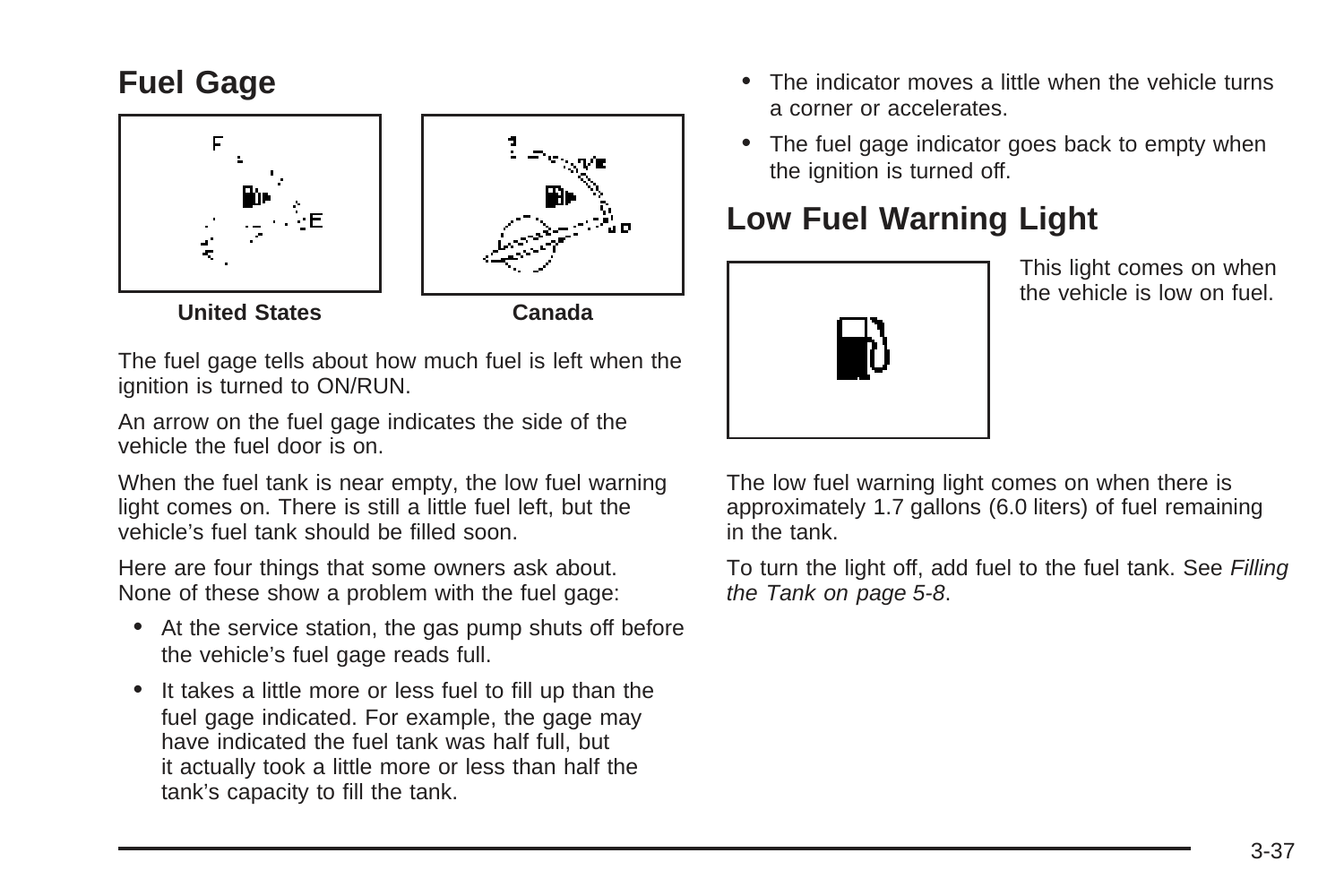## Fuel Gage

United States　　　　　Canada

The fuel gage tells about how much fuel is left when the ignition is turned to ON/RUN.

An arrow on the fuel gage indicates the side of the vehicle the fuel door is on.

When the fuel tank is near empty, the low fuel warning light comes on. There is still a little fuel left, but the vehicle's fuel tank should be filled soon.

Here are four things that some owners ask about. None of these show a problem with the fuel gage:

- At the service station, the gas pump shuts off before the vehicle's fuel gage reads full.
- It takes a little more or less fuel to fill up than the fuel gage indicated. For example, the gage may have indicated the fuel tank was half full, but it actually took a little more or less than half the tank's capacity to fill the tank.
- The indicator moves a little when the vehicle turns a corner or accelerates.
- The fuel gage indicator goes back to empty when the ignition is turned off.

## Low Fuel Warning Light

This light comes on when the vehicle is low on fuel.

The low fuel warning light comes on when there is approximately 1.7 gallons (6.0 liters) of fuel remaining in the tank.

To turn the light off, add fuel to the fuel tank. See *Filling the Tank on page 5-8*.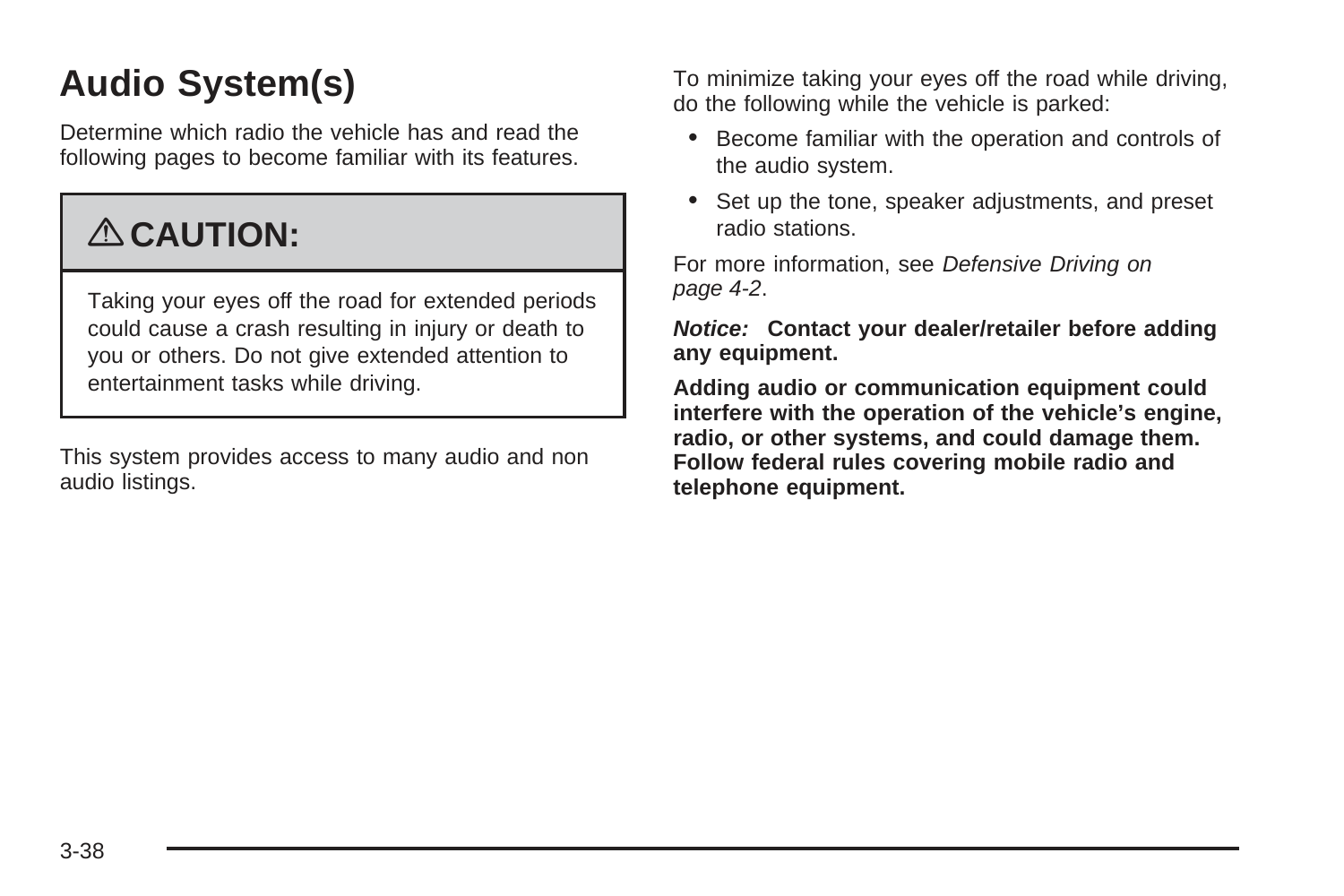# Audio System(s)

Determine which radio the vehicle has and read the following pages to become familiar with its features.

> **⚠ CAUTION:**
>
> Taking your eyes off the road for extended periods could cause a crash resulting in injury or death to you or others. Do not give extended attention to entertainment tasks while driving.

This system provides access to many audio and non audio listings.

To minimize taking your eyes off the road while driving, do the following while the vehicle is parked:

- Become familiar with the operation and controls of the audio system.
- Set up the tone, speaker adjustments, and preset radio stations.

For more information, see *Defensive Driving on page 4-2*.

***Notice:*** **Contact your dealer/retailer before adding any equipment.**

**Adding audio or communication equipment could interfere with the operation of the vehicle's engine, radio, or other systems, and could damage them. Follow federal rules covering mobile radio and telephone equipment.**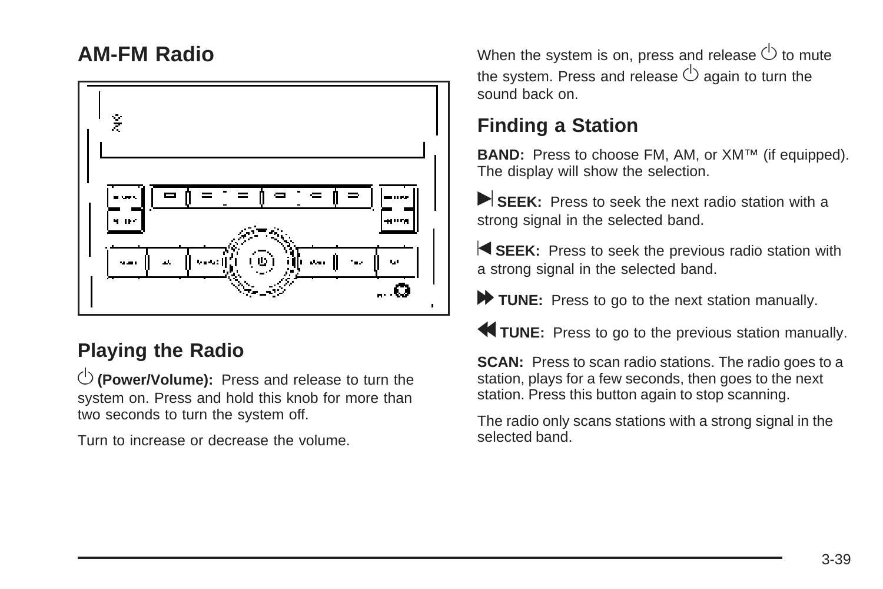# AM-FM Radio

## Playing the Radio

⏻ **(Power/Volume):** Press and release to turn the system on. Press and hold this knob for more than two seconds to turn the system off.

Turn to increase or decrease the volume.

When the system is on, press and release ⏻ to mute the system. Press and release ⏻ again to turn the sound back on.

## Finding a Station

**BAND:** Press to choose FM, AM, or XM™ (if equipped). The display will show the selection.

⏭ **SEEK:** Press to seek the next radio station with a strong signal in the selected band.

⏮ **SEEK:** Press to seek the previous radio station with a strong signal in the selected band.

⏩ **TUNE:** Press to go to the next station manually.

⏪ **TUNE:** Press to go to the previous station manually.

**SCAN:** Press to scan radio stations. The radio goes to a station, plays for a few seconds, then goes to the next station. Press this button again to stop scanning.

The radio only scans stations with a strong signal in the selected band.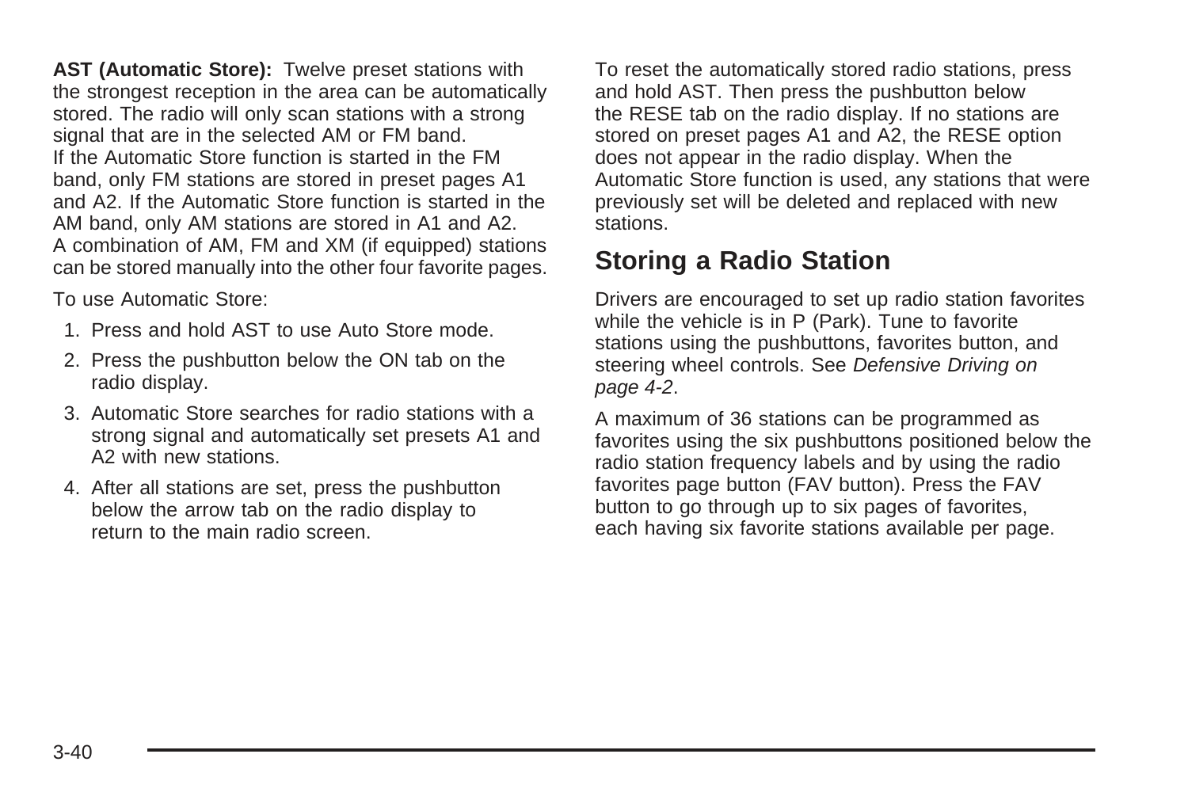**AST (Automatic Store):** Twelve preset stations with the strongest reception in the area can be automatically stored. The radio will only scan stations with a strong signal that are in the selected AM or FM band. If the Automatic Store function is started in the FM band, only FM stations are stored in preset pages A1 and A2. If the Automatic Store function is started in the AM band, only AM stations are stored in A1 and A2. A combination of AM, FM and XM (if equipped) stations can be stored manually into the other four favorite pages.

To use Automatic Store:

1. Press and hold AST to use Auto Store mode.
2. Press the pushbutton below the ON tab on the radio display.
3. Automatic Store searches for radio stations with a strong signal and automatically set presets A1 and A2 with new stations.
4. After all stations are set, press the pushbutton below the arrow tab on the radio display to return to the main radio screen.

To reset the automatically stored radio stations, press and hold AST. Then press the pushbutton below the RESE tab on the radio display. If no stations are stored on preset pages A1 and A2, the RESE option does not appear in the radio display. When the Automatic Store function is used, any stations that were previously set will be deleted and replaced with new stations.

## Storing a Radio Station

Drivers are encouraged to set up radio station favorites while the vehicle is in P (Park). Tune to favorite stations using the pushbuttons, favorites button, and steering wheel controls. See *Defensive Driving on page 4-2*.

A maximum of 36 stations can be programmed as favorites using the six pushbuttons positioned below the radio station frequency labels and by using the radio favorites page button (FAV button). Press the FAV button to go through up to six pages of favorites, each having six favorite stations available per page.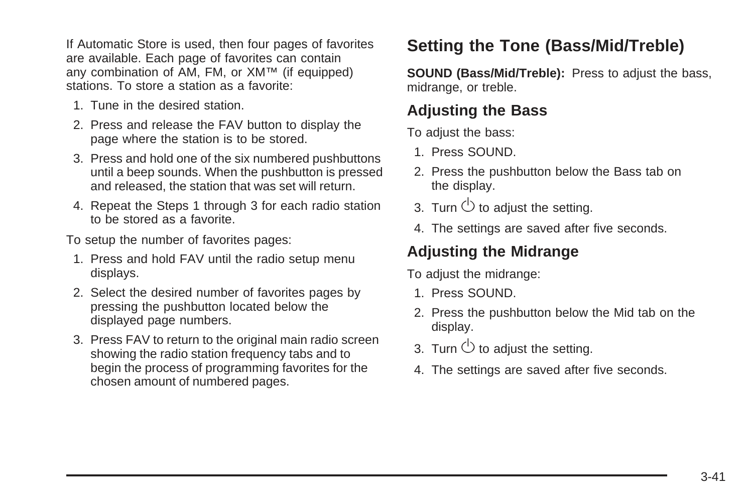If Automatic Store is used, then four pages of favorites are available. Each page of favorites can contain any combination of AM, FM, or XM™ (if equipped) stations. To store a station as a favorite:

1. Tune in the desired station.
2. Press and release the FAV button to display the page where the station is to be stored.
3. Press and hold one of the six numbered pushbuttons until a beep sounds. When the pushbutton is pressed and released, the station that was set will return.
4. Repeat the Steps 1 through 3 for each radio station to be stored as a favorite.

To setup the number of favorites pages:

1. Press and hold FAV until the radio setup menu displays.
2. Select the desired number of favorites pages by pressing the pushbutton located below the displayed page numbers.
3. Press FAV to return to the original main radio screen showing the radio station frequency tabs and to begin the process of programming favorites for the chosen amount of numbered pages.

## Setting the Tone (Bass/Mid/Treble)

**SOUND (Bass/Mid/Treble):** Press to adjust the bass, midrange, or treble.

### Adjusting the Bass

To adjust the bass:

1. Press SOUND.
2. Press the pushbutton below the Bass tab on the display.
3. Turn ⏻ to adjust the setting.
4. The settings are saved after five seconds.

### Adjusting the Midrange

To adjust the midrange:

1. Press SOUND.
2. Press the pushbutton below the Mid tab on the display.
3. Turn ⏻ to adjust the setting.
4. The settings are saved after five seconds.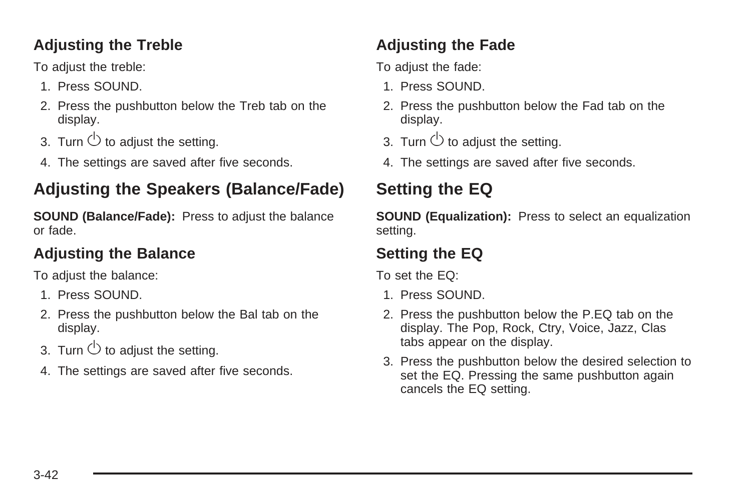### Adjusting the Treble

To adjust the treble:

1. Press SOUND.
2. Press the pushbutton below the Treb tab on the display.
3. Turn ⏻ to adjust the setting.
4. The settings are saved after five seconds.

## Adjusting the Speakers (Balance/Fade)

**SOUND (Balance/Fade):** Press to adjust the balance or fade.

### Adjusting the Balance

To adjust the balance:

1. Press SOUND.
2. Press the pushbutton below the Bal tab on the display.
3. Turn ⏻ to adjust the setting.
4. The settings are saved after five seconds.

### Adjusting the Fade

To adjust the fade:

1. Press SOUND.
2. Press the pushbutton below the Fad tab on the display.
3. Turn ⏻ to adjust the setting.
4. The settings are saved after five seconds.

## Setting the EQ

**SOUND (Equalization):** Press to select an equalization setting.

### Setting the EQ

To set the EQ:

1. Press SOUND.
2. Press the pushbutton below the P.EQ tab on the display. The Pop, Rock, Ctry, Voice, Jazz, Clas tabs appear on the display.
3. Press the pushbutton below the desired selection to set the EQ. Pressing the same pushbutton again cancels the EQ setting.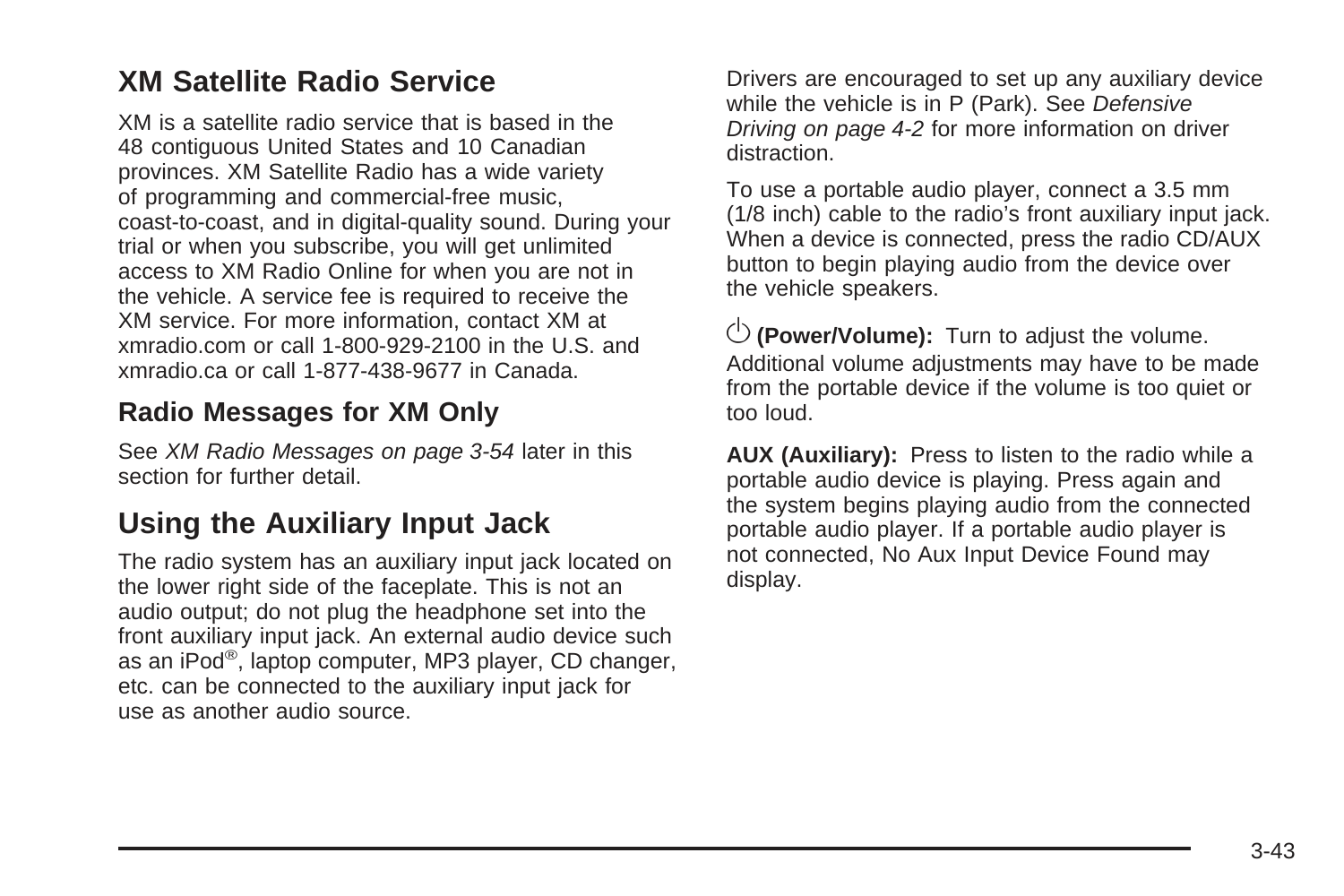## XM Satellite Radio Service

XM is a satellite radio service that is based in the 48 contiguous United States and 10 Canadian provinces. XM Satellite Radio has a wide variety of programming and commercial-free music, coast-to-coast, and in digital-quality sound. During your trial or when you subscribe, you will get unlimited access to XM Radio Online for when you are not in the vehicle. A service fee is required to receive the XM service. For more information, contact XM at xmradio.com or call 1-800-929-2100 in the U.S. and xmradio.ca or call 1-877-438-9677 in Canada.

### Radio Messages for XM Only

See *XM Radio Messages on page 3-54* later in this section for further detail.

## Using the Auxiliary Input Jack

The radio system has an auxiliary input jack located on the lower right side of the faceplate. This is not an audio output; do not plug the headphone set into the front auxiliary input jack. An external audio device such as an iPod®, laptop computer, MP3 player, CD changer, etc. can be connected to the auxiliary input jack for use as another audio source.

Drivers are encouraged to set up any auxiliary device while the vehicle is in P (Park). See *Defensive Driving on page 4-2* for more information on driver distraction.

To use a portable audio player, connect a 3.5 mm (1/8 inch) cable to the radio's front auxiliary input jack. When a device is connected, press the radio CD/AUX button to begin playing audio from the device over the vehicle speakers.

⏻ **(Power/Volume):** Turn to adjust the volume. Additional volume adjustments may have to be made from the portable device if the volume is too quiet or too loud.

**AUX (Auxiliary):** Press to listen to the radio while a portable audio device is playing. Press again and the system begins playing audio from the connected portable audio player. If a portable audio player is not connected, No Aux Input Device Found may display.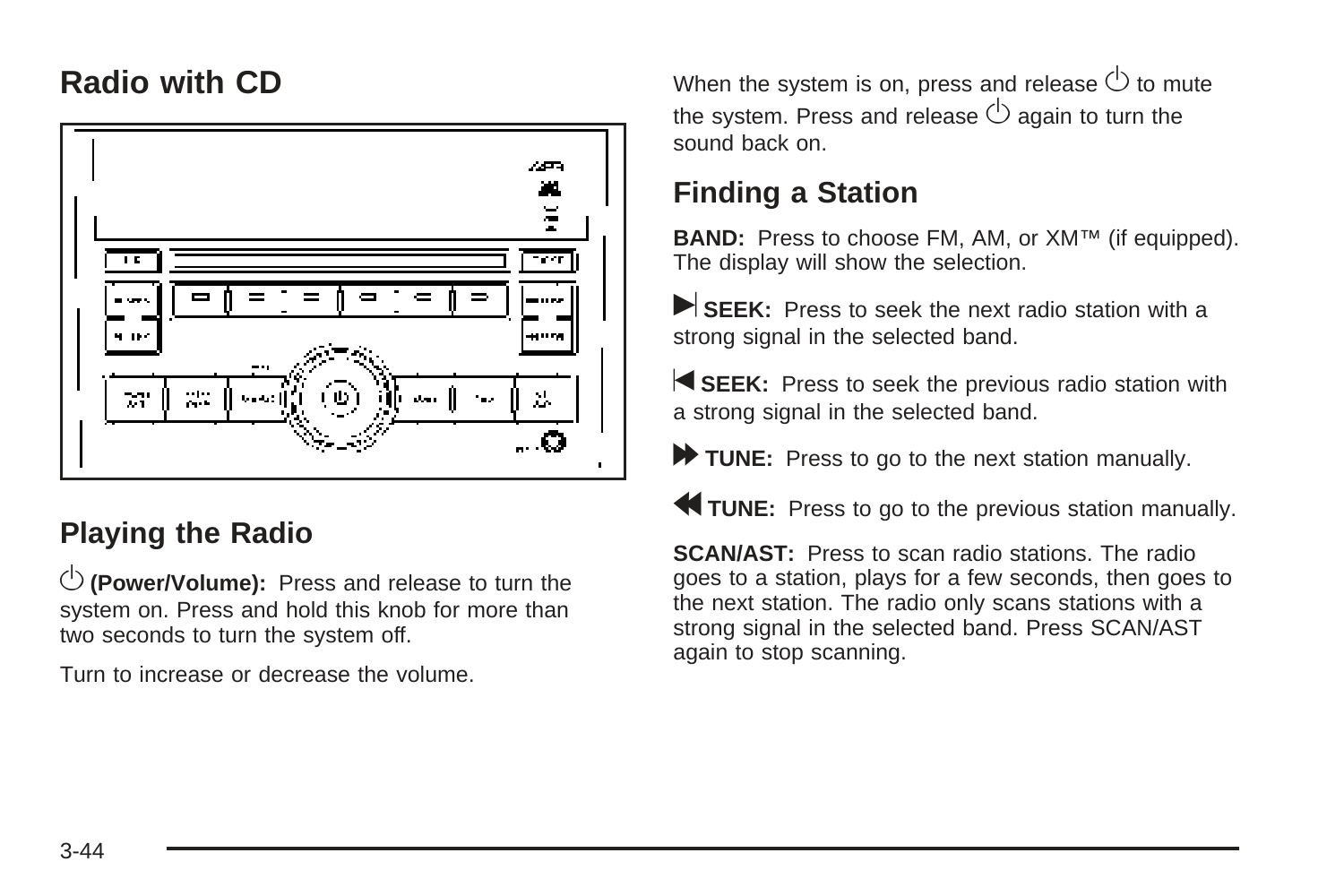# Radio with CD

## Playing the Radio

⏻ **(Power/Volume):** Press and release to turn the system on. Press and hold this knob for more than two seconds to turn the system off.

Turn to increase or decrease the volume.

When the system is on, press and release ⏻ to mute the system. Press and release ⏻ again to turn the sound back on.

## Finding a Station

**BAND:** Press to choose FM, AM, or XM™ (if equipped). The display will show the selection.

⏭ **SEEK:** Press to seek the next radio station with a strong signal in the selected band.

⏮ **SEEK:** Press to seek the previous radio station with a strong signal in the selected band.

⏩ **TUNE:** Press to go to the next station manually.

⏪ **TUNE:** Press to go to the previous station manually.

**SCAN/AST:** Press to scan radio stations. The radio goes to a station, plays for a few seconds, then goes to the next station. The radio only scans stations with a strong signal in the selected band. Press SCAN/AST again to stop scanning.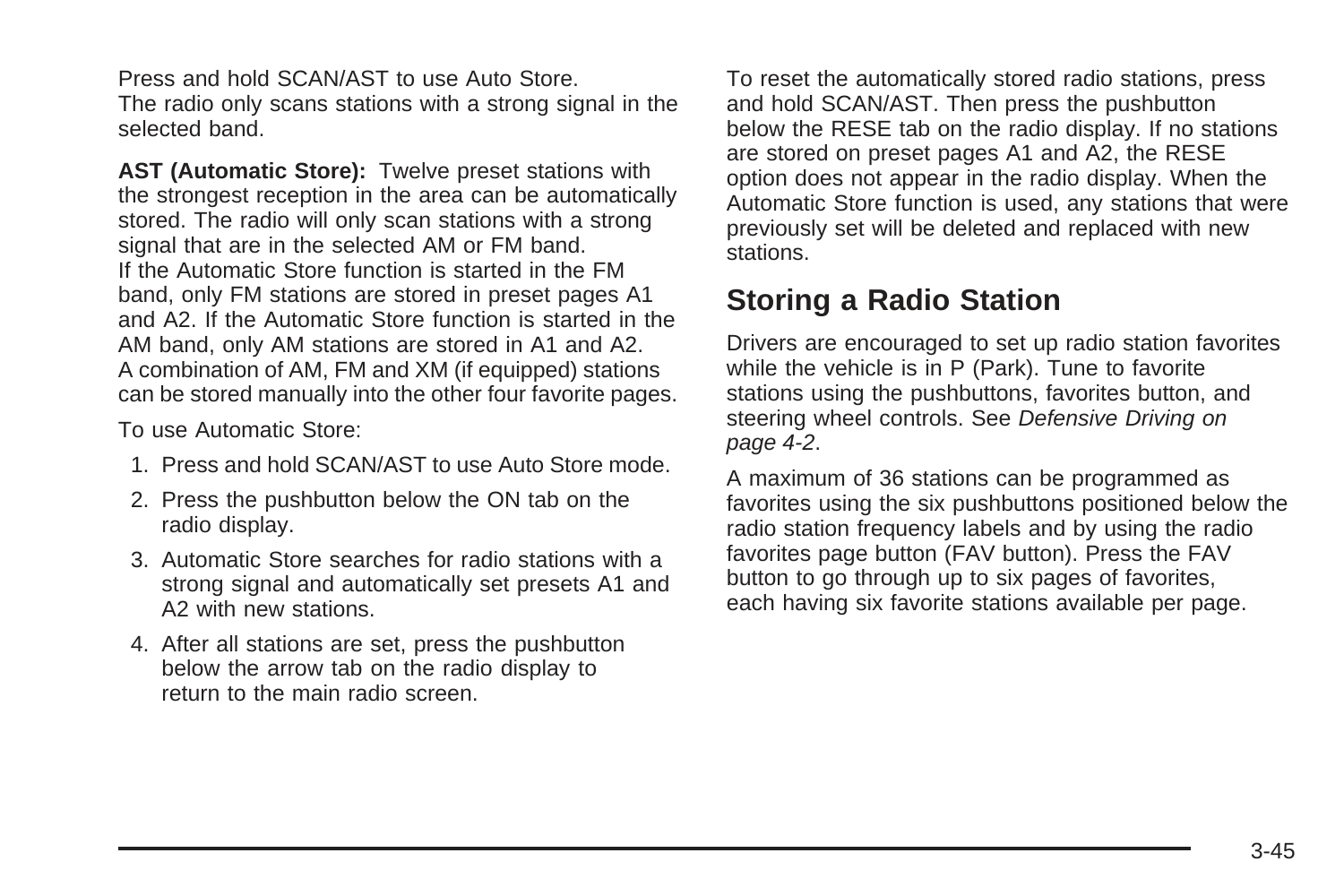Press and hold SCAN/AST to use Auto Store. The radio only scans stations with a strong signal in the selected band.

**AST (Automatic Store):** Twelve preset stations with the strongest reception in the area can be automatically stored. The radio will only scan stations with a strong signal that are in the selected AM or FM band. If the Automatic Store function is started in the FM band, only FM stations are stored in preset pages A1 and A2. If the Automatic Store function is started in the AM band, only AM stations are stored in A1 and A2. A combination of AM, FM and XM (if equipped) stations can be stored manually into the other four favorite pages.

To use Automatic Store:

1. Press and hold SCAN/AST to use Auto Store mode.
2. Press the pushbutton below the ON tab on the radio display.
3. Automatic Store searches for radio stations with a strong signal and automatically set presets A1 and A2 with new stations.
4. After all stations are set, press the pushbutton below the arrow tab on the radio display to return to the main radio screen.

To reset the automatically stored radio stations, press and hold SCAN/AST. Then press the pushbutton below the RESE tab on the radio display. If no stations are stored on preset pages A1 and A2, the RESE option does not appear in the radio display. When the Automatic Store function is used, any stations that were previously set will be deleted and replaced with new stations.

## Storing a Radio Station

Drivers are encouraged to set up radio station favorites while the vehicle is in P (Park). Tune to favorite stations using the pushbuttons, favorites button, and steering wheel controls. See *Defensive Driving on page 4-2*.

A maximum of 36 stations can be programmed as favorites using the six pushbuttons positioned below the radio station frequency labels and by using the radio favorites page button (FAV button). Press the FAV button to go through up to six pages of favorites, each having six favorite stations available per page.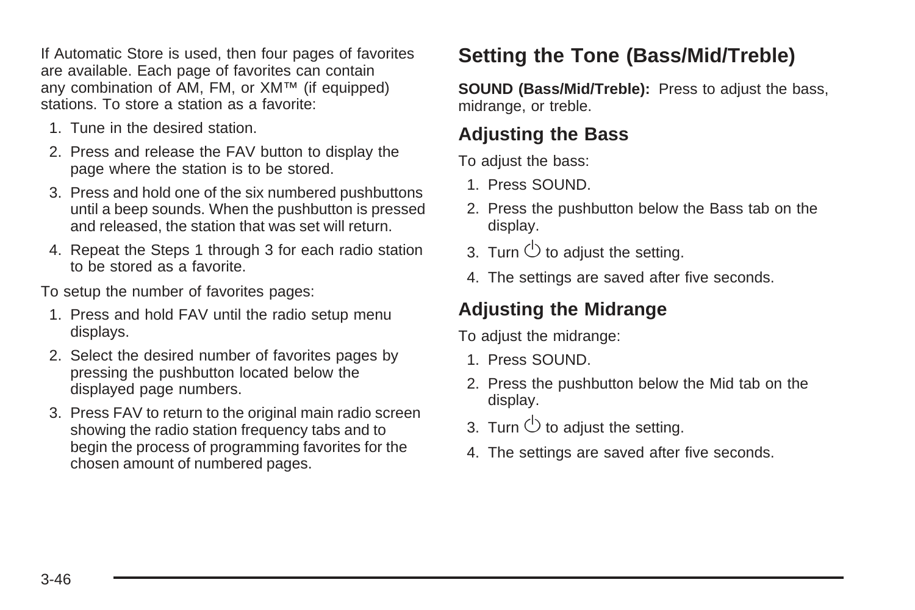If Automatic Store is used, then four pages of favorites are available. Each page of favorites can contain any combination of AM, FM, or XM™ (if equipped) stations. To store a station as a favorite:

1. Tune in the desired station.
2. Press and release the FAV button to display the page where the station is to be stored.
3. Press and hold one of the six numbered pushbuttons until a beep sounds. When the pushbutton is pressed and released, the station that was set will return.
4. Repeat the Steps 1 through 3 for each radio station to be stored as a favorite.

To setup the number of favorites pages:

1. Press and hold FAV until the radio setup menu displays.
2. Select the desired number of favorites pages by pressing the pushbutton located below the displayed page numbers.
3. Press FAV to return to the original main radio screen showing the radio station frequency tabs and to begin the process of programming favorites for the chosen amount of numbered pages.

## Setting the Tone (Bass/Mid/Treble)

**SOUND (Bass/Mid/Treble):** Press to adjust the bass, midrange, or treble.

### Adjusting the Bass

To adjust the bass:

1. Press SOUND.
2. Press the pushbutton below the Bass tab on the display.
3. Turn ⏻ to adjust the setting.
4. The settings are saved after five seconds.

### Adjusting the Midrange

To adjust the midrange:

1. Press SOUND.
2. Press the pushbutton below the Mid tab on the display.
3. Turn ⏻ to adjust the setting.
4. The settings are saved after five seconds.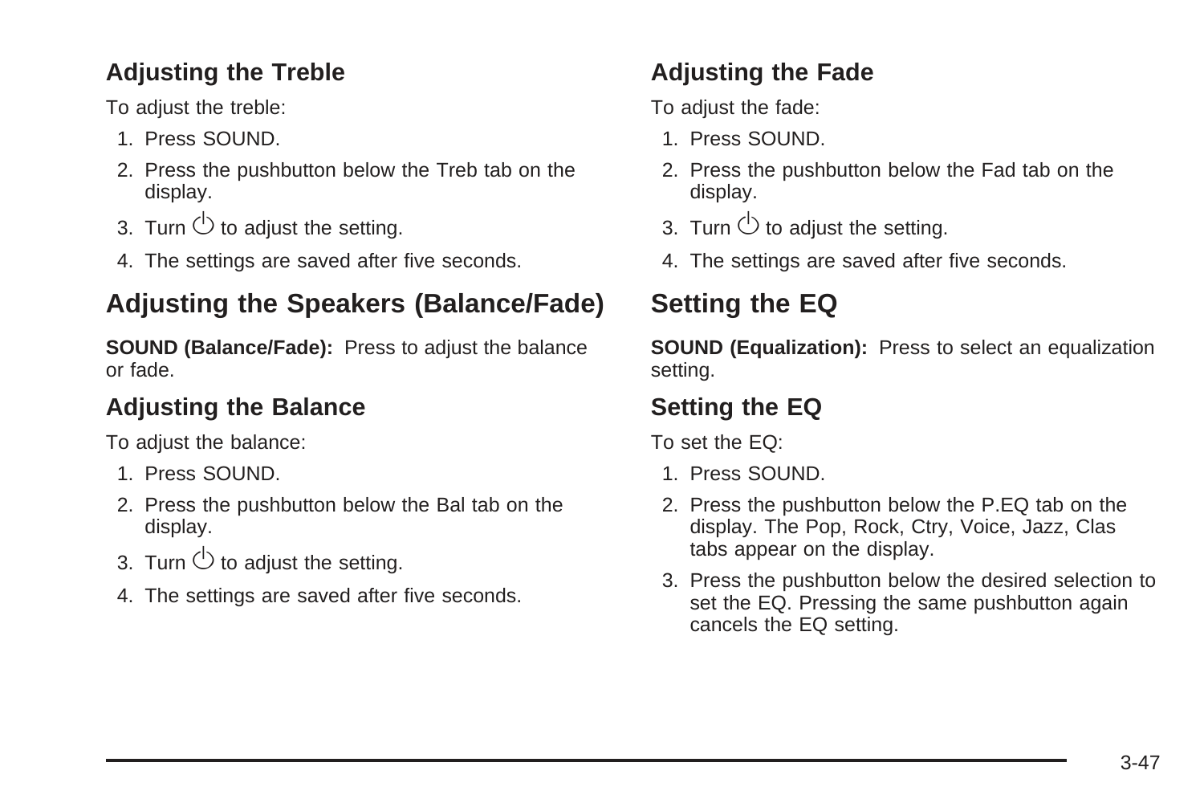### Adjusting the Treble

To adjust the treble:

1. Press SOUND.
2. Press the pushbutton below the Treb tab on the display.
3. Turn ⏻ to adjust the setting.
4. The settings are saved after five seconds.

## Adjusting the Speakers (Balance/Fade)

**SOUND (Balance/Fade):** Press to adjust the balance or fade.

### Adjusting the Balance

To adjust the balance:

1. Press SOUND.
2. Press the pushbutton below the Bal tab on the display.
3. Turn ⏻ to adjust the setting.
4. The settings are saved after five seconds.

### Adjusting the Fade

To adjust the fade:

1. Press SOUND.
2. Press the pushbutton below the Fad tab on the display.
3. Turn ⏻ to adjust the setting.
4. The settings are saved after five seconds.

## Setting the EQ

**SOUND (Equalization):** Press to select an equalization setting.

### Setting the EQ

To set the EQ:

1. Press SOUND.
2. Press the pushbutton below the P.EQ tab on the display. The Pop, Rock, Ctry, Voice, Jazz, Clas tabs appear on the display.
3. Press the pushbutton below the desired selection to set the EQ. Pressing the same pushbutton again cancels the EQ setting.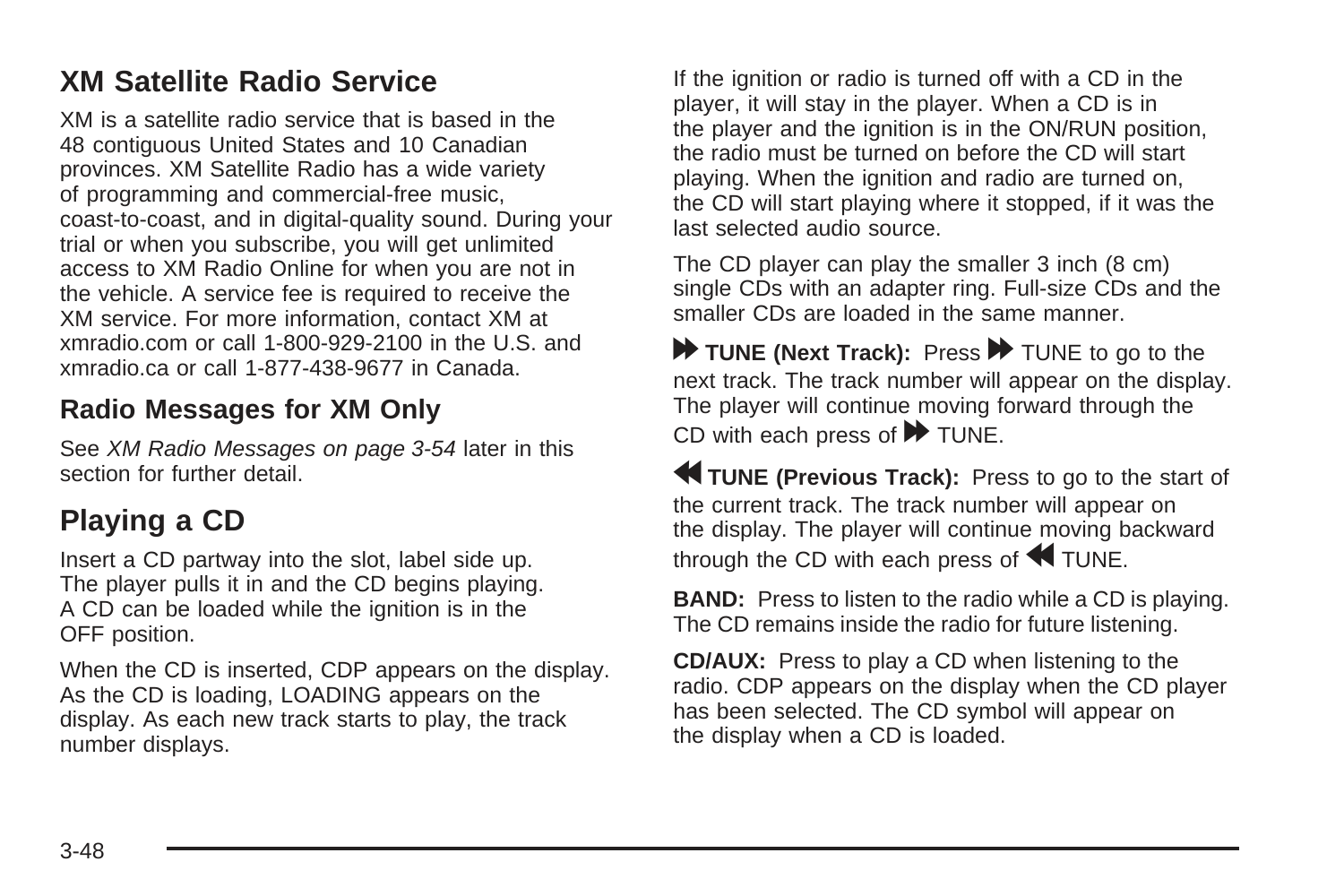## XM Satellite Radio Service

XM is a satellite radio service that is based in the 48 contiguous United States and 10 Canadian provinces. XM Satellite Radio has a wide variety of programming and commercial-free music, coast-to-coast, and in digital-quality sound. During your trial or when you subscribe, you will get unlimited access to XM Radio Online for when you are not in the vehicle. A service fee is required to receive the XM service. For more information, contact XM at xmradio.com or call 1-800-929-2100 in the U.S. and xmradio.ca or call 1-877-438-9677 in Canada.

### Radio Messages for XM Only

See *XM Radio Messages on page 3-54* later in this section for further detail.

## Playing a CD

Insert a CD partway into the slot, label side up. The player pulls it in and the CD begins playing. A CD can be loaded while the ignition is in the OFF position.

When the CD is inserted, CDP appears on the display. As the CD is loading, LOADING appears on the display. As each new track starts to play, the track number displays.

If the ignition or radio is turned off with a CD in the player, it will stay in the player. When a CD is in the player and the ignition is in the ON/RUN position, the radio must be turned on before the CD will start playing. When the ignition and radio are turned on, the CD will start playing where it stopped, if it was the last selected audio source.

The CD player can play the smaller 3 inch (8 cm) single CDs with an adapter ring. Full-size CDs and the smaller CDs are loaded in the same manner.

**⏩ TUNE (Next Track):** Press ⏩ TUNE to go to the next track. The track number will appear on the display. The player will continue moving forward through the CD with each press of ⏩ TUNE.

**⏪ TUNE (Previous Track):** Press to go to the start of the current track. The track number will appear on the display. The player will continue moving backward through the CD with each press of ⏪ TUNE.

**BAND:** Press to listen to the radio while a CD is playing. The CD remains inside the radio for future listening.

**CD/AUX:** Press to play a CD when listening to the radio. CDP appears on the display when the CD player has been selected. The CD symbol will appear on the display when a CD is loaded.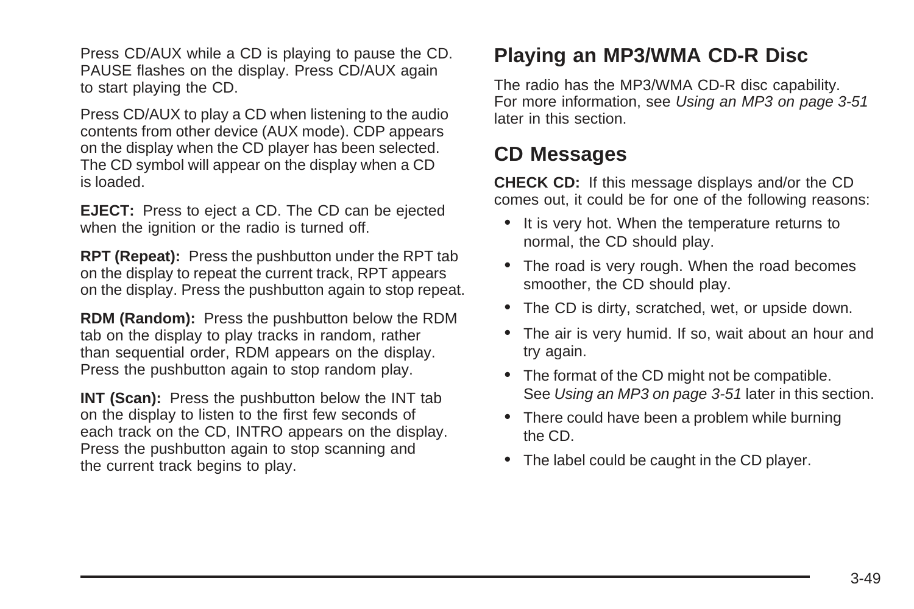Press CD/AUX while a CD is playing to pause the CD. PAUSE flashes on the display. Press CD/AUX again to start playing the CD.

Press CD/AUX to play a CD when listening to the audio contents from other device (AUX mode). CDP appears on the display when the CD player has been selected. The CD symbol will appear on the display when a CD is loaded.

**EJECT:** Press to eject a CD. The CD can be ejected when the ignition or the radio is turned off.

**RPT (Repeat):** Press the pushbutton under the RPT tab on the display to repeat the current track, RPT appears on the display. Press the pushbutton again to stop repeat.

**RDM (Random):** Press the pushbutton below the RDM tab on the display to play tracks in random, rather than sequential order, RDM appears on the display. Press the pushbutton again to stop random play.

**INT (Scan):** Press the pushbutton below the INT tab on the display to listen to the first few seconds of each track on the CD, INTRO appears on the display. Press the pushbutton again to stop scanning and the current track begins to play.

## Playing an MP3/WMA CD-R Disc

The radio has the MP3/WMA CD-R disc capability. For more information, see *Using an MP3 on page 3-51* later in this section.

## CD Messages

**CHECK CD:** If this message displays and/or the CD comes out, it could be for one of the following reasons:

- It is very hot. When the temperature returns to normal, the CD should play.
- The road is very rough. When the road becomes smoother, the CD should play.
- The CD is dirty, scratched, wet, or upside down.
- The air is very humid. If so, wait about an hour and try again.
- The format of the CD might not be compatible. See *Using an MP3 on page 3-51* later in this section.
- There could have been a problem while burning the CD.
- The label could be caught in the CD player.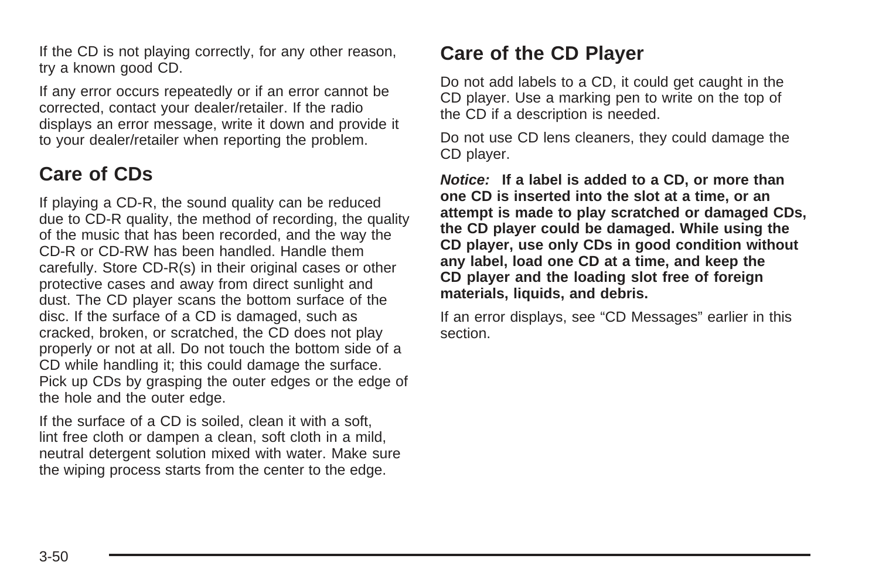If the CD is not playing correctly, for any other reason, try a known good CD.

If any error occurs repeatedly or if an error cannot be corrected, contact your dealer/retailer. If the radio displays an error message, write it down and provide it to your dealer/retailer when reporting the problem.

## Care of CDs

If playing a CD-R, the sound quality can be reduced due to CD-R quality, the method of recording, the quality of the music that has been recorded, and the way the CD-R or CD-RW has been handled. Handle them carefully. Store CD-R(s) in their original cases or other protective cases and away from direct sunlight and dust. The CD player scans the bottom surface of the disc. If the surface of a CD is damaged, such as cracked, broken, or scratched, the CD does not play properly or not at all. Do not touch the bottom side of a CD while handling it; this could damage the surface. Pick up CDs by grasping the outer edges or the edge of the hole and the outer edge.

If the surface of a CD is soiled, clean it with a soft, lint free cloth or dampen a clean, soft cloth in a mild, neutral detergent solution mixed with water. Make sure the wiping process starts from the center to the edge.

## Care of the CD Player

Do not add labels to a CD, it could get caught in the CD player. Use a marking pen to write on the top of the CD if a description is needed.

Do not use CD lens cleaners, they could damage the CD player.

***Notice:*** **If a label is added to a CD, or more than one CD is inserted into the slot at a time, or an attempt is made to play scratched or damaged CDs, the CD player could be damaged. While using the CD player, use only CDs in good condition without any label, load one CD at a time, and keep the CD player and the loading slot free of foreign materials, liquids, and debris.**

If an error displays, see “CD Messages” earlier in this section.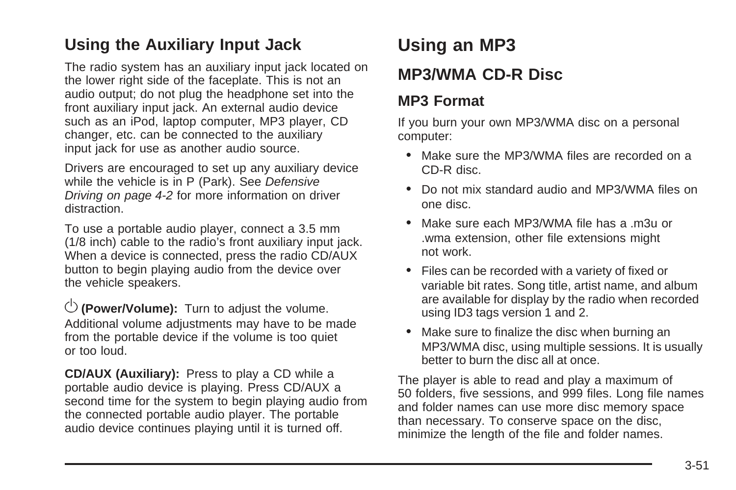## Using the Auxiliary Input Jack

The radio system has an auxiliary input jack located on the lower right side of the faceplate. This is not an audio output; do not plug the headphone set into the front auxiliary input jack. An external audio device such as an iPod, laptop computer, MP3 player, CD changer, etc. can be connected to the auxiliary input jack for use as another audio source.

Drivers are encouraged to set up any auxiliary device while the vehicle is in P (Park). See *Defensive Driving on page 4-2* for more information on driver distraction.

To use a portable audio player, connect a 3.5 mm (1/8 inch) cable to the radio's front auxiliary input jack. When a device is connected, press the radio CD/AUX button to begin playing audio from the device over the vehicle speakers.

**⏻ (Power/Volume):** Turn to adjust the volume. Additional volume adjustments may have to be made from the portable device if the volume is too quiet or too loud.

**CD/AUX (Auxiliary):** Press to play a CD while a portable audio device is playing. Press CD/AUX a second time for the system to begin playing audio from the connected portable audio player. The portable audio device continues playing until it is turned off.

# Using an MP3

## MP3/WMA CD-R Disc

### MP3 Format

If you burn your own MP3/WMA disc on a personal computer:

- Make sure the MP3/WMA files are recorded on a CD-R disc.
- Do not mix standard audio and MP3/WMA files on one disc.
- Make sure each MP3/WMA file has a .m3u or .wma extension, other file extensions might not work.
- Files can be recorded with a variety of fixed or variable bit rates. Song title, artist name, and album are available for display by the radio when recorded using ID3 tags version 1 and 2.
- Make sure to finalize the disc when burning an MP3/WMA disc, using multiple sessions. It is usually better to burn the disc all at once.

The player is able to read and play a maximum of 50 folders, five sessions, and 999 files. Long file names and folder names can use more disc memory space than necessary. To conserve space on the disc, minimize the length of the file and folder names.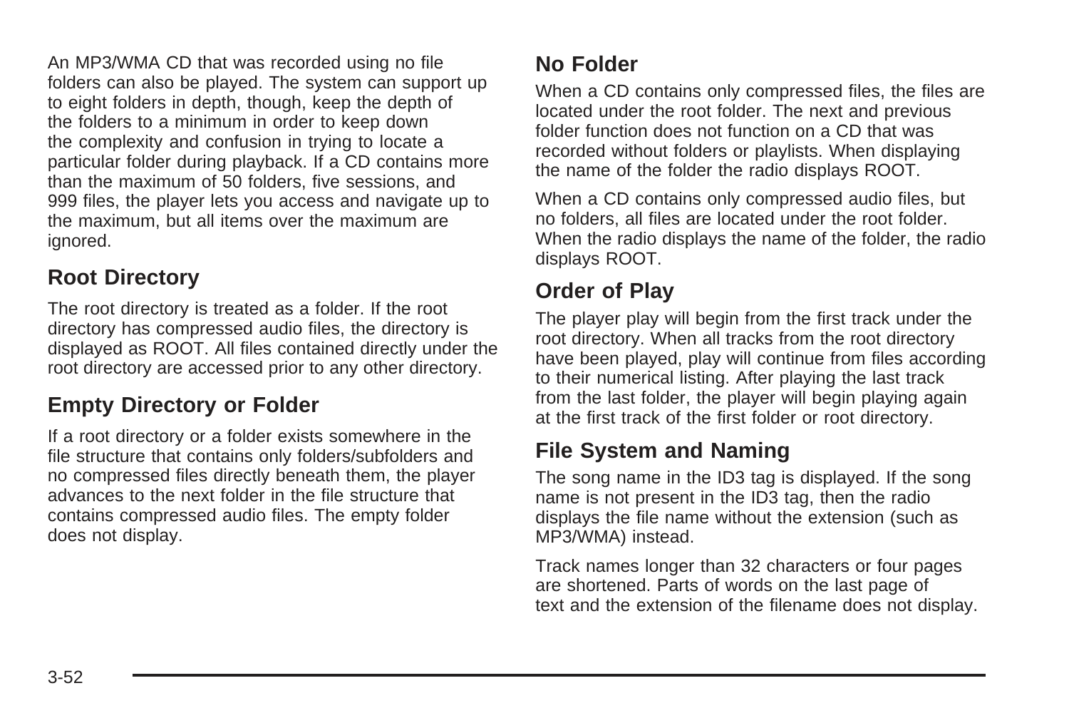An MP3/WMA CD that was recorded using no file folders can also be played. The system can support up to eight folders in depth, though, keep the depth of the folders to a minimum in order to keep down the complexity and confusion in trying to locate a particular folder during playback. If a CD contains more than the maximum of 50 folders, five sessions, and 999 files, the player lets you access and navigate up to the maximum, but all items over the maximum are ignored.

## Root Directory

The root directory is treated as a folder. If the root directory has compressed audio files, the directory is displayed as ROOT. All files contained directly under the root directory are accessed prior to any other directory.

## Empty Directory or Folder

If a root directory or a folder exists somewhere in the file structure that contains only folders/subfolders and no compressed files directly beneath them, the player advances to the next folder in the file structure that contains compressed audio files. The empty folder does not display.

## No Folder

When a CD contains only compressed files, the files are located under the root folder. The next and previous folder function does not function on a CD that was recorded without folders or playlists. When displaying the name of the folder the radio displays ROOT.

When a CD contains only compressed audio files, but no folders, all files are located under the root folder. When the radio displays the name of the folder, the radio displays ROOT.

## Order of Play

The player play will begin from the first track under the root directory. When all tracks from the root directory have been played, play will continue from files according to their numerical listing. After playing the last track from the last folder, the player will begin playing again at the first track of the first folder or root directory.

## File System and Naming

The song name in the ID3 tag is displayed. If the song name is not present in the ID3 tag, then the radio displays the file name without the extension (such as MP3/WMA) instead.

Track names longer than 32 characters or four pages are shortened. Parts of words on the last page of text and the extension of the filename does not display.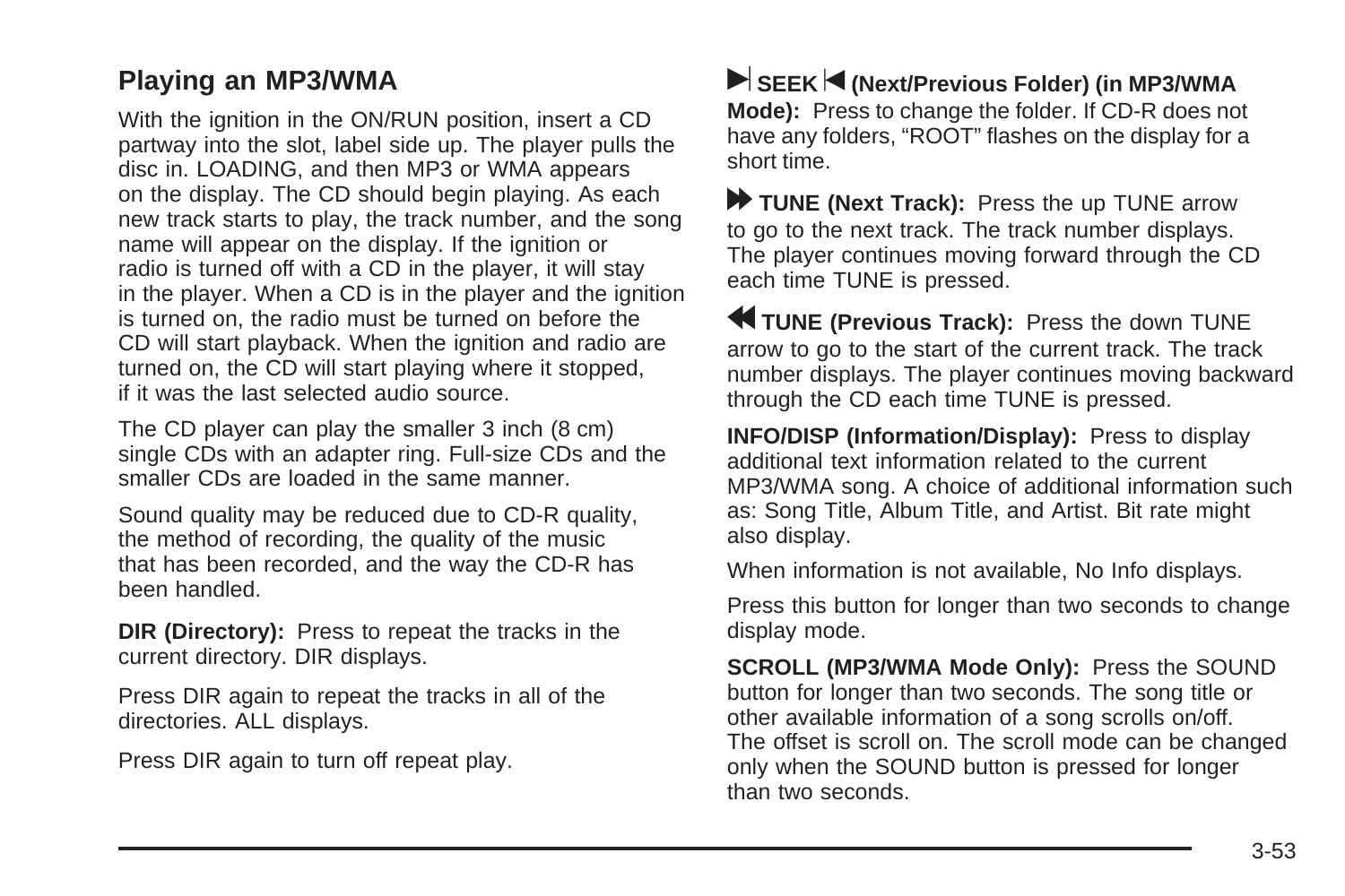## Playing an MP3/WMA

With the ignition in the ON/RUN position, insert a CD partway into the slot, label side up. The player pulls the disc in. LOADING, and then MP3 or WMA appears on the display. The CD should begin playing. As each new track starts to play, the track number, and the song name will appear on the display. If the ignition or radio is turned off with a CD in the player, it will stay in the player. When a CD is in the player and the ignition is turned on, the radio must be turned on before the CD will start playback. When the ignition and radio are turned on, the CD will start playing where it stopped, if it was the last selected audio source.

The CD player can play the smaller 3 inch (8 cm) single CDs with an adapter ring. Full-size CDs and the smaller CDs are loaded in the same manner.

Sound quality may be reduced due to CD-R quality, the method of recording, the quality of the music that has been recorded, and the way the CD-R has been handled.

**DIR (Directory):** Press to repeat the tracks in the current directory. DIR displays.

Press DIR again to repeat the tracks in all of the directories. ALL displays.

Press DIR again to turn off repeat play.

**▶| SEEK |◀ (Next/Previous Folder) (in MP3/WMA Mode):** Press to change the folder. If CD-R does not have any folders, “ROOT” flashes on the display for a short time.

**▶▶ TUNE (Next Track):** Press the up TUNE arrow to go to the next track. The track number displays. The player continues moving forward through the CD each time TUNE is pressed.

**◀◀ TUNE (Previous Track):** Press the down TUNE arrow to go to the start of the current track. The track number displays. The player continues moving backward through the CD each time TUNE is pressed.

**INFO/DISP (Information/Display):** Press to display additional text information related to the current MP3/WMA song. A choice of additional information such as: Song Title, Album Title, and Artist. Bit rate might also display.

When information is not available, No Info displays.

Press this button for longer than two seconds to change display mode.

**SCROLL (MP3/WMA Mode Only):** Press the SOUND button for longer than two seconds. The song title or other available information of a song scrolls on/off. The offset is scroll on. The scroll mode can be changed only when the SOUND button is pressed for longer than two seconds.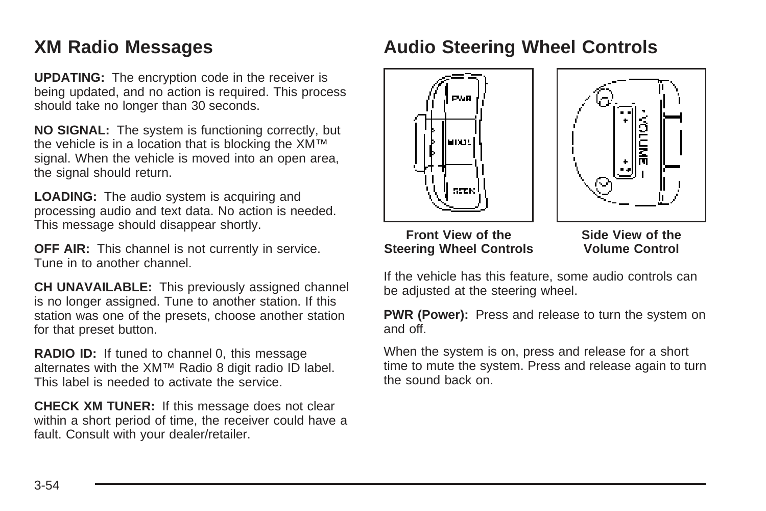## XM Radio Messages

**UPDATING:** The encryption code in the receiver is being updated, and no action is required. This process should take no longer than 30 seconds.

**NO SIGNAL:** The system is functioning correctly, but the vehicle is in a location that is blocking the XM™ signal. When the vehicle is moved into an open area, the signal should return.

**LOADING:** The audio system is acquiring and processing audio and text data. No action is needed. This message should disappear shortly.

**OFF AIR:** This channel is not currently in service. Tune in to another channel.

**CH UNAVAILABLE:** This previously assigned channel is no longer assigned. Tune to another station. If this station was one of the presets, choose another station for that preset button.

**RADIO ID:** If tuned to channel 0, this message alternates with the XM™ Radio 8 digit radio ID label. This label is needed to activate the service.

**CHECK XM TUNER:** If this message does not clear within a short period of time, the receiver could have a fault. Consult with your dealer/retailer.

## Audio Steering Wheel Controls

**Front View of the Steering Wheel Controls**

**Side View of the Volume Control**

If the vehicle has this feature, some audio controls can be adjusted at the steering wheel.

**PWR (Power):** Press and release to turn the system on and off.

When the system is on, press and release for a short time to mute the system. Press and release again to turn the sound back on.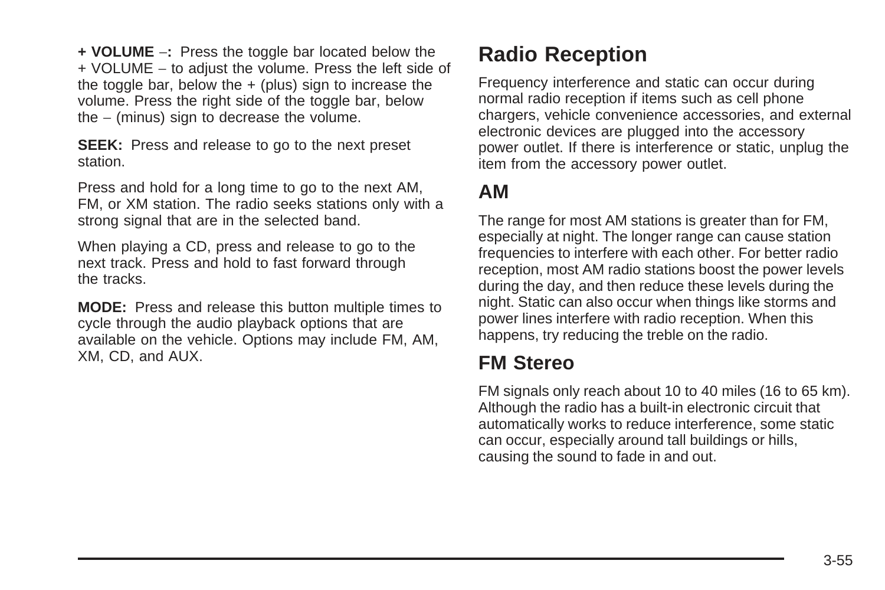**+ VOLUME –:** Press the toggle bar located below the + VOLUME – to adjust the volume. Press the left side of the toggle bar, below the + (plus) sign to increase the volume. Press the right side of the toggle bar, below the – (minus) sign to decrease the volume.

**SEEK:** Press and release to go to the next preset station.

Press and hold for a long time to go to the next AM, FM, or XM station. The radio seeks stations only with a strong signal that are in the selected band.

When playing a CD, press and release to go to the next track. Press and hold to fast forward through the tracks.

**MODE:** Press and release this button multiple times to cycle through the audio playback options that are available on the vehicle. Options may include FM, AM, XM, CD, and AUX.

# Radio Reception

Frequency interference and static can occur during normal radio reception if items such as cell phone chargers, vehicle convenience accessories, and external electronic devices are plugged into the accessory power outlet. If there is interference or static, unplug the item from the accessory power outlet.

## AM

The range for most AM stations is greater than for FM, especially at night. The longer range can cause station frequencies to interfere with each other. For better radio reception, most AM radio stations boost the power levels during the day, and then reduce these levels during the night. Static can also occur when things like storms and power lines interfere with radio reception. When this happens, try reducing the treble on the radio.

## FM Stereo

FM signals only reach about 10 to 40 miles (16 to 65 km). Although the radio has a built-in electronic circuit that automatically works to reduce interference, some static can occur, especially around tall buildings or hills, causing the sound to fade in and out.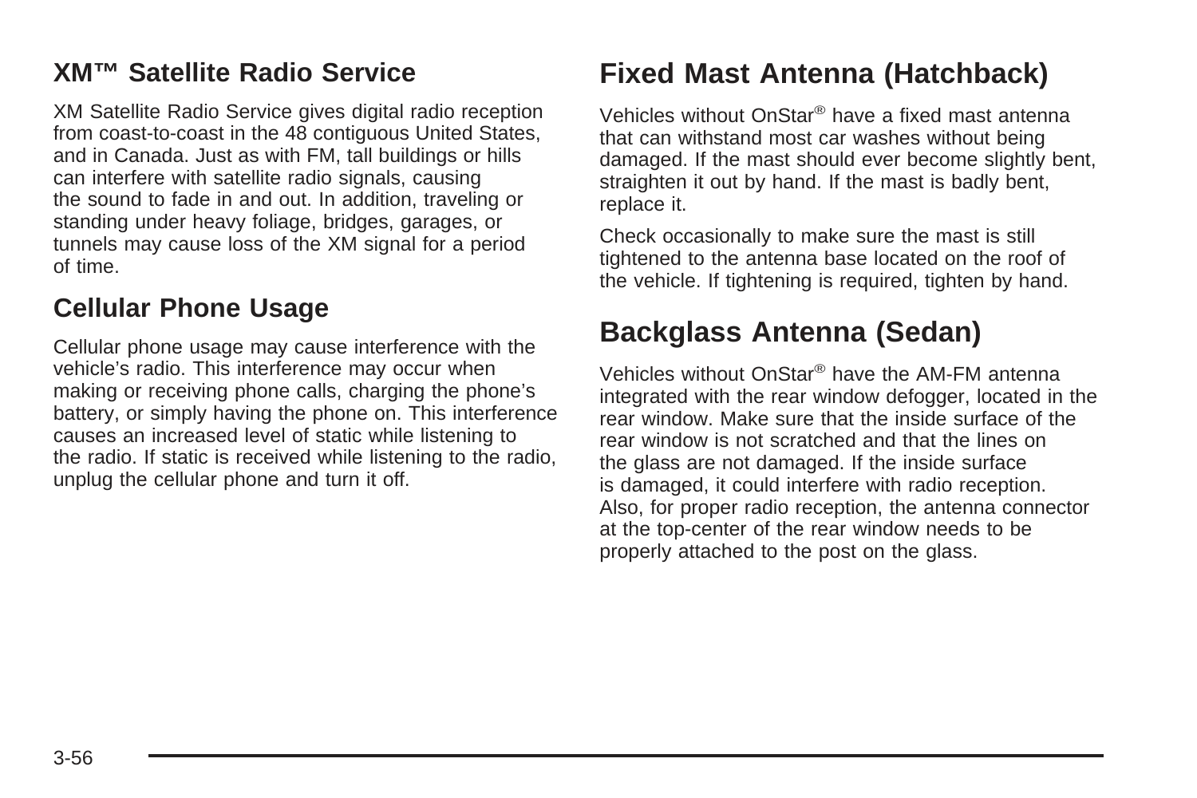## XM™ Satellite Radio Service

XM Satellite Radio Service gives digital radio reception from coast-to-coast in the 48 contiguous United States, and in Canada. Just as with FM, tall buildings or hills can interfere with satellite radio signals, causing the sound to fade in and out. In addition, traveling or standing under heavy foliage, bridges, garages, or tunnels may cause loss of the XM signal for a period of time.

## Cellular Phone Usage

Cellular phone usage may cause interference with the vehicle's radio. This interference may occur when making or receiving phone calls, charging the phone's battery, or simply having the phone on. This interference causes an increased level of static while listening to the radio. If static is received while listening to the radio, unplug the cellular phone and turn it off.

# Fixed Mast Antenna (Hatchback)

Vehicles without OnStar® have a fixed mast antenna that can withstand most car washes without being damaged. If the mast should ever become slightly bent, straighten it out by hand. If the mast is badly bent, replace it.

Check occasionally to make sure the mast is still tightened to the antenna base located on the roof of the vehicle. If tightening is required, tighten by hand.

# Backglass Antenna (Sedan)

Vehicles without OnStar® have the AM-FM antenna integrated with the rear window defogger, located in the rear window. Make sure that the inside surface of the rear window is not scratched and that the lines on the glass are not damaged. If the inside surface is damaged, it could interfere with radio reception. Also, for proper radio reception, the antenna connector at the top-center of the rear window needs to be properly attached to the post on the glass.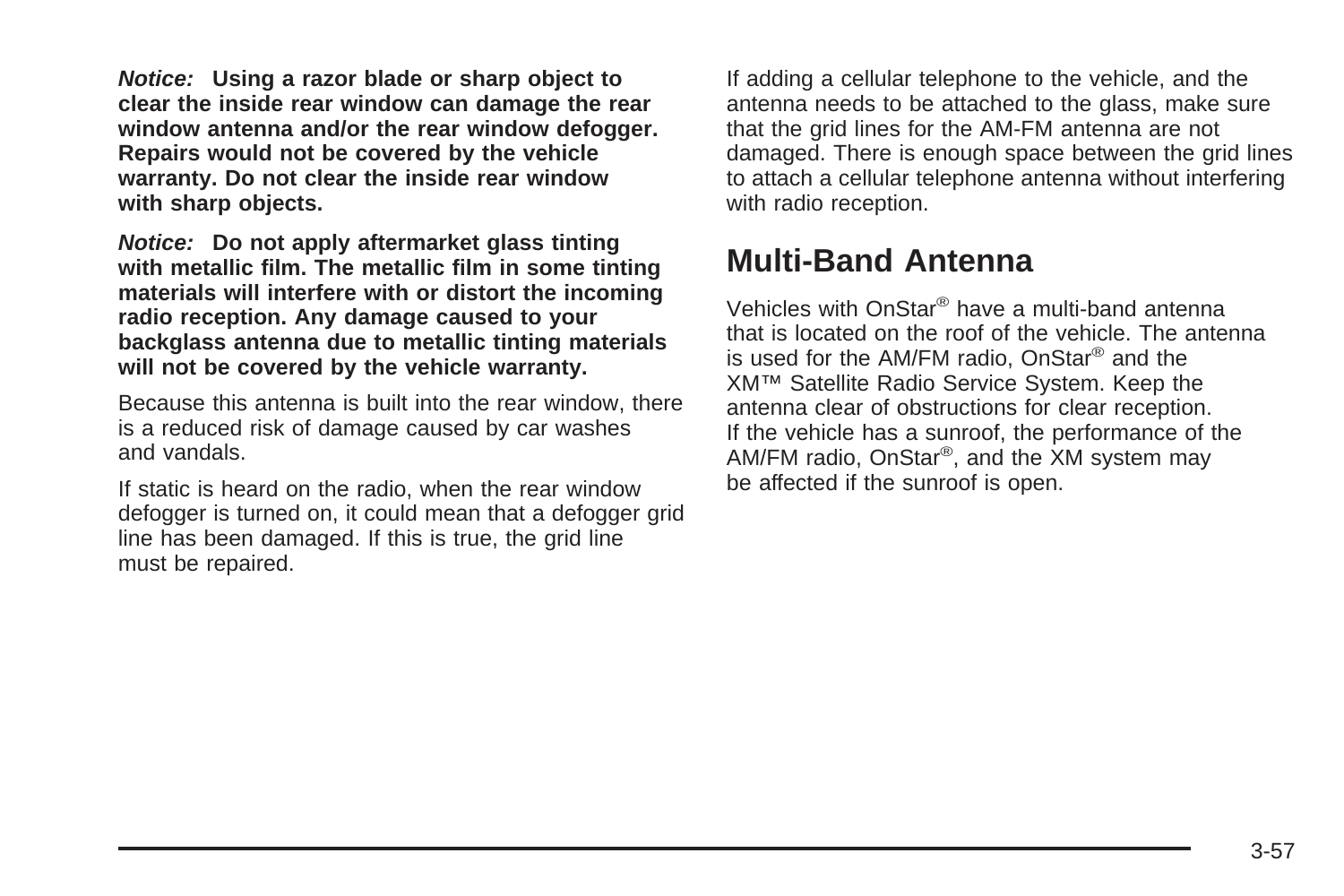***Notice:*** **Using a razor blade or sharp object to clear the inside rear window can damage the rear window antenna and/or the rear window defogger. Repairs would not be covered by the vehicle warranty. Do not clear the inside rear window with sharp objects.**

***Notice:*** **Do not apply aftermarket glass tinting with metallic film. The metallic film in some tinting materials will interfere with or distort the incoming radio reception. Any damage caused to your backglass antenna due to metallic tinting materials will not be covered by the vehicle warranty.**

Because this antenna is built into the rear window, there is a reduced risk of damage caused by car washes and vandals.

If static is heard on the radio, when the rear window defogger is turned on, it could mean that a defogger grid line has been damaged. If this is true, the grid line must be repaired.

If adding a cellular telephone to the vehicle, and the antenna needs to be attached to the glass, make sure that the grid lines for the AM-FM antenna are not damaged. There is enough space between the grid lines to attach a cellular telephone antenna without interfering with radio reception.

## Multi-Band Antenna

Vehicles with OnStar® have a multi-band antenna that is located on the roof of the vehicle. The antenna is used for the AM/FM radio, OnStar® and the XM™ Satellite Radio Service System. Keep the antenna clear of obstructions for clear reception. If the vehicle has a sunroof, the performance of the AM/FM radio, OnStar®, and the XM system may be affected if the sunroof is open.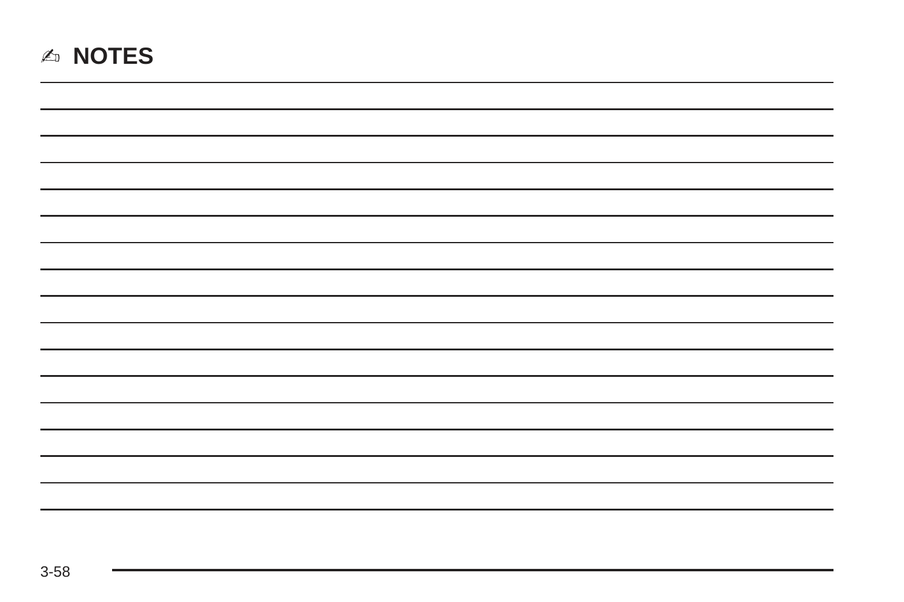# ✍ NOTES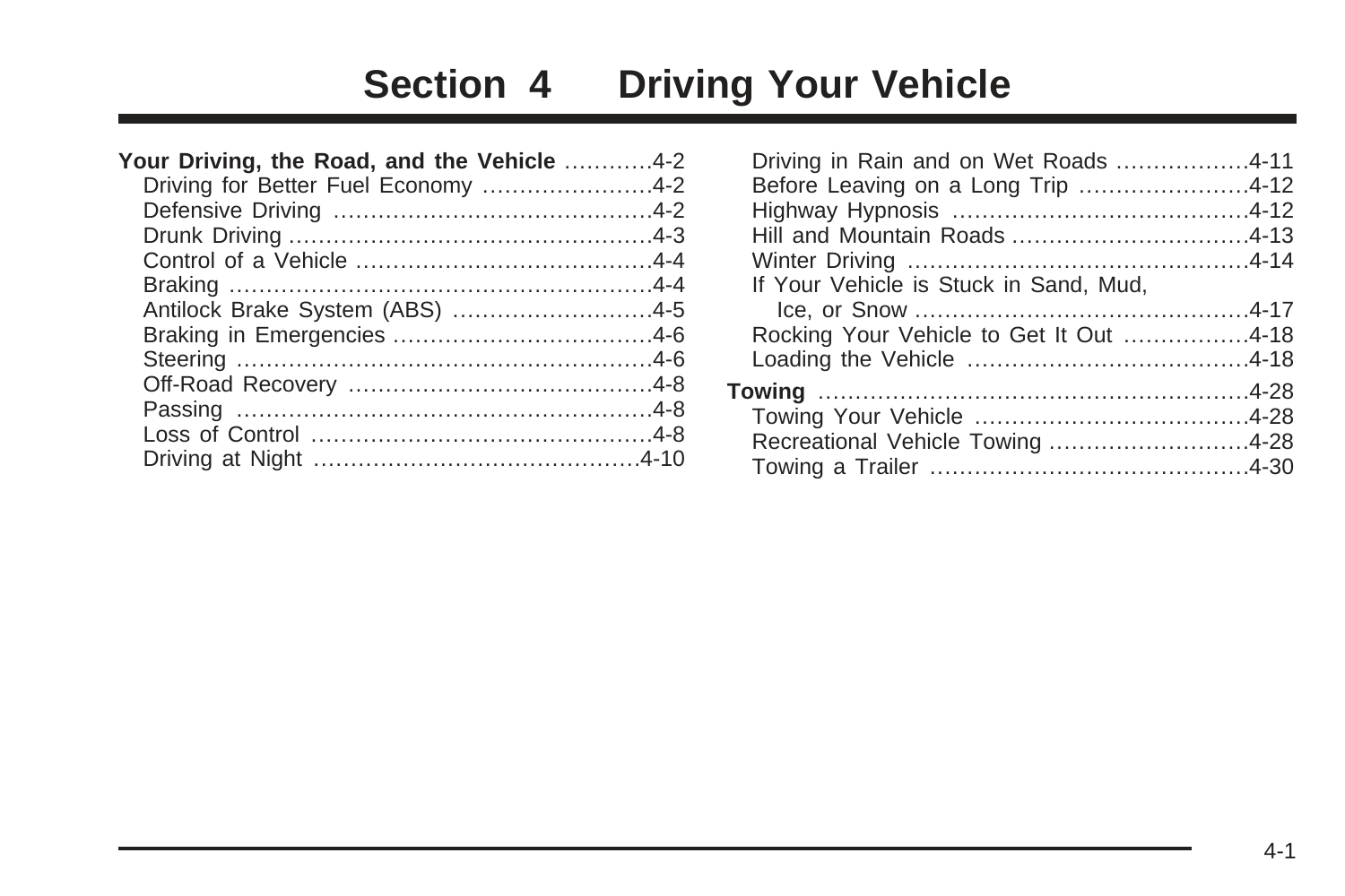# Section 4 Driving Your Vehicle

**Your Driving, the Road, and the Vehicle** ............4-2
- Driving for Better Fuel Economy .......................4-2
- Defensive Driving ..........................................4-2
- Drunk Driving ................................................4-3
- Control of a Vehicle .......................................4-4
- Braking ........................................................4-4
- Antilock Brake System (ABS) ...........................4-5
- Braking in Emergencies ..................................4-6
- Steering .......................................................4-6
- Off-Road Recovery ........................................4-8
- Passing .......................................................4-8
- Loss of Control .............................................4-8
- Driving at Night ...........................................4-10
- Driving in Rain and on Wet Roads .................4-11
- Before Leaving on a Long Trip ......................4-12
- Highway Hypnosis .......................................4-12
- Hill and Mountain Roads ...............................4-13
- Winter Driving .............................................4-14
- If Your Vehicle is Stuck in Sand, Mud, Ice, or Snow ............................................4-17
- Rocking Your Vehicle to Get It Out ................4-18
- Loading the Vehicle .....................................4-18

**Towing** .........................................................4-28
- Towing Your Vehicle ....................................4-28
- Recreational Vehicle Towing ..........................4-28
- Towing a Trailer ..........................................4-30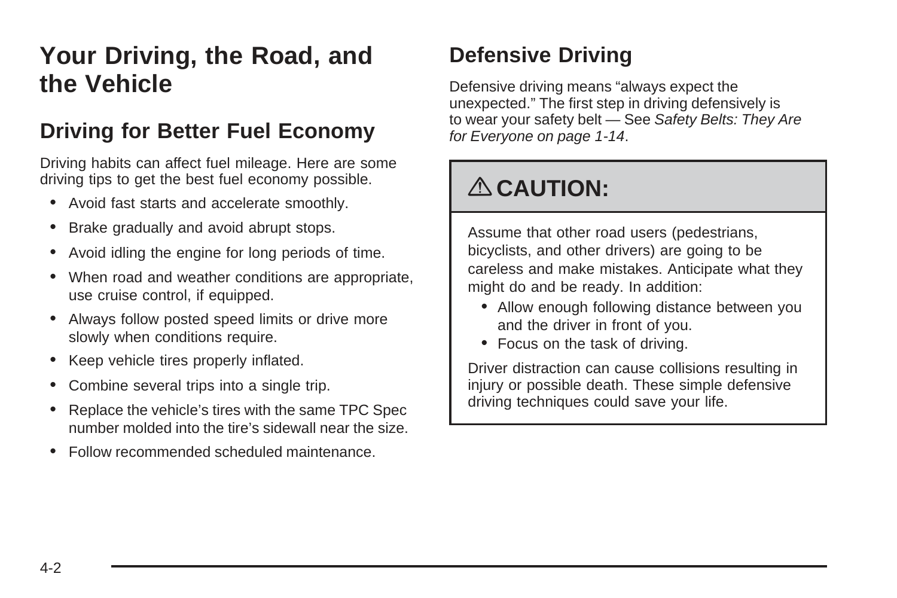# Your Driving, the Road, and the Vehicle

## Driving for Better Fuel Economy

Driving habits can affect fuel mileage. Here are some driving tips to get the best fuel economy possible.

- Avoid fast starts and accelerate smoothly.
- Brake gradually and avoid abrupt stops.
- Avoid idling the engine for long periods of time.
- When road and weather conditions are appropriate, use cruise control, if equipped.
- Always follow posted speed limits or drive more slowly when conditions require.
- Keep vehicle tires properly inflated.
- Combine several trips into a single trip.
- Replace the vehicle's tires with the same TPC Spec number molded into the tire's sidewall near the size.
- Follow recommended scheduled maintenance.

## Defensive Driving

Defensive driving means "always expect the unexpected." The first step in driving defensively is to wear your safety belt — See *Safety Belts: They Are for Everyone on page 1-14*.

**⚠ CAUTION:**

Assume that other road users (pedestrians, bicyclists, and other drivers) are going to be careless and make mistakes. Anticipate what they might do and be ready. In addition:

- Allow enough following distance between you and the driver in front of you.
- Focus on the task of driving.

Driver distraction can cause collisions resulting in injury or possible death. These simple defensive driving techniques could save your life.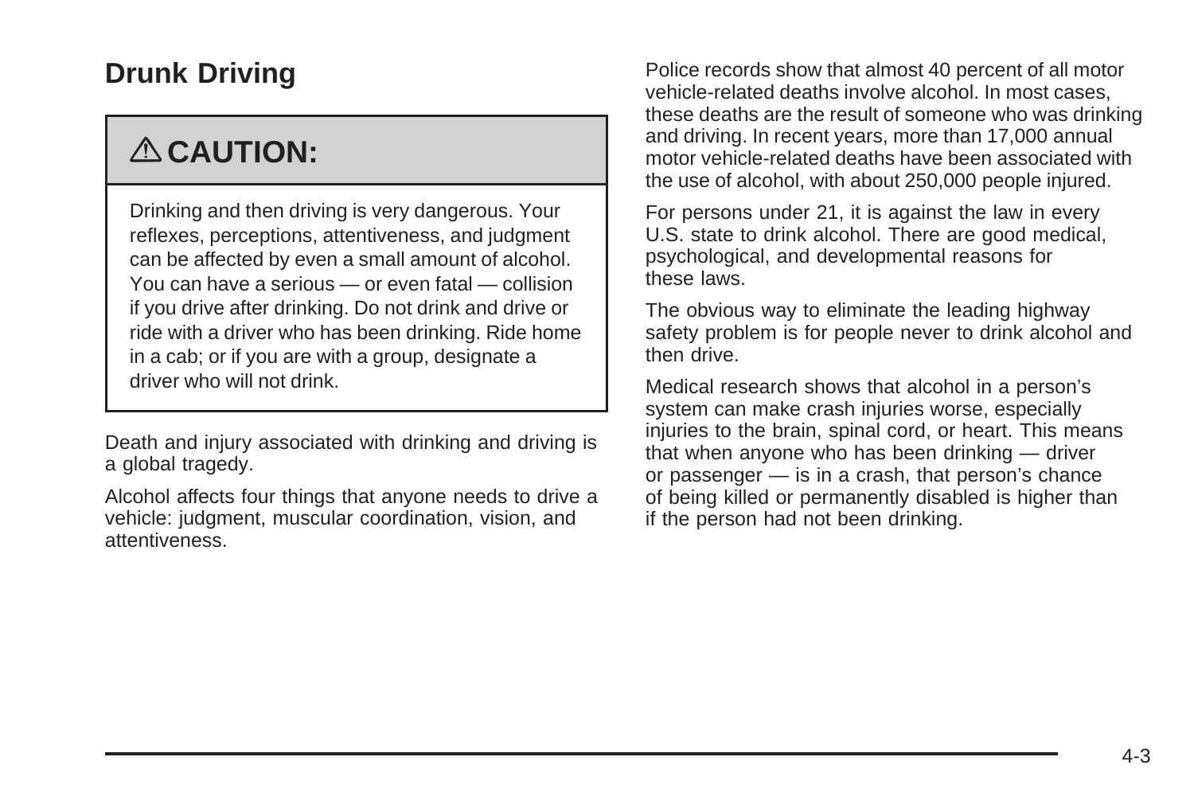## Drunk Driving

> **⚠ CAUTION:**
>
> Drinking and then driving is very dangerous. Your reflexes, perceptions, attentiveness, and judgment can be affected by even a small amount of alcohol. You can have a serious — or even fatal — collision if you drive after drinking. Do not drink and drive or ride with a driver who has been drinking. Ride home in a cab; or if you are with a group, designate a driver who will not drink.

Death and injury associated with drinking and driving is a global tragedy.

Alcohol affects four things that anyone needs to drive a vehicle: judgment, muscular coordination, vision, and attentiveness.

Police records show that almost 40 percent of all motor vehicle-related deaths involve alcohol. In most cases, these deaths are the result of someone who was drinking and driving. In recent years, more than 17,000 annual motor vehicle-related deaths have been associated with the use of alcohol, with about 250,000 people injured.

For persons under 21, it is against the law in every U.S. state to drink alcohol. There are good medical, psychological, and developmental reasons for these laws.

The obvious way to eliminate the leading highway safety problem is for people never to drink alcohol and then drive.

Medical research shows that alcohol in a person's system can make crash injuries worse, especially injuries to the brain, spinal cord, or heart. This means that when anyone who has been drinking — driver or passenger — is in a crash, that person's chance of being killed or permanently disabled is higher than if the person had not been drinking.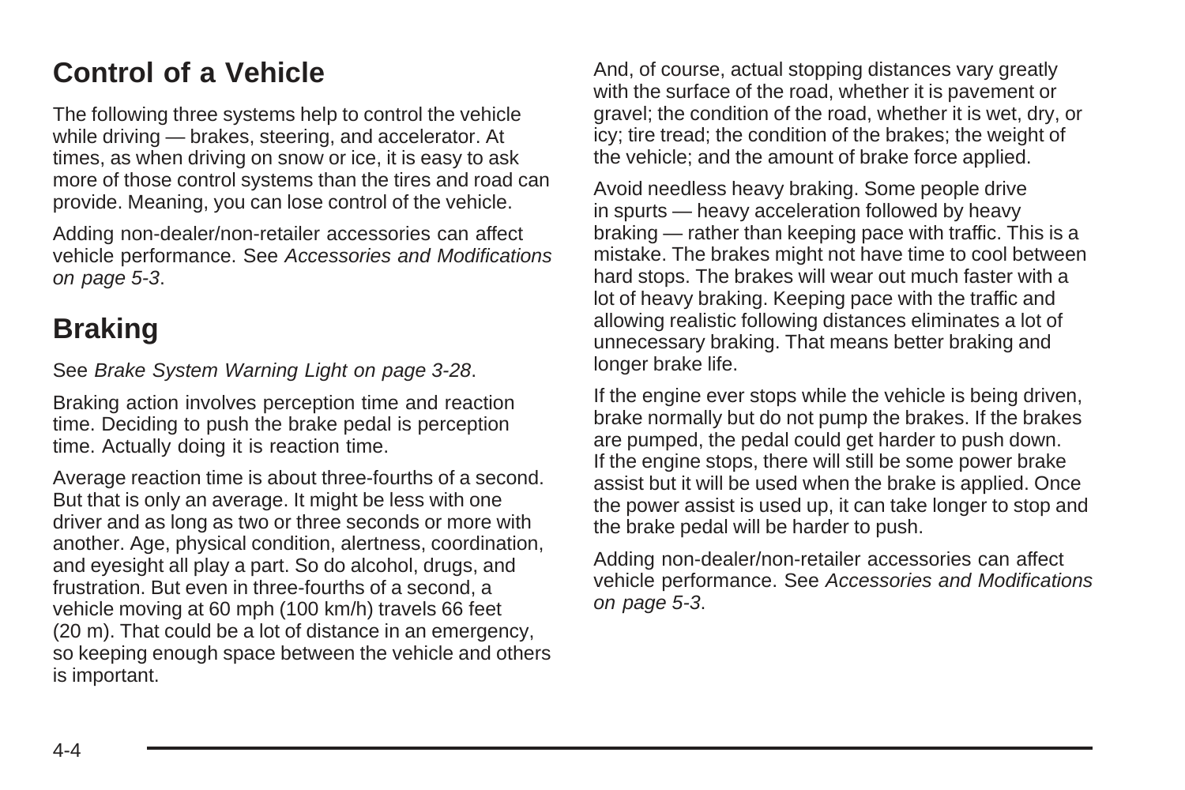## Control of a Vehicle

The following three systems help to control the vehicle while driving — brakes, steering, and accelerator. At times, as when driving on snow or ice, it is easy to ask more of those control systems than the tires and road can provide. Meaning, you can lose control of the vehicle.

Adding non-dealer/non-retailer accessories can affect vehicle performance. See *Accessories and Modifications on page 5-3*.

## Braking

See *Brake System Warning Light on page 3-28*.

Braking action involves perception time and reaction time. Deciding to push the brake pedal is perception time. Actually doing it is reaction time.

Average reaction time is about three-fourths of a second. But that is only an average. It might be less with one driver and as long as two or three seconds or more with another. Age, physical condition, alertness, coordination, and eyesight all play a part. So do alcohol, drugs, and frustration. But even in three-fourths of a second, a vehicle moving at 60 mph (100 km/h) travels 66 feet (20 m). That could be a lot of distance in an emergency, so keeping enough space between the vehicle and others is important.

And, of course, actual stopping distances vary greatly with the surface of the road, whether it is pavement or gravel; the condition of the road, whether it is wet, dry, or icy; tire tread; the condition of the brakes; the weight of the vehicle; and the amount of brake force applied.

Avoid needless heavy braking. Some people drive in spurts — heavy acceleration followed by heavy braking — rather than keeping pace with traffic. This is a mistake. The brakes might not have time to cool between hard stops. The brakes will wear out much faster with a lot of heavy braking. Keeping pace with the traffic and allowing realistic following distances eliminates a lot of unnecessary braking. That means better braking and longer brake life.

If the engine ever stops while the vehicle is being driven, brake normally but do not pump the brakes. If the brakes are pumped, the pedal could get harder to push down. If the engine stops, there will still be some power brake assist but it will be used when the brake is applied. Once the power assist is used up, it can take longer to stop and the brake pedal will be harder to push.

Adding non-dealer/non-retailer accessories can affect vehicle performance. See *Accessories and Modifications on page 5-3*.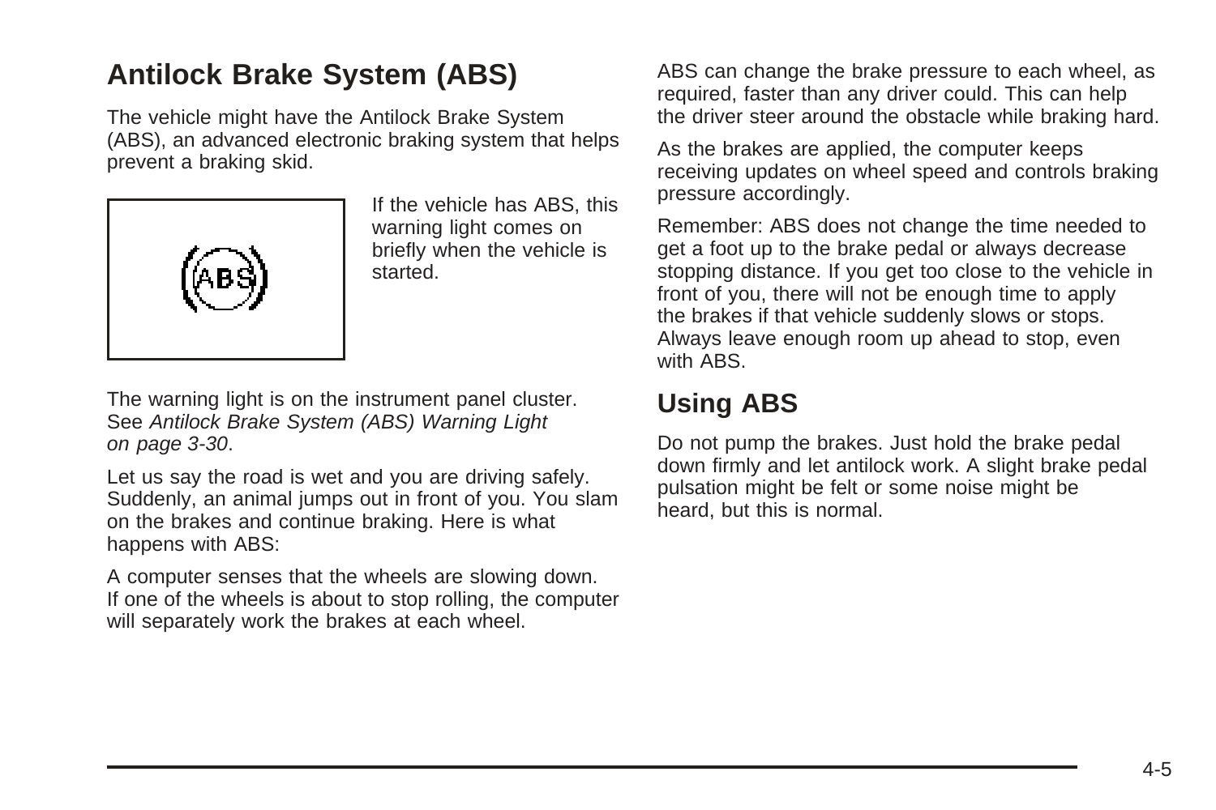# Antilock Brake System (ABS)

The vehicle might have the Antilock Brake System (ABS), an advanced electronic braking system that helps prevent a braking skid.

If the vehicle has ABS, this warning light comes on briefly when the vehicle is started.

The warning light is on the instrument panel cluster. See *Antilock Brake System (ABS) Warning Light on page 3-30*.

Let us say the road is wet and you are driving safely. Suddenly, an animal jumps out in front of you. You slam on the brakes and continue braking. Here is what happens with ABS:

A computer senses that the wheels are slowing down. If one of the wheels is about to stop rolling, the computer will separately work the brakes at each wheel.

ABS can change the brake pressure to each wheel, as required, faster than any driver could. This can help the driver steer around the obstacle while braking hard.

As the brakes are applied, the computer keeps receiving updates on wheel speed and controls braking pressure accordingly.

Remember: ABS does not change the time needed to get a foot up to the brake pedal or always decrease stopping distance. If you get too close to the vehicle in front of you, there will not be enough time to apply the brakes if that vehicle suddenly slows or stops. Always leave enough room up ahead to stop, even with ABS.

## Using ABS

Do not pump the brakes. Just hold the brake pedal down firmly and let antilock work. A slight brake pedal pulsation might be felt or some noise might be heard, but this is normal.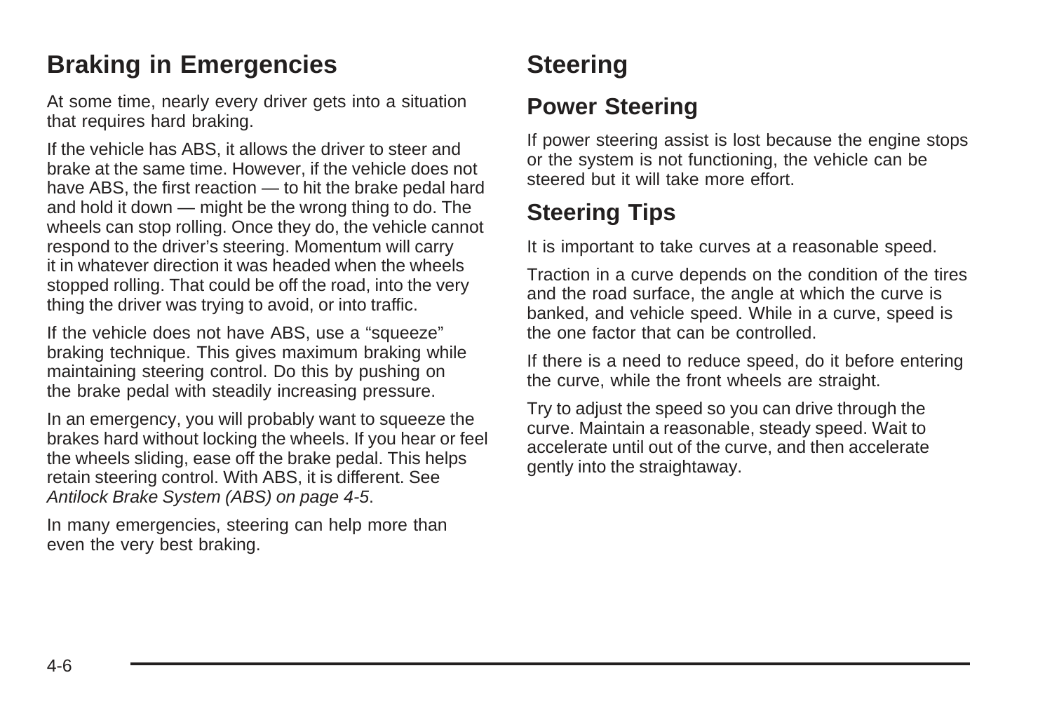## Braking in Emergencies

At some time, nearly every driver gets into a situation that requires hard braking.

If the vehicle has ABS, it allows the driver to steer and brake at the same time. However, if the vehicle does not have ABS, the first reaction — to hit the brake pedal hard and hold it down — might be the wrong thing to do. The wheels can stop rolling. Once they do, the vehicle cannot respond to the driver's steering. Momentum will carry it in whatever direction it was headed when the wheels stopped rolling. That could be off the road, into the very thing the driver was trying to avoid, or into traffic.

If the vehicle does not have ABS, use a "squeeze" braking technique. This gives maximum braking while maintaining steering control. Do this by pushing on the brake pedal with steadily increasing pressure.

In an emergency, you will probably want to squeeze the brakes hard without locking the wheels. If you hear or feel the wheels sliding, ease off the brake pedal. This helps retain steering control. With ABS, it is different. See *Antilock Brake System (ABS) on page 4-5*.

In many emergencies, steering can help more than even the very best braking.

## Steering

### Power Steering

If power steering assist is lost because the engine stops or the system is not functioning, the vehicle can be steered but it will take more effort.

### Steering Tips

It is important to take curves at a reasonable speed.

Traction in a curve depends on the condition of the tires and the road surface, the angle at which the curve is banked, and vehicle speed. While in a curve, speed is the one factor that can be controlled.

If there is a need to reduce speed, do it before entering the curve, while the front wheels are straight.

Try to adjust the speed so you can drive through the curve. Maintain a reasonable, steady speed. Wait to accelerate until out of the curve, and then accelerate gently into the straightaway.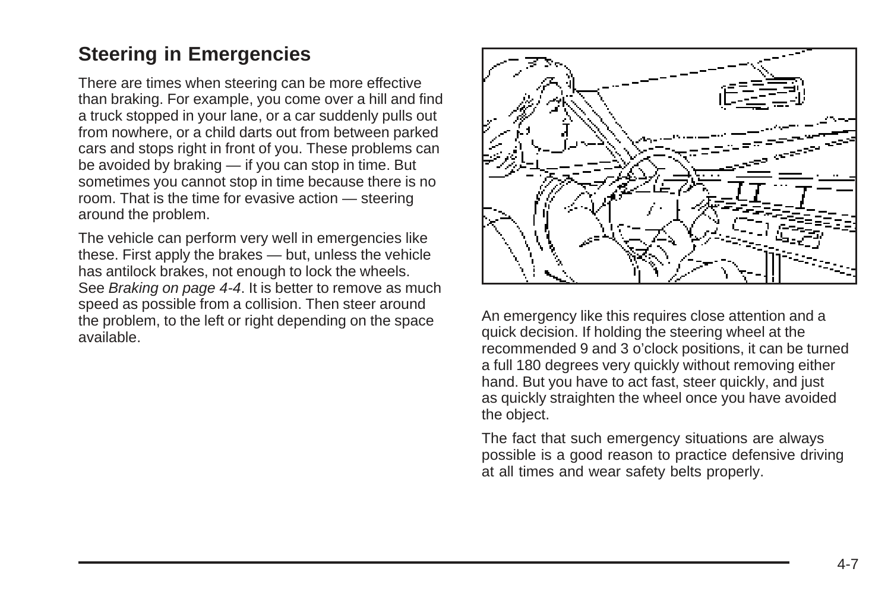## Steering in Emergencies

There are times when steering can be more effective than braking. For example, you come over a hill and find a truck stopped in your lane, or a car suddenly pulls out from nowhere, or a child darts out from between parked cars and stops right in front of you. These problems can be avoided by braking — if you can stop in time. But sometimes you cannot stop in time because there is no room. That is the time for evasive action — steering around the problem.

The vehicle can perform very well in emergencies like these. First apply the brakes — but, unless the vehicle has antilock brakes, not enough to lock the wheels. See *Braking on page 4-4*. It is better to remove as much speed as possible from a collision. Then steer around the problem, to the left or right depending on the space available.

An emergency like this requires close attention and a quick decision. If holding the steering wheel at the recommended 9 and 3 o'clock positions, it can be turned a full 180 degrees very quickly without removing either hand. But you have to act fast, steer quickly, and just as quickly straighten the wheel once you have avoided the object.

The fact that such emergency situations are always possible is a good reason to practice defensive driving at all times and wear safety belts properly.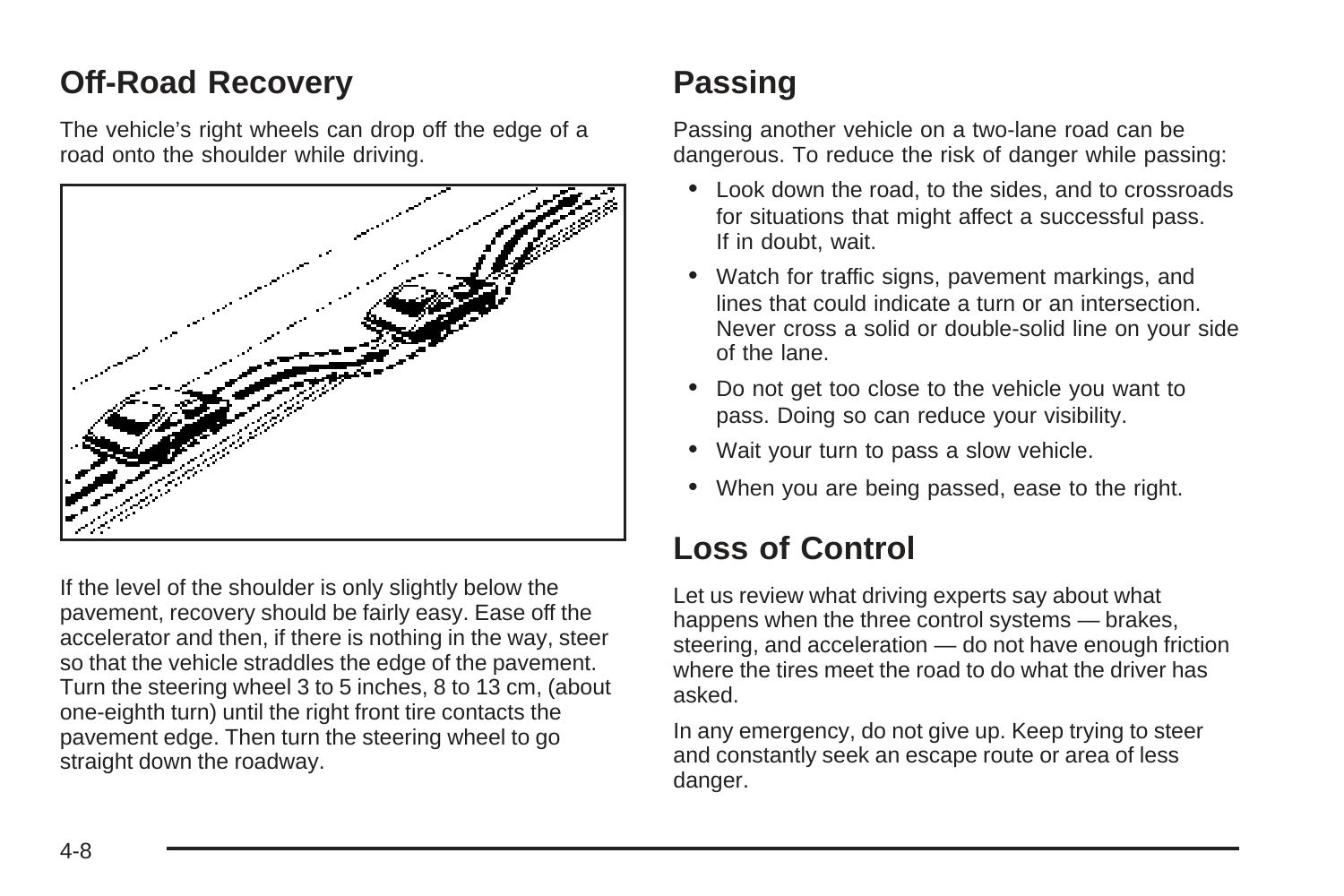## Off-Road Recovery

The vehicle's right wheels can drop off the edge of a road onto the shoulder while driving.

If the level of the shoulder is only slightly below the pavement, recovery should be fairly easy. Ease off the accelerator and then, if there is nothing in the way, steer so that the vehicle straddles the edge of the pavement. Turn the steering wheel 3 to 5 inches, 8 to 13 cm, (about one-eighth turn) until the right front tire contacts the pavement edge. Then turn the steering wheel to go straight down the roadway.

## Passing

Passing another vehicle on a two-lane road can be dangerous. To reduce the risk of danger while passing:

- Look down the road, to the sides, and to crossroads for situations that might affect a successful pass. If in doubt, wait.
- Watch for traffic signs, pavement markings, and lines that could indicate a turn or an intersection. Never cross a solid or double-solid line on your side of the lane.
- Do not get too close to the vehicle you want to pass. Doing so can reduce your visibility.
- Wait your turn to pass a slow vehicle.
- When you are being passed, ease to the right.

## Loss of Control

Let us review what driving experts say about what happens when the three control systems — brakes, steering, and acceleration — do not have enough friction where the tires meet the road to do what the driver has asked.

In any emergency, do not give up. Keep trying to steer and constantly seek an escape route or area of less danger.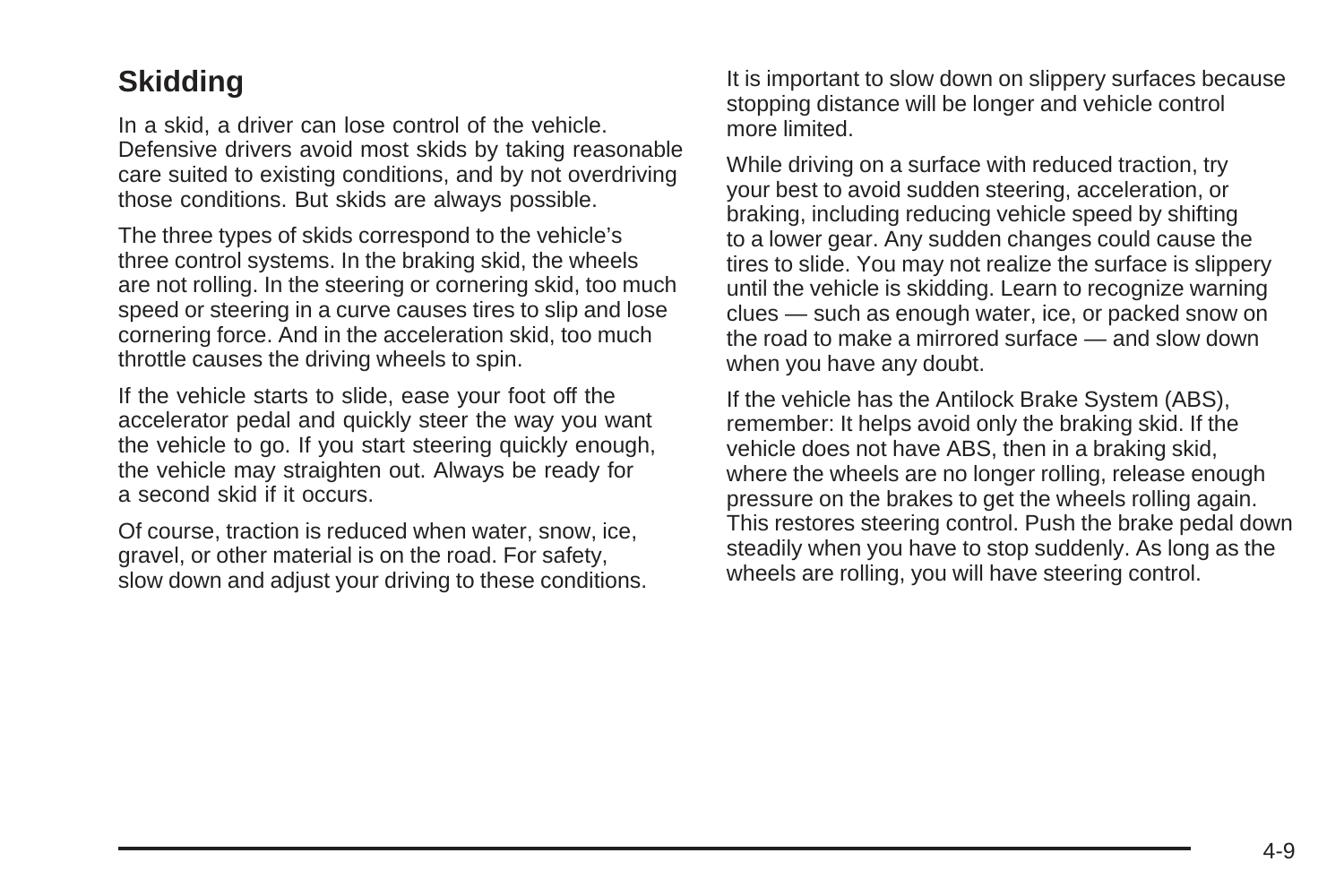## Skidding

In a skid, a driver can lose control of the vehicle. Defensive drivers avoid most skids by taking reasonable care suited to existing conditions, and by not overdriving those conditions. But skids are always possible.

The three types of skids correspond to the vehicle's three control systems. In the braking skid, the wheels are not rolling. In the steering or cornering skid, too much speed or steering in a curve causes tires to slip and lose cornering force. And in the acceleration skid, too much throttle causes the driving wheels to spin.

If the vehicle starts to slide, ease your foot off the accelerator pedal and quickly steer the way you want the vehicle to go. If you start steering quickly enough, the vehicle may straighten out. Always be ready for a second skid if it occurs.

Of course, traction is reduced when water, snow, ice, gravel, or other material is on the road. For safety, slow down and adjust your driving to these conditions.

It is important to slow down on slippery surfaces because stopping distance will be longer and vehicle control more limited.

While driving on a surface with reduced traction, try your best to avoid sudden steering, acceleration, or braking, including reducing vehicle speed by shifting to a lower gear. Any sudden changes could cause the tires to slide. You may not realize the surface is slippery until the vehicle is skidding. Learn to recognize warning clues — such as enough water, ice, or packed snow on the road to make a mirrored surface — and slow down when you have any doubt.

If the vehicle has the Antilock Brake System (ABS), remember: It helps avoid only the braking skid. If the vehicle does not have ABS, then in a braking skid, where the wheels are no longer rolling, release enough pressure on the brakes to get the wheels rolling again. This restores steering control. Push the brake pedal down steadily when you have to stop suddenly. As long as the wheels are rolling, you will have steering control.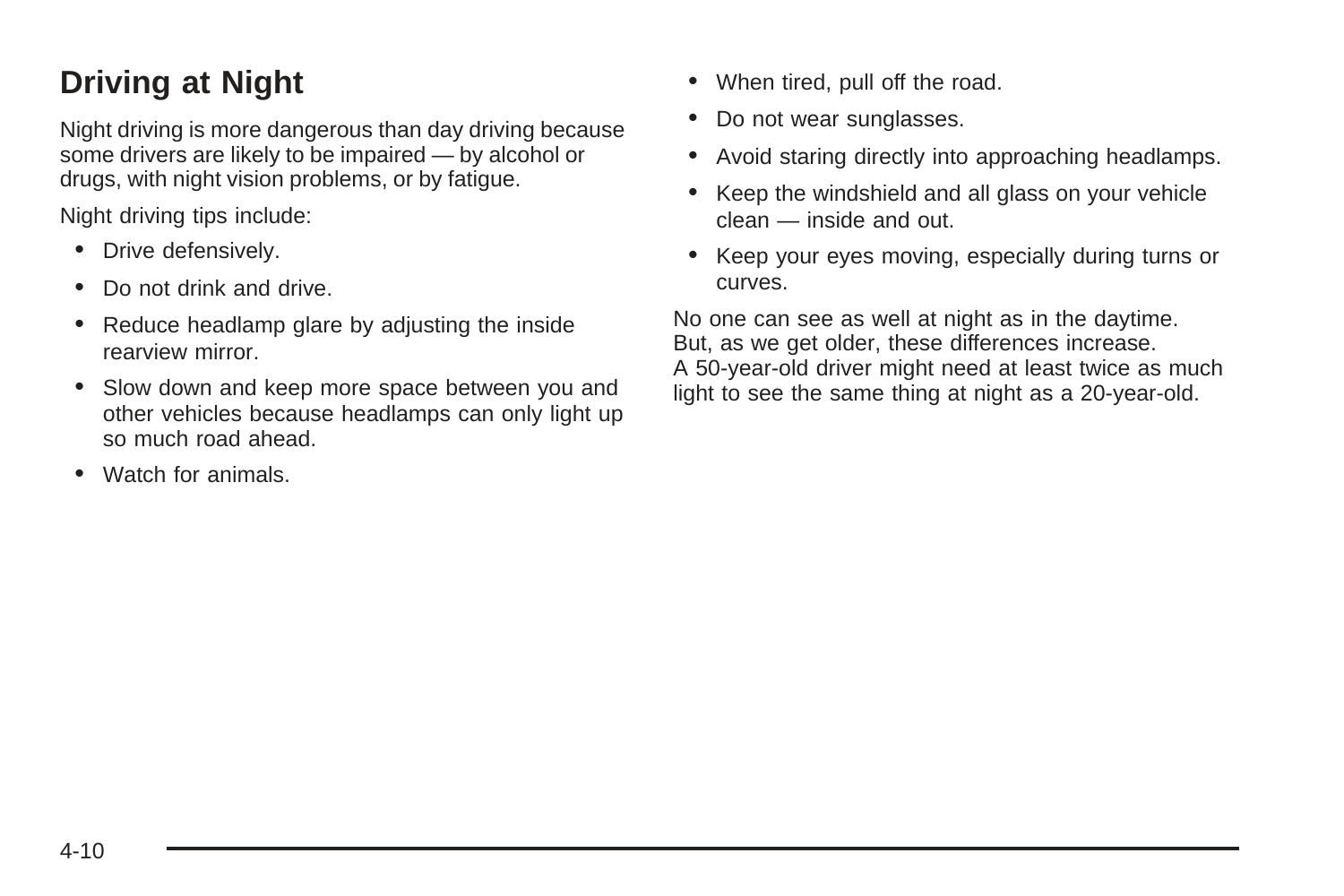## Driving at Night

Night driving is more dangerous than day driving because some drivers are likely to be impaired — by alcohol or drugs, with night vision problems, or by fatigue.

Night driving tips include:

- Drive defensively.
- Do not drink and drive.
- Reduce headlamp glare by adjusting the inside rearview mirror.
- Slow down and keep more space between you and other vehicles because headlamps can only light up so much road ahead.
- Watch for animals.
- When tired, pull off the road.
- Do not wear sunglasses.
- Avoid staring directly into approaching headlamps.
- Keep the windshield and all glass on your vehicle clean — inside and out.
- Keep your eyes moving, especially during turns or curves.

No one can see as well at night as in the daytime. But, as we get older, these differences increase. A 50-year-old driver might need at least twice as much light to see the same thing at night as a 20-year-old.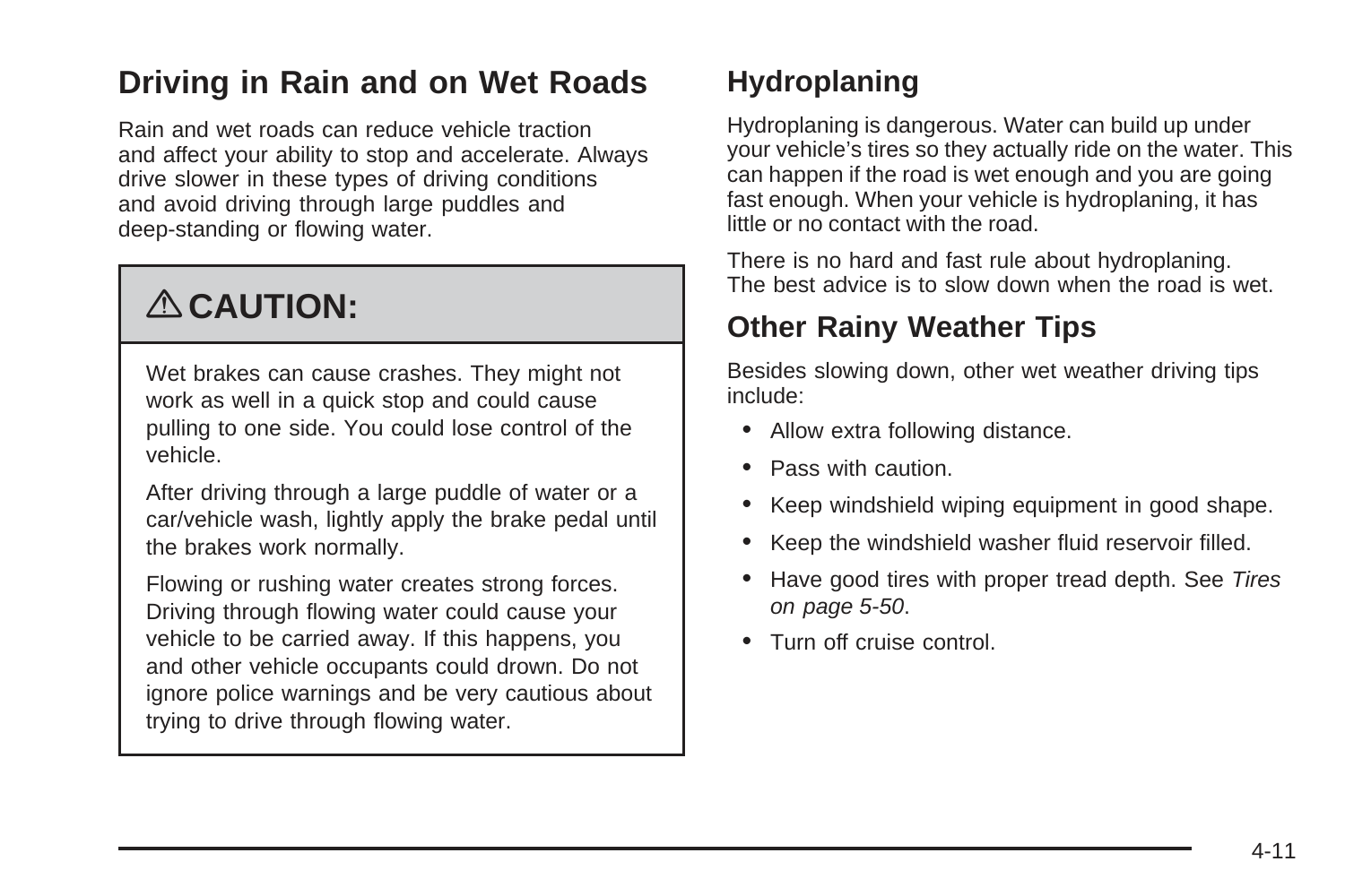## Driving in Rain and on Wet Roads

Rain and wet roads can reduce vehicle traction and affect your ability to stop and accelerate. Always drive slower in these types of driving conditions and avoid driving through large puddles and deep-standing or flowing water.

> **⚠ CAUTION:**
>
> Wet brakes can cause crashes. They might not work as well in a quick stop and could cause pulling to one side. You could lose control of the vehicle.
>
> After driving through a large puddle of water or a car/vehicle wash, lightly apply the brake pedal until the brakes work normally.
>
> Flowing or rushing water creates strong forces. Driving through flowing water could cause your vehicle to be carried away. If this happens, you and other vehicle occupants could drown. Do not ignore police warnings and be very cautious about trying to drive through flowing water.

### Hydroplaning

Hydroplaning is dangerous. Water can build up under your vehicle's tires so they actually ride on the water. This can happen if the road is wet enough and you are going fast enough. When your vehicle is hydroplaning, it has little or no contact with the road.

There is no hard and fast rule about hydroplaning. The best advice is to slow down when the road is wet.

### Other Rainy Weather Tips

Besides slowing down, other wet weather driving tips include:

- Allow extra following distance.
- Pass with caution.
- Keep windshield wiping equipment in good shape.
- Keep the windshield washer fluid reservoir filled.
- Have good tires with proper tread depth. See *Tires on page 5-50*.
- Turn off cruise control.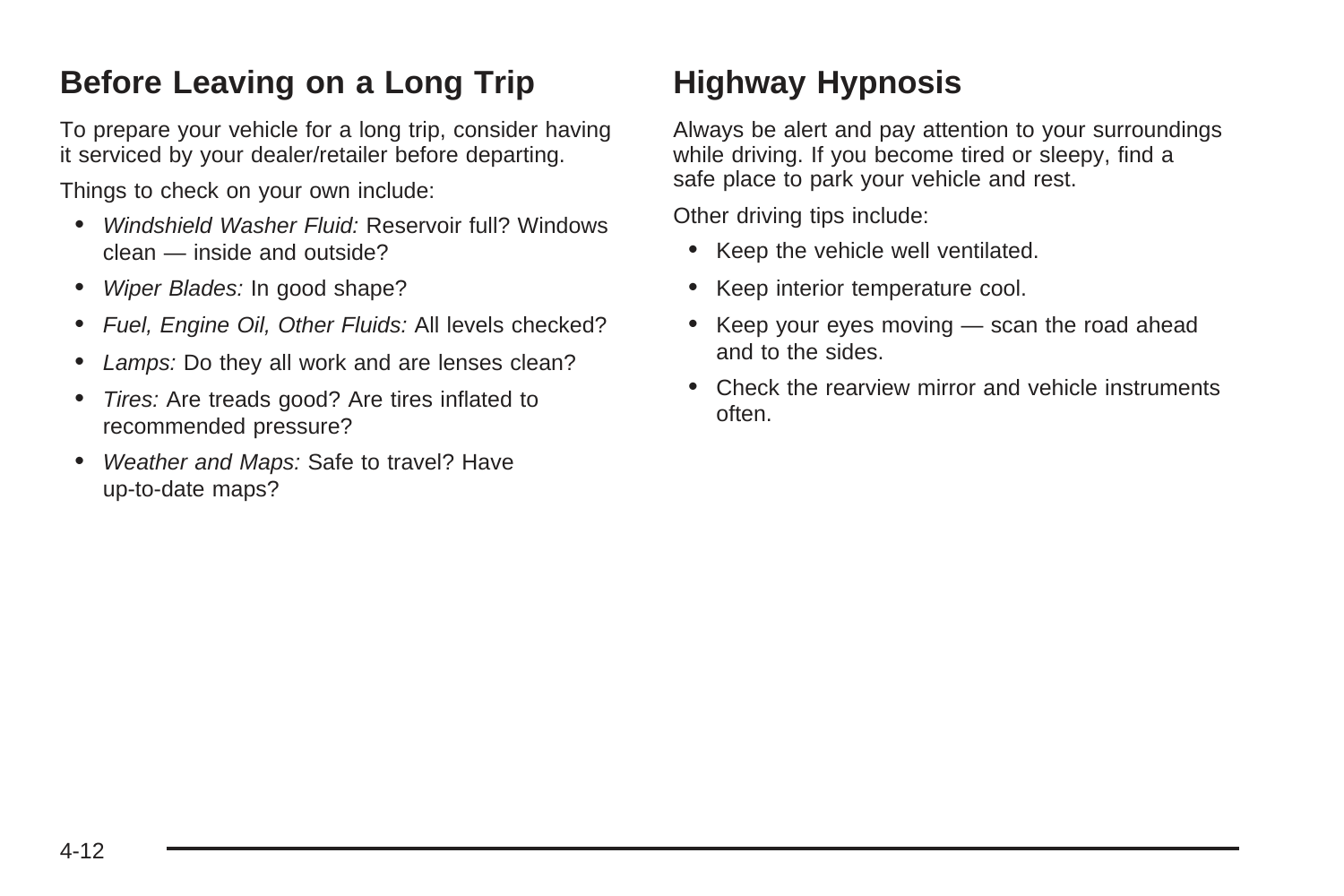## Before Leaving on a Long Trip

To prepare your vehicle for a long trip, consider having it serviced by your dealer/retailer before departing.

Things to check on your own include:

- *Windshield Washer Fluid:* Reservoir full? Windows clean — inside and outside?
- *Wiper Blades:* In good shape?
- *Fuel, Engine Oil, Other Fluids:* All levels checked?
- *Lamps:* Do they all work and are lenses clean?
- *Tires:* Are treads good? Are tires inflated to recommended pressure?
- *Weather and Maps:* Safe to travel? Have up-to-date maps?

## Highway Hypnosis

Always be alert and pay attention to your surroundings while driving. If you become tired or sleepy, find a safe place to park your vehicle and rest.

Other driving tips include:

- Keep the vehicle well ventilated.
- Keep interior temperature cool.
- Keep your eyes moving — scan the road ahead and to the sides.
- Check the rearview mirror and vehicle instruments often.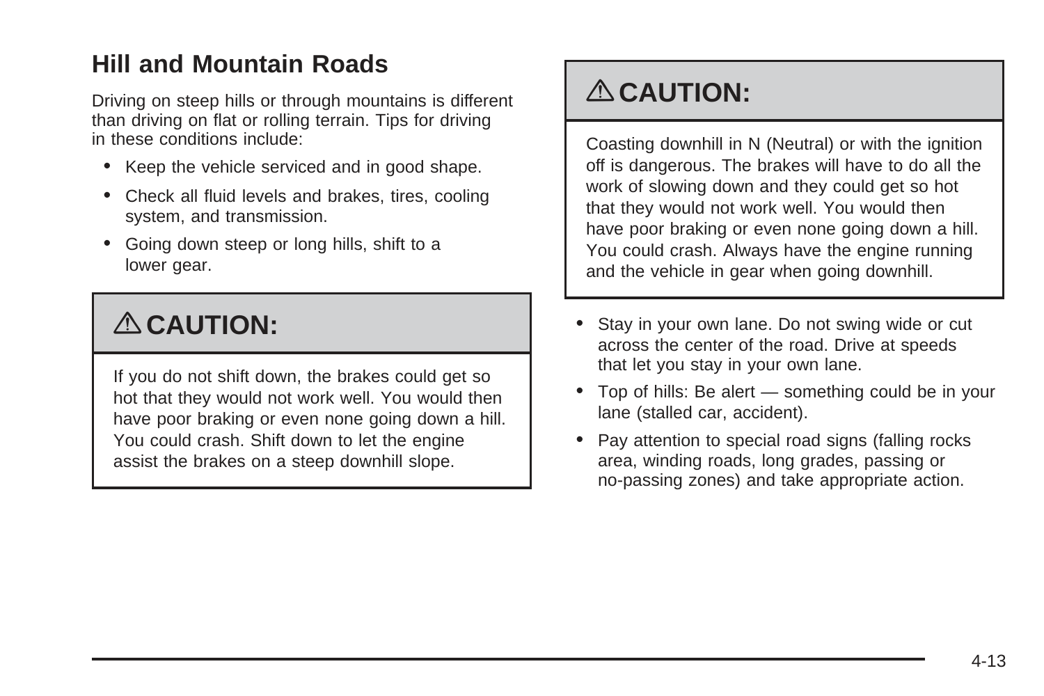## Hill and Mountain Roads

Driving on steep hills or through mountains is different than driving on flat or rolling terrain. Tips for driving in these conditions include:

- Keep the vehicle serviced and in good shape.
- Check all fluid levels and brakes, tires, cooling system, and transmission.
- Going down steep or long hills, shift to a lower gear.

> **⚠ CAUTION:**
>
> If you do not shift down, the brakes could get so hot that they would not work well. You would then have poor braking or even none going down a hill. You could crash. Shift down to let the engine assist the brakes on a steep downhill slope.

> **⚠ CAUTION:**
>
> Coasting downhill in N (Neutral) or with the ignition off is dangerous. The brakes will have to do all the work of slowing down and they could get so hot that they would not work well. You would then have poor braking or even none going down a hill. You could crash. Always have the engine running and the vehicle in gear when going downhill.

- Stay in your own lane. Do not swing wide or cut across the center of the road. Drive at speeds that let you stay in your own lane.
- Top of hills: Be alert — something could be in your lane (stalled car, accident).
- Pay attention to special road signs (falling rocks area, winding roads, long grades, passing or no-passing zones) and take appropriate action.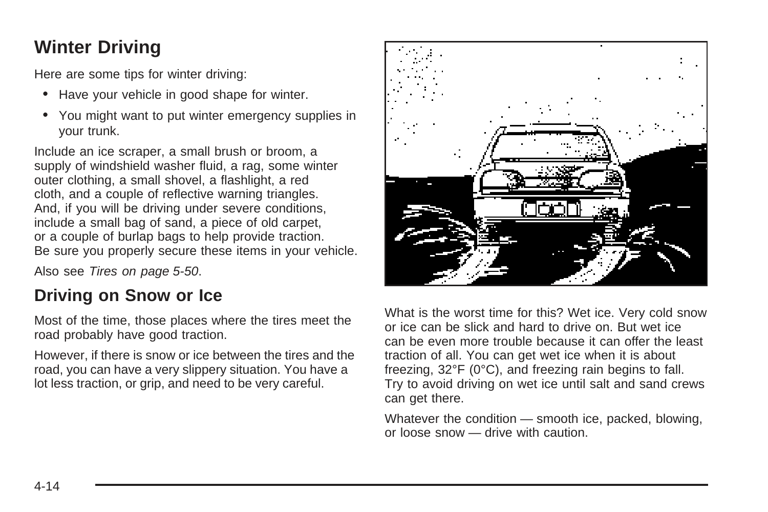# Winter Driving

Here are some tips for winter driving:

- Have your vehicle in good shape for winter.
- You might want to put winter emergency supplies in your trunk.

Include an ice scraper, a small brush or broom, a supply of windshield washer fluid, a rag, some winter outer clothing, a small shovel, a flashlight, a red cloth, and a couple of reflective warning triangles. And, if you will be driving under severe conditions, include a small bag of sand, a piece of old carpet, or a couple of burlap bags to help provide traction. Be sure you properly secure these items in your vehicle.

Also see *Tires on page 5-50*.

## Driving on Snow or Ice

Most of the time, those places where the tires meet the road probably have good traction.

However, if there is snow or ice between the tires and the road, you can have a very slippery situation. You have a lot less traction, or grip, and need to be very careful.

What is the worst time for this? Wet ice. Very cold snow or ice can be slick and hard to drive on. But wet ice can be even more trouble because it can offer the least traction of all. You can get wet ice when it is about freezing, 32°F (0°C), and freezing rain begins to fall. Try to avoid driving on wet ice until salt and sand crews can get there.

Whatever the condition — smooth ice, packed, blowing, or loose snow — drive with caution.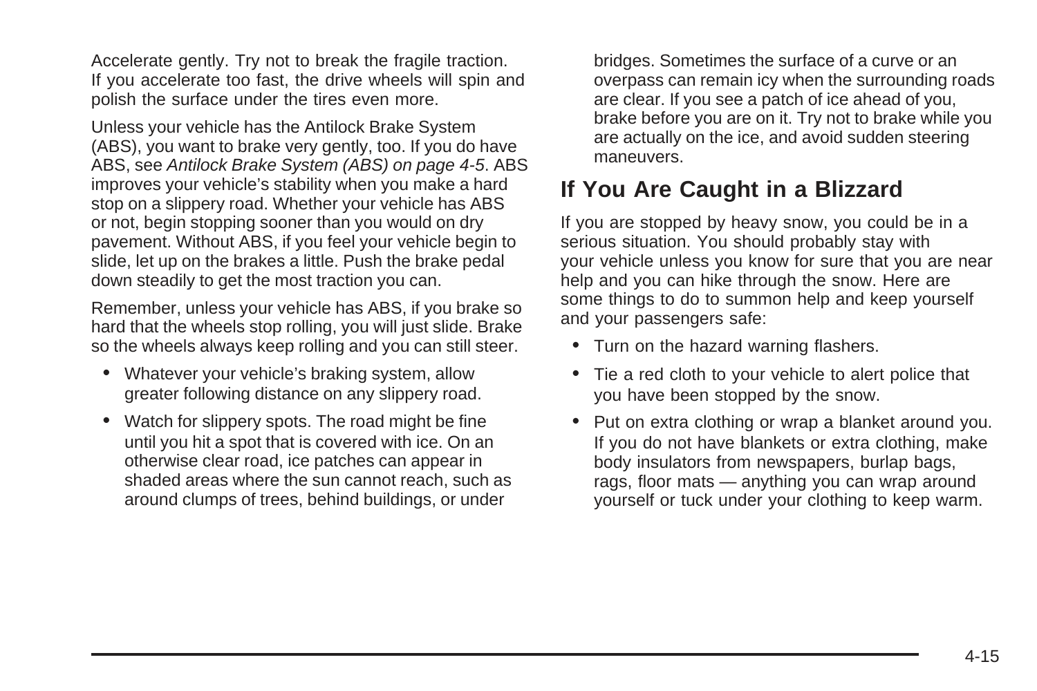Accelerate gently. Try not to break the fragile traction. If you accelerate too fast, the drive wheels will spin and polish the surface under the tires even more.

Unless your vehicle has the Antilock Brake System (ABS), you want to brake very gently, too. If you do have ABS, see *Antilock Brake System (ABS) on page 4-5*. ABS improves your vehicle's stability when you make a hard stop on a slippery road. Whether your vehicle has ABS or not, begin stopping sooner than you would on dry pavement. Without ABS, if you feel your vehicle begin to slide, let up on the brakes a little. Push the brake pedal down steadily to get the most traction you can.

Remember, unless your vehicle has ABS, if you brake so hard that the wheels stop rolling, you will just slide. Brake so the wheels always keep rolling and you can still steer.

- Whatever your vehicle's braking system, allow greater following distance on any slippery road.
- Watch for slippery spots. The road might be fine until you hit a spot that is covered with ice. On an otherwise clear road, ice patches can appear in shaded areas where the sun cannot reach, such as around clumps of trees, behind buildings, or under bridges. Sometimes the surface of a curve or an overpass can remain icy when the surrounding roads are clear. If you see a patch of ice ahead of you, brake before you are on it. Try not to brake while you are actually on the ice, and avoid sudden steering maneuvers.

## If You Are Caught in a Blizzard

If you are stopped by heavy snow, you could be in a serious situation. You should probably stay with your vehicle unless you know for sure that you are near help and you can hike through the snow. Here are some things to do to summon help and keep yourself and your passengers safe:

- Turn on the hazard warning flashers.
- Tie a red cloth to your vehicle to alert police that you have been stopped by the snow.
- Put on extra clothing or wrap a blanket around you. If you do not have blankets or extra clothing, make body insulators from newspapers, burlap bags, rags, floor mats — anything you can wrap around yourself or tuck under your clothing to keep warm.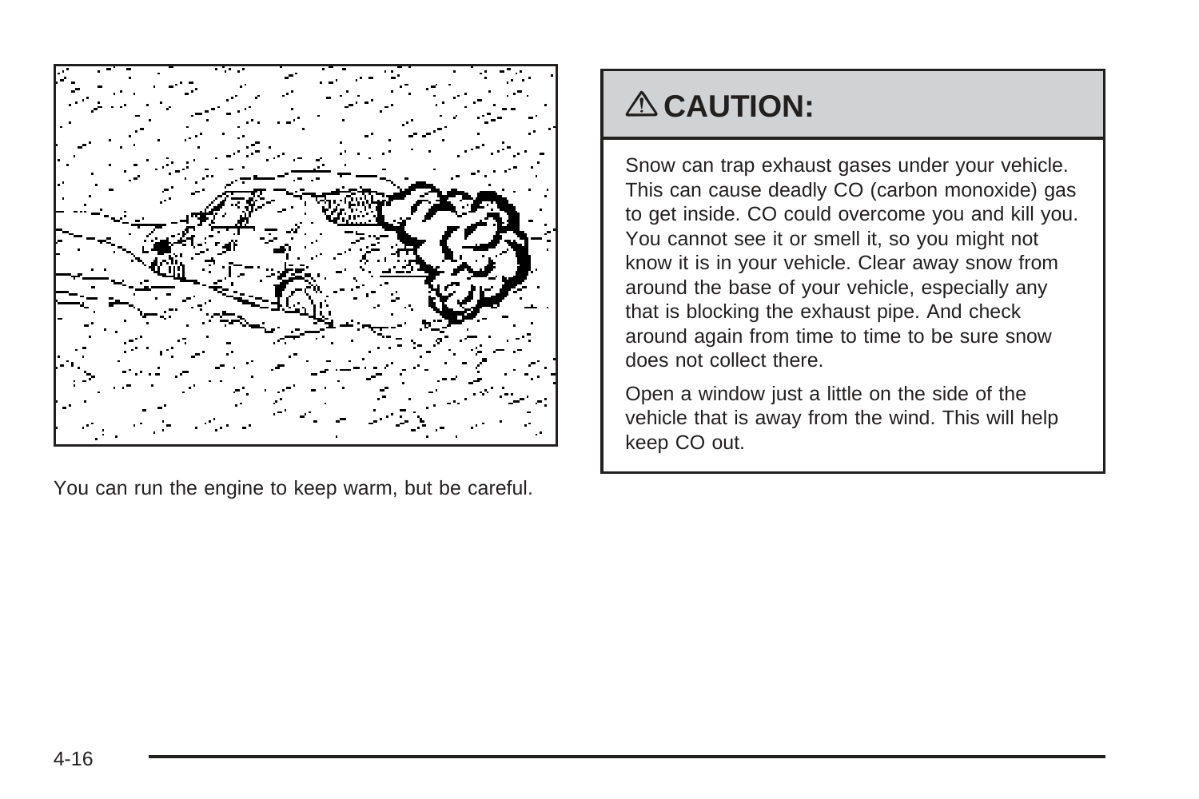You can run the engine to keep warm, but be careful.

## ⚠ CAUTION:

Snow can trap exhaust gases under your vehicle. This can cause deadly CO (carbon monoxide) gas to get inside. CO could overcome you and kill you. You cannot see it or smell it, so you might not know it is in your vehicle. Clear away snow from around the base of your vehicle, especially any that is blocking the exhaust pipe. And check around again from time to time to be sure snow does not collect there.

Open a window just a little on the side of the vehicle that is away from the wind. This will help keep CO out.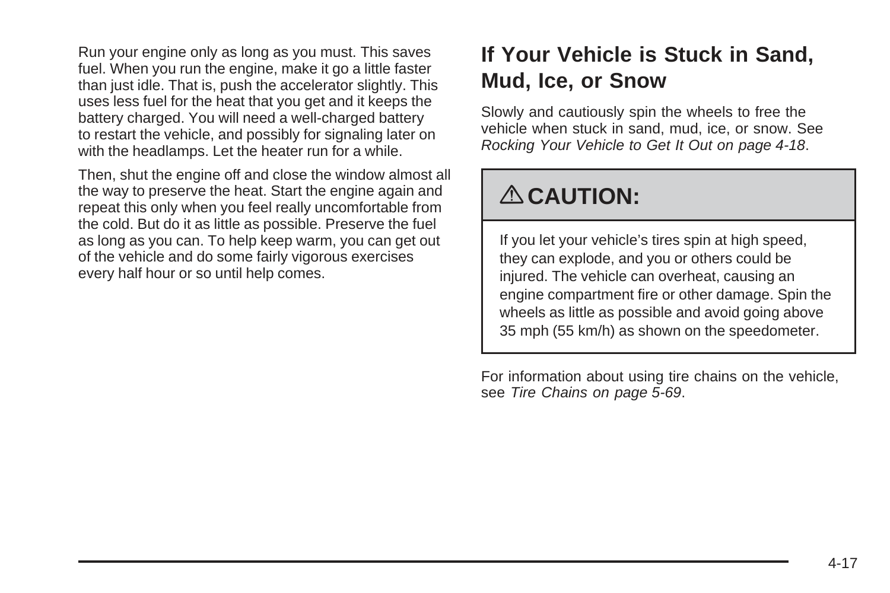Run your engine only as long as you must. This saves fuel. When you run the engine, make it go a little faster than just idle. That is, push the accelerator slightly. This uses less fuel for the heat that you get and it keeps the battery charged. You will need a well-charged battery to restart the vehicle, and possibly for signaling later on with the headlamps. Let the heater run for a while.

Then, shut the engine off and close the window almost all the way to preserve the heat. Start the engine again and repeat this only when you feel really uncomfortable from the cold. But do it as little as possible. Preserve the fuel as long as you can. To help keep warm, you can get out of the vehicle and do some fairly vigorous exercises every half hour or so until help comes.

## If Your Vehicle is Stuck in Sand, Mud, Ice, or Snow

Slowly and cautiously spin the wheels to free the vehicle when stuck in sand, mud, ice, or snow. See *Rocking Your Vehicle to Get It Out on page 4-18*.

**⚠ CAUTION:**

If you let your vehicle's tires spin at high speed, they can explode, and you or others could be injured. The vehicle can overheat, causing an engine compartment fire or other damage. Spin the wheels as little as possible and avoid going above 35 mph (55 km/h) as shown on the speedometer.

For information about using tire chains on the vehicle, see *Tire Chains on page 5-69*.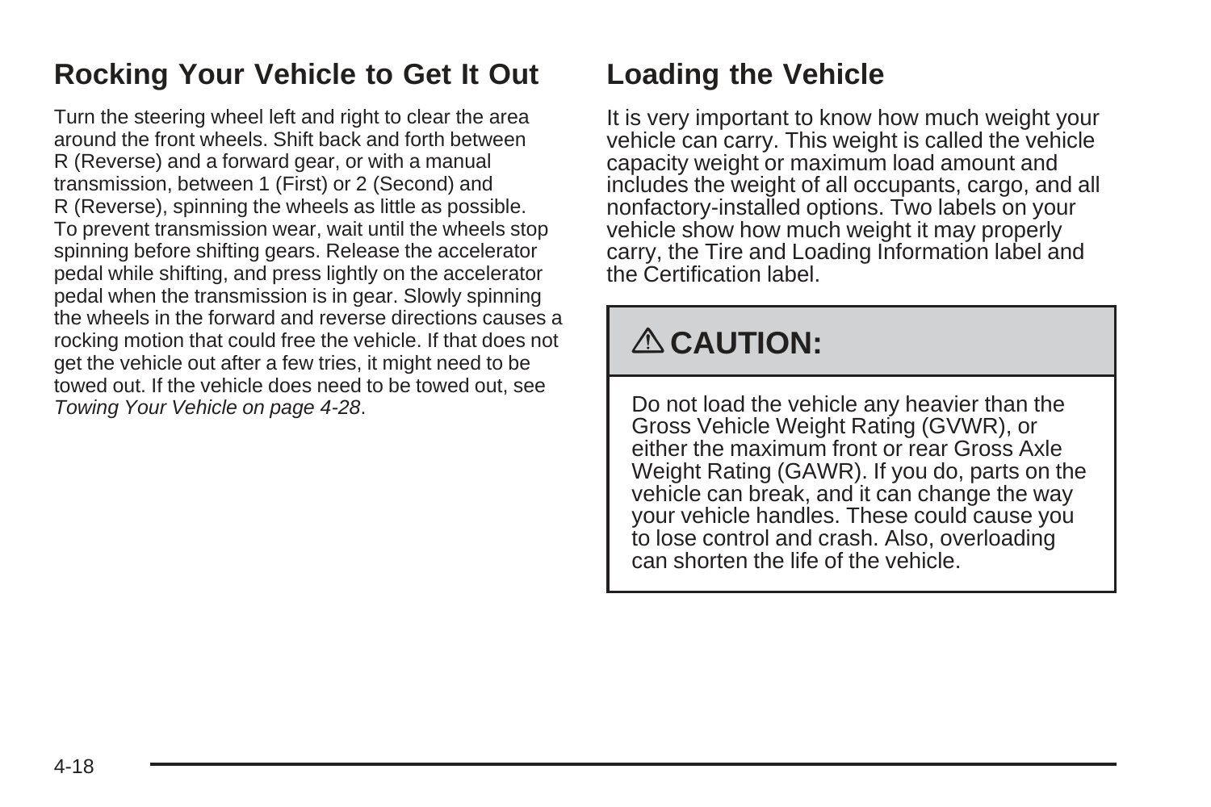## Rocking Your Vehicle to Get It Out

Turn the steering wheel left and right to clear the area around the front wheels. Shift back and forth between R (Reverse) and a forward gear, or with a manual transmission, between 1 (First) or 2 (Second) and R (Reverse), spinning the wheels as little as possible. To prevent transmission wear, wait until the wheels stop spinning before shifting gears. Release the accelerator pedal while shifting, and press lightly on the accelerator pedal when the transmission is in gear. Slowly spinning the wheels in the forward and reverse directions causes a rocking motion that could free the vehicle. If that does not get the vehicle out after a few tries, it might need to be towed out. If the vehicle does need to be towed out, see *Towing Your Vehicle on page 4-28*.

## Loading the Vehicle

It is very important to know how much weight your vehicle can carry. This weight is called the vehicle capacity weight or maximum load amount and includes the weight of all occupants, cargo, and all nonfactory-installed options. Two labels on your vehicle show how much weight it may properly carry, the Tire and Loading Information label and the Certification label.

**⚠ CAUTION:**

Do not load the vehicle any heavier than the Gross Vehicle Weight Rating (GVWR), or either the maximum front or rear Gross Axle Weight Rating (GAWR). If you do, parts on the vehicle can break, and it can change the way your vehicle handles. These could cause you to lose control and crash. Also, overloading can shorten the life of the vehicle.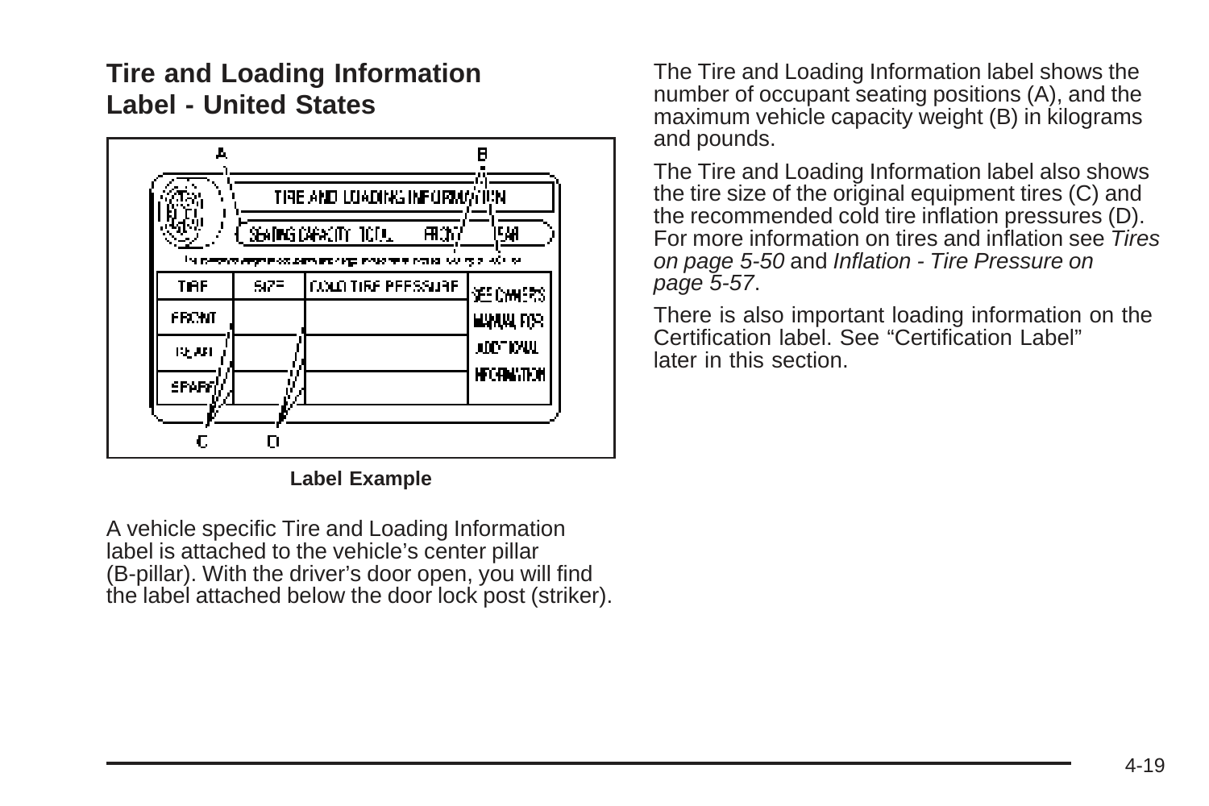## Tire and Loading Information Label - United States

Label Example

A vehicle specific Tire and Loading Information label is attached to the vehicle's center pillar (B-pillar). With the driver's door open, you will find the label attached below the door lock post (striker).

The Tire and Loading Information label shows the number of occupant seating positions (A), and the maximum vehicle capacity weight (B) in kilograms and pounds.

The Tire and Loading Information label also shows the tire size of the original equipment tires (C) and the recommended cold tire inflation pressures (D). For more information on tires and inflation see *Tires on page 5-50* and *Inflation - Tire Pressure on page 5-57*.

There is also important loading information on the Certification label. See "Certification Label" later in this section.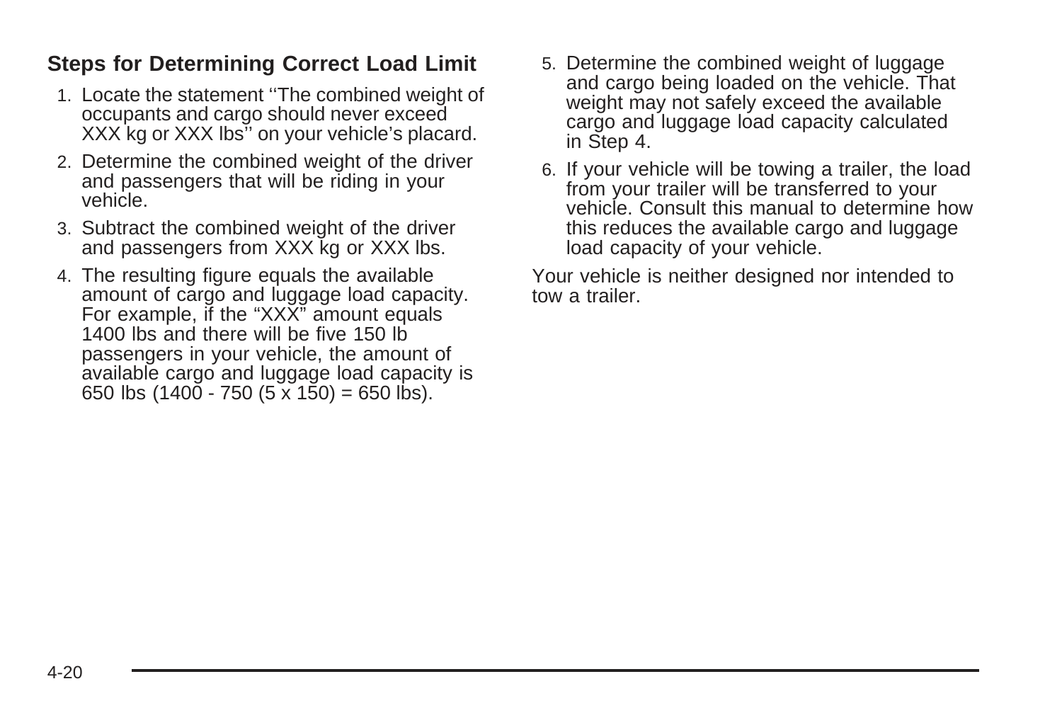### Steps for Determining Correct Load Limit

1. Locate the statement ''The combined weight of occupants and cargo should never exceed XXX kg or XXX lbs'' on your vehicle's placard.
2. Determine the combined weight of the driver and passengers that will be riding in your vehicle.
3. Subtract the combined weight of the driver and passengers from XXX kg or XXX lbs.
4. The resulting figure equals the available amount of cargo and luggage load capacity. For example, if the "XXX" amount equals 1400 lbs and there will be five 150 lb passengers in your vehicle, the amount of available cargo and luggage load capacity is 650 lbs (1400 - 750 (5 x 150) = 650 lbs).
5. Determine the combined weight of luggage and cargo being loaded on the vehicle. That weight may not safely exceed the available cargo and luggage load capacity calculated in Step 4.
6. If your vehicle will be towing a trailer, the load from your trailer will be transferred to your vehicle. Consult this manual to determine how this reduces the available cargo and luggage load capacity of your vehicle.

Your vehicle is neither designed nor intended to tow a trailer.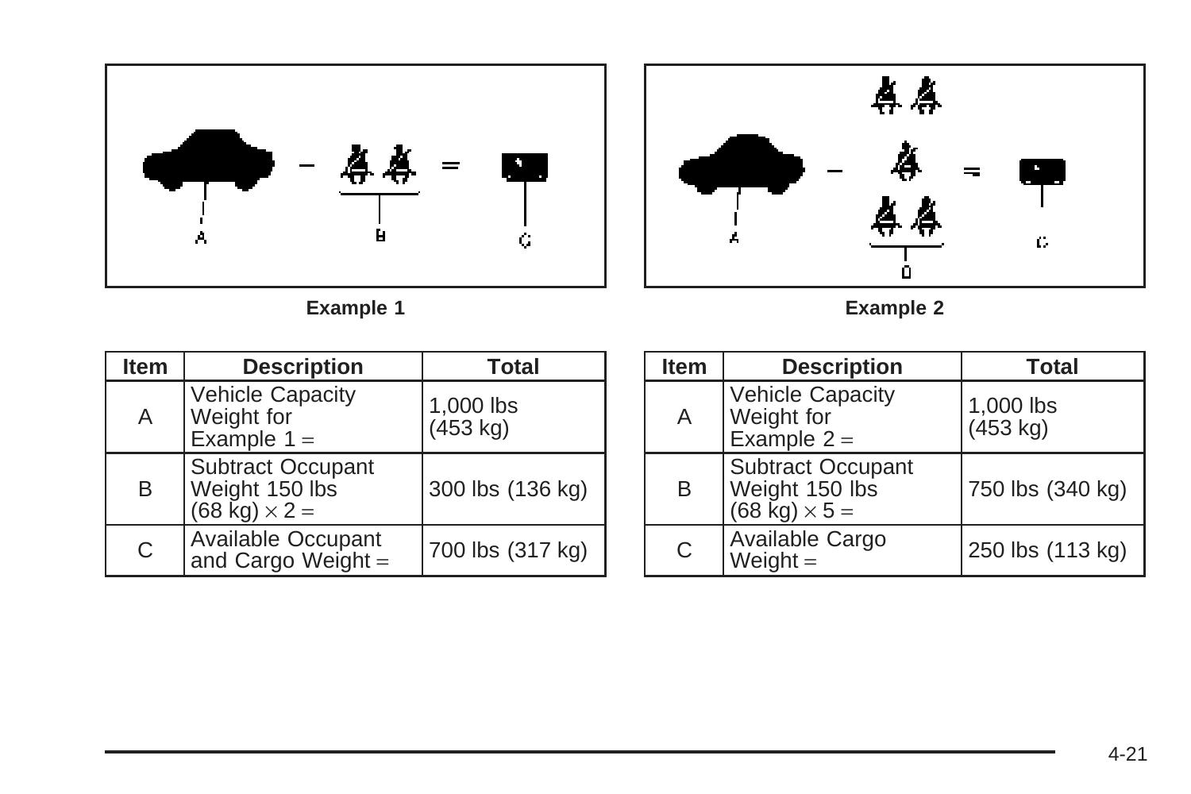Example 1

| Item | Description | Total |
|---|---|---|
| A | Vehicle Capacity Weight for Example 1 = | 1,000 lbs (453 kg) |
| B | Subtract Occupant Weight 150 lbs (68 kg) × 2 = | 300 lbs (136 kg) |
| C | Available Occupant and Cargo Weight = | 700 lbs (317 kg) |

Example 2

| Item | Description | Total |
|---|---|---|
| A | Vehicle Capacity Weight for Example 2 = | 1,000 lbs (453 kg) |
| B | Subtract Occupant Weight 150 lbs (68 kg) × 5 = | 750 lbs (340 kg) |
| C | Available Cargo Weight = | 250 lbs (113 kg) |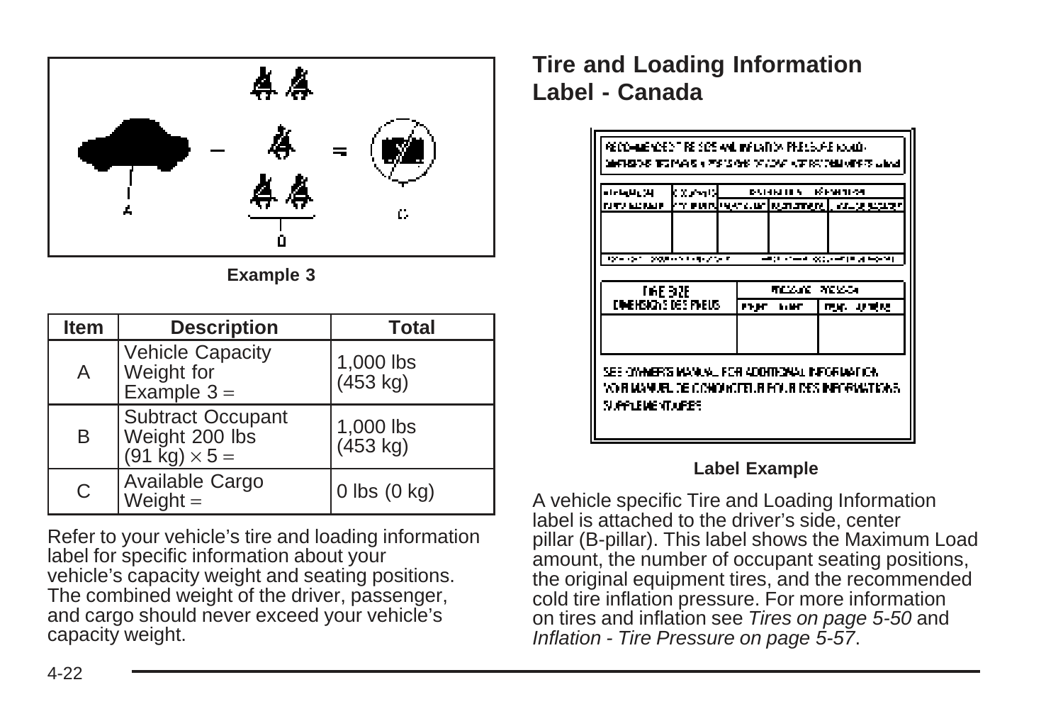Example 3

| Item | Description | Total |
|---|---|---|
| A | Vehicle Capacity Weight for Example 3 = | 1,000 lbs (453 kg) |
| B | Subtract Occupant Weight 200 lbs (91 kg) × 5 = | 1,000 lbs (453 kg) |
| C | Available Cargo Weight = | 0 lbs (0 kg) |

Refer to your vehicle's tire and loading information label for specific information about your vehicle's capacity weight and seating positions. The combined weight of the driver, passenger, and cargo should never exceed your vehicle's capacity weight.

## Tire and Loading Information Label - Canada

Label Example

A vehicle specific Tire and Loading Information label is attached to the driver's side, center pillar (B-pillar). This label shows the Maximum Load amount, the number of occupant seating positions, the original equipment tires, and the recommended cold tire inflation pressure. For more information on tires and inflation see *Tires on page 5-50* and *Inflation - Tire Pressure on page 5-57*.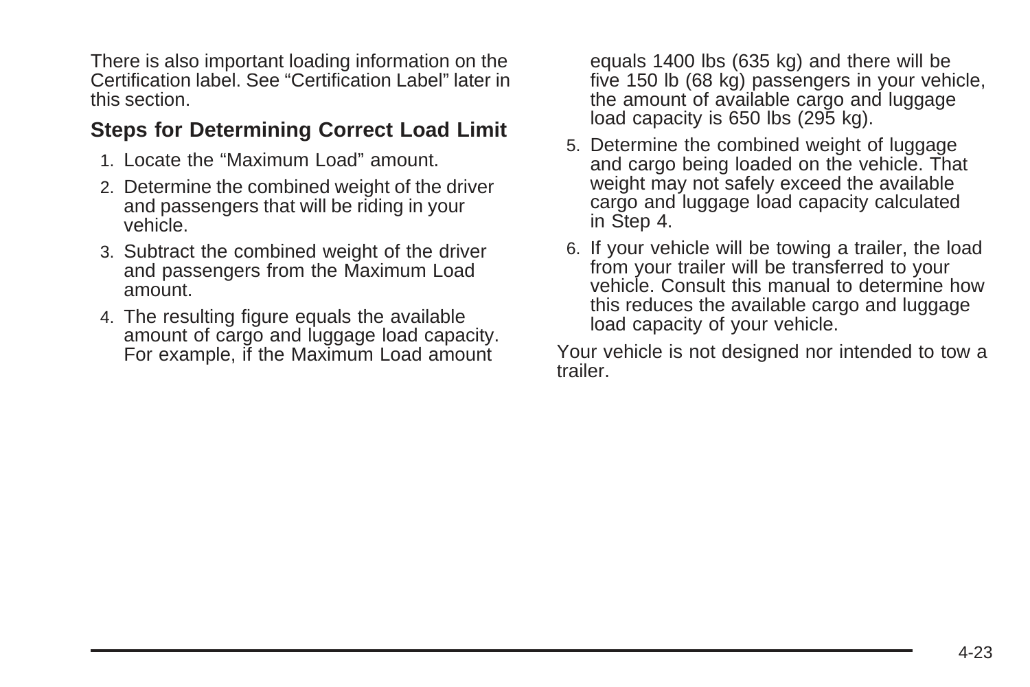There is also important loading information on the Certification label. See "Certification Label" later in this section.

## Steps for Determining Correct Load Limit

1. Locate the "Maximum Load" amount.
2. Determine the combined weight of the driver and passengers that will be riding in your vehicle.
3. Subtract the combined weight of the driver and passengers from the Maximum Load amount.
4. The resulting figure equals the available amount of cargo and luggage load capacity. For example, if the Maximum Load amount equals 1400 lbs (635 kg) and there will be five 150 lb (68 kg) passengers in your vehicle, the amount of available cargo and luggage load capacity is 650 lbs (295 kg).
5. Determine the combined weight of luggage and cargo being loaded on the vehicle. That weight may not safely exceed the available cargo and luggage load capacity calculated in Step 4.
6. If your vehicle will be towing a trailer, the load from your trailer will be transferred to your vehicle. Consult this manual to determine how this reduces the available cargo and luggage load capacity of your vehicle.

Your vehicle is not designed nor intended to tow a trailer.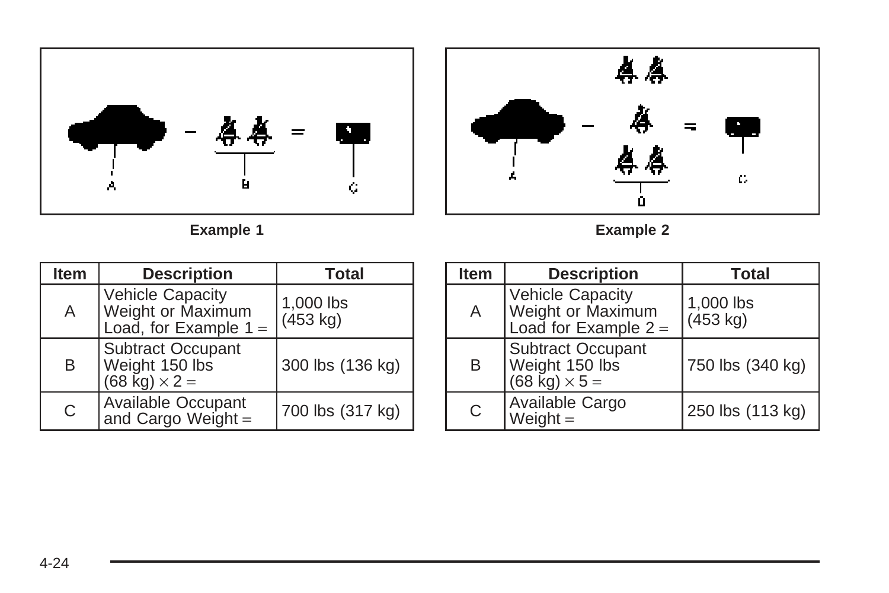Example 1

| Item | Description | Total |
|---|---|---|
| A | Vehicle Capacity Weight or Maximum Load, for Example 1 = | 1,000 lbs (453 kg) |
| B | Subtract Occupant Weight 150 lbs (68 kg) × 2 = | 300 lbs (136 kg) |
| C | Available Occupant and Cargo Weight = | 700 lbs (317 kg) |

Example 2

| Item | Description | Total |
|---|---|---|
| A | Vehicle Capacity Weight or Maximum Load for Example 2 = | 1,000 lbs (453 kg) |
| B | Subtract Occupant Weight 150 lbs (68 kg) × 5 = | 750 lbs (340 kg) |
| C | Available Cargo Weight = | 250 lbs (113 kg) |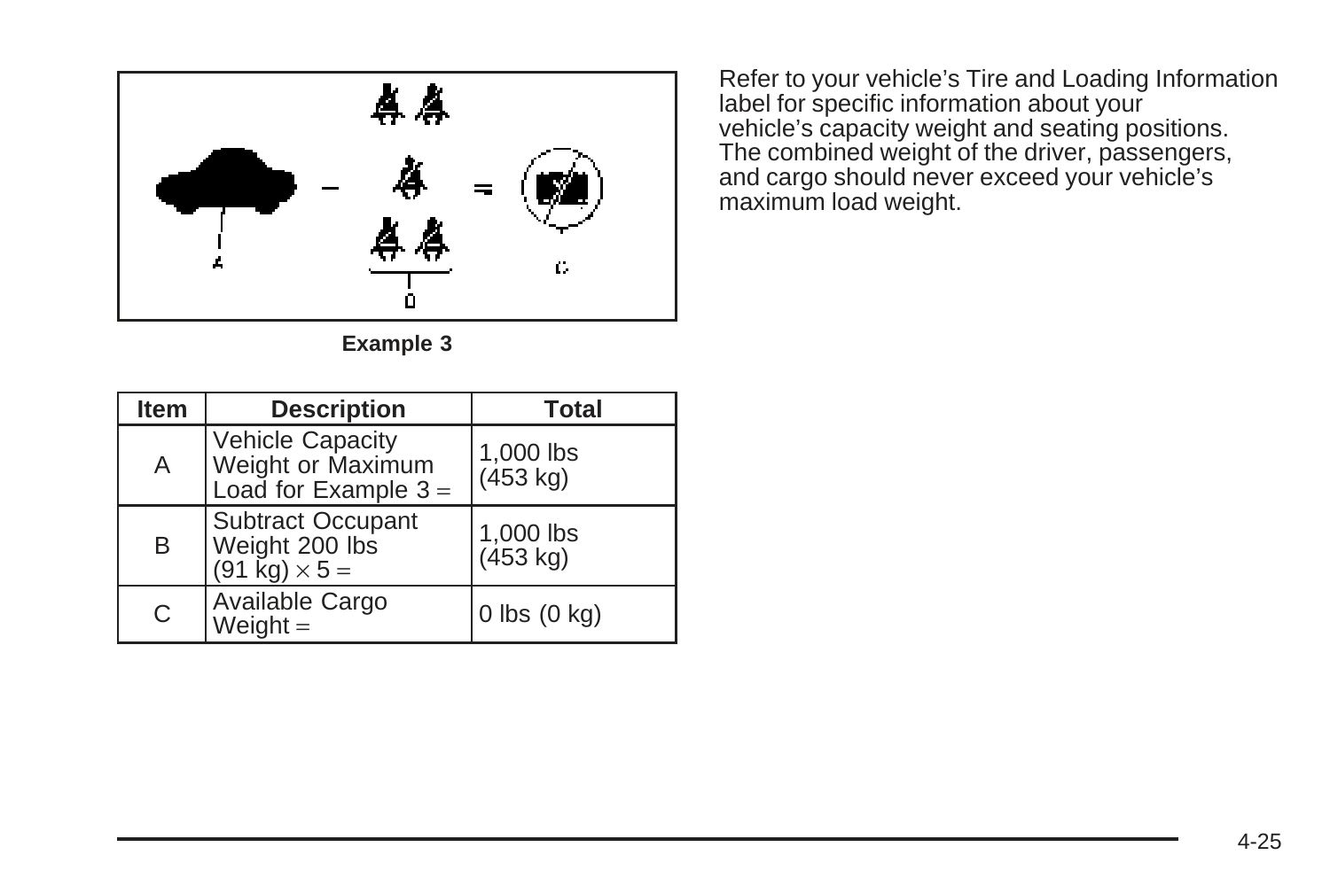Example 3

| Item | Description | Total |
|---|---|---|
| A | Vehicle Capacity Weight or Maximum Load for Example 3 = | 1,000 lbs (453 kg) |
| B | Subtract Occupant Weight 200 lbs (91 kg) × 5 = | 1,000 lbs (453 kg) |
| C | Available Cargo Weight = | 0 lbs (0 kg) |

Refer to your vehicle's Tire and Loading Information label for specific information about your vehicle's capacity weight and seating positions. The combined weight of the driver, passengers, and cargo should never exceed your vehicle's maximum load weight.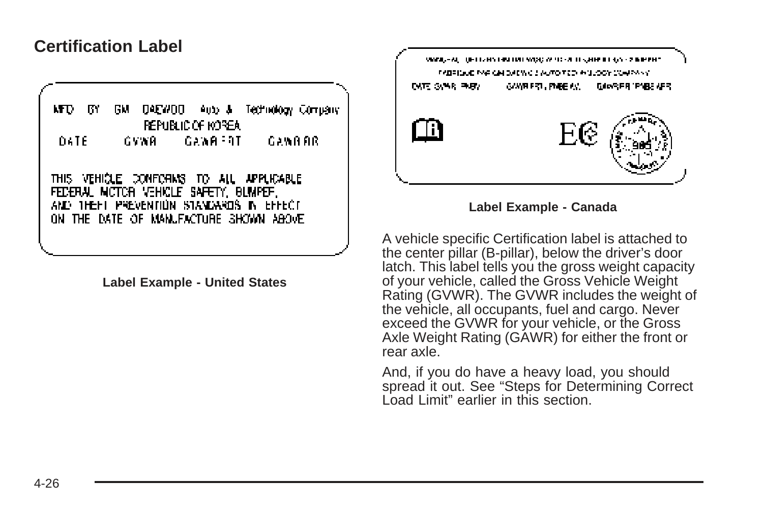## Certification Label

Label Example - United States

Label Example - Canada

A vehicle specific Certification label is attached to the center pillar (B-pillar), below the driver's door latch. This label tells you the gross weight capacity of your vehicle, called the Gross Vehicle Weight Rating (GVWR). The GVWR includes the weight of the vehicle, all occupants, fuel and cargo. Never exceed the GVWR for your vehicle, or the Gross Axle Weight Rating (GAWR) for either the front or rear axle.

And, if you do have a heavy load, you should spread it out. See "Steps for Determining Correct Load Limit" earlier in this section.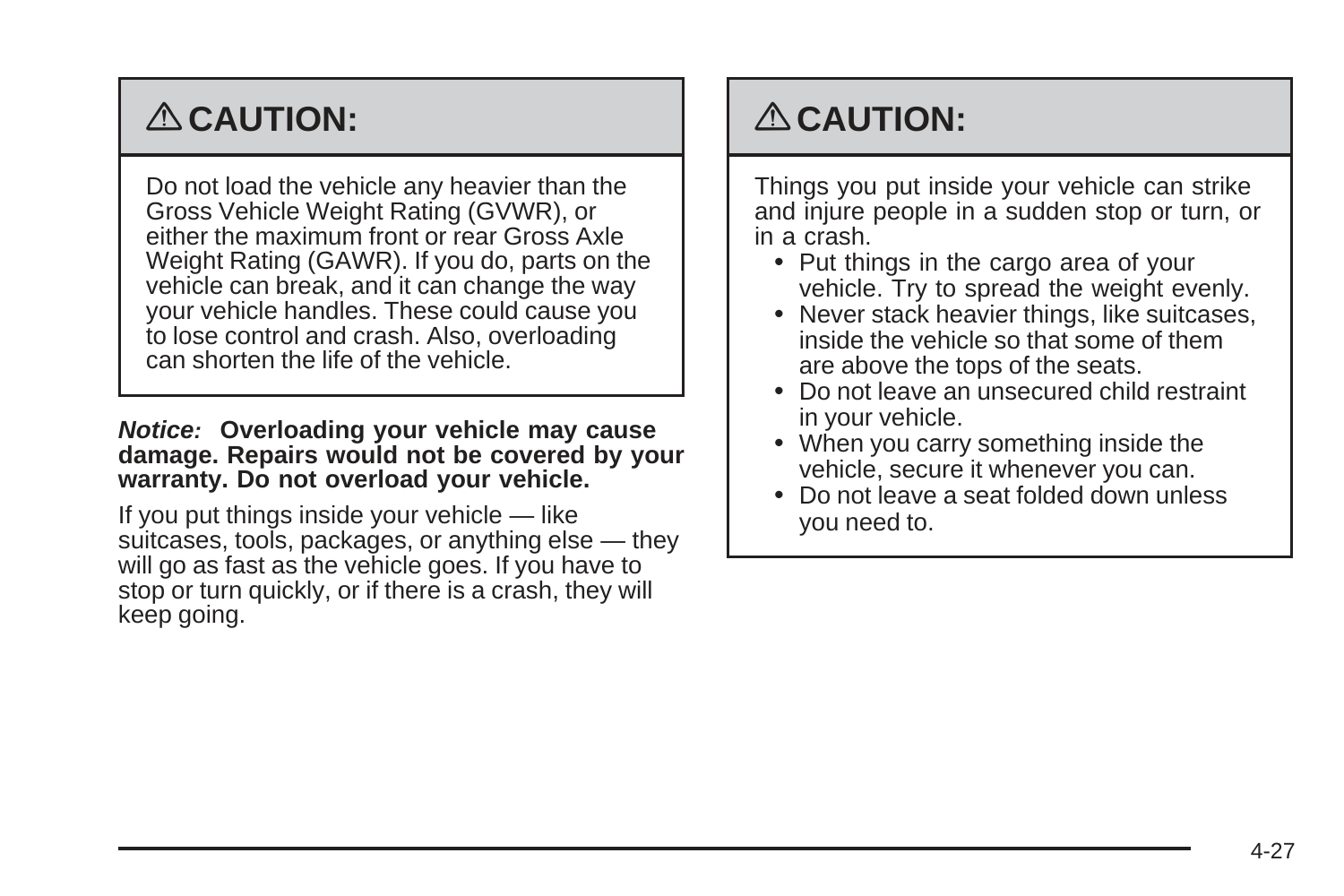**⚠ CAUTION:**

Do not load the vehicle any heavier than the Gross Vehicle Weight Rating (GVWR), or either the maximum front or rear Gross Axle Weight Rating (GAWR). If you do, parts on the vehicle can break, and it can change the way your vehicle handles. These could cause you to lose control and crash. Also, overloading can shorten the life of the vehicle.

***Notice:*** **Overloading your vehicle may cause damage. Repairs would not be covered by your warranty. Do not overload your vehicle.**

If you put things inside your vehicle — like suitcases, tools, packages, or anything else — they will go as fast as the vehicle goes. If you have to stop or turn quickly, or if there is a crash, they will keep going.

**⚠ CAUTION:**

Things you put inside your vehicle can strike and injure people in a sudden stop or turn, or in a crash.

- Put things in the cargo area of your vehicle. Try to spread the weight evenly.
- Never stack heavier things, like suitcases, inside the vehicle so that some of them are above the tops of the seats.
- Do not leave an unsecured child restraint in your vehicle.
- When you carry something inside the vehicle, secure it whenever you can.
- Do not leave a seat folded down unless you need to.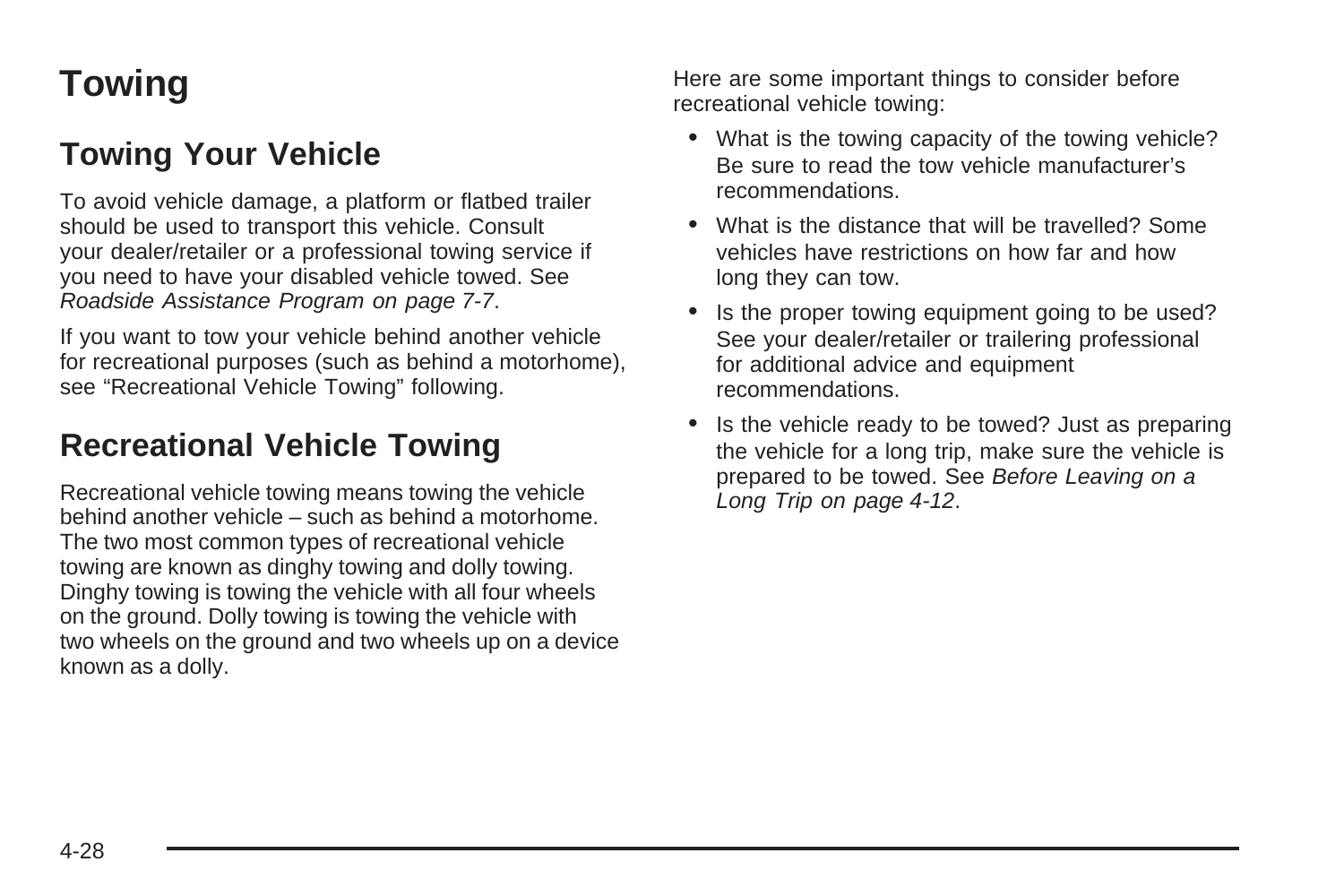# Towing

## Towing Your Vehicle

To avoid vehicle damage, a platform or flatbed trailer should be used to transport this vehicle. Consult your dealer/retailer or a professional towing service if you need to have your disabled vehicle towed. See *Roadside Assistance Program on page 7-7*.

If you want to tow your vehicle behind another vehicle for recreational purposes (such as behind a motorhome), see “Recreational Vehicle Towing” following.

## Recreational Vehicle Towing

Recreational vehicle towing means towing the vehicle behind another vehicle – such as behind a motorhome. The two most common types of recreational vehicle towing are known as dinghy towing and dolly towing. Dinghy towing is towing the vehicle with all four wheels on the ground. Dolly towing is towing the vehicle with two wheels on the ground and two wheels up on a device known as a dolly.

Here are some important things to consider before recreational vehicle towing:

- What is the towing capacity of the towing vehicle? Be sure to read the tow vehicle manufacturer’s recommendations.
- What is the distance that will be travelled? Some vehicles have restrictions on how far and how long they can tow.
- Is the proper towing equipment going to be used? See your dealer/retailer or trailering professional for additional advice and equipment recommendations.
- Is the vehicle ready to be towed? Just as preparing the vehicle for a long trip, make sure the vehicle is prepared to be towed. See *Before Leaving on a Long Trip on page 4-12*.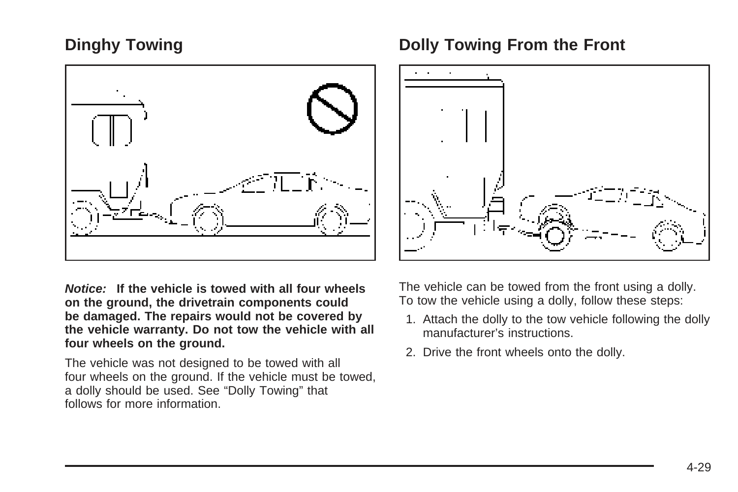## Dinghy Towing

***Notice:*** **If the vehicle is towed with all four wheels on the ground, the drivetrain components could be damaged. The repairs would not be covered by the vehicle warranty. Do not tow the vehicle with all four wheels on the ground.**

The vehicle was not designed to be towed with all four wheels on the ground. If the vehicle must be towed, a dolly should be used. See "Dolly Towing" that follows for more information.

## Dolly Towing From the Front

The vehicle can be towed from the front using a dolly. To tow the vehicle using a dolly, follow these steps:

1. Attach the dolly to the tow vehicle following the dolly manufacturer's instructions.
2. Drive the front wheels onto the dolly.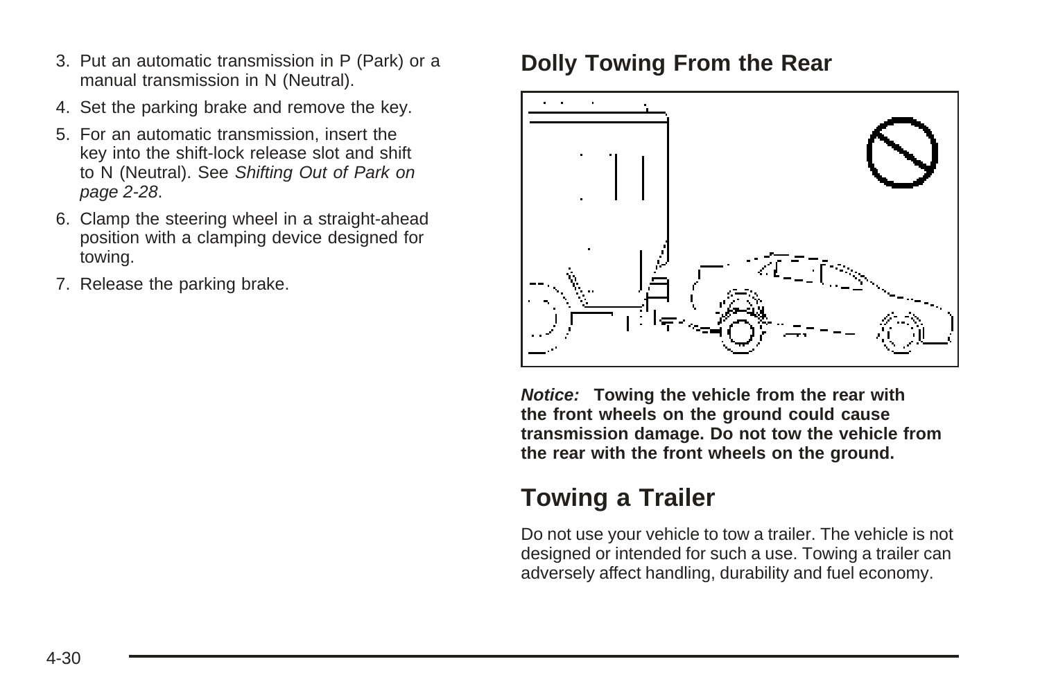3. Put an automatic transmission in P (Park) or a manual transmission in N (Neutral).
4. Set the parking brake and remove the key.
5. For an automatic transmission, insert the key into the shift-lock release slot and shift to N (Neutral). See *Shifting Out of Park on page 2-28*.
6. Clamp the steering wheel in a straight-ahead position with a clamping device designed for towing.
7. Release the parking brake.

## Dolly Towing From the Rear

***Notice:*** **Towing the vehicle from the rear with the front wheels on the ground could cause transmission damage. Do not tow the vehicle from the rear with the front wheels on the ground.**

## Towing a Trailer

Do not use your vehicle to tow a trailer. The vehicle is not designed or intended for such a use. Towing a trailer can adversely affect handling, durability and fuel economy.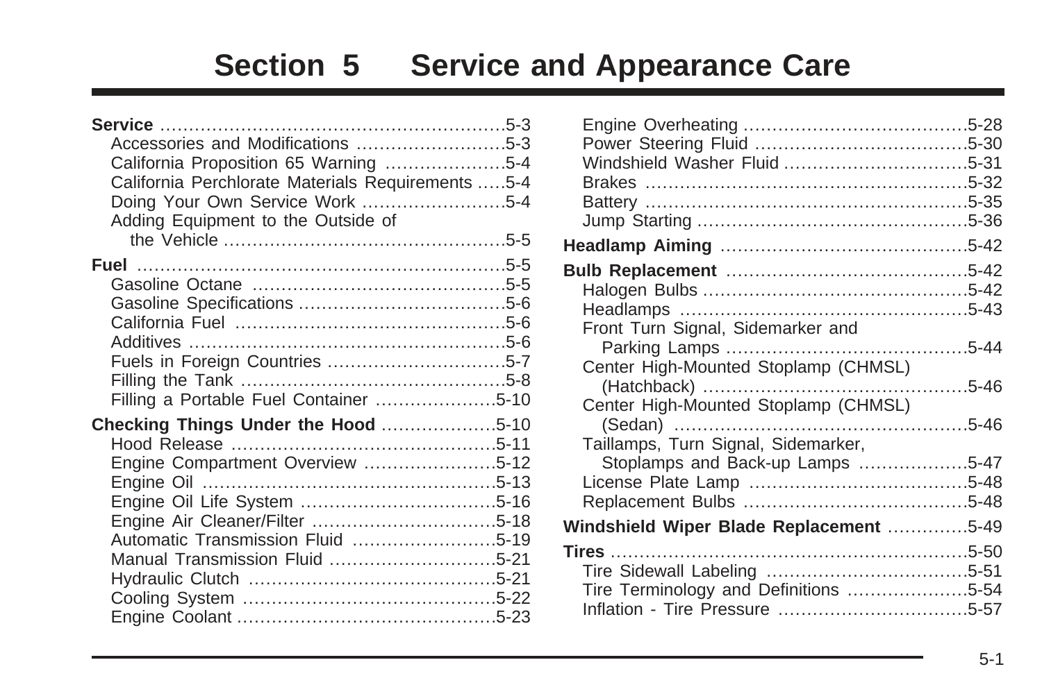# Section 5 Service and Appearance Care

**Service** ........................................................... 5-3
- Accessories and Modifications .......................... 5-3
- California Proposition 65 Warning ..................... 5-4
- California Perchlorate Materials Requirements ..... 5-4
- Doing Your Own Service Work ......................... 5-4
- Adding Equipment to the Outside of the Vehicle ................................................ 5-5

**Fuel** ................................................................ 5-5
- Gasoline Octane ............................................ 5-5
- Gasoline Specifications .................................... 5-6
- California Fuel ............................................... 5-6
- Additives ...................................................... 5-6
- Fuels in Foreign Countries ............................... 5-7
- Filling the Tank .............................................. 5-8
- Filling a Portable Fuel Container ..................... 5-10

**Checking Things Under the Hood** .................... 5-10
- Hood Release .............................................. 5-11
- Engine Compartment Overview ....................... 5-12
- Engine Oil .................................................. 5-13
- Engine Oil Life System ................................. 5-16
- Engine Air Cleaner/Filter ................................ 5-18
- Automatic Transmission Fluid ......................... 5-19
- Manual Transmission Fluid ............................. 5-21
- Hydraulic Clutch ........................................... 5-21
- Cooling System ............................................ 5-22
- Engine Coolant ............................................ 5-23
- Engine Overheating ...................................... 5-28
- Power Steering Fluid .................................... 5-30
- Windshield Washer Fluid ............................... 5-31
- Brakes ....................................................... 5-32
- Battery ....................................................... 5-35
- Jump Starting .............................................. 5-36

**Headlamp Aiming** .......................................... 5-42

**Bulb Replacement** .......................................... 5-42
- Halogen Bulbs ............................................. 5-42
- Headlamps ................................................. 5-43
- Front Turn Signal, Sidemarker and Parking Lamps ......................................... 5-44
- Center High-Mounted Stoplamp (CHMSL) (Hatchback) ............................................. 5-46
- Center High-Mounted Stoplamp (CHMSL) (Sedan) .................................................. 5-46
- Taillamps, Turn Signal, Sidemarker, Stoplamps and Back-up Lamps .................. 5-47
- License Plate Lamp ..................................... 5-48
- Replacement Bulbs ...................................... 5-48

**Windshield Wiper Blade Replacement** ............. 5-49

**Tires** ............................................................. 5-50
- Tire Sidewall Labeling .................................. 5-51
- Tire Terminology and Definitions ..................... 5-54
- Inflation - Tire Pressure ................................ 5-57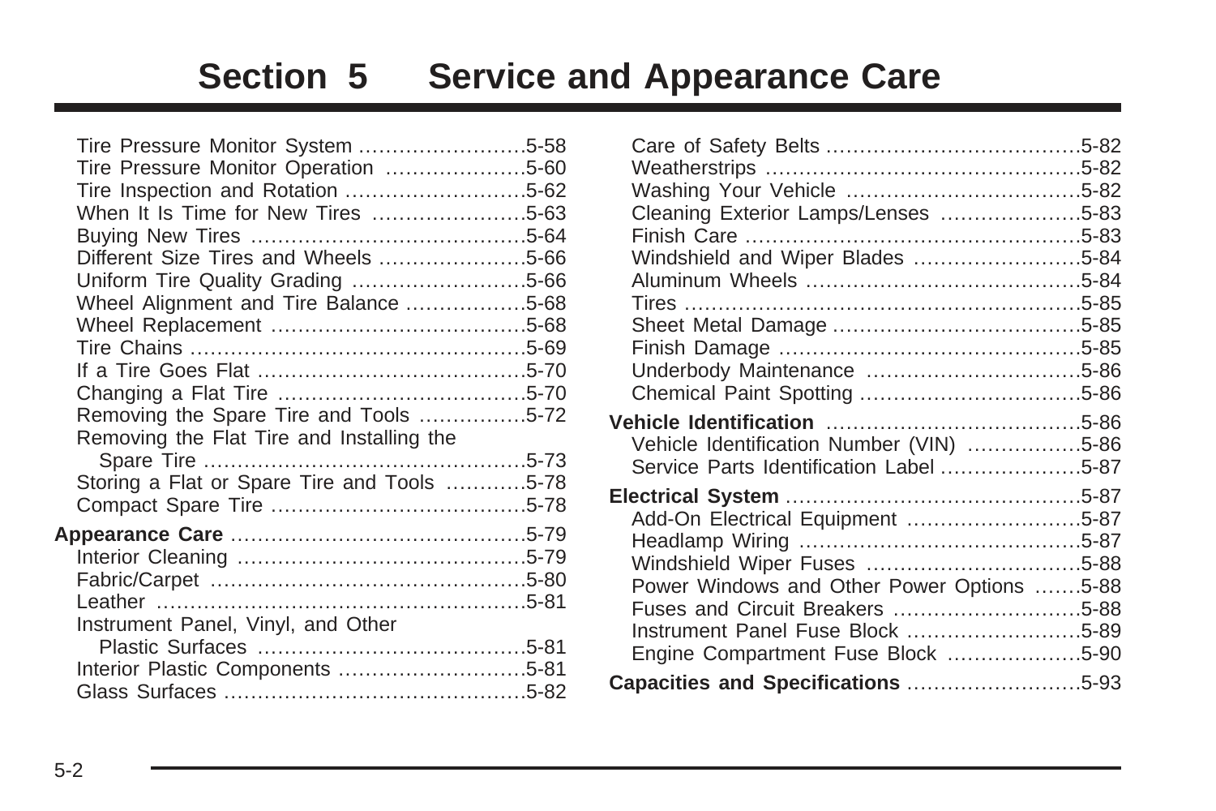# Section 5 Service and Appearance Care

Tire Pressure Monitor System .........................5-58
Tire Pressure Monitor Operation .....................5-60
Tire Inspection and Rotation ...........................5-62
When It Is Time for New Tires .......................5-63
Buying New Tires .........................................5-64
Different Size Tires and Wheels ......................5-66
Uniform Tire Quality Grading ..........................5-66
Wheel Alignment and Tire Balance ..................5-68
Wheel Replacement ......................................5-68
Tire Chains .................................................5-69
If a Tire Goes Flat ........................................5-70
Changing a Flat Tire .....................................5-70
Removing the Spare Tire and Tools ................5-72
Removing the Flat Tire and Installing the Spare Tire ................................................5-73
Storing a Flat or Spare Tire and Tools ............5-78
Compact Spare Tire ......................................5-78

**Appearance Care** ............................................5-79
Interior Cleaning ...........................................5-79
Fabric/Carpet ...............................................5-80
Leather .......................................................5-81
Instrument Panel, Vinyl, and Other Plastic Surfaces ........................................5-81
Interior Plastic Components ............................5-81
Glass Surfaces .............................................5-82
Care of Safety Belts ......................................5-82
Weatherstrips ...............................................5-82
Washing Your Vehicle ...................................5-82
Cleaning Exterior Lamps/Lenses .....................5-83
Finish Care ..................................................5-83
Windshield and Wiper Blades .........................5-84
Aluminum Wheels .........................................5-84
Tires ...........................................................5-85
Sheet Metal Damage .....................................5-85
Finish Damage .............................................5-85
Underbody Maintenance ................................5-86
Chemical Paint Spotting .................................5-86

**Vehicle Identification** ......................................5-86
Vehicle Identification Number (VIN) .................5-86
Service Parts Identification Label .....................5-87

**Electrical System** ............................................5-87
Add-On Electrical Equipment ..........................5-87
Headlamp Wiring ..........................................5-87
Windshield Wiper Fuses ................................5-88
Power Windows and Other Power Options .......5-88
Fuses and Circuit Breakers ............................5-88
Instrument Panel Fuse Block ..........................5-89
Engine Compartment Fuse Block ....................5-90

**Capacities and Specifications** ..........................5-93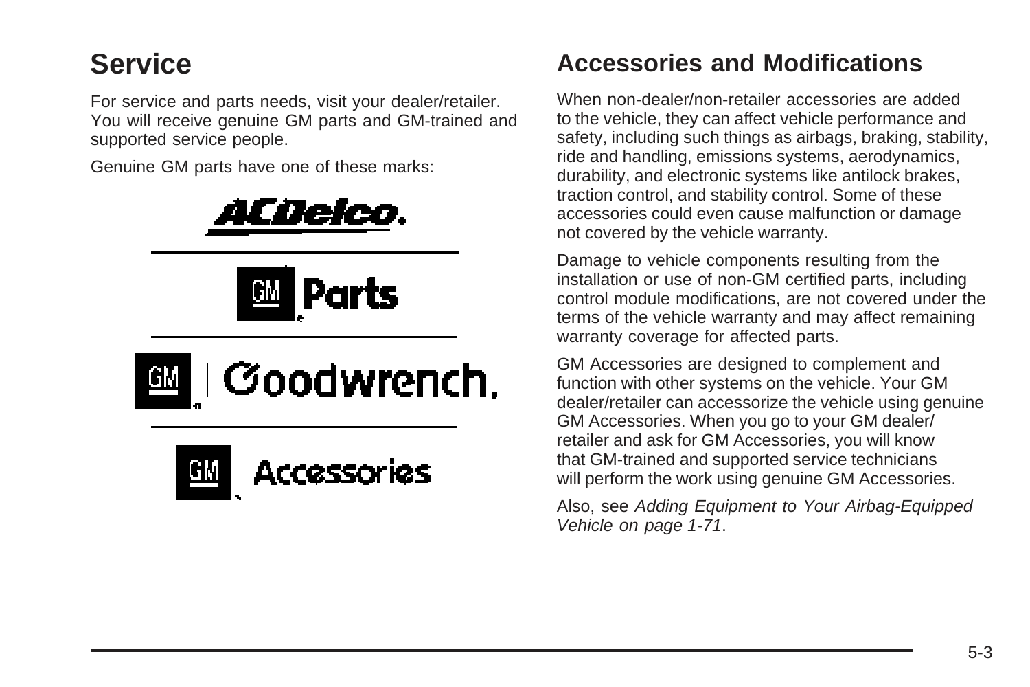# Service

For service and parts needs, visit your dealer/retailer. You will receive genuine GM parts and GM-trained and supported service people.

Genuine GM parts have one of these marks:

# Accessories and Modifications

When non-dealer/non-retailer accessories are added to the vehicle, they can affect vehicle performance and safety, including such things as airbags, braking, stability, ride and handling, emissions systems, aerodynamics, durability, and electronic systems like antilock brakes, traction control, and stability control. Some of these accessories could even cause malfunction or damage not covered by the vehicle warranty.

Damage to vehicle components resulting from the installation or use of non-GM certified parts, including control module modifications, are not covered under the terms of the vehicle warranty and may affect remaining warranty coverage for affected parts.

GM Accessories are designed to complement and function with other systems on the vehicle. Your GM dealer/retailer can accessorize the vehicle using genuine GM Accessories. When you go to your GM dealer/retailer and ask for GM Accessories, you will know that GM-trained and supported service technicians will perform the work using genuine GM Accessories.

Also, see *Adding Equipment to Your Airbag-Equipped Vehicle on page 1-71*.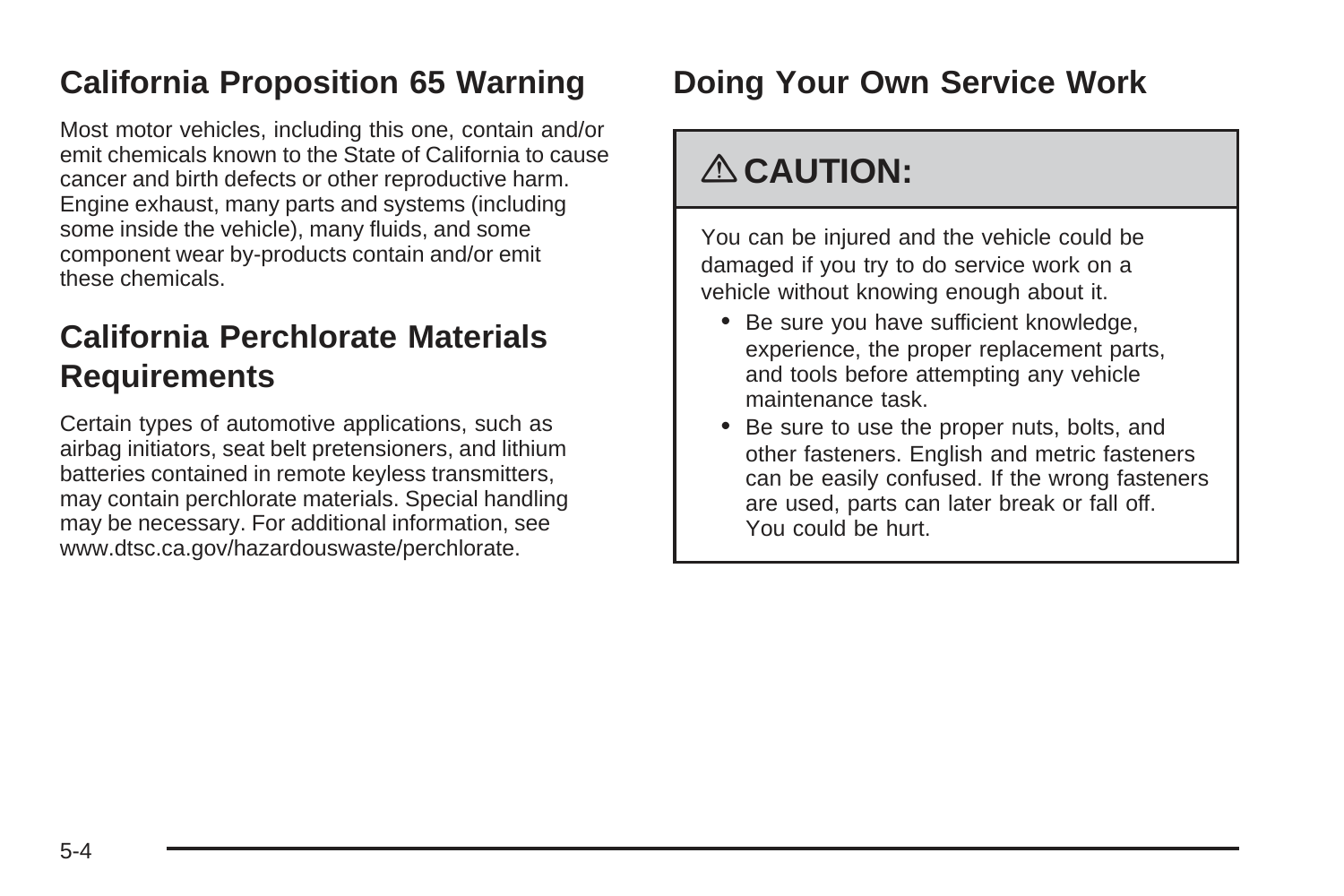## California Proposition 65 Warning

Most motor vehicles, including this one, contain and/or emit chemicals known to the State of California to cause cancer and birth defects or other reproductive harm. Engine exhaust, many parts and systems (including some inside the vehicle), many fluids, and some component wear by-products contain and/or emit these chemicals.

## California Perchlorate Materials Requirements

Certain types of automotive applications, such as airbag initiators, seat belt pretensioners, and lithium batteries contained in remote keyless transmitters, may contain perchlorate materials. Special handling may be necessary. For additional information, see www.dtsc.ca.gov/hazardouswaste/perchlorate.

## Doing Your Own Service Work

**⚠ CAUTION:**

You can be injured and the vehicle could be damaged if you try to do service work on a vehicle without knowing enough about it.

- Be sure you have sufficient knowledge, experience, the proper replacement parts, and tools before attempting any vehicle maintenance task.
- Be sure to use the proper nuts, bolts, and other fasteners. English and metric fasteners can be easily confused. If the wrong fasteners are used, parts can later break or fall off. You could be hurt.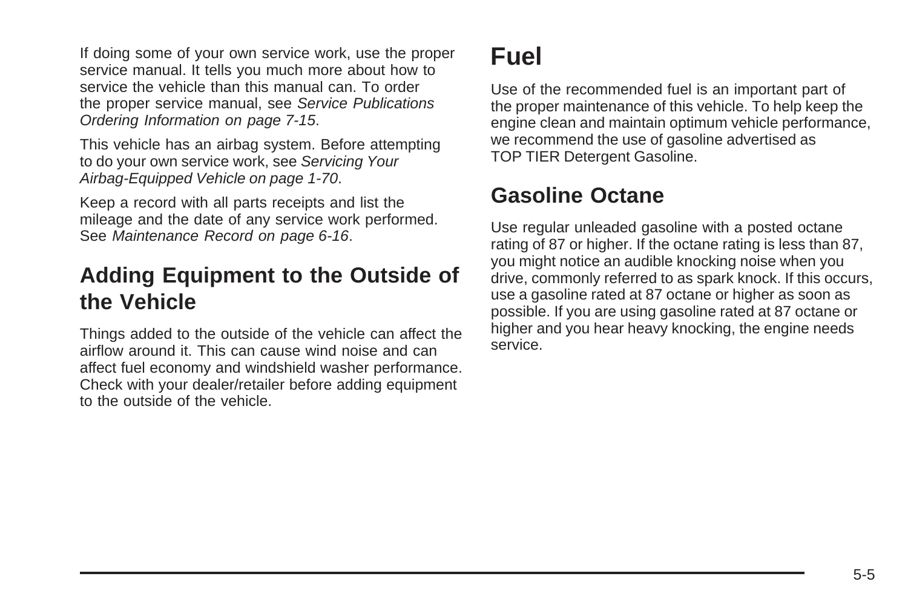If doing some of your own service work, use the proper service manual. It tells you much more about how to service the vehicle than this manual can. To order the proper service manual, see *Service Publications Ordering Information on page 7-15*.

This vehicle has an airbag system. Before attempting to do your own service work, see *Servicing Your Airbag-Equipped Vehicle on page 1-70*.

Keep a record with all parts receipts and list the mileage and the date of any service work performed. See *Maintenance Record on page 6-16*.

## Adding Equipment to the Outside of the Vehicle

Things added to the outside of the vehicle can affect the airflow around it. This can cause wind noise and can affect fuel economy and windshield washer performance. Check with your dealer/retailer before adding equipment to the outside of the vehicle.

# Fuel

Use of the recommended fuel is an important part of the proper maintenance of this vehicle. To help keep the engine clean and maintain optimum vehicle performance, we recommend the use of gasoline advertised as TOP TIER Detergent Gasoline.

## Gasoline Octane

Use regular unleaded gasoline with a posted octane rating of 87 or higher. If the octane rating is less than 87, you might notice an audible knocking noise when you drive, commonly referred to as spark knock. If this occurs, use a gasoline rated at 87 octane or higher as soon as possible. If you are using gasoline rated at 87 octane or higher and you hear heavy knocking, the engine needs service.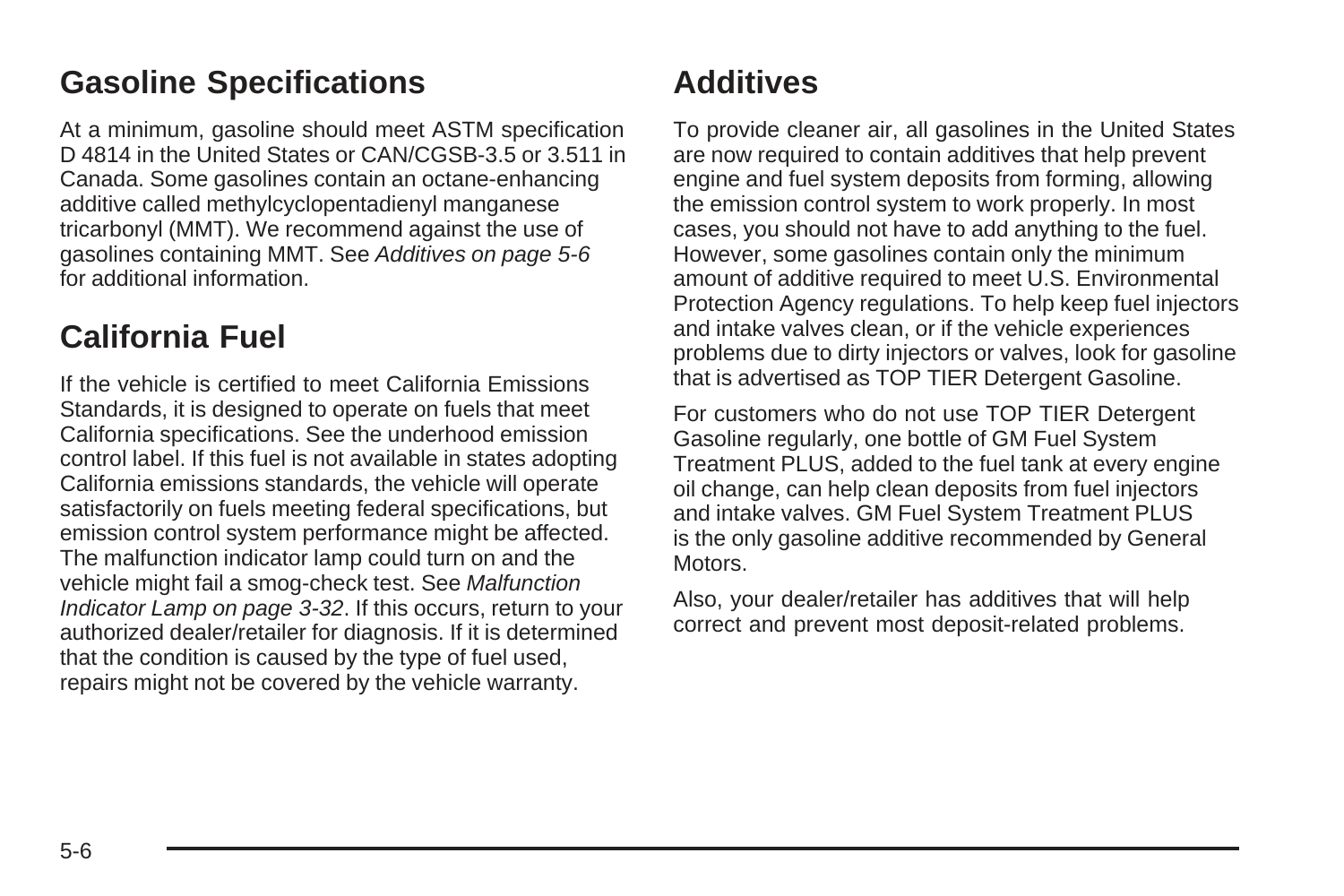## Gasoline Specifications

At a minimum, gasoline should meet ASTM specification D 4814 in the United States or CAN/CGSB-3.5 or 3.511 in Canada. Some gasolines contain an octane-enhancing additive called methylcyclopentadienyl manganese tricarbonyl (MMT). We recommend against the use of gasolines containing MMT. See *Additives on page 5-6* for additional information.

## California Fuel

If the vehicle is certified to meet California Emissions Standards, it is designed to operate on fuels that meet California specifications. See the underhood emission control label. If this fuel is not available in states adopting California emissions standards, the vehicle will operate satisfactorily on fuels meeting federal specifications, but emission control system performance might be affected. The malfunction indicator lamp could turn on and the vehicle might fail a smog-check test. See *Malfunction Indicator Lamp on page 3-32*. If this occurs, return to your authorized dealer/retailer for diagnosis. If it is determined that the condition is caused by the type of fuel used, repairs might not be covered by the vehicle warranty.

## Additives

To provide cleaner air, all gasolines in the United States are now required to contain additives that help prevent engine and fuel system deposits from forming, allowing the emission control system to work properly. In most cases, you should not have to add anything to the fuel. However, some gasolines contain only the minimum amount of additive required to meet U.S. Environmental Protection Agency regulations. To help keep fuel injectors and intake valves clean, or if the vehicle experiences problems due to dirty injectors or valves, look for gasoline that is advertised as TOP TIER Detergent Gasoline.

For customers who do not use TOP TIER Detergent Gasoline regularly, one bottle of GM Fuel System Treatment PLUS, added to the fuel tank at every engine oil change, can help clean deposits from fuel injectors and intake valves. GM Fuel System Treatment PLUS is the only gasoline additive recommended by General Motors.

Also, your dealer/retailer has additives that will help correct and prevent most deposit-related problems.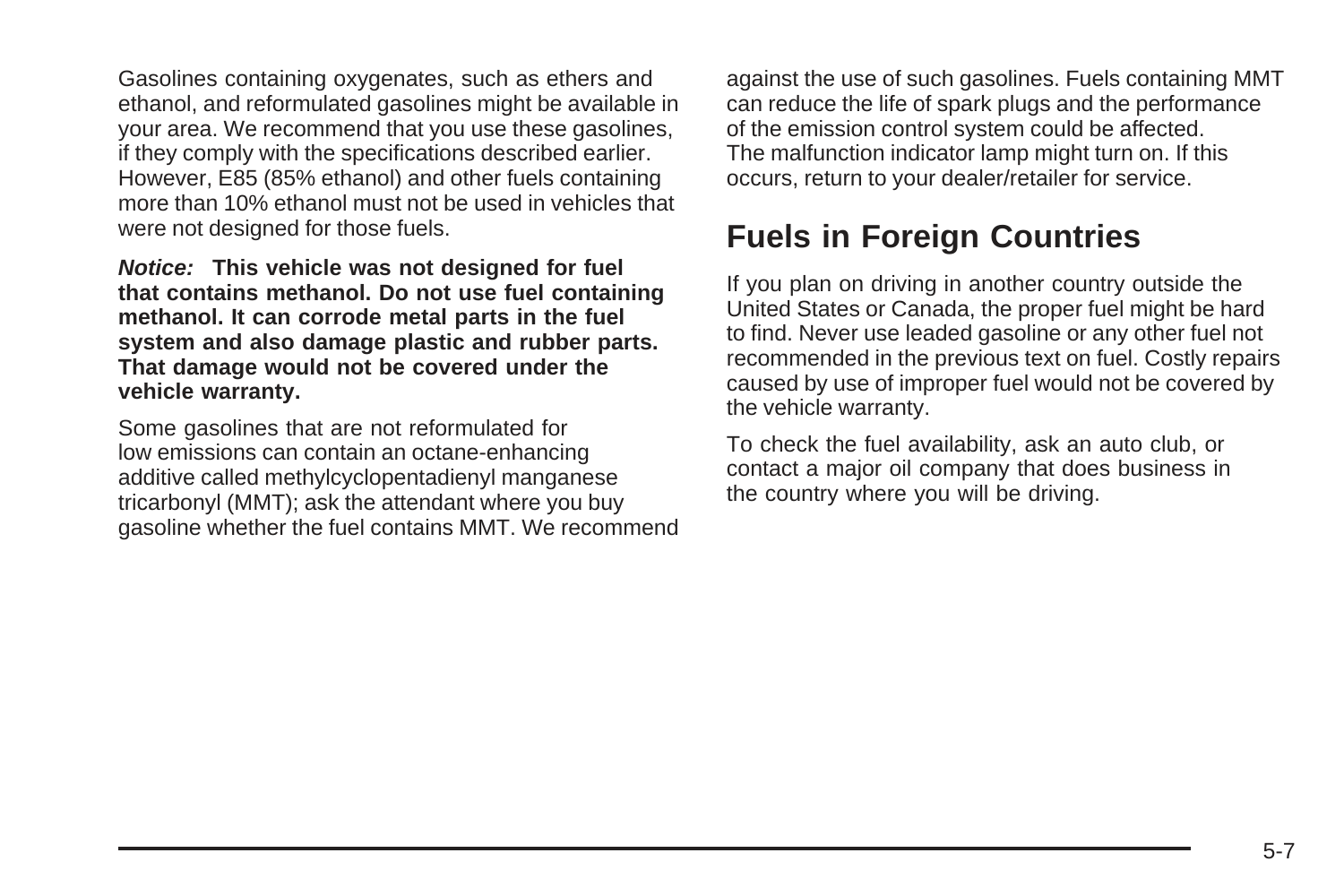Gasolines containing oxygenates, such as ethers and ethanol, and reformulated gasolines might be available in your area. We recommend that you use these gasolines, if they comply with the specifications described earlier. However, E85 (85% ethanol) and other fuels containing more than 10% ethanol must not be used in vehicles that were not designed for those fuels.

***Notice:*** **This vehicle was not designed for fuel that contains methanol. Do not use fuel containing methanol. It can corrode metal parts in the fuel system and also damage plastic and rubber parts. That damage would not be covered under the vehicle warranty.**

Some gasolines that are not reformulated for low emissions can contain an octane-enhancing additive called methylcyclopentadienyl manganese tricarbonyl (MMT); ask the attendant where you buy gasoline whether the fuel contains MMT. We recommend against the use of such gasolines. Fuels containing MMT can reduce the life of spark plugs and the performance of the emission control system could be affected. The malfunction indicator lamp might turn on. If this occurs, return to your dealer/retailer for service.

## Fuels in Foreign Countries

If you plan on driving in another country outside the United States or Canada, the proper fuel might be hard to find. Never use leaded gasoline or any other fuel not recommended in the previous text on fuel. Costly repairs caused by use of improper fuel would not be covered by the vehicle warranty.

To check the fuel availability, ask an auto club, or contact a major oil company that does business in the country where you will be driving.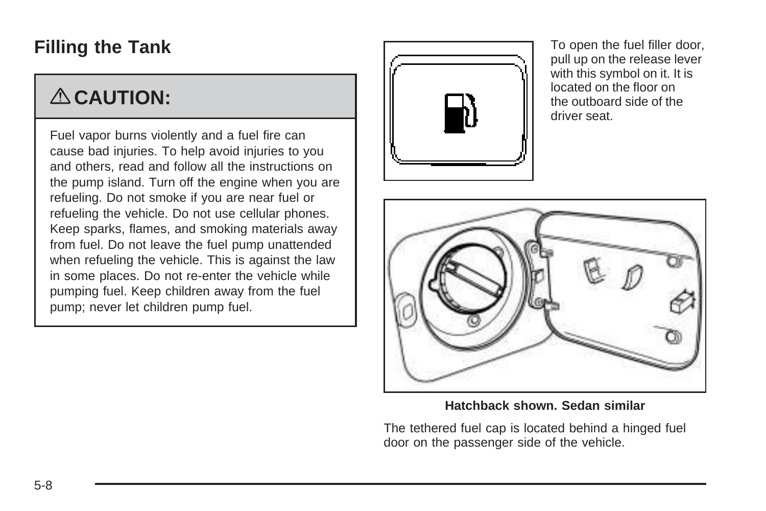## Filling the Tank

**⚠ CAUTION:**

Fuel vapor burns violently and a fuel fire can cause bad injuries. To help avoid injuries to you and others, read and follow all the instructions on the pump island. Turn off the engine when you are refueling. Do not smoke if you are near fuel or refueling the vehicle. Do not use cellular phones. Keep sparks, flames, and smoking materials away from fuel. Do not leave the fuel pump unattended when refueling the vehicle. This is against the law in some places. Do not re-enter the vehicle while pumping fuel. Keep children away from the fuel pump; never let children pump fuel.

To open the fuel filler door, pull up on the release lever with this symbol on it. It is located on the floor on the outboard side of the driver seat.

**Hatchback shown. Sedan similar**

The tethered fuel cap is located behind a hinged fuel door on the passenger side of the vehicle.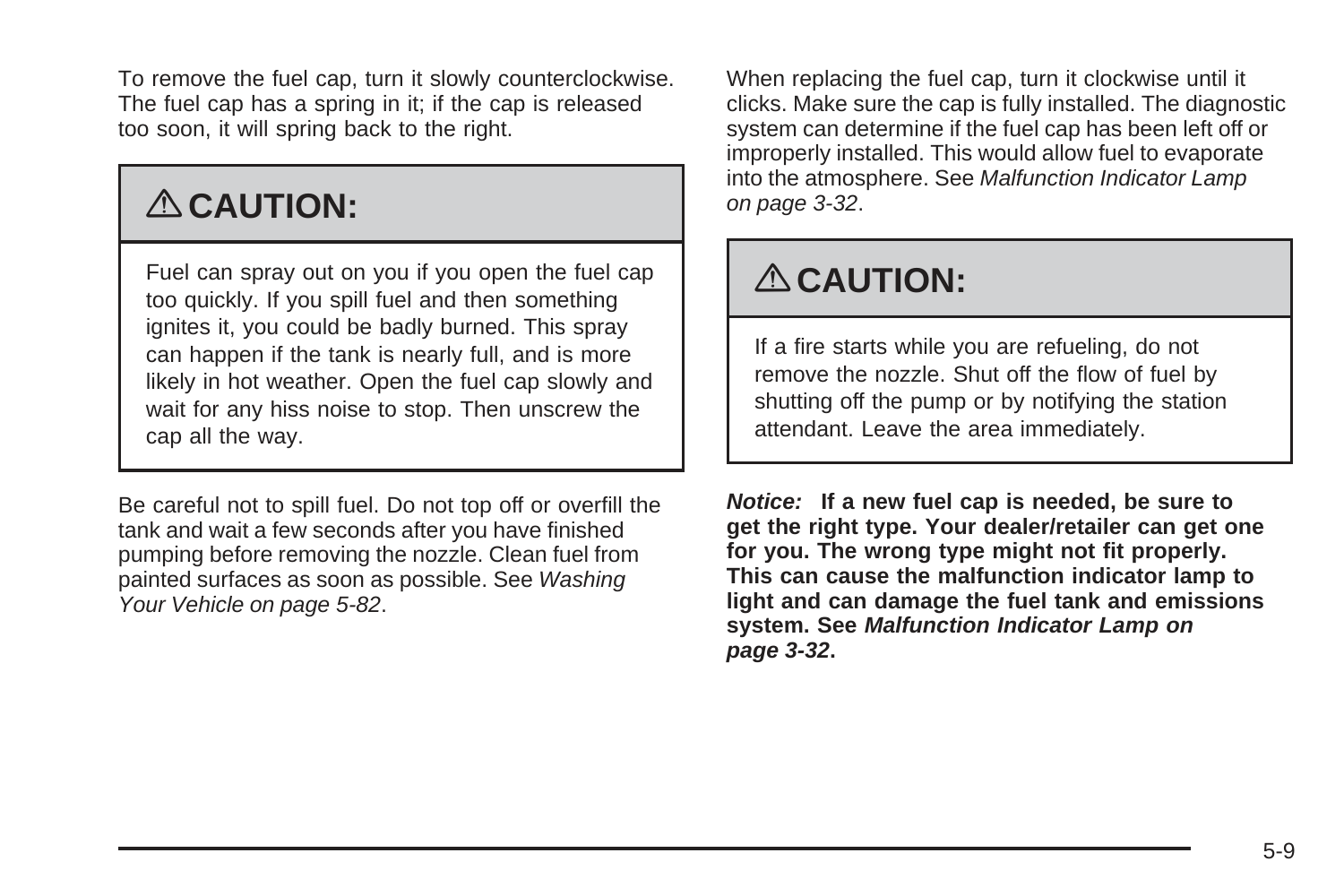To remove the fuel cap, turn it slowly counterclockwise. The fuel cap has a spring in it; if the cap is released too soon, it will spring back to the right.

> ⚠ **CAUTION:**
>
> Fuel can spray out on you if you open the fuel cap too quickly. If you spill fuel and then something ignites it, you could be badly burned. This spray can happen if the tank is nearly full, and is more likely in hot weather. Open the fuel cap slowly and wait for any hiss noise to stop. Then unscrew the cap all the way.

Be careful not to spill fuel. Do not top off or overfill the tank and wait a few seconds after you have finished pumping before removing the nozzle. Clean fuel from painted surfaces as soon as possible. See *Washing Your Vehicle on page 5-82*.

When replacing the fuel cap, turn it clockwise until it clicks. Make sure the cap is fully installed. The diagnostic system can determine if the fuel cap has been left off or improperly installed. This would allow fuel to evaporate into the atmosphere. See *Malfunction Indicator Lamp on page 3-32*.

> ⚠ **CAUTION:**
>
> If a fire starts while you are refueling, do not remove the nozzle. Shut off the flow of fuel by shutting off the pump or by notifying the station attendant. Leave the area immediately.

***Notice:*** **If a new fuel cap is needed, be sure to get the right type. Your dealer/retailer can get one for you. The wrong type might not fit properly. This can cause the malfunction indicator lamp to light and can damage the fuel tank and emissions system. See *Malfunction Indicator Lamp on page 3-32*.**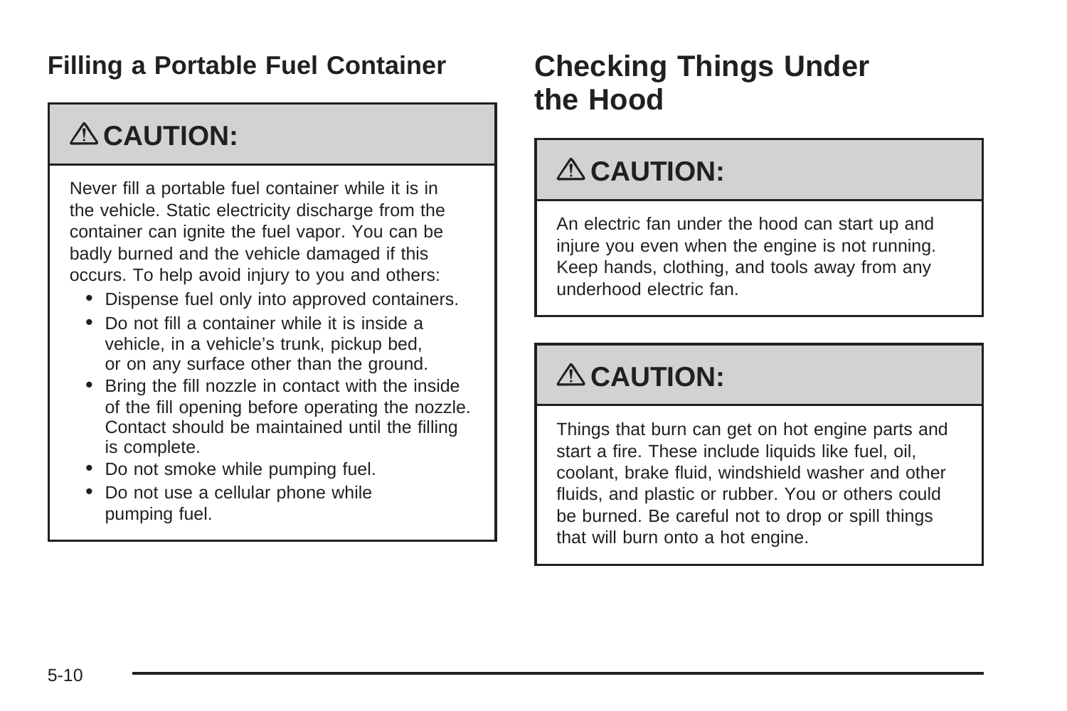### Filling a Portable Fuel Container

**⚠ CAUTION:**

Never fill a portable fuel container while it is in the vehicle. Static electricity discharge from the container can ignite the fuel vapor. You can be badly burned and the vehicle damaged if this occurs. To help avoid injury to you and others:

- Dispense fuel only into approved containers.
- Do not fill a container while it is inside a vehicle, in a vehicle's trunk, pickup bed, or on any surface other than the ground.
- Bring the fill nozzle in contact with the inside of the fill opening before operating the nozzle. Contact should be maintained until the filling is complete.
- Do not smoke while pumping fuel.
- Do not use a cellular phone while pumping fuel.

## Checking Things Under the Hood

**⚠ CAUTION:**

An electric fan under the hood can start up and injure you even when the engine is not running. Keep hands, clothing, and tools away from any underhood electric fan.

**⚠ CAUTION:**

Things that burn can get on hot engine parts and start a fire. These include liquids like fuel, oil, coolant, brake fluid, windshield washer and other fluids, and plastic or rubber. You or others could be burned. Be careful not to drop or spill things that will burn onto a hot engine.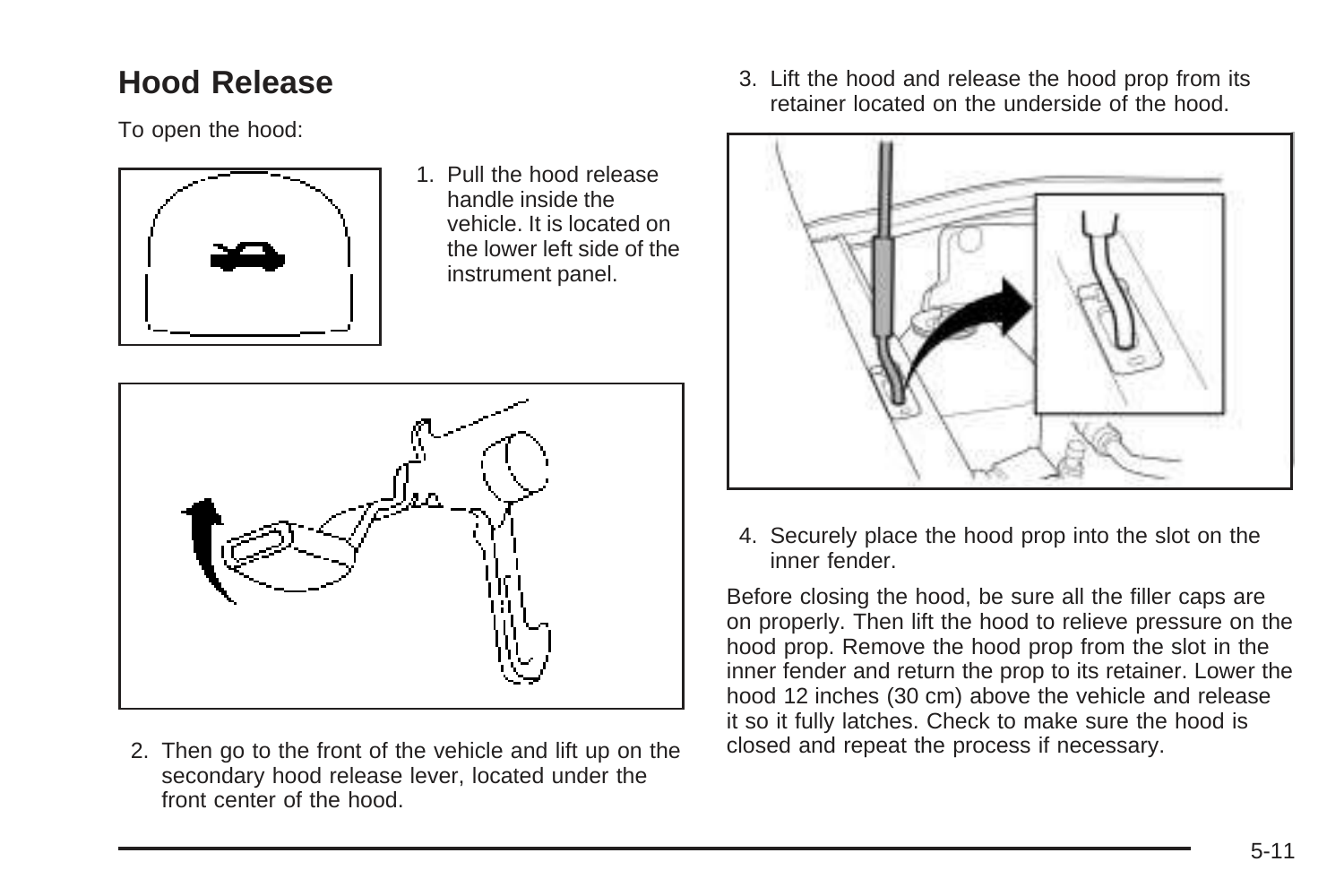## Hood Release

To open the hood:

1. Pull the hood release handle inside the vehicle. It is located on the lower left side of the instrument panel.

2. Then go to the front of the vehicle and lift up on the secondary hood release lever, located under the front center of the hood.

3. Lift the hood and release the hood prop from its retainer located on the underside of the hood.

4. Securely place the hood prop into the slot on the inner fender.

Before closing the hood, be sure all the filler caps are on properly. Then lift the hood to relieve pressure on the hood prop. Remove the hood prop from the slot in the inner fender and return the prop to its retainer. Lower the hood 12 inches (30 cm) above the vehicle and release it so it fully latches. Check to make sure the hood is closed and repeat the process if necessary.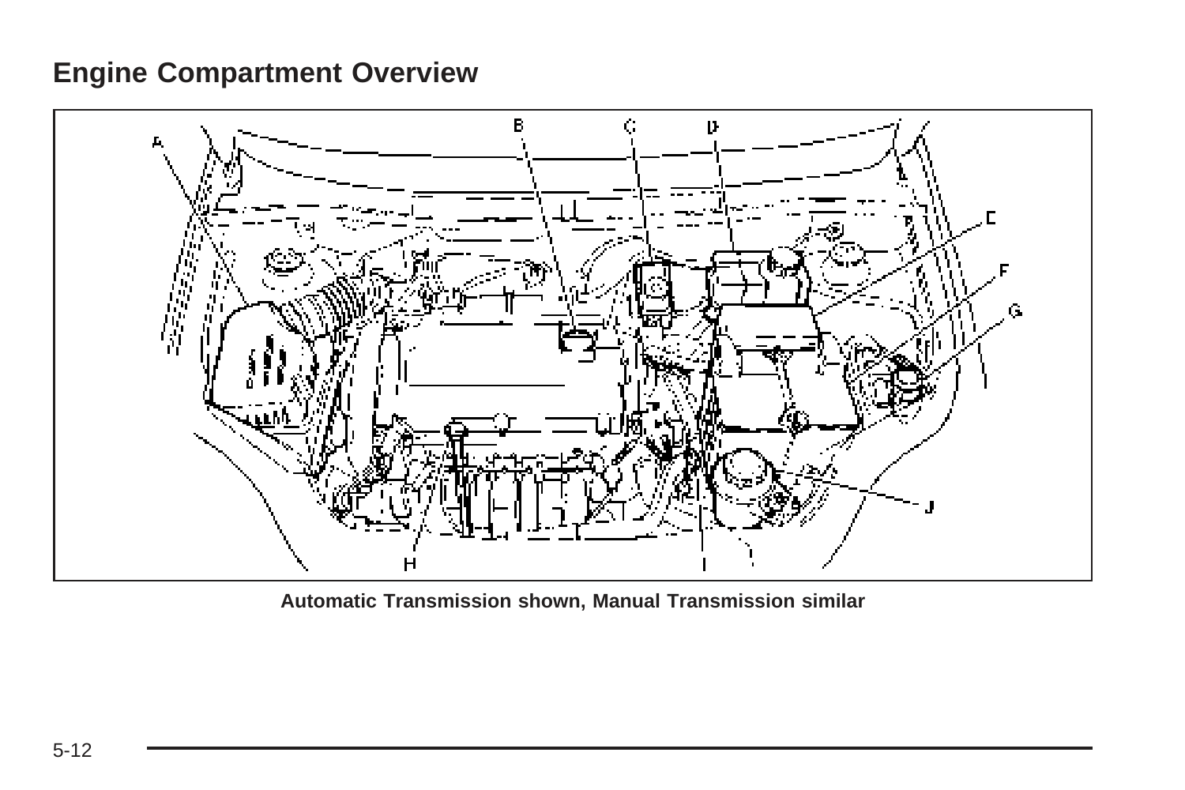# Engine Compartment Overview

Automatic Transmission shown, Manual Transmission similar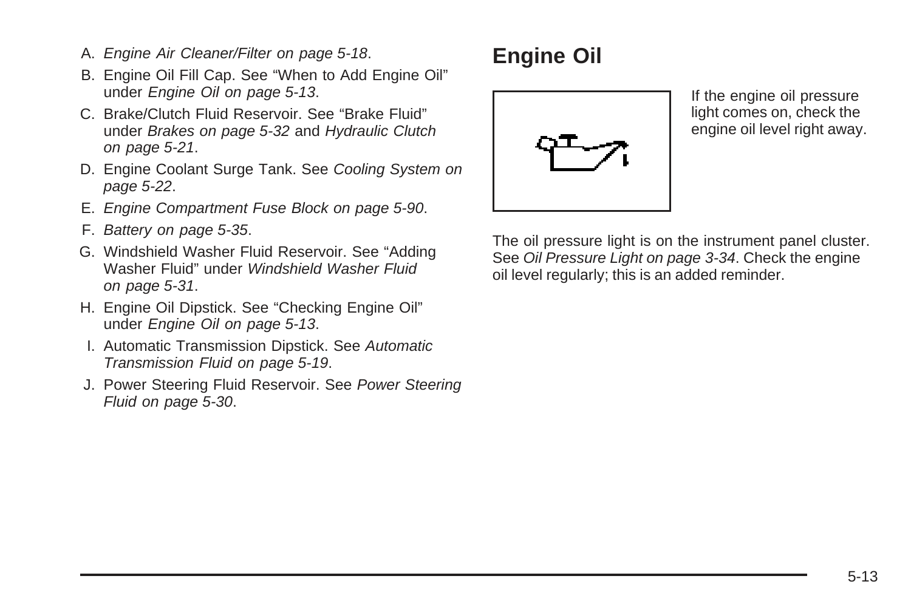A. *Engine Air Cleaner/Filter on page 5-18*.

B. Engine Oil Fill Cap. See "When to Add Engine Oil" under *Engine Oil on page 5-13*.

C. Brake/Clutch Fluid Reservoir. See "Brake Fluid" under *Brakes on page 5-32* and *Hydraulic Clutch on page 5-21*.

D. Engine Coolant Surge Tank. See *Cooling System on page 5-22*.

E. *Engine Compartment Fuse Block on page 5-90*.

F. *Battery on page 5-35*.

G. Windshield Washer Fluid Reservoir. See "Adding Washer Fluid" under *Windshield Washer Fluid on page 5-31*.

H. Engine Oil Dipstick. See "Checking Engine Oil" under *Engine Oil on page 5-13*.

I. Automatic Transmission Dipstick. See *Automatic Transmission Fluid on page 5-19*.

J. Power Steering Fluid Reservoir. See *Power Steering Fluid on page 5-30*.

## Engine Oil

If the engine oil pressure light comes on, check the engine oil level right away.

The oil pressure light is on the instrument panel cluster. See *Oil Pressure Light on page 3-34*. Check the engine oil level regularly; this is an added reminder.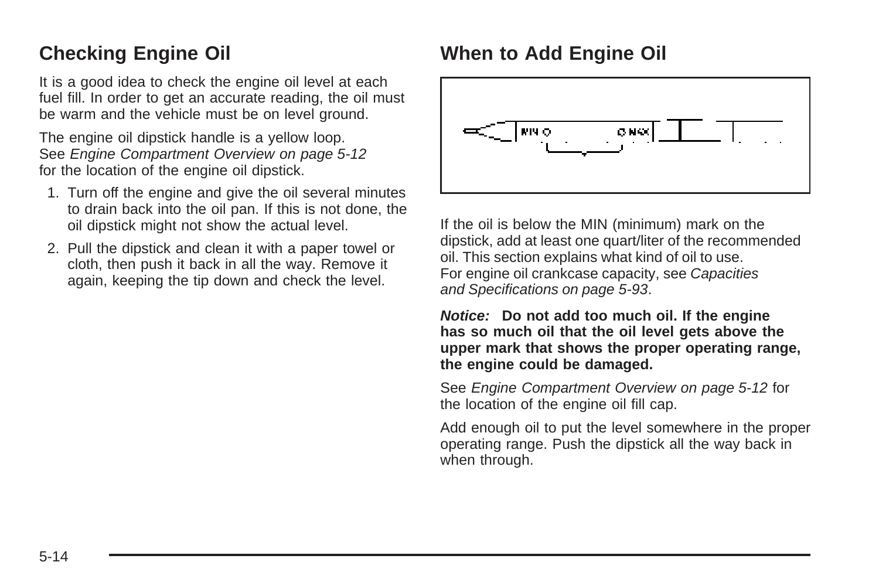## Checking Engine Oil

It is a good idea to check the engine oil level at each fuel fill. In order to get an accurate reading, the oil must be warm and the vehicle must be on level ground.

The engine oil dipstick handle is a yellow loop. See *Engine Compartment Overview on page 5-12* for the location of the engine oil dipstick.

1. Turn off the engine and give the oil several minutes to drain back into the oil pan. If this is not done, the oil dipstick might not show the actual level.
2. Pull the dipstick and clean it with a paper towel or cloth, then push it back in all the way. Remove it again, keeping the tip down and check the level.

## When to Add Engine Oil

If the oil is below the MIN (minimum) mark on the dipstick, add at least one quart/liter of the recommended oil. This section explains what kind of oil to use. For engine oil crankcase capacity, see *Capacities and Specifications on page 5-93*.

***Notice:*** **Do not add too much oil. If the engine has so much oil that the oil level gets above the upper mark that shows the proper operating range, the engine could be damaged.**

See *Engine Compartment Overview on page 5-12* for the location of the engine oil fill cap.

Add enough oil to put the level somewhere in the proper operating range. Push the dipstick all the way back in when through.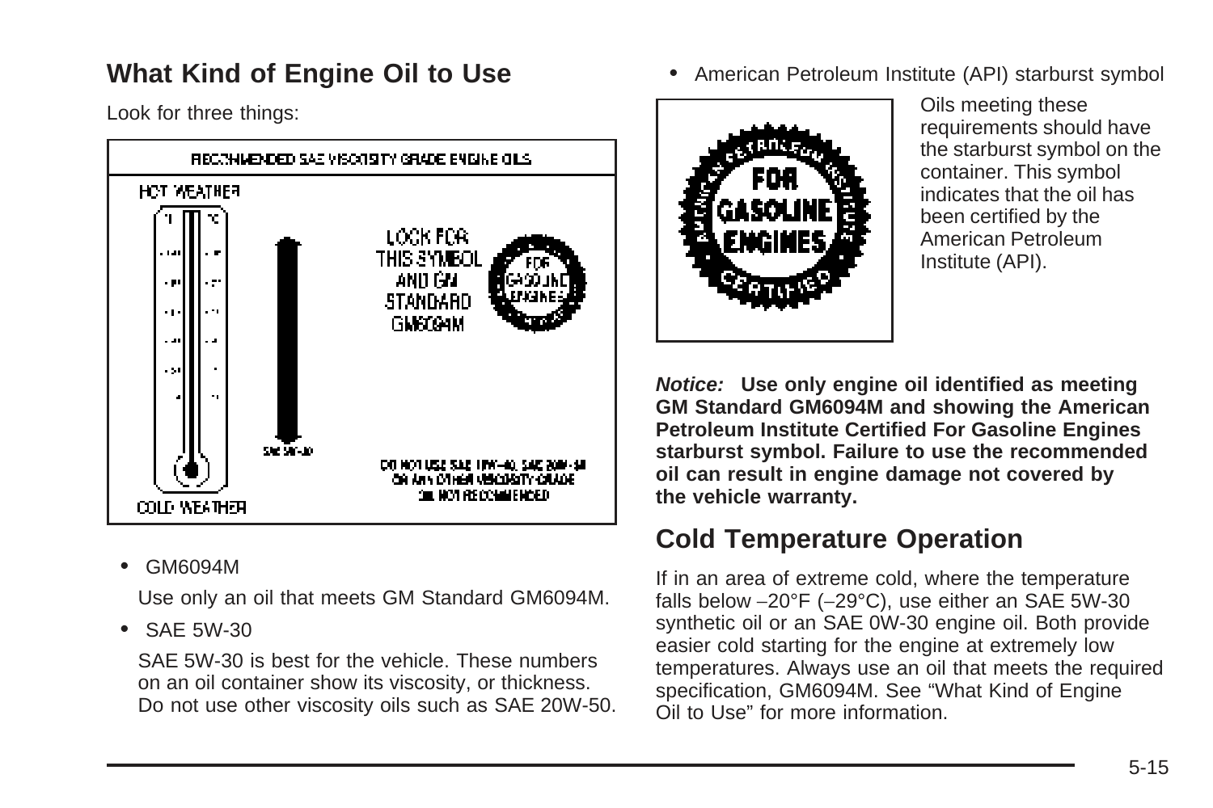## What Kind of Engine Oil to Use

Look for three things:

- GM6094M

  Use only an oil that meets GM Standard GM6094M.

- SAE 5W-30

  SAE 5W-30 is best for the vehicle. These numbers on an oil container show its viscosity, or thickness. Do not use other viscosity oils such as SAE 20W-50.

- American Petroleum Institute (API) starburst symbol

  Oils meeting these requirements should have the starburst symbol on the container. This symbol indicates that the oil has been certified by the American Petroleum Institute (API).

***Notice:*** **Use only engine oil identified as meeting GM Standard GM6094M and showing the American Petroleum Institute Certified For Gasoline Engines starburst symbol. Failure to use the recommended oil can result in engine damage not covered by the vehicle warranty.**

## Cold Temperature Operation

If in an area of extreme cold, where the temperature falls below −20°F (−29°C), use either an SAE 5W-30 synthetic oil or an SAE 0W-30 engine oil. Both provide easier cold starting for the engine at extremely low temperatures. Always use an oil that meets the required specification, GM6094M. See “What Kind of Engine Oil to Use” for more information.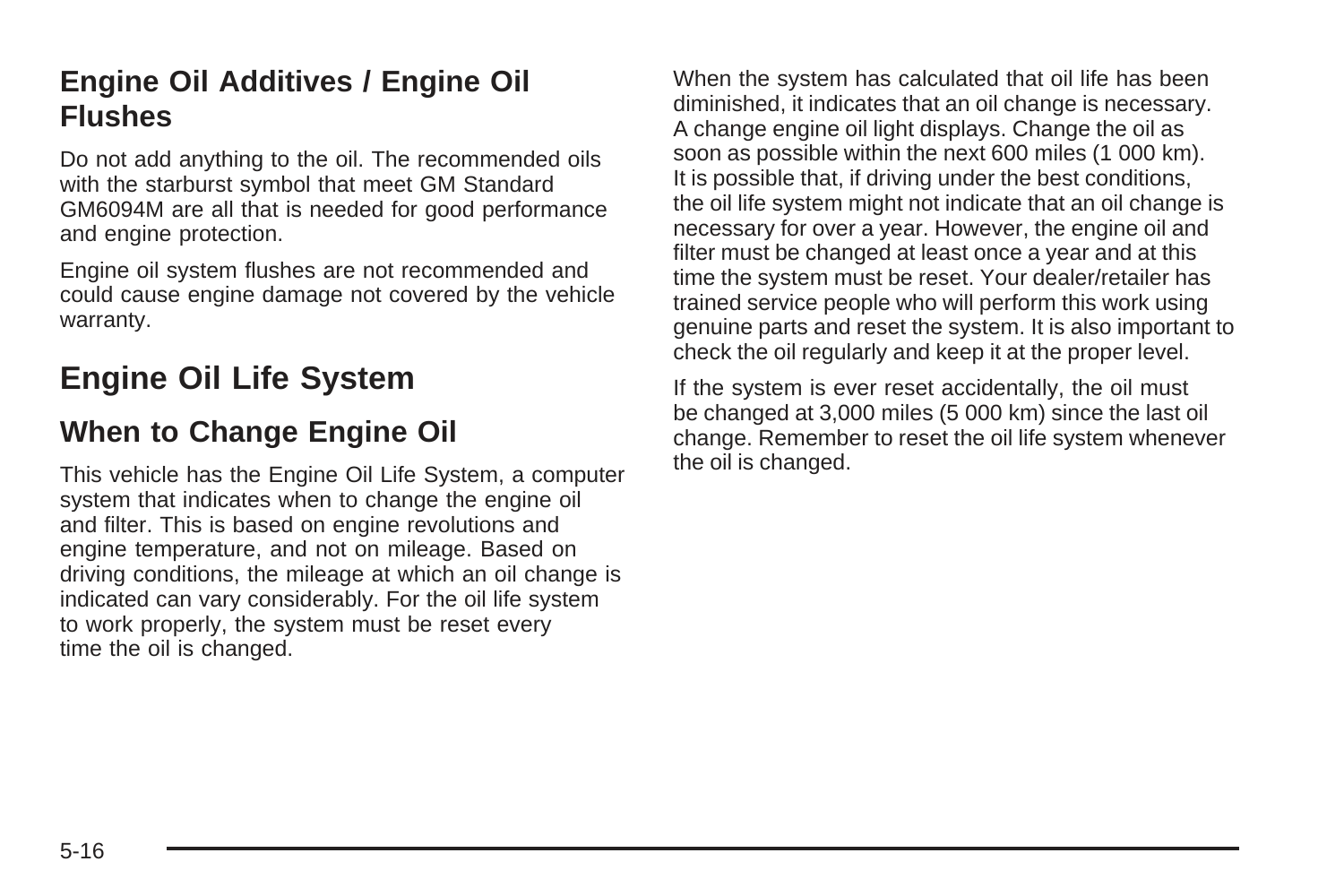### Engine Oil Additives / Engine Oil Flushes

Do not add anything to the oil. The recommended oils with the starburst symbol that meet GM Standard GM6094M are all that is needed for good performance and engine protection.

Engine oil system flushes are not recommended and could cause engine damage not covered by the vehicle warranty.

## Engine Oil Life System

### When to Change Engine Oil

This vehicle has the Engine Oil Life System, a computer system that indicates when to change the engine oil and filter. This is based on engine revolutions and engine temperature, and not on mileage. Based on driving conditions, the mileage at which an oil change is indicated can vary considerably. For the oil life system to work properly, the system must be reset every time the oil is changed.

When the system has calculated that oil life has been diminished, it indicates that an oil change is necessary. A change engine oil light displays. Change the oil as soon as possible within the next 600 miles (1 000 km). It is possible that, if driving under the best conditions, the oil life system might not indicate that an oil change is necessary for over a year. However, the engine oil and filter must be changed at least once a year and at this time the system must be reset. Your dealer/retailer has trained service people who will perform this work using genuine parts and reset the system. It is also important to check the oil regularly and keep it at the proper level.

If the system is ever reset accidentally, the oil must be changed at 3,000 miles (5 000 km) since the last oil change. Remember to reset the oil life system whenever the oil is changed.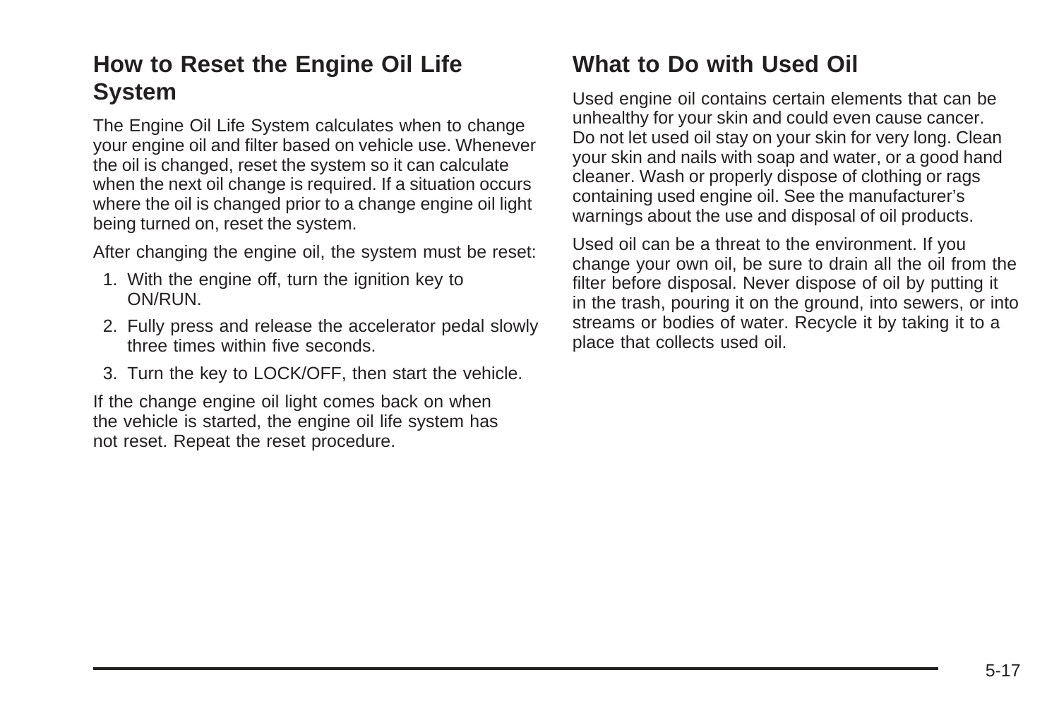## How to Reset the Engine Oil Life System

The Engine Oil Life System calculates when to change your engine oil and filter based on vehicle use. Whenever the oil is changed, reset the system so it can calculate when the next oil change is required. If a situation occurs where the oil is changed prior to a change engine oil light being turned on, reset the system.

After changing the engine oil, the system must be reset:

1. With the engine off, turn the ignition key to ON/RUN.
2. Fully press and release the accelerator pedal slowly three times within five seconds.
3. Turn the key to LOCK/OFF, then start the vehicle.

If the change engine oil light comes back on when the vehicle is started, the engine oil life system has not reset. Repeat the reset procedure.

## What to Do with Used Oil

Used engine oil contains certain elements that can be unhealthy for your skin and could even cause cancer. Do not let used oil stay on your skin for very long. Clean your skin and nails with soap and water, or a good hand cleaner. Wash or properly dispose of clothing or rags containing used engine oil. See the manufacturer's warnings about the use and disposal of oil products.

Used oil can be a threat to the environment. If you change your own oil, be sure to drain all the oil from the filter before disposal. Never dispose of oil by putting it in the trash, pouring it on the ground, into sewers, or into streams or bodies of water. Recycle it by taking it to a place that collects used oil.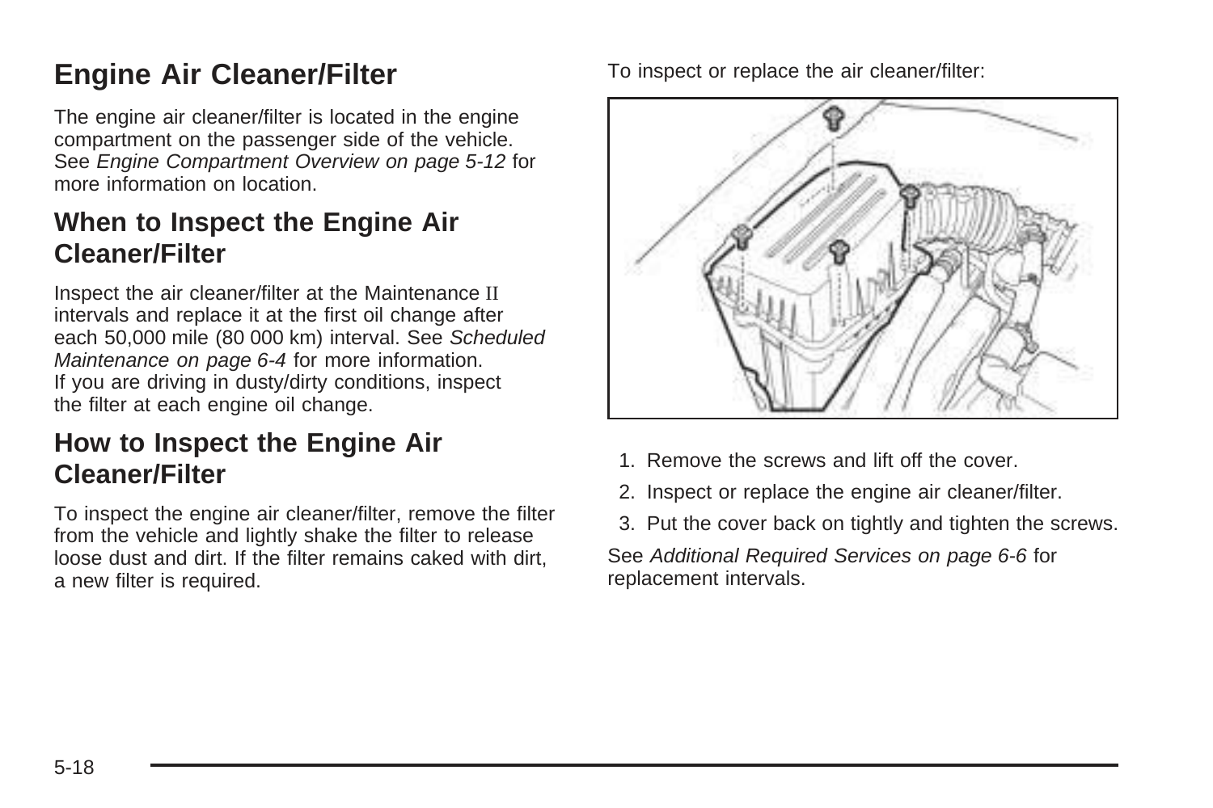# Engine Air Cleaner/Filter

The engine air cleaner/filter is located in the engine compartment on the passenger side of the vehicle. See *Engine Compartment Overview on page 5-12* for more information on location.

## When to Inspect the Engine Air Cleaner/Filter

Inspect the air cleaner/filter at the Maintenance II intervals and replace it at the first oil change after each 50,000 mile (80 000 km) interval. See *Scheduled Maintenance on page 6-4* for more information. If you are driving in dusty/dirty conditions, inspect the filter at each engine oil change.

## How to Inspect the Engine Air Cleaner/Filter

To inspect the engine air cleaner/filter, remove the filter from the vehicle and lightly shake the filter to release loose dust and dirt. If the filter remains caked with dirt, a new filter is required.

To inspect or replace the air cleaner/filter:

1. Remove the screws and lift off the cover.
2. Inspect or replace the engine air cleaner/filter.
3. Put the cover back on tightly and tighten the screws.

See *Additional Required Services on page 6-6* for replacement intervals.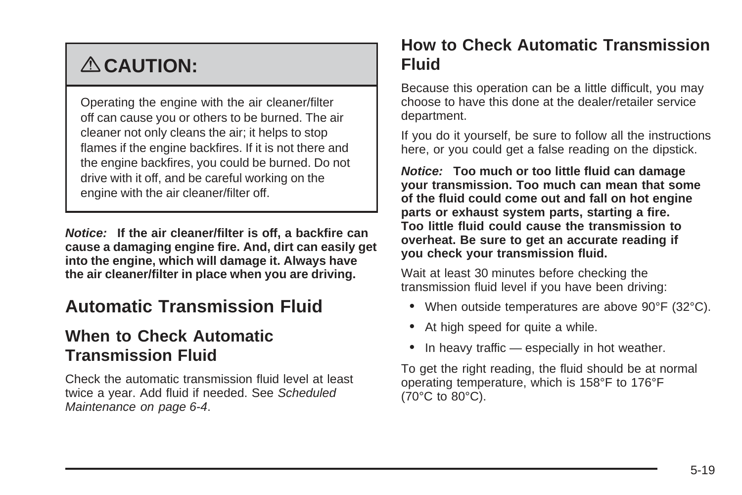## ⚠ CAUTION:

Operating the engine with the air cleaner/filter off can cause you or others to be burned. The air cleaner not only cleans the air; it helps to stop flames if the engine backfires. If it is not there and the engine backfires, you could be burned. Do not drive with it off, and be careful working on the engine with the air cleaner/filter off.

***Notice:*** **If the air cleaner/filter is off, a backfire can cause a damaging engine fire. And, dirt can easily get into the engine, which will damage it. Always have the air cleaner/filter in place when you are driving.**

# Automatic Transmission Fluid

## When to Check Automatic Transmission Fluid

Check the automatic transmission fluid level at least twice a year. Add fluid if needed. See *Scheduled Maintenance on page 6-4*.

## How to Check Automatic Transmission Fluid

Because this operation can be a little difficult, you may choose to have this done at the dealer/retailer service department.

If you do it yourself, be sure to follow all the instructions here, or you could get a false reading on the dipstick.

***Notice:*** **Too much or too little fluid can damage your transmission. Too much can mean that some of the fluid could come out and fall on hot engine parts or exhaust system parts, starting a fire. Too little fluid could cause the transmission to overheat. Be sure to get an accurate reading if you check your transmission fluid.**

Wait at least 30 minutes before checking the transmission fluid level if you have been driving:

- When outside temperatures are above 90°F (32°C).
- At high speed for quite a while.
- In heavy traffic — especially in hot weather.

To get the right reading, the fluid should be at normal operating temperature, which is 158°F to 176°F (70°C to 80°C).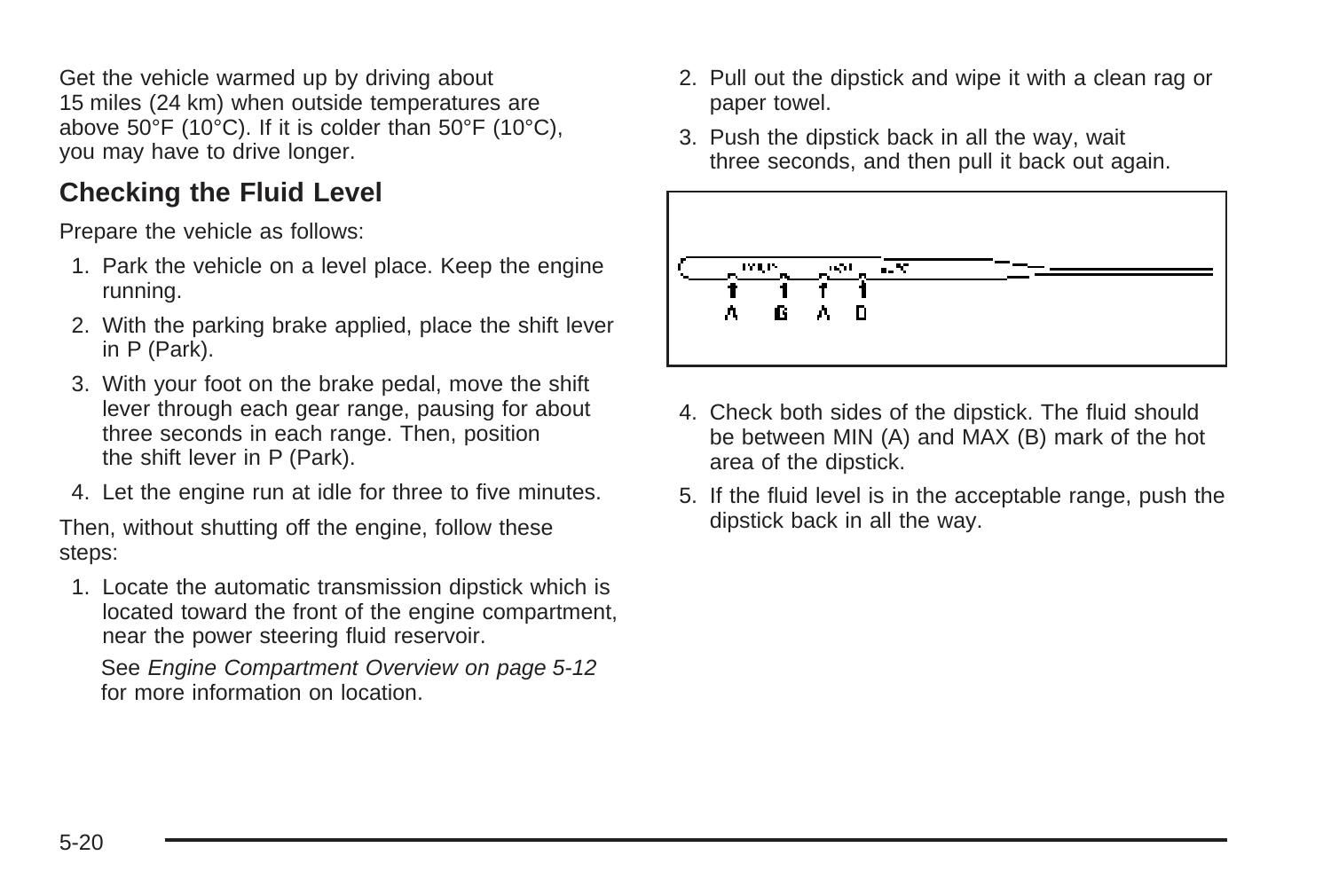Get the vehicle warmed up by driving about 15 miles (24 km) when outside temperatures are above 50°F (10°C). If it is colder than 50°F (10°C), you may have to drive longer.

## Checking the Fluid Level

Prepare the vehicle as follows:

1. Park the vehicle on a level place. Keep the engine running.
2. With the parking brake applied, place the shift lever in P (Park).
3. With your foot on the brake pedal, move the shift lever through each gear range, pausing for about three seconds in each range. Then, position the shift lever in P (Park).
4. Let the engine run at idle for three to five minutes.

Then, without shutting off the engine, follow these steps:

1. Locate the automatic transmission dipstick which is located toward the front of the engine compartment, near the power steering fluid reservoir.

   See *Engine Compartment Overview on page 5-12* for more information on location.

2. Pull out the dipstick and wipe it with a clean rag or paper towel.
3. Push the dipstick back in all the way, wait three seconds, and then pull it back out again.
4. Check both sides of the dipstick. The fluid should be between MIN (A) and MAX (B) mark of the hot area of the dipstick.
5. If the fluid level is in the acceptable range, push the dipstick back in all the way.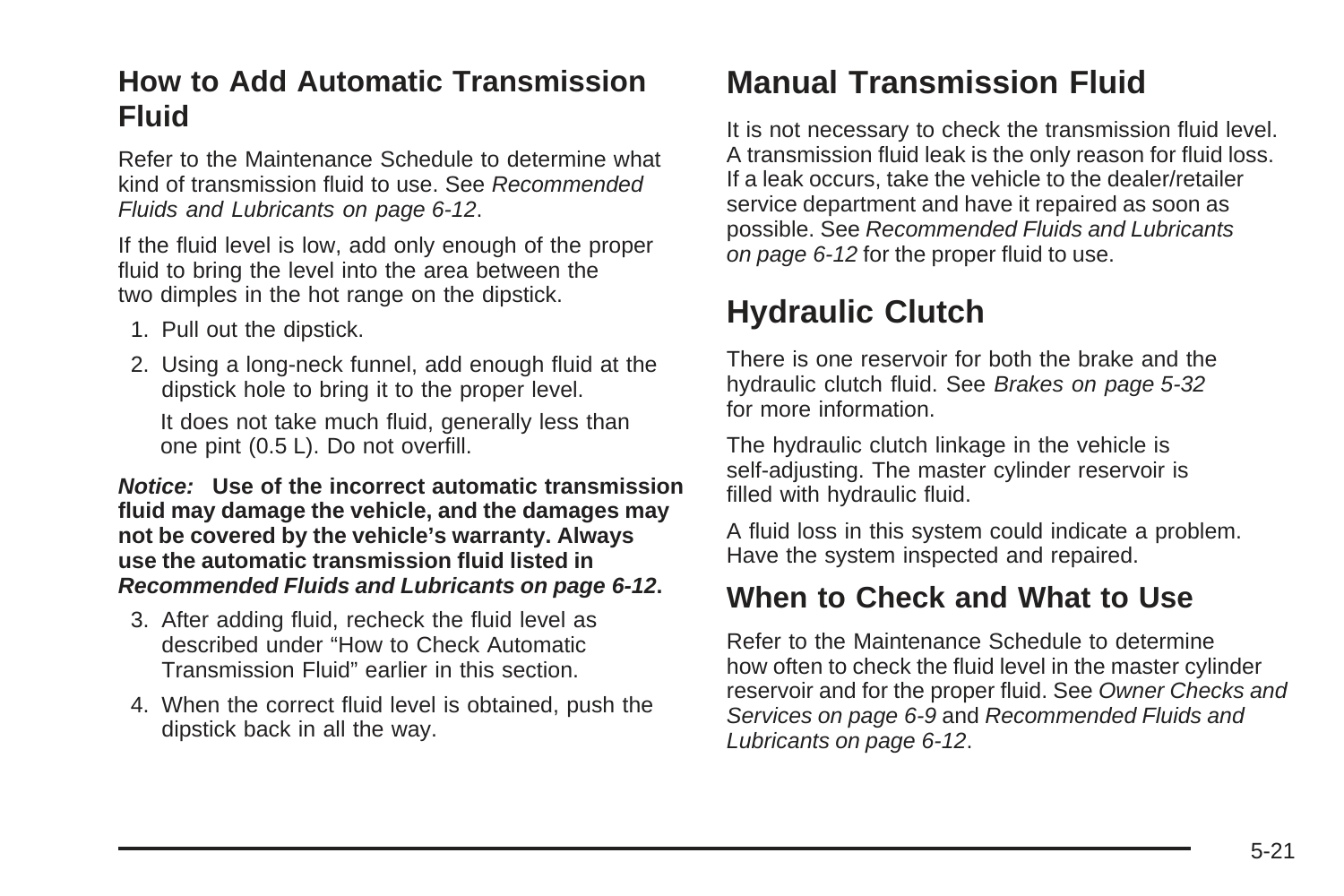### How to Add Automatic Transmission Fluid

Refer to the Maintenance Schedule to determine what kind of transmission fluid to use. See *Recommended Fluids and Lubricants on page 6-12*.

If the fluid level is low, add only enough of the proper fluid to bring the level into the area between the two dimples in the hot range on the dipstick.

1. Pull out the dipstick.
2. Using a long-neck funnel, add enough fluid at the dipstick hole to bring it to the proper level.

   It does not take much fluid, generally less than one pint (0.5 L). Do not overfill.

***Notice:*** **Use of the incorrect automatic transmission fluid may damage the vehicle, and the damages may not be covered by the vehicle's warranty. Always use the automatic transmission fluid listed in *Recommended Fluids and Lubricants on page 6-12*.**

3. After adding fluid, recheck the fluid level as described under "How to Check Automatic Transmission Fluid" earlier in this section.
4. When the correct fluid level is obtained, push the dipstick back in all the way.

## Manual Transmission Fluid

It is not necessary to check the transmission fluid level. A transmission fluid leak is the only reason for fluid loss. If a leak occurs, take the vehicle to the dealer/retailer service department and have it repaired as soon as possible. See *Recommended Fluids and Lubricants on page 6-12* for the proper fluid to use.

## Hydraulic Clutch

There is one reservoir for both the brake and the hydraulic clutch fluid. See *Brakes on page 5-32* for more information.

The hydraulic clutch linkage in the vehicle is self-adjusting. The master cylinder reservoir is filled with hydraulic fluid.

A fluid loss in this system could indicate a problem. Have the system inspected and repaired.

### When to Check and What to Use

Refer to the Maintenance Schedule to determine how often to check the fluid level in the master cylinder reservoir and for the proper fluid. See *Owner Checks and Services on page 6-9* and *Recommended Fluids and Lubricants on page 6-12*.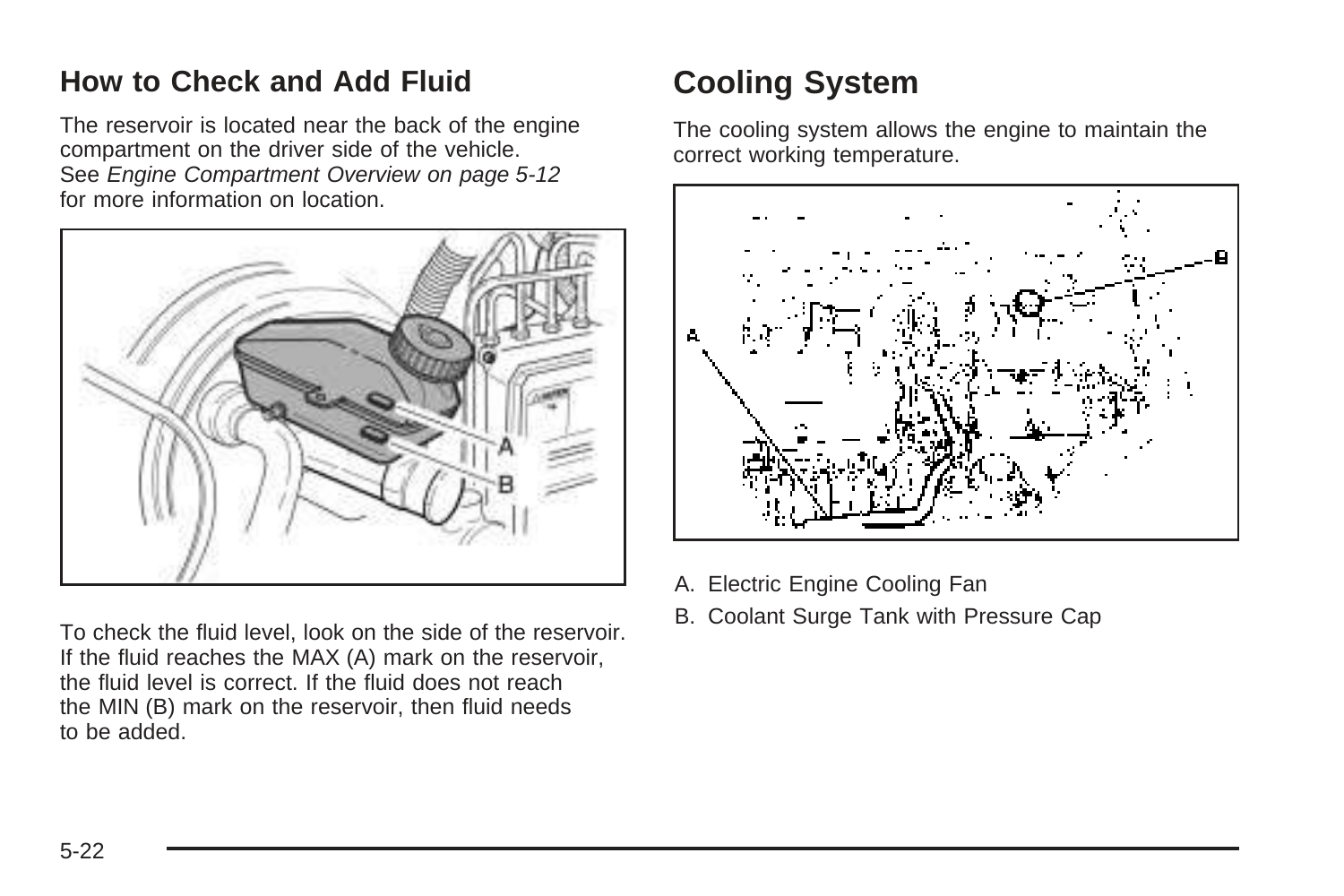## How to Check and Add Fluid

The reservoir is located near the back of the engine compartment on the driver side of the vehicle. See *Engine Compartment Overview on page 5-12* for more information on location.

To check the fluid level, look on the side of the reservoir. If the fluid reaches the MAX (A) mark on the reservoir, the fluid level is correct. If the fluid does not reach the MIN (B) mark on the reservoir, then fluid needs to be added.

# Cooling System

The cooling system allows the engine to maintain the correct working temperature.

A. Electric Engine Cooling Fan

B. Coolant Surge Tank with Pressure Cap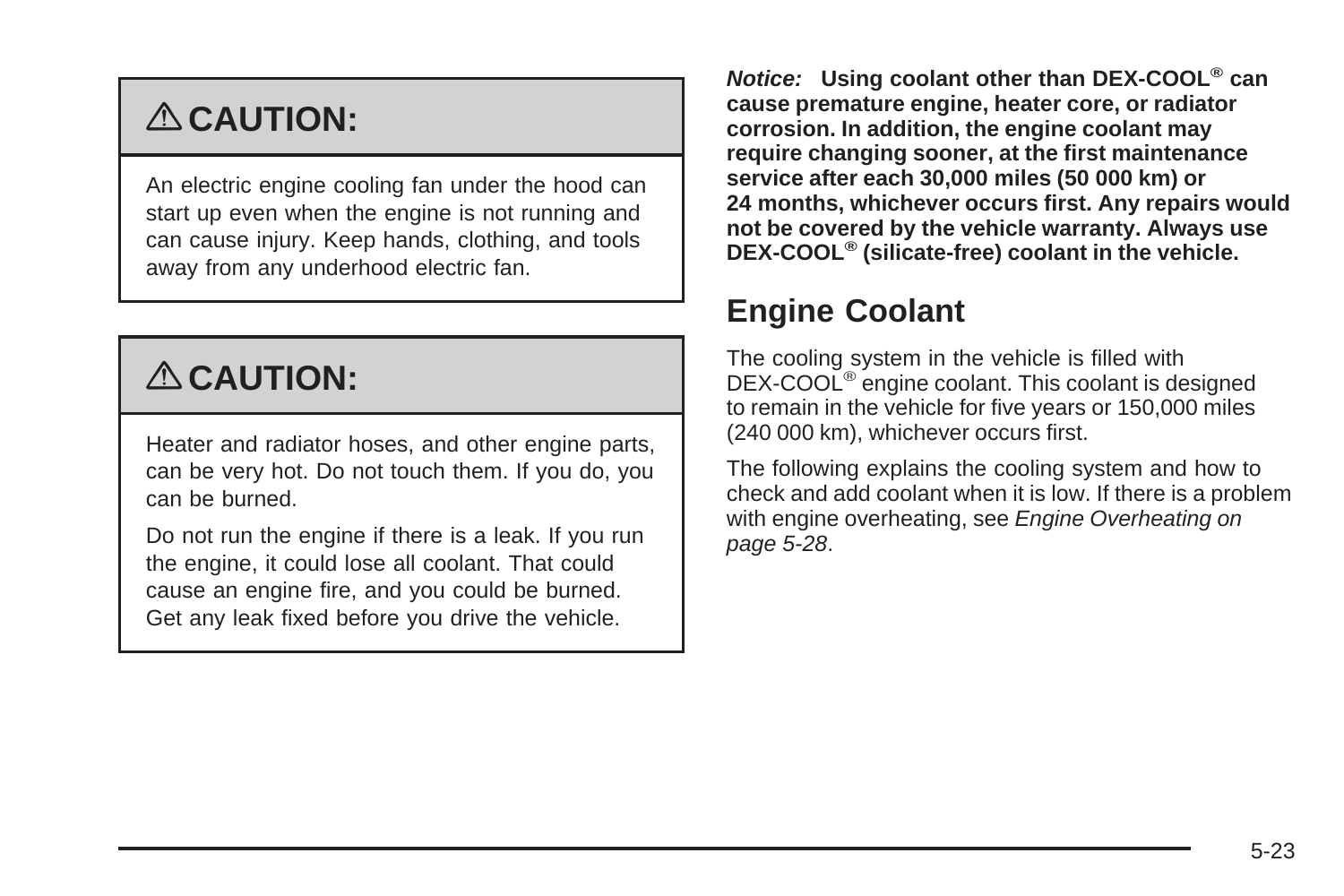**⚠ CAUTION:**

An electric engine cooling fan under the hood can start up even when the engine is not running and can cause injury. Keep hands, clothing, and tools away from any underhood electric fan.

**⚠ CAUTION:**

Heater and radiator hoses, and other engine parts, can be very hot. Do not touch them. If you do, you can be burned.

Do not run the engine if there is a leak. If you run the engine, it could lose all coolant. That could cause an engine fire, and you could be burned. Get any leak fixed before you drive the vehicle.

***Notice:*** **Using coolant other than DEX-COOL® can cause premature engine, heater core, or radiator corrosion. In addition, the engine coolant may require changing sooner, at the first maintenance service after each 30,000 miles (50 000 km) or 24 months, whichever occurs first. Any repairs would not be covered by the vehicle warranty. Always use DEX-COOL® (silicate-free) coolant in the vehicle.**

## Engine Coolant

The cooling system in the vehicle is filled with DEX-COOL® engine coolant. This coolant is designed to remain in the vehicle for five years or 150,000 miles (240 000 km), whichever occurs first.

The following explains the cooling system and how to check and add coolant when it is low. If there is a problem with engine overheating, see *Engine Overheating on page 5-28*.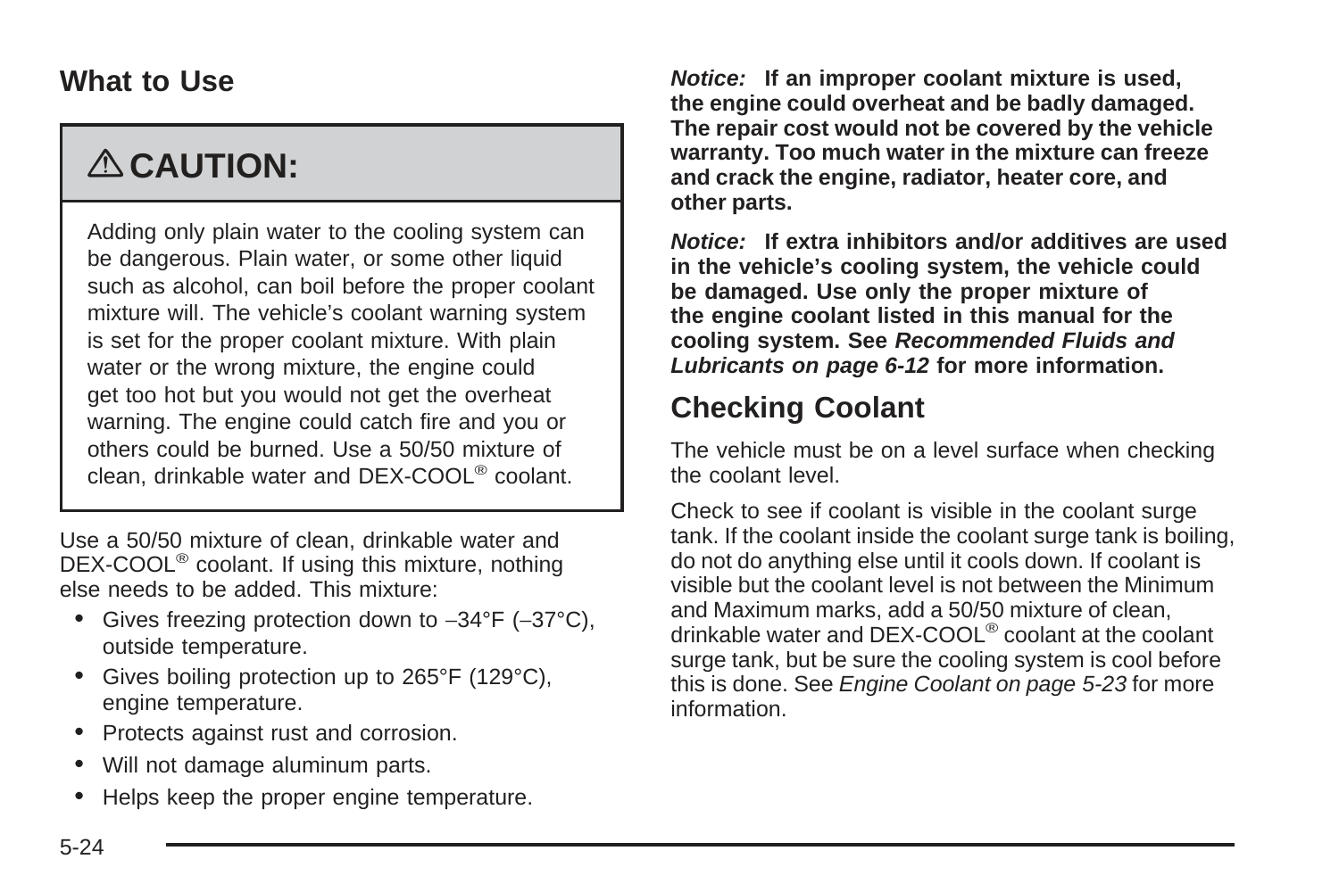## What to Use

> ⚠ **CAUTION:**
>
> Adding only plain water to the cooling system can be dangerous. Plain water, or some other liquid such as alcohol, can boil before the proper coolant mixture will. The vehicle's coolant warning system is set for the proper coolant mixture. With plain water or the wrong mixture, the engine could get too hot but you would not get the overheat warning. The engine could catch fire and you or others could be burned. Use a 50/50 mixture of clean, drinkable water and DEX-COOL® coolant.

Use a 50/50 mixture of clean, drinkable water and DEX-COOL® coolant. If using this mixture, nothing else needs to be added. This mixture:

- Gives freezing protection down to –34°F (–37°C), outside temperature.
- Gives boiling protection up to 265°F (129°C), engine temperature.
- Protects against rust and corrosion.
- Will not damage aluminum parts.
- Helps keep the proper engine temperature.

***Notice:*** **If an improper coolant mixture is used, the engine could overheat and be badly damaged. The repair cost would not be covered by the vehicle warranty. Too much water in the mixture can freeze and crack the engine, radiator, heater core, and other parts.**

***Notice:*** **If extra inhibitors and/or additives are used in the vehicle's cooling system, the vehicle could be damaged. Use only the proper mixture of the engine coolant listed in this manual for the cooling system. See *Recommended Fluids and Lubricants on page 6-12* for more information.**

## Checking Coolant

The vehicle must be on a level surface when checking the coolant level.

Check to see if coolant is visible in the coolant surge tank. If the coolant inside the coolant surge tank is boiling, do not do anything else until it cools down. If coolant is visible but the coolant level is not between the Minimum and Maximum marks, add a 50/50 mixture of clean, drinkable water and DEX-COOL® coolant at the coolant surge tank, but be sure the cooling system is cool before this is done. See *Engine Coolant on page 5-23* for more information.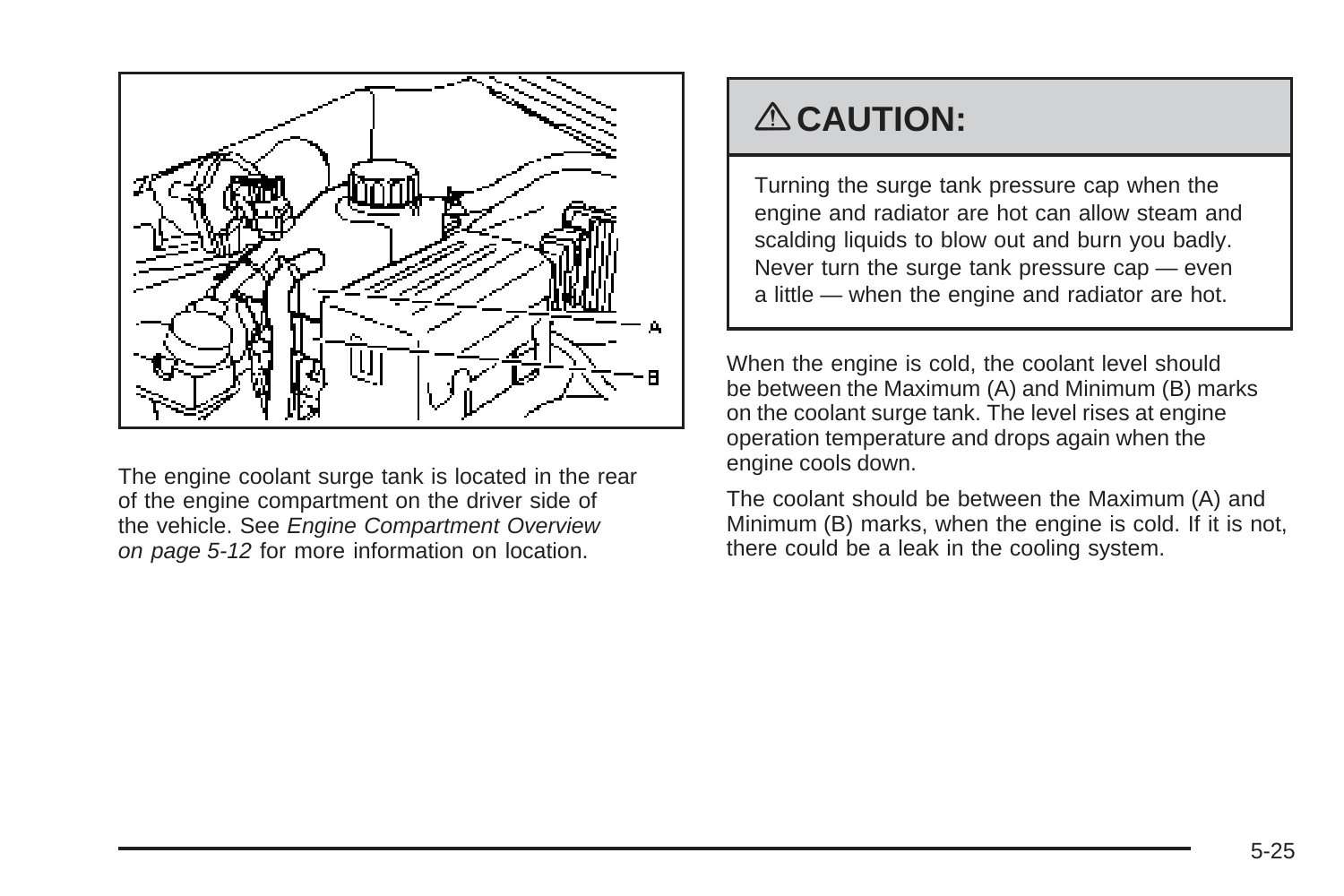The engine coolant surge tank is located in the rear of the engine compartment on the driver side of the vehicle. See *Engine Compartment Overview on page 5-12* for more information on location.

## ⚠ CAUTION:

Turning the surge tank pressure cap when the engine and radiator are hot can allow steam and scalding liquids to blow out and burn you badly. Never turn the surge tank pressure cap — even a little — when the engine and radiator are hot.

When the engine is cold, the coolant level should be between the Maximum (A) and Minimum (B) marks on the coolant surge tank. The level rises at engine operation temperature and drops again when the engine cools down.

The coolant should be between the Maximum (A) and Minimum (B) marks, when the engine is cold. If it is not, there could be a leak in the cooling system.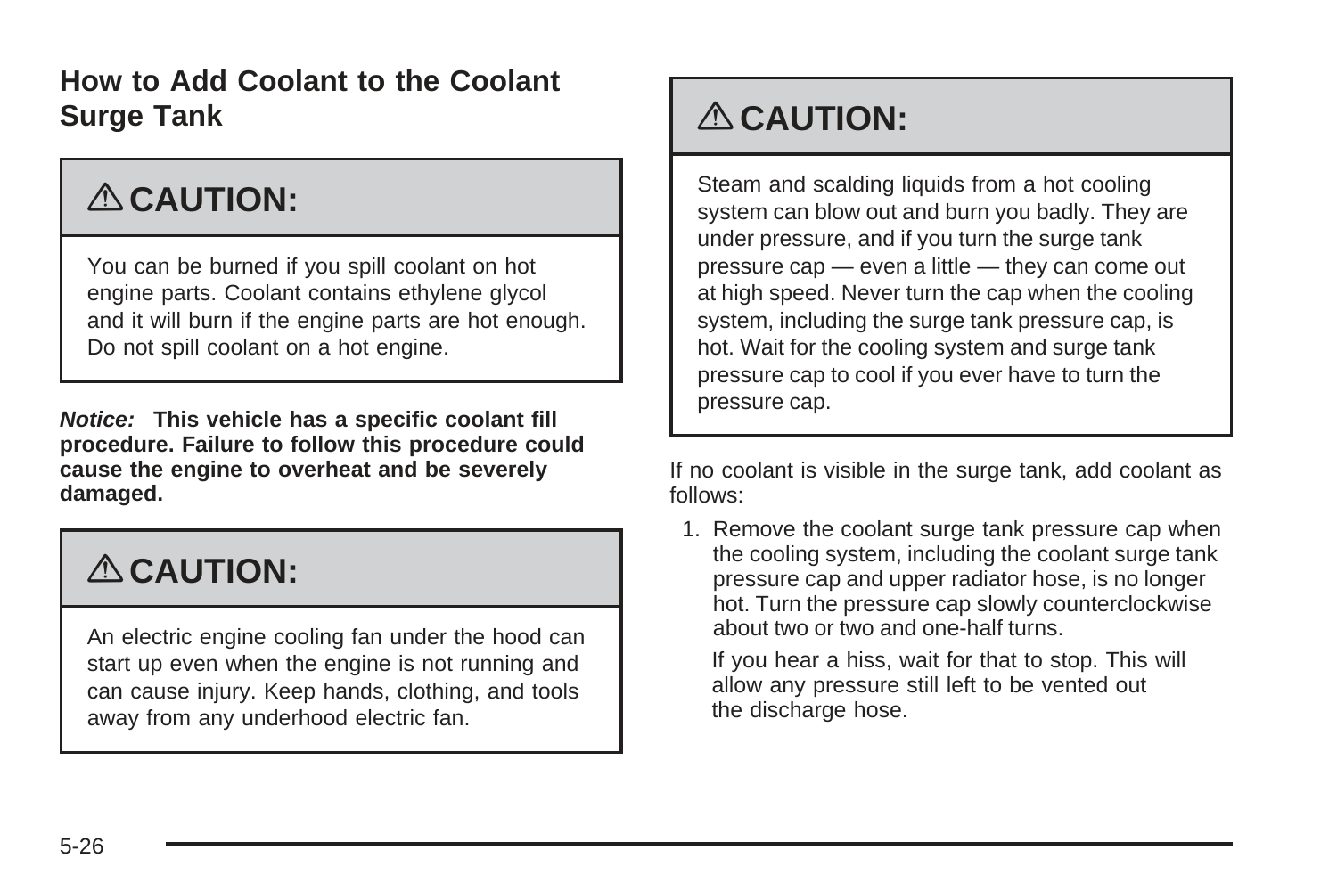### How to Add Coolant to the Coolant Surge Tank

> **⚠ CAUTION:**
>
> You can be burned if you spill coolant on hot engine parts. Coolant contains ethylene glycol and it will burn if the engine parts are hot enough. Do not spill coolant on a hot engine.

***Notice:*** **This vehicle has a specific coolant fill procedure. Failure to follow this procedure could cause the engine to overheat and be severely damaged.**

> **⚠ CAUTION:**
>
> An electric engine cooling fan under the hood can start up even when the engine is not running and can cause injury. Keep hands, clothing, and tools away from any underhood electric fan.

> **⚠ CAUTION:**
>
> Steam and scalding liquids from a hot cooling system can blow out and burn you badly. They are under pressure, and if you turn the surge tank pressure cap — even a little — they can come out at high speed. Never turn the cap when the cooling system, including the surge tank pressure cap, is hot. Wait for the cooling system and surge tank pressure cap to cool if you ever have to turn the pressure cap.

If no coolant is visible in the surge tank, add coolant as follows:

1. Remove the coolant surge tank pressure cap when the cooling system, including the coolant surge tank pressure cap and upper radiator hose, is no longer hot. Turn the pressure cap slowly counterclockwise about two or two and one-half turns.

   If you hear a hiss, wait for that to stop. This will allow any pressure still left to be vented out the discharge hose.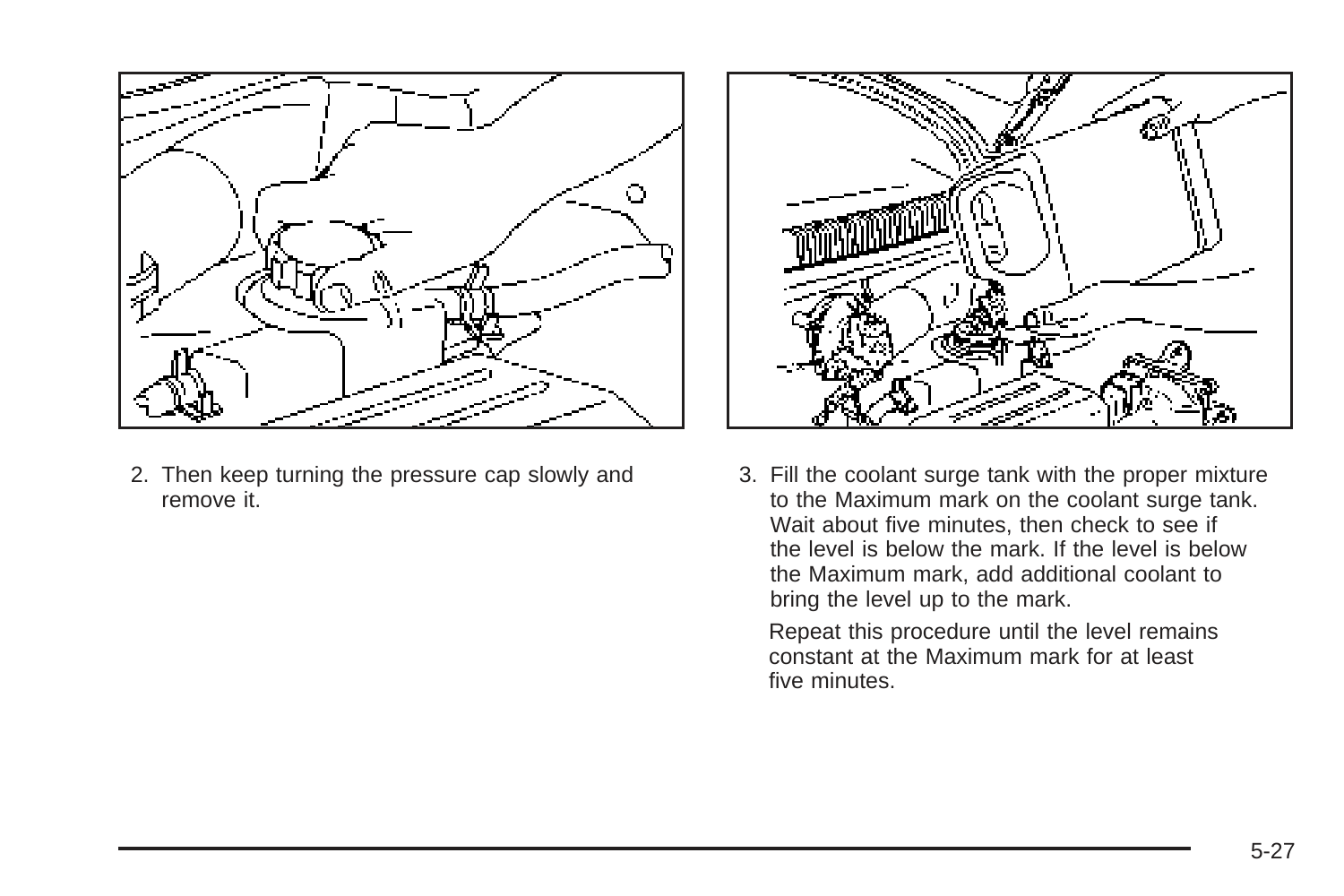2. Then keep turning the pressure cap slowly and remove it.

3. Fill the coolant surge tank with the proper mixture to the Maximum mark on the coolant surge tank. Wait about five minutes, then check to see if the level is below the mark. If the level is below the Maximum mark, add additional coolant to bring the level up to the mark.

   Repeat this procedure until the level remains constant at the Maximum mark for at least five minutes.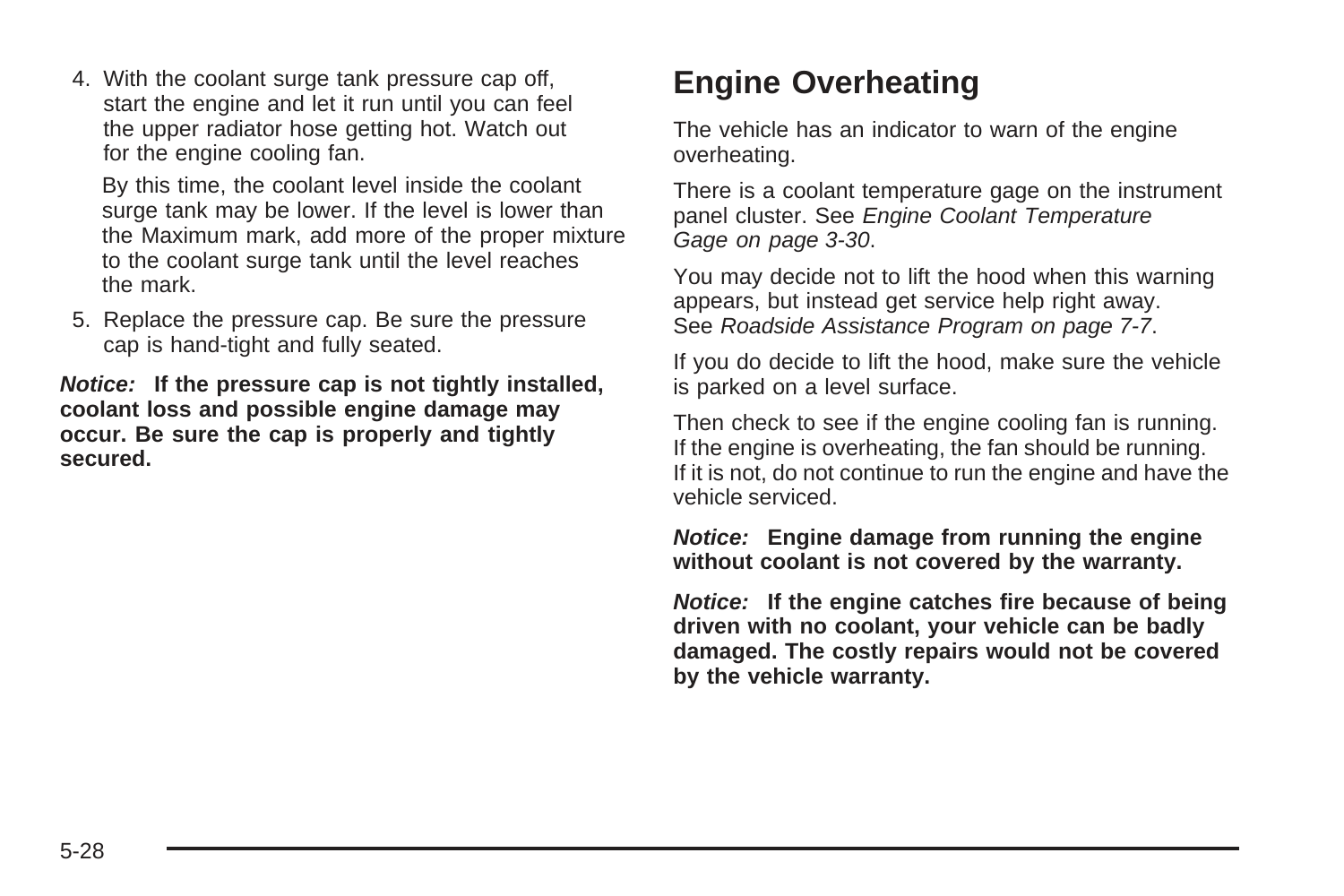4. With the coolant surge tank pressure cap off, start the engine and let it run until you can feel the upper radiator hose getting hot. Watch out for the engine cooling fan.

   By this time, the coolant level inside the coolant surge tank may be lower. If the level is lower than the Maximum mark, add more of the proper mixture to the coolant surge tank until the level reaches the mark.

5. Replace the pressure cap. Be sure the pressure cap is hand-tight and fully seated.

***Notice:*** **If the pressure cap is not tightly installed, coolant loss and possible engine damage may occur. Be sure the cap is properly and tightly secured.**

## Engine Overheating

The vehicle has an indicator to warn of the engine overheating.

There is a coolant temperature gage on the instrument panel cluster. See *Engine Coolant Temperature Gage on page 3-30*.

You may decide not to lift the hood when this warning appears, but instead get service help right away. See *Roadside Assistance Program on page 7-7*.

If you do decide to lift the hood, make sure the vehicle is parked on a level surface.

Then check to see if the engine cooling fan is running. If the engine is overheating, the fan should be running. If it is not, do not continue to run the engine and have the vehicle serviced.

***Notice:*** **Engine damage from running the engine without coolant is not covered by the warranty.**

***Notice:*** **If the engine catches fire because of being driven with no coolant, your vehicle can be badly damaged. The costly repairs would not be covered by the vehicle warranty.**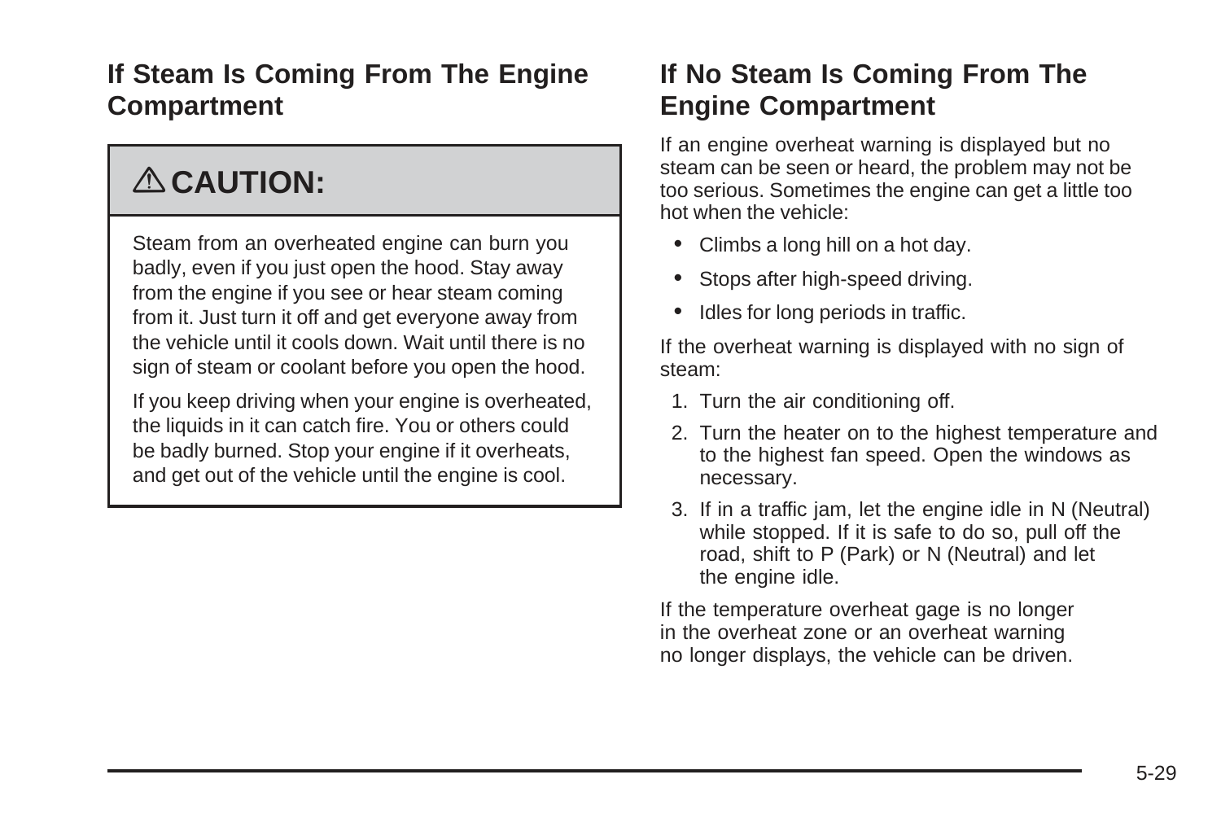## If Steam Is Coming From The Engine Compartment

**⚠ CAUTION:**

Steam from an overheated engine can burn you badly, even if you just open the hood. Stay away from the engine if you see or hear steam coming from it. Just turn it off and get everyone away from the vehicle until it cools down. Wait until there is no sign of steam or coolant before you open the hood.

If you keep driving when your engine is overheated, the liquids in it can catch fire. You or others could be badly burned. Stop your engine if it overheats, and get out of the vehicle until the engine is cool.

## If No Steam Is Coming From The Engine Compartment

If an engine overheat warning is displayed but no steam can be seen or heard, the problem may not be too serious. Sometimes the engine can get a little too hot when the vehicle:

- Climbs a long hill on a hot day.
- Stops after high-speed driving.
- Idles for long periods in traffic.

If the overheat warning is displayed with no sign of steam:

1. Turn the air conditioning off.
2. Turn the heater on to the highest temperature and to the highest fan speed. Open the windows as necessary.
3. If in a traffic jam, let the engine idle in N (Neutral) while stopped. If it is safe to do so, pull off the road, shift to P (Park) or N (Neutral) and let the engine idle.

If the temperature overheat gage is no longer in the overheat zone or an overheat warning no longer displays, the vehicle can be driven.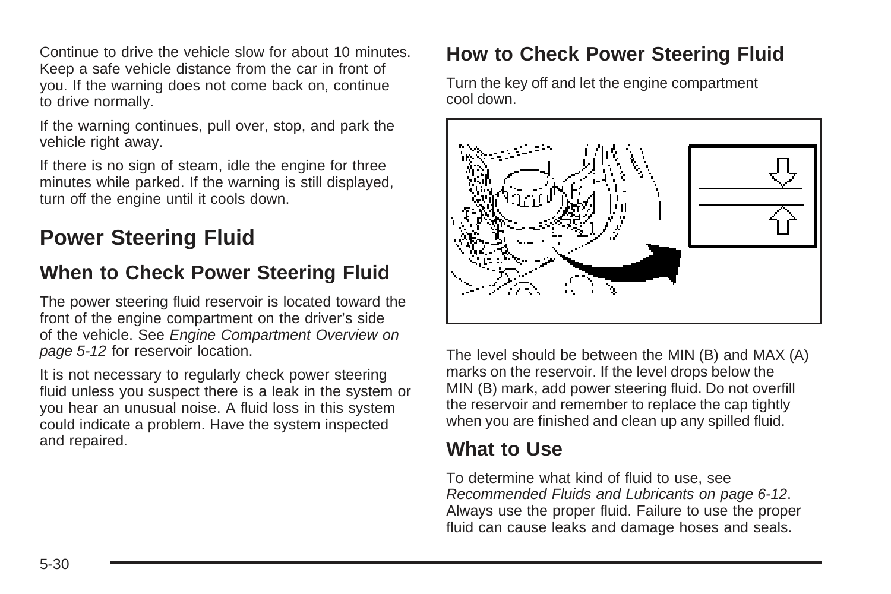Continue to drive the vehicle slow for about 10 minutes. Keep a safe vehicle distance from the car in front of you. If the warning does not come back on, continue to drive normally.

If the warning continues, pull over, stop, and park the vehicle right away.

If there is no sign of steam, idle the engine for three minutes while parked. If the warning is still displayed, turn off the engine until it cools down.

# Power Steering Fluid

## When to Check Power Steering Fluid

The power steering fluid reservoir is located toward the front of the engine compartment on the driver's side of the vehicle. See *Engine Compartment Overview on page 5-12* for reservoir location.

It is not necessary to regularly check power steering fluid unless you suspect there is a leak in the system or you hear an unusual noise. A fluid loss in this system could indicate a problem. Have the system inspected and repaired.

## How to Check Power Steering Fluid

Turn the key off and let the engine compartment cool down.

The level should be between the MIN (B) and MAX (A) marks on the reservoir. If the level drops below the MIN (B) mark, add power steering fluid. Do not overfill the reservoir and remember to replace the cap tightly when you are finished and clean up any spilled fluid.

## What to Use

To determine what kind of fluid to use, see *Recommended Fluids and Lubricants on page 6-12*. Always use the proper fluid. Failure to use the proper fluid can cause leaks and damage hoses and seals.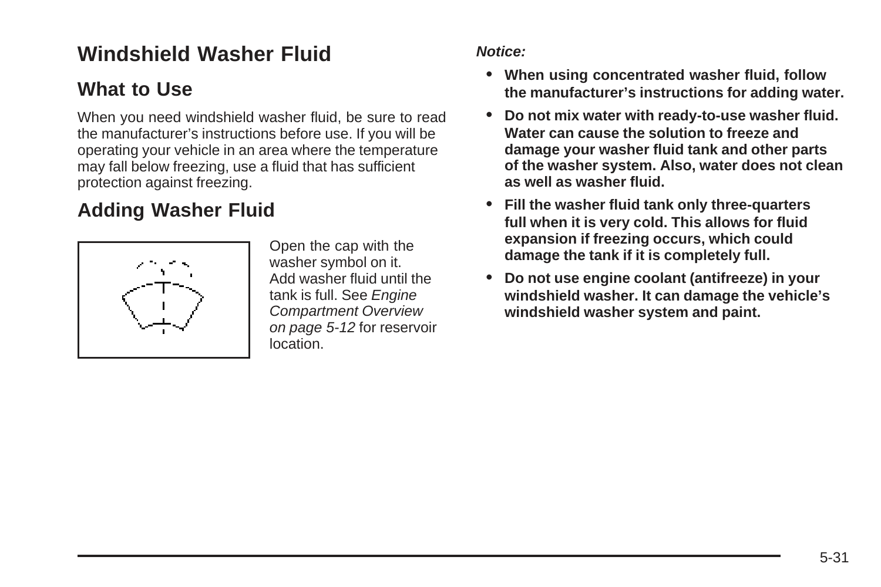# Windshield Washer Fluid

## What to Use

When you need windshield washer fluid, be sure to read the manufacturer's instructions before use. If you will be operating your vehicle in an area where the temperature may fall below freezing, use a fluid that has sufficient protection against freezing.

## Adding Washer Fluid

Open the cap with the washer symbol on it. Add washer fluid until the tank is full. See *Engine Compartment Overview on page 5-12* for reservoir location.

***Notice:***

- **When using concentrated washer fluid, follow the manufacturer's instructions for adding water.**
- **Do not mix water with ready-to-use washer fluid. Water can cause the solution to freeze and damage your washer fluid tank and other parts of the washer system. Also, water does not clean as well as washer fluid.**
- **Fill the washer fluid tank only three-quarters full when it is very cold. This allows for fluid expansion if freezing occurs, which could damage the tank if it is completely full.**
- **Do not use engine coolant (antifreeze) in your windshield washer. It can damage the vehicle's windshield washer system and paint.**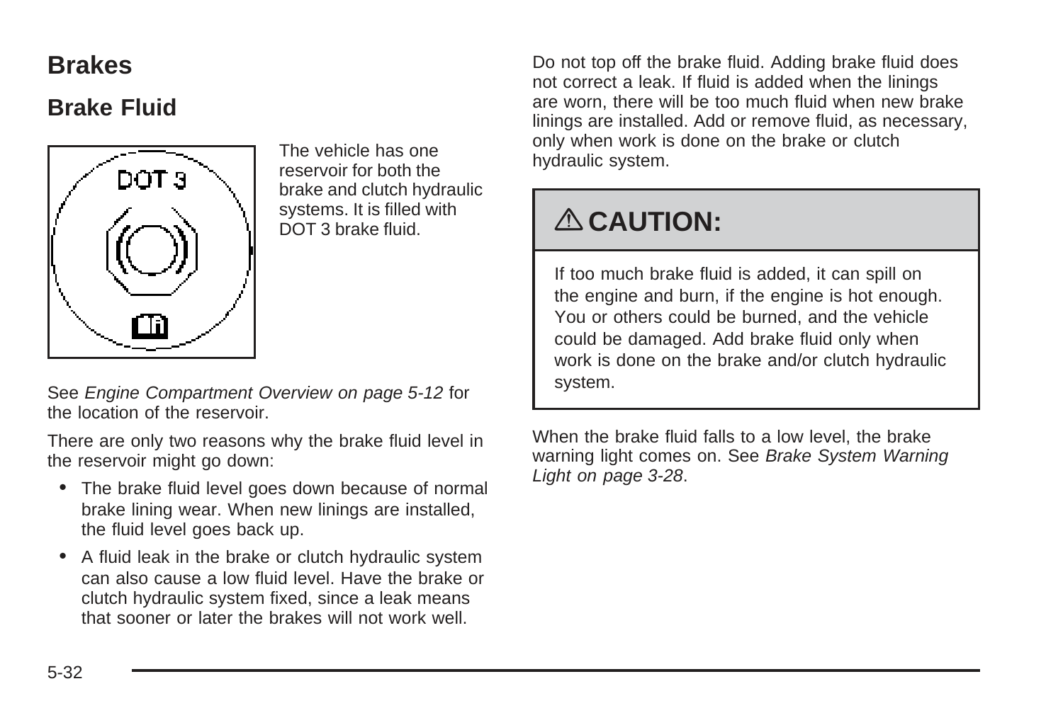# Brakes

## Brake Fluid

The vehicle has one reservoir for both the brake and clutch hydraulic systems. It is filled with DOT 3 brake fluid.

See *Engine Compartment Overview on page 5-12* for the location of the reservoir.

There are only two reasons why the brake fluid level in the reservoir might go down:

- The brake fluid level goes down because of normal brake lining wear. When new linings are installed, the fluid level goes back up.
- A fluid leak in the brake or clutch hydraulic system can also cause a low fluid level. Have the brake or clutch hydraulic system fixed, since a leak means that sooner or later the brakes will not work well.

Do not top off the brake fluid. Adding brake fluid does not correct a leak. If fluid is added when the linings are worn, there will be too much fluid when new brake linings are installed. Add or remove fluid, as necessary, only when work is done on the brake or clutch hydraulic system.

**⚠ CAUTION:**

If too much brake fluid is added, it can spill on the engine and burn, if the engine is hot enough. You or others could be burned, and the vehicle could be damaged. Add brake fluid only when work is done on the brake and/or clutch hydraulic system.

When the brake fluid falls to a low level, the brake warning light comes on. See *Brake System Warning Light on page 3-28*.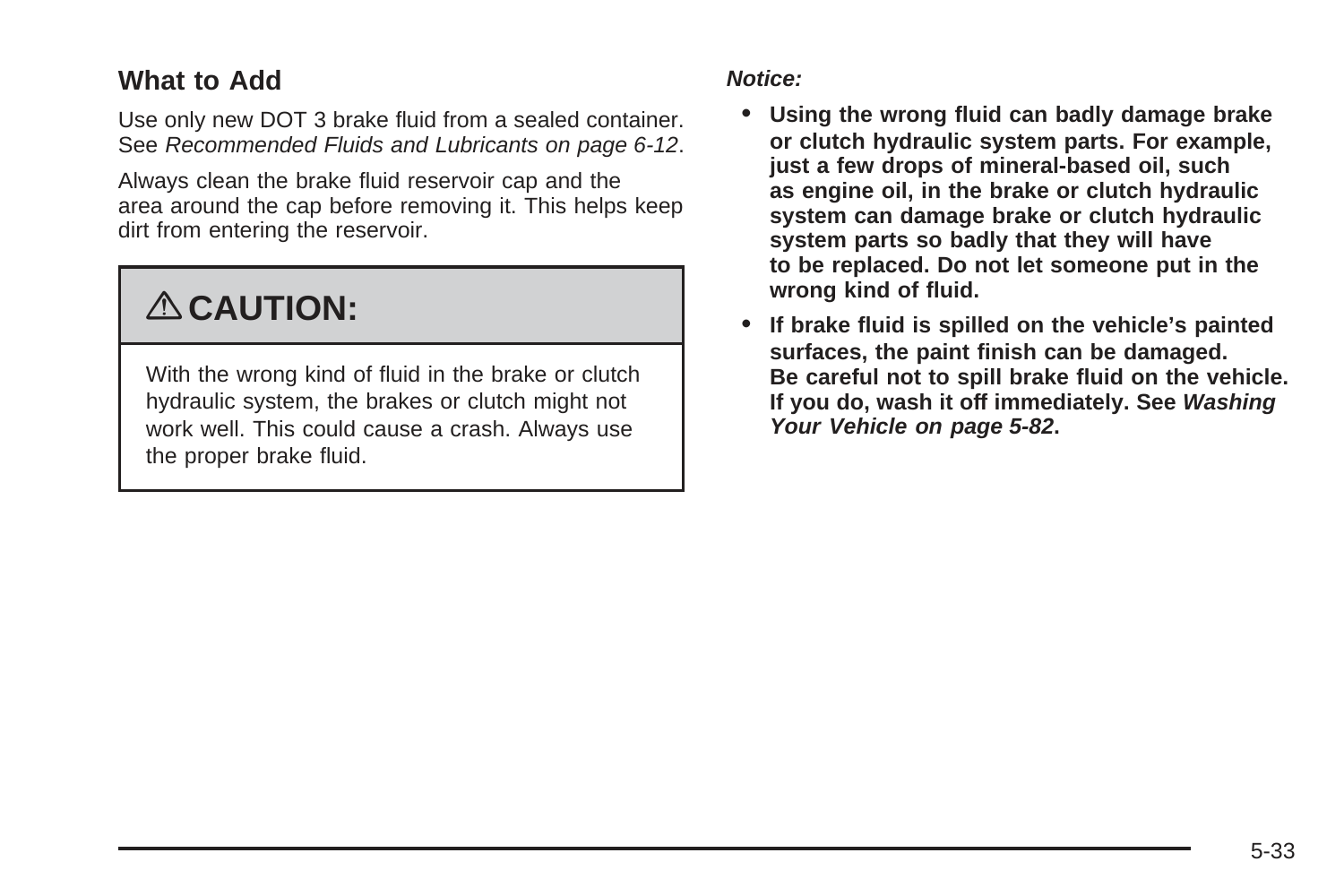### What to Add

Use only new DOT 3 brake fluid from a sealed container. See *Recommended Fluids and Lubricants on page 6-12*.

Always clean the brake fluid reservoir cap and the area around the cap before removing it. This helps keep dirt from entering the reservoir.

> **⚠ CAUTION:**
>
> With the wrong kind of fluid in the brake or clutch hydraulic system, the brakes or clutch might not work well. This could cause a crash. Always use the proper brake fluid.

***Notice:***

- **Using the wrong fluid can badly damage brake or clutch hydraulic system parts. For example, just a few drops of mineral-based oil, such as engine oil, in the brake or clutch hydraulic system can damage brake or clutch hydraulic system parts so badly that they will have to be replaced. Do not let someone put in the wrong kind of fluid.**
- **If brake fluid is spilled on the vehicle's painted surfaces, the paint finish can be damaged. Be careful not to spill brake fluid on the vehicle. If you do, wash it off immediately. See *Washing Your Vehicle on page 5-82*.**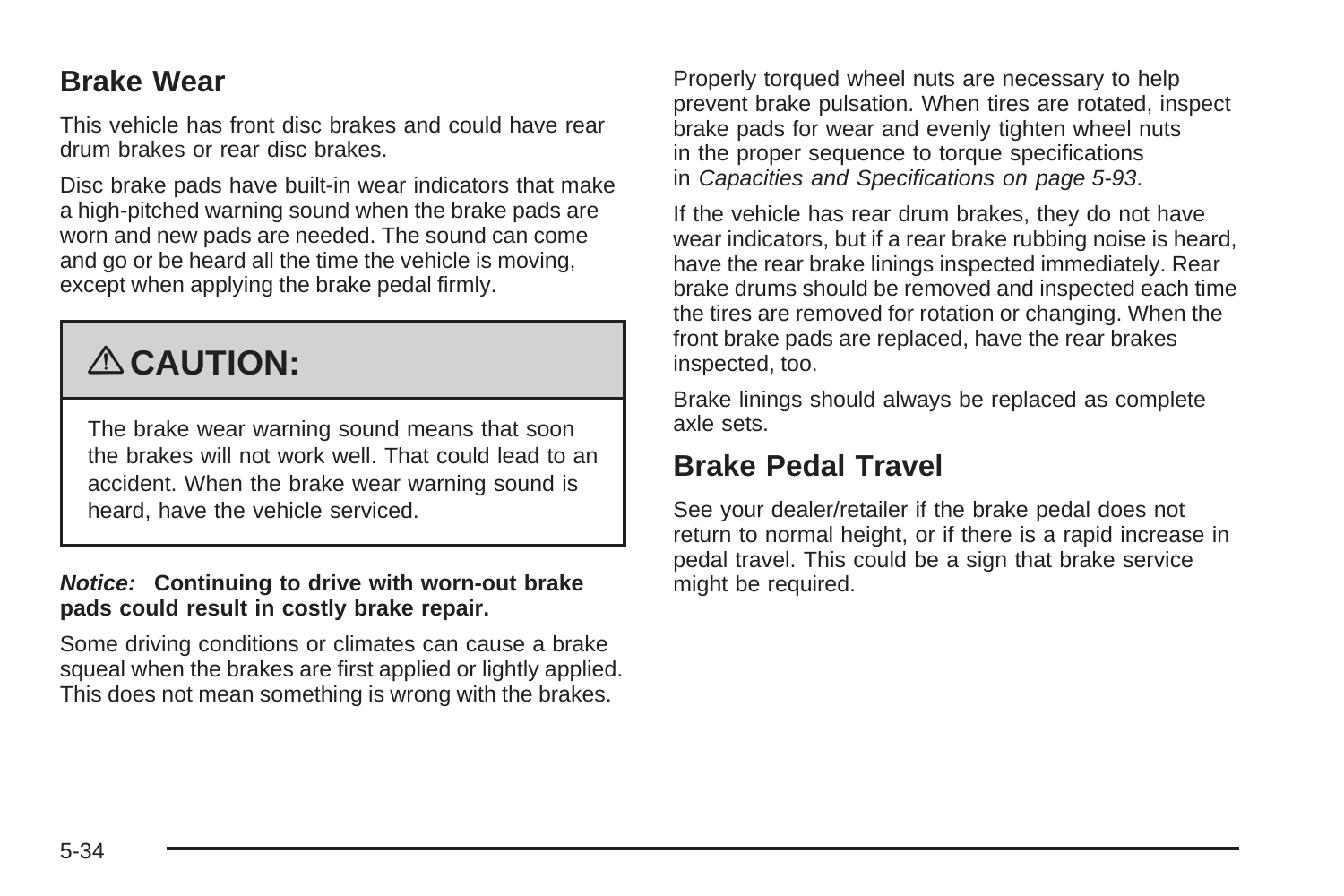## Brake Wear

This vehicle has front disc brakes and could have rear drum brakes or rear disc brakes.

Disc brake pads have built-in wear indicators that make a high-pitched warning sound when the brake pads are worn and new pads are needed. The sound can come and go or be heard all the time the vehicle is moving, except when applying the brake pedal firmly.

> **⚠ CAUTION:**
>
> The brake wear warning sound means that soon the brakes will not work well. That could lead to an accident. When the brake wear warning sound is heard, have the vehicle serviced.

***Notice:*** **Continuing to drive with worn-out brake pads could result in costly brake repair.**

Some driving conditions or climates can cause a brake squeal when the brakes are first applied or lightly applied. This does not mean something is wrong with the brakes.

Properly torqued wheel nuts are necessary to help prevent brake pulsation. When tires are rotated, inspect brake pads for wear and evenly tighten wheel nuts in the proper sequence to torque specifications in *Capacities and Specifications on page 5-93*.

If the vehicle has rear drum brakes, they do not have wear indicators, but if a rear brake rubbing noise is heard, have the rear brake linings inspected immediately. Rear brake drums should be removed and inspected each time the tires are removed for rotation or changing. When the front brake pads are replaced, have the rear brakes inspected, too.

Brake linings should always be replaced as complete axle sets.

## Brake Pedal Travel

See your dealer/retailer if the brake pedal does not return to normal height, or if there is a rapid increase in pedal travel. This could be a sign that brake service might be required.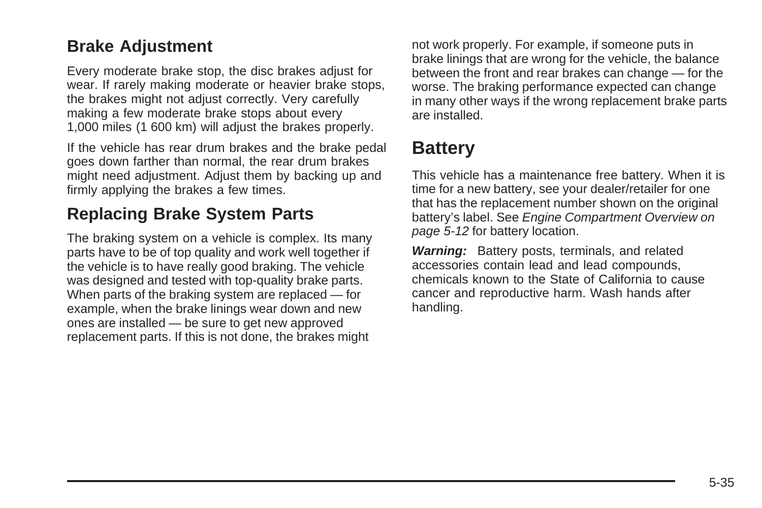### Brake Adjustment

Every moderate brake stop, the disc brakes adjust for wear. If rarely making moderate or heavier brake stops, the brakes might not adjust correctly. Very carefully making a few moderate brake stops about every 1,000 miles (1 600 km) will adjust the brakes properly.

If the vehicle has rear drum brakes and the brake pedal goes down farther than normal, the rear drum brakes might need adjustment. Adjust them by backing up and firmly applying the brakes a few times.

### Replacing Brake System Parts

The braking system on a vehicle is complex. Its many parts have to be of top quality and work well together if the vehicle is to have really good braking. The vehicle was designed and tested with top-quality brake parts. When parts of the braking system are replaced — for example, when the brake linings wear down and new ones are installed — be sure to get new approved replacement parts. If this is not done, the brakes might not work properly. For example, if someone puts in brake linings that are wrong for the vehicle, the balance between the front and rear brakes can change — for the worse. The braking performance expected can change in many other ways if the wrong replacement brake parts are installed.

## Battery

This vehicle has a maintenance free battery. When it is time for a new battery, see your dealer/retailer for one that has the replacement number shown on the original battery's label. See *Engine Compartment Overview on page 5-12* for battery location.

***Warning:*** Battery posts, terminals, and related accessories contain lead and lead compounds, chemicals known to the State of California to cause cancer and reproductive harm. Wash hands after handling.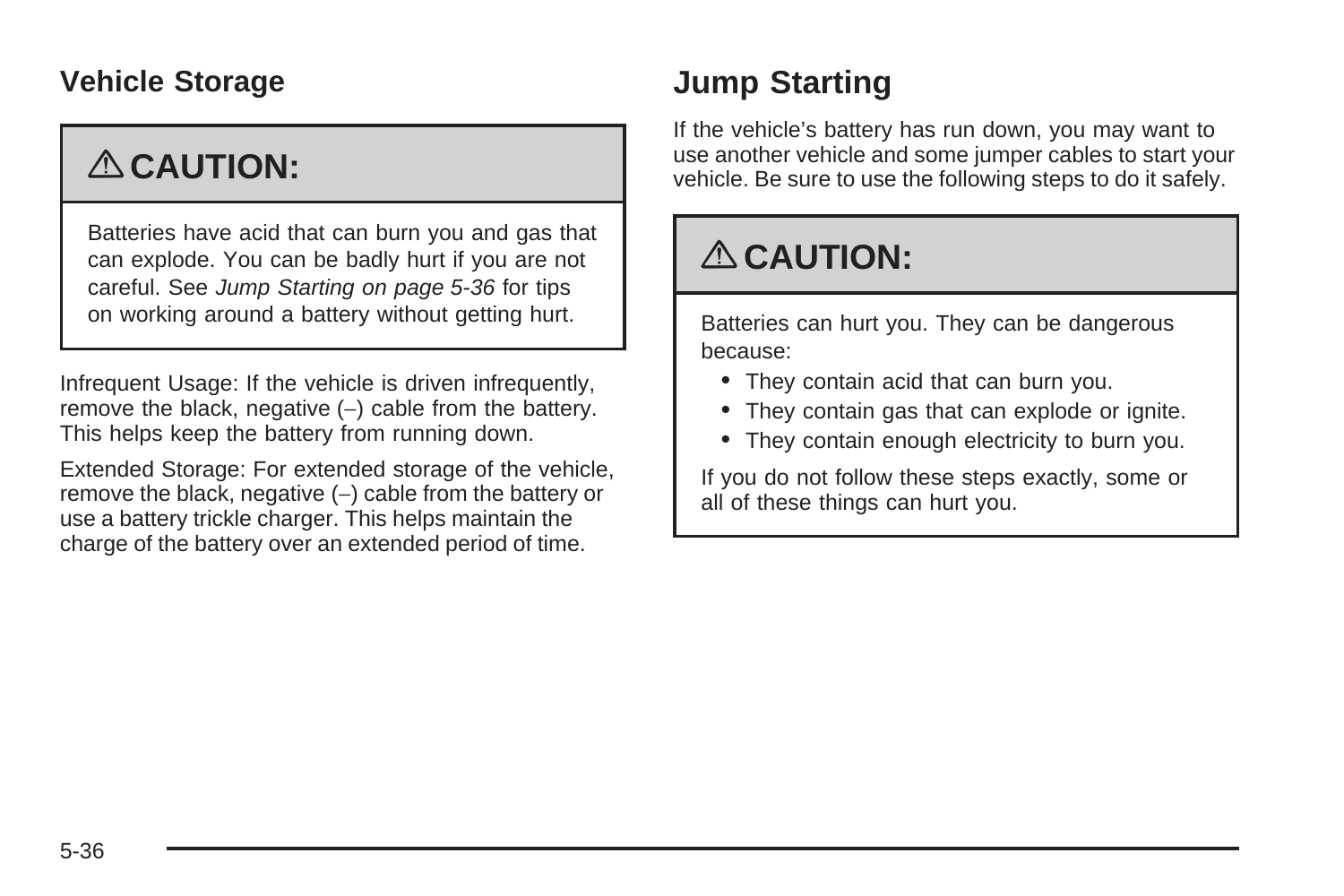## Vehicle Storage

> **⚠ CAUTION:**
>
> Batteries have acid that can burn you and gas that can explode. You can be badly hurt if you are not careful. See *Jump Starting on page 5-36* for tips on working around a battery without getting hurt.

Infrequent Usage: If the vehicle is driven infrequently, remove the black, negative (–) cable from the battery. This helps keep the battery from running down.

Extended Storage: For extended storage of the vehicle, remove the black, negative (–) cable from the battery or use a battery trickle charger. This helps maintain the charge of the battery over an extended period of time.

## Jump Starting

If the vehicle's battery has run down, you may want to use another vehicle and some jumper cables to start your vehicle. Be sure to use the following steps to do it safely.

> **⚠ CAUTION:**
>
> Batteries can hurt you. They can be dangerous because:
>
> - They contain acid that can burn you.
> - They contain gas that can explode or ignite.
> - They contain enough electricity to burn you.
>
> If you do not follow these steps exactly, some or all of these things can hurt you.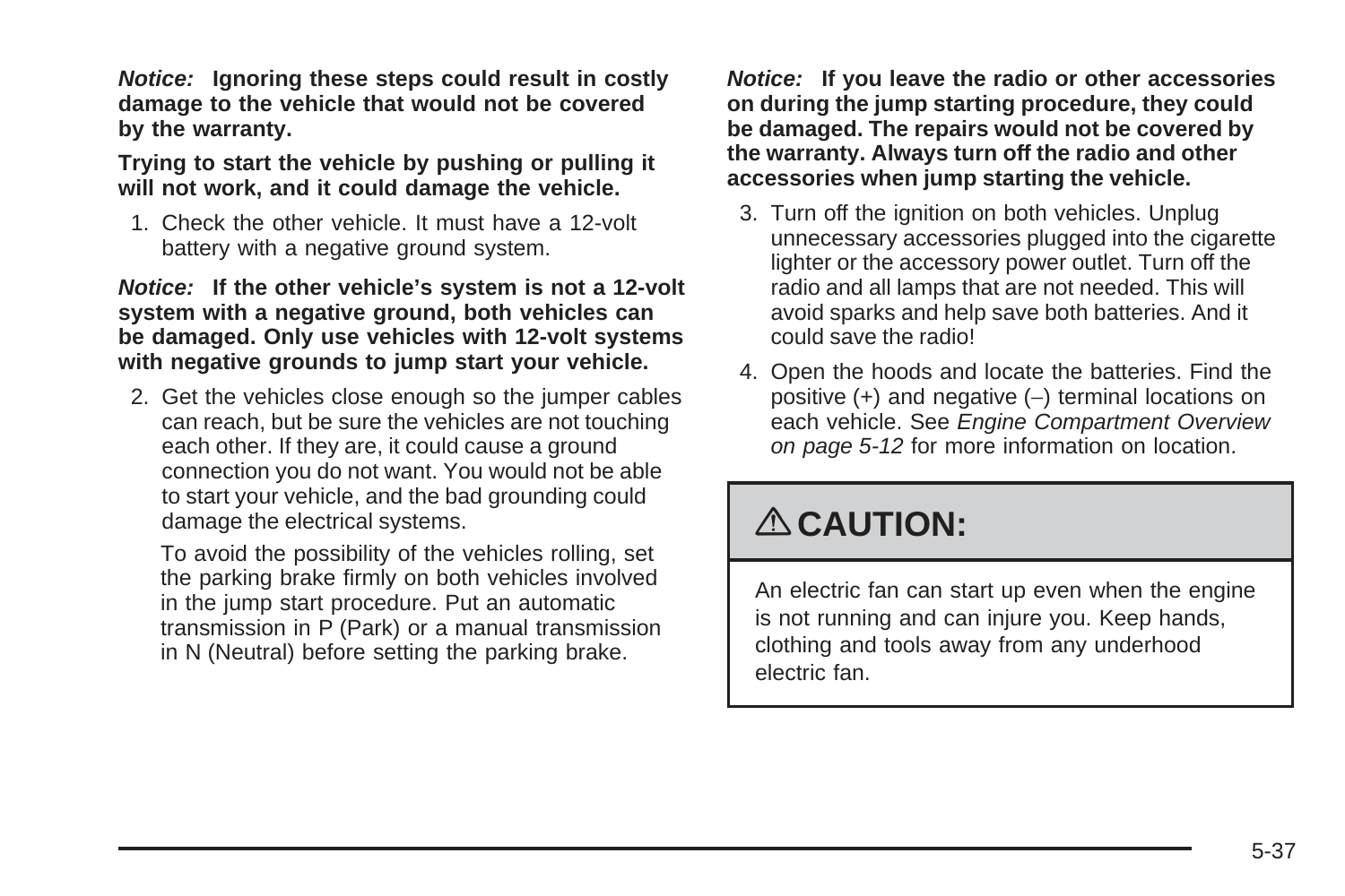***Notice:*** **Ignoring these steps could result in costly damage to the vehicle that would not be covered by the warranty.**

**Trying to start the vehicle by pushing or pulling it will not work, and it could damage the vehicle.**

1. Check the other vehicle. It must have a 12-volt battery with a negative ground system.

***Notice:*** **If the other vehicle's system is not a 12-volt system with a negative ground, both vehicles can be damaged. Only use vehicles with 12-volt systems with negative grounds to jump start your vehicle.**

2. Get the vehicles close enough so the jumper cables can reach, but be sure the vehicles are not touching each other. If they are, it could cause a ground connection you do not want. You would not be able to start your vehicle, and the bad grounding could damage the electrical systems.

   To avoid the possibility of the vehicles rolling, set the parking brake firmly on both vehicles involved in the jump start procedure. Put an automatic transmission in P (Park) or a manual transmission in N (Neutral) before setting the parking brake.

***Notice:*** **If you leave the radio or other accessories on during the jump starting procedure, they could be damaged. The repairs would not be covered by the warranty. Always turn off the radio and other accessories when jump starting the vehicle.**

3. Turn off the ignition on both vehicles. Unplug unnecessary accessories plugged into the cigarette lighter or the accessory power outlet. Turn off the radio and all lamps that are not needed. This will avoid sparks and help save both batteries. And it could save the radio!
4. Open the hoods and locate the batteries. Find the positive (+) and negative (–) terminal locations on each vehicle. See *Engine Compartment Overview on page 5-12* for more information on location.

## ⚠ CAUTION:

An electric fan can start up even when the engine is not running and can injure you. Keep hands, clothing and tools away from any underhood electric fan.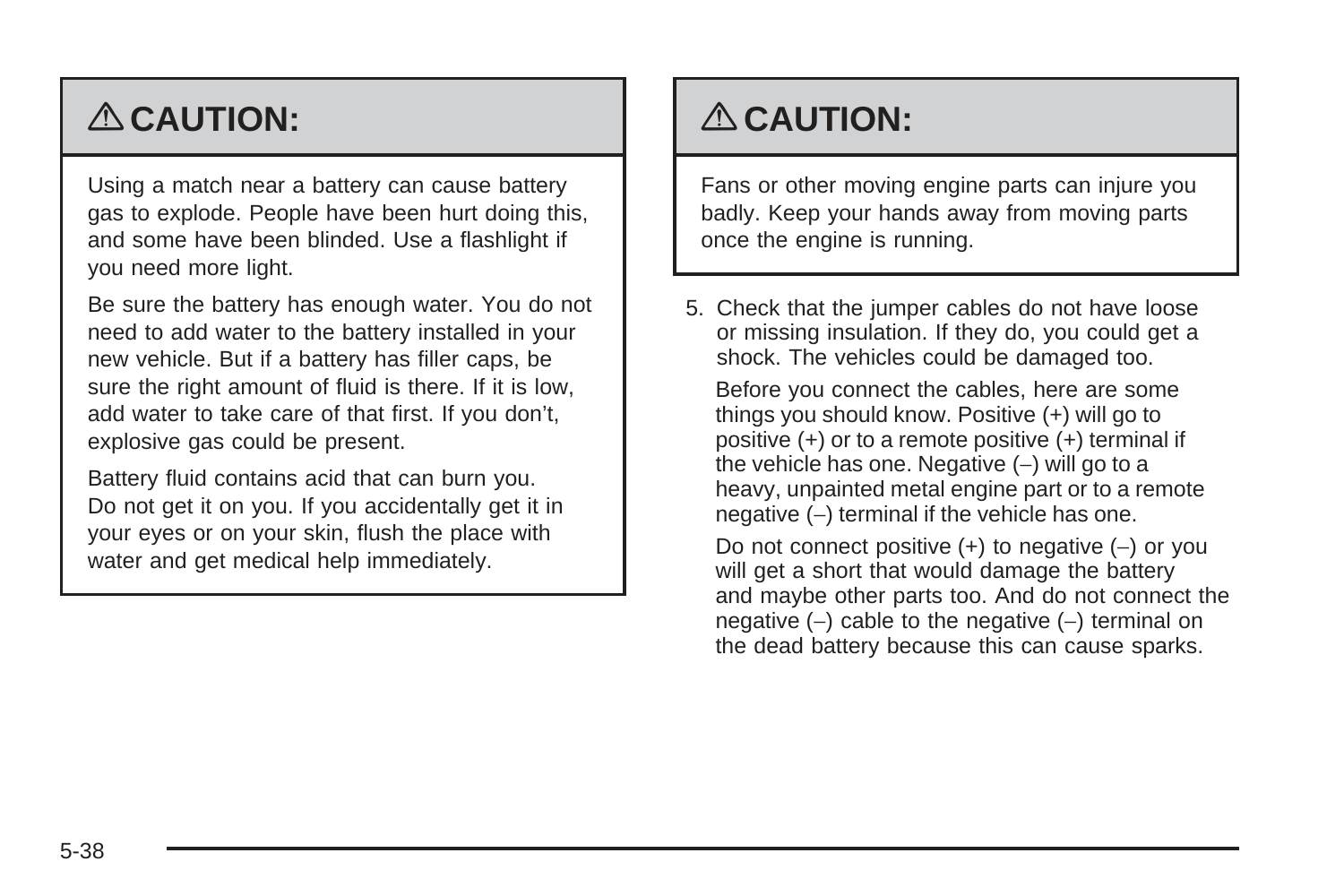## ⚠ CAUTION:

Using a match near a battery can cause battery gas to explode. People have been hurt doing this, and some have been blinded. Use a flashlight if you need more light.

Be sure the battery has enough water. You do not need to add water to the battery installed in your new vehicle. But if a battery has filler caps, be sure the right amount of fluid is there. If it is low, add water to take care of that first. If you don't, explosive gas could be present.

Battery fluid contains acid that can burn you. Do not get it on you. If you accidentally get it in your eyes or on your skin, flush the place with water and get medical help immediately.

## ⚠ CAUTION:

Fans or other moving engine parts can injure you badly. Keep your hands away from moving parts once the engine is running.

5. Check that the jumper cables do not have loose or missing insulation. If they do, you could get a shock. The vehicles could be damaged too.

   Before you connect the cables, here are some things you should know. Positive (+) will go to positive (+) or to a remote positive (+) terminal if the vehicle has one. Negative (–) will go to a heavy, unpainted metal engine part or to a remote negative (–) terminal if the vehicle has one.

   Do not connect positive (+) to negative (–) or you will get a short that would damage the battery and maybe other parts too. And do not connect the negative (–) cable to the negative (–) terminal on the dead battery because this can cause sparks.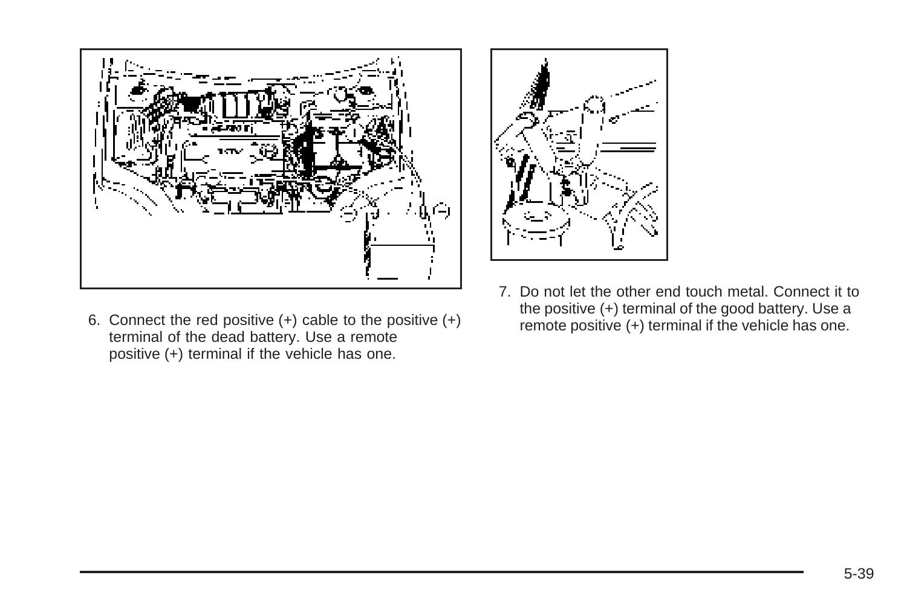6. Connect the red positive (+) cable to the positive (+) terminal of the dead battery. Use a remote positive (+) terminal if the vehicle has one.

7. Do not let the other end touch metal. Connect it to the positive (+) terminal of the good battery. Use a remote positive (+) terminal if the vehicle has one.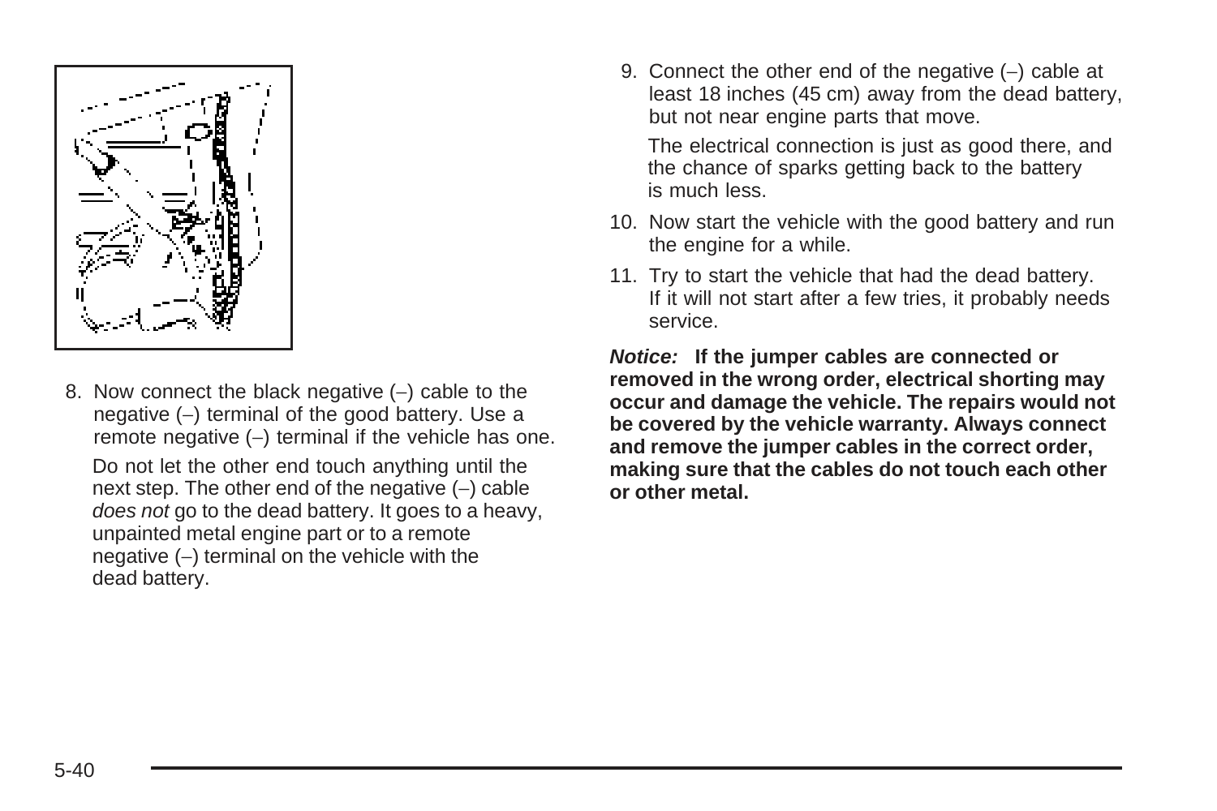8. Now connect the black negative (–) cable to the negative (–) terminal of the good battery. Use a remote negative (–) terminal if the vehicle has one.

   Do not let the other end touch anything until the next step. The other end of the negative (–) cable *does not* go to the dead battery. It goes to a heavy, unpainted metal engine part or to a remote negative (–) terminal on the vehicle with the dead battery.

9. Connect the other end of the negative (–) cable at least 18 inches (45 cm) away from the dead battery, but not near engine parts that move.

   The electrical connection is just as good there, and the chance of sparks getting back to the battery is much less.

10. Now start the vehicle with the good battery and run the engine for a while.

11. Try to start the vehicle that had the dead battery. If it will not start after a few tries, it probably needs service.

***Notice:*** **If the jumper cables are connected or removed in the wrong order, electrical shorting may occur and damage the vehicle. The repairs would not be covered by the vehicle warranty. Always connect and remove the jumper cables in the correct order, making sure that the cables do not touch each other or other metal.**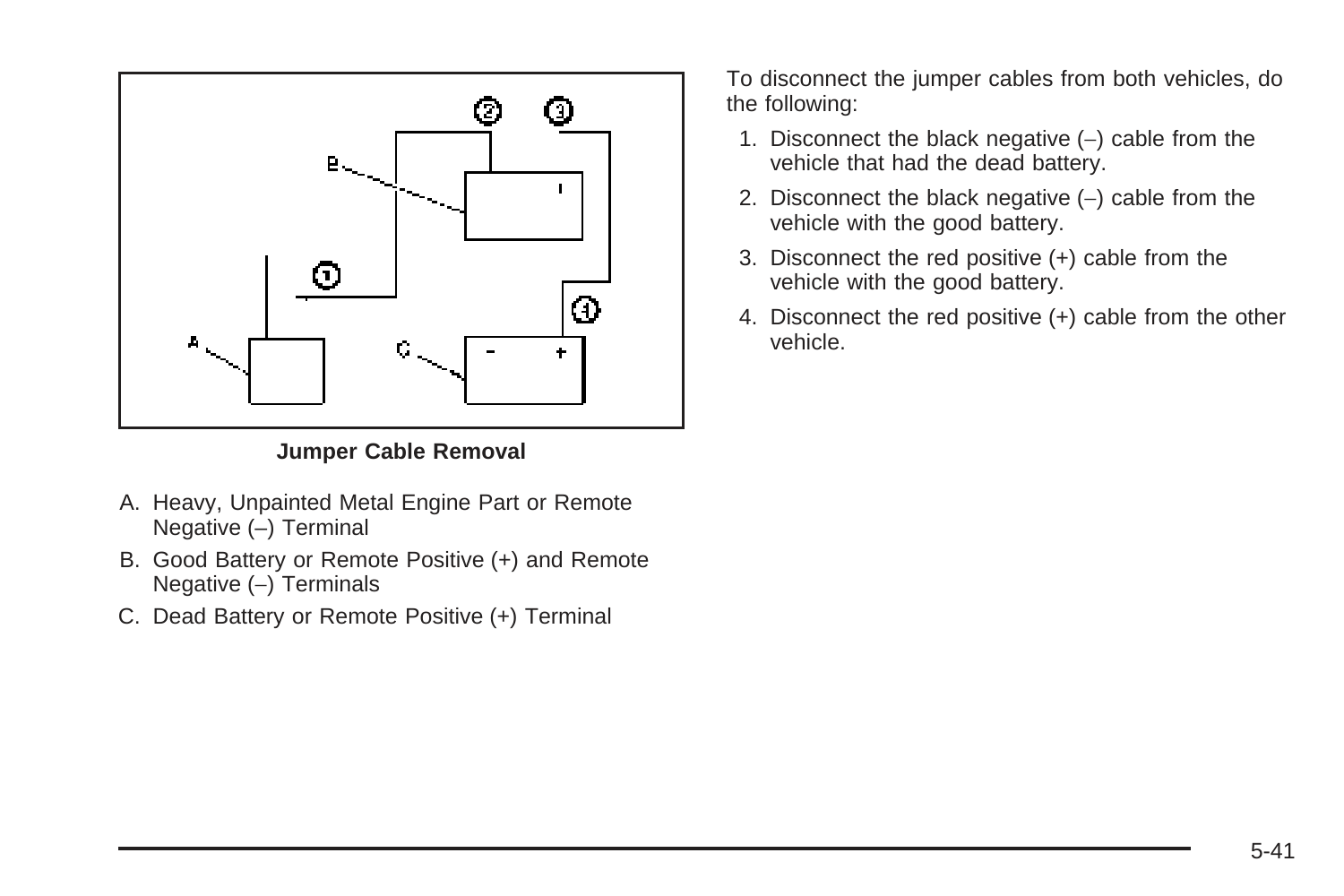**Jumper Cable Removal**

A. Heavy, Unpainted Metal Engine Part or Remote Negative (–) Terminal

B. Good Battery or Remote Positive (+) and Remote Negative (–) Terminals

C. Dead Battery or Remote Positive (+) Terminal

To disconnect the jumper cables from both vehicles, do the following:

1. Disconnect the black negative (–) cable from the vehicle that had the dead battery.
2. Disconnect the black negative (–) cable from the vehicle with the good battery.
3. Disconnect the red positive (+) cable from the vehicle with the good battery.
4. Disconnect the red positive (+) cable from the other vehicle.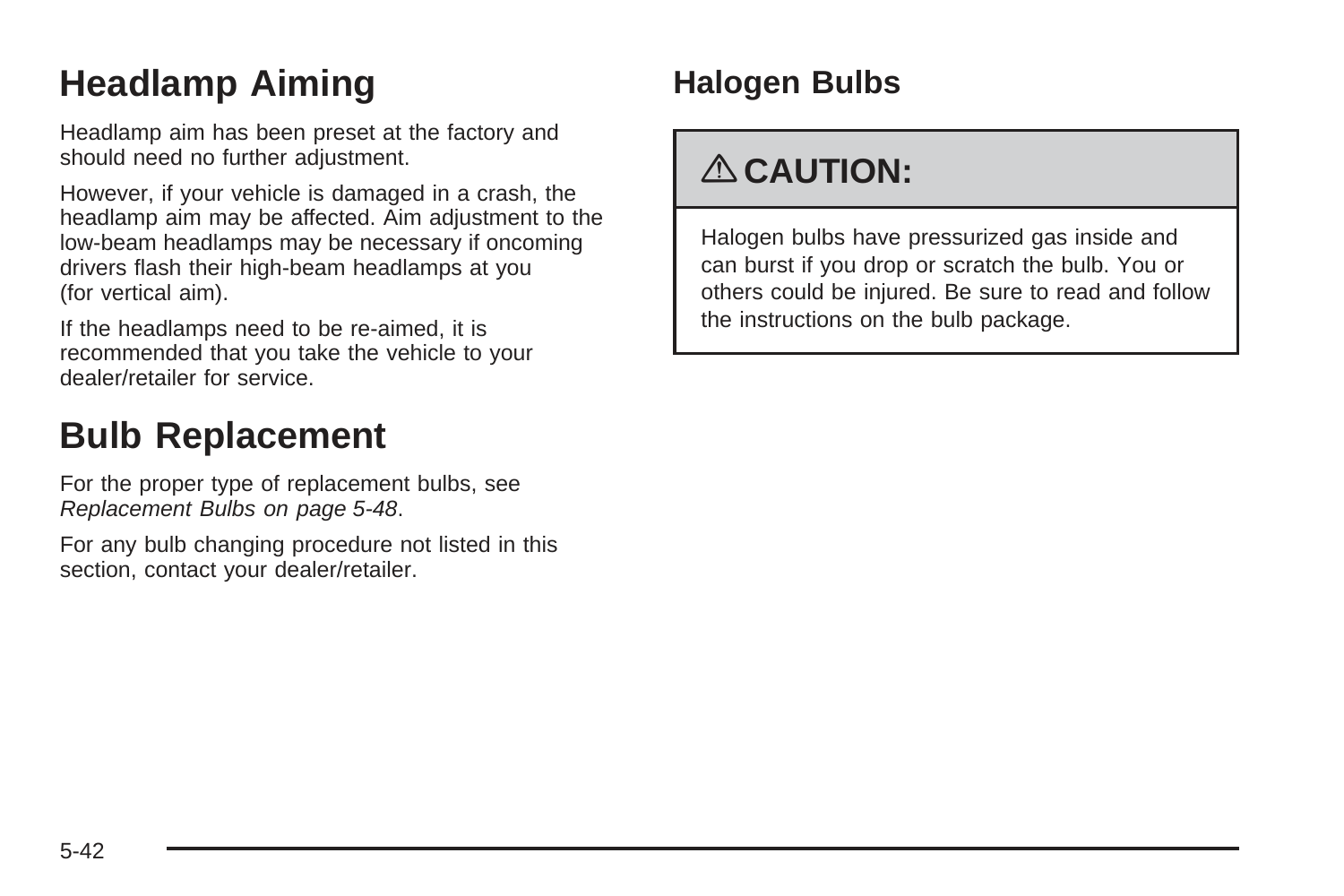# Headlamp Aiming

Headlamp aim has been preset at the factory and should need no further adjustment.

However, if your vehicle is damaged in a crash, the headlamp aim may be affected. Aim adjustment to the low-beam headlamps may be necessary if oncoming drivers flash their high-beam headlamps at you (for vertical aim).

If the headlamps need to be re-aimed, it is recommended that you take the vehicle to your dealer/retailer for service.

# Bulb Replacement

For the proper type of replacement bulbs, see *Replacement Bulbs on page 5-48*.

For any bulb changing procedure not listed in this section, contact your dealer/retailer.

## Halogen Bulbs

**⚠ CAUTION:**

Halogen bulbs have pressurized gas inside and can burst if you drop or scratch the bulb. You or others could be injured. Be sure to read and follow the instructions on the bulb package.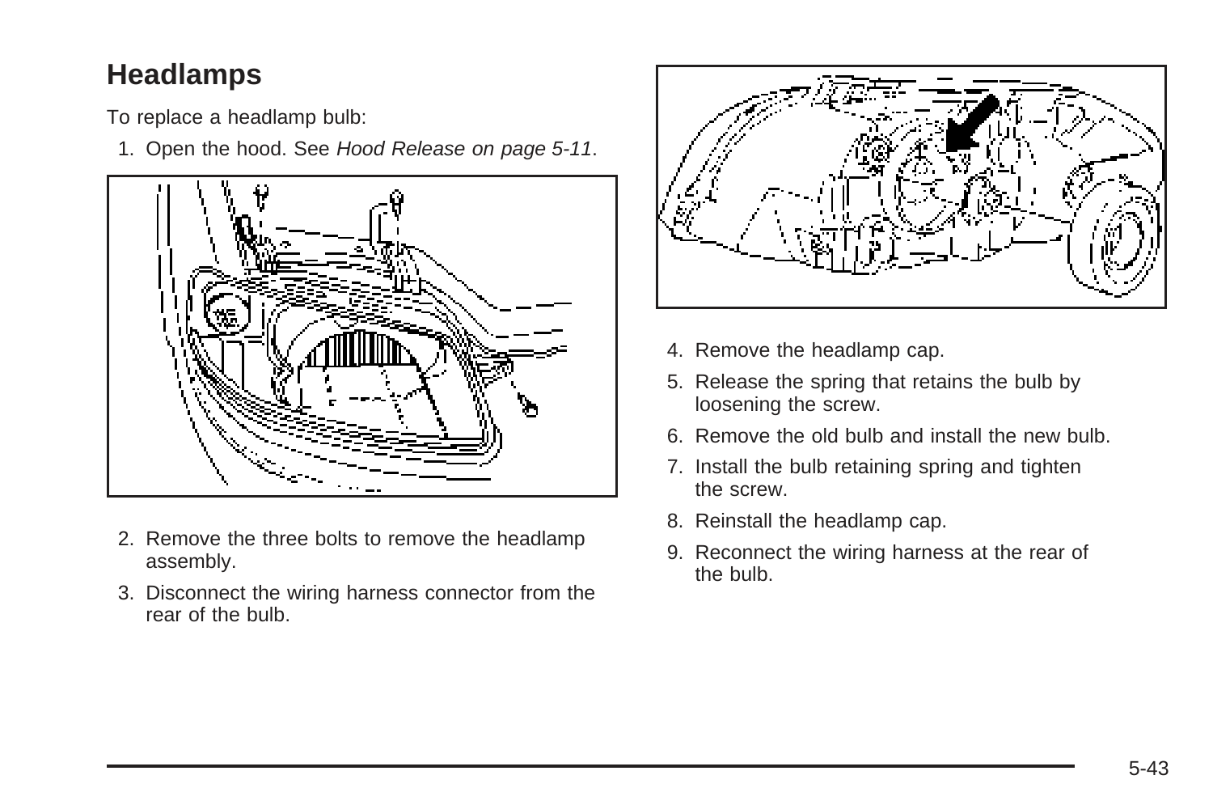## Headlamps

To replace a headlamp bulb:

1. Open the hood. See *Hood Release on page 5-11*.
2. Remove the three bolts to remove the headlamp assembly.
3. Disconnect the wiring harness connector from the rear of the bulb.
4. Remove the headlamp cap.
5. Release the spring that retains the bulb by loosening the screw.
6. Remove the old bulb and install the new bulb.
7. Install the bulb retaining spring and tighten the screw.
8. Reinstall the headlamp cap.
9. Reconnect the wiring harness at the rear of the bulb.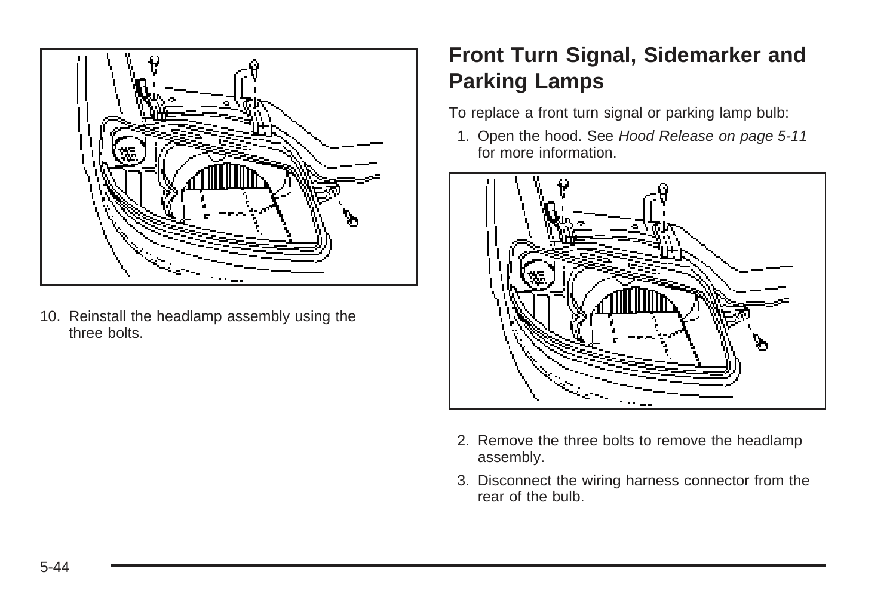10. Reinstall the headlamp assembly using the three bolts.

## Front Turn Signal, Sidemarker and Parking Lamps

To replace a front turn signal or parking lamp bulb:

1. Open the hood. See *Hood Release on page 5-11* for more information.
2. Remove the three bolts to remove the headlamp assembly.
3. Disconnect the wiring harness connector from the rear of the bulb.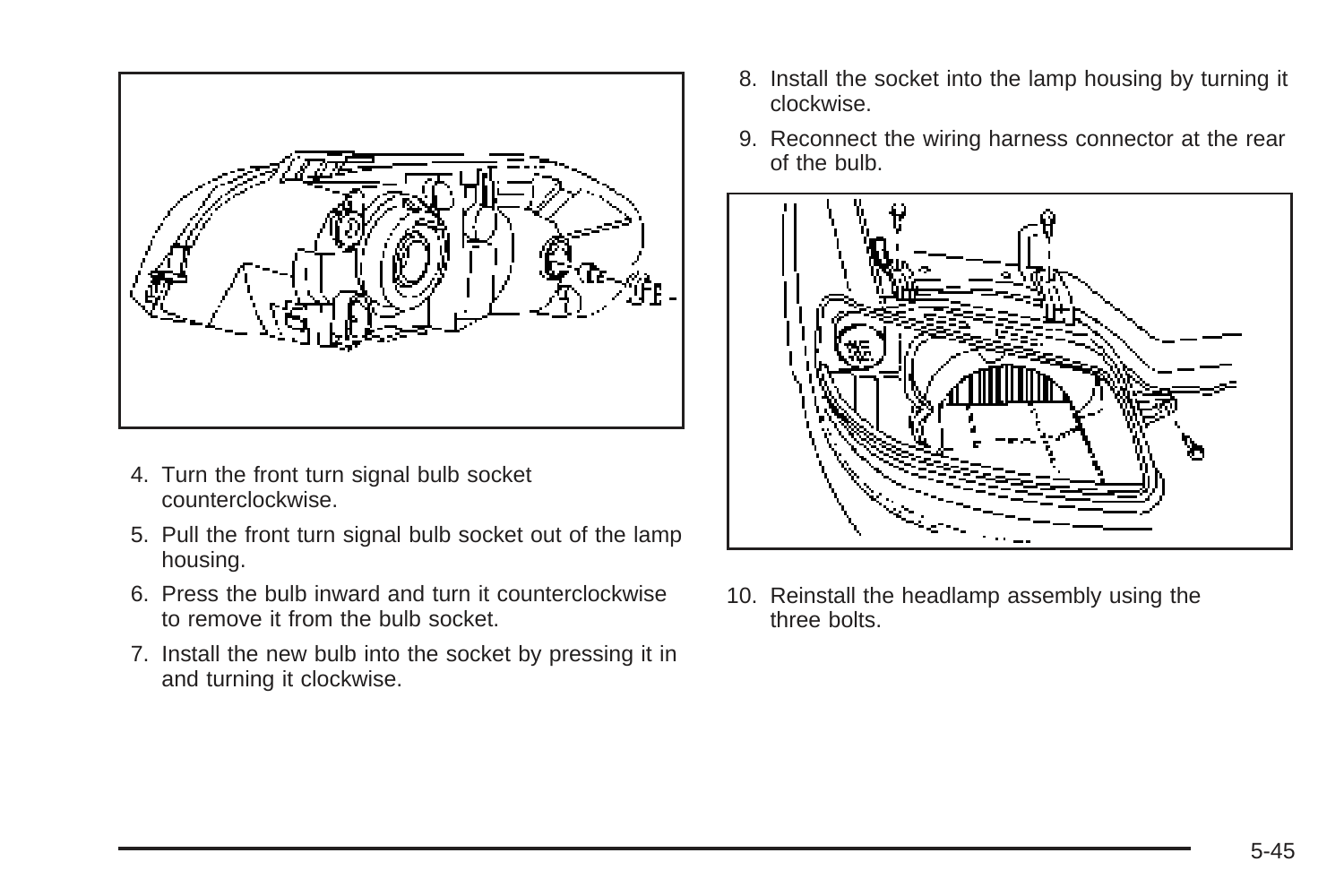4. Turn the front turn signal bulb socket counterclockwise.
5. Pull the front turn signal bulb socket out of the lamp housing.
6. Press the bulb inward and turn it counterclockwise to remove it from the bulb socket.
7. Install the new bulb into the socket by pressing it in and turning it clockwise.
8. Install the socket into the lamp housing by turning it clockwise.
9. Reconnect the wiring harness connector at the rear of the bulb.
10. Reinstall the headlamp assembly using the three bolts.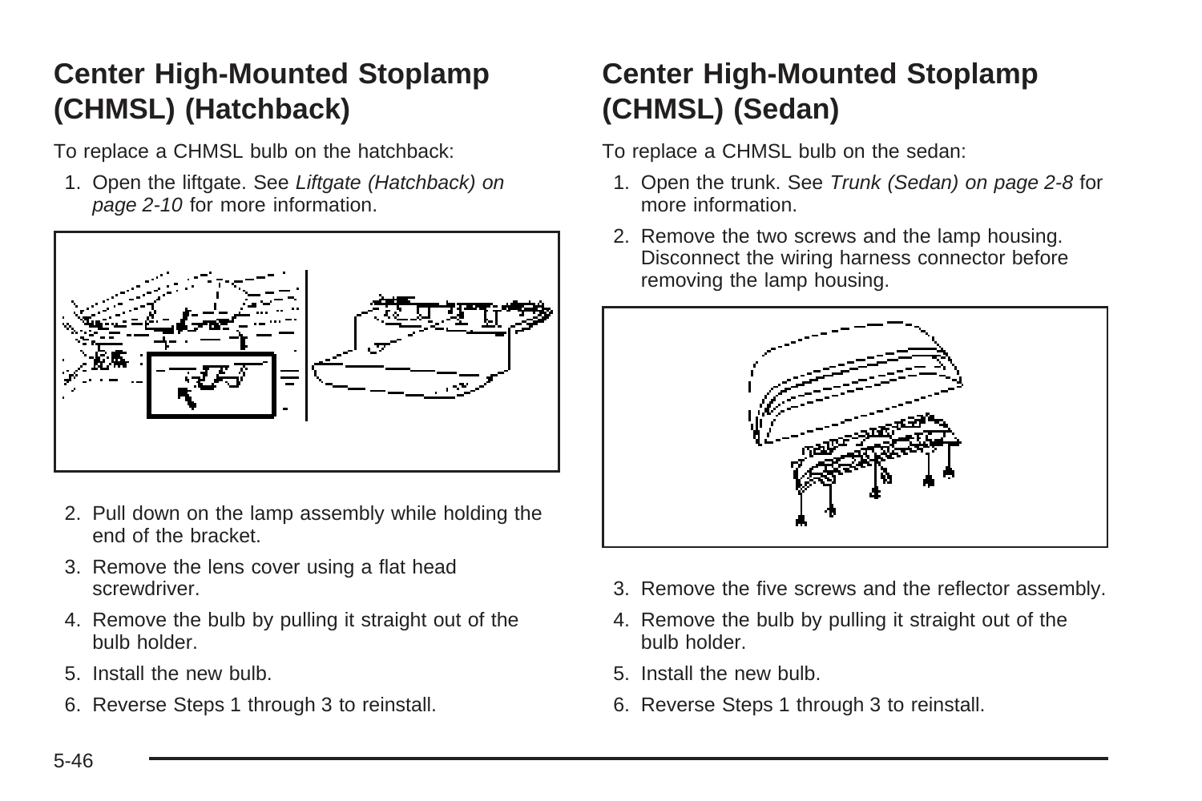## Center High-Mounted Stoplamp (CHMSL) (Hatchback)

To replace a CHMSL bulb on the hatchback:

1. Open the liftgate. See *Liftgate (Hatchback) on page 2-10* for more information.
2. Pull down on the lamp assembly while holding the end of the bracket.
3. Remove the lens cover using a flat head screwdriver.
4. Remove the bulb by pulling it straight out of the bulb holder.
5. Install the new bulb.
6. Reverse Steps 1 through 3 to reinstall.

## Center High-Mounted Stoplamp (CHMSL) (Sedan)

To replace a CHMSL bulb on the sedan:

1. Open the trunk. See *Trunk (Sedan) on page 2-8* for more information.
2. Remove the two screws and the lamp housing. Disconnect the wiring harness connector before removing the lamp housing.
3. Remove the five screws and the reflector assembly.
4. Remove the bulb by pulling it straight out of the bulb holder.
5. Install the new bulb.
6. Reverse Steps 1 through 3 to reinstall.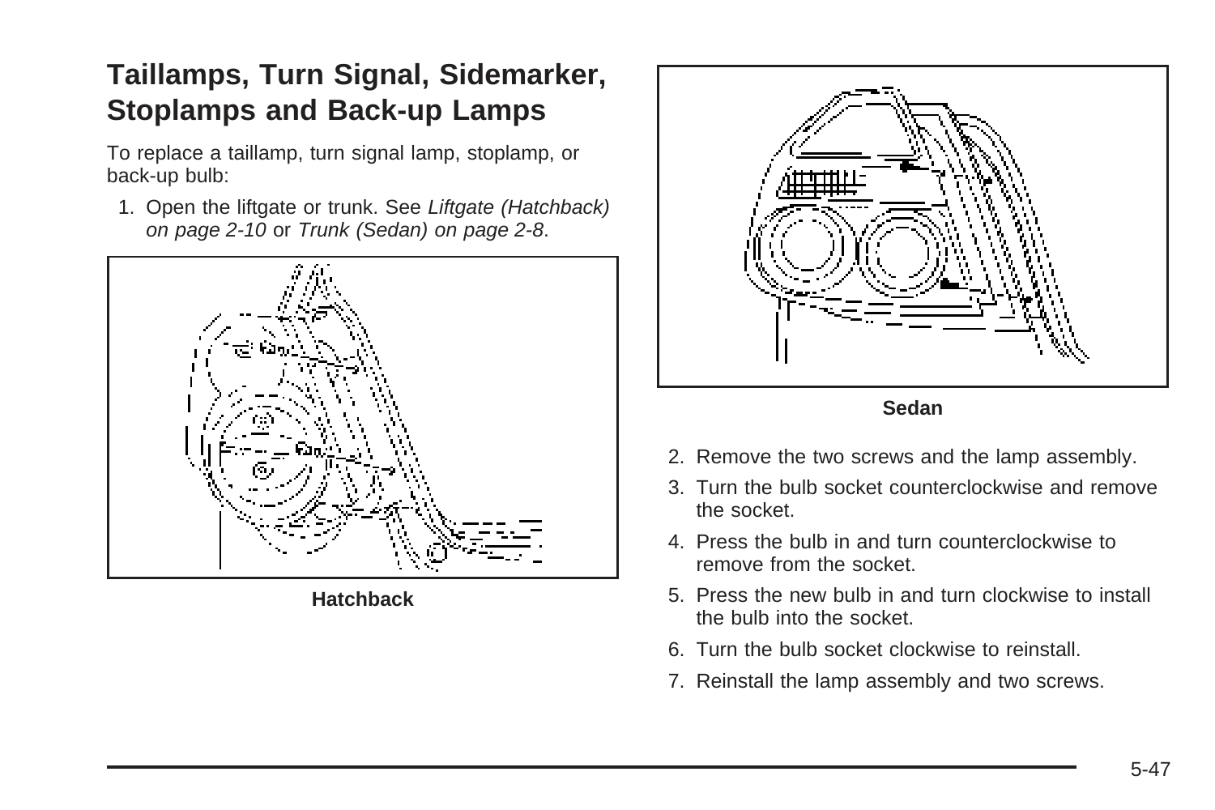## Taillamps, Turn Signal, Sidemarker, Stoplamps and Back-up Lamps

To replace a taillamp, turn signal lamp, stoplamp, or back-up bulb:

1. Open the liftgate or trunk. See *Liftgate (Hatchback) on page 2-10* or *Trunk (Sedan) on page 2-8*.

Hatchback

Sedan

2. Remove the two screws and the lamp assembly.
3. Turn the bulb socket counterclockwise and remove the socket.
4. Press the bulb in and turn counterclockwise to remove from the socket.
5. Press the new bulb in and turn clockwise to install the bulb into the socket.
6. Turn the bulb socket clockwise to reinstall.
7. Reinstall the lamp assembly and two screws.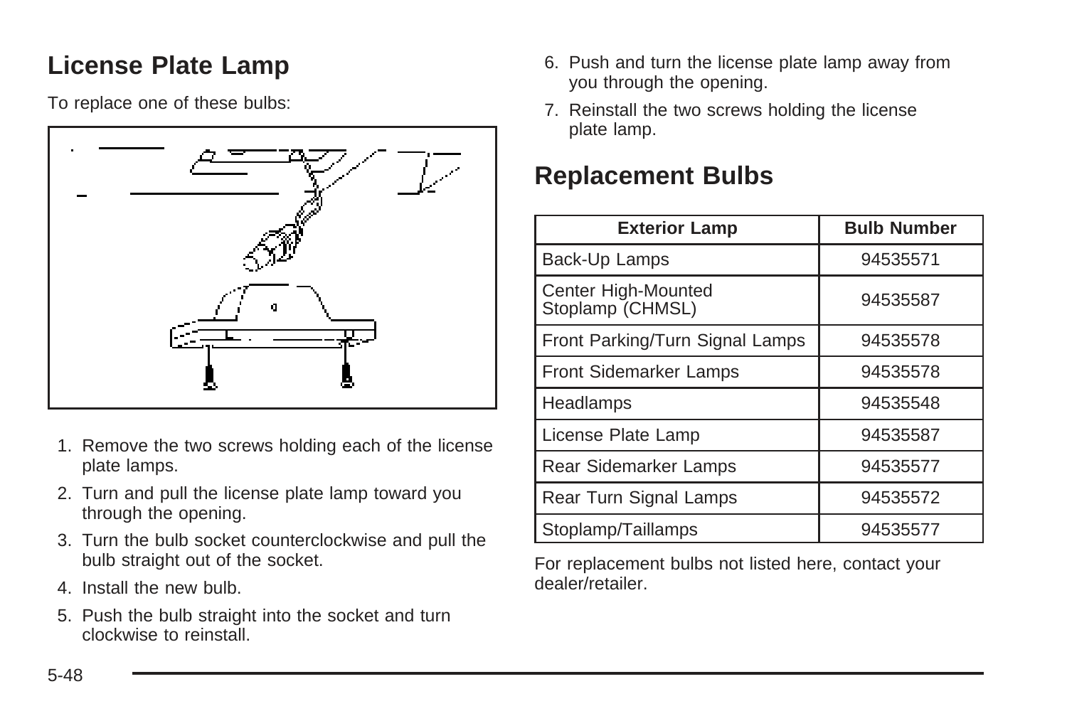## License Plate Lamp

To replace one of these bulbs:

1. Remove the two screws holding each of the license plate lamps.
2. Turn and pull the license plate lamp toward you through the opening.
3. Turn the bulb socket counterclockwise and pull the bulb straight out of the socket.
4. Install the new bulb.
5. Push the bulb straight into the socket and turn clockwise to reinstall.
6. Push and turn the license plate lamp away from you through the opening.
7. Reinstall the two screws holding the license plate lamp.

## Replacement Bulbs

| Exterior Lamp | Bulb Number |
|---|---|
| Back-Up Lamps | 94535571 |
| Center High-Mounted Stoplamp (CHMSL) | 94535587 |
| Front Parking/Turn Signal Lamps | 94535578 |
| Front Sidemarker Lamps | 94535578 |
| Headlamps | 94535548 |
| License Plate Lamp | 94535587 |
| Rear Sidemarker Lamps | 94535577 |
| Rear Turn Signal Lamps | 94535572 |
| Stoplamp/Taillamps | 94535577 |

For replacement bulbs not listed here, contact your dealer/retailer.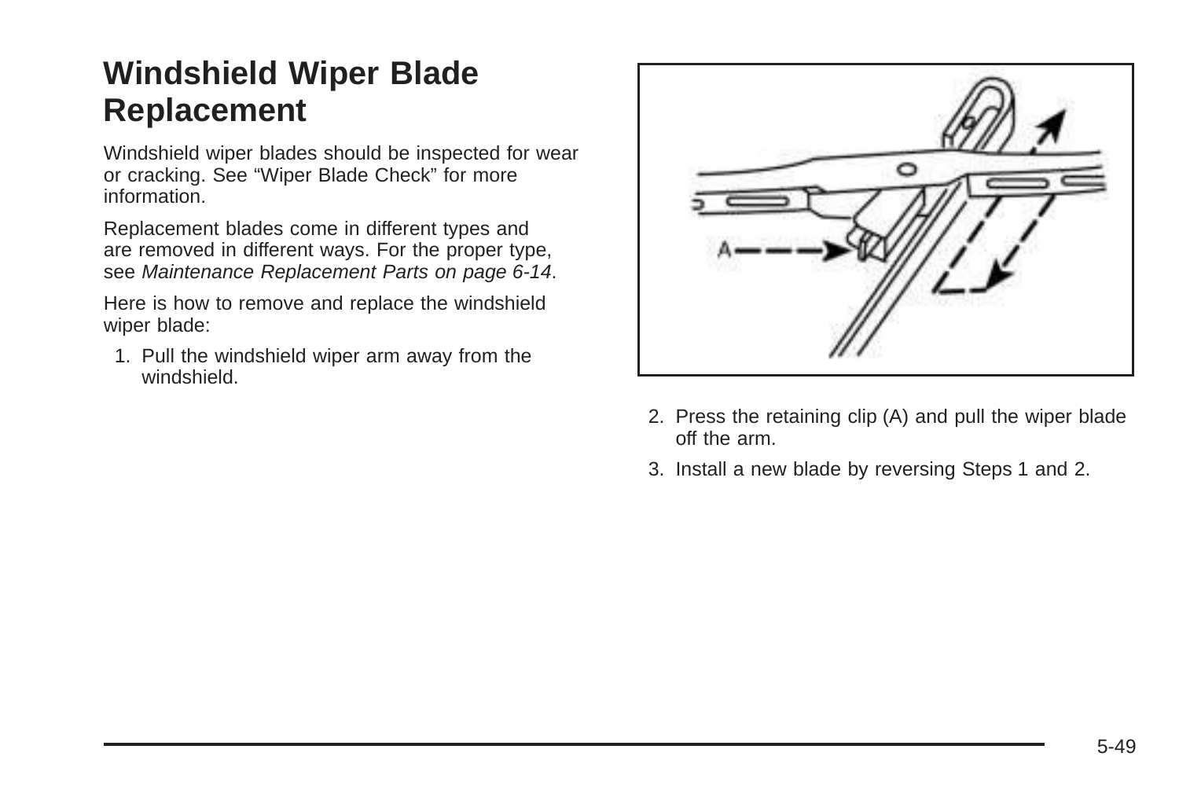# Windshield Wiper Blade Replacement

Windshield wiper blades should be inspected for wear or cracking. See “Wiper Blade Check” for more information.

Replacement blades come in different types and are removed in different ways. For the proper type, see *Maintenance Replacement Parts on page 6-14*.

Here is how to remove and replace the windshield wiper blade:

1. Pull the windshield wiper arm away from the windshield.
2. Press the retaining clip (A) and pull the wiper blade off the arm.
3. Install a new blade by reversing Steps 1 and 2.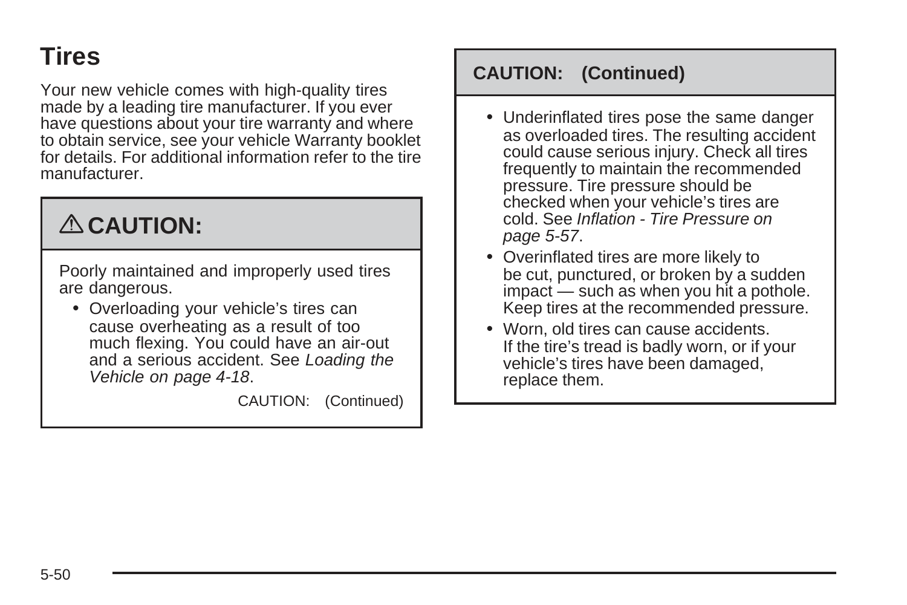## Tires

Your new vehicle comes with high-quality tires made by a leading tire manufacturer. If you ever have questions about your tire warranty and where to obtain service, see your vehicle Warranty booklet for details. For additional information refer to the tire manufacturer.

> **⚠ CAUTION:**
>
> Poorly maintained and improperly used tires are dangerous.
>
> - Overloading your vehicle's tires can cause overheating as a result of too much flexing. You could have an air-out and a serious accident. See *Loading the Vehicle on page 4-18*.
>
> CAUTION: (Continued)

> **CAUTION: (Continued)**
>
> - Underinflated tires pose the same danger as overloaded tires. The resulting accident could cause serious injury. Check all tires frequently to maintain the recommended pressure. Tire pressure should be checked when your vehicle's tires are cold. See *Inflation - Tire Pressure on page 5-57*.
> - Overinflated tires are more likely to be cut, punctured, or broken by a sudden impact — such as when you hit a pothole. Keep tires at the recommended pressure.
> - Worn, old tires can cause accidents. If the tire's tread is badly worn, or if your vehicle's tires have been damaged, replace them.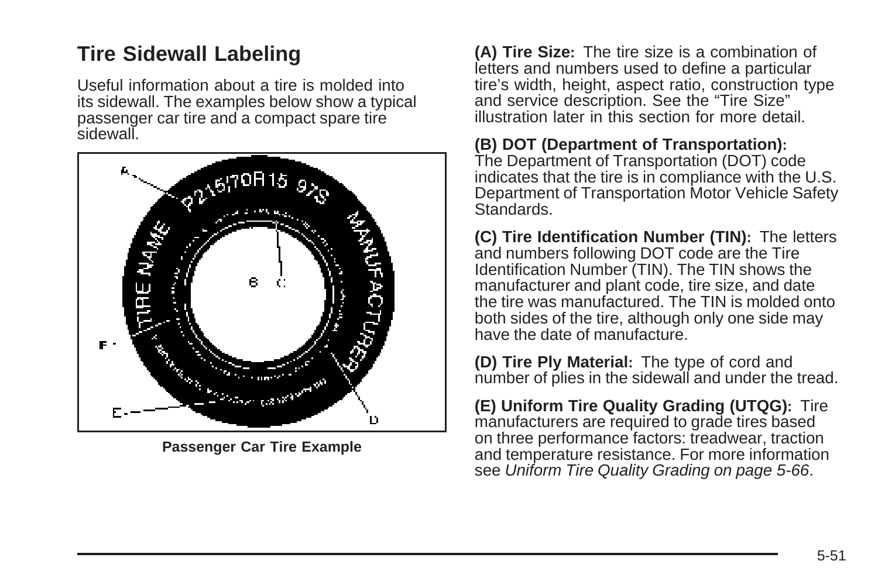## Tire Sidewall Labeling

Useful information about a tire is molded into its sidewall. The examples below show a typical passenger car tire and a compact spare tire sidewall.

Passenger Car Tire Example

**(A) Tire Size:** The tire size is a combination of letters and numbers used to define a particular tire's width, height, aspect ratio, construction type and service description. See the "Tire Size" illustration later in this section for more detail.

**(B) DOT (Department of Transportation):** The Department of Transportation (DOT) code indicates that the tire is in compliance with the U.S. Department of Transportation Motor Vehicle Safety Standards.

**(C) Tire Identification Number (TIN):** The letters and numbers following DOT code are the Tire Identification Number (TIN). The TIN shows the manufacturer and plant code, tire size, and date the tire was manufactured. The TIN is molded onto both sides of the tire, although only one side may have the date of manufacture.

**(D) Tire Ply Material:** The type of cord and number of plies in the sidewall and under the tread.

**(E) Uniform Tire Quality Grading (UTQG):** Tire manufacturers are required to grade tires based on three performance factors: treadwear, traction and temperature resistance. For more information see *Uniform Tire Quality Grading on page 5-66*.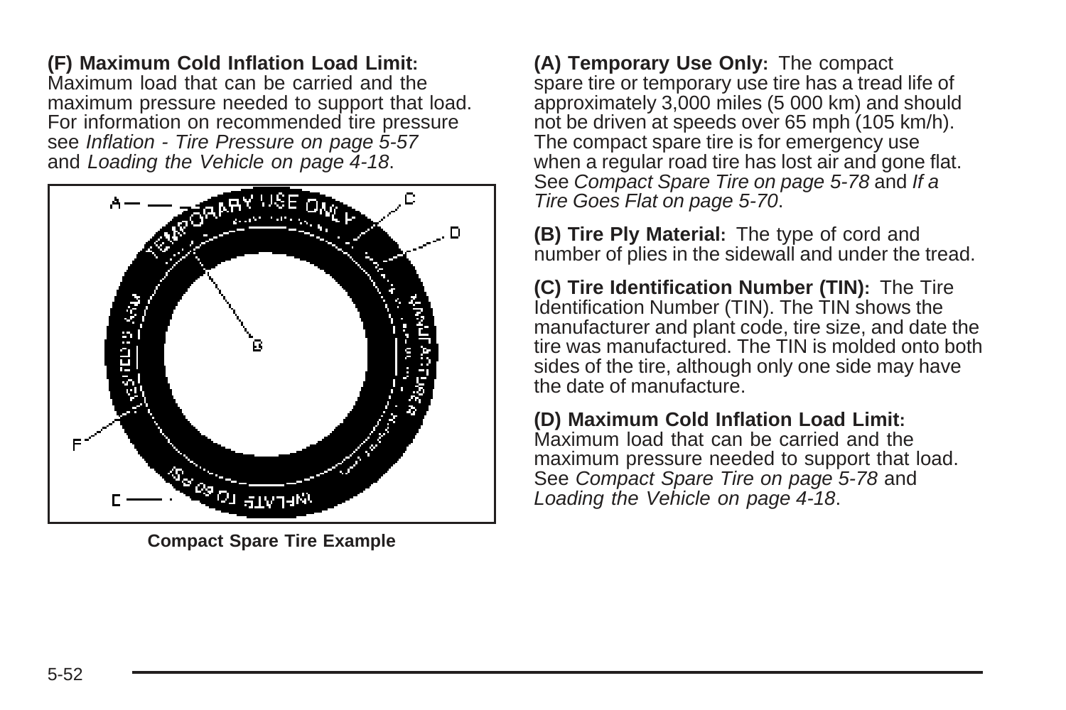**(F) Maximum Cold Inflation Load Limit:** Maximum load that can be carried and the maximum pressure needed to support that load. For information on recommended tire pressure see *Inflation - Tire Pressure on page 5-57* and *Loading the Vehicle on page 4-18*.

**Compact Spare Tire Example**

**(A) Temporary Use Only:** The compact spare tire or temporary use tire has a tread life of approximately 3,000 miles (5 000 km) and should not be driven at speeds over 65 mph (105 km/h). The compact spare tire is for emergency use when a regular road tire has lost air and gone flat. See *Compact Spare Tire on page 5-78* and *If a Tire Goes Flat on page 5-70*.

**(B) Tire Ply Material:** The type of cord and number of plies in the sidewall and under the tread.

**(C) Tire Identification Number (TIN):** The Tire Identification Number (TIN). The TIN shows the manufacturer and plant code, tire size, and date the tire was manufactured. The TIN is molded onto both sides of the tire, although only one side may have the date of manufacture.

**(D) Maximum Cold Inflation Load Limit:** Maximum load that can be carried and the maximum pressure needed to support that load. See *Compact Spare Tire on page 5-78* and *Loading the Vehicle on page 4-18*.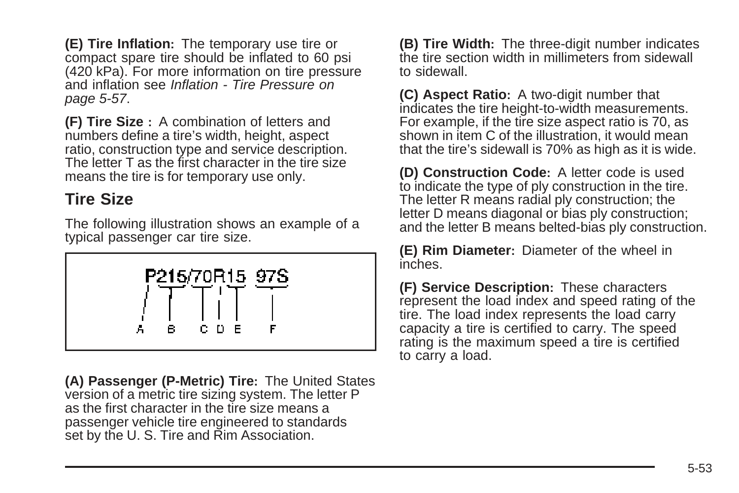**(E) Tire Inflation:** The temporary use tire or compact spare tire should be inflated to 60 psi (420 kPa). For more information on tire pressure and inflation see *Inflation - Tire Pressure on page 5-57*.

**(F) Tire Size :** A combination of letters and numbers define a tire's width, height, aspect ratio, construction type and service description. The letter T as the first character in the tire size means the tire is for temporary use only.

## Tire Size

The following illustration shows an example of a typical passenger car tire size.

P215/70R15 97S

A B C D E F

**(A) Passenger (P-Metric) Tire:** The United States version of a metric tire sizing system. The letter P as the first character in the tire size means a passenger vehicle tire engineered to standards set by the U. S. Tire and Rim Association.

**(B) Tire Width:** The three-digit number indicates the tire section width in millimeters from sidewall to sidewall.

**(C) Aspect Ratio:** A two-digit number that indicates the tire height-to-width measurements. For example, if the tire size aspect ratio is 70, as shown in item C of the illustration, it would mean that the tire's sidewall is 70% as high as it is wide.

**(D) Construction Code:** A letter code is used to indicate the type of ply construction in the tire. The letter R means radial ply construction; the letter D means diagonal or bias ply construction; and the letter B means belted-bias ply construction.

**(E) Rim Diameter:** Diameter of the wheel in inches.

**(F) Service Description:** These characters represent the load index and speed rating of the tire. The load index represents the load carry capacity a tire is certified to carry. The speed rating is the maximum speed a tire is certified to carry a load.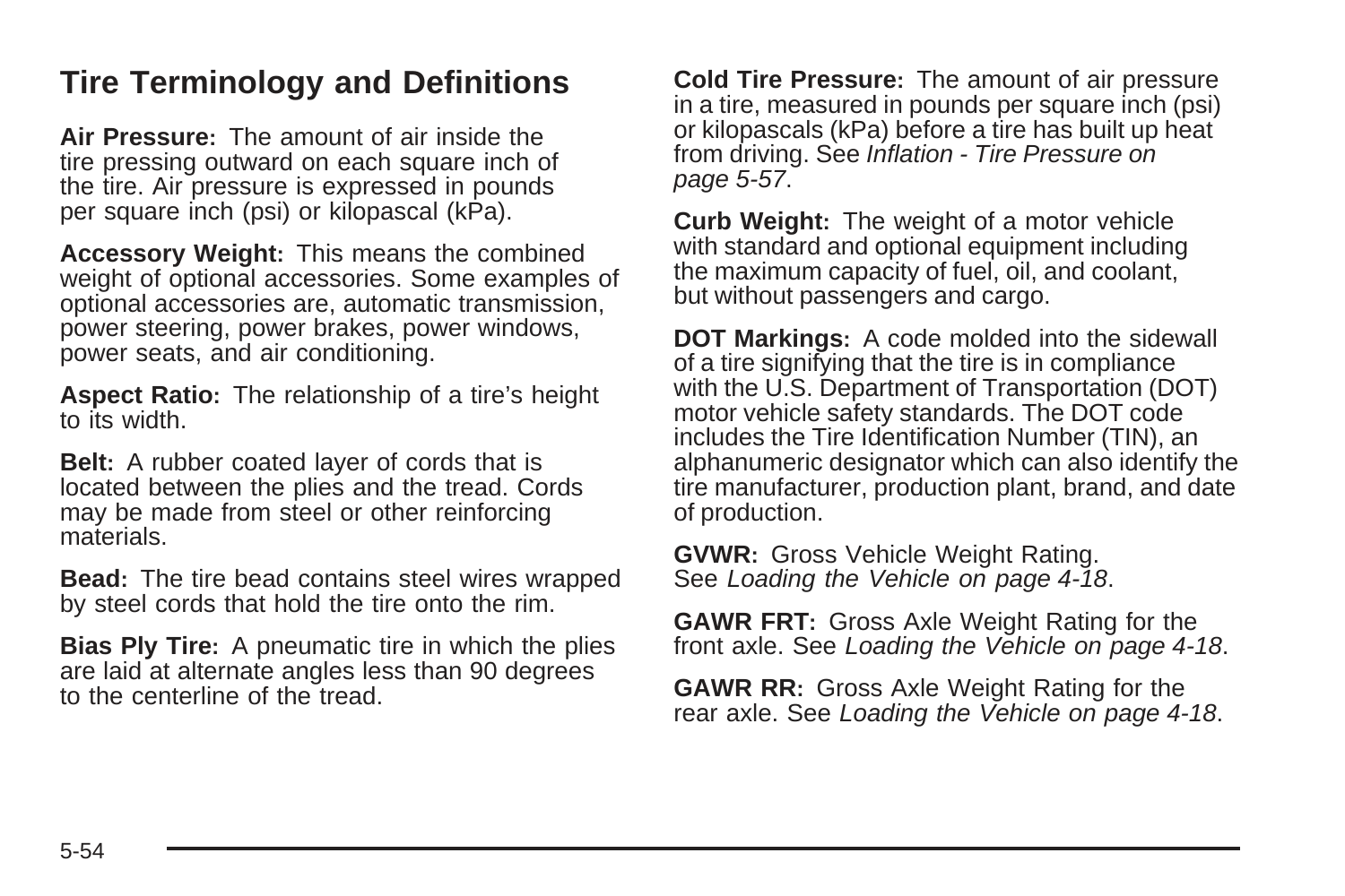## Tire Terminology and Definitions

**Air Pressure:** The amount of air inside the tire pressing outward on each square inch of the tire. Air pressure is expressed in pounds per square inch (psi) or kilopascal (kPa).

**Accessory Weight:** This means the combined weight of optional accessories. Some examples of optional accessories are, automatic transmission, power steering, power brakes, power windows, power seats, and air conditioning.

**Aspect Ratio:** The relationship of a tire's height to its width.

**Belt:** A rubber coated layer of cords that is located between the plies and the tread. Cords may be made from steel or other reinforcing materials.

**Bead:** The tire bead contains steel wires wrapped by steel cords that hold the tire onto the rim.

**Bias Ply Tire:** A pneumatic tire in which the plies are laid at alternate angles less than 90 degrees to the centerline of the tread.

**Cold Tire Pressure:** The amount of air pressure in a tire, measured in pounds per square inch (psi) or kilopascals (kPa) before a tire has built up heat from driving. See *Inflation - Tire Pressure on page 5-57*.

**Curb Weight:** The weight of a motor vehicle with standard and optional equipment including the maximum capacity of fuel, oil, and coolant, but without passengers and cargo.

**DOT Markings:** A code molded into the sidewall of a tire signifying that the tire is in compliance with the U.S. Department of Transportation (DOT) motor vehicle safety standards. The DOT code includes the Tire Identification Number (TIN), an alphanumeric designator which can also identify the tire manufacturer, production plant, brand, and date of production.

**GVWR:** Gross Vehicle Weight Rating. See *Loading the Vehicle on page 4-18*.

**GAWR FRT:** Gross Axle Weight Rating for the front axle. See *Loading the Vehicle on page 4-18*.

**GAWR RR:** Gross Axle Weight Rating for the rear axle. See *Loading the Vehicle on page 4-18*.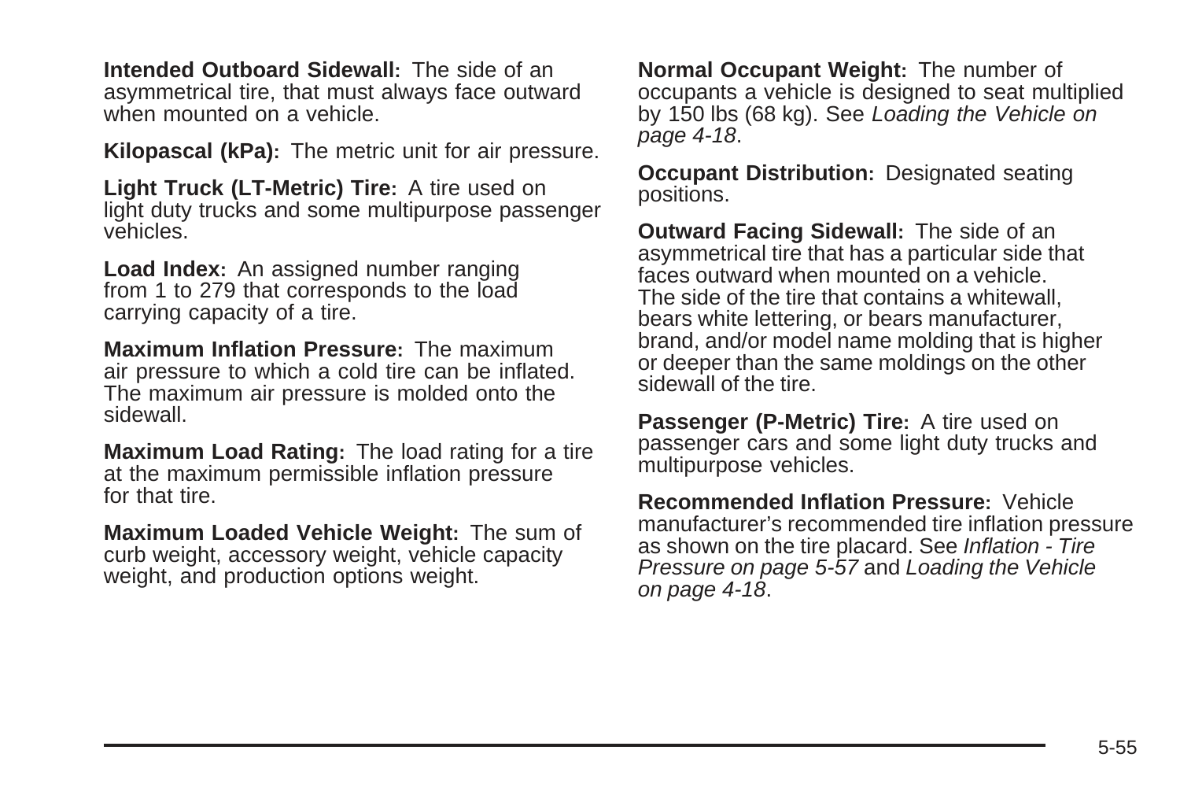**Intended Outboard Sidewall:** The side of an asymmetrical tire, that must always face outward when mounted on a vehicle.

**Kilopascal (kPa):** The metric unit for air pressure.

**Light Truck (LT-Metric) Tire:** A tire used on light duty trucks and some multipurpose passenger vehicles.

**Load Index:** An assigned number ranging from 1 to 279 that corresponds to the load carrying capacity of a tire.

**Maximum Inflation Pressure:** The maximum air pressure to which a cold tire can be inflated. The maximum air pressure is molded onto the sidewall.

**Maximum Load Rating:** The load rating for a tire at the maximum permissible inflation pressure for that tire.

**Maximum Loaded Vehicle Weight:** The sum of curb weight, accessory weight, vehicle capacity weight, and production options weight.

**Normal Occupant Weight:** The number of occupants a vehicle is designed to seat multiplied by 150 lbs (68 kg). See *Loading the Vehicle on page 4-18*.

**Occupant Distribution:** Designated seating positions.

**Outward Facing Sidewall:** The side of an asymmetrical tire that has a particular side that faces outward when mounted on a vehicle. The side of the tire that contains a whitewall, bears white lettering, or bears manufacturer, brand, and/or model name molding that is higher or deeper than the same moldings on the other sidewall of the tire.

**Passenger (P-Metric) Tire:** A tire used on passenger cars and some light duty trucks and multipurpose vehicles.

**Recommended Inflation Pressure:** Vehicle manufacturer's recommended tire inflation pressure as shown on the tire placard. See *Inflation - Tire Pressure on page 5-57* and *Loading the Vehicle on page 4-18*.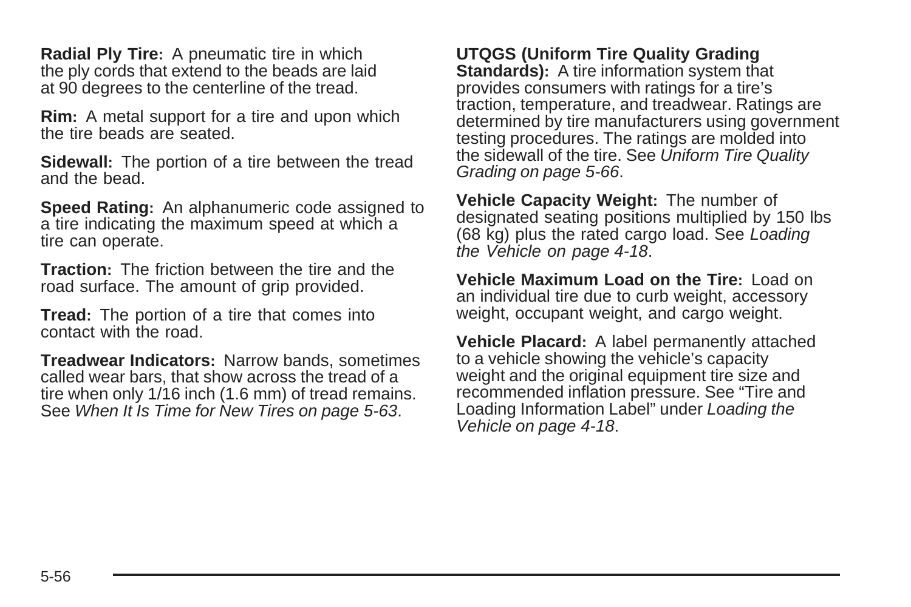**Radial Ply Tire:** A pneumatic tire in which the ply cords that extend to the beads are laid at 90 degrees to the centerline of the tread.

**Rim:** A metal support for a tire and upon which the tire beads are seated.

**Sidewall:** The portion of a tire between the tread and the bead.

**Speed Rating:** An alphanumeric code assigned to a tire indicating the maximum speed at which a tire can operate.

**Traction:** The friction between the tire and the road surface. The amount of grip provided.

**Tread:** The portion of a tire that comes into contact with the road.

**Treadwear Indicators:** Narrow bands, sometimes called wear bars, that show across the tread of a tire when only 1/16 inch (1.6 mm) of tread remains. See *When It Is Time for New Tires on page 5-63*.

**UTQGS (Uniform Tire Quality Grading Standards):** A tire information system that provides consumers with ratings for a tire's traction, temperature, and treadwear. Ratings are determined by tire manufacturers using government testing procedures. The ratings are molded into the sidewall of the tire. See *Uniform Tire Quality Grading on page 5-66*.

**Vehicle Capacity Weight:** The number of designated seating positions multiplied by 150 lbs (68 kg) plus the rated cargo load. See *Loading the Vehicle on page 4-18*.

**Vehicle Maximum Load on the Tire:** Load on an individual tire due to curb weight, accessory weight, occupant weight, and cargo weight.

**Vehicle Placard:** A label permanently attached to a vehicle showing the vehicle's capacity weight and the original equipment tire size and recommended inflation pressure. See "Tire and Loading Information Label" under *Loading the Vehicle on page 4-18*.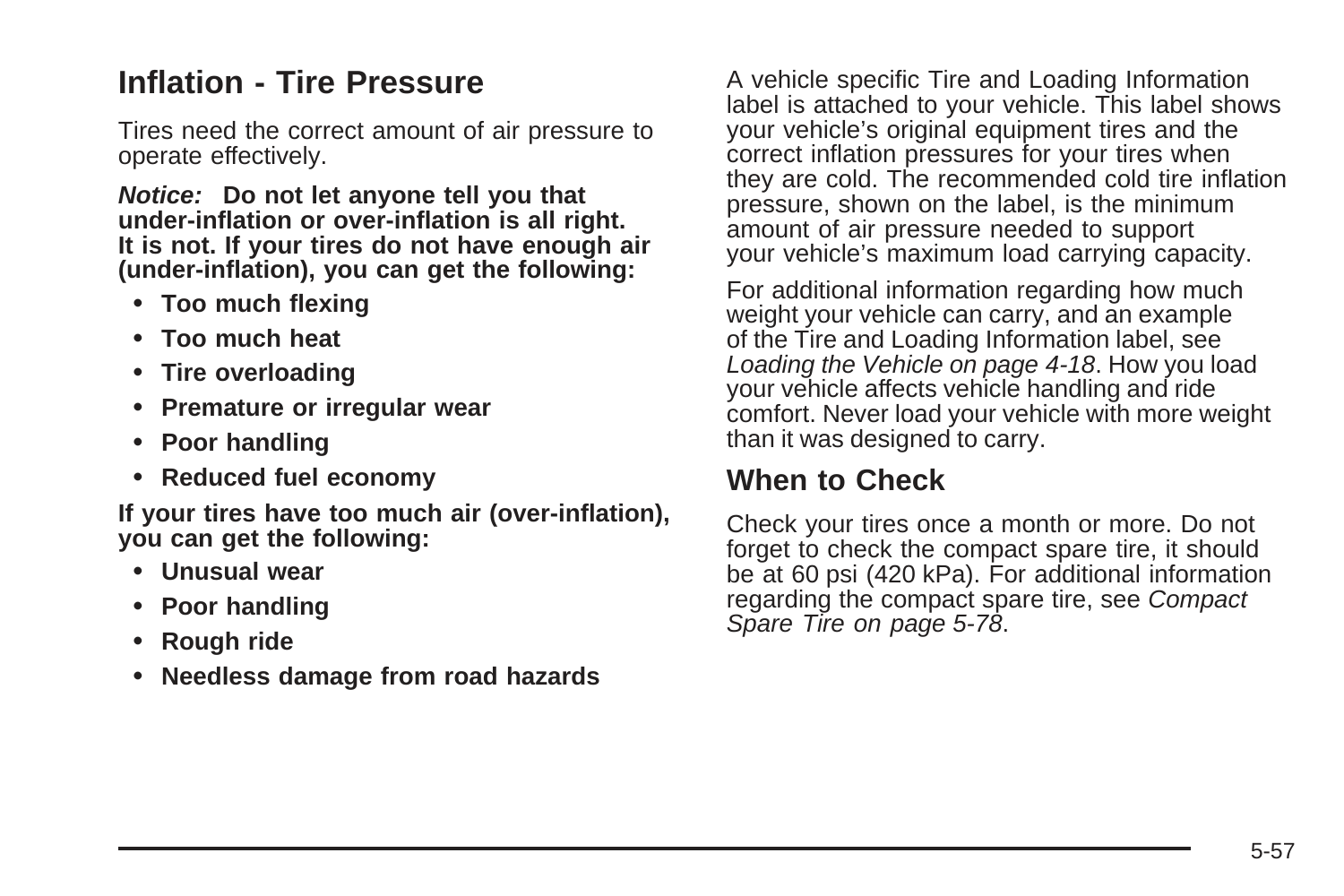## Inflation - Tire Pressure

Tires need the correct amount of air pressure to operate effectively.

***Notice:*** **Do not let anyone tell you that under-inflation or over-inflation is all right. It is not. If your tires do not have enough air (under-inflation), you can get the following:**

- **Too much flexing**
- **Too much heat**
- **Tire overloading**
- **Premature or irregular wear**
- **Poor handling**
- **Reduced fuel economy**

**If your tires have too much air (over-inflation), you can get the following:**

- **Unusual wear**
- **Poor handling**
- **Rough ride**
- **Needless damage from road hazards**

A vehicle specific Tire and Loading Information label is attached to your vehicle. This label shows your vehicle's original equipment tires and the correct inflation pressures for your tires when they are cold. The recommended cold tire inflation pressure, shown on the label, is the minimum amount of air pressure needed to support your vehicle's maximum load carrying capacity.

For additional information regarding how much weight your vehicle can carry, and an example of the Tire and Loading Information label, see *Loading the Vehicle on page 4-18*. How you load your vehicle affects vehicle handling and ride comfort. Never load your vehicle with more weight than it was designed to carry.

### When to Check

Check your tires once a month or more. Do not forget to check the compact spare tire, it should be at 60 psi (420 kPa). For additional information regarding the compact spare tire, see *Compact Spare Tire on page 5-78*.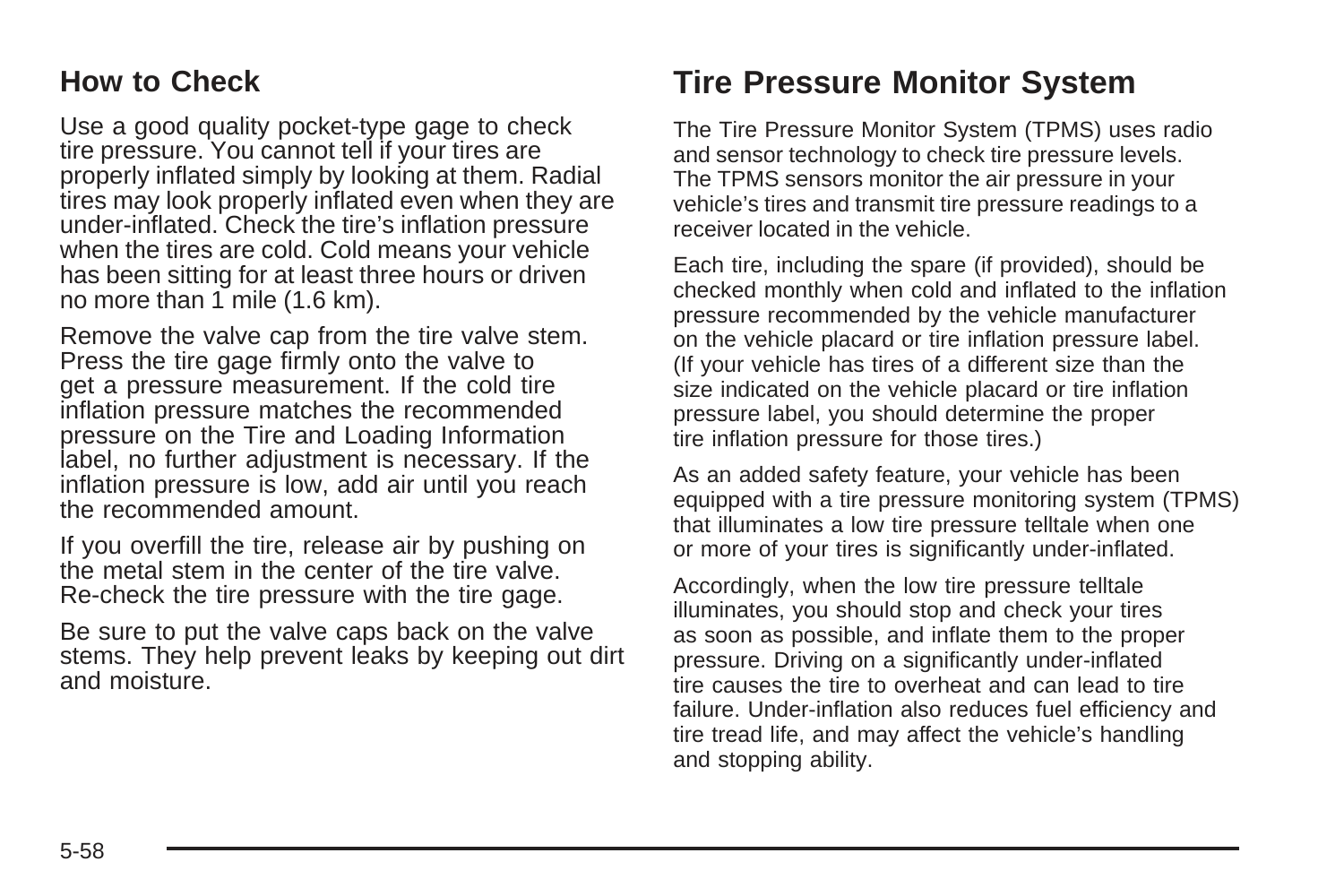### How to Check

Use a good quality pocket-type gage to check tire pressure. You cannot tell if your tires are properly inflated simply by looking at them. Radial tires may look properly inflated even when they are under-inflated. Check the tire's inflation pressure when the tires are cold. Cold means your vehicle has been sitting for at least three hours or driven no more than 1 mile (1.6 km).

Remove the valve cap from the tire valve stem. Press the tire gage firmly onto the valve to get a pressure measurement. If the cold tire inflation pressure matches the recommended pressure on the Tire and Loading Information label, no further adjustment is necessary. If the inflation pressure is low, add air until you reach the recommended amount.

If you overfill the tire, release air by pushing on the metal stem in the center of the tire valve. Re-check the tire pressure with the tire gage.

Be sure to put the valve caps back on the valve stems. They help prevent leaks by keeping out dirt and moisture.

## Tire Pressure Monitor System

The Tire Pressure Monitor System (TPMS) uses radio and sensor technology to check tire pressure levels. The TPMS sensors monitor the air pressure in your vehicle's tires and transmit tire pressure readings to a receiver located in the vehicle.

Each tire, including the spare (if provided), should be checked monthly when cold and inflated to the inflation pressure recommended by the vehicle manufacturer on the vehicle placard or tire inflation pressure label. (If your vehicle has tires of a different size than the size indicated on the vehicle placard or tire inflation pressure label, you should determine the proper tire inflation pressure for those tires.)

As an added safety feature, your vehicle has been equipped with a tire pressure monitoring system (TPMS) that illuminates a low tire pressure telltale when one or more of your tires is significantly under-inflated.

Accordingly, when the low tire pressure telltale illuminates, you should stop and check your tires as soon as possible, and inflate them to the proper pressure. Driving on a significantly under-inflated tire causes the tire to overheat and can lead to tire failure. Under-inflation also reduces fuel efficiency and tire tread life, and may affect the vehicle's handling and stopping ability.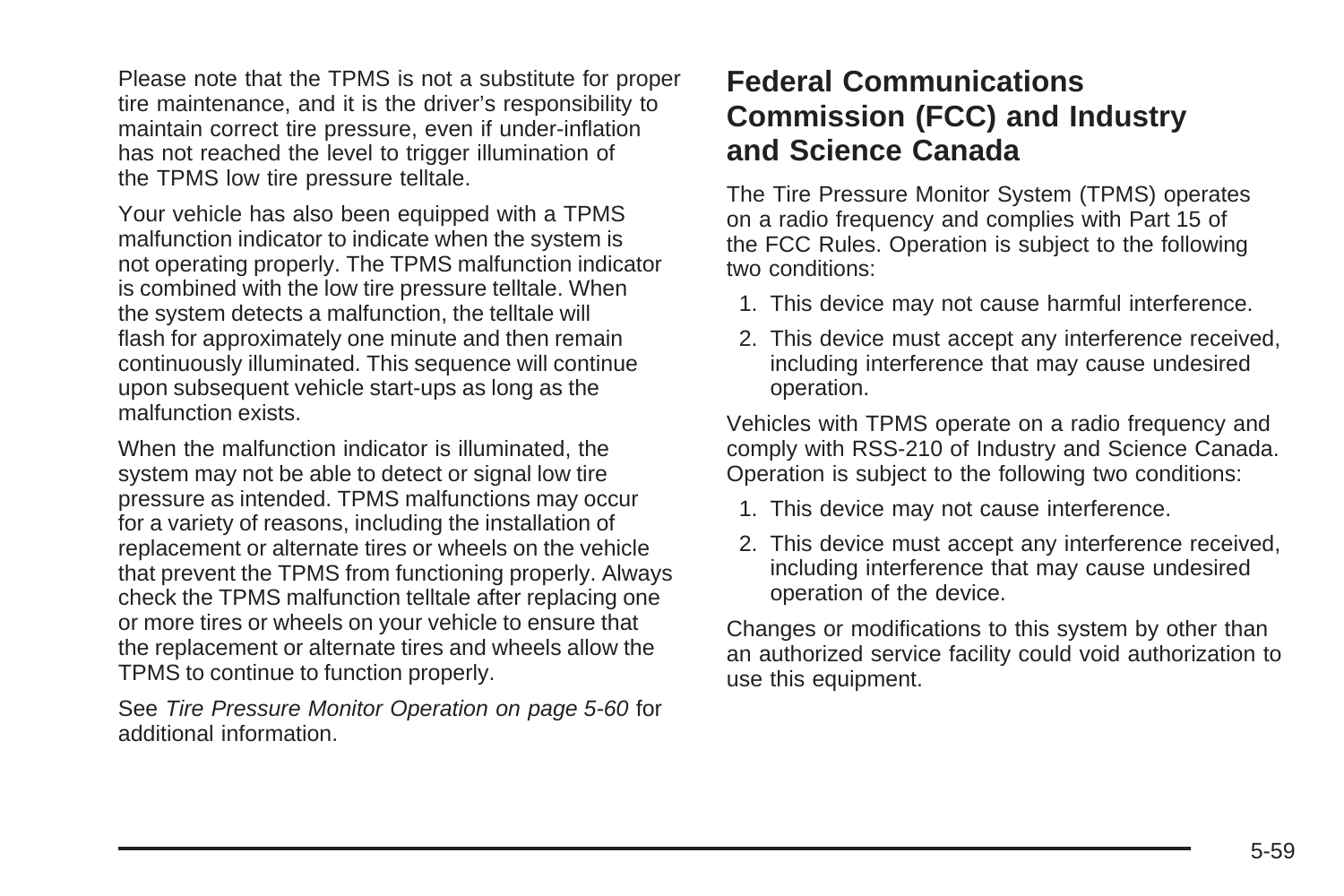Please note that the TPMS is not a substitute for proper tire maintenance, and it is the driver's responsibility to maintain correct tire pressure, even if under-inflation has not reached the level to trigger illumination of the TPMS low tire pressure telltale.

Your vehicle has also been equipped with a TPMS malfunction indicator to indicate when the system is not operating properly. The TPMS malfunction indicator is combined with the low tire pressure telltale. When the system detects a malfunction, the telltale will flash for approximately one minute and then remain continuously illuminated. This sequence will continue upon subsequent vehicle start-ups as long as the malfunction exists.

When the malfunction indicator is illuminated, the system may not be able to detect or signal low tire pressure as intended. TPMS malfunctions may occur for a variety of reasons, including the installation of replacement or alternate tires or wheels on the vehicle that prevent the TPMS from functioning properly. Always check the TPMS malfunction telltale after replacing one or more tires or wheels on your vehicle to ensure that the replacement or alternate tires and wheels allow the TPMS to continue to function properly.

See *Tire Pressure Monitor Operation on page 5-60* for additional information.

## Federal Communications Commission (FCC) and Industry and Science Canada

The Tire Pressure Monitor System (TPMS) operates on a radio frequency and complies with Part 15 of the FCC Rules. Operation is subject to the following two conditions:

1. This device may not cause harmful interference.
2. This device must accept any interference received, including interference that may cause undesired operation.

Vehicles with TPMS operate on a radio frequency and comply with RSS-210 of Industry and Science Canada. Operation is subject to the following two conditions:

1. This device may not cause interference.
2. This device must accept any interference received, including interference that may cause undesired operation of the device.

Changes or modifications to this system by other than an authorized service facility could void authorization to use this equipment.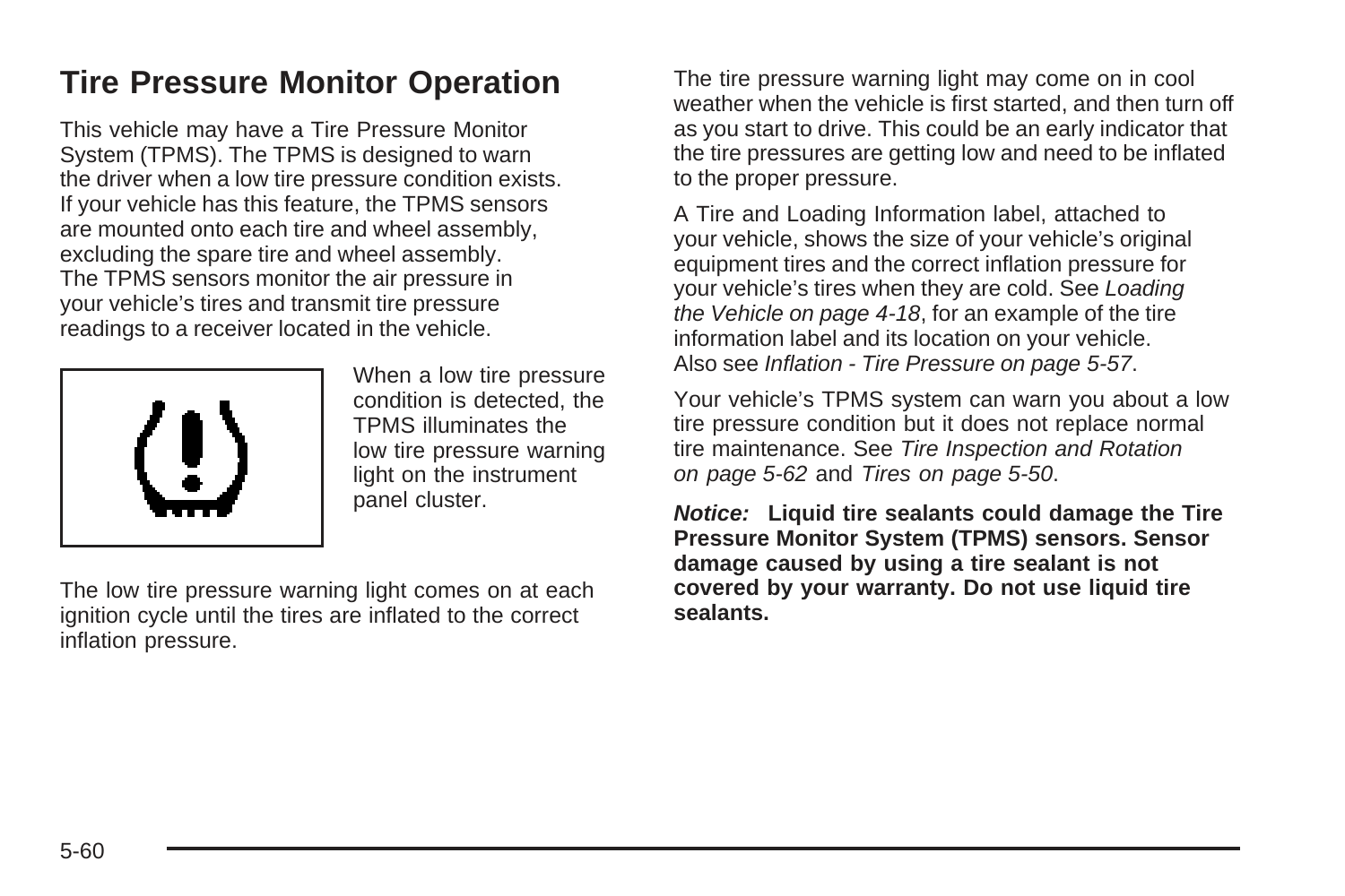## Tire Pressure Monitor Operation

This vehicle may have a Tire Pressure Monitor System (TPMS). The TPMS is designed to warn the driver when a low tire pressure condition exists. If your vehicle has this feature, the TPMS sensors are mounted onto each tire and wheel assembly, excluding the spare tire and wheel assembly. The TPMS sensors monitor the air pressure in your vehicle's tires and transmit tire pressure readings to a receiver located in the vehicle.

When a low tire pressure condition is detected, the TPMS illuminates the low tire pressure warning light on the instrument panel cluster.

The low tire pressure warning light comes on at each ignition cycle until the tires are inflated to the correct inflation pressure.

The tire pressure warning light may come on in cool weather when the vehicle is first started, and then turn off as you start to drive. This could be an early indicator that the tire pressures are getting low and need to be inflated to the proper pressure.

A Tire and Loading Information label, attached to your vehicle, shows the size of your vehicle's original equipment tires and the correct inflation pressure for your vehicle's tires when they are cold. See *Loading the Vehicle on page 4-18*, for an example of the tire information label and its location on your vehicle. Also see *Inflation - Tire Pressure on page 5-57*.

Your vehicle's TPMS system can warn you about a low tire pressure condition but it does not replace normal tire maintenance. See *Tire Inspection and Rotation on page 5-62* and *Tires on page 5-50*.

***Notice:*** **Liquid tire sealants could damage the Tire Pressure Monitor System (TPMS) sensors. Sensor damage caused by using a tire sealant is not covered by your warranty. Do not use liquid tire sealants.**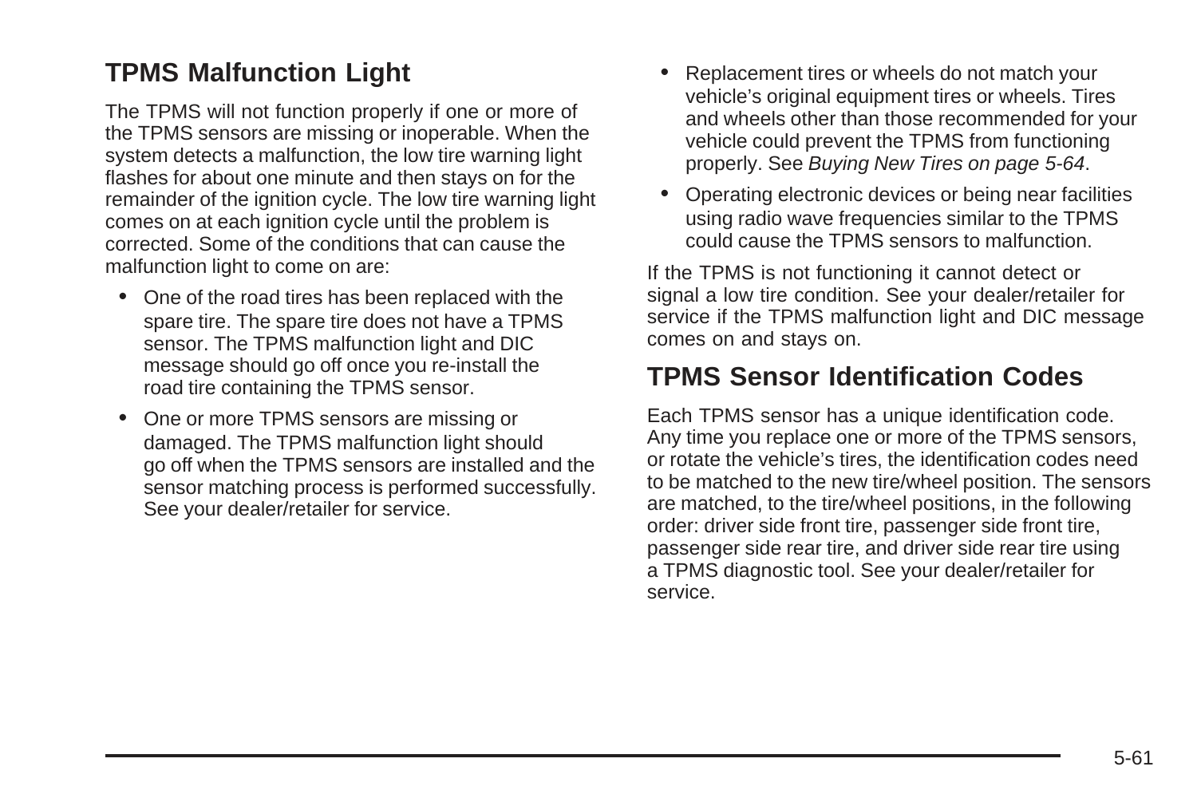## TPMS Malfunction Light

The TPMS will not function properly if one or more of the TPMS sensors are missing or inoperable. When the system detects a malfunction, the low tire warning light flashes for about one minute and then stays on for the remainder of the ignition cycle. The low tire warning light comes on at each ignition cycle until the problem is corrected. Some of the conditions that can cause the malfunction light to come on are:

- One of the road tires has been replaced with the spare tire. The spare tire does not have a TPMS sensor. The TPMS malfunction light and DIC message should go off once you re-install the road tire containing the TPMS sensor.
- One or more TPMS sensors are missing or damaged. The TPMS malfunction light should go off when the TPMS sensors are installed and the sensor matching process is performed successfully. See your dealer/retailer for service.
- Replacement tires or wheels do not match your vehicle's original equipment tires or wheels. Tires and wheels other than those recommended for your vehicle could prevent the TPMS from functioning properly. See *Buying New Tires on page 5-64*.
- Operating electronic devices or being near facilities using radio wave frequencies similar to the TPMS could cause the TPMS sensors to malfunction.

If the TPMS is not functioning it cannot detect or signal a low tire condition. See your dealer/retailer for service if the TPMS malfunction light and DIC message comes on and stays on.

## TPMS Sensor Identification Codes

Each TPMS sensor has a unique identification code. Any time you replace one or more of the TPMS sensors, or rotate the vehicle's tires, the identification codes need to be matched to the new tire/wheel position. The sensors are matched, to the tire/wheel positions, in the following order: driver side front tire, passenger side front tire, passenger side rear tire, and driver side rear tire using a TPMS diagnostic tool. See your dealer/retailer for service.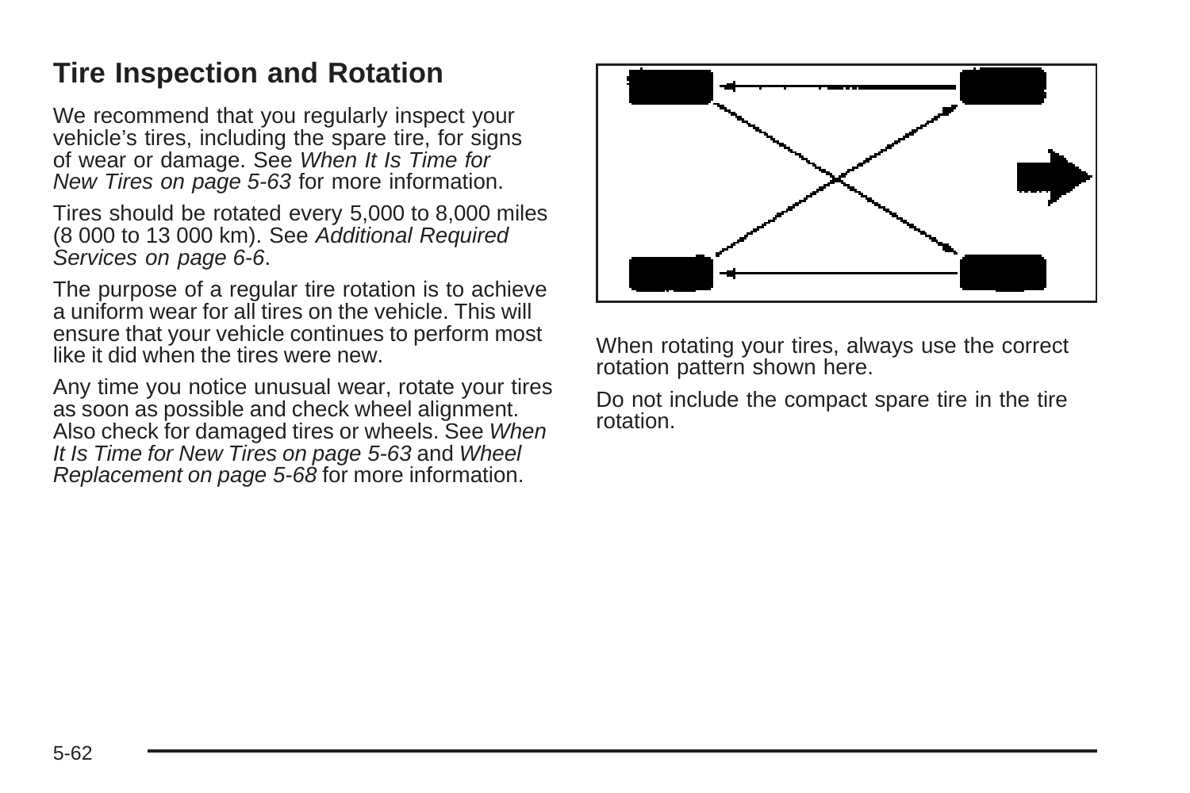## Tire Inspection and Rotation

We recommend that you regularly inspect your vehicle's tires, including the spare tire, for signs of wear or damage. See *When It Is Time for New Tires on page 5-63* for more information.

Tires should be rotated every 5,000 to 8,000 miles (8 000 to 13 000 km). See *Additional Required Services on page 6-6*.

The purpose of a regular tire rotation is to achieve a uniform wear for all tires on the vehicle. This will ensure that your vehicle continues to perform most like it did when the tires were new.

Any time you notice unusual wear, rotate your tires as soon as possible and check wheel alignment. Also check for damaged tires or wheels. See *When It Is Time for New Tires on page 5-63* and *Wheel Replacement on page 5-68* for more information.

When rotating your tires, always use the correct rotation pattern shown here.

Do not include the compact spare tire in the tire rotation.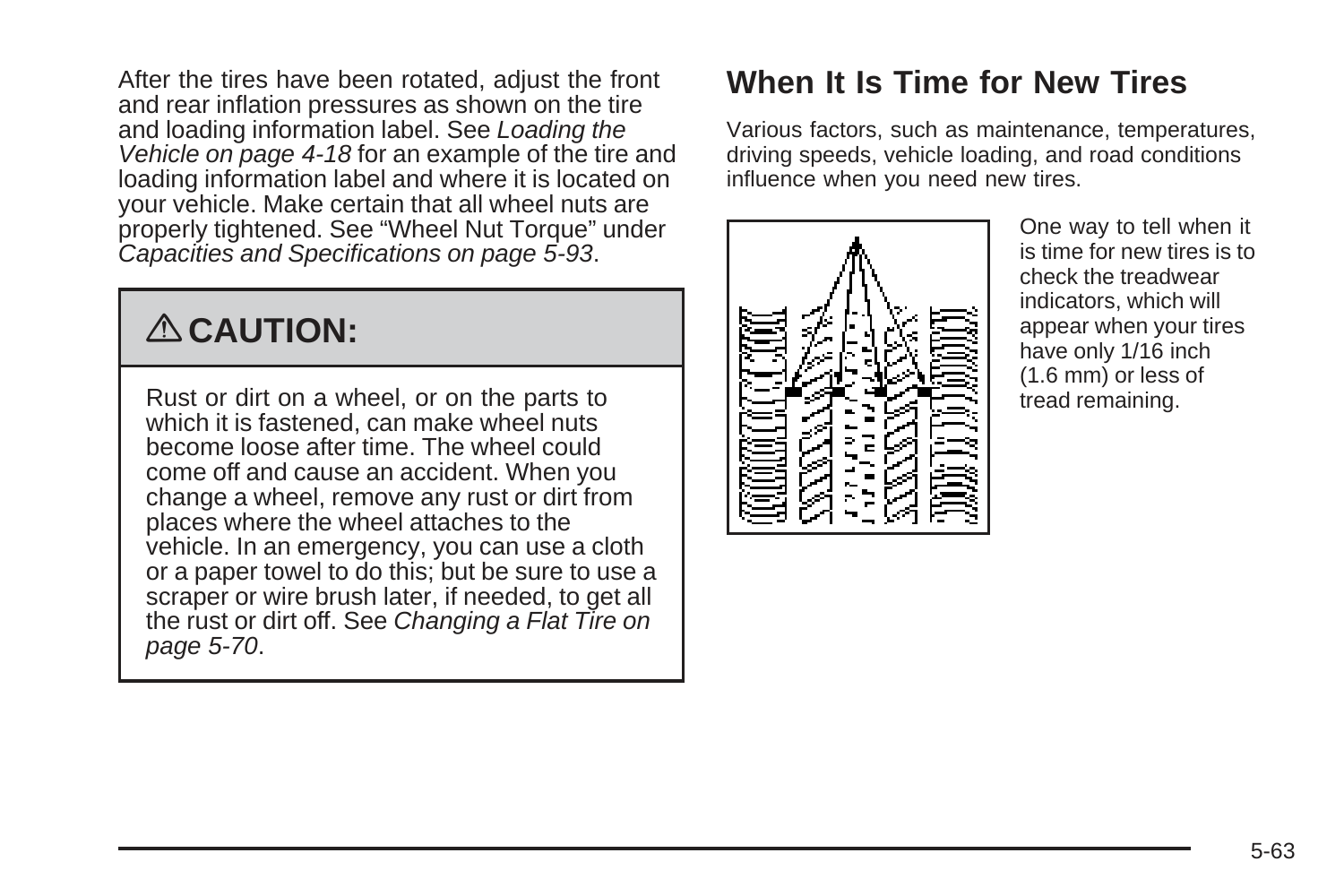After the tires have been rotated, adjust the front and rear inflation pressures as shown on the tire and loading information label. See *Loading the Vehicle on page 4-18* for an example of the tire and loading information label and where it is located on your vehicle. Make certain that all wheel nuts are properly tightened. See “Wheel Nut Torque” under *Capacities and Specifications on page 5-93*.

**⚠ CAUTION:**

Rust or dirt on a wheel, or on the parts to which it is fastened, can make wheel nuts become loose after time. The wheel could come off and cause an accident. When you change a wheel, remove any rust or dirt from places where the wheel attaches to the vehicle. In an emergency, you can use a cloth or a paper towel to do this; but be sure to use a scraper or wire brush later, if needed, to get all the rust or dirt off. See *Changing a Flat Tire on page 5-70*.

## When It Is Time for New Tires

Various factors, such as maintenance, temperatures, driving speeds, vehicle loading, and road conditions influence when you need new tires.

One way to tell when it is time for new tires is to check the treadwear indicators, which will appear when your tires have only 1/16 inch (1.6 mm) or less of tread remaining.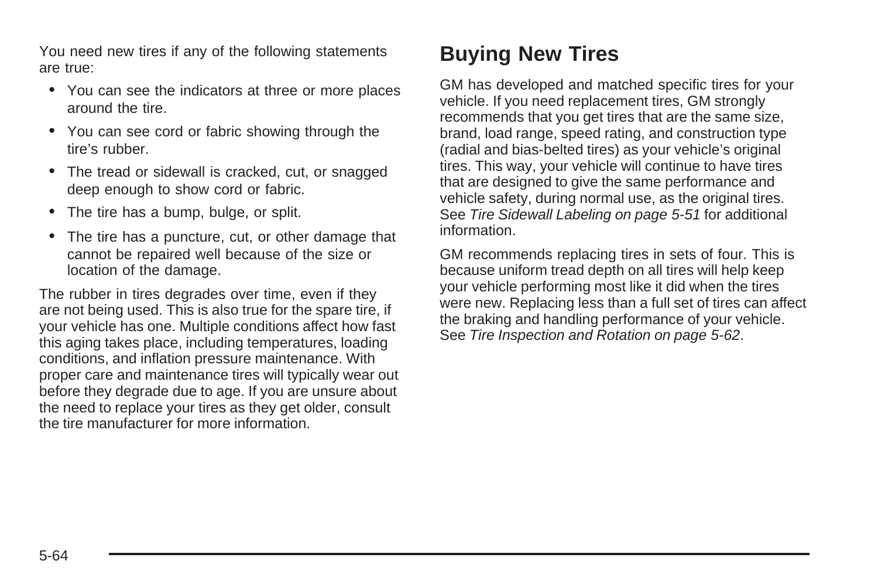You need new tires if any of the following statements are true:

- You can see the indicators at three or more places around the tire.
- You can see cord or fabric showing through the tire's rubber.
- The tread or sidewall is cracked, cut, or snagged deep enough to show cord or fabric.
- The tire has a bump, bulge, or split.
- The tire has a puncture, cut, or other damage that cannot be repaired well because of the size or location of the damage.

The rubber in tires degrades over time, even if they are not being used. This is also true for the spare tire, if your vehicle has one. Multiple conditions affect how fast this aging takes place, including temperatures, loading conditions, and inflation pressure maintenance. With proper care and maintenance tires will typically wear out before they degrade due to age. If you are unsure about the need to replace your tires as they get older, consult the tire manufacturer for more information.

## Buying New Tires

GM has developed and matched specific tires for your vehicle. If you need replacement tires, GM strongly recommends that you get tires that are the same size, brand, load range, speed rating, and construction type (radial and bias-belted tires) as your vehicle's original tires. This way, your vehicle will continue to have tires that are designed to give the same performance and vehicle safety, during normal use, as the original tires. See *Tire Sidewall Labeling on page 5-51* for additional information.

GM recommends replacing tires in sets of four. This is because uniform tread depth on all tires will help keep your vehicle performing most like it did when the tires were new. Replacing less than a full set of tires can affect the braking and handling performance of your vehicle. See *Tire Inspection and Rotation on page 5-62*.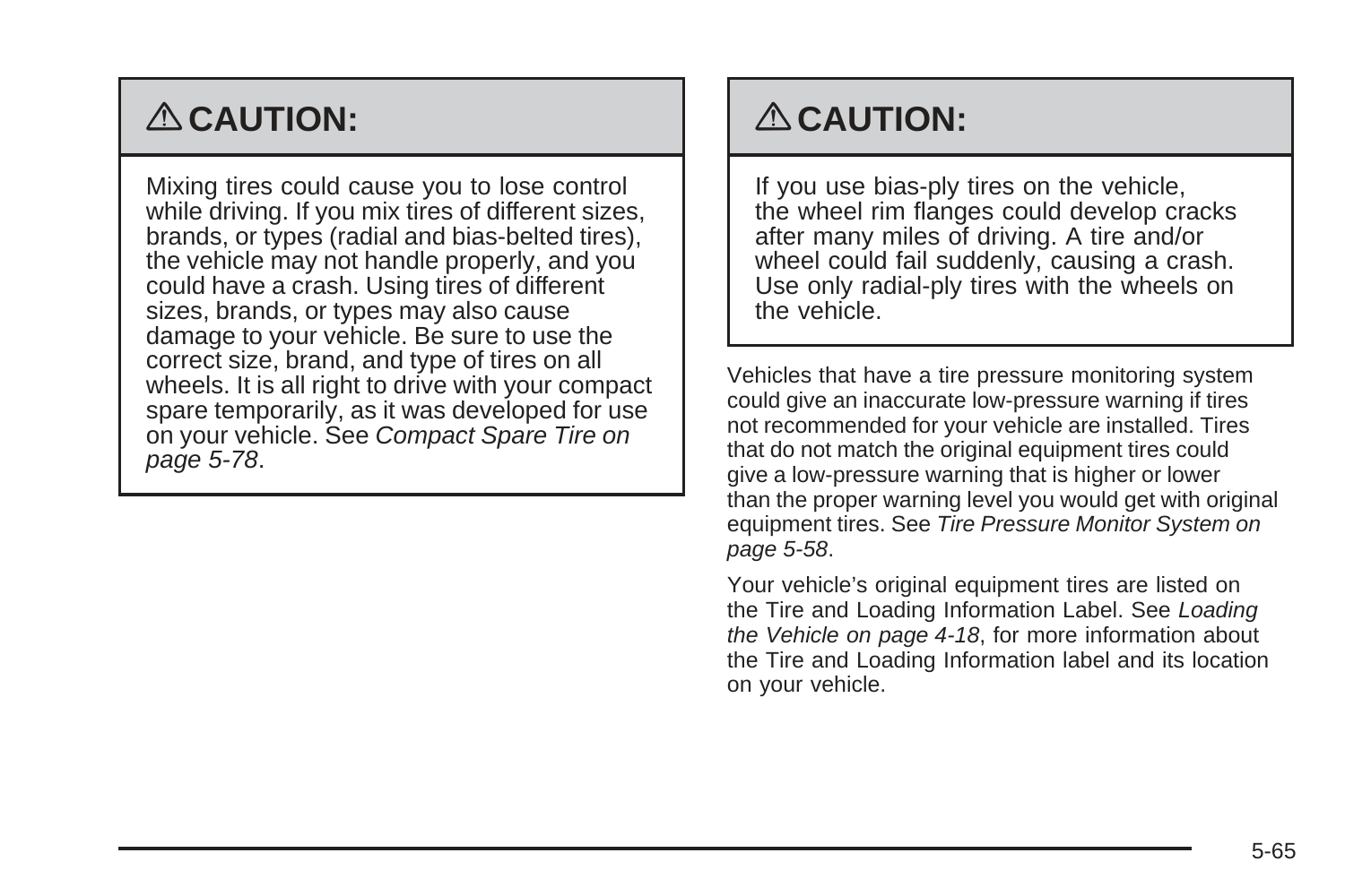## ⚠ CAUTION:

Mixing tires could cause you to lose control while driving. If you mix tires of different sizes, brands, or types (radial and bias-belted tires), the vehicle may not handle properly, and you could have a crash. Using tires of different sizes, brands, or types may also cause damage to your vehicle. Be sure to use the correct size, brand, and type of tires on all wheels. It is all right to drive with your compact spare temporarily, as it was developed for use on your vehicle. See *Compact Spare Tire on page 5-78*.

## ⚠ CAUTION:

If you use bias-ply tires on the vehicle, the wheel rim flanges could develop cracks after many miles of driving. A tire and/or wheel could fail suddenly, causing a crash. Use only radial-ply tires with the wheels on the vehicle.

Vehicles that have a tire pressure monitoring system could give an inaccurate low-pressure warning if tires not recommended for your vehicle are installed. Tires that do not match the original equipment tires could give a low-pressure warning that is higher or lower than the proper warning level you would get with original equipment tires. See *Tire Pressure Monitor System on page 5-58*.

Your vehicle's original equipment tires are listed on the Tire and Loading Information Label. See *Loading the Vehicle on page 4-18*, for more information about the Tire and Loading Information label and its location on your vehicle.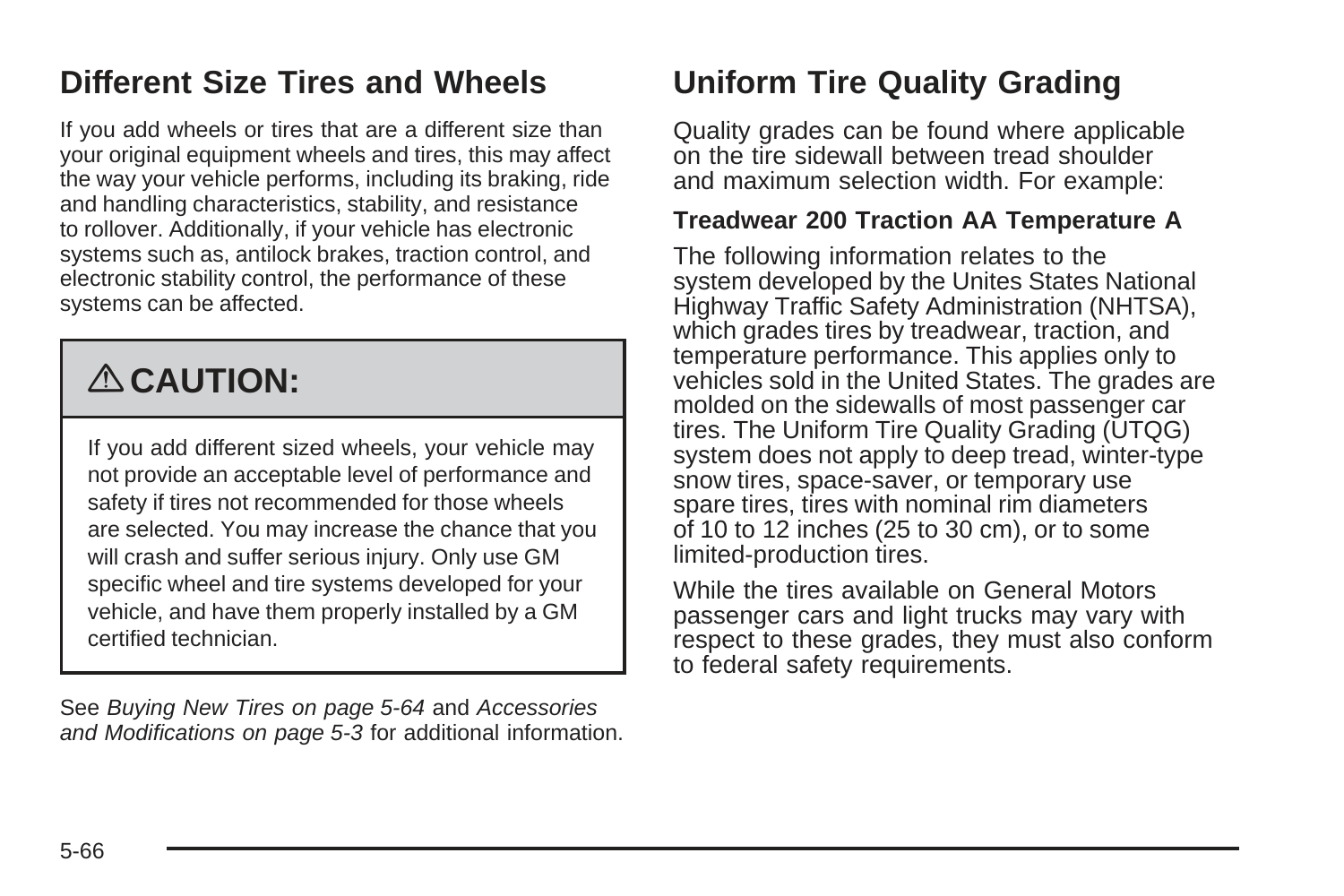## Different Size Tires and Wheels

If you add wheels or tires that are a different size than your original equipment wheels and tires, this may affect the way your vehicle performs, including its braking, ride and handling characteristics, stability, and resistance to rollover. Additionally, if your vehicle has electronic systems such as, antilock brakes, traction control, and electronic stability control, the performance of these systems can be affected.

> **⚠ CAUTION:**
>
> If you add different sized wheels, your vehicle may not provide an acceptable level of performance and safety if tires not recommended for those wheels are selected. You may increase the chance that you will crash and suffer serious injury. Only use GM specific wheel and tire systems developed for your vehicle, and have them properly installed by a GM certified technician.

See *Buying New Tires on page 5-64* and *Accessories and Modifications on page 5-3* for additional information.

## Uniform Tire Quality Grading

Quality grades can be found where applicable on the tire sidewall between tread shoulder and maximum selection width. For example:

**Treadwear 200 Traction AA Temperature A**

The following information relates to the system developed by the Unites States National Highway Traffic Safety Administration (NHTSA), which grades tires by treadwear, traction, and temperature performance. This applies only to vehicles sold in the United States. The grades are molded on the sidewalls of most passenger car tires. The Uniform Tire Quality Grading (UTQG) system does not apply to deep tread, winter-type snow tires, space-saver, or temporary use spare tires, tires with nominal rim diameters of 10 to 12 inches (25 to 30 cm), or to some limited-production tires.

While the tires available on General Motors passenger cars and light trucks may vary with respect to these grades, they must also conform to federal safety requirements.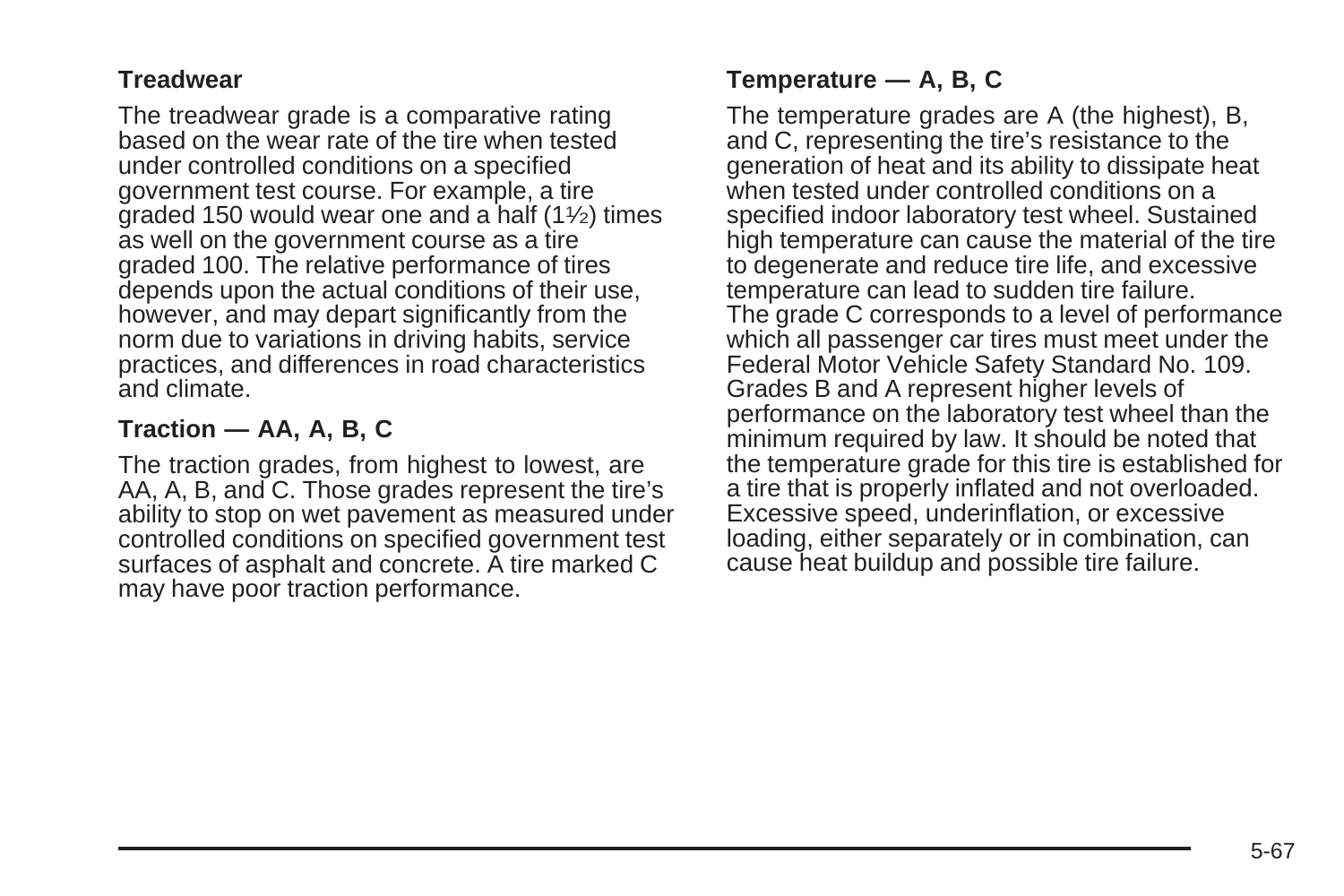### Treadwear

The treadwear grade is a comparative rating based on the wear rate of the tire when tested under controlled conditions on a specified government test course. For example, a tire graded 150 would wear one and a half (1½) times as well on the government course as a tire graded 100. The relative performance of tires depends upon the actual conditions of their use, however, and may depart significantly from the norm due to variations in driving habits, service practices, and differences in road characteristics and climate.

### Traction — AA, A, B, C

The traction grades, from highest to lowest, are AA, A, B, and C. Those grades represent the tire's ability to stop on wet pavement as measured under controlled conditions on specified government test surfaces of asphalt and concrete. A tire marked C may have poor traction performance.

### Temperature — A, B, C

The temperature grades are A (the highest), B, and C, representing the tire's resistance to the generation of heat and its ability to dissipate heat when tested under controlled conditions on a specified indoor laboratory test wheel. Sustained high temperature can cause the material of the tire to degenerate and reduce tire life, and excessive temperature can lead to sudden tire failure. The grade C corresponds to a level of performance which all passenger car tires must meet under the Federal Motor Vehicle Safety Standard No. 109. Grades B and A represent higher levels of performance on the laboratory test wheel than the minimum required by law. It should be noted that the temperature grade for this tire is established for a tire that is properly inflated and not overloaded. Excessive speed, underinflation, or excessive loading, either separately or in combination, can cause heat buildup and possible tire failure.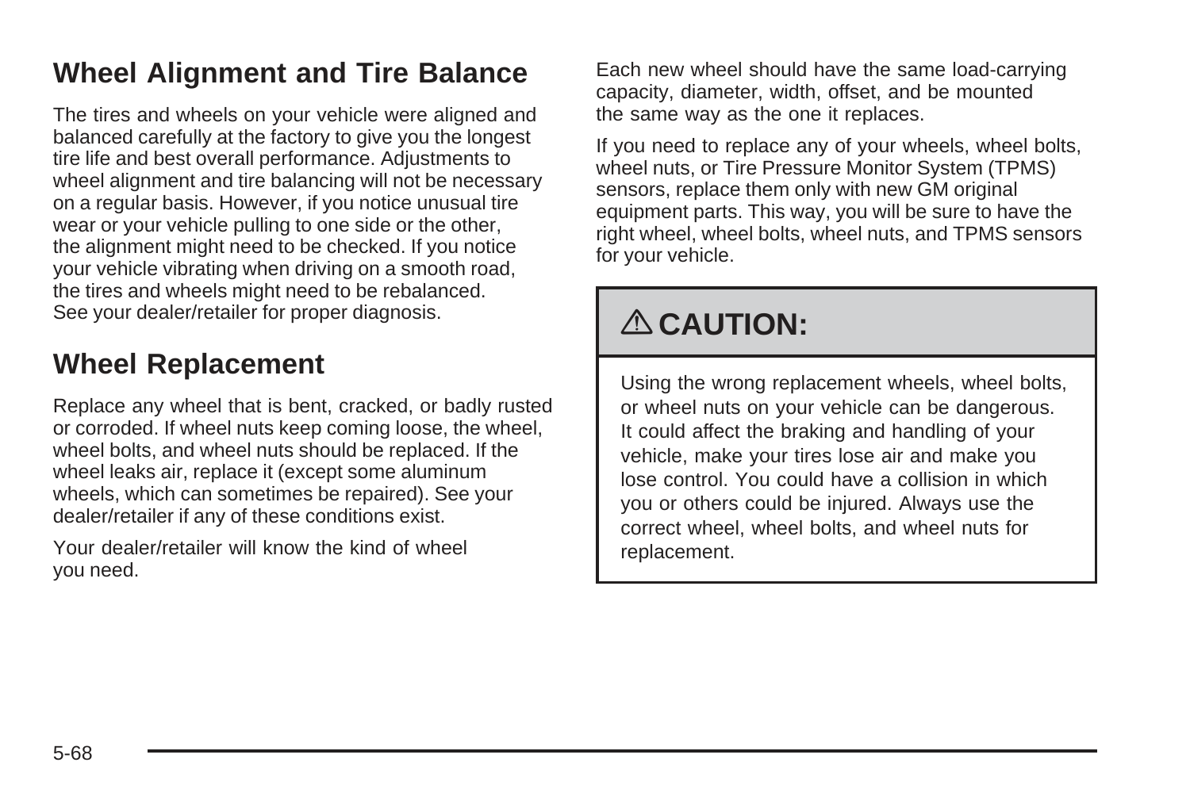## Wheel Alignment and Tire Balance

The tires and wheels on your vehicle were aligned and balanced carefully at the factory to give you the longest tire life and best overall performance. Adjustments to wheel alignment and tire balancing will not be necessary on a regular basis. However, if you notice unusual tire wear or your vehicle pulling to one side or the other, the alignment might need to be checked. If you notice your vehicle vibrating when driving on a smooth road, the tires and wheels might need to be rebalanced. See your dealer/retailer for proper diagnosis.

## Wheel Replacement

Replace any wheel that is bent, cracked, or badly rusted or corroded. If wheel nuts keep coming loose, the wheel, wheel bolts, and wheel nuts should be replaced. If the wheel leaks air, replace it (except some aluminum wheels, which can sometimes be repaired). See your dealer/retailer if any of these conditions exist.

Your dealer/retailer will know the kind of wheel you need.

Each new wheel should have the same load-carrying capacity, diameter, width, offset, and be mounted the same way as the one it replaces.

If you need to replace any of your wheels, wheel bolts, wheel nuts, or Tire Pressure Monitor System (TPMS) sensors, replace them only with new GM original equipment parts. This way, you will be sure to have the right wheel, wheel bolts, wheel nuts, and TPMS sensors for your vehicle.

**⚠ CAUTION:**

Using the wrong replacement wheels, wheel bolts, or wheel nuts on your vehicle can be dangerous. It could affect the braking and handling of your vehicle, make your tires lose air and make you lose control. You could have a collision in which you or others could be injured. Always use the correct wheel, wheel bolts, and wheel nuts for replacement.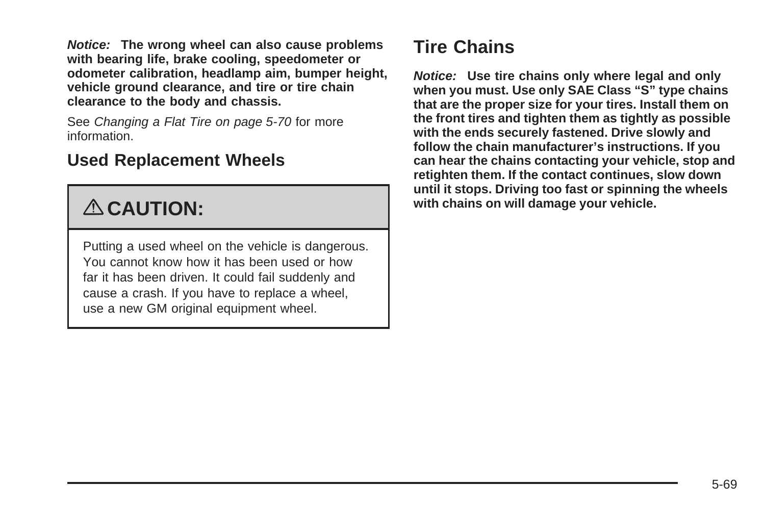***Notice:*** **The wrong wheel can also cause problems with bearing life, brake cooling, speedometer or odometer calibration, headlamp aim, bumper height, vehicle ground clearance, and tire or tire chain clearance to the body and chassis.**

See *Changing a Flat Tire on page 5-70* for more information.

## Used Replacement Wheels

> **⚠ CAUTION:**
>
> Putting a used wheel on the vehicle is dangerous. You cannot know how it has been used or how far it has been driven. It could fail suddenly and cause a crash. If you have to replace a wheel, use a new GM original equipment wheel.

## Tire Chains

***Notice:*** **Use tire chains only where legal and only when you must. Use only SAE Class "S" type chains that are the proper size for your tires. Install them on the front tires and tighten them as tightly as possible with the ends securely fastened. Drive slowly and follow the chain manufacturer's instructions. If you can hear the chains contacting your vehicle, stop and retighten them. If the contact continues, slow down until it stops. Driving too fast or spinning the wheels with chains on will damage your vehicle.**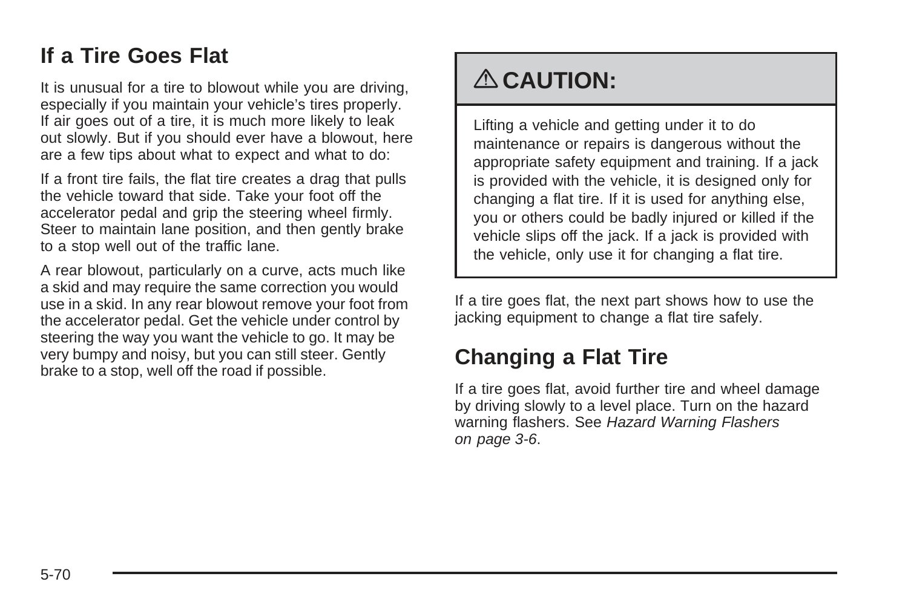## If a Tire Goes Flat

It is unusual for a tire to blowout while you are driving, especially if you maintain your vehicle's tires properly. If air goes out of a tire, it is much more likely to leak out slowly. But if you should ever have a blowout, here are a few tips about what to expect and what to do:

If a front tire fails, the flat tire creates a drag that pulls the vehicle toward that side. Take your foot off the accelerator pedal and grip the steering wheel firmly. Steer to maintain lane position, and then gently brake to a stop well out of the traffic lane.

A rear blowout, particularly on a curve, acts much like a skid and may require the same correction you would use in a skid. In any rear blowout remove your foot from the accelerator pedal. Get the vehicle under control by steering the way you want the vehicle to go. It may be very bumpy and noisy, but you can still steer. Gently brake to a stop, well off the road if possible.

> **⚠ CAUTION:**
>
> Lifting a vehicle and getting under it to do maintenance or repairs is dangerous without the appropriate safety equipment and training. If a jack is provided with the vehicle, it is designed only for changing a flat tire. If it is used for anything else, you or others could be badly injured or killed if the vehicle slips off the jack. If a jack is provided with the vehicle, only use it for changing a flat tire.

If a tire goes flat, the next part shows how to use the jacking equipment to change a flat tire safely.

## Changing a Flat Tire

If a tire goes flat, avoid further tire and wheel damage by driving slowly to a level place. Turn on the hazard warning flashers. See *Hazard Warning Flashers on page 3-6*.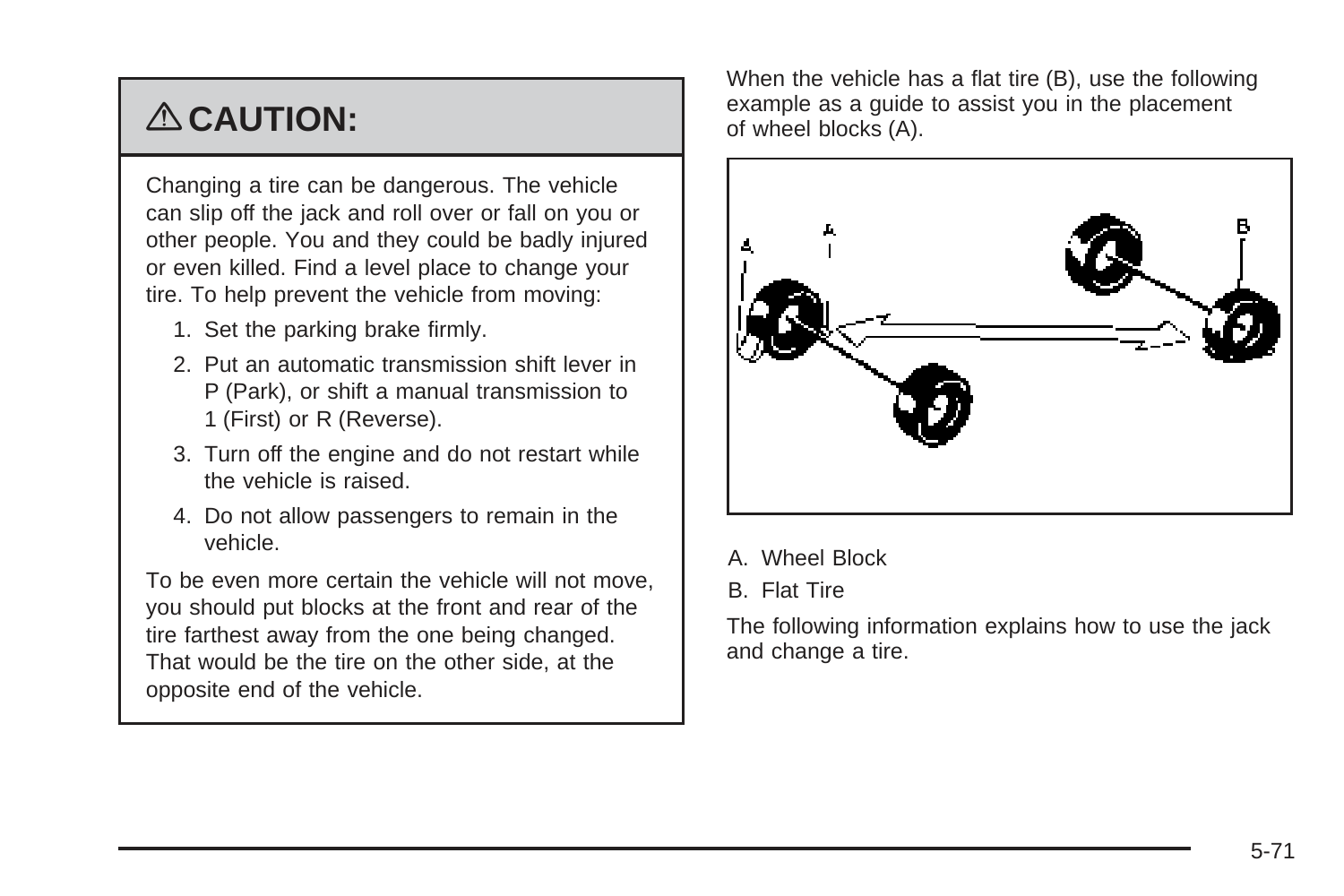## ⚠ CAUTION:

Changing a tire can be dangerous. The vehicle can slip off the jack and roll over or fall on you or other people. You and they could be badly injured or even killed. Find a level place to change your tire. To help prevent the vehicle from moving:

1. Set the parking brake firmly.
2. Put an automatic transmission shift lever in P (Park), or shift a manual transmission to 1 (First) or R (Reverse).
3. Turn off the engine and do not restart while the vehicle is raised.
4. Do not allow passengers to remain in the vehicle.

To be even more certain the vehicle will not move, you should put blocks at the front and rear of the tire farthest away from the one being changed. That would be the tire on the other side, at the opposite end of the vehicle.

When the vehicle has a flat tire (B), use the following example as a guide to assist you in the placement of wheel blocks (A).

A. Wheel Block

B. Flat Tire

The following information explains how to use the jack and change a tire.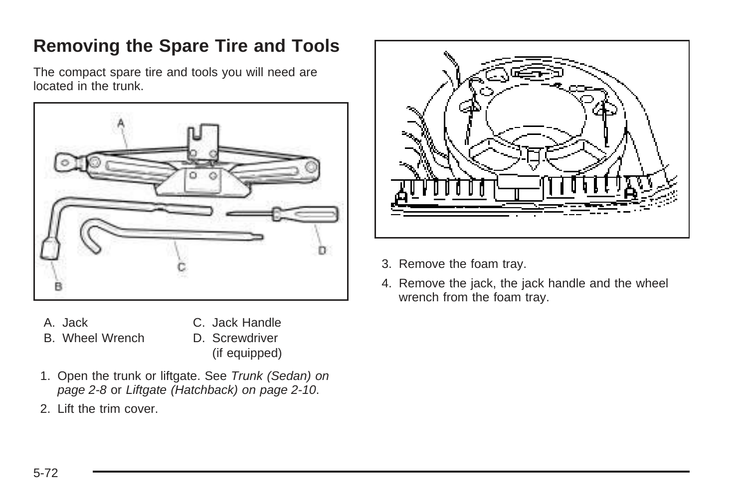## Removing the Spare Tire and Tools

The compact spare tire and tools you will need are located in the trunk.

A. Jack
B. Wheel Wrench
C. Jack Handle
D. Screwdriver (if equipped)

1. Open the trunk or liftgate. See *Trunk (Sedan) on page 2-8* or *Liftgate (Hatchback) on page 2-10*.
2. Lift the trim cover.
3. Remove the foam tray.
4. Remove the jack, the jack handle and the wheel wrench from the foam tray.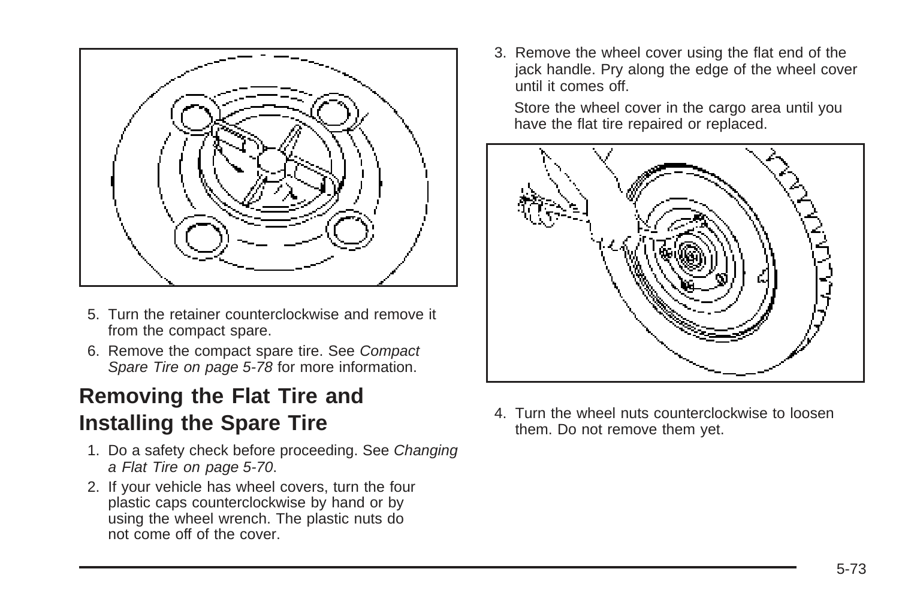5. Turn the retainer counterclockwise and remove it from the compact spare.
6. Remove the compact spare tire. See *Compact Spare Tire on page 5-78* for more information.

## Removing the Flat Tire and Installing the Spare Tire

1. Do a safety check before proceeding. See *Changing a Flat Tire on page 5-70*.
2. If your vehicle has wheel covers, turn the four plastic caps counterclockwise by hand or by using the wheel wrench. The plastic nuts do not come off of the cover.
3. Remove the wheel cover using the flat end of the jack handle. Pry along the edge of the wheel cover until it comes off.

   Store the wheel cover in the cargo area until you have the flat tire repaired or replaced.

4. Turn the wheel nuts counterclockwise to loosen them. Do not remove them yet.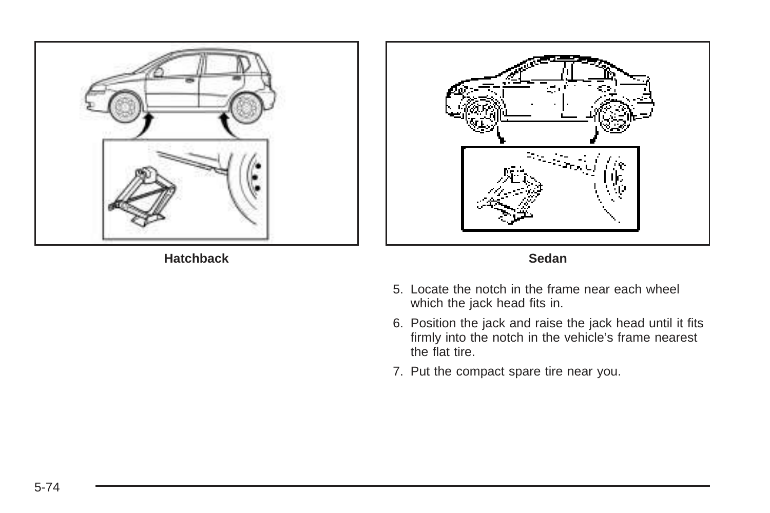Hatchback

Sedan

5. Locate the notch in the frame near each wheel which the jack head fits in.
6. Position the jack and raise the jack head until it fits firmly into the notch in the vehicle's frame nearest the flat tire.
7. Put the compact spare tire near you.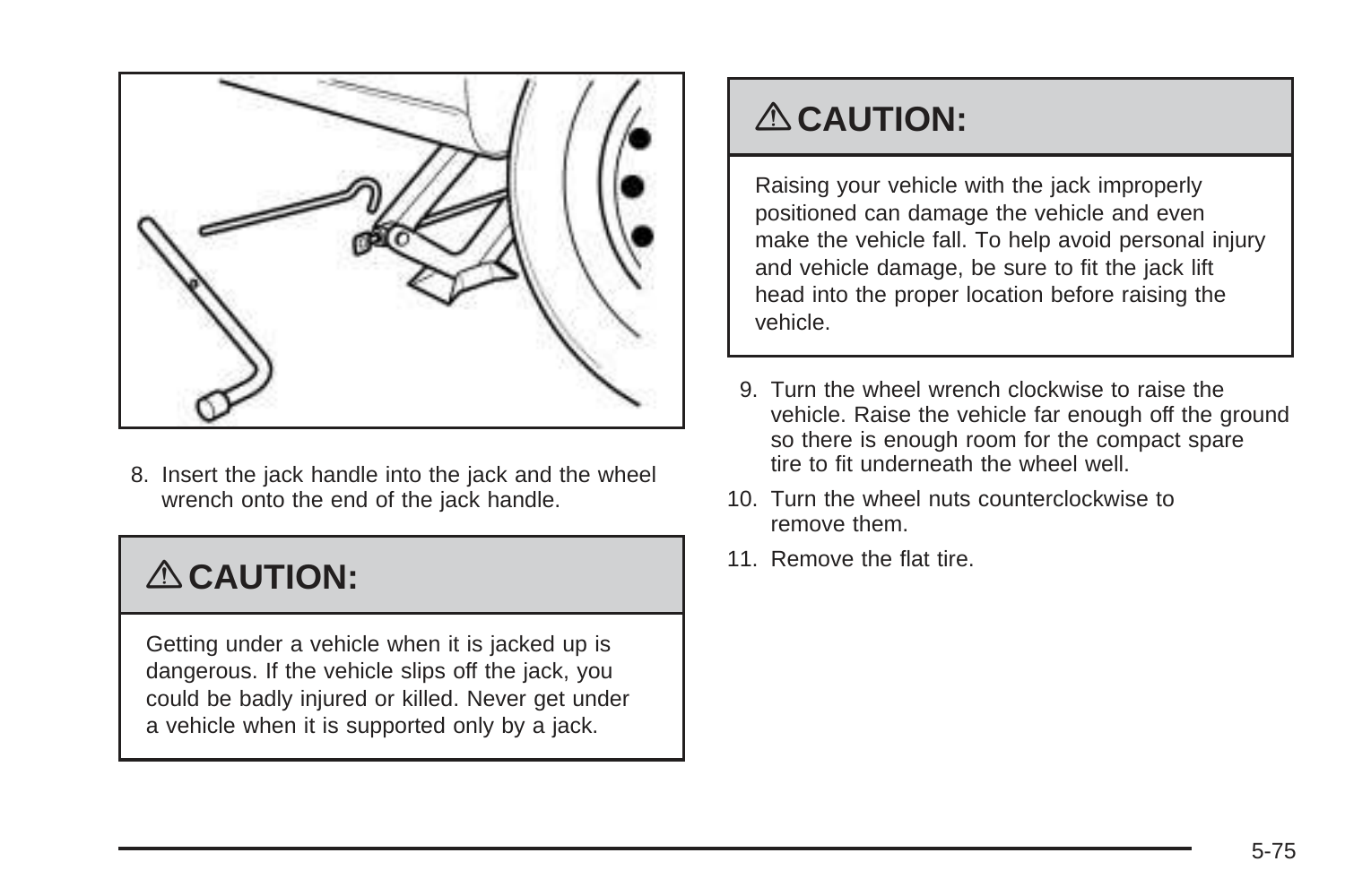8. Insert the jack handle into the jack and the wheel wrench onto the end of the jack handle.

## ⚠ CAUTION:

Getting under a vehicle when it is jacked up is dangerous. If the vehicle slips off the jack, you could be badly injured or killed. Never get under a vehicle when it is supported only by a jack.

## ⚠ CAUTION:

Raising your vehicle with the jack improperly positioned can damage the vehicle and even make the vehicle fall. To help avoid personal injury and vehicle damage, be sure to fit the jack lift head into the proper location before raising the vehicle.

9. Turn the wheel wrench clockwise to raise the vehicle. Raise the vehicle far enough off the ground so there is enough room for the compact spare tire to fit underneath the wheel well.
10. Turn the wheel nuts counterclockwise to remove them.
11. Remove the flat tire.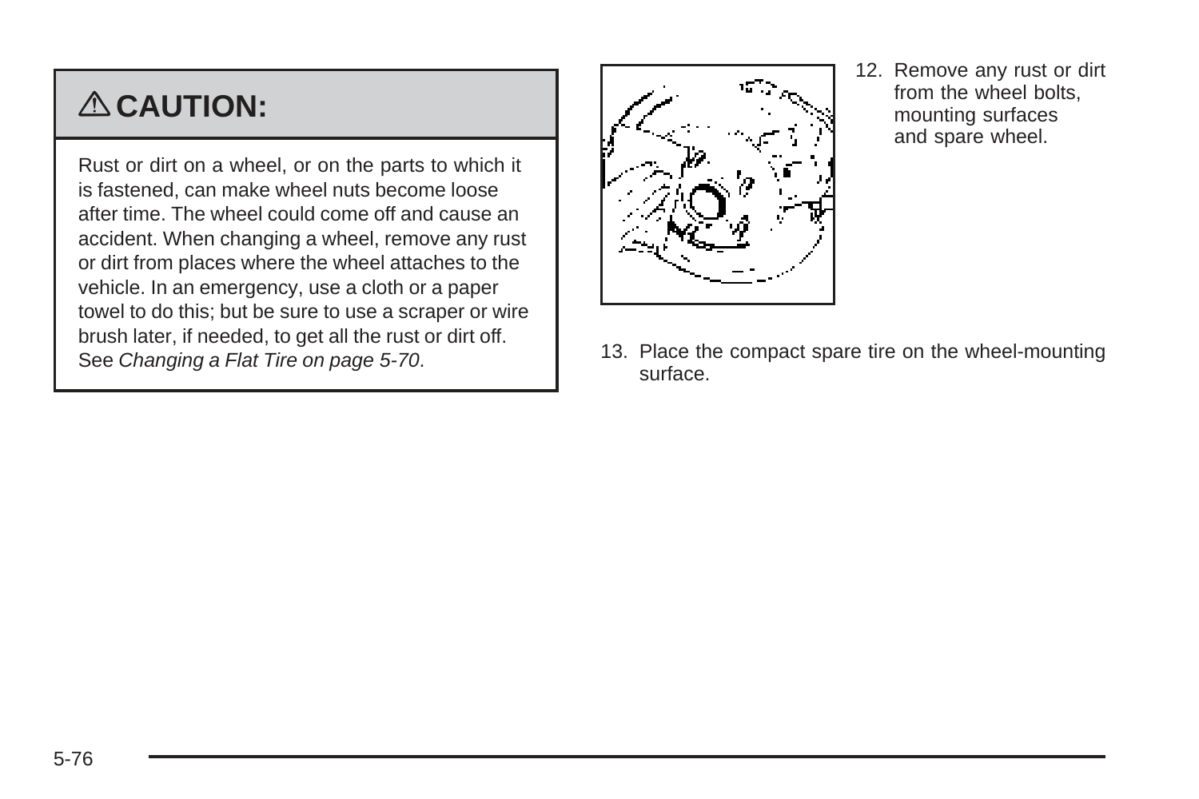## ⚠ CAUTION:

Rust or dirt on a wheel, or on the parts to which it is fastened, can make wheel nuts become loose after time. The wheel could come off and cause an accident. When changing a wheel, remove any rust or dirt from places where the wheel attaches to the vehicle. In an emergency, use a cloth or a paper towel to do this; but be sure to use a scraper or wire brush later, if needed, to get all the rust or dirt off. See *Changing a Flat Tire on page 5-70*.

12. Remove any rust or dirt from the wheel bolts, mounting surfaces and spare wheel.

13. Place the compact spare tire on the wheel-mounting surface.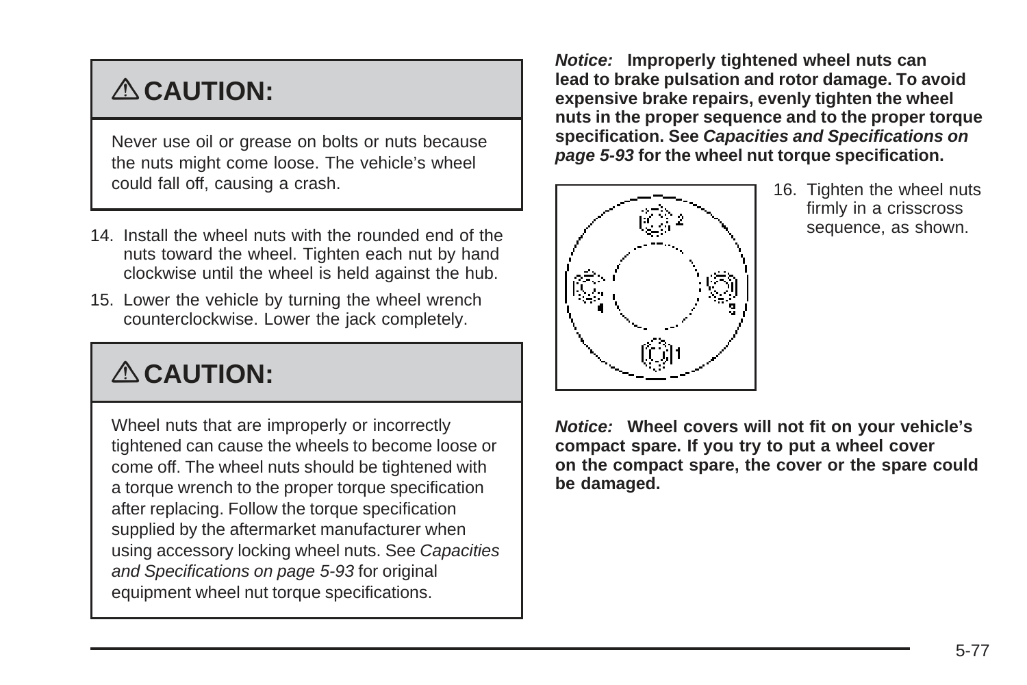## ⚠ CAUTION:

Never use oil or grease on bolts or nuts because the nuts might come loose. The vehicle's wheel could fall off, causing a crash.

14. Install the wheel nuts with the rounded end of the nuts toward the wheel. Tighten each nut by hand clockwise until the wheel is held against the hub.
15. Lower the vehicle by turning the wheel wrench counterclockwise. Lower the jack completely.

## ⚠ CAUTION:

Wheel nuts that are improperly or incorrectly tightened can cause the wheels to become loose or come off. The wheel nuts should be tightened with a torque wrench to the proper torque specification after replacing. Follow the torque specification supplied by the aftermarket manufacturer when using accessory locking wheel nuts. See *Capacities and Specifications on page 5-93* for original equipment wheel nut torque specifications.

***Notice:*** **Improperly tightened wheel nuts can lead to brake pulsation and rotor damage. To avoid expensive brake repairs, evenly tighten the wheel nuts in the proper sequence and to the proper torque specification. See** ***Capacities and Specifications on page 5-93*** **for the wheel nut torque specification.**

16. Tighten the wheel nuts firmly in a crisscross sequence, as shown.

***Notice:*** **Wheel covers will not fit on your vehicle's compact spare. If you try to put a wheel cover on the compact spare, the cover or the spare could be damaged.**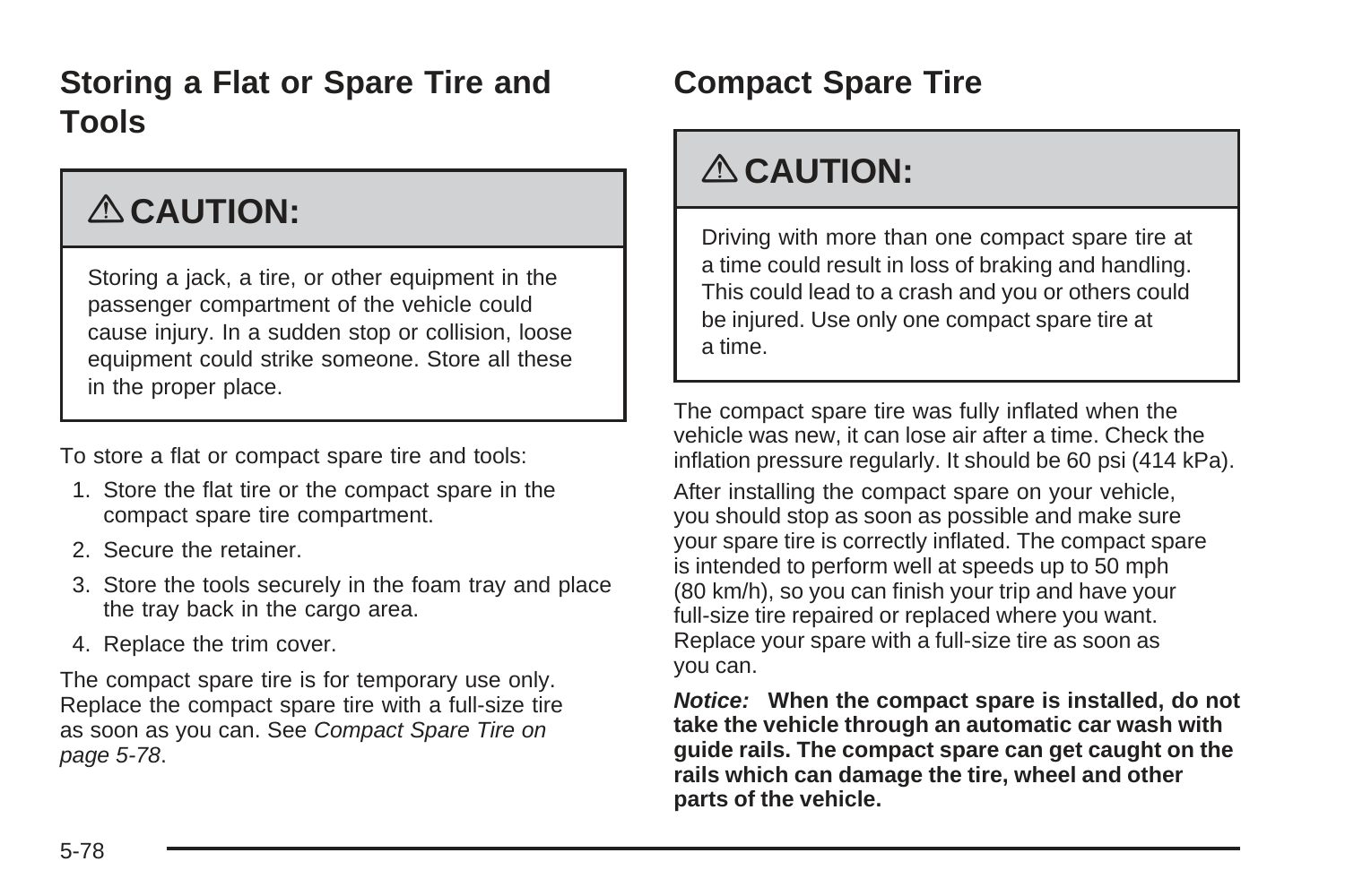## Storing a Flat or Spare Tire and Tools

> **⚠ CAUTION:**
>
> Storing a jack, a tire, or other equipment in the passenger compartment of the vehicle could cause injury. In a sudden stop or collision, loose equipment could strike someone. Store all these in the proper place.

To store a flat or compact spare tire and tools:

1. Store the flat tire or the compact spare in the compact spare tire compartment.
2. Secure the retainer.
3. Store the tools securely in the foam tray and place the tray back in the cargo area.
4. Replace the trim cover.

The compact spare tire is for temporary use only. Replace the compact spare tire with a full-size tire as soon as you can. See *Compact Spare Tire on page 5-78*.

## Compact Spare Tire

> **⚠ CAUTION:**
>
> Driving with more than one compact spare tire at a time could result in loss of braking and handling. This could lead to a crash and you or others could be injured. Use only one compact spare tire at a time.

The compact spare tire was fully inflated when the vehicle was new, it can lose air after a time. Check the inflation pressure regularly. It should be 60 psi (414 kPa).

After installing the compact spare on your vehicle, you should stop as soon as possible and make sure your spare tire is correctly inflated. The compact spare is intended to perform well at speeds up to 50 mph (80 km/h), so you can finish your trip and have your full-size tire repaired or replaced where you want. Replace your spare with a full-size tire as soon as you can.

***Notice:*** **When the compact spare is installed, do not take the vehicle through an automatic car wash with guide rails. The compact spare can get caught on the rails which can damage the tire, wheel and other parts of the vehicle.**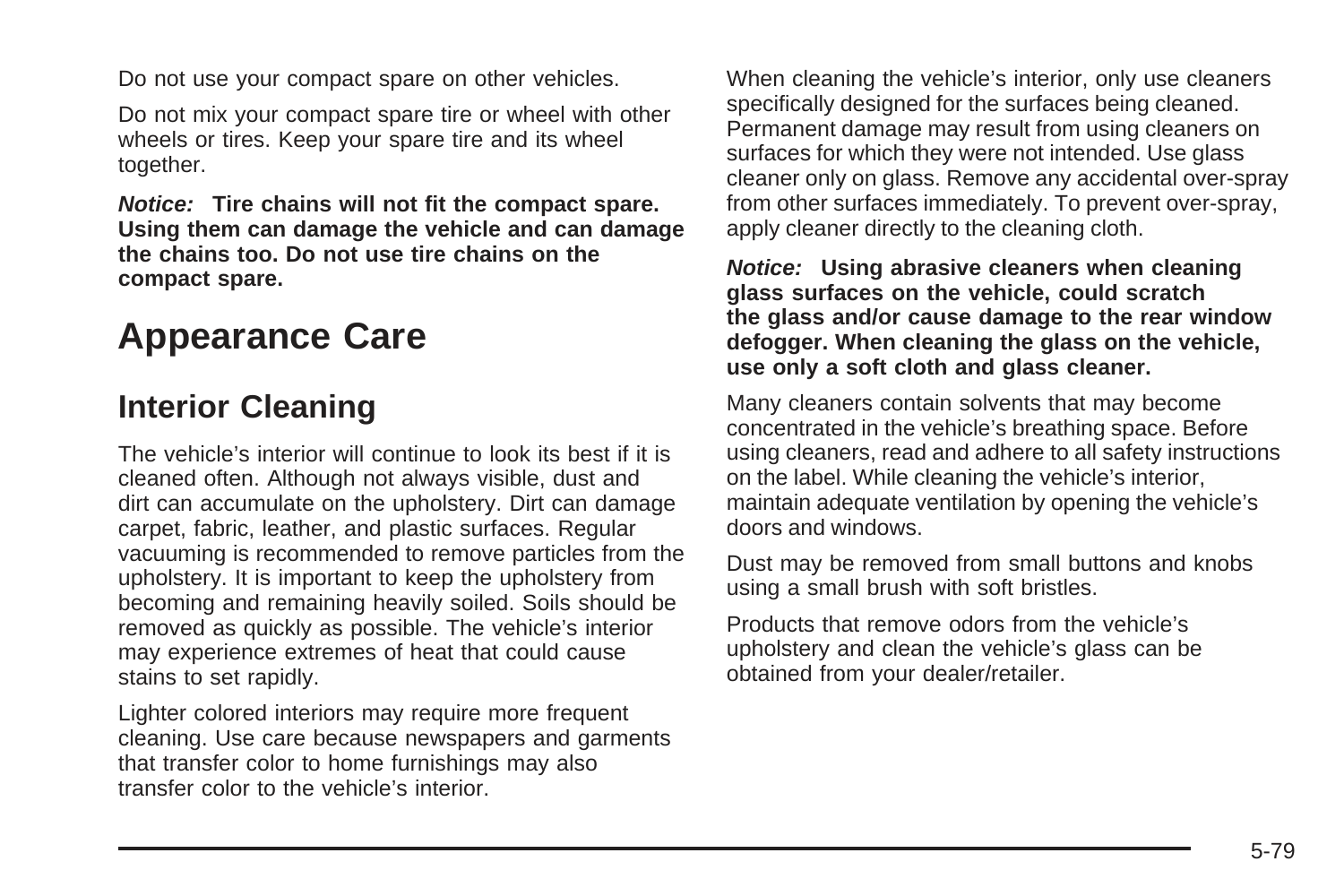Do not use your compact spare on other vehicles.

Do not mix your compact spare tire or wheel with other wheels or tires. Keep your spare tire and its wheel together.

***Notice:*** **Tire chains will not fit the compact spare. Using them can damage the vehicle and can damage the chains too. Do not use tire chains on the compact spare.**

# Appearance Care

## Interior Cleaning

The vehicle's interior will continue to look its best if it is cleaned often. Although not always visible, dust and dirt can accumulate on the upholstery. Dirt can damage carpet, fabric, leather, and plastic surfaces. Regular vacuuming is recommended to remove particles from the upholstery. It is important to keep the upholstery from becoming and remaining heavily soiled. Soils should be removed as quickly as possible. The vehicle's interior may experience extremes of heat that could cause stains to set rapidly.

Lighter colored interiors may require more frequent cleaning. Use care because newspapers and garments that transfer color to home furnishings may also transfer color to the vehicle's interior.

When cleaning the vehicle's interior, only use cleaners specifically designed for the surfaces being cleaned. Permanent damage may result from using cleaners on surfaces for which they were not intended. Use glass cleaner only on glass. Remove any accidental over-spray from other surfaces immediately. To prevent over-spray, apply cleaner directly to the cleaning cloth.

***Notice:*** **Using abrasive cleaners when cleaning glass surfaces on the vehicle, could scratch the glass and/or cause damage to the rear window defogger. When cleaning the glass on the vehicle, use only a soft cloth and glass cleaner.**

Many cleaners contain solvents that may become concentrated in the vehicle's breathing space. Before using cleaners, read and adhere to all safety instructions on the label. While cleaning the vehicle's interior, maintain adequate ventilation by opening the vehicle's doors and windows.

Dust may be removed from small buttons and knobs using a small brush with soft bristles.

Products that remove odors from the vehicle's upholstery and clean the vehicle's glass can be obtained from your dealer/retailer.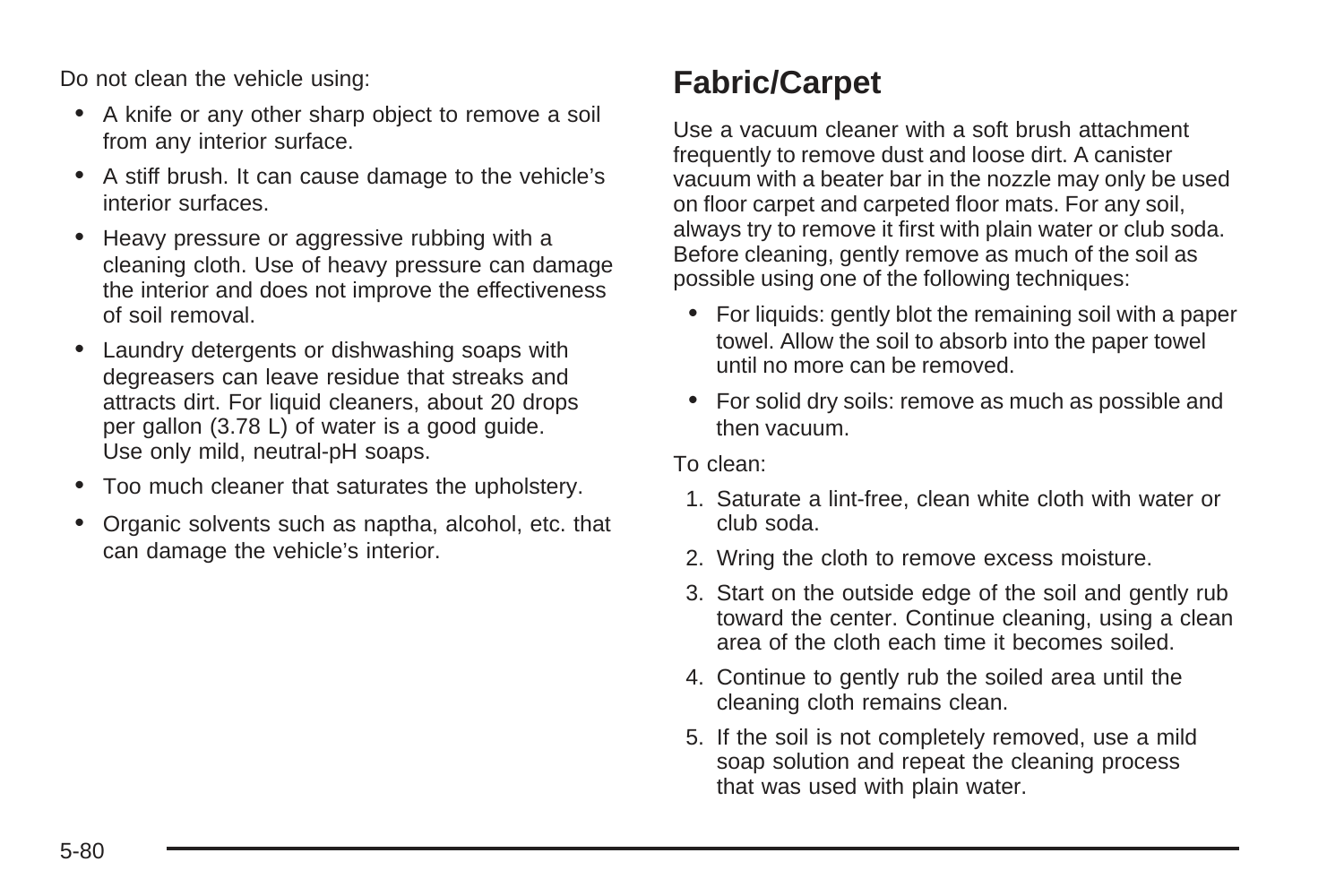Do not clean the vehicle using:

- A knife or any other sharp object to remove a soil from any interior surface.
- A stiff brush. It can cause damage to the vehicle's interior surfaces.
- Heavy pressure or aggressive rubbing with a cleaning cloth. Use of heavy pressure can damage the interior and does not improve the effectiveness of soil removal.
- Laundry detergents or dishwashing soaps with degreasers can leave residue that streaks and attracts dirt. For liquid cleaners, about 20 drops per gallon (3.78 L) of water is a good guide. Use only mild, neutral-pH soaps.
- Too much cleaner that saturates the upholstery.
- Organic solvents such as naptha, alcohol, etc. that can damage the vehicle's interior.

## Fabric/Carpet

Use a vacuum cleaner with a soft brush attachment frequently to remove dust and loose dirt. A canister vacuum with a beater bar in the nozzle may only be used on floor carpet and carpeted floor mats. For any soil, always try to remove it first with plain water or club soda. Before cleaning, gently remove as much of the soil as possible using one of the following techniques:

- For liquids: gently blot the remaining soil with a paper towel. Allow the soil to absorb into the paper towel until no more can be removed.
- For solid dry soils: remove as much as possible and then vacuum.

To clean:

1. Saturate a lint-free, clean white cloth with water or club soda.
2. Wring the cloth to remove excess moisture.
3. Start on the outside edge of the soil and gently rub toward the center. Continue cleaning, using a clean area of the cloth each time it becomes soiled.
4. Continue to gently rub the soiled area until the cleaning cloth remains clean.
5. If the soil is not completely removed, use a mild soap solution and repeat the cleaning process that was used with plain water.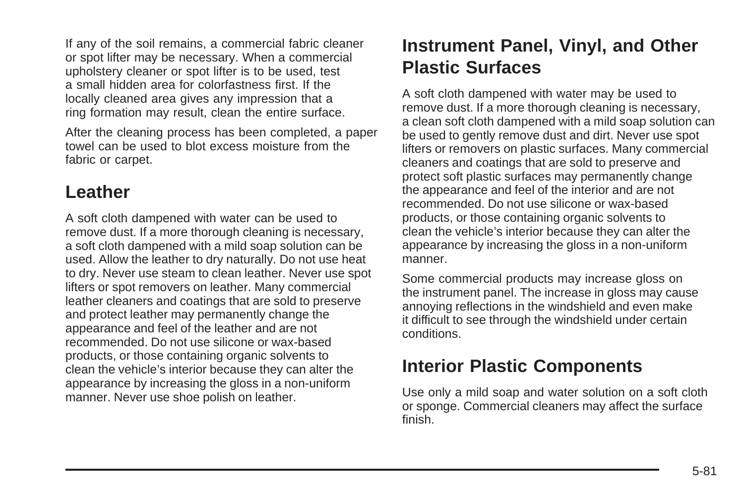If any of the soil remains, a commercial fabric cleaner or spot lifter may be necessary. When a commercial upholstery cleaner or spot lifter is to be used, test a small hidden area for colorfastness first. If the locally cleaned area gives any impression that a ring formation may result, clean the entire surface.

After the cleaning process has been completed, a paper towel can be used to blot excess moisture from the fabric or carpet.

## Leather

A soft cloth dampened with water can be used to remove dust. If a more thorough cleaning is necessary, a soft cloth dampened with a mild soap solution can be used. Allow the leather to dry naturally. Do not use heat to dry. Never use steam to clean leather. Never use spot lifters or spot removers on leather. Many commercial leather cleaners and coatings that are sold to preserve and protect leather may permanently change the appearance and feel of the leather and are not recommended. Do not use silicone or wax-based products, or those containing organic solvents to clean the vehicle's interior because they can alter the appearance by increasing the gloss in a non-uniform manner. Never use shoe polish on leather.

## Instrument Panel, Vinyl, and Other Plastic Surfaces

A soft cloth dampened with water may be used to remove dust. If a more thorough cleaning is necessary, a clean soft cloth dampened with a mild soap solution can be used to gently remove dust and dirt. Never use spot lifters or removers on plastic surfaces. Many commercial cleaners and coatings that are sold to preserve and protect soft plastic surfaces may permanently change the appearance and feel of the interior and are not recommended. Do not use silicone or wax-based products, or those containing organic solvents to clean the vehicle's interior because they can alter the appearance by increasing the gloss in a non-uniform manner.

Some commercial products may increase gloss on the instrument panel. The increase in gloss may cause annoying reflections in the windshield and even make it difficult to see through the windshield under certain conditions.

## Interior Plastic Components

Use only a mild soap and water solution on a soft cloth or sponge. Commercial cleaners may affect the surface finish.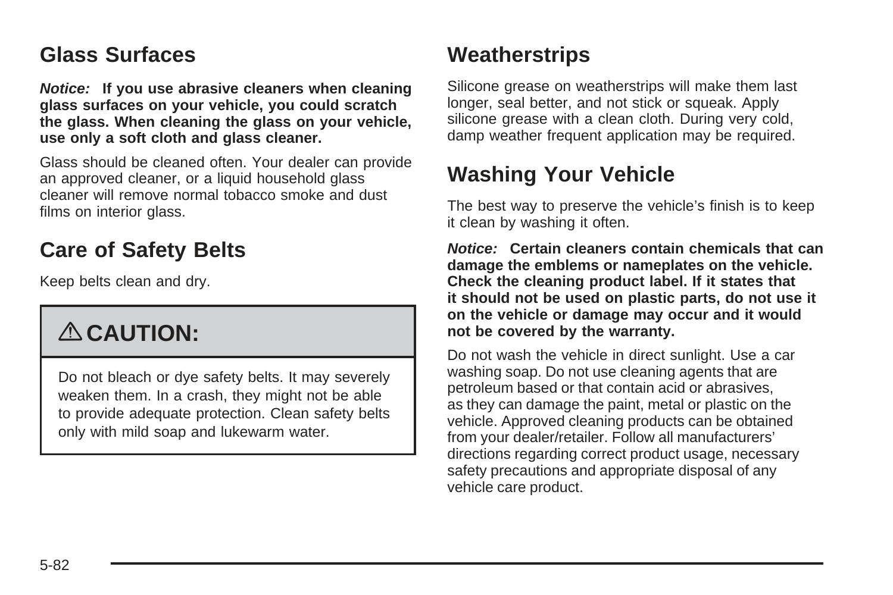## Glass Surfaces

***Notice:*** **If you use abrasive cleaners when cleaning glass surfaces on your vehicle, you could scratch the glass. When cleaning the glass on your vehicle, use only a soft cloth and glass cleaner.**

Glass should be cleaned often. Your dealer can provide an approved cleaner, or a liquid household glass cleaner will remove normal tobacco smoke and dust films on interior glass.

## Care of Safety Belts

Keep belts clean and dry.

> **⚠ CAUTION:**
>
> Do not bleach or dye safety belts. It may severely weaken them. In a crash, they might not be able to provide adequate protection. Clean safety belts only with mild soap and lukewarm water.

## Weatherstrips

Silicone grease on weatherstrips will make them last longer, seal better, and not stick or squeak. Apply silicone grease with a clean cloth. During very cold, damp weather frequent application may be required.

## Washing Your Vehicle

The best way to preserve the vehicle's finish is to keep it clean by washing it often.

***Notice:*** **Certain cleaners contain chemicals that can damage the emblems or nameplates on the vehicle. Check the cleaning product label. If it states that it should not be used on plastic parts, do not use it on the vehicle or damage may occur and it would not be covered by the warranty.**

Do not wash the vehicle in direct sunlight. Use a car washing soap. Do not use cleaning agents that are petroleum based or that contain acid or abrasives, as they can damage the paint, metal or plastic on the vehicle. Approved cleaning products can be obtained from your dealer/retailer. Follow all manufacturers' directions regarding correct product usage, necessary safety precautions and appropriate disposal of any vehicle care product.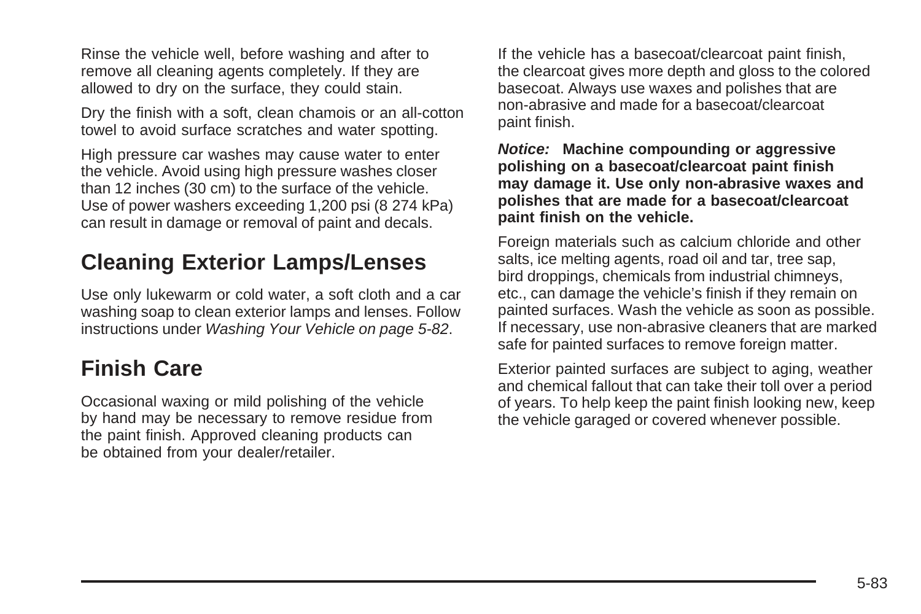Rinse the vehicle well, before washing and after to remove all cleaning agents completely. If they are allowed to dry on the surface, they could stain.

Dry the finish with a soft, clean chamois or an all-cotton towel to avoid surface scratches and water spotting.

High pressure car washes may cause water to enter the vehicle. Avoid using high pressure washes closer than 12 inches (30 cm) to the surface of the vehicle. Use of power washers exceeding 1,200 psi (8 274 kPa) can result in damage or removal of paint and decals.

## Cleaning Exterior Lamps/Lenses

Use only lukewarm or cold water, a soft cloth and a car washing soap to clean exterior lamps and lenses. Follow instructions under *Washing Your Vehicle on page 5-82*.

## Finish Care

Occasional waxing or mild polishing of the vehicle by hand may be necessary to remove residue from the paint finish. Approved cleaning products can be obtained from your dealer/retailer.

If the vehicle has a basecoat/clearcoat paint finish, the clearcoat gives more depth and gloss to the colored basecoat. Always use waxes and polishes that are non-abrasive and made for a basecoat/clearcoat paint finish.

***Notice:*** **Machine compounding or aggressive polishing on a basecoat/clearcoat paint finish may damage it. Use only non-abrasive waxes and polishes that are made for a basecoat/clearcoat paint finish on the vehicle.**

Foreign materials such as calcium chloride and other salts, ice melting agents, road oil and tar, tree sap, bird droppings, chemicals from industrial chimneys, etc., can damage the vehicle's finish if they remain on painted surfaces. Wash the vehicle as soon as possible. If necessary, use non-abrasive cleaners that are marked safe for painted surfaces to remove foreign matter.

Exterior painted surfaces are subject to aging, weather and chemical fallout that can take their toll over a period of years. To help keep the paint finish looking new, keep the vehicle garaged or covered whenever possible.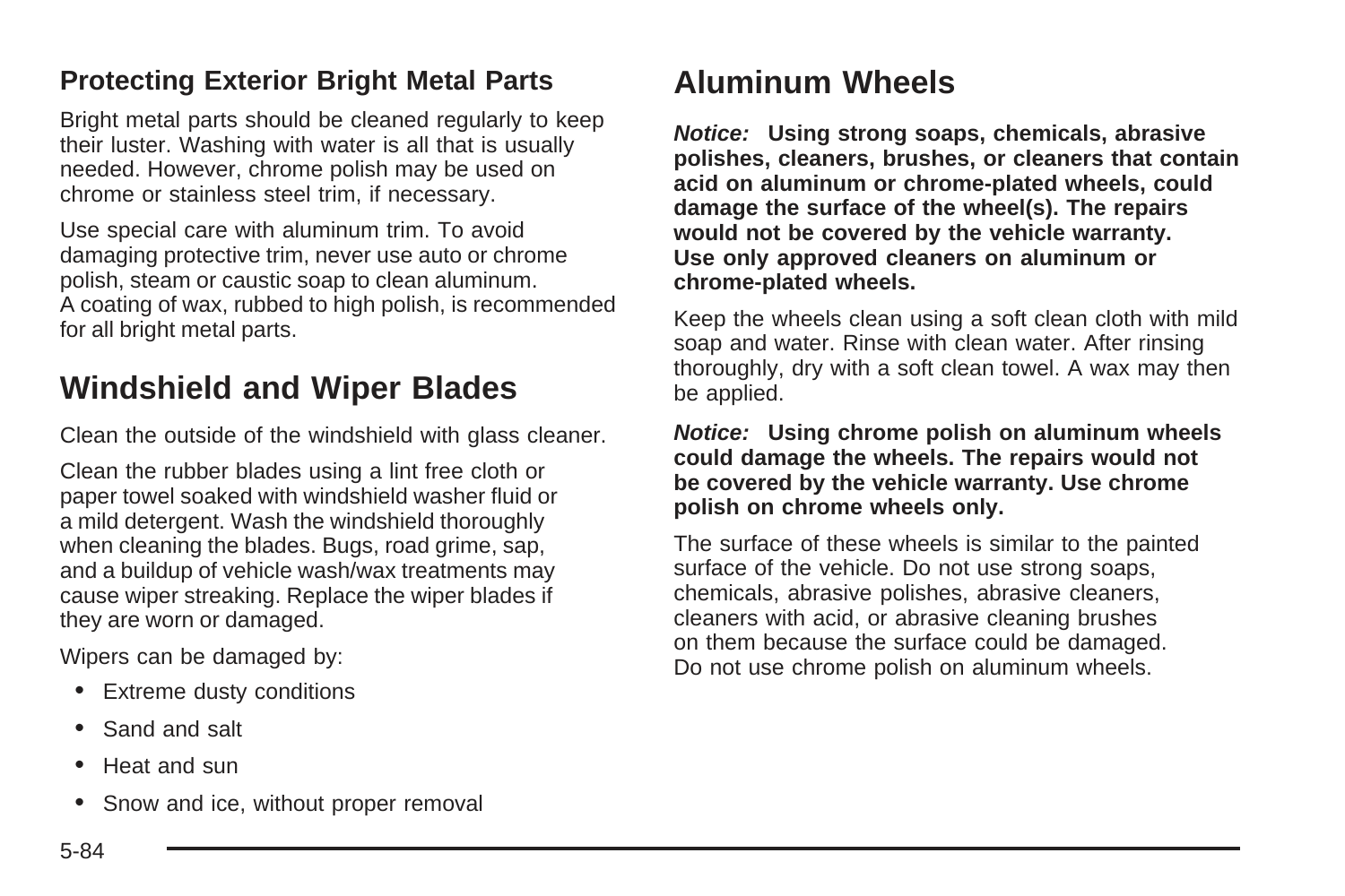### Protecting Exterior Bright Metal Parts

Bright metal parts should be cleaned regularly to keep their luster. Washing with water is all that is usually needed. However, chrome polish may be used on chrome or stainless steel trim, if necessary.

Use special care with aluminum trim. To avoid damaging protective trim, never use auto or chrome polish, steam or caustic soap to clean aluminum. A coating of wax, rubbed to high polish, is recommended for all bright metal parts.

## Windshield and Wiper Blades

Clean the outside of the windshield with glass cleaner.

Clean the rubber blades using a lint free cloth or paper towel soaked with windshield washer fluid or a mild detergent. Wash the windshield thoroughly when cleaning the blades. Bugs, road grime, sap, and a buildup of vehicle wash/wax treatments may cause wiper streaking. Replace the wiper blades if they are worn or damaged.

Wipers can be damaged by:

- Extreme dusty conditions
- Sand and salt
- Heat and sun
- Snow and ice, without proper removal

## Aluminum Wheels

***Notice:*** **Using strong soaps, chemicals, abrasive polishes, cleaners, brushes, or cleaners that contain acid on aluminum or chrome-plated wheels, could damage the surface of the wheel(s). The repairs would not be covered by the vehicle warranty. Use only approved cleaners on aluminum or chrome-plated wheels.**

Keep the wheels clean using a soft clean cloth with mild soap and water. Rinse with clean water. After rinsing thoroughly, dry with a soft clean towel. A wax may then be applied.

***Notice:*** **Using chrome polish on aluminum wheels could damage the wheels. The repairs would not be covered by the vehicle warranty. Use chrome polish on chrome wheels only.**

The surface of these wheels is similar to the painted surface of the vehicle. Do not use strong soaps, chemicals, abrasive polishes, abrasive cleaners, cleaners with acid, or abrasive cleaning brushes on them because the surface could be damaged. Do not use chrome polish on aluminum wheels.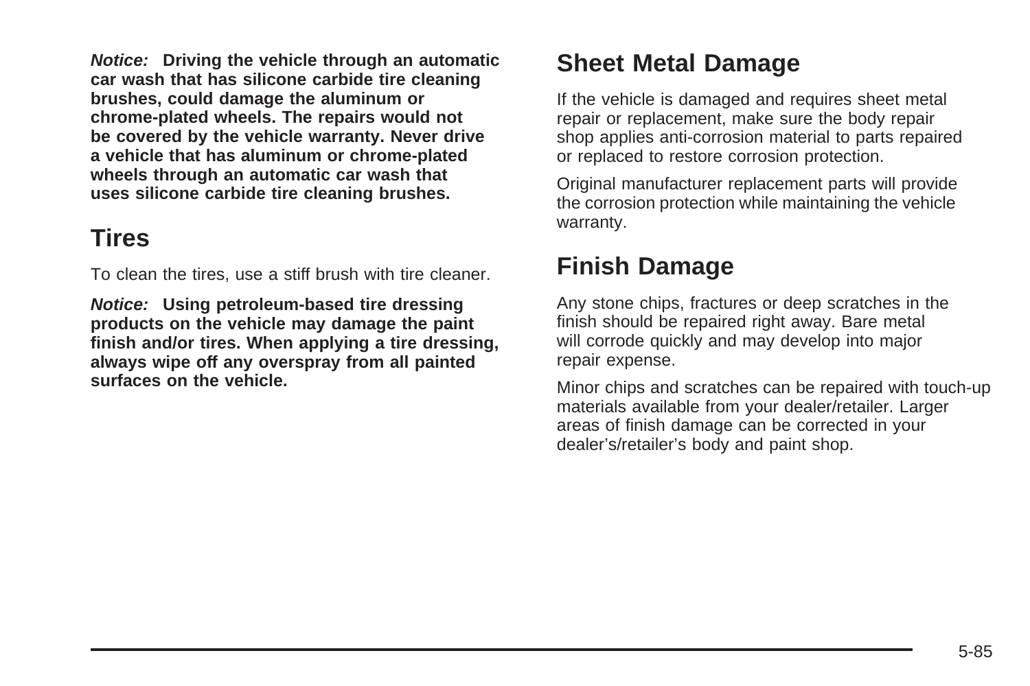***Notice:*** **Driving the vehicle through an automatic car wash that has silicone carbide tire cleaning brushes, could damage the aluminum or chrome-plated wheels. The repairs would not be covered by the vehicle warranty. Never drive a vehicle that has aluminum or chrome-plated wheels through an automatic car wash that uses silicone carbide tire cleaning brushes.**

## Tires

To clean the tires, use a stiff brush with tire cleaner.

***Notice:*** **Using petroleum-based tire dressing products on the vehicle may damage the paint finish and/or tires. When applying a tire dressing, always wipe off any overspray from all painted surfaces on the vehicle.**

## Sheet Metal Damage

If the vehicle is damaged and requires sheet metal repair or replacement, make sure the body repair shop applies anti-corrosion material to parts repaired or replaced to restore corrosion protection.

Original manufacturer replacement parts will provide the corrosion protection while maintaining the vehicle warranty.

## Finish Damage

Any stone chips, fractures or deep scratches in the finish should be repaired right away. Bare metal will corrode quickly and may develop into major repair expense.

Minor chips and scratches can be repaired with touch-up materials available from your dealer/retailer. Larger areas of finish damage can be corrected in your dealer's/retailer's body and paint shop.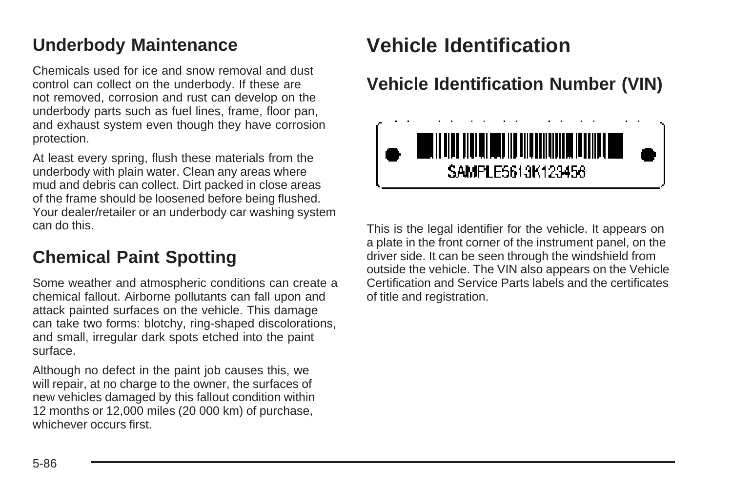## Underbody Maintenance

Chemicals used for ice and snow removal and dust control can collect on the underbody. If these are not removed, corrosion and rust can develop on the underbody parts such as fuel lines, frame, floor pan, and exhaust system even though they have corrosion protection.

At least every spring, flush these materials from the underbody with plain water. Clean any areas where mud and debris can collect. Dirt packed in close areas of the frame should be loosened before being flushed. Your dealer/retailer or an underbody car washing system can do this.

## Chemical Paint Spotting

Some weather and atmospheric conditions can create a chemical fallout. Airborne pollutants can fall upon and attack painted surfaces on the vehicle. This damage can take two forms: blotchy, ring-shaped discolorations, and small, irregular dark spots etched into the paint surface.

Although no defect in the paint job causes this, we will repair, at no charge to the owner, the surfaces of new vehicles damaged by this fallout condition within 12 months or 12,000 miles (20 000 km) of purchase, whichever occurs first.

# Vehicle Identification

## Vehicle Identification Number (VIN)

SAMPLE5613K123456

This is the legal identifier for the vehicle. It appears on a plate in the front corner of the instrument panel, on the driver side. It can be seen through the windshield from outside the vehicle. The VIN also appears on the Vehicle Certification and Service Parts labels and the certificates of title and registration.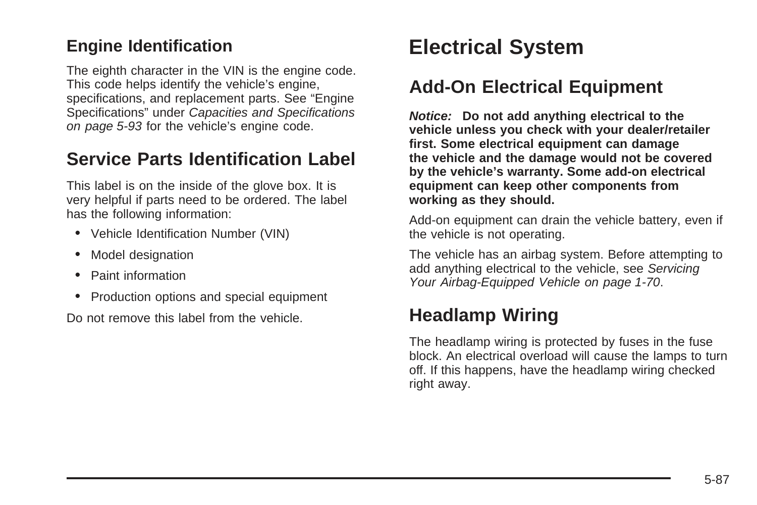### Engine Identification

The eighth character in the VIN is the engine code. This code helps identify the vehicle's engine, specifications, and replacement parts. See "Engine Specifications" under *Capacities and Specifications on page 5-93* for the vehicle's engine code.

## Service Parts Identification Label

This label is on the inside of the glove box. It is very helpful if parts need to be ordered. The label has the following information:

- Vehicle Identification Number (VIN)
- Model designation
- Paint information
- Production options and special equipment

Do not remove this label from the vehicle.

# Electrical System

## Add-On Electrical Equipment

***Notice:*** **Do not add anything electrical to the vehicle unless you check with your dealer/retailer first. Some electrical equipment can damage the vehicle and the damage would not be covered by the vehicle's warranty. Some add-on electrical equipment can keep other components from working as they should.**

Add-on equipment can drain the vehicle battery, even if the vehicle is not operating.

The vehicle has an airbag system. Before attempting to add anything electrical to the vehicle, see *Servicing Your Airbag-Equipped Vehicle on page 1-70*.

## Headlamp Wiring

The headlamp wiring is protected by fuses in the fuse block. An electrical overload will cause the lamps to turn off. If this happens, have the headlamp wiring checked right away.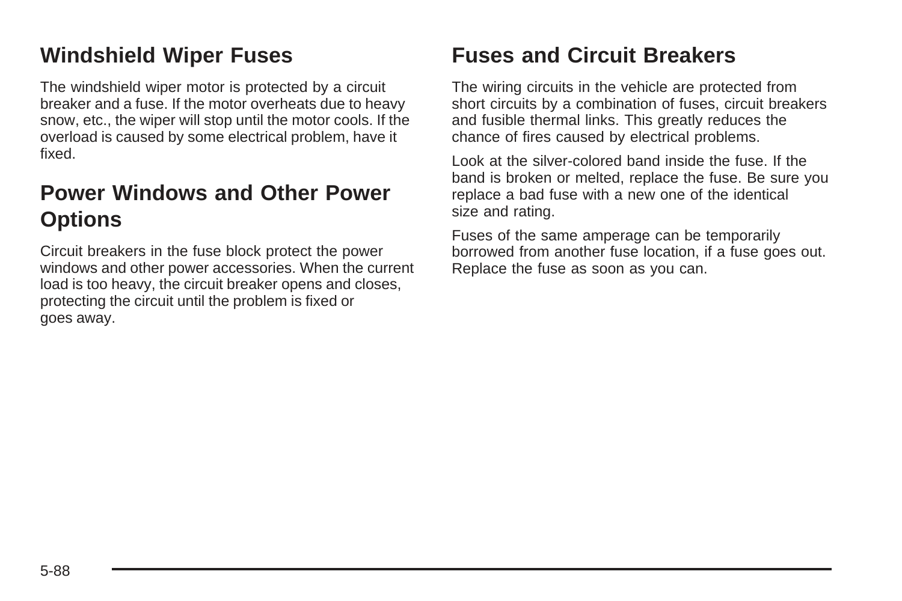## Windshield Wiper Fuses

The windshield wiper motor is protected by a circuit breaker and a fuse. If the motor overheats due to heavy snow, etc., the wiper will stop until the motor cools. If the overload is caused by some electrical problem, have it fixed.

## Power Windows and Other Power Options

Circuit breakers in the fuse block protect the power windows and other power accessories. When the current load is too heavy, the circuit breaker opens and closes, protecting the circuit until the problem is fixed or goes away.

## Fuses and Circuit Breakers

The wiring circuits in the vehicle are protected from short circuits by a combination of fuses, circuit breakers and fusible thermal links. This greatly reduces the chance of fires caused by electrical problems.

Look at the silver-colored band inside the fuse. If the band is broken or melted, replace the fuse. Be sure you replace a bad fuse with a new one of the identical size and rating.

Fuses of the same amperage can be temporarily borrowed from another fuse location, if a fuse goes out. Replace the fuse as soon as you can.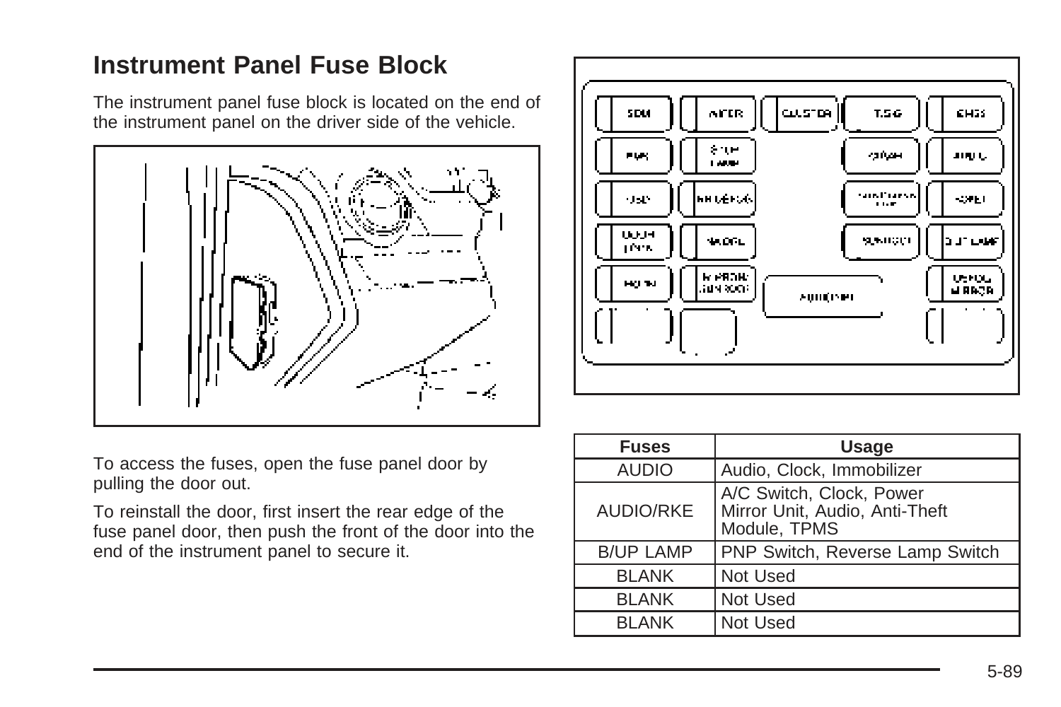# Instrument Panel Fuse Block

The instrument panel fuse block is located on the end of the instrument panel on the driver side of the vehicle.

To access the fuses, open the fuse panel door by pulling the door out.

To reinstall the door, first insert the rear edge of the fuse panel door, then push the front of the door into the end of the instrument panel to secure it.

| Fuses | Usage |
| --- | --- |
| AUDIO | Audio, Clock, Immobilizer |
| AUDIO/RKE | A/C Switch, Clock, Power Mirror Unit, Audio, Anti-Theft Module, TPMS |
| B/UP LAMP | PNP Switch, Reverse Lamp Switch |
| BLANK | Not Used |
| BLANK | Not Used |
| BLANK | Not Used |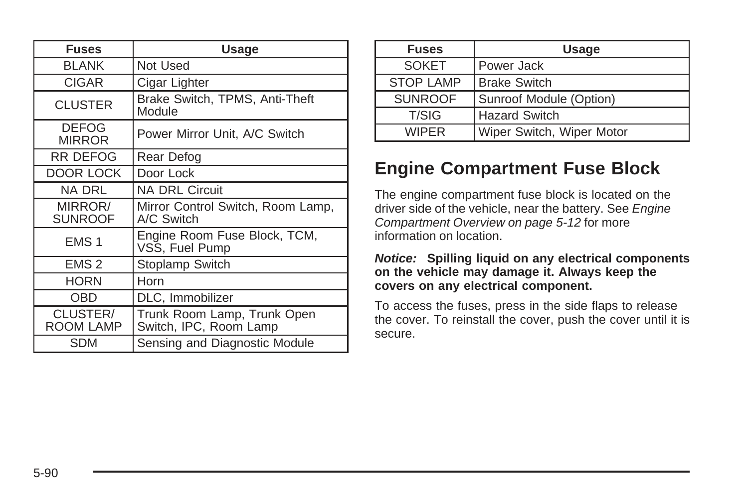| Fuses | Usage |
|---|---|
| BLANK | Not Used |
| CIGAR | Cigar Lighter |
| CLUSTER | Brake Switch, TPMS, Anti-Theft Module |
| DEFOG MIRROR | Power Mirror Unit, A/C Switch |
| RR DEFOG | Rear Defog |
| DOOR LOCK | Door Lock |
| NA DRL | NA DRL Circuit |
| MIRROR/ SUNROOF | Mirror Control Switch, Room Lamp, A/C Switch |
| EMS 1 | Engine Room Fuse Block, TCM, VSS, Fuel Pump |
| EMS 2 | Stoplamp Switch |
| HORN | Horn |
| OBD | DLC, Immobilizer |
| CLUSTER/ ROOM LAMP | Trunk Room Lamp, Trunk Open Switch, IPC, Room Lamp |
| SDM | Sensing and Diagnostic Module |
| SOKET | Power Jack |
| STOP LAMP | Brake Switch |
| SUNROOF | Sunroof Module (Option) |
| T/SIG | Hazard Switch |
| WIPER | Wiper Switch, Wiper Motor |

## Engine Compartment Fuse Block

The engine compartment fuse block is located on the driver side of the vehicle, near the battery. See *Engine Compartment Overview on page 5-12* for more information on location.

***Notice:*** **Spilling liquid on any electrical components on the vehicle may damage it. Always keep the covers on any electrical component.**

To access the fuses, press in the side flaps to release the cover. To reinstall the cover, push the cover until it is secure.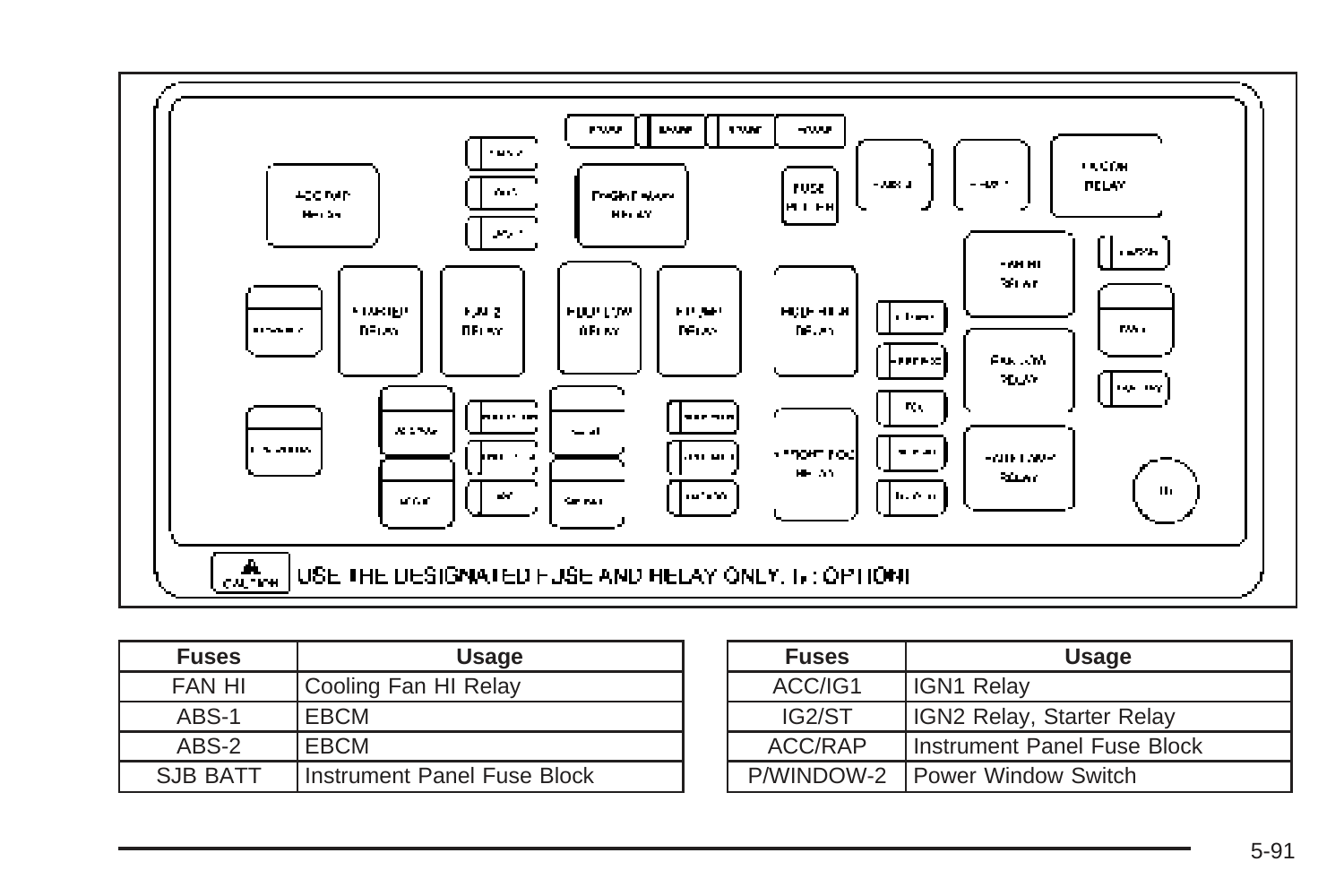| Fuses | Usage |
| --- | --- |
| FAN HI | Cooling Fan HI Relay |
| ABS-1 | EBCM |
| ABS-2 | EBCM |
| SJB BATT | Instrument Panel Fuse Block |

| Fuses | Usage |
| --- | --- |
| ACC/IG1 | IGN1 Relay |
| IG2/ST | IGN2 Relay, Starter Relay |
| ACC/RAP | Instrument Panel Fuse Block |
| P/WINDOW-2 | Power Window Switch |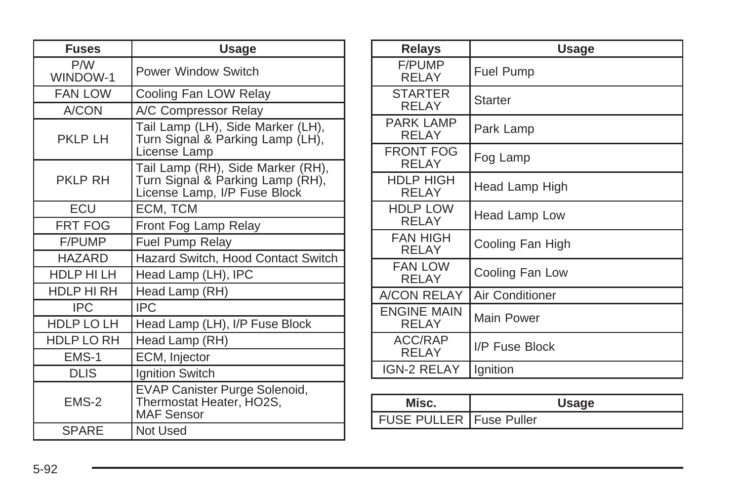| Fuses | Usage |
|---|---|
| P/W WINDOW-1 | Power Window Switch |
| FAN LOW | Cooling Fan LOW Relay |
| A/CON | A/C Compressor Relay |
| PKLP LH | Tail Lamp (LH), Side Marker (LH), Turn Signal & Parking Lamp (LH), License Lamp |
| PKLP RH | Tail Lamp (RH), Side Marker (RH), Turn Signal & Parking Lamp (RH), License Lamp, I/P Fuse Block |
| ECU | ECM, TCM |
| FRT FOG | Front Fog Lamp Relay |
| F/PUMP | Fuel Pump Relay |
| HAZARD | Hazard Switch, Hood Contact Switch |
| HDLP HI LH | Head Lamp (LH), IPC |
| HDLP HI RH | Head Lamp (RH) |
| IPC | IPC |
| HDLP LO LH | Head Lamp (LH), I/P Fuse Block |
| HDLP LO RH | Head Lamp (RH) |
| EMS-1 | ECM, Injector |
| DLIS | Ignition Switch |
| EMS-2 | EVAP Canister Purge Solenoid, Thermostat Heater, HO2S, MAF Sensor |
| SPARE | Not Used |

| Relays | Usage |
|---|---|
| F/PUMP RELAY | Fuel Pump |
| STARTER RELAY | Starter |
| PARK LAMP RELAY | Park Lamp |
| FRONT FOG RELAY | Fog Lamp |
| HDLP HIGH RELAY | Head Lamp High |
| HDLP LOW RELAY | Head Lamp Low |
| FAN HIGH RELAY | Cooling Fan High |
| FAN LOW RELAY | Cooling Fan Low |
| A/CON RELAY | Air Conditioner |
| ENGINE MAIN RELAY | Main Power |
| ACC/RAP RELAY | I/P Fuse Block |
| IGN-2 RELAY | Ignition |

| Misc. | Usage |
|---|---|
| FUSE PULLER | Fuse Puller |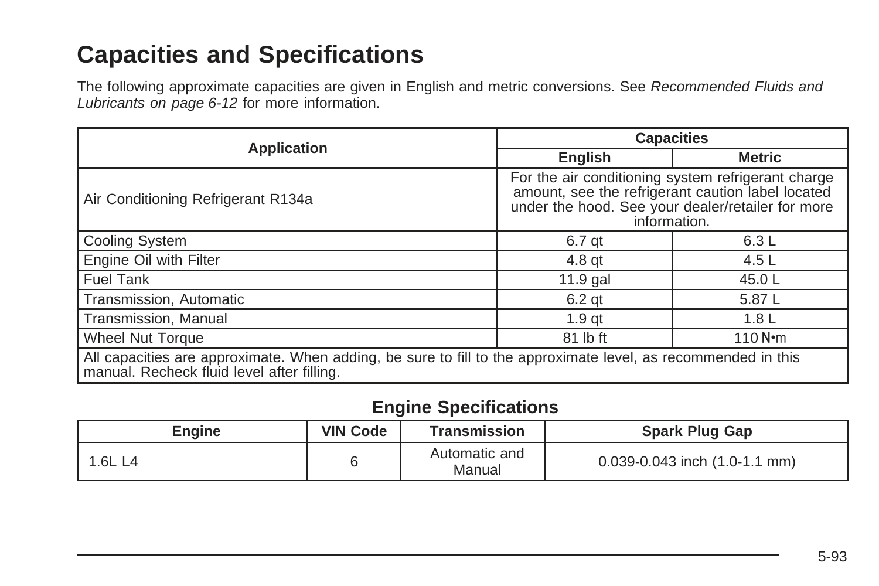# Capacities and Specifications

The following approximate capacities are given in English and metric conversions. See *Recommended Fluids and Lubricants on page 6-12* for more information.

| Application | Capacities | |
|---|---|---|
| | English | Metric |
| Air Conditioning Refrigerant R134a | For the air conditioning system refrigerant charge amount, see the refrigerant caution label located under the hood. See your dealer/retailer for more information. | |
| Cooling System | 6.7 qt | 6.3 L |
| Engine Oil with Filter | 4.8 qt | 4.5 L |
| Fuel Tank | 11.9 gal | 45.0 L |
| Transmission, Automatic | 6.2 qt | 5.87 L |
| Transmission, Manual | 1.9 qt | 1.8 L |
| Wheel Nut Torque | 81 lb ft | 110 N•m |
| All capacities are approximate. When adding, be sure to fill to the approximate level, as recommended in this manual. Recheck fluid level after filling. | | |

## Engine Specifications

| Engine | VIN Code | Transmission | Spark Plug Gap |
|---|---|---|---|
| 1.6L L4 | 6 | Automatic and Manual | 0.039-0.043 inch (1.0-1.1 mm) |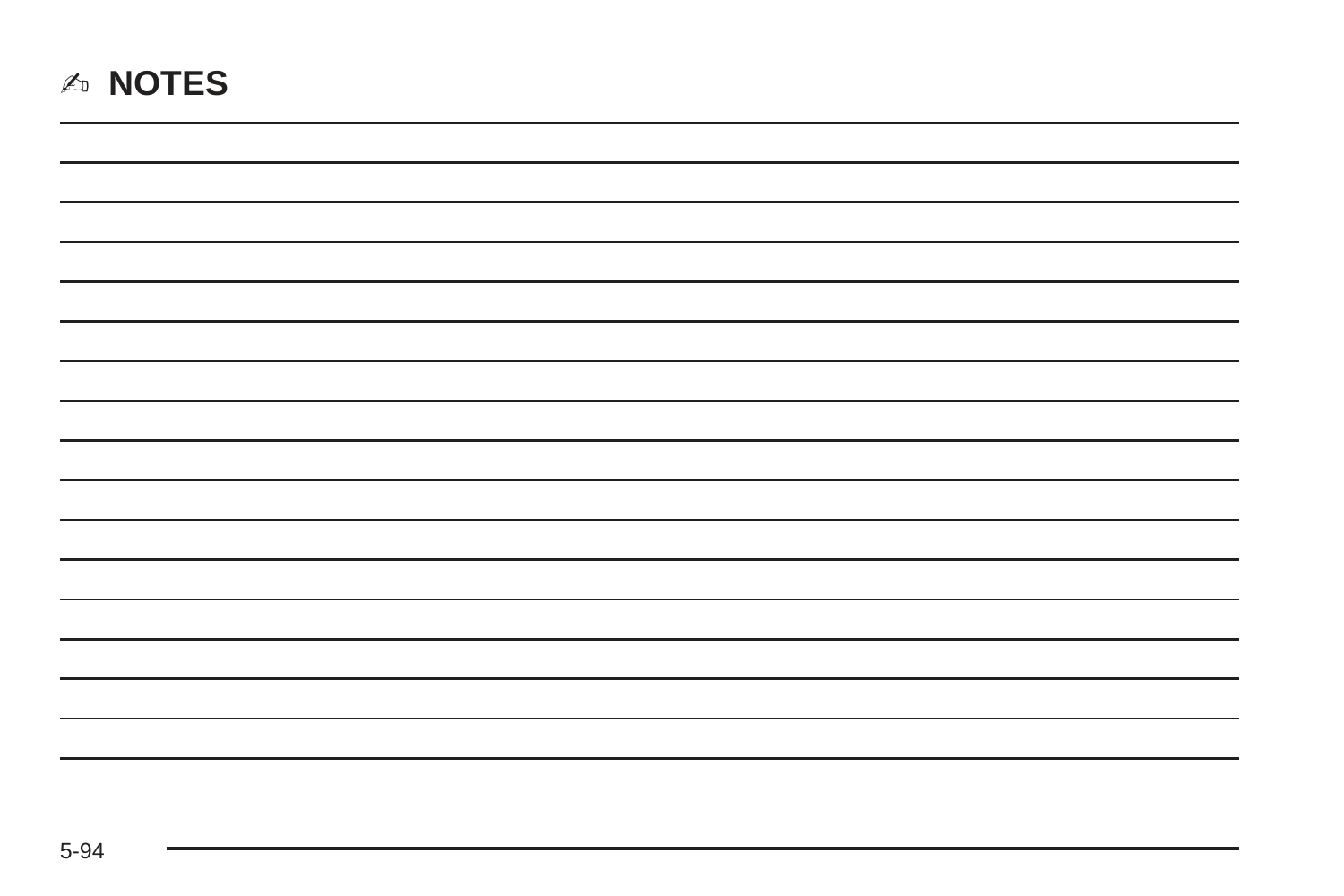# ✍ NOTES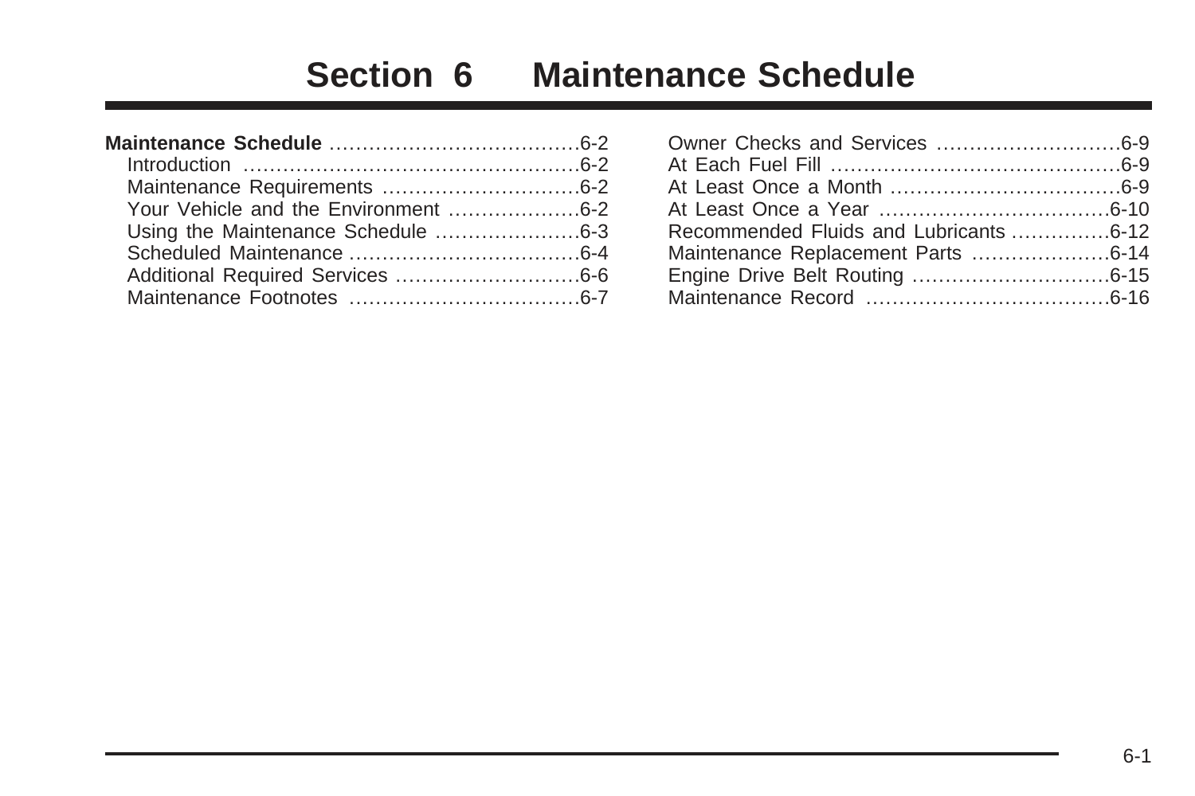# Section 6 Maintenance Schedule

**Maintenance Schedule** .......................................6-2
Introduction ....................................................6-2
Maintenance Requirements ..............................6-2
Your Vehicle and the Environment ....................6-2
Using the Maintenance Schedule ......................6-3
Scheduled Maintenance ...................................6-4
Additional Required Services ............................6-6
Maintenance Footnotes ...................................6-7
Owner Checks and Services ............................6-9
At Each Fuel Fill ............................................6-9
At Least Once a Month ...................................6-9
At Least Once a Year ....................................6-10
Recommended Fluids and Lubricants ..............6-12
Maintenance Replacement Parts ....................6-14
Engine Drive Belt Routing ..............................6-15
Maintenance Record .....................................6-16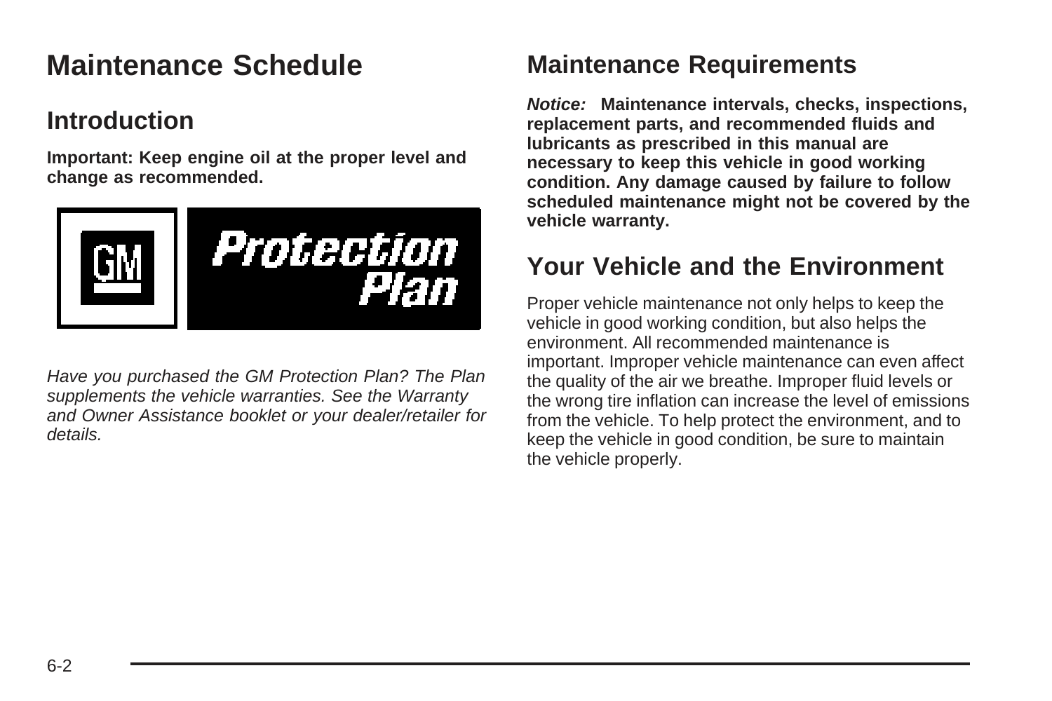# Maintenance Schedule

## Introduction

**Important: Keep engine oil at the proper level and change as recommended.**

*Have you purchased the GM Protection Plan? The Plan supplements the vehicle warranties. See the Warranty and Owner Assistance booklet or your dealer/retailer for details.*

## Maintenance Requirements

***Notice:*** **Maintenance intervals, checks, inspections, replacement parts, and recommended fluids and lubricants as prescribed in this manual are necessary to keep this vehicle in good working condition. Any damage caused by failure to follow scheduled maintenance might not be covered by the vehicle warranty.**

## Your Vehicle and the Environment

Proper vehicle maintenance not only helps to keep the vehicle in good working condition, but also helps the environment. All recommended maintenance is important. Improper vehicle maintenance can even affect the quality of the air we breathe. Improper fluid levels or the wrong tire inflation can increase the level of emissions from the vehicle. To help protect the environment, and to keep the vehicle in good condition, be sure to maintain the vehicle properly.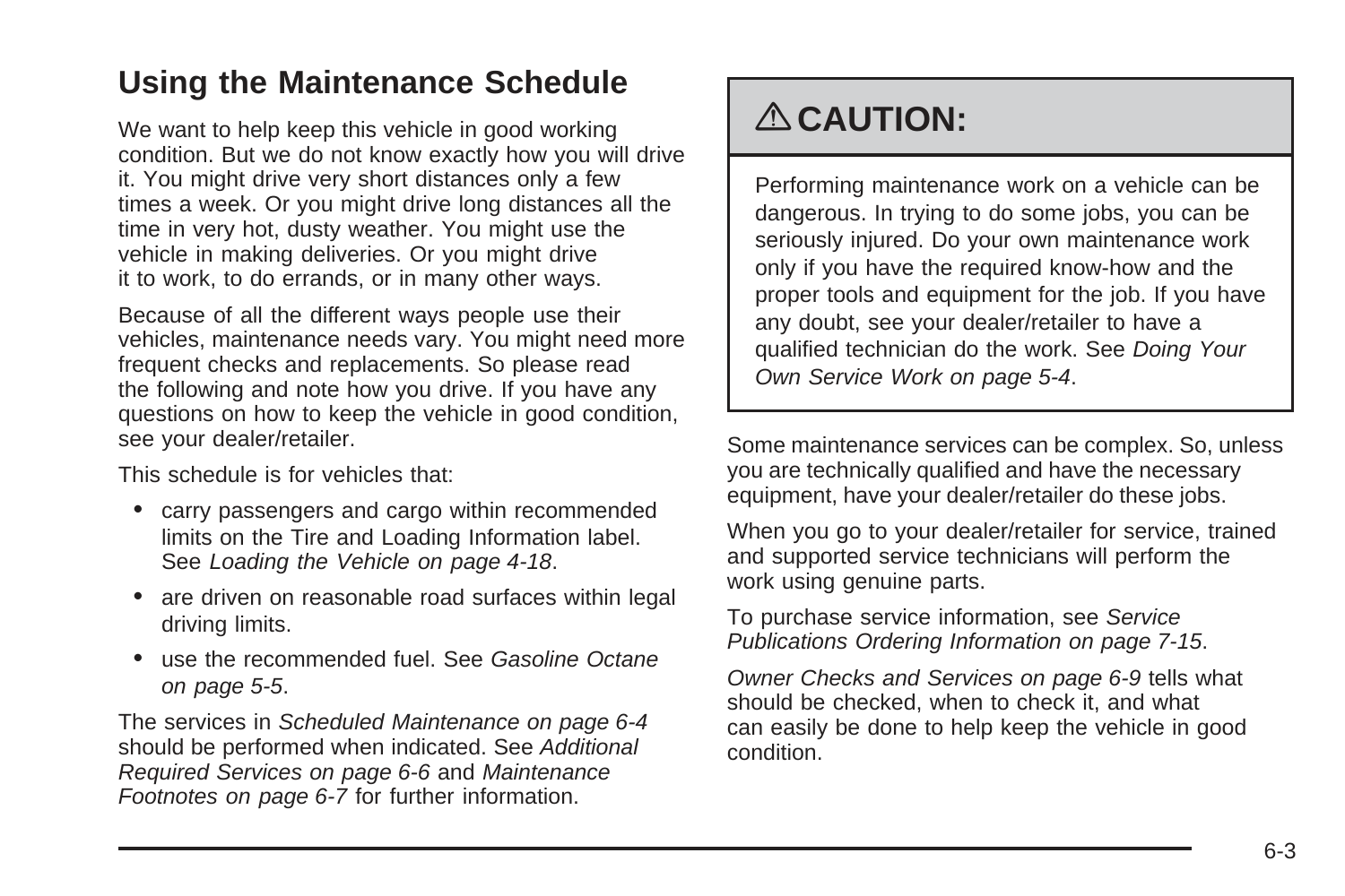## Using the Maintenance Schedule

We want to help keep this vehicle in good working condition. But we do not know exactly how you will drive it. You might drive very short distances only a few times a week. Or you might drive long distances all the time in very hot, dusty weather. You might use the vehicle in making deliveries. Or you might drive it to work, to do errands, or in many other ways.

Because of all the different ways people use their vehicles, maintenance needs vary. You might need more frequent checks and replacements. So please read the following and note how you drive. If you have any questions on how to keep the vehicle in good condition, see your dealer/retailer.

This schedule is for vehicles that:

- carry passengers and cargo within recommended limits on the Tire and Loading Information label. See *Loading the Vehicle on page 4-18*.
- are driven on reasonable road surfaces within legal driving limits.
- use the recommended fuel. See *Gasoline Octane on page 5-5*.

The services in *Scheduled Maintenance on page 6-4* should be performed when indicated. See *Additional Required Services on page 6-6* and *Maintenance Footnotes on page 6-7* for further information.

> **⚠ CAUTION:**
>
> Performing maintenance work on a vehicle can be dangerous. In trying to do some jobs, you can be seriously injured. Do your own maintenance work only if you have the required know-how and the proper tools and equipment for the job. If you have any doubt, see your dealer/retailer to have a qualified technician do the work. See *Doing Your Own Service Work on page 5-4*.

Some maintenance services can be complex. So, unless you are technically qualified and have the necessary equipment, have your dealer/retailer do these jobs.

When you go to your dealer/retailer for service, trained and supported service technicians will perform the work using genuine parts.

To purchase service information, see *Service Publications Ordering Information on page 7-15*.

*Owner Checks and Services on page 6-9* tells what should be checked, when to check it, and what can easily be done to help keep the vehicle in good condition.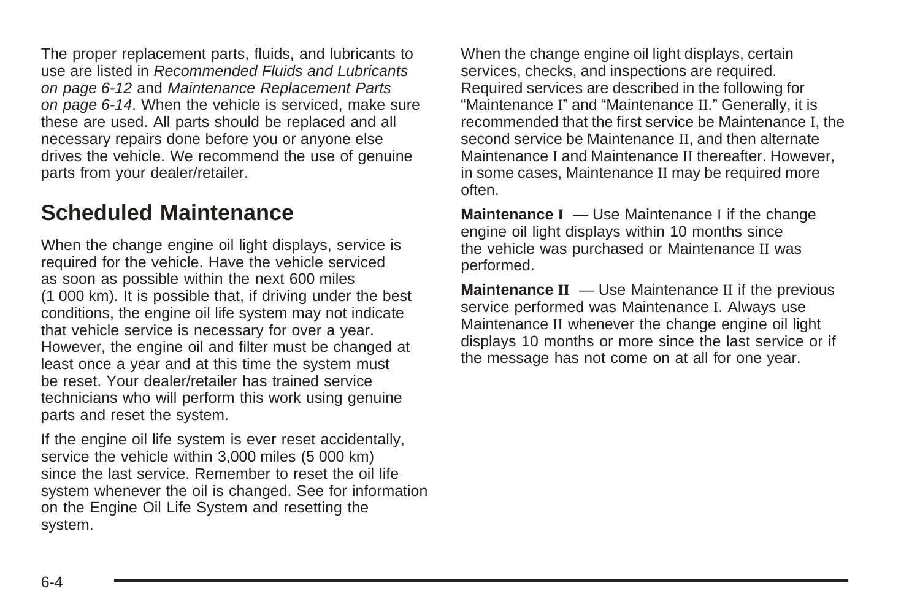The proper replacement parts, fluids, and lubricants to use are listed in *Recommended Fluids and Lubricants on page 6-12* and *Maintenance Replacement Parts on page 6-14*. When the vehicle is serviced, make sure these are used. All parts should be replaced and all necessary repairs done before you or anyone else drives the vehicle. We recommend the use of genuine parts from your dealer/retailer.

## Scheduled Maintenance

When the change engine oil light displays, service is required for the vehicle. Have the vehicle serviced as soon as possible within the next 600 miles (1 000 km). It is possible that, if driving under the best conditions, the engine oil life system may not indicate that vehicle service is necessary for over a year. However, the engine oil and filter must be changed at least once a year and at this time the system must be reset. Your dealer/retailer has trained service technicians who will perform this work using genuine parts and reset the system.

If the engine oil life system is ever reset accidentally, service the vehicle within 3,000 miles (5 000 km) since the last service. Remember to reset the oil life system whenever the oil is changed. See for information on the Engine Oil Life System and resetting the system.

When the change engine oil light displays, certain services, checks, and inspections are required. Required services are described in the following for “Maintenance I” and “Maintenance II.” Generally, it is recommended that the first service be Maintenance I, the second service be Maintenance II, and then alternate Maintenance I and Maintenance II thereafter. However, in some cases, Maintenance II may be required more often.

**Maintenance I** — Use Maintenance I if the change engine oil light displays within 10 months since the vehicle was purchased or Maintenance II was performed.

**Maintenance II** — Use Maintenance II if the previous service performed was Maintenance I. Always use Maintenance II whenever the change engine oil light displays 10 months or more since the last service or if the message has not come on at all for one year.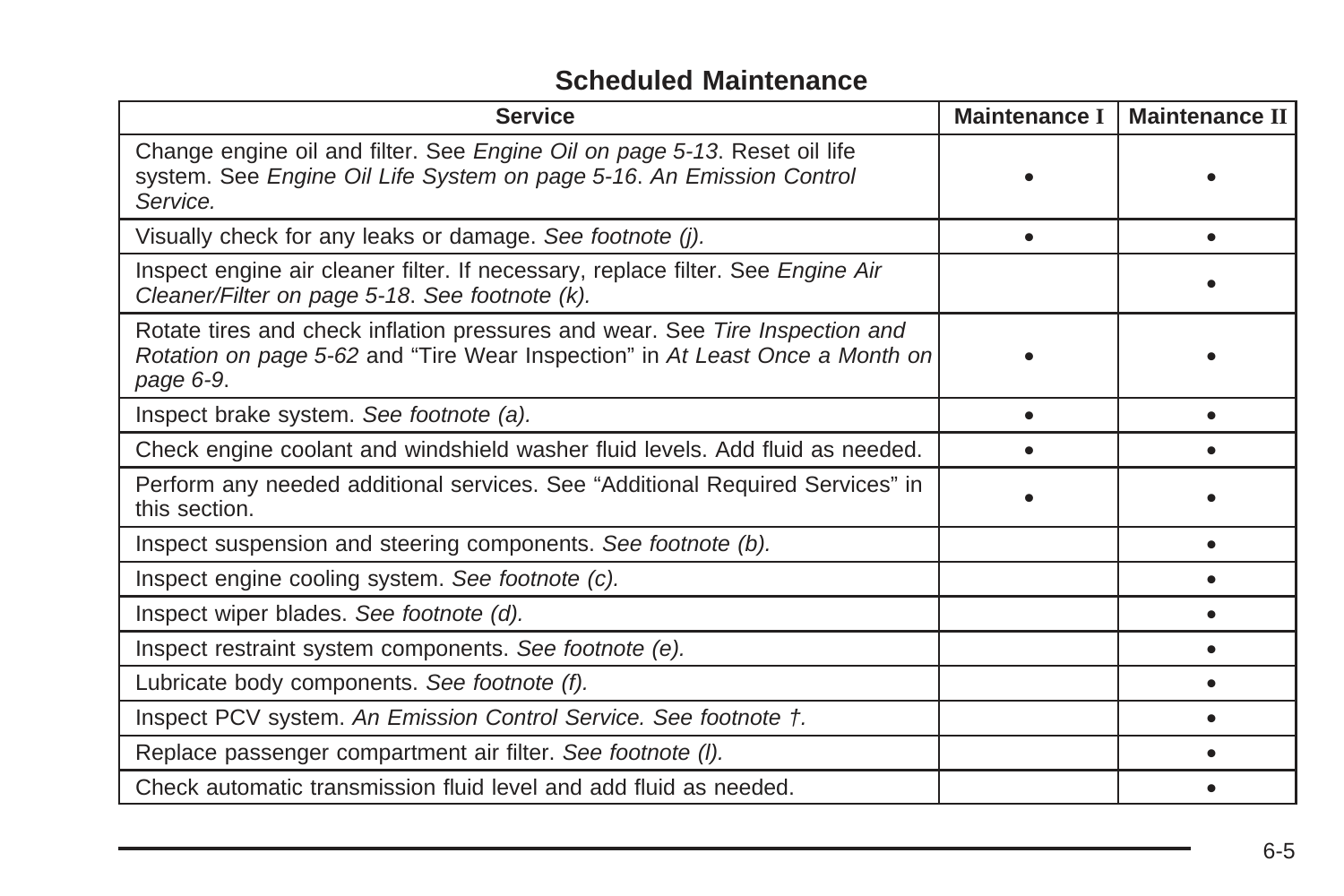## Scheduled Maintenance

| Service | Maintenance I | Maintenance II |
|---|---|---|
| Change engine oil and filter. See *Engine Oil on page 5-13*. Reset oil life system. See *Engine Oil Life System on page 5-16*. *An Emission Control Service.* | • | • |
| Visually check for any leaks or damage. *See footnote (j).* | • | • |
| Inspect engine air cleaner filter. If necessary, replace filter. See *Engine Air Cleaner/Filter on page 5-18*. *See footnote (k).* | | • |
| Rotate tires and check inflation pressures and wear. See *Tire Inspection and Rotation on page 5-62* and “Tire Wear Inspection” in *At Least Once a Month on page 6-9*. | • | • |
| Inspect brake system. *See footnote (a).* | • | • |
| Check engine coolant and windshield washer fluid levels. Add fluid as needed. | • | • |
| Perform any needed additional services. See “Additional Required Services” in this section. | • | • |
| Inspect suspension and steering components. *See footnote (b).* | | • |
| Inspect engine cooling system. *See footnote (c).* | | • |
| Inspect wiper blades. *See footnote (d).* | | • |
| Inspect restraint system components. *See footnote (e).* | | • |
| Lubricate body components. *See footnote (f).* | | • |
| Inspect PCV system. *An Emission Control Service. See footnote †.* | | • |
| Replace passenger compartment air filter. *See footnote (l).* | | • |
| Check automatic transmission fluid level and add fluid as needed. | | • |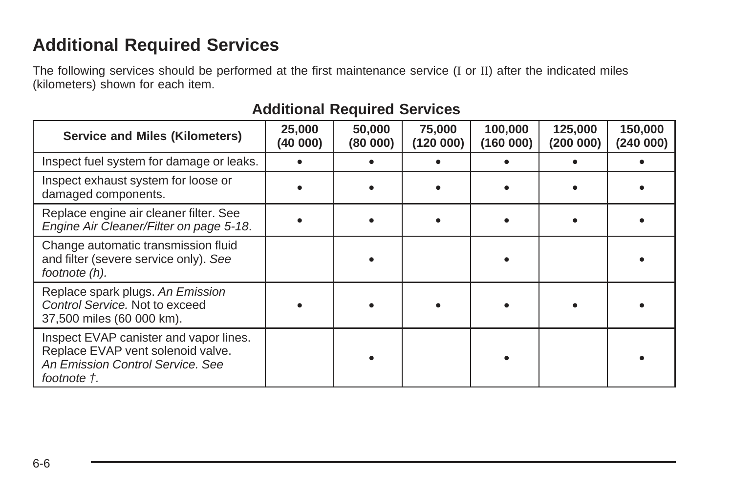## Additional Required Services

The following services should be performed at the first maintenance service (I or II) after the indicated miles (kilometers) shown for each item.

**Additional Required Services**

| Service and Miles (Kilometers) | 25,000 (40 000) | 50,000 (80 000) | 75,000 (120 000) | 100,000 (160 000) | 125,000 (200 000) | 150,000 (240 000) |
|---|---|---|---|---|---|---|
| Inspect fuel system for damage or leaks. | • | • | • | • | • | • |
| Inspect exhaust system for loose or damaged components. | • | • | • | • | • | • |
| Replace engine air cleaner filter. See *Engine Air Cleaner/Filter on page 5-18*. | • | • | • | • | • | • |
| Change automatic transmission fluid and filter (severe service only). *See footnote (h).* | | • | | • | | • |
| Replace spark plugs. *An Emission Control Service.* Not to exceed 37,500 miles (60 000 km). | • | • | • | • | • | • |
| Inspect EVAP canister and vapor lines. Replace EVAP vent solenoid valve. *An Emission Control Service. See footnote †.* | | • | | • | | • |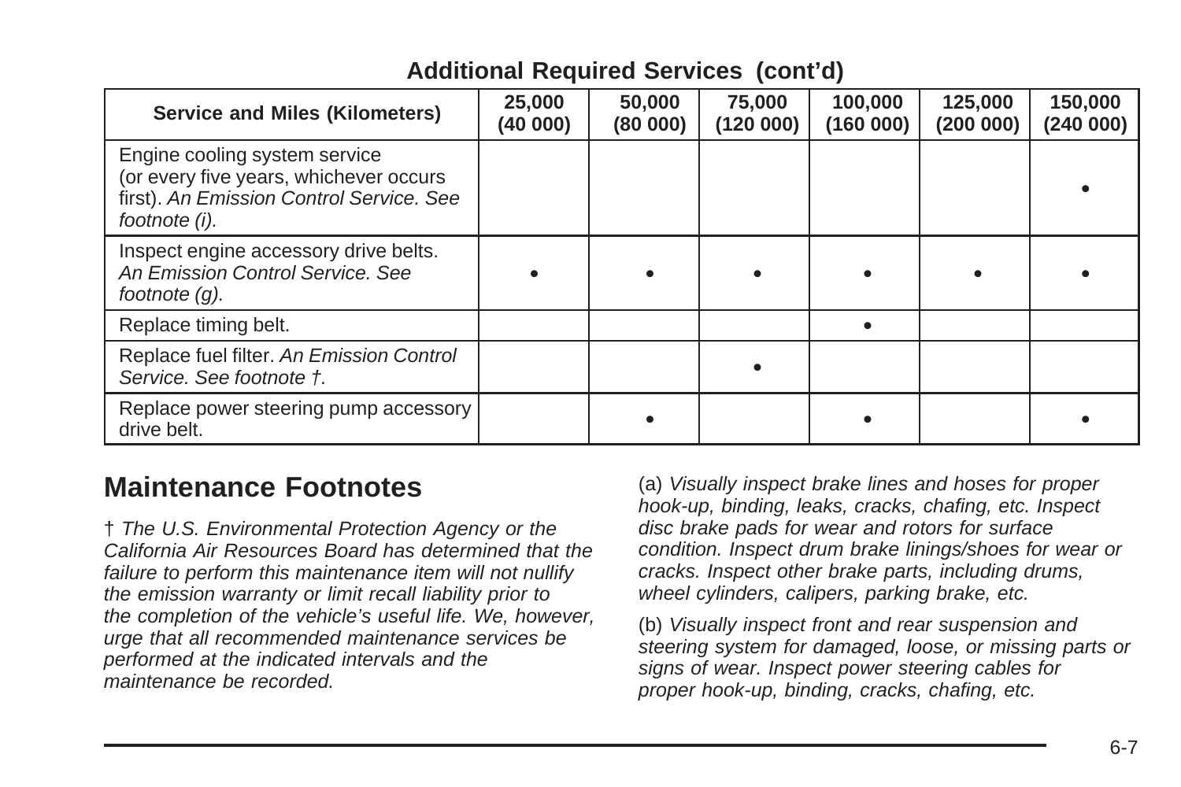**Additional Required Services (cont'd)**

| Service and Miles (Kilometers) | 25,000 (40 000) | 50,000 (80 000) | 75,000 (120 000) | 100,000 (160 000) | 125,000 (200 000) | 150,000 (240 000) |
|---|---|---|---|---|---|---|
| Engine cooling system service (or every five years, whichever occurs first). *An Emission Control Service. See footnote (i).* | | | | | | • |
| Inspect engine accessory drive belts. *An Emission Control Service. See footnote (g).* | • | • | • | • | • | • |
| Replace timing belt. | | | | • | | |
| Replace fuel filter. *An Emission Control Service. See footnote †.* | | | • | | | |
| Replace power steering pump accessory drive belt. | | • | | • | | • |

## Maintenance Footnotes

† *The U.S. Environmental Protection Agency or the California Air Resources Board has determined that the failure to perform this maintenance item will not nullify the emission warranty or limit recall liability prior to the completion of the vehicle's useful life. We, however, urge that all recommended maintenance services be performed at the indicated intervals and the maintenance be recorded.*

(a) *Visually inspect brake lines and hoses for proper hook-up, binding, leaks, cracks, chafing, etc. Inspect disc brake pads for wear and rotors for surface condition. Inspect drum brake linings/shoes for wear or cracks. Inspect other brake parts, including drums, wheel cylinders, calipers, parking brake, etc.*

(b) *Visually inspect front and rear suspension and steering system for damaged, loose, or missing parts or signs of wear. Inspect power steering cables for proper hook-up, binding, cracks, chafing, etc.*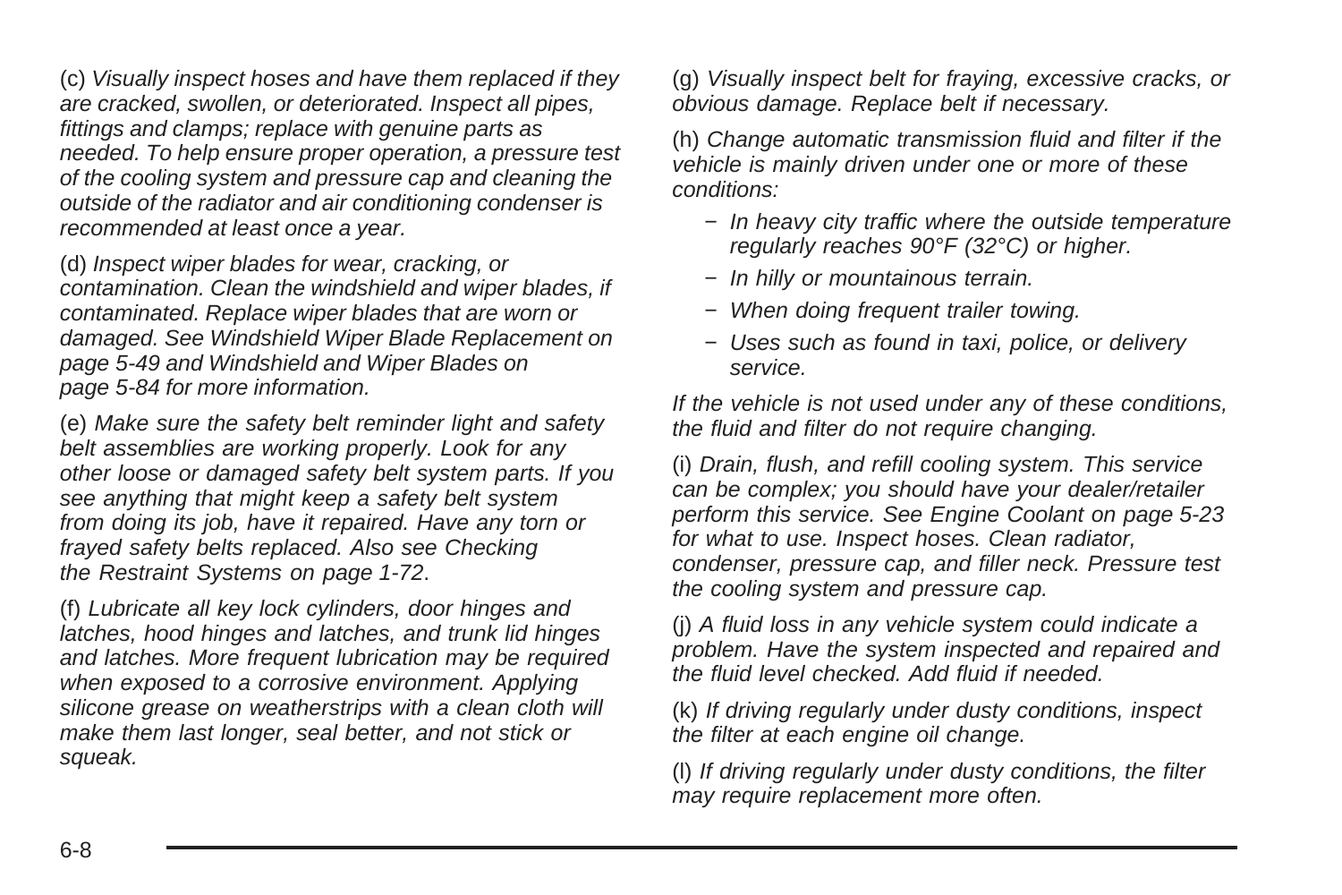(c) *Visually inspect hoses and have them replaced if they are cracked, swollen, or deteriorated. Inspect all pipes, fittings and clamps; replace with genuine parts as needed. To help ensure proper operation, a pressure test of the cooling system and pressure cap and cleaning the outside of the radiator and air conditioning condenser is recommended at least once a year.*

(d) *Inspect wiper blades for wear, cracking, or contamination. Clean the windshield and wiper blades, if contaminated. Replace wiper blades that are worn or damaged. See Windshield Wiper Blade Replacement on page 5-49 and Windshield and Wiper Blades on page 5-84 for more information.*

(e) *Make sure the safety belt reminder light and safety belt assemblies are working properly. Look for any other loose or damaged safety belt system parts. If you see anything that might keep a safety belt system from doing its job, have it repaired. Have any torn or frayed safety belts replaced. Also see Checking the Restraint Systems on page 1-72.*

(f) *Lubricate all key lock cylinders, door hinges and latches, hood hinges and latches, and trunk lid hinges and latches. More frequent lubrication may be required when exposed to a corrosive environment. Applying silicone grease on weatherstrips with a clean cloth will make them last longer, seal better, and not stick or squeak.*

(g) *Visually inspect belt for fraying, excessive cracks, or obvious damage. Replace belt if necessary.*

(h) *Change automatic transmission fluid and filter if the vehicle is mainly driven under one or more of these conditions:*

- *In heavy city traffic where the outside temperature regularly reaches 90°F (32°C) or higher.*
- *In hilly or mountainous terrain.*
- *When doing frequent trailer towing.*
- *Uses such as found in taxi, police, or delivery service.*

*If the vehicle is not used under any of these conditions, the fluid and filter do not require changing.*

(i) *Drain, flush, and refill cooling system. This service can be complex; you should have your dealer/retailer perform this service. See Engine Coolant on page 5-23 for what to use. Inspect hoses. Clean radiator, condenser, pressure cap, and filler neck. Pressure test the cooling system and pressure cap.*

(j) *A fluid loss in any vehicle system could indicate a problem. Have the system inspected and repaired and the fluid level checked. Add fluid if needed.*

(k) *If driving regularly under dusty conditions, inspect the filter at each engine oil change.*

(l) *If driving regularly under dusty conditions, the filter may require replacement more often.*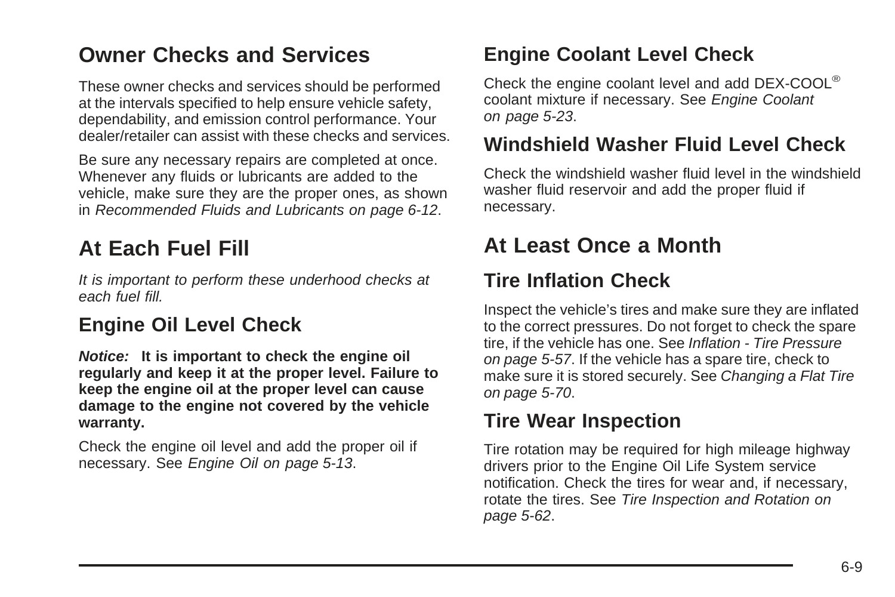## Owner Checks and Services

These owner checks and services should be performed at the intervals specified to help ensure vehicle safety, dependability, and emission control performance. Your dealer/retailer can assist with these checks and services.

Be sure any necessary repairs are completed at once. Whenever any fluids or lubricants are added to the vehicle, make sure they are the proper ones, as shown in *Recommended Fluids and Lubricants on page 6-12*.

## At Each Fuel Fill

*It is important to perform these underhood checks at each fuel fill.*

### Engine Oil Level Check

***Notice:*** **It is important to check the engine oil regularly and keep it at the proper level. Failure to keep the engine oil at the proper level can cause damage to the engine not covered by the vehicle warranty.**

Check the engine oil level and add the proper oil if necessary. See *Engine Oil on page 5-13*.

### Engine Coolant Level Check

Check the engine coolant level and add DEX-COOL® coolant mixture if necessary. See *Engine Coolant on page 5-23*.

### Windshield Washer Fluid Level Check

Check the windshield washer fluid level in the windshield washer fluid reservoir and add the proper fluid if necessary.

## At Least Once a Month

### Tire Inflation Check

Inspect the vehicle's tires and make sure they are inflated to the correct pressures. Do not forget to check the spare tire, if the vehicle has one. See *Inflation - Tire Pressure on page 5-57*. If the vehicle has a spare tire, check to make sure it is stored securely. See *Changing a Flat Tire on page 5-70*.

### Tire Wear Inspection

Tire rotation may be required for high mileage highway drivers prior to the Engine Oil Life System service notification. Check the tires for wear and, if necessary, rotate the tires. See *Tire Inspection and Rotation on page 5-62*.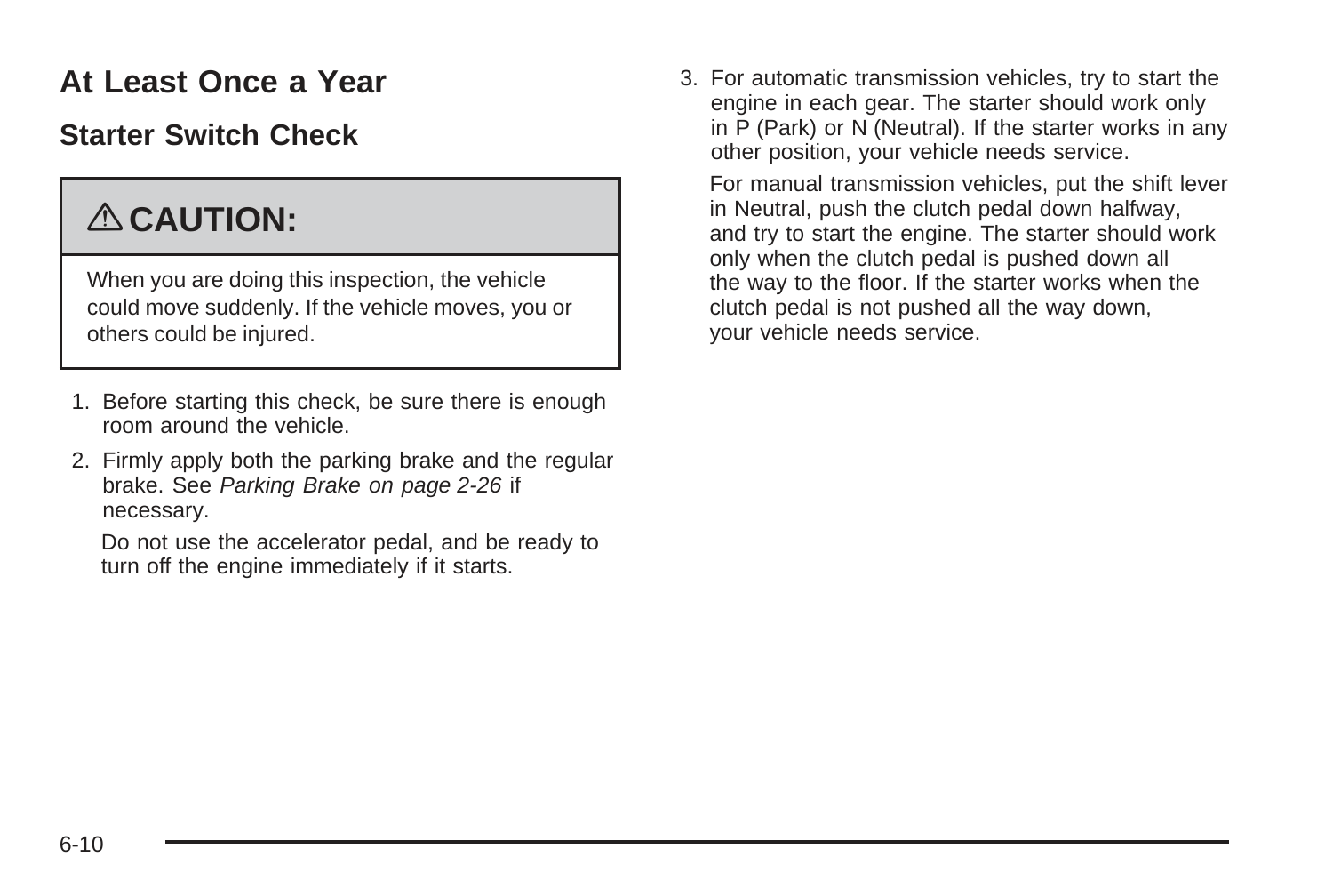## At Least Once a Year

### Starter Switch Check

> ⚠ **CAUTION:**
>
> When you are doing this inspection, the vehicle could move suddenly. If the vehicle moves, you or others could be injured.

1. Before starting this check, be sure there is enough room around the vehicle.
2. Firmly apply both the parking brake and the regular brake. See *Parking Brake on page 2-26* if necessary.

   Do not use the accelerator pedal, and be ready to turn off the engine immediately if it starts.
3. For automatic transmission vehicles, try to start the engine in each gear. The starter should work only in P (Park) or N (Neutral). If the starter works in any other position, your vehicle needs service.

   For manual transmission vehicles, put the shift lever in Neutral, push the clutch pedal down halfway, and try to start the engine. The starter should work only when the clutch pedal is pushed down all the way to the floor. If the starter works when the clutch pedal is not pushed all the way down, your vehicle needs service.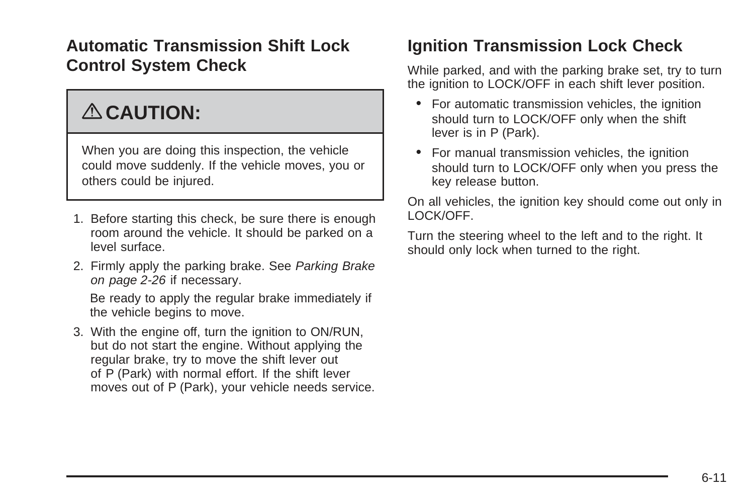## Automatic Transmission Shift Lock Control System Check

> ⚠ **CAUTION:**
>
> When you are doing this inspection, the vehicle could move suddenly. If the vehicle moves, you or others could be injured.

1. Before starting this check, be sure there is enough room around the vehicle. It should be parked on a level surface.
2. Firmly apply the parking brake. See *Parking Brake on page 2-26* if necessary.

   Be ready to apply the regular brake immediately if the vehicle begins to move.
3. With the engine off, turn the ignition to ON/RUN, but do not start the engine. Without applying the regular brake, try to move the shift lever out of P (Park) with normal effort. If the shift lever moves out of P (Park), your vehicle needs service.

## Ignition Transmission Lock Check

While parked, and with the parking brake set, try to turn the ignition to LOCK/OFF in each shift lever position.

- For automatic transmission vehicles, the ignition should turn to LOCK/OFF only when the shift lever is in P (Park).
- For manual transmission vehicles, the ignition should turn to LOCK/OFF only when you press the key release button.

On all vehicles, the ignition key should come out only in LOCK/OFF.

Turn the steering wheel to the left and to the right. It should only lock when turned to the right.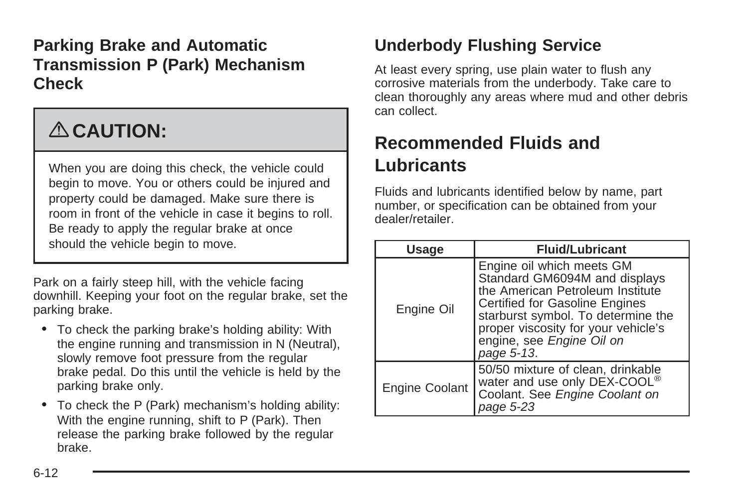## Parking Brake and Automatic Transmission P (Park) Mechanism Check

> ⚠ **CAUTION:**
>
> When you are doing this check, the vehicle could begin to move. You or others could be injured and property could be damaged. Make sure there is room in front of the vehicle in case it begins to roll. Be ready to apply the regular brake at once should the vehicle begin to move.

Park on a fairly steep hill, with the vehicle facing downhill. Keeping your foot on the regular brake, set the parking brake.

- To check the parking brake's holding ability: With the engine running and transmission in N (Neutral), slowly remove foot pressure from the regular brake pedal. Do this until the vehicle is held by the parking brake only.
- To check the P (Park) mechanism's holding ability: With the engine running, shift to P (Park). Then release the parking brake followed by the regular brake.

## Underbody Flushing Service

At least every spring, use plain water to flush any corrosive materials from the underbody. Take care to clean thoroughly any areas where mud and other debris can collect.

# Recommended Fluids and Lubricants

Fluids and lubricants identified below by name, part number, or specification can be obtained from your dealer/retailer.

| Usage | Fluid/Lubricant |
|---|---|
| Engine Oil | Engine oil which meets GM Standard GM6094M and displays the American Petroleum Institute Certified for Gasoline Engines starburst symbol. To determine the proper viscosity for your vehicle's engine, see *Engine Oil on page 5-13*. |
| Engine Coolant | 50/50 mixture of clean, drinkable water and use only DEX-COOL® Coolant. See *Engine Coolant on page 5-23* |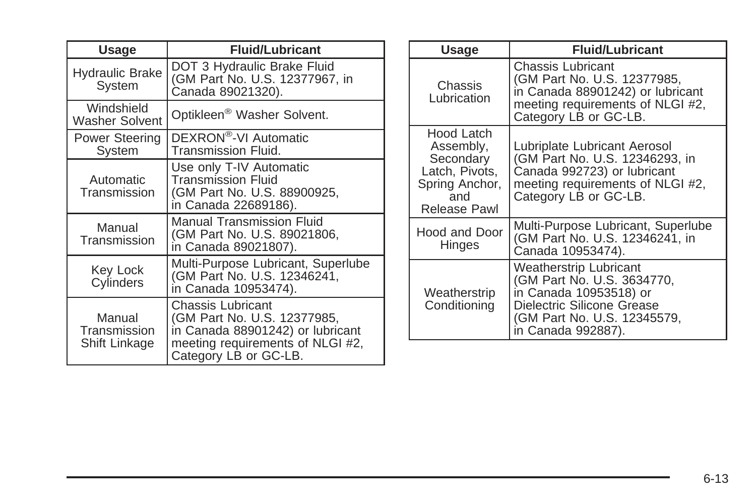| Usage | Fluid/Lubricant |
|---|---|
| Hydraulic Brake System | DOT 3 Hydraulic Brake Fluid (GM Part No. U.S. 12377967, in Canada 89021320). |
| Windshield Washer Solvent | Optikleen® Washer Solvent. |
| Power Steering System | DEXRON®-VI Automatic Transmission Fluid. |
| Automatic Transmission | Use only T-IV Automatic Transmission Fluid (GM Part No. U.S. 88900925, in Canada 22689186). |
| Manual Transmission | Manual Transmission Fluid (GM Part No. U.S. 89021806, in Canada 89021807). |
| Key Lock Cylinders | Multi-Purpose Lubricant, Superlube (GM Part No. U.S. 12346241, in Canada 10953474). |
| Manual Transmission Shift Linkage | Chassis Lubricant (GM Part No. U.S. 12377985, in Canada 88901242) or lubricant meeting requirements of NLGI #2, Category LB or GC-LB. |

| Usage | Fluid/Lubricant |
|---|---|
| Chassis Lubrication | Chassis Lubricant (GM Part No. U.S. 12377985, in Canada 88901242) or lubricant meeting requirements of NLGI #2, Category LB or GC-LB. |
| Hood Latch Assembly, Secondary Latch, Pivots, Spring Anchor, and Release Pawl | Lubriplate Lubricant Aerosol (GM Part No. U.S. 12346293, in Canada 992723) or lubricant meeting requirements of NLGI #2, Category LB or GC-LB. |
| Hood and Door Hinges | Multi-Purpose Lubricant, Superlube (GM Part No. U.S. 12346241, in Canada 10953474). |
| Weatherstrip Conditioning | Weatherstrip Lubricant (GM Part No. U.S. 3634770, in Canada 10953518) or Dielectric Silicone Grease (GM Part No. U.S. 12345579, in Canada 992887). |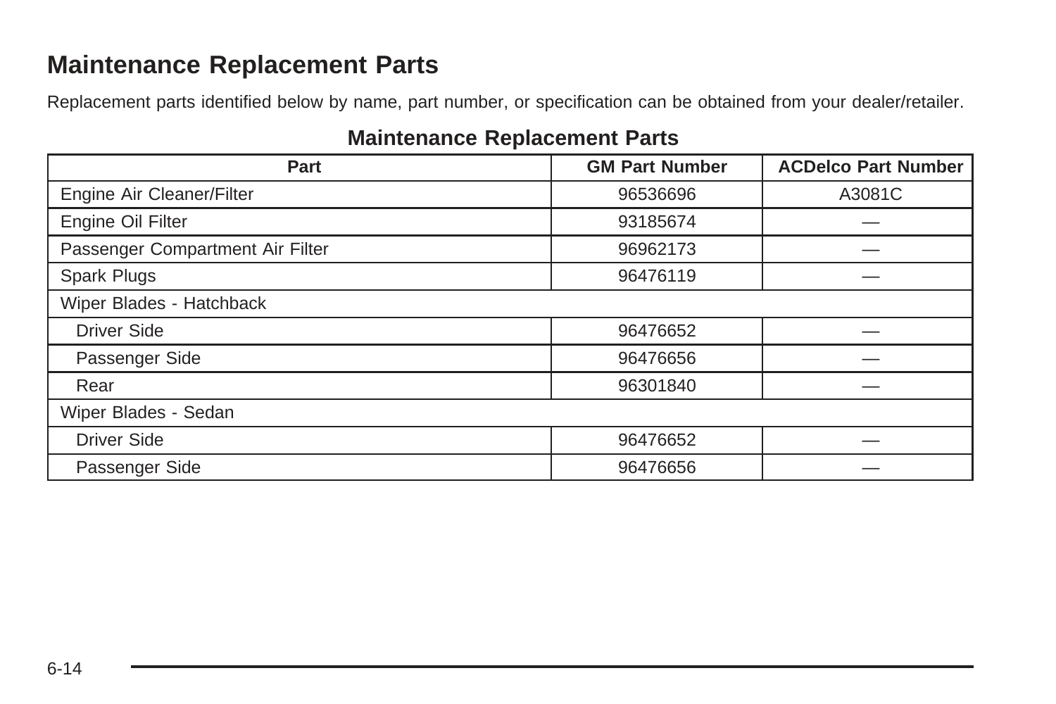## Maintenance Replacement Parts

Replacement parts identified below by name, part number, or specification can be obtained from your dealer/retailer.

**Maintenance Replacement Parts**

| Part | GM Part Number | ACDelco Part Number |
|---|---|---|
| Engine Air Cleaner/Filter | 96536696 | A3081C |
| Engine Oil Filter | 93185674 | — |
| Passenger Compartment Air Filter | 96962173 | — |
| Spark Plugs | 96476119 | — |
| Wiper Blades - Hatchback | | |
| Driver Side | 96476652 | — |
| Passenger Side | 96476656 | — |
| Rear | 96301840 | — |
| Wiper Blades - Sedan | | |
| Driver Side | 96476652 | — |
| Passenger Side | 96476656 | — |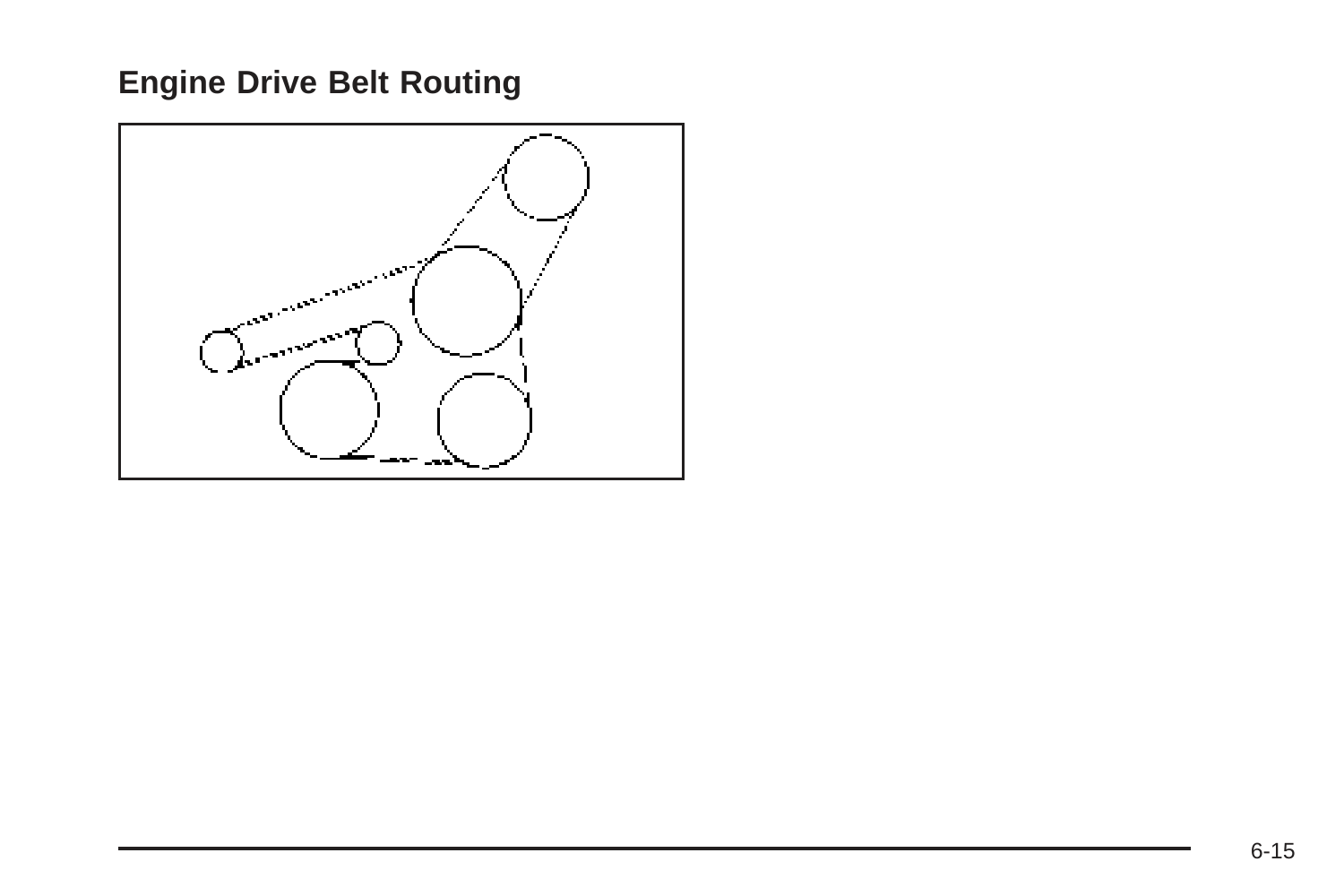## Engine Drive Belt Routing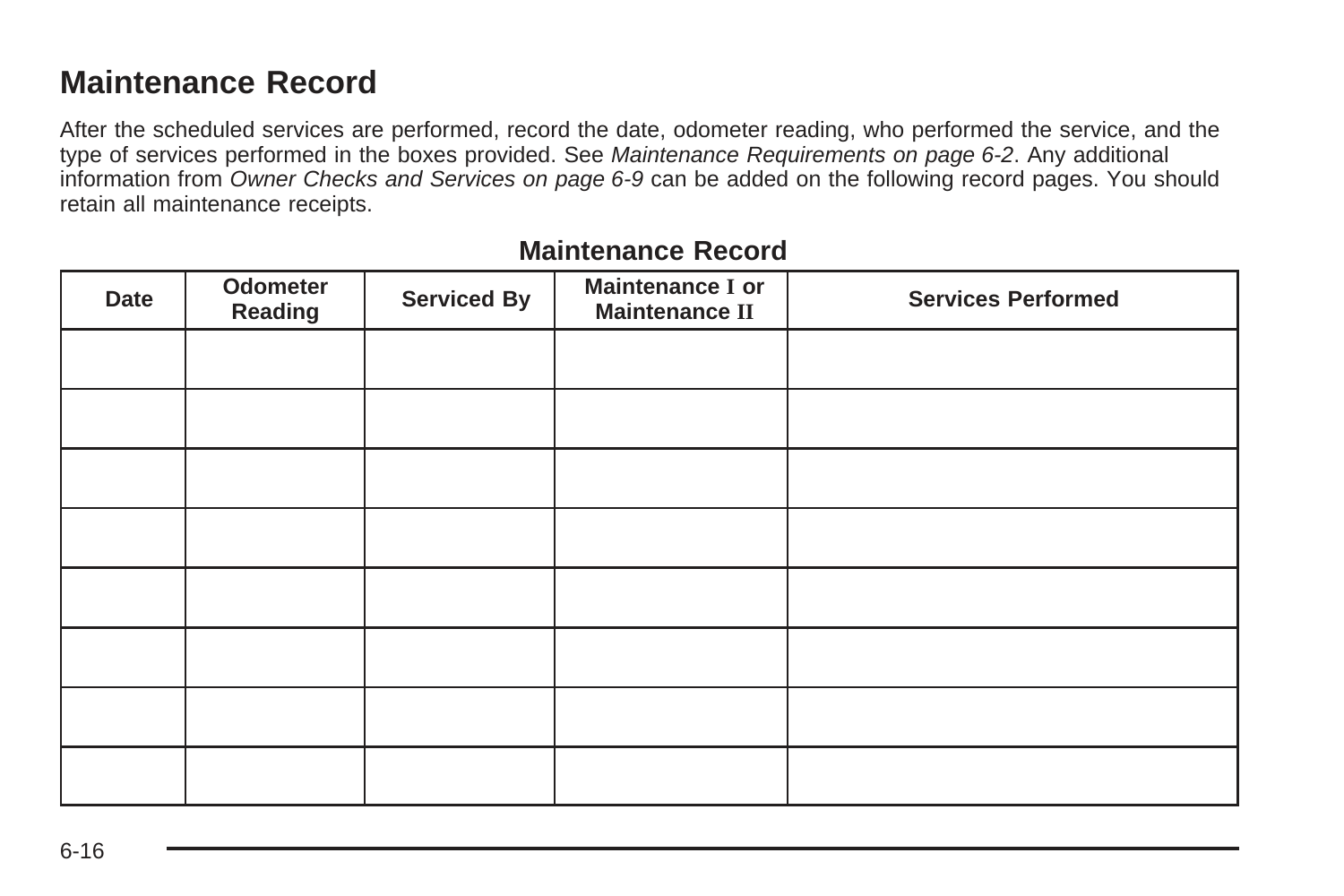## Maintenance Record

After the scheduled services are performed, record the date, odometer reading, who performed the service, and the type of services performed in the boxes provided. See *Maintenance Requirements on page 6-2*. Any additional information from *Owner Checks and Services on page 6-9* can be added on the following record pages. You should retain all maintenance receipts.

**Maintenance Record**

| Date | Odometer Reading | Serviced By | Maintenance I or Maintenance II | Services Performed |
|---|---|---|---|---|
| | | | | |
| | | | | |
| | | | | |
| | | | | |
| | | | | |
| | | | | |
| | | | | |
| | | | | |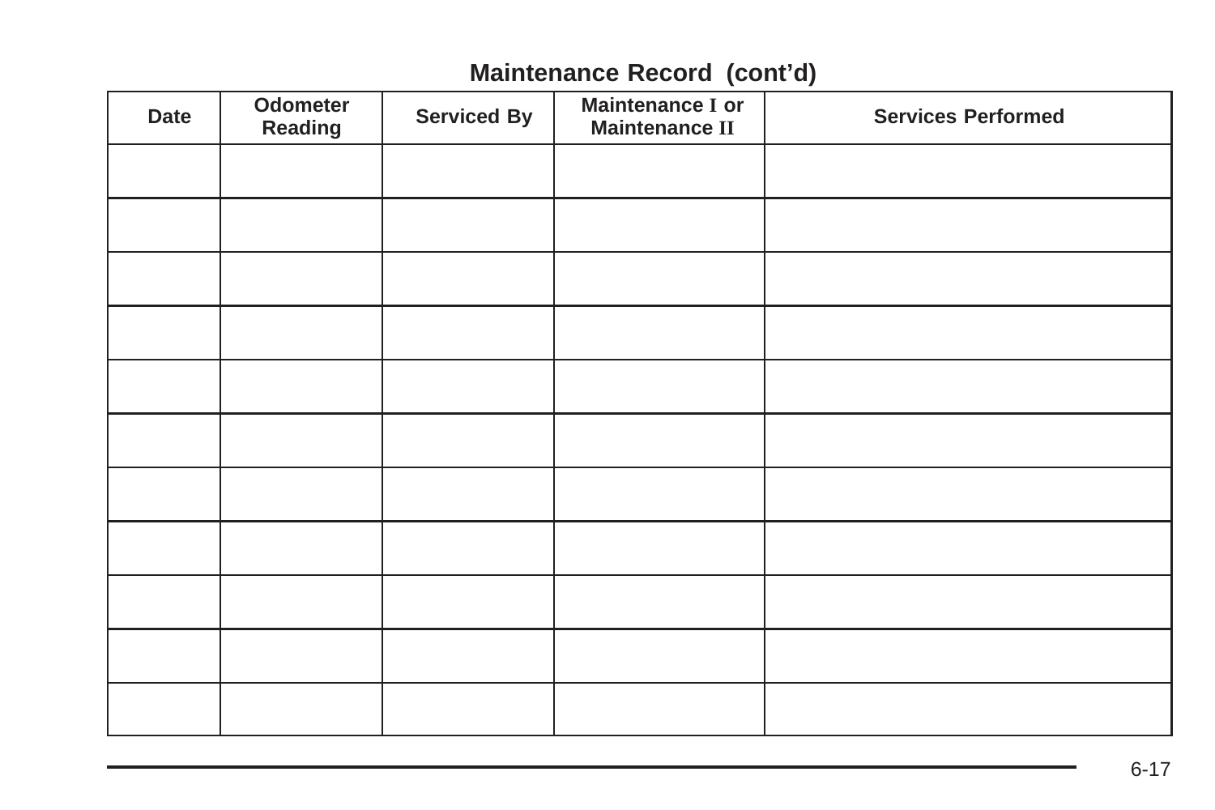## Maintenance Record (cont'd)

| Date | Odometer Reading | Serviced By | Maintenance I or Maintenance II | Services Performed |
|---|---|---|---|---|
| | | | | |
| | | | | |
| | | | | |
| | | | | |
| | | | | |
| | | | | |
| | | | | |
| | | | | |
| | | | | |
| | | | | |
| | | | | |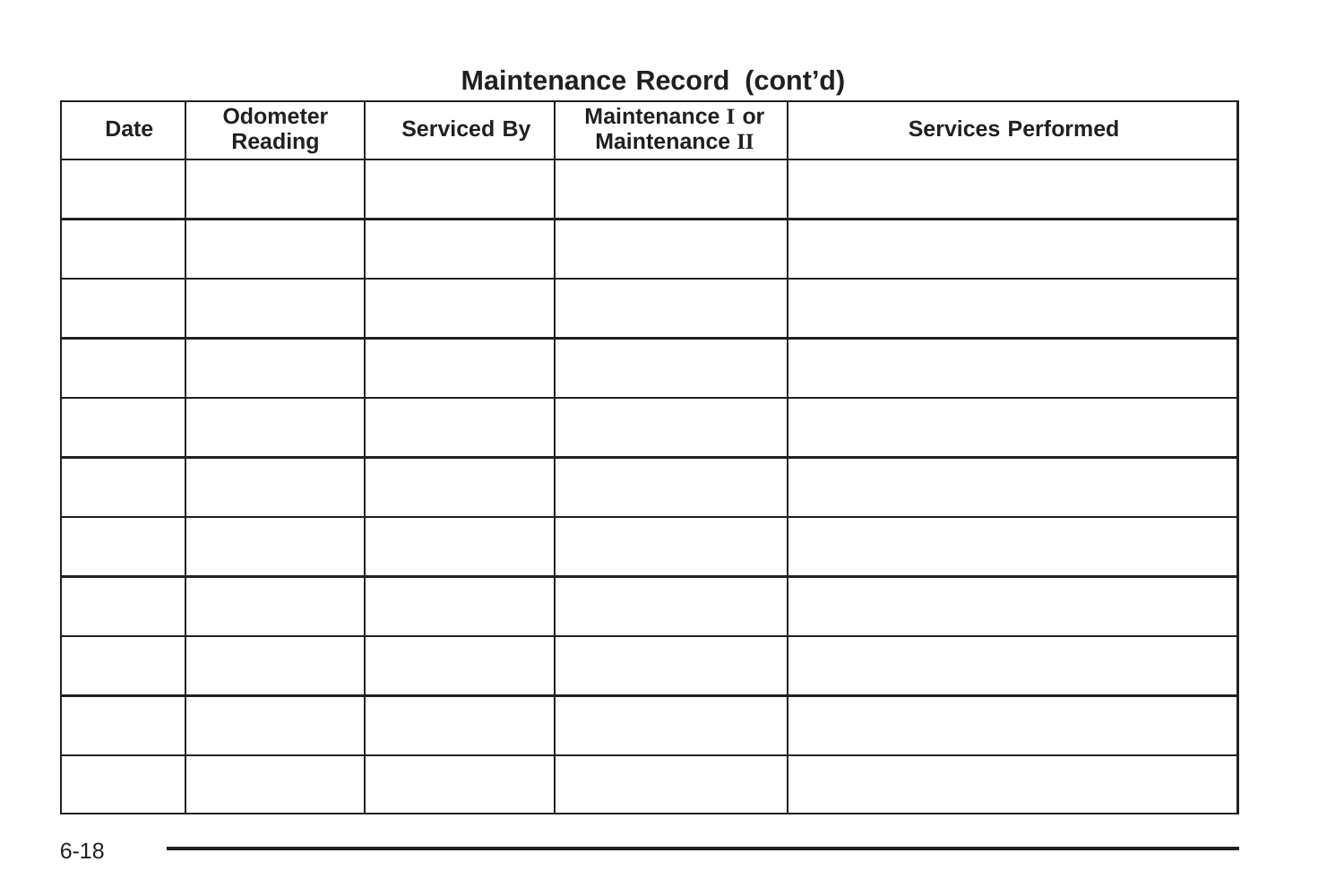## Maintenance Record (cont'd)

| Date | Odometer Reading | Serviced By | Maintenance I or Maintenance II | Services Performed |
|---|---|---|---|---|
| | | | | |
| | | | | |
| | | | | |
| | | | | |
| | | | | |
| | | | | |
| | | | | |
| | | | | |
| | | | | |
| | | | | |
| | | | | |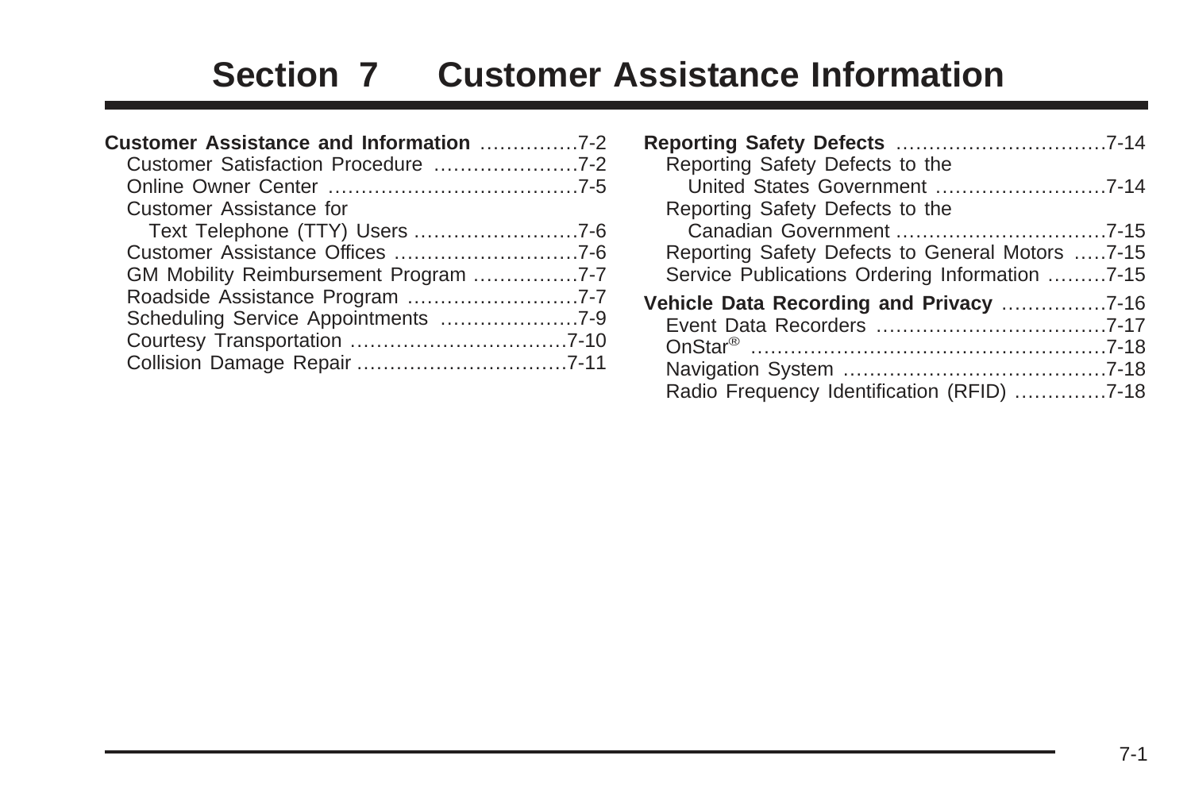# Section 7 Customer Assistance Information

**Customer Assistance and Information** ...............7-2
- Customer Satisfaction Procedure ......................7-2
- Online Owner Center ......................................7-5
- Customer Assistance for Text Telephone (TTY) Users .........................7-6
- Customer Assistance Offices ............................7-6
- GM Mobility Reimbursement Program ................7-7
- Roadside Assistance Program ..........................7-7
- Scheduling Service Appointments .....................7-9
- Courtesy Transportation .................................7-10
- Collision Damage Repair ................................7-11

**Reporting Safety Defects** ................................7-14
- Reporting Safety Defects to the United States Government ..........................7-14
- Reporting Safety Defects to the Canadian Government ................................7-15
- Reporting Safety Defects to General Motors .....7-15
- Service Publications Ordering Information .........7-15

**Vehicle Data Recording and Privacy** ................7-16
- Event Data Recorders ...................................7-17
- OnStar® ......................................................7-18
- Navigation System ........................................7-18
- Radio Frequency Identification (RFID) .............7-18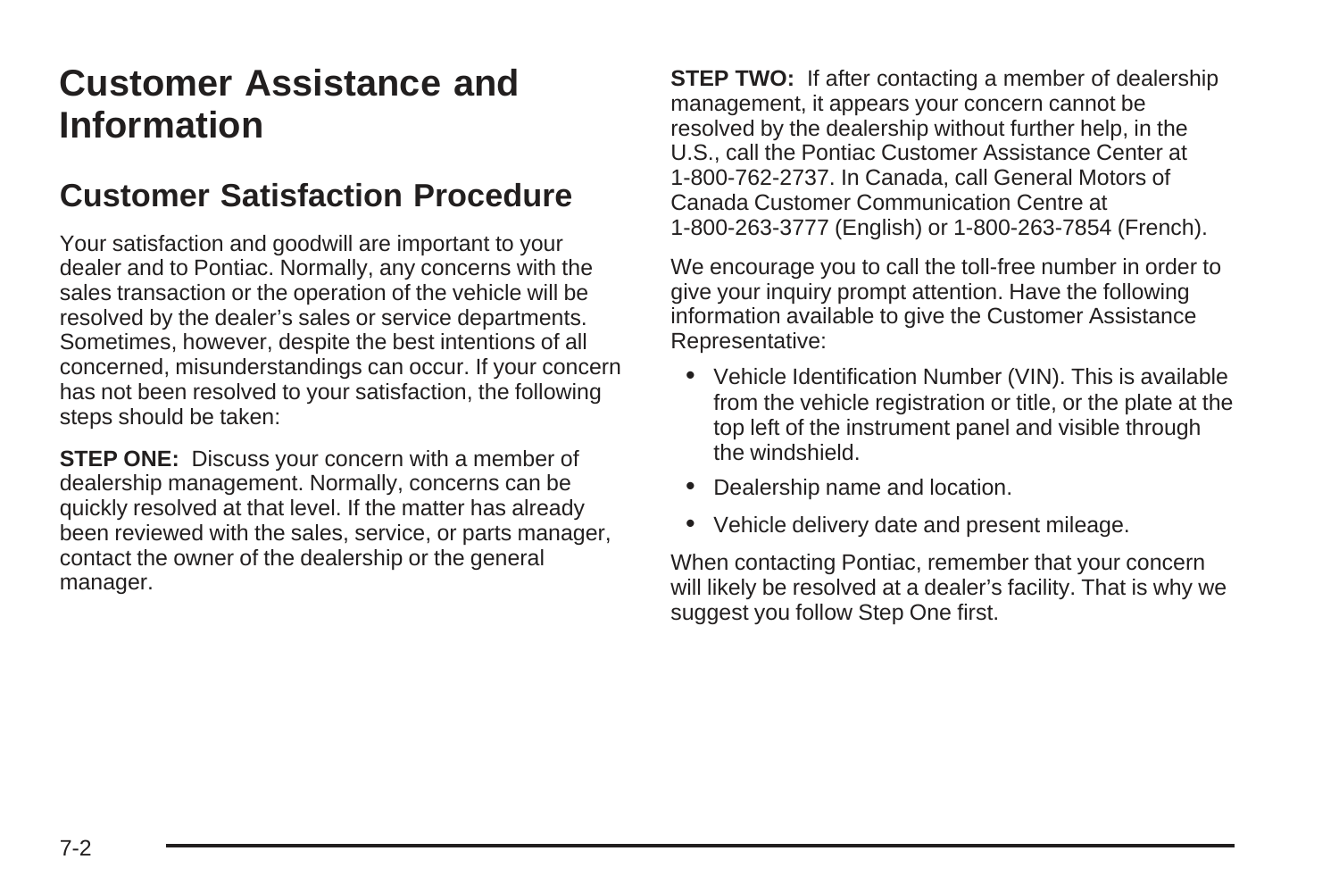# Customer Assistance and Information

## Customer Satisfaction Procedure

Your satisfaction and goodwill are important to your dealer and to Pontiac. Normally, any concerns with the sales transaction or the operation of the vehicle will be resolved by the dealer's sales or service departments. Sometimes, however, despite the best intentions of all concerned, misunderstandings can occur. If your concern has not been resolved to your satisfaction, the following steps should be taken:

**STEP ONE:** Discuss your concern with a member of dealership management. Normally, concerns can be quickly resolved at that level. If the matter has already been reviewed with the sales, service, or parts manager, contact the owner of the dealership or the general manager.

**STEP TWO:** If after contacting a member of dealership management, it appears your concern cannot be resolved by the dealership without further help, in the U.S., call the Pontiac Customer Assistance Center at 1-800-762-2737. In Canada, call General Motors of Canada Customer Communication Centre at 1-800-263-3777 (English) or 1-800-263-7854 (French).

We encourage you to call the toll-free number in order to give your inquiry prompt attention. Have the following information available to give the Customer Assistance Representative:

- Vehicle Identification Number (VIN). This is available from the vehicle registration or title, or the plate at the top left of the instrument panel and visible through the windshield.
- Dealership name and location.
- Vehicle delivery date and present mileage.

When contacting Pontiac, remember that your concern will likely be resolved at a dealer's facility. That is why we suggest you follow Step One first.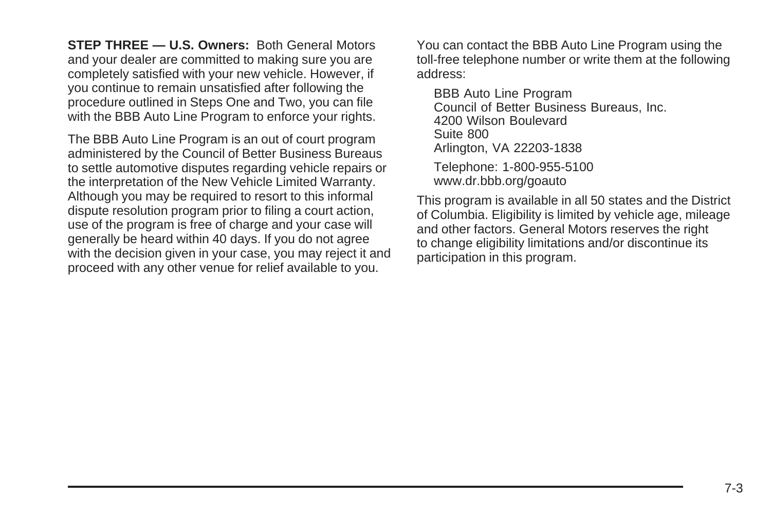**STEP THREE — U.S. Owners:** Both General Motors and your dealer are committed to making sure you are completely satisfied with your new vehicle. However, if you continue to remain unsatisfied after following the procedure outlined in Steps One and Two, you can file with the BBB Auto Line Program to enforce your rights.

The BBB Auto Line Program is an out of court program administered by the Council of Better Business Bureaus to settle automotive disputes regarding vehicle repairs or the interpretation of the New Vehicle Limited Warranty. Although you may be required to resort to this informal dispute resolution program prior to filing a court action, use of the program is free of charge and your case will generally be heard within 40 days. If you do not agree with the decision given in your case, you may reject it and proceed with any other venue for relief available to you.

You can contact the BBB Auto Line Program using the toll-free telephone number or write them at the following address:

BBB Auto Line Program
Council of Better Business Bureaus, Inc.
4200 Wilson Boulevard
Suite 800
Arlington, VA 22203-1838

Telephone: 1-800-955-5100
www.dr.bbb.org/goauto

This program is available in all 50 states and the District of Columbia. Eligibility is limited by vehicle age, mileage and other factors. General Motors reserves the right to change eligibility limitations and/or discontinue its participation in this program.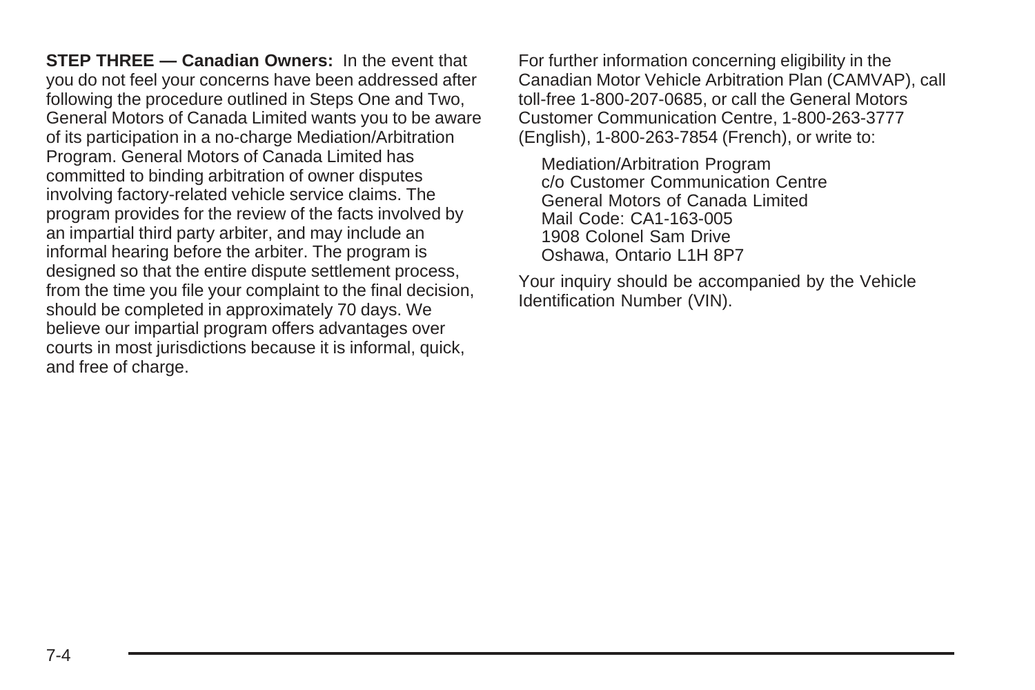**STEP THREE — Canadian Owners:** In the event that you do not feel your concerns have been addressed after following the procedure outlined in Steps One and Two, General Motors of Canada Limited wants you to be aware of its participation in a no-charge Mediation/Arbitration Program. General Motors of Canada Limited has committed to binding arbitration of owner disputes involving factory-related vehicle service claims. The program provides for the review of the facts involved by an impartial third party arbiter, and may include an informal hearing before the arbiter. The program is designed so that the entire dispute settlement process, from the time you file your complaint to the final decision, should be completed in approximately 70 days. We believe our impartial program offers advantages over courts in most jurisdictions because it is informal, quick, and free of charge.

For further information concerning eligibility in the Canadian Motor Vehicle Arbitration Plan (CAMVAP), call toll-free 1-800-207-0685, or call the General Motors Customer Communication Centre, 1-800-263-3777 (English), 1-800-263-7854 (French), or write to:

Mediation/Arbitration Program
c/o Customer Communication Centre
General Motors of Canada Limited
Mail Code: CA1-163-005
1908 Colonel Sam Drive
Oshawa, Ontario L1H 8P7

Your inquiry should be accompanied by the Vehicle Identification Number (VIN).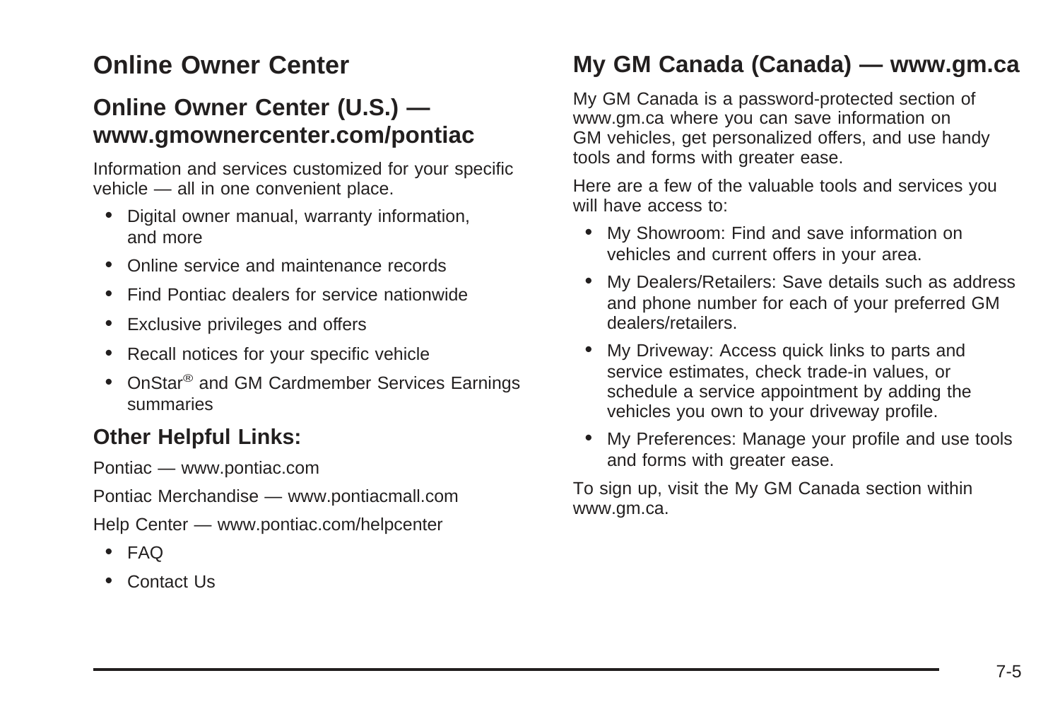# Online Owner Center

## Online Owner Center (U.S.) — www.gmownercenter.com/pontiac

Information and services customized for your specific vehicle — all in one convenient place.

- Digital owner manual, warranty information, and more
- Online service and maintenance records
- Find Pontiac dealers for service nationwide
- Exclusive privileges and offers
- Recall notices for your specific vehicle
- OnStar® and GM Cardmember Services Earnings summaries

### Other Helpful Links:

Pontiac — www.pontiac.com

Pontiac Merchandise — www.pontiacmall.com

Help Center — www.pontiac.com/helpcenter

- FAQ
- Contact Us

## My GM Canada (Canada) — www.gm.ca

My GM Canada is a password-protected section of www.gm.ca where you can save information on GM vehicles, get personalized offers, and use handy tools and forms with greater ease.

Here are a few of the valuable tools and services you will have access to:

- My Showroom: Find and save information on vehicles and current offers in your area.
- My Dealers/Retailers: Save details such as address and phone number for each of your preferred GM dealers/retailers.
- My Driveway: Access quick links to parts and service estimates, check trade-in values, or schedule a service appointment by adding the vehicles you own to your driveway profile.
- My Preferences: Manage your profile and use tools and forms with greater ease.

To sign up, visit the My GM Canada section within www.gm.ca.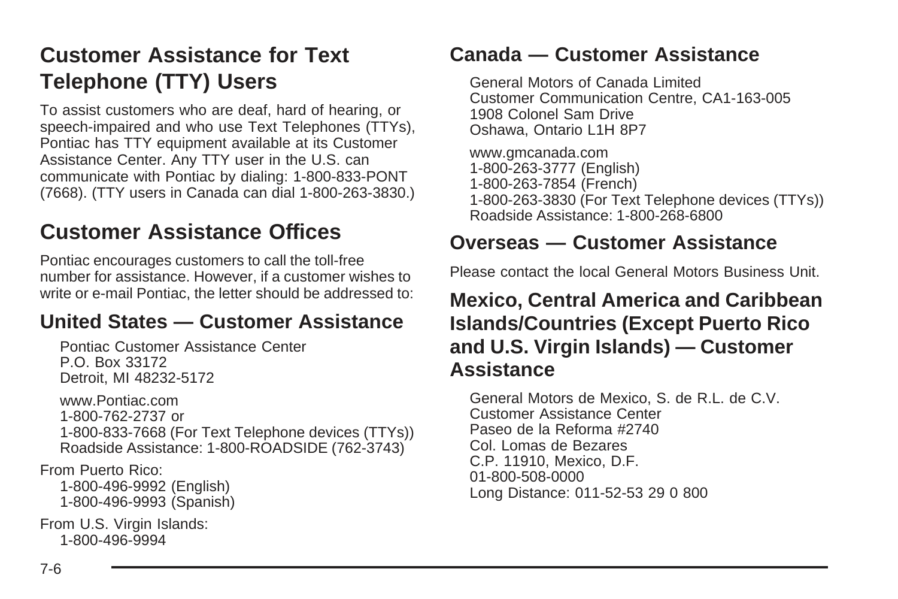## Customer Assistance for Text Telephone (TTY) Users

To assist customers who are deaf, hard of hearing, or speech-impaired and who use Text Telephones (TTYs), Pontiac has TTY equipment available at its Customer Assistance Center. Any TTY user in the U.S. can communicate with Pontiac by dialing: 1-800-833-PONT (7668). (TTY users in Canada can dial 1-800-263-3830.)

## Customer Assistance Offices

Pontiac encourages customers to call the toll-free number for assistance. However, if a customer wishes to write or e-mail Pontiac, the letter should be addressed to:

### United States — Customer Assistance

Pontiac Customer Assistance Center
P.O. Box 33172
Detroit, MI 48232-5172

www.Pontiac.com
1-800-762-2737 or
1-800-833-7668 (For Text Telephone devices (TTYs))
Roadside Assistance: 1-800-ROADSIDE (762-3743)

From Puerto Rico:
1-800-496-9992 (English)
1-800-496-9993 (Spanish)

From U.S. Virgin Islands:
1-800-496-9994

### Canada — Customer Assistance

General Motors of Canada Limited
Customer Communication Centre, CA1-163-005
1908 Colonel Sam Drive
Oshawa, Ontario L1H 8P7

www.gmcanada.com
1-800-263-3777 (English)
1-800-263-7854 (French)
1-800-263-3830 (For Text Telephone devices (TTYs))
Roadside Assistance: 1-800-268-6800

### Overseas — Customer Assistance

Please contact the local General Motors Business Unit.

### Mexico, Central America and Caribbean Islands/Countries (Except Puerto Rico and U.S. Virgin Islands) — Customer Assistance

General Motors de Mexico, S. de R.L. de C.V.
Customer Assistance Center
Paseo de la Reforma #2740
Col. Lomas de Bezares
C.P. 11910, Mexico, D.F.
01-800-508-0000
Long Distance: 011-52-53 29 0 800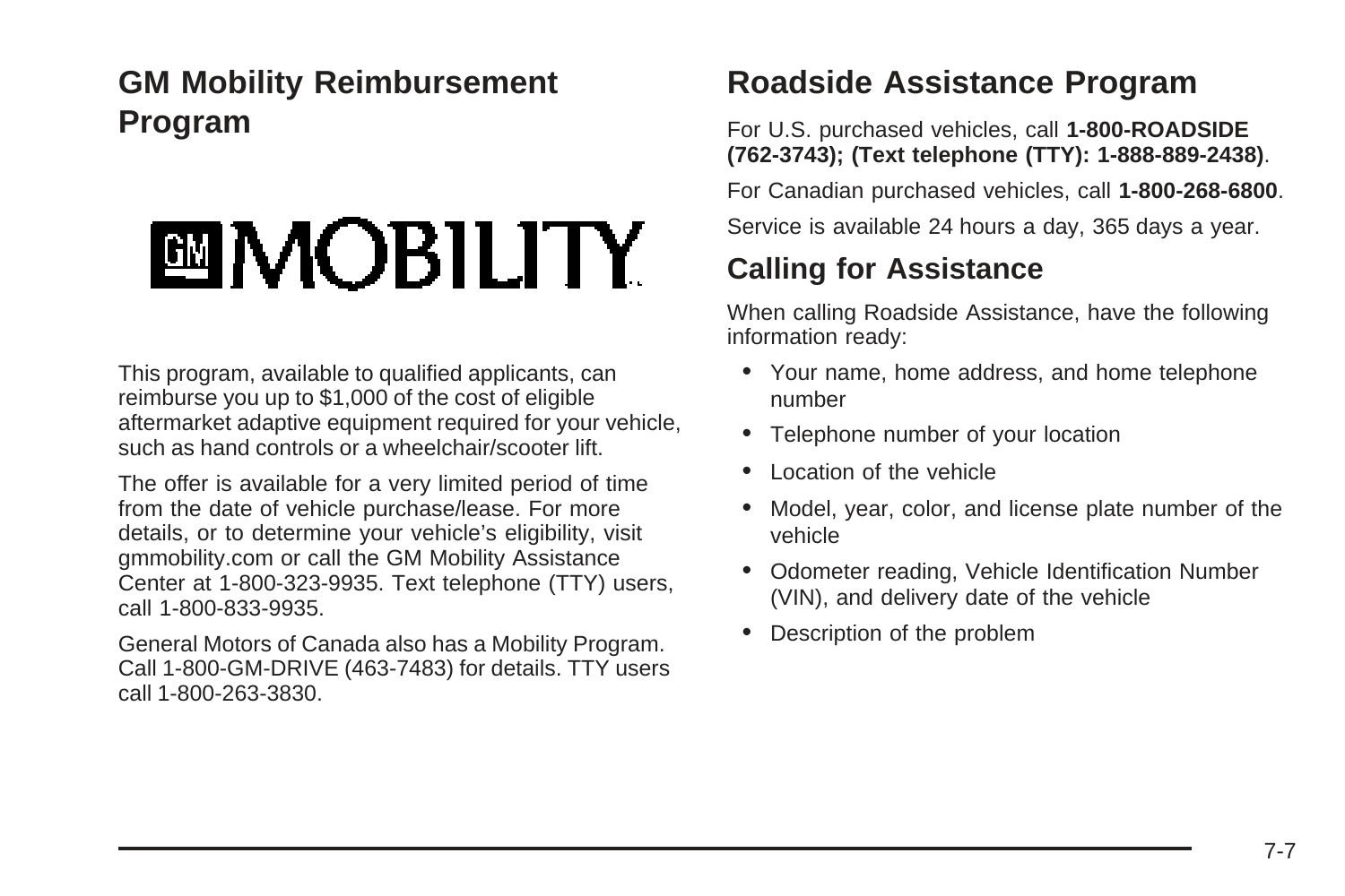## GM Mobility Reimbursement Program

GM MOBILITY

This program, available to qualified applicants, can reimburse you up to $1,000 of the cost of eligible aftermarket adaptive equipment required for your vehicle, such as hand controls or a wheelchair/scooter lift.

The offer is available for a very limited period of time from the date of vehicle purchase/lease. For more details, or to determine your vehicle's eligibility, visit gmmobility.com or call the GM Mobility Assistance Center at 1-800-323-9935. Text telephone (TTY) users, call 1-800-833-9935.

General Motors of Canada also has a Mobility Program. Call 1-800-GM-DRIVE (463-7483) for details. TTY users call 1-800-263-3830.

## Roadside Assistance Program

For U.S. purchased vehicles, call **1-800-ROADSIDE (762-3743); (Text telephone (TTY): 1-888-889-2438)**.

For Canadian purchased vehicles, call **1-800-268-6800**.

Service is available 24 hours a day, 365 days a year.

### Calling for Assistance

When calling Roadside Assistance, have the following information ready:

- Your name, home address, and home telephone number
- Telephone number of your location
- Location of the vehicle
- Model, year, color, and license plate number of the vehicle
- Odometer reading, Vehicle Identification Number (VIN), and delivery date of the vehicle
- Description of the problem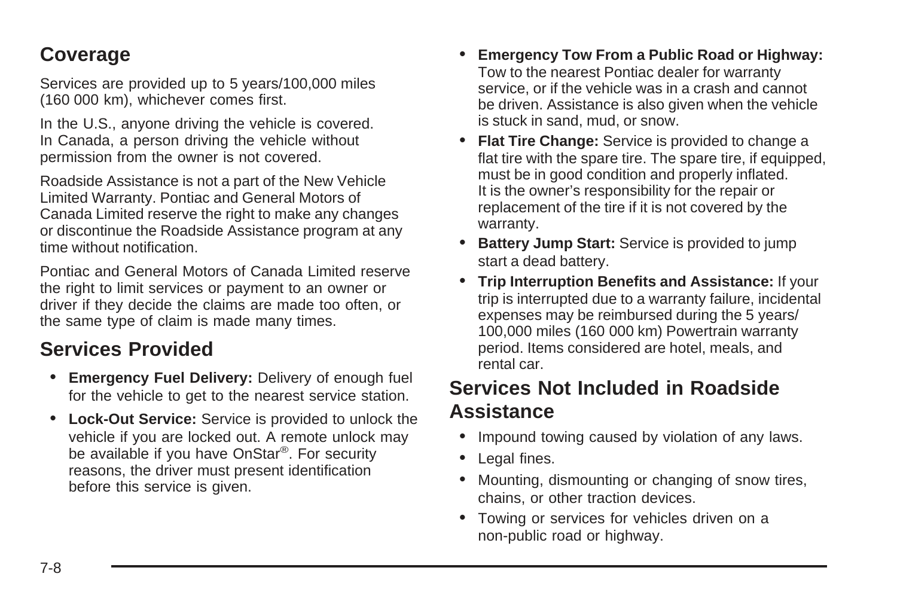## Coverage

Services are provided up to 5 years/100,000 miles (160 000 km), whichever comes first.

In the U.S., anyone driving the vehicle is covered. In Canada, a person driving the vehicle without permission from the owner is not covered.

Roadside Assistance is not a part of the New Vehicle Limited Warranty. Pontiac and General Motors of Canada Limited reserve the right to make any changes or discontinue the Roadside Assistance program at any time without notification.

Pontiac and General Motors of Canada Limited reserve the right to limit services or payment to an owner or driver if they decide the claims are made too often, or the same type of claim is made many times.

## Services Provided

- **Emergency Fuel Delivery:** Delivery of enough fuel for the vehicle to get to the nearest service station.
- **Lock-Out Service:** Service is provided to unlock the vehicle if you are locked out. A remote unlock may be available if you have OnStar®. For security reasons, the driver must present identification before this service is given.
- **Emergency Tow From a Public Road or Highway:** Tow to the nearest Pontiac dealer for warranty service, or if the vehicle was in a crash and cannot be driven. Assistance is also given when the vehicle is stuck in sand, mud, or snow.
- **Flat Tire Change:** Service is provided to change a flat tire with the spare tire. The spare tire, if equipped, must be in good condition and properly inflated. It is the owner's responsibility for the repair or replacement of the tire if it is not covered by the warranty.
- **Battery Jump Start:** Service is provided to jump start a dead battery.
- **Trip Interruption Benefits and Assistance:** If your trip is interrupted due to a warranty failure, incidental expenses may be reimbursed during the 5 years/ 100,000 miles (160 000 km) Powertrain warranty period. Items considered are hotel, meals, and rental car.

## Services Not Included in Roadside Assistance

- Impound towing caused by violation of any laws.
- Legal fines.
- Mounting, dismounting or changing of snow tires, chains, or other traction devices.
- Towing or services for vehicles driven on a non-public road or highway.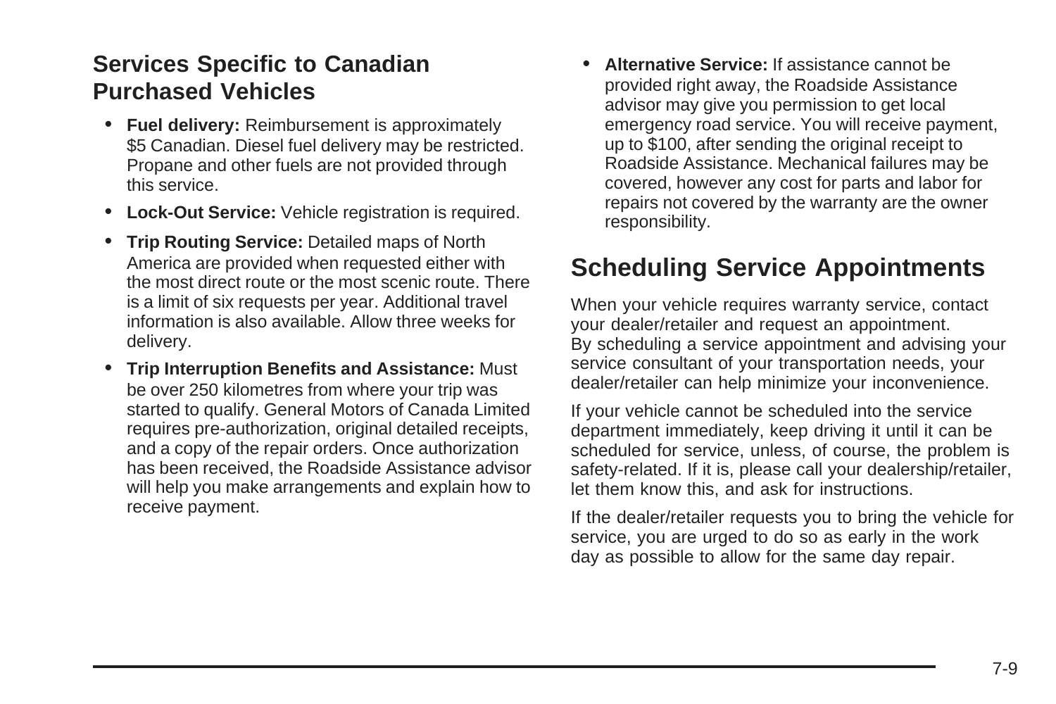### Services Specific to Canadian Purchased Vehicles

- **Fuel delivery:** Reimbursement is approximately $5 Canadian. Diesel fuel delivery may be restricted. Propane and other fuels are not provided through this service.
- **Lock-Out Service:** Vehicle registration is required.
- **Trip Routing Service:** Detailed maps of North America are provided when requested either with the most direct route or the most scenic route. There is a limit of six requests per year. Additional travel information is also available. Allow three weeks for delivery.
- **Trip Interruption Benefits and Assistance:** Must be over 250 kilometres from where your trip was started to qualify. General Motors of Canada Limited requires pre-authorization, original detailed receipts, and a copy of the repair orders. Once authorization has been received, the Roadside Assistance advisor will help you make arrangements and explain how to receive payment.
- **Alternative Service:** If assistance cannot be provided right away, the Roadside Assistance advisor may give you permission to get local emergency road service. You will receive payment, up to $100, after sending the original receipt to Roadside Assistance. Mechanical failures may be covered, however any cost for parts and labor for repairs not covered by the warranty are the owner responsibility.

## Scheduling Service Appointments

When your vehicle requires warranty service, contact your dealer/retailer and request an appointment. By scheduling a service appointment and advising your service consultant of your transportation needs, your dealer/retailer can help minimize your inconvenience.

If your vehicle cannot be scheduled into the service department immediately, keep driving it until it can be scheduled for service, unless, of course, the problem is safety-related. If it is, please call your dealership/retailer, let them know this, and ask for instructions.

If the dealer/retailer requests you to bring the vehicle for service, you are urged to do so as early in the work day as possible to allow for the same day repair.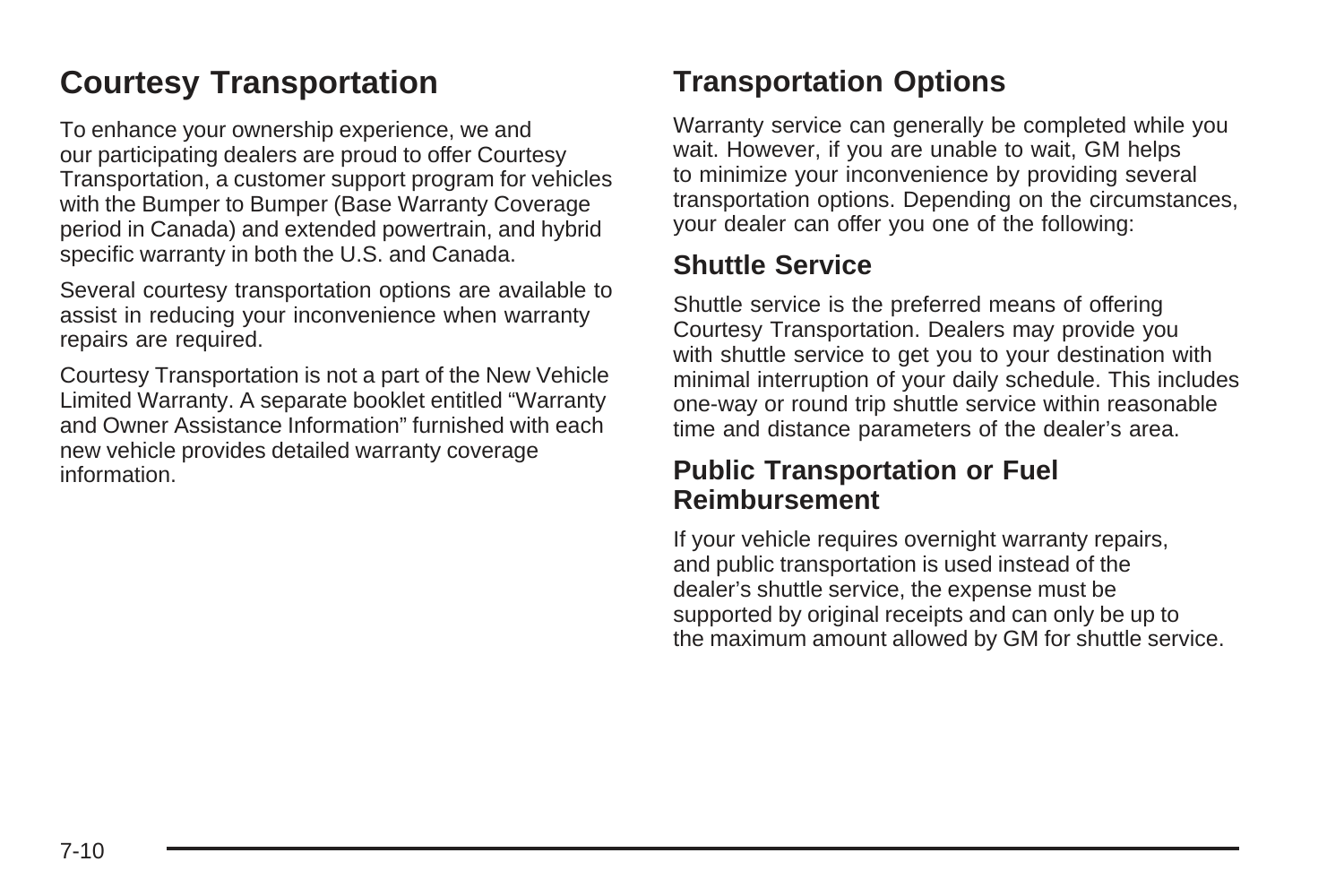## Courtesy Transportation

To enhance your ownership experience, we and our participating dealers are proud to offer Courtesy Transportation, a customer support program for vehicles with the Bumper to Bumper (Base Warranty Coverage period in Canada) and extended powertrain, and hybrid specific warranty in both the U.S. and Canada.

Several courtesy transportation options are available to assist in reducing your inconvenience when warranty repairs are required.

Courtesy Transportation is not a part of the New Vehicle Limited Warranty. A separate booklet entitled "Warranty and Owner Assistance Information" furnished with each new vehicle provides detailed warranty coverage information.

## Transportation Options

Warranty service can generally be completed while you wait. However, if you are unable to wait, GM helps to minimize your inconvenience by providing several transportation options. Depending on the circumstances, your dealer can offer you one of the following:

### Shuttle Service

Shuttle service is the preferred means of offering Courtesy Transportation. Dealers may provide you with shuttle service to get you to your destination with minimal interruption of your daily schedule. This includes one-way or round trip shuttle service within reasonable time and distance parameters of the dealer's area.

### Public Transportation or Fuel Reimbursement

If your vehicle requires overnight warranty repairs, and public transportation is used instead of the dealer's shuttle service, the expense must be supported by original receipts and can only be up to the maximum amount allowed by GM for shuttle service.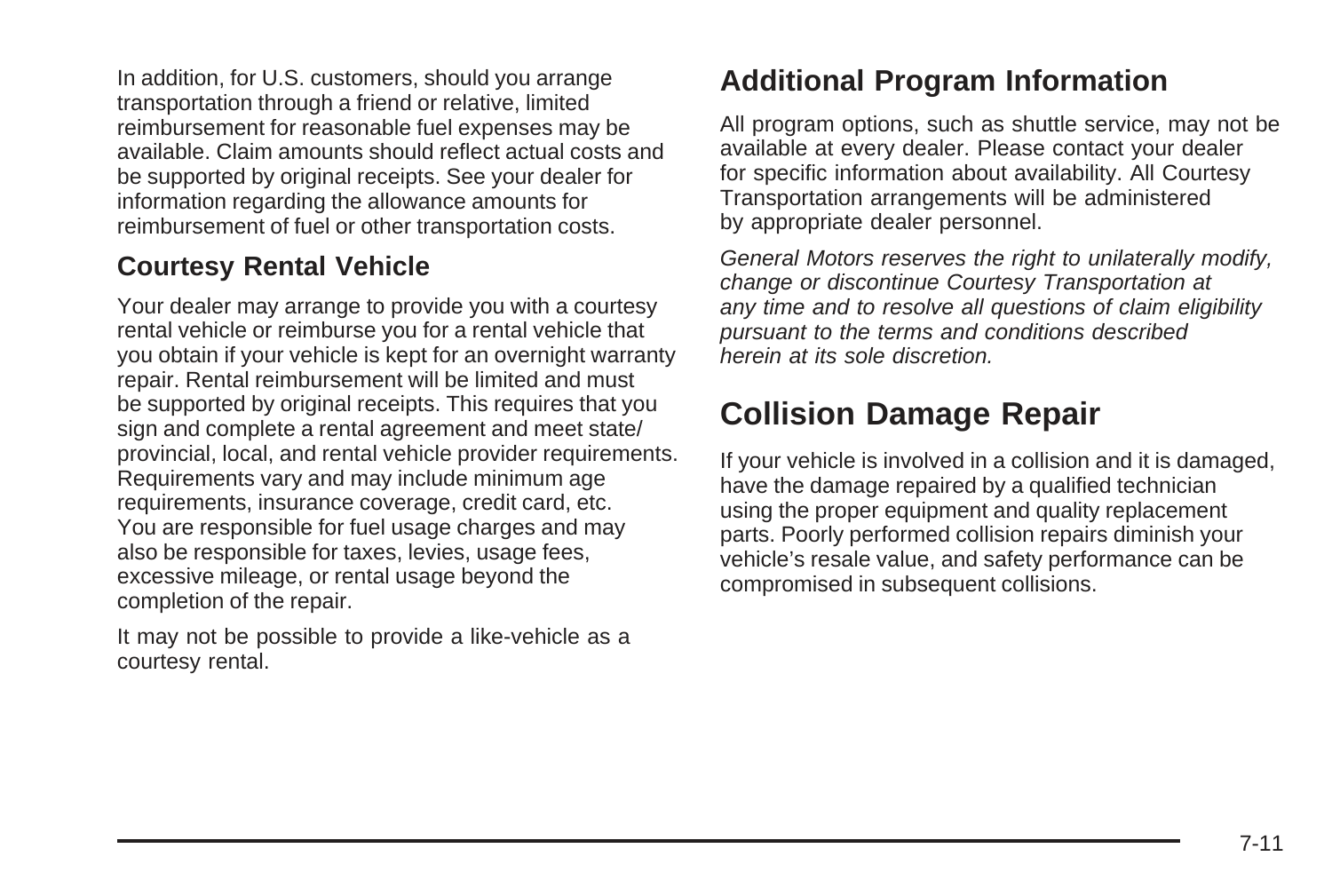In addition, for U.S. customers, should you arrange transportation through a friend or relative, limited reimbursement for reasonable fuel expenses may be available. Claim amounts should reflect actual costs and be supported by original receipts. See your dealer for information regarding the allowance amounts for reimbursement of fuel or other transportation costs.

### Courtesy Rental Vehicle

Your dealer may arrange to provide you with a courtesy rental vehicle or reimburse you for a rental vehicle that you obtain if your vehicle is kept for an overnight warranty repair. Rental reimbursement will be limited and must be supported by original receipts. This requires that you sign and complete a rental agreement and meet state/provincial, local, and rental vehicle provider requirements. Requirements vary and may include minimum age requirements, insurance coverage, credit card, etc. You are responsible for fuel usage charges and may also be responsible for taxes, levies, usage fees, excessive mileage, or rental usage beyond the completion of the repair.

It may not be possible to provide a like-vehicle as a courtesy rental.

## Additional Program Information

All program options, such as shuttle service, may not be available at every dealer. Please contact your dealer for specific information about availability. All Courtesy Transportation arrangements will be administered by appropriate dealer personnel.

*General Motors reserves the right to unilaterally modify, change or discontinue Courtesy Transportation at any time and to resolve all questions of claim eligibility pursuant to the terms and conditions described herein at its sole discretion.*

# Collision Damage Repair

If your vehicle is involved in a collision and it is damaged, have the damage repaired by a qualified technician using the proper equipment and quality replacement parts. Poorly performed collision repairs diminish your vehicle's resale value, and safety performance can be compromised in subsequent collisions.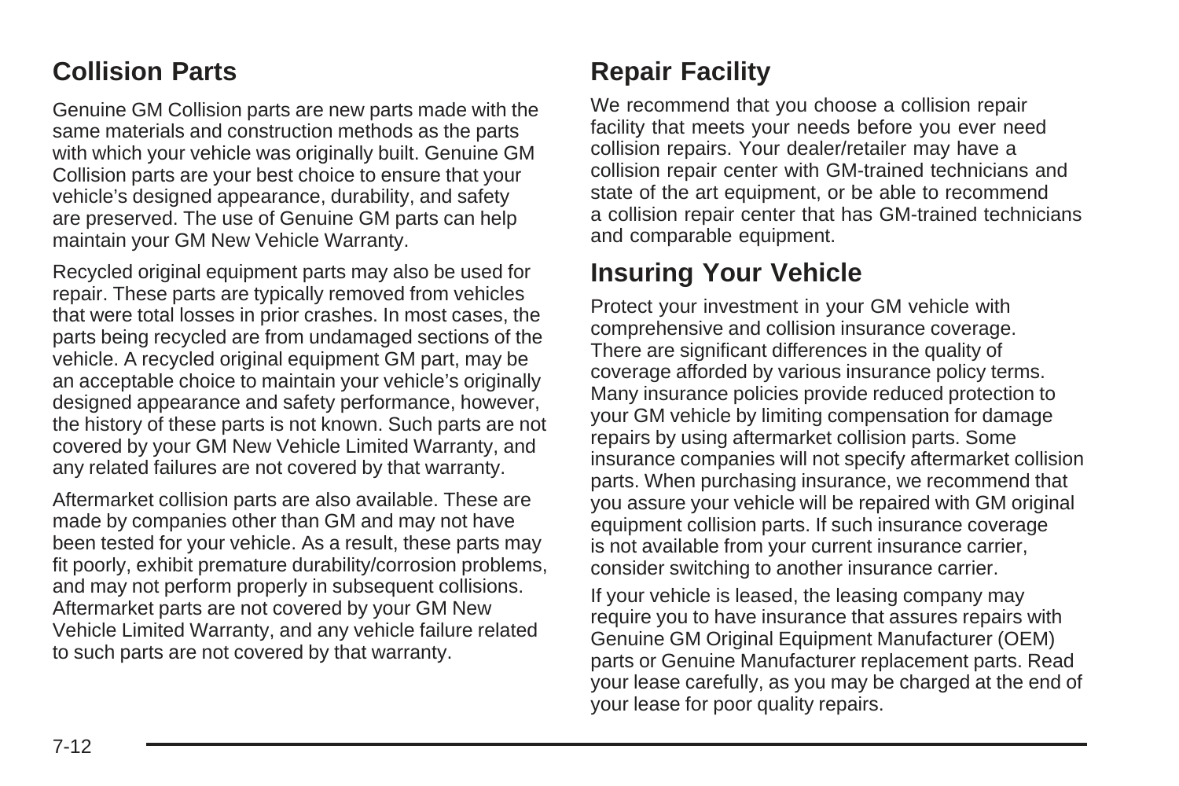## Collision Parts

Genuine GM Collision parts are new parts made with the same materials and construction methods as the parts with which your vehicle was originally built. Genuine GM Collision parts are your best choice to ensure that your vehicle's designed appearance, durability, and safety are preserved. The use of Genuine GM parts can help maintain your GM New Vehicle Warranty.

Recycled original equipment parts may also be used for repair. These parts are typically removed from vehicles that were total losses in prior crashes. In most cases, the parts being recycled are from undamaged sections of the vehicle. A recycled original equipment GM part, may be an acceptable choice to maintain your vehicle's originally designed appearance and safety performance, however, the history of these parts is not known. Such parts are not covered by your GM New Vehicle Limited Warranty, and any related failures are not covered by that warranty.

Aftermarket collision parts are also available. These are made by companies other than GM and may not have been tested for your vehicle. As a result, these parts may fit poorly, exhibit premature durability/corrosion problems, and may not perform properly in subsequent collisions. Aftermarket parts are not covered by your GM New Vehicle Limited Warranty, and any vehicle failure related to such parts are not covered by that warranty.

## Repair Facility

We recommend that you choose a collision repair facility that meets your needs before you ever need collision repairs. Your dealer/retailer may have a collision repair center with GM-trained technicians and state of the art equipment, or be able to recommend a collision repair center that has GM-trained technicians and comparable equipment.

## Insuring Your Vehicle

Protect your investment in your GM vehicle with comprehensive and collision insurance coverage. There are significant differences in the quality of coverage afforded by various insurance policy terms. Many insurance policies provide reduced protection to your GM vehicle by limiting compensation for damage repairs by using aftermarket collision parts. Some insurance companies will not specify aftermarket collision parts. When purchasing insurance, we recommend that you assure your vehicle will be repaired with GM original equipment collision parts. If such insurance coverage is not available from your current insurance carrier, consider switching to another insurance carrier.

If your vehicle is leased, the leasing company may require you to have insurance that assures repairs with Genuine GM Original Equipment Manufacturer (OEM) parts or Genuine Manufacturer replacement parts. Read your lease carefully, as you may be charged at the end of your lease for poor quality repairs.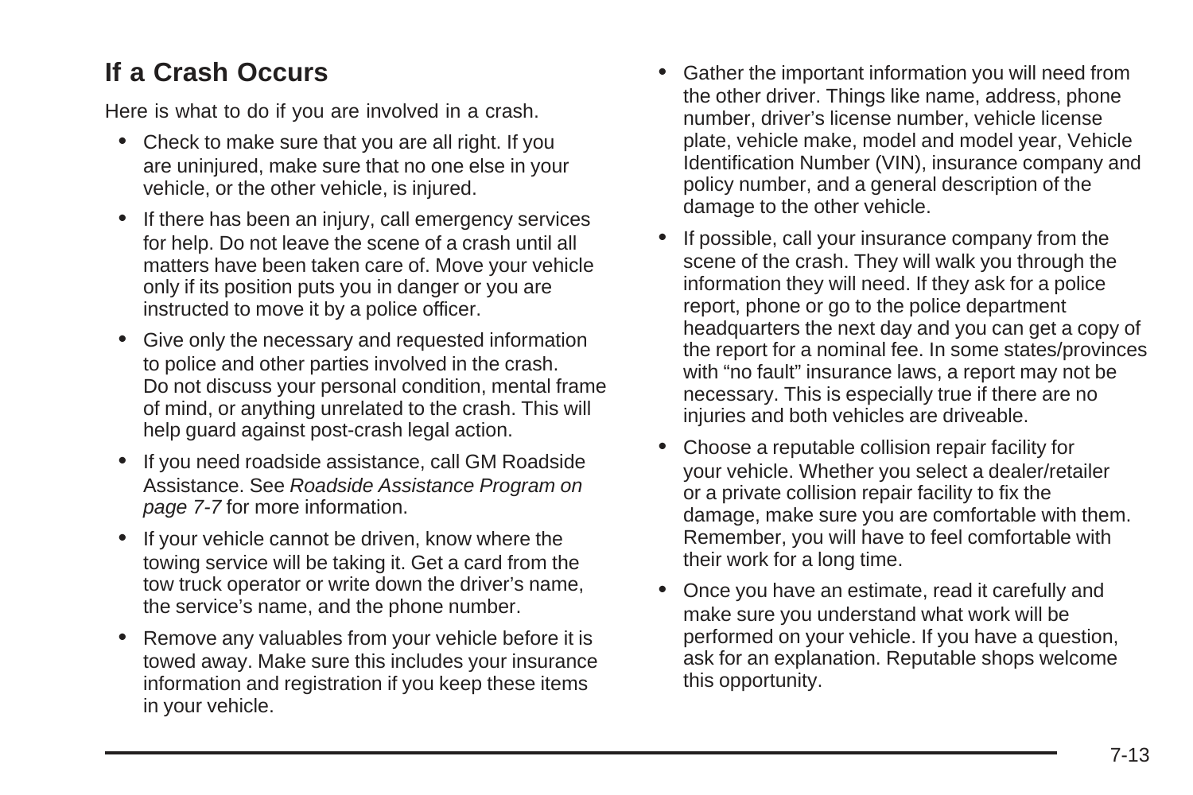## If a Crash Occurs

Here is what to do if you are involved in a crash.

- Check to make sure that you are all right. If you are uninjured, make sure that no one else in your vehicle, or the other vehicle, is injured.
- If there has been an injury, call emergency services for help. Do not leave the scene of a crash until all matters have been taken care of. Move your vehicle only if its position puts you in danger or you are instructed to move it by a police officer.
- Give only the necessary and requested information to police and other parties involved in the crash. Do not discuss your personal condition, mental frame of mind, or anything unrelated to the crash. This will help guard against post-crash legal action.
- If you need roadside assistance, call GM Roadside Assistance. See *Roadside Assistance Program on page 7-7* for more information.
- If your vehicle cannot be driven, know where the towing service will be taking it. Get a card from the tow truck operator or write down the driver's name, the service's name, and the phone number.
- Remove any valuables from your vehicle before it is towed away. Make sure this includes your insurance information and registration if you keep these items in your vehicle.
- Gather the important information you will need from the other driver. Things like name, address, phone number, driver's license number, vehicle license plate, vehicle make, model and model year, Vehicle Identification Number (VIN), insurance company and policy number, and a general description of the damage to the other vehicle.
- If possible, call your insurance company from the scene of the crash. They will walk you through the information they will need. If they ask for a police report, phone or go to the police department headquarters the next day and you can get a copy of the report for a nominal fee. In some states/provinces with "no fault" insurance laws, a report may not be necessary. This is especially true if there are no injuries and both vehicles are driveable.
- Choose a reputable collision repair facility for your vehicle. Whether you select a dealer/retailer or a private collision repair facility to fix the damage, make sure you are comfortable with them. Remember, you will have to feel comfortable with their work for a long time.
- Once you have an estimate, read it carefully and make sure you understand what work will be performed on your vehicle. If you have a question, ask for an explanation. Reputable shops welcome this opportunity.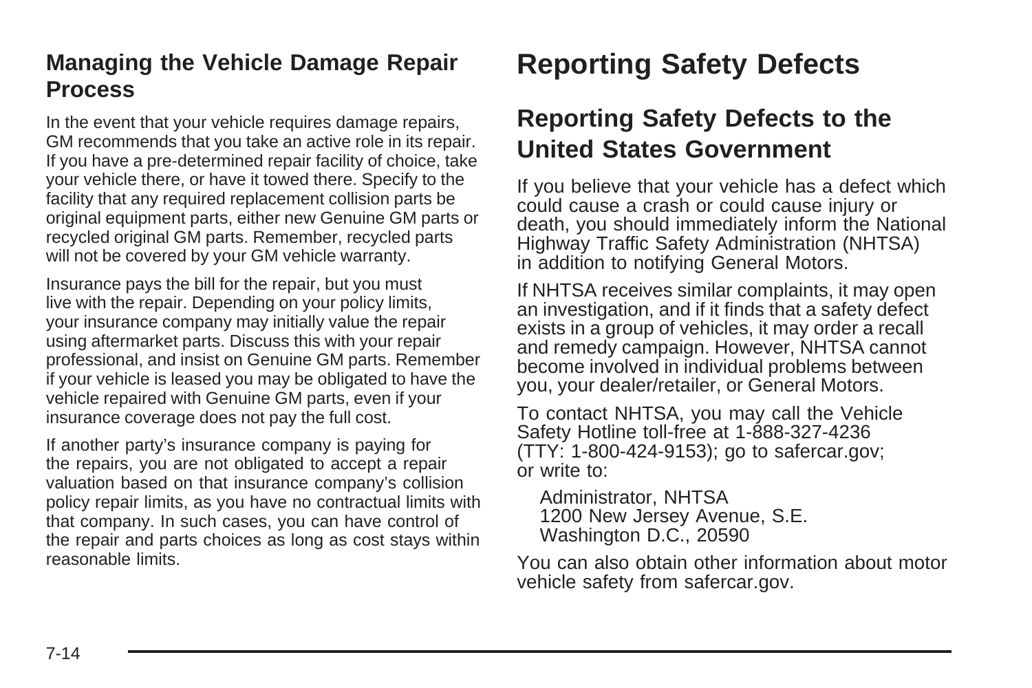### Managing the Vehicle Damage Repair Process

In the event that your vehicle requires damage repairs, GM recommends that you take an active role in its repair. If you have a pre-determined repair facility of choice, take your vehicle there, or have it towed there. Specify to the facility that any required replacement collision parts be original equipment parts, either new Genuine GM parts or recycled original GM parts. Remember, recycled parts will not be covered by your GM vehicle warranty.

Insurance pays the bill for the repair, but you must live with the repair. Depending on your policy limits, your insurance company may initially value the repair using aftermarket parts. Discuss this with your repair professional, and insist on Genuine GM parts. Remember if your vehicle is leased you may be obligated to have the vehicle repaired with Genuine GM parts, even if your insurance coverage does not pay the full cost.

If another party's insurance company is paying for the repairs, you are not obligated to accept a repair valuation based on that insurance company's collision policy repair limits, as you have no contractual limits with that company. In such cases, you can have control of the repair and parts choices as long as cost stays within reasonable limits.

# Reporting Safety Defects

## Reporting Safety Defects to the United States Government

If you believe that your vehicle has a defect which could cause a crash or could cause injury or death, you should immediately inform the National Highway Traffic Safety Administration (NHTSA) in addition to notifying General Motors.

If NHTSA receives similar complaints, it may open an investigation, and if it finds that a safety defect exists in a group of vehicles, it may order a recall and remedy campaign. However, NHTSA cannot become involved in individual problems between you, your dealer/retailer, or General Motors.

To contact NHTSA, you may call the Vehicle Safety Hotline toll-free at 1-888-327-4236 (TTY: 1-800-424-9153); go to safercar.gov; or write to:

Administrator, NHTSA
1200 New Jersey Avenue, S.E.
Washington D.C., 20590

You can also obtain other information about motor vehicle safety from safercar.gov.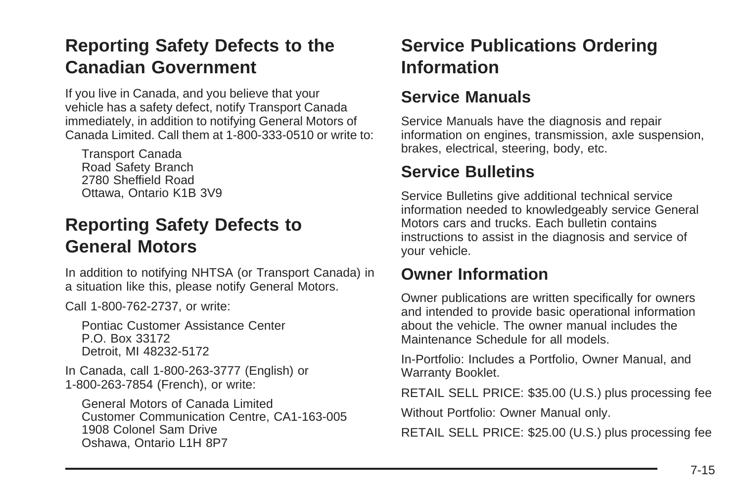## Reporting Safety Defects to the Canadian Government

If you live in Canada, and you believe that your vehicle has a safety defect, notify Transport Canada immediately, in addition to notifying General Motors of Canada Limited. Call them at 1-800-333-0510 or write to:

Transport Canada
Road Safety Branch
2780 Sheffield Road
Ottawa, Ontario K1B 3V9

## Reporting Safety Defects to General Motors

In addition to notifying NHTSA (or Transport Canada) in a situation like this, please notify General Motors.

Call 1-800-762-2737, or write:

Pontiac Customer Assistance Center
P.O. Box 33172
Detroit, MI 48232-5172

In Canada, call 1-800-263-3777 (English) or 1-800-263-7854 (French), or write:

General Motors of Canada Limited
Customer Communication Centre, CA1-163-005
1908 Colonel Sam Drive
Oshawa, Ontario L1H 8P7

## Service Publications Ordering Information

### Service Manuals

Service Manuals have the diagnosis and repair information on engines, transmission, axle suspension, brakes, electrical, steering, body, etc.

### Service Bulletins

Service Bulletins give additional technical service information needed to knowledgeably service General Motors cars and trucks. Each bulletin contains instructions to assist in the diagnosis and service of your vehicle.

### Owner Information

Owner publications are written specifically for owners and intended to provide basic operational information about the vehicle. The owner manual includes the Maintenance Schedule for all models.

In-Portfolio: Includes a Portfolio, Owner Manual, and Warranty Booklet.

RETAIL SELL PRICE: $35.00 (U.S.) plus processing fee

Without Portfolio: Owner Manual only.

RETAIL SELL PRICE: $25.00 (U.S.) plus processing fee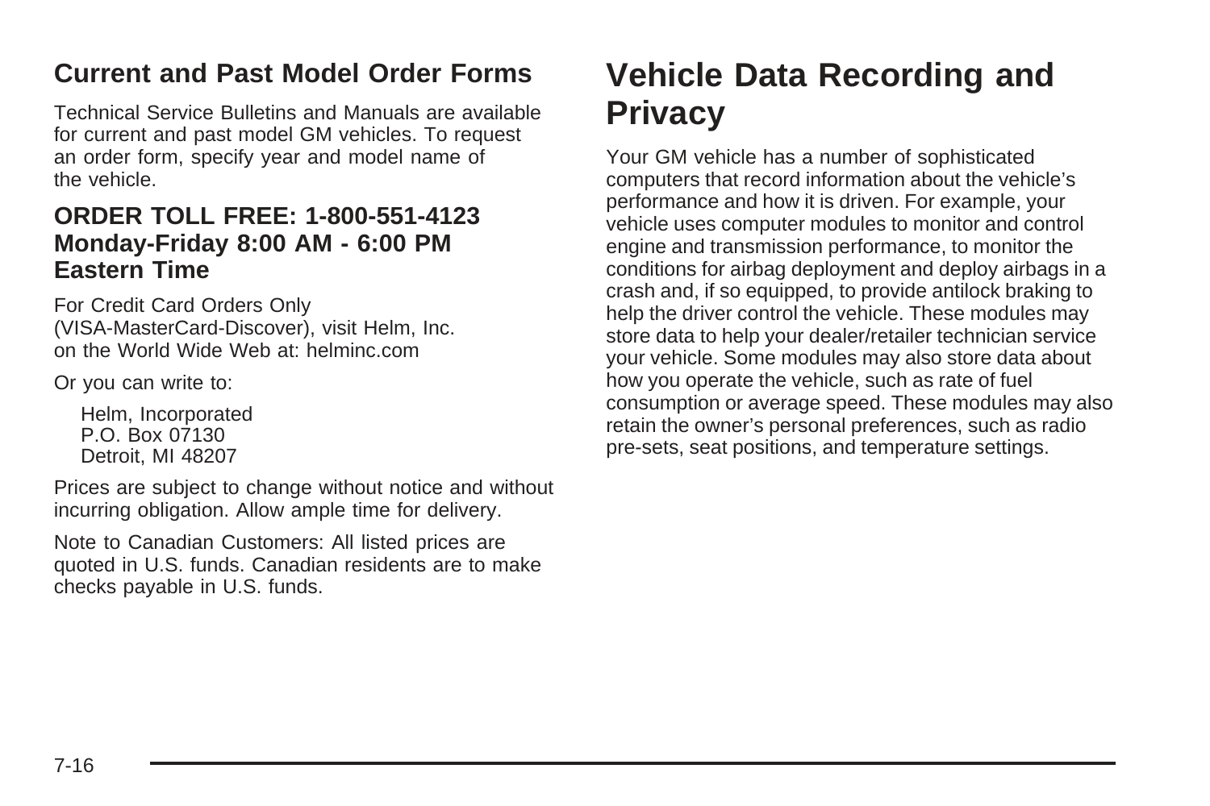### Current and Past Model Order Forms

Technical Service Bulletins and Manuals are available for current and past model GM vehicles. To request an order form, specify year and model name of the vehicle.

#### ORDER TOLL FREE: 1-800-551-4123 Monday-Friday 8:00 AM - 6:00 PM Eastern Time

For Credit Card Orders Only (VISA-MasterCard-Discover), visit Helm, Inc. on the World Wide Web at: helminc.com

Or you can write to:

Helm, Incorporated
P.O. Box 07130
Detroit, MI 48207

Prices are subject to change without notice and without incurring obligation. Allow ample time for delivery.

Note to Canadian Customers: All listed prices are quoted in U.S. funds. Canadian residents are to make checks payable in U.S. funds.

## Vehicle Data Recording and Privacy

Your GM vehicle has a number of sophisticated computers that record information about the vehicle's performance and how it is driven. For example, your vehicle uses computer modules to monitor and control engine and transmission performance, to monitor the conditions for airbag deployment and deploy airbags in a crash and, if so equipped, to provide antilock braking to help the driver control the vehicle. These modules may store data to help your dealer/retailer technician service your vehicle. Some modules may also store data about how you operate the vehicle, such as rate of fuel consumption or average speed. These modules may also retain the owner's personal preferences, such as radio pre-sets, seat positions, and temperature settings.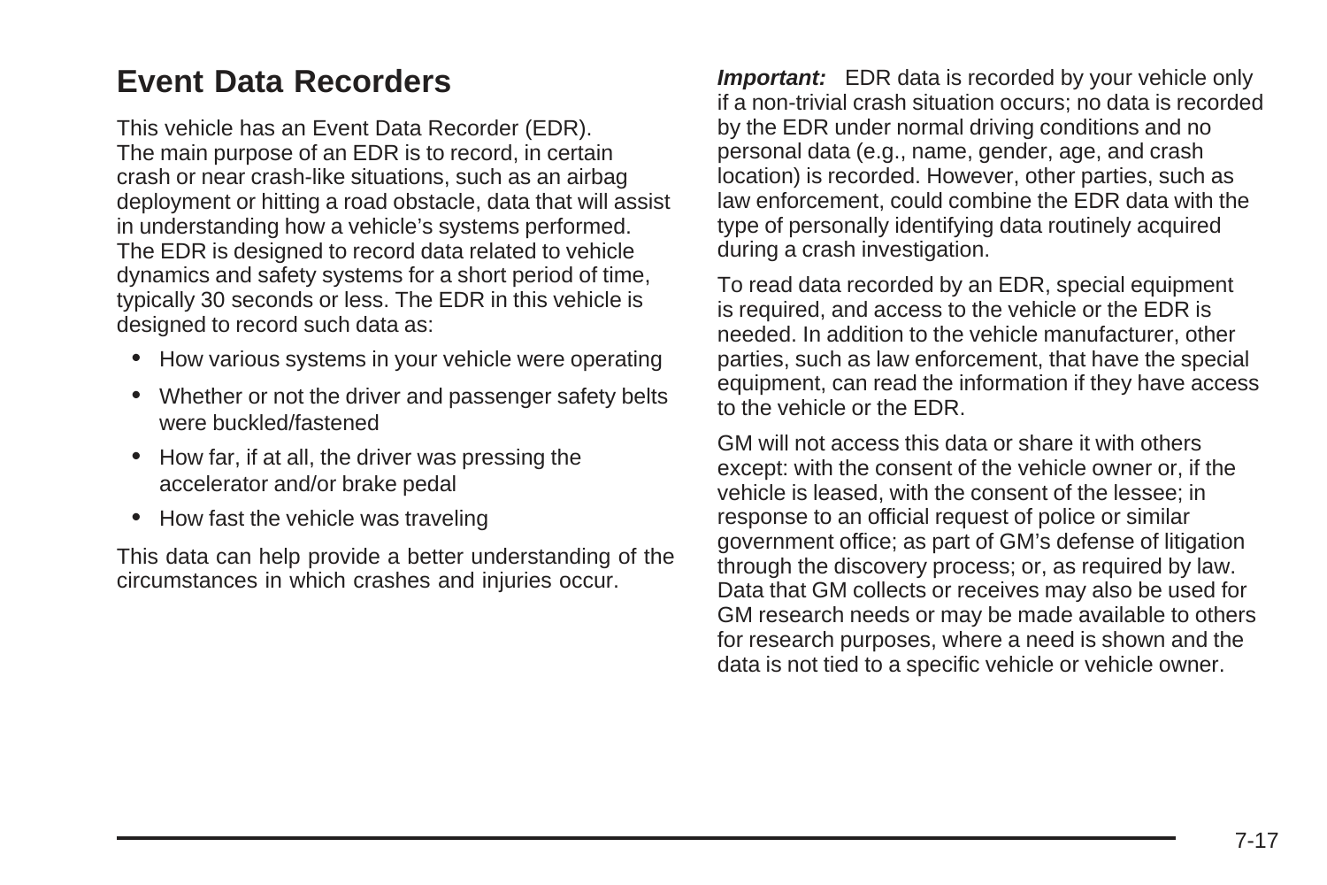## Event Data Recorders

This vehicle has an Event Data Recorder (EDR). The main purpose of an EDR is to record, in certain crash or near crash-like situations, such as an airbag deployment or hitting a road obstacle, data that will assist in understanding how a vehicle's systems performed. The EDR is designed to record data related to vehicle dynamics and safety systems for a short period of time, typically 30 seconds or less. The EDR in this vehicle is designed to record such data as:

- How various systems in your vehicle were operating
- Whether or not the driver and passenger safety belts were buckled/fastened
- How far, if at all, the driver was pressing the accelerator and/or brake pedal
- How fast the vehicle was traveling

This data can help provide a better understanding of the circumstances in which crashes and injuries occur.

***Important:*** EDR data is recorded by your vehicle only if a non-trivial crash situation occurs; no data is recorded by the EDR under normal driving conditions and no personal data (e.g., name, gender, age, and crash location) is recorded. However, other parties, such as law enforcement, could combine the EDR data with the type of personally identifying data routinely acquired during a crash investigation.

To read data recorded by an EDR, special equipment is required, and access to the vehicle or the EDR is needed. In addition to the vehicle manufacturer, other parties, such as law enforcement, that have the special equipment, can read the information if they have access to the vehicle or the EDR.

GM will not access this data or share it with others except: with the consent of the vehicle owner or, if the vehicle is leased, with the consent of the lessee; in response to an official request of police or similar government office; as part of GM's defense of litigation through the discovery process; or, as required by law. Data that GM collects or receives may also be used for GM research needs or may be made available to others for research purposes, where a need is shown and the data is not tied to a specific vehicle or vehicle owner.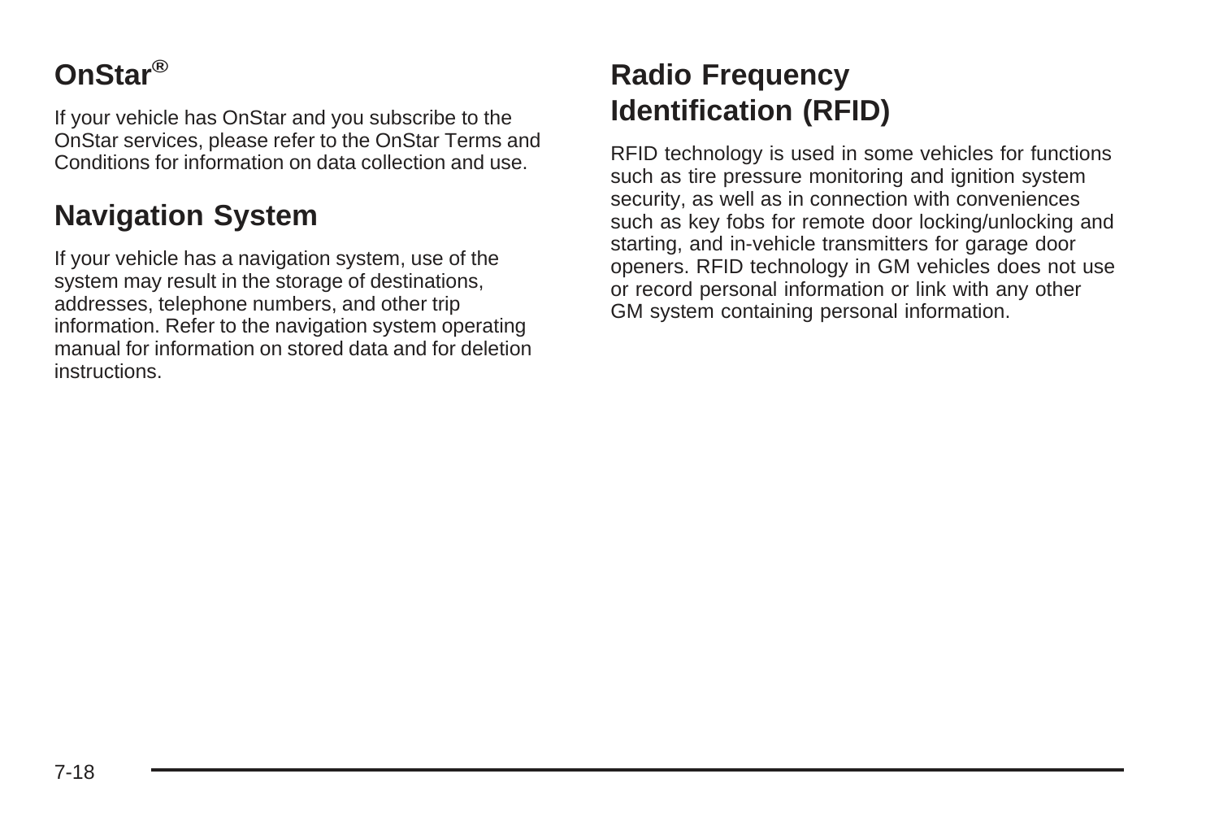## OnStar®

If your vehicle has OnStar and you subscribe to the OnStar services, please refer to the OnStar Terms and Conditions for information on data collection and use.

## Navigation System

If your vehicle has a navigation system, use of the system may result in the storage of destinations, addresses, telephone numbers, and other trip information. Refer to the navigation system operating manual for information on stored data and for deletion instructions.

## Radio Frequency Identification (RFID)

RFID technology is used in some vehicles for functions such as tire pressure monitoring and ignition system security, as well as in connection with conveniences such as key fobs for remote door locking/unlocking and starting, and in-vehicle transmitters for garage door openers. RFID technology in GM vehicles does not use or record personal information or link with any other GM system containing personal information.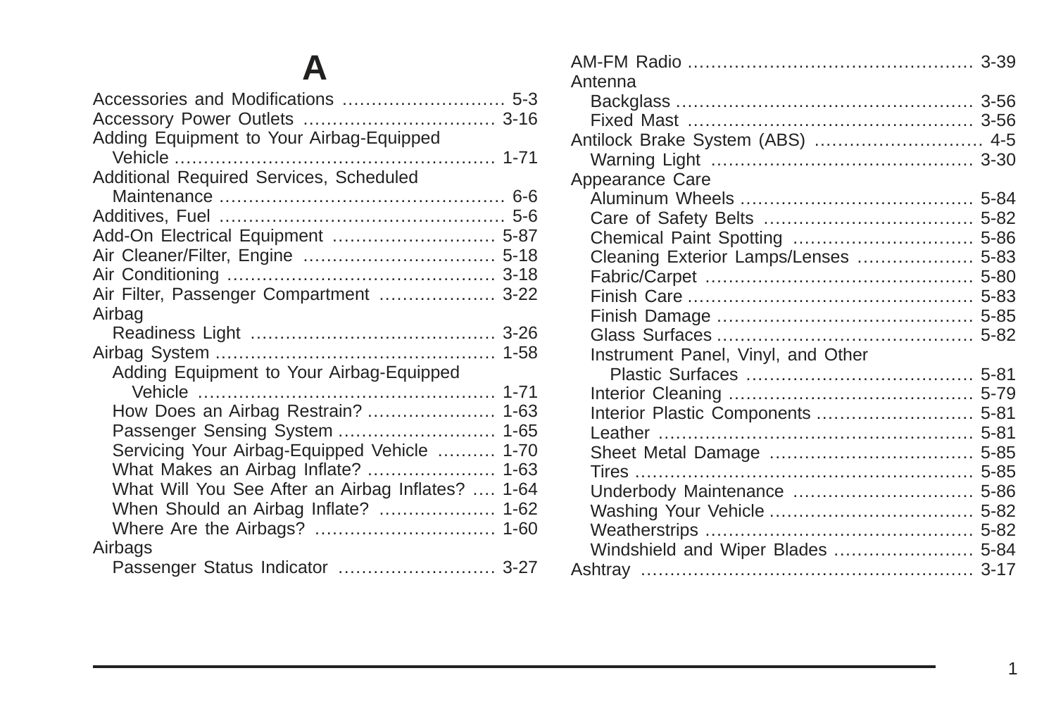# A

Accessories and Modifications ........................... 5-3
Accessory Power Outlets ................................ 3-16
Adding Equipment to Your Airbag-Equipped
  Vehicle ...................................................... 1-71
Additional Required Services, Scheduled
  Maintenance ................................................ 6-6
Additives, Fuel ................................................ 5-6
Add-On Electrical Equipment ........................... 5-87
Air Cleaner/Filter, Engine ................................ 5-18
Air Conditioning ............................................. 3-18
Air Filter, Passenger Compartment .................... 3-22
Airbag
  Readiness Light ......................................... 3-26
Airbag System ............................................... 1-58
  Adding Equipment to Your Airbag-Equipped
    Vehicle .................................................. 1-71
  How Does an Airbag Restrain? ...................... 1-63
  Passenger Sensing System .......................... 1-65
  Servicing Your Airbag-Equipped Vehicle .......... 1-70
  What Makes an Airbag Inflate? ...................... 1-63
  What Will You See After an Airbag Inflates? .... 1-64
  When Should an Airbag Inflate? .................... 1-62
  Where Are the Airbags? .............................. 1-60
Airbags
  Passenger Status Indicator ........................... 3-27

AM-FM Radio ................................................ 3-39
Antenna
  Backglass .................................................. 3-56
  Fixed Mast ................................................ 3-56
Antilock Brake System (ABS) ............................ 4-5
  Warning Light ............................................ 3-30
Appearance Care
  Aluminum Wheels ....................................... 5-84
  Care of Safety Belts ................................... 5-82
  Chemical Paint Spotting .............................. 5-86
  Cleaning Exterior Lamps/Lenses ................... 5-83
  Fabric/Carpet ............................................. 5-80
  Finish Care ................................................ 5-83
  Finish Damage ........................................... 5-85
  Glass Surfaces ........................................... 5-82
  Instrument Panel, Vinyl, and Other
    Plastic Surfaces ...................................... 5-81
  Interior Cleaning ......................................... 5-79
  Interior Plastic Components .......................... 5-81
  Leather ..................................................... 5-81
  Sheet Metal Damage .................................. 5-85
  Tires ........................................................ 5-85
  Underbody Maintenance .............................. 5-86
  Washing Your Vehicle .................................. 5-82
  Weatherstrips ............................................. 5-82
  Windshield and Wiper Blades ........................ 5-84
Ashtray ........................................................ 3-17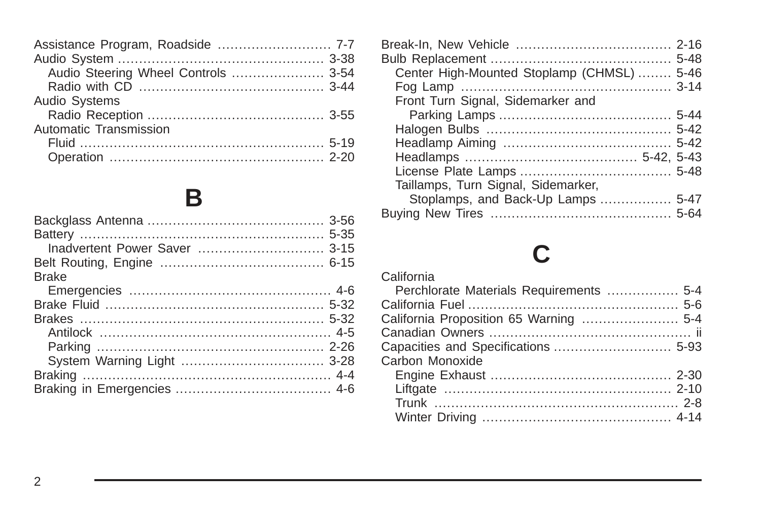Assistance Program, Roadside ........................... 7-7
Audio System ................................................ 3-38
  Audio Steering Wheel Controls ...................... 3-54
  Radio with CD ........................................... 3-44
Audio Systems
  Radio Reception ......................................... 3-55
Automatic Transmission
  Fluid ......................................................... 5-19
  Operation .................................................. 2-20

## B

Backglass Antenna ......................................... 3-56
Battery ......................................................... 5-35
  Inadvertent Power Saver ............................. 3-15
Belt Routing, Engine ...................................... 6-15
Brake
  Emergencies ............................................... 4-6
Brake Fluid ................................................... 5-32
Brakes ......................................................... 5-32
  Antilock ...................................................... 4-5
  Parking ..................................................... 2-26
  System Warning Light ................................. 3-28
Braking ......................................................... 4-4
Braking in Emergencies .................................... 4-6
Break-In, New Vehicle .................................... 2-16
Bulb Replacement .......................................... 5-48
  Center High-Mounted Stoplamp (CHMSL) ........ 5-46
  Fog Lamp ................................................... 3-14
  Front Turn Signal, Sidemarker and
    Parking Lamps ......................................... 5-44
  Halogen Bulbs ........................................... 5-42
  Headlamp Aiming ....................................... 5-42
  Headlamps ....................................... 5-42, 5-43
  License Plate Lamps ................................... 5-48
  Taillamps, Turn Signal, Sidemarker,
    Stoplamps, and Back-Up Lamps ................ 5-47
Buying New Tires .......................................... 5-64

## C

California
  Perchlorate Materials Requirements ................ 5-4
California Fuel ................................................ 5-6
California Proposition 65 Warning ...................... 5-4
Canadian Owners ............................................... ii
Capacities and Specifications ........................... 5-93
Carbon Monoxide
  Engine Exhaust .......................................... 2-30
  Liftgate ..................................................... 2-10
  Trunk ........................................................ 2-8
  Winter Driving ............................................ 4-14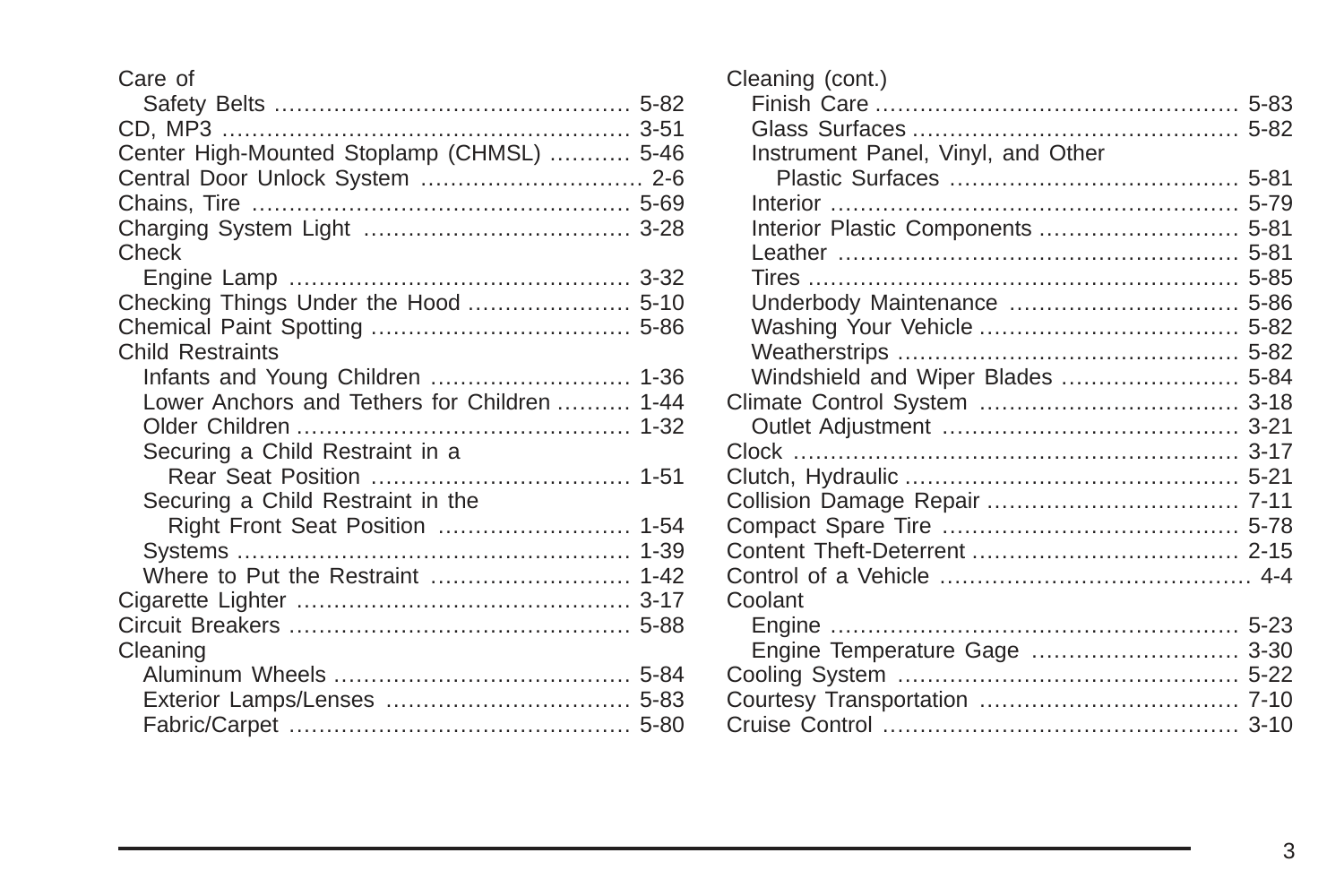Care of
  Safety Belts ............................................... 5-82
CD, MP3 ..................................................... 3-51
Center High-Mounted Stoplamp (CHMSL) ........... 5-46
Central Door Unlock System ............................. 2-6
Chains, Tire .................................................. 5-69
Charging System Light ................................... 3-28
Check
  Engine Lamp ............................................. 3-32
Checking Things Under the Hood ..................... 5-10
Chemical Paint Spotting .................................. 5-86
Child Restraints
  Infants and Young Children .......................... 1-36
  Lower Anchors and Tethers for Children .......... 1-44
  Older Children ............................................ 1-32
  Securing a Child Restraint in a
    Rear Seat Position .................................. 1-51
  Securing a Child Restraint in the
    Right Front Seat Position ......................... 1-54
  Systems .................................................... 1-39
  Where to Put the Restraint .......................... 1-42
Cigarette Lighter ............................................ 3-17
Circuit Breakers ............................................. 5-88
Cleaning
  Aluminum Wheels ....................................... 5-84
  Exterior Lamps/Lenses ................................ 5-83
  Fabric/Carpet ............................................. 5-80

Cleaning (cont.)
  Finish Care ................................................ 5-83
  Glass Surfaces ........................................... 5-82
  Instrument Panel, Vinyl, and Other
    Plastic Surfaces ...................................... 5-81
  Interior ..................................................... 5-79
  Interior Plastic Components .......................... 5-81
  Leather ..................................................... 5-81
  Tires ........................................................ 5-85
  Underbody Maintenance .............................. 5-86
  Washing Your Vehicle .................................. 5-82
  Weatherstrips ............................................. 5-82
  Windshield and Wiper Blades ........................ 5-84
Climate Control System .................................. 3-18
  Outlet Adjustment ....................................... 3-21
Clock ........................................................... 3-17
Clutch, Hydraulic ............................................ 5-21
Collision Damage Repair ................................. 7-11
Compact Spare Tire ....................................... 5-78
Content Theft-Deterrent ................................... 2-15
Control of a Vehicle ......................................... 4-4
Coolant
  Engine ...................................................... 5-23
  Engine Temperature Gage ........................... 3-30
Cooling System ............................................. 5-22
Courtesy Transportation .................................. 7-10
Cruise Control ............................................... 3-10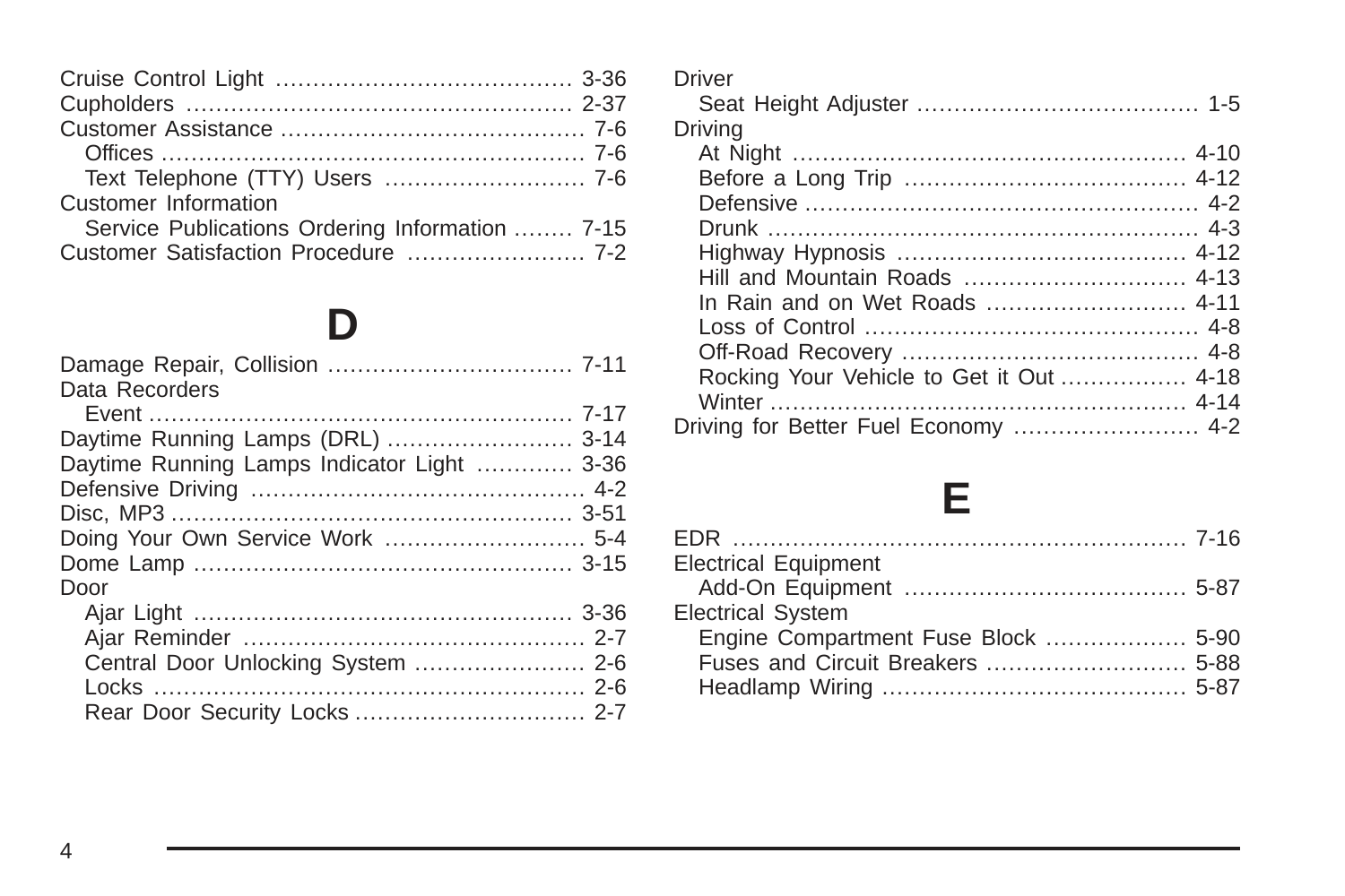Cruise Control Light ........................................ 3-36
Cupholders .................................................... 2-37
Customer Assistance ......................................... 7-6
  Offices ......................................................... 7-6
  Text Telephone (TTY) Users ........................... 7-6
Customer Information
  Service Publications Ordering Information ........ 7-15
Customer Satisfaction Procedure ........................ 7-2

## D

Damage Repair, Collision ................................. 7-11
Data Recorders
  Event ......................................................... 7-17
Daytime Running Lamps (DRL) ......................... 3-14
Daytime Running Lamps Indicator Light ............. 3-36
Defensive Driving ............................................. 4-2
Disc, MP3 ...................................................... 3-51
Doing Your Own Service Work ........................... 5-4
Dome Lamp ................................................... 3-15
Door
  Ajar Light ................................................... 3-36
  Ajar Reminder .............................................. 2-7
  Central Door Unlocking System ....................... 2-6
  Locks .......................................................... 2-6
  Rear Door Security Locks ............................... 2-7

Driver
  Seat Height Adjuster ...................................... 1-5
Driving
  At Night ..................................................... 4-10
  Before a Long Trip ...................................... 4-12
  Defensive ..................................................... 4-2
  Drunk .......................................................... 4-3
  Highway Hypnosis ....................................... 4-12
  Hill and Mountain Roads .............................. 4-13
  In Rain and on Wet Roads ........................... 4-11
  Loss of Control ............................................. 4-8
  Off-Road Recovery ........................................ 4-8
  Rocking Your Vehicle to Get it Out ................. 4-18
  Winter ........................................................ 4-14
Driving for Better Fuel Economy ......................... 4-2

## E

EDR ............................................................. 7-16
Electrical Equipment
  Add-On Equipment ...................................... 5-87
Electrical System
  Engine Compartment Fuse Block ................... 5-90
  Fuses and Circuit Breakers ........................... 5-88
  Headlamp Wiring ......................................... 5-87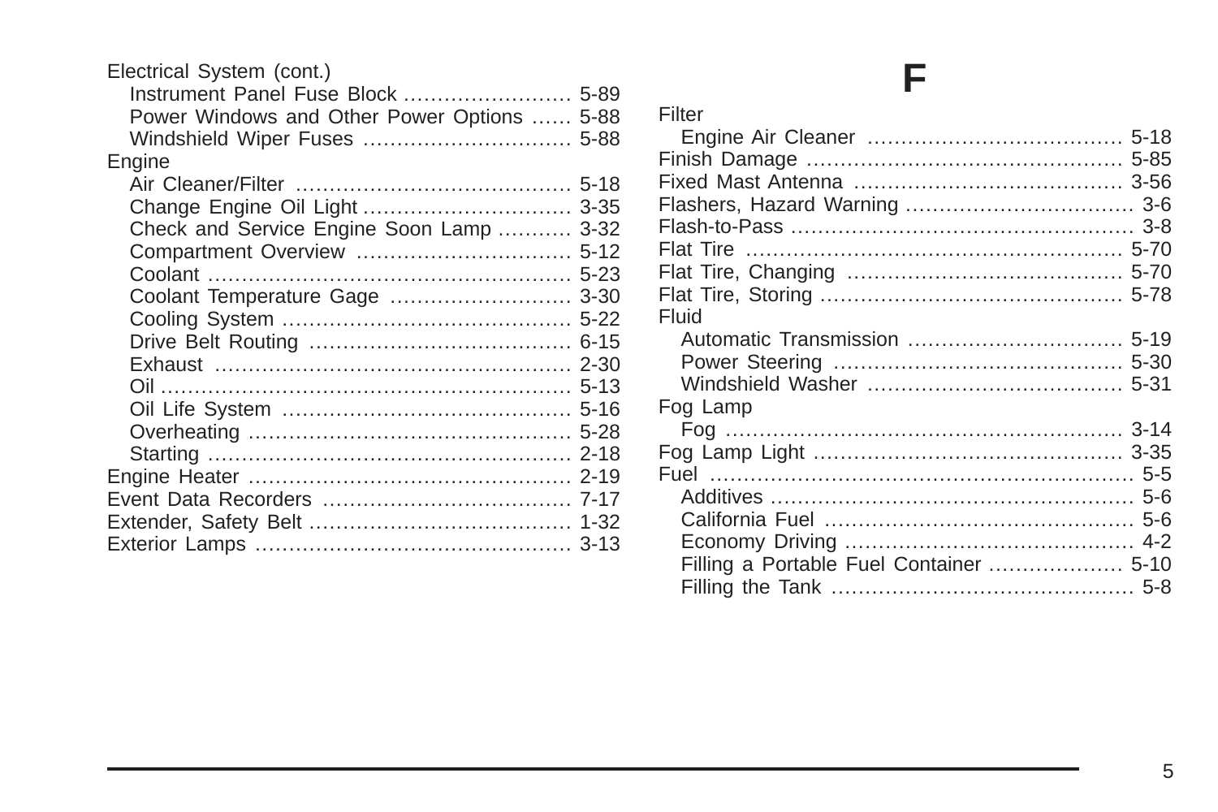Electrical System (cont.)
- Instrument Panel Fuse Block ........................ 5-89
- Power Windows and Other Power Options ...... 5-88
- Windshield Wiper Fuses .............................. 5-88

Engine
- Air Cleaner/Filter ........................................ 5-18
- Change Engine Oil Light .............................. 3-35
- Check and Service Engine Soon Lamp .......... 3-32
- Compartment Overview ............................... 5-12
- Coolant .................................................... 5-23
- Coolant Temperature Gage .......................... 3-30
- Cooling System .......................................... 5-22
- Drive Belt Routing ...................................... 6-15
- Exhaust .................................................... 2-30
- Oil ........................................................... 5-13
- Oil Life System .......................................... 5-16
- Overheating .............................................. 5-28
- Starting .................................................... 2-18

Engine Heater ............................................... 2-19
Event Data Recorders .................................... 7-17
Extender, Safety Belt ...................................... 1-32
Exterior Lamps .............................................. 3-13

# F

Filter
- Engine Air Cleaner ..................................... 5-18

Finish Damage .............................................. 5-85
Fixed Mast Antenna ....................................... 3-56
Flashers, Hazard Warning ................................. 3-6
Flash-to-Pass .................................................. 3-8
Flat Tire ....................................................... 5-70
Flat Tire, Changing ........................................ 5-70
Flat Tire, Storing ........................................... 5-78

Fluid
- Automatic Transmission ............................... 5-19
- Power Steering .......................................... 5-30
- Windshield Washer ..................................... 5-31

Fog Lamp
- Fog .......................................................... 3-14

Fog Lamp Light ............................................. 3-35
Fuel ............................................................... 5-5
- Additives ..................................................... 5-6
- California Fuel ............................................. 5-6
- Economy Driving .......................................... 4-2
- Filling a Portable Fuel Container ................... 5-10
- Filling the Tank ............................................ 5-8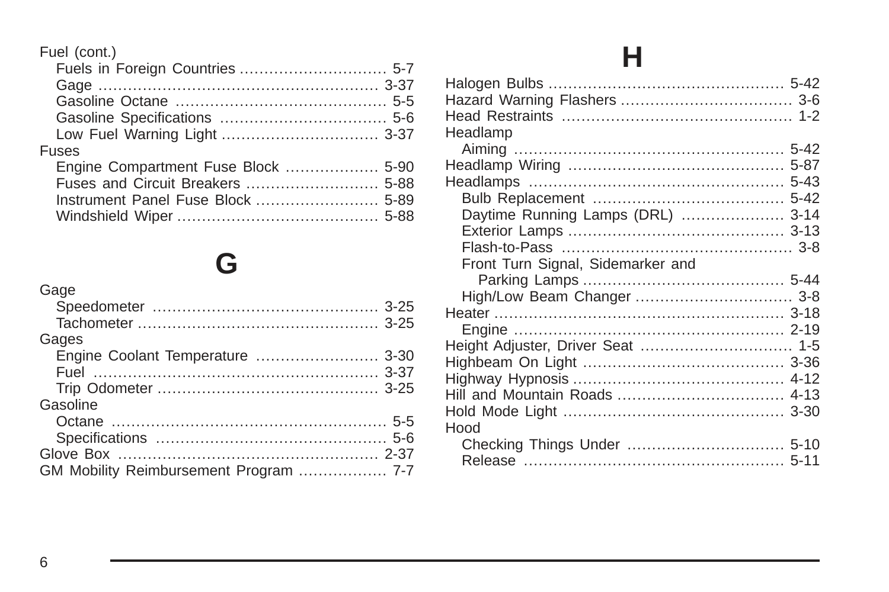Fuel (cont.)
- Fuels in Foreign Countries ............................. 5-7
- Gage ........................................................ 3-37
- Gasoline Octane .......................................... 5-5
- Gasoline Specifications ................................. 5-6
- Low Fuel Warning Light ............................... 3-37

Fuses
- Engine Compartment Fuse Block .................. 5-90
- Fuses and Circuit Breakers .......................... 5-88
- Instrument Panel Fuse Block ........................ 5-89
- Windshield Wiper ........................................ 5-88

## G

Gage
- Speedometer ............................................. 3-25
- Tachometer ................................................ 3-25

Gages
- Engine Coolant Temperature ........................ 3-30
- Fuel ......................................................... 3-37
- Trip Odometer ............................................ 3-25

Gasoline
- Octane ....................................................... 5-5
- Specifications .............................................. 5-6

Glove Box .................................................... 2-37

GM Mobility Reimbursement Program .................. 7-7

## H

Halogen Bulbs ............................................... 5-42

Hazard Warning Flashers .................................. 3-6

Head Restraints ............................................. 1-2

Headlamp
- Aiming ...................................................... 5-42

Headlamp Wiring ........................................... 5-87

Headlamps .................................................. 5-43
- Bulb Replacement ...................................... 5-42
- Daytime Running Lamps (DRL) .................... 3-14
- Exterior Lamps ........................................... 3-13
- Flash-to-Pass .............................................. 3-8
- Front Turn Signal, Sidemarker and
  - Parking Lamps ........................................ 5-44
- High/Low Beam Changer ............................... 3-8

Heater ......................................................... 3-18
- Engine ...................................................... 2-19

Height Adjuster, Driver Seat .............................. 1-5

Highbeam On Light ........................................ 3-36

Highway Hypnosis .......................................... 4-12

Hill and Mountain Roads ................................. 4-13

Hold Mode Light ............................................ 3-30

Hood
- Checking Things Under ............................... 5-10
- Release .................................................... 5-11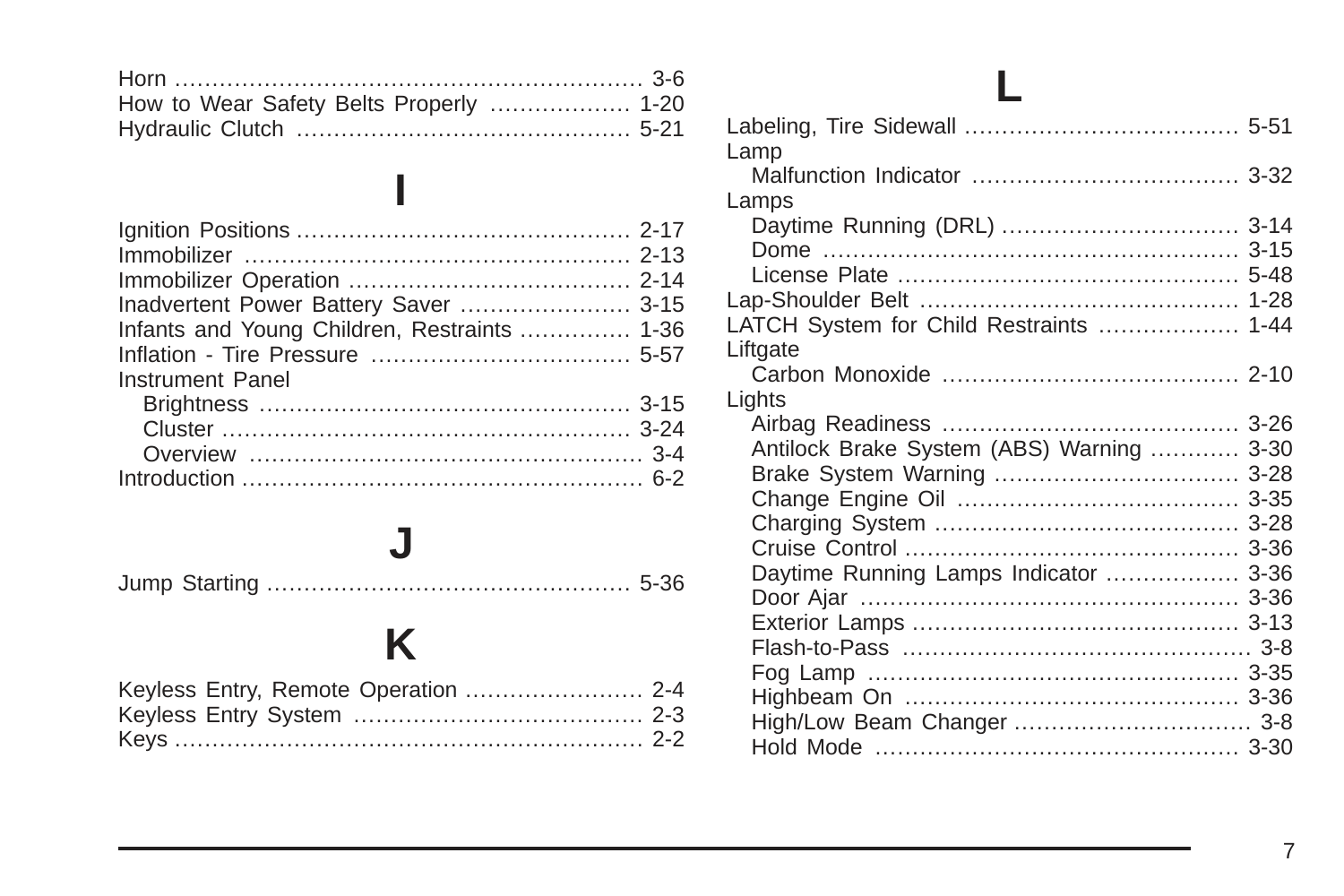Horn ............................................................ 3-6
How to Wear Safety Belts Properly .................. 1-20
Hydraulic Clutch ............................................ 5-21

# I

Ignition Positions ............................................ 2-17
Immobilizer ................................................... 2-13
Immobilizer Operation ..................................... 2-14
Inadvertent Power Battery Saver ...................... 3-15
Infants and Young Children, Restraints .............. 1-36
Inflation - Tire Pressure .................................. 5-57
Instrument Panel
  Brightness ................................................. 3-15
  Cluster ...................................................... 3-24
  Overview ................................................... 3-4
Introduction .................................................... 6-2

# J

Jump Starting ................................................ 5-36

# K

Keyless Entry, Remote Operation ....................... 2-4
Keyless Entry System ...................................... 2-3
Keys ............................................................. 2-2

# L

Labeling, Tire Sidewall .................................... 5-51
Lamp
  Malfunction Indicator ................................... 3-32
Lamps
  Daytime Running (DRL) ............................... 3-14
  Dome ....................................................... 3-15
  License Plate ............................................. 5-48
Lap-Shoulder Belt .......................................... 1-28
LATCH System for Child Restraints .................. 1-44
Liftgate
  Carbon Monoxide ....................................... 2-10
Lights
  Airbag Readiness ....................................... 3-26
  Antilock Brake System (ABS) Warning ............ 3-30
  Brake System Warning ................................ 3-28
  Change Engine Oil ..................................... 3-35
  Charging System ........................................ 3-28
  Cruise Control ............................................ 3-36
  Daytime Running Lamps Indicator ................. 3-36
  Door Ajar .................................................. 3-36
  Exterior Lamps ........................................... 3-13
  Flash-to-Pass ............................................. 3-8
  Fog Lamp ................................................. 3-35
  Highbeam On ............................................ 3-36
  High/Low Beam Changer ............................... 3-8
  Hold Mode ................................................ 3-30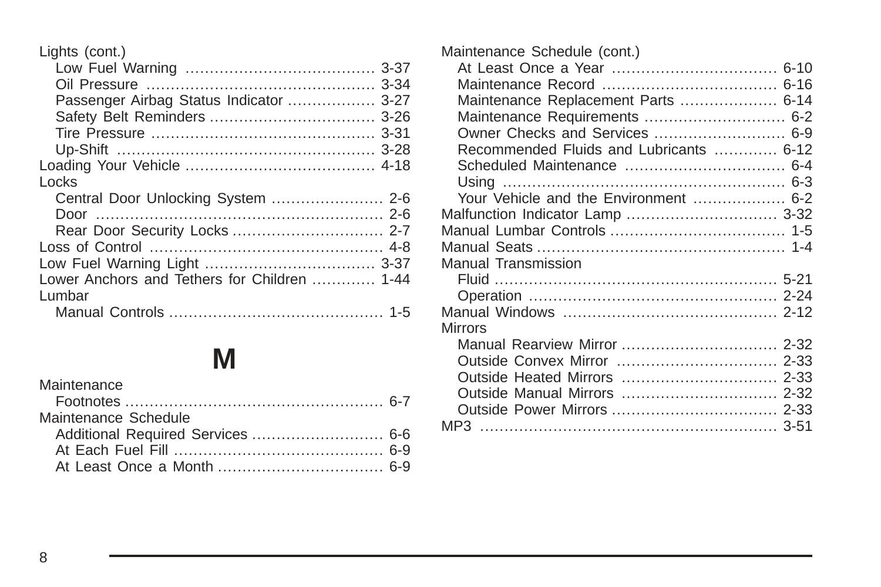Lights (cont.)
- Low Fuel Warning ...................................... 3-37
- Oil Pressure .............................................. 3-34
- Passenger Airbag Status Indicator ................. 3-27
- Safety Belt Reminders ................................. 3-26
- Tire Pressure ............................................. 3-31
- Up-Shift .................................................... 3-28

Loading Your Vehicle ...................................... 4-18

Locks
- Central Door Unlocking System ...................... 2-6
- Door ........................................................... 2-6
- Rear Door Security Locks .............................. 2-7

Loss of Control ................................................ 4-8

Low Fuel Warning Light .................................. 3-37

Lower Anchors and Tethers for Children ............ 1-44

Lumbar
- Manual Controls ........................................... 1-5

## M

Maintenance
- Footnotes .................................................... 6-7

Maintenance Schedule
- Additional Required Services .......................... 6-6
- At Each Fuel Fill .......................................... 6-9
- At Least Once a Month .................................. 6-9

Maintenance Schedule (cont.)
- At Least Once a Year ................................. 6-10
- Maintenance Record ................................... 6-16
- Maintenance Replacement Parts ................... 6-14
- Maintenance Requirements ............................ 6-2
- Owner Checks and Services .......................... 6-9
- Recommended Fluids and Lubricants ............ 6-12
- Scheduled Maintenance ................................ 6-4
- Using ......................................................... 6-3
- Your Vehicle and the Environment .................. 6-2

Malfunction Indicator Lamp .............................. 3-32

Manual Lumbar Controls ................................... 1-5

Manual Seats ................................................... 1-4

Manual Transmission
- Fluid ......................................................... 5-21
- Operation .................................................. 2-24

Manual Windows ........................................... 2-12

Mirrors
- Manual Rearview Mirror ............................... 2-32
- Outside Convex Mirror ................................ 2-33
- Outside Heated Mirrors ............................... 2-33
- Outside Manual Mirrors ............................... 2-32
- Outside Power Mirrors ................................. 2-33

MP3 ............................................................ 3-51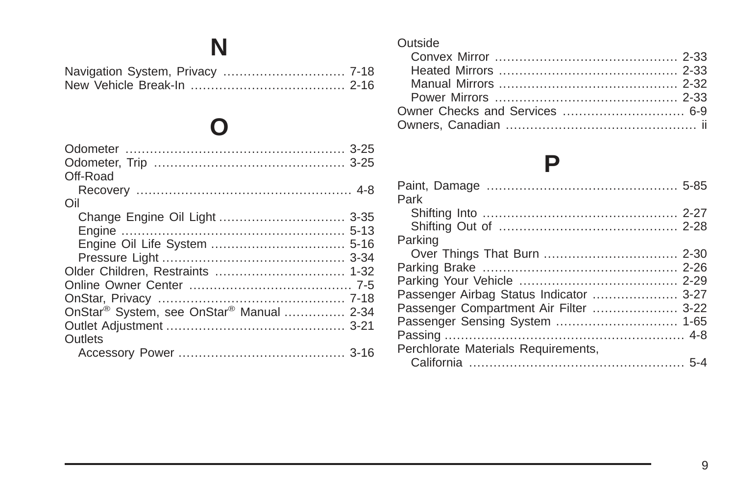# N

Navigation System, Privacy .............................. 7-18
New Vehicle Break-In ...................................... 2-16

# O

Odometer ...................................................... 3-25
Odometer, Trip ............................................... 3-25
Off-Road
  Recovery ..................................................... 4-8
Oil
  Change Engine Oil Light ............................... 3-35
  Engine ...................................................... 5-13
  Engine Oil Life System ................................. 5-16
  Pressure Light ............................................. 3-34
Older Children, Restraints ................................ 1-32
Online Owner Center ........................................ 7-5
OnStar, Privacy .............................................. 7-18
OnStar® System, see OnStar® Manual ............... 2-34
Outlet Adjustment ............................................ 3-21
Outlets
  Accessory Power ......................................... 3-16
Outside
  Convex Mirror ............................................. 2-33
  Heated Mirrors ............................................ 2-33
  Manual Mirrors ............................................ 2-32
  Power Mirrors ............................................. 2-33
Owner Checks and Services .............................. 6-9
Owners, Canadian ............................................... ii

# P

Paint, Damage ............................................... 5-85
Park
  Shifting Into ................................................ 2-27
  Shifting Out of ............................................ 2-28
Parking
  Over Things That Burn ................................. 2-30
Parking Brake ................................................ 2-26
Parking Your Vehicle ....................................... 2-29
Passenger Airbag Status Indicator ..................... 3-27
Passenger Compartment Air Filter ..................... 3-22
Passenger Sensing System .............................. 1-65
Passing ........................................................... 4-8
Perchlorate Materials Requirements,
  California ..................................................... 5-4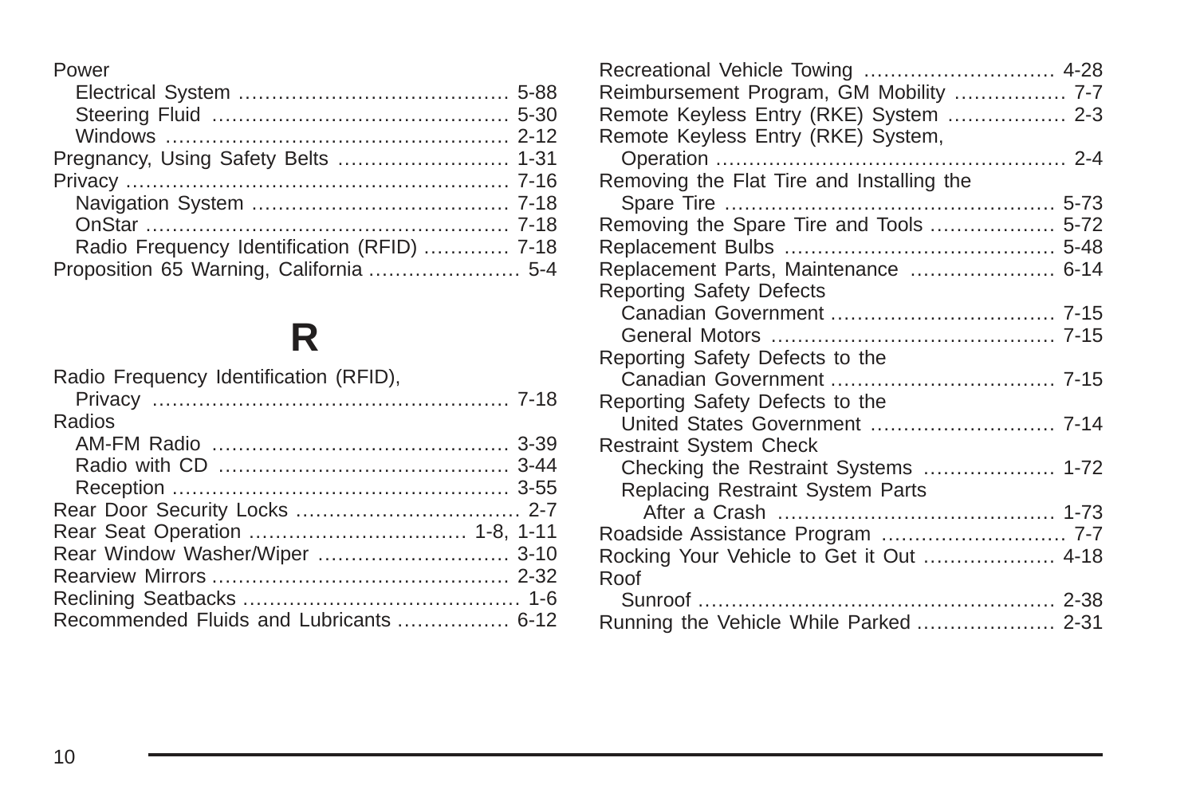Power
- Electrical System .......................................... 5-88
- Steering Fluid .............................................. 5-30
- Windows ..................................................... 2-12

Pregnancy, Using Safety Belts .......................... 1-31

Privacy ........................................................... 7-16
- Navigation System ....................................... 7-18
- OnStar ....................................................... 7-18
- Radio Frequency Identification (RFID) ............ 7-18

Proposition 65 Warning, California ...................... 5-4

# R

Radio Frequency Identification (RFID),
- Privacy ....................................................... 7-18

Radios
- AM-FM Radio .............................................. 3-39
- Radio with CD ............................................. 3-44
- Reception .................................................... 3-55

Rear Door Security Locks .................................. 2-7

Rear Seat Operation ................................. 1-8, 1-11

Rear Window Washer/Wiper ............................. 3-10

Rearview Mirrors ............................................. 2-32

Reclining Seatbacks .......................................... 1-6

Recommended Fluids and Lubricants ................. 6-12

Recreational Vehicle Towing ............................ 4-28

Reimbursement Program, GM Mobility ................ 7-7

Remote Keyless Entry (RKE) System ................. 2-3

Remote Keyless Entry (RKE) System,
- Operation ..................................................... 2-4

Removing the Flat Tire and Installing the
- Spare Tire .................................................. 5-73

Removing the Spare Tire and Tools .................. 5-72

Replacement Bulbs ......................................... 5-48

Replacement Parts, Maintenance ..................... 6-14

Reporting Safety Defects
- Canadian Government .................................. 7-15
- General Motors ........................................... 7-15

Reporting Safety Defects to the
- Canadian Government .................................. 7-15

Reporting Safety Defects to the
- United States Government ............................ 7-14

Restraint System Check
- Checking the Restraint Systems .................... 1-72
- Replacing Restraint System Parts
  - After a Crash ......................................... 1-73

Roadside Assistance Program ............................ 7-7

Rocking Your Vehicle to Get it Out .................... 4-18

Roof
- Sunroof ...................................................... 2-38

Running the Vehicle While Parked ..................... 2-31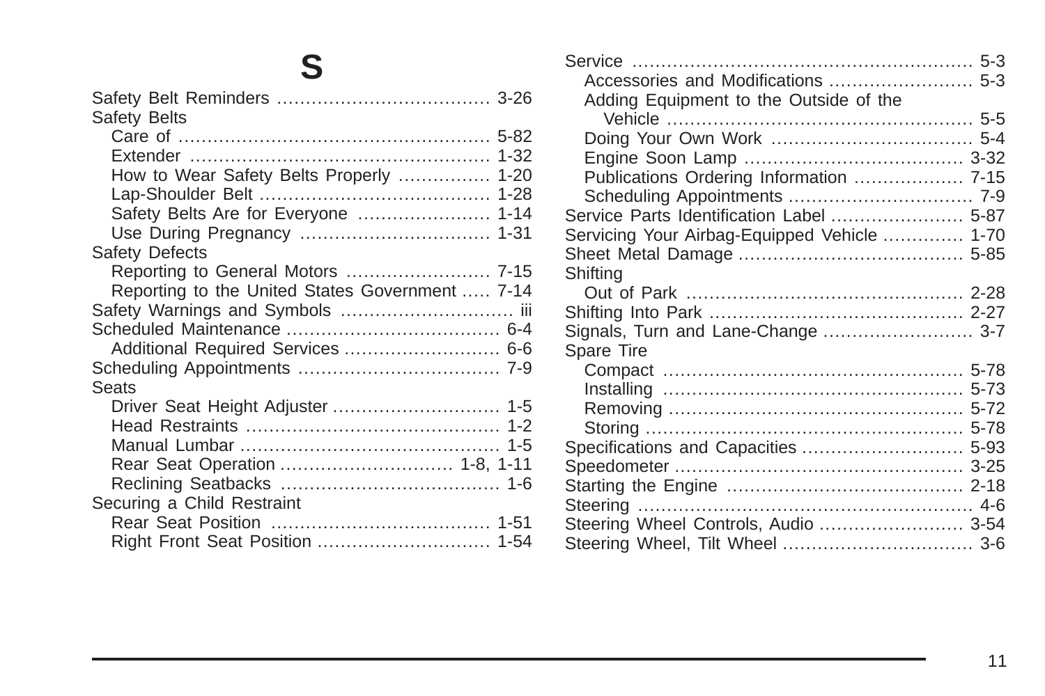# S

Safety Belt Reminders .................................... 3-26
Safety Belts
  Care of ..................................................... 5-82
  Extender ................................................... 1-32
  How to Wear Safety Belts Properly ............... 1-20
  Lap-Shoulder Belt ....................................... 1-28
  Safety Belts Are for Everyone ...................... 1-14
  Use During Pregnancy ................................ 1-31
Safety Defects
  Reporting to General Motors ........................ 7-15
  Reporting to the United States Government ..... 7-14
Safety Warnings and Symbols ............................. iii
Scheduled Maintenance .................................... 6-4
  Additional Required Services .......................... 6-6
Scheduling Appointments .................................. 7-9
Seats
  Driver Seat Height Adjuster ............................ 1-5
  Head Restraints ........................................... 1-2
  Manual Lumbar ............................................ 1-5
  Rear Seat Operation ............................. 1-8, 1-11
  Reclining Seatbacks ..................................... 1-6
Securing a Child Restraint
  Rear Seat Position ..................................... 1-51
  Right Front Seat Position ............................. 1-54

Service .......................................................... 5-3
  Accessories and Modifications ........................ 5-3
  Adding Equipment to the Outside of the
    Vehicle .................................................... 5-5
  Doing Your Own Work .................................. 5-4
  Engine Soon Lamp ..................................... 3-32
  Publications Ordering Information .................. 7-15
  Scheduling Appointments ................................ 7-9
Service Parts Identification Label ...................... 5-87
Servicing Your Airbag-Equipped Vehicle ............. 1-70
Sheet Metal Damage ...................................... 5-85
Shifting
  Out of Park ................................................ 2-28
Shifting Into Park ........................................... 2-27
Signals, Turn and Lane-Change .......................... 3-7
Spare Tire
  Compact ................................................... 5-78
  Installing ................................................... 5-73
  Removing .................................................. 5-72
  Storing ...................................................... 5-78
Specifications and Capacities ............................ 5-93
Speedometer ................................................. 3-25
Starting the Engine ......................................... 2-18
Steering ......................................................... 4-6
Steering Wheel Controls, Audio ......................... 3-54
Steering Wheel, Tilt Wheel ................................. 3-6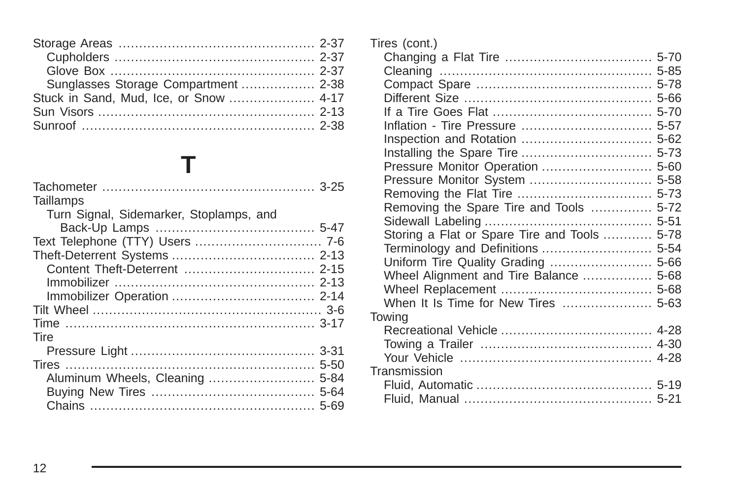Storage Areas ............................................... 2-37
  Cupholders ............................................... 2-37
  Glove Box ................................................ 2-37
  Sunglasses Storage Compartment ................. 2-38
Stuck in Sand, Mud, Ice, or Snow .................... 4-17
Sun Visors ................................................... 2-13
Sunroof ....................................................... 2-38

# T

Tachometer .................................................. 3-25
Taillamps
  Turn Signal, Sidemarker, Stoplamps, and
    Back-Up Lamps ...................................... 5-47
Text Telephone (TTY) Users .............................. 7-6
Theft-Deterrent Systems .................................. 2-13
  Content Theft-Deterrent ............................... 2-15
  Immobilizer ............................................... 2-13
  Immobilizer Operation .................................. 2-14
Tilt Wheel ...................................................... 3-6
Time ............................................................ 3-17
Tire
  Pressure Light ............................................ 3-31
Tires ............................................................ 5-50
  Aluminum Wheels, Cleaning ......................... 5-84
  Buying New Tires ....................................... 5-64
  Chains ...................................................... 5-69

Tires (cont.)
  Changing a Flat Tire ................................... 5-70
  Cleaning .................................................. 5-85
  Compact Spare .......................................... 5-78
  Different Size ............................................ 5-66
  If a Tire Goes Flat ...................................... 5-70
  Inflation - Tire Pressure ............................... 5-57
  Inspection and Rotation ............................... 5-62
  Installing the Spare Tire ............................... 5-73
  Pressure Monitor Operation .......................... 5-60
  Pressure Monitor System ............................. 5-58
  Removing the Flat Tire ................................ 5-73
  Removing the Spare Tire and Tools .............. 5-72
  Sidewall Labeling ........................................ 5-51
  Storing a Flat or Spare Tire and Tools ........... 5-78
  Terminology and Definitions .......................... 5-54
  Uniform Tire Quality Grading ........................ 5-66
  Wheel Alignment and Tire Balance ................ 5-68
  Wheel Replacement .................................... 5-68
  When It Is Time for New Tires ..................... 5-63
Towing
  Recreational Vehicle .................................... 4-28
  Towing a Trailer ......................................... 4-30
  Your Vehicle .............................................. 4-28
Transmission
  Fluid, Automatic .......................................... 5-19
  Fluid, Manual ............................................. 5-21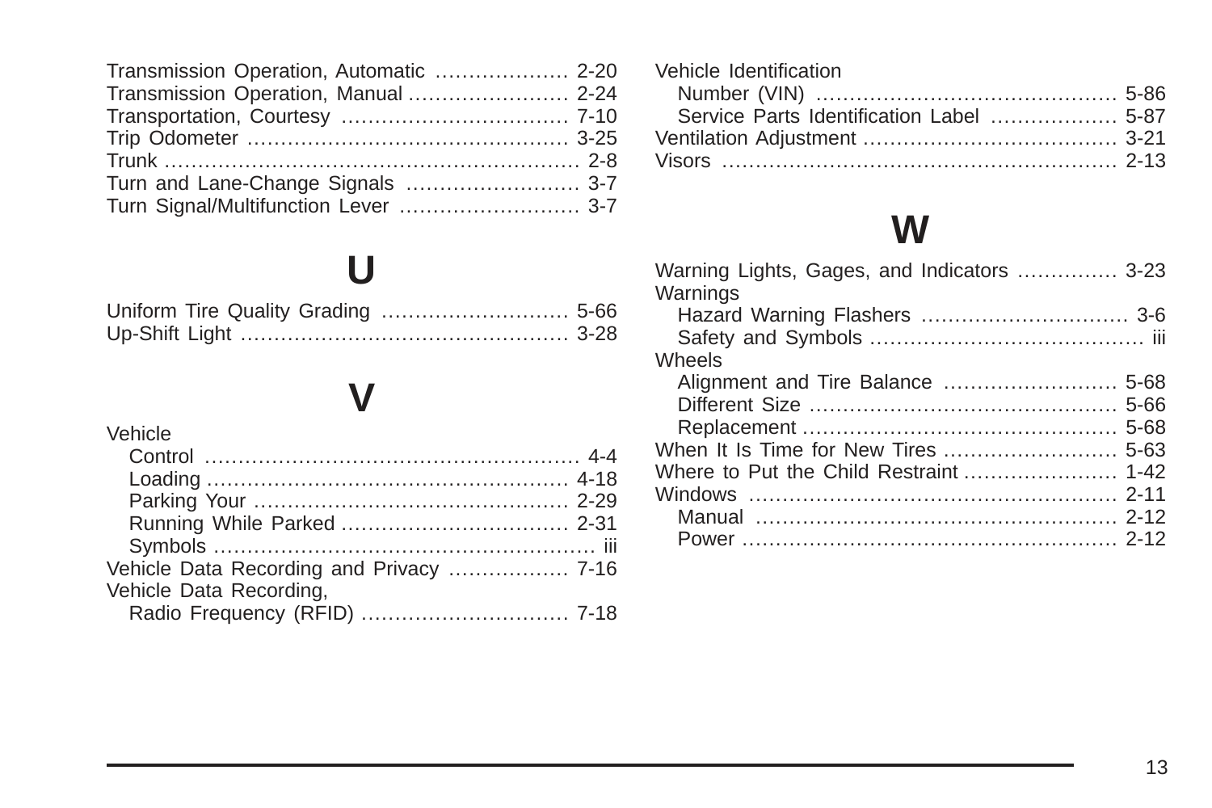Transmission Operation, Automatic .................... 2-20
Transmission Operation, Manual ........................ 2-24
Transportation, Courtesy .................................. 7-10
Trip Odometer ................................................ 3-25
Trunk ............................................................. 2-8
Turn and Lane-Change Signals .......................... 3-7
Turn Signal/Multifunction Lever ........................... 3-7

## U

Uniform Tire Quality Grading ............................ 5-66
Up-Shift Light ................................................. 3-28

## V

Vehicle
    Control ........................................................ 4-4
    Loading ...................................................... 4-18
    Parking Your ............................................... 2-29
    Running While Parked .................................. 2-31
    Symbols ........................................................ iii
Vehicle Data Recording and Privacy .................. 7-16
Vehicle Data Recording,
    Radio Frequency (RFID) ............................... 7-18
Vehicle Identification
    Number (VIN) ............................................. 5-86
    Service Parts Identification Label ................... 5-87
Ventilation Adjustment ...................................... 3-21
Visors ........................................................... 2-13

## W

Warning Lights, Gages, and Indicators ............... 3-23
Warnings
    Hazard Warning Flashers ............................... 3-6
    Safety and Symbols ......................................... iii
Wheels
    Alignment and Tire Balance .......................... 5-68
    Different Size .............................................. 5-66
    Replacement ............................................... 5-68
When It Is Time for New Tires .......................... 5-63
Where to Put the Child Restraint ....................... 1-42
Windows ....................................................... 2-11
    Manual ...................................................... 2-12
    Power ........................................................ 2-12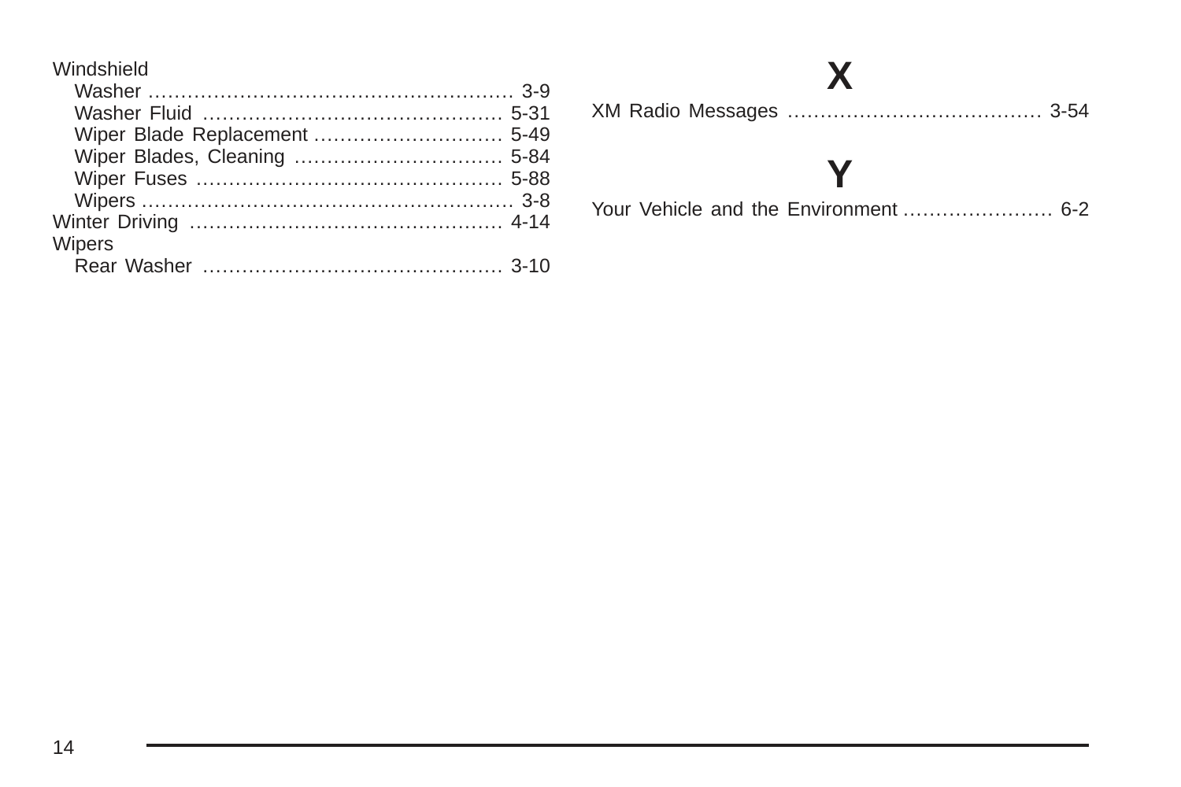Windshield

- Washer ........................................................ 3-9
- Washer Fluid ............................................. 5-31
- Wiper Blade Replacement ............................ 5-49
- Wiper Blades, Cleaning ............................... 5-84
- Wiper Fuses .............................................. 5-88
- Wipers ........................................................ 3-8

Winter Driving ................................................ 4-14

Wipers

- Rear Washer ............................................. 3-10

## X

XM Radio Messages ...................................... 3-54

## Y

Your Vehicle and the Environment ...................... 6-2